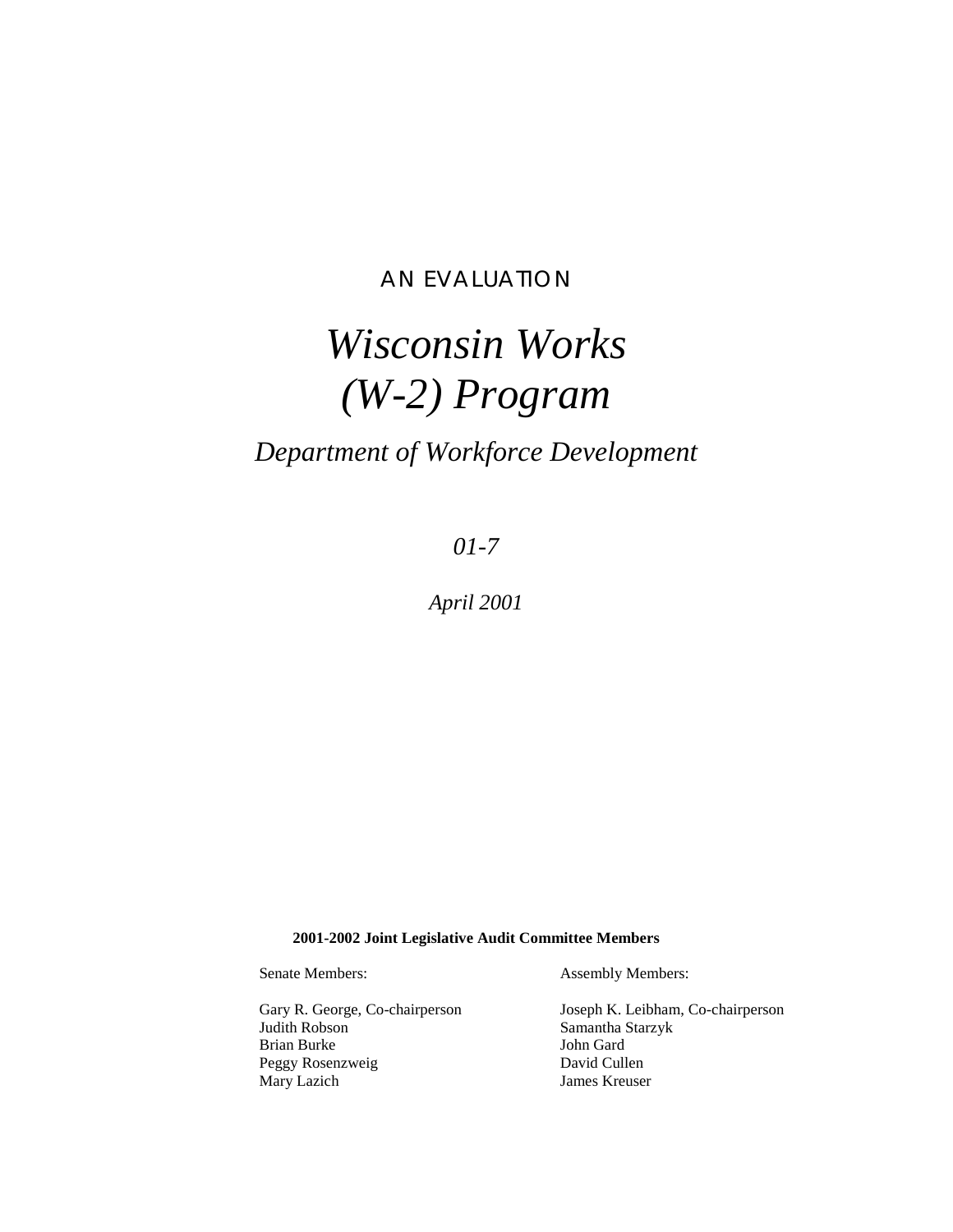AN EVALUATION

# *Wisconsin Works (W-2) Program*

## *Department of Workforce Development*

*01-7*

*April 2001*

**2001-2002 Joint Legislative Audit Committee Members**

| Senate Members: | Assembly Members: |
|---|---|
| Gary R. George, Co-chairperson | Joseph K. Leibham, Co-chairperson |
| Judith Robson | Samantha Starzyk |
| Brian Burke | John Gard |
| Peggy Rosenzweig | David Cullen |
| Mary Lazich | James Kreuser |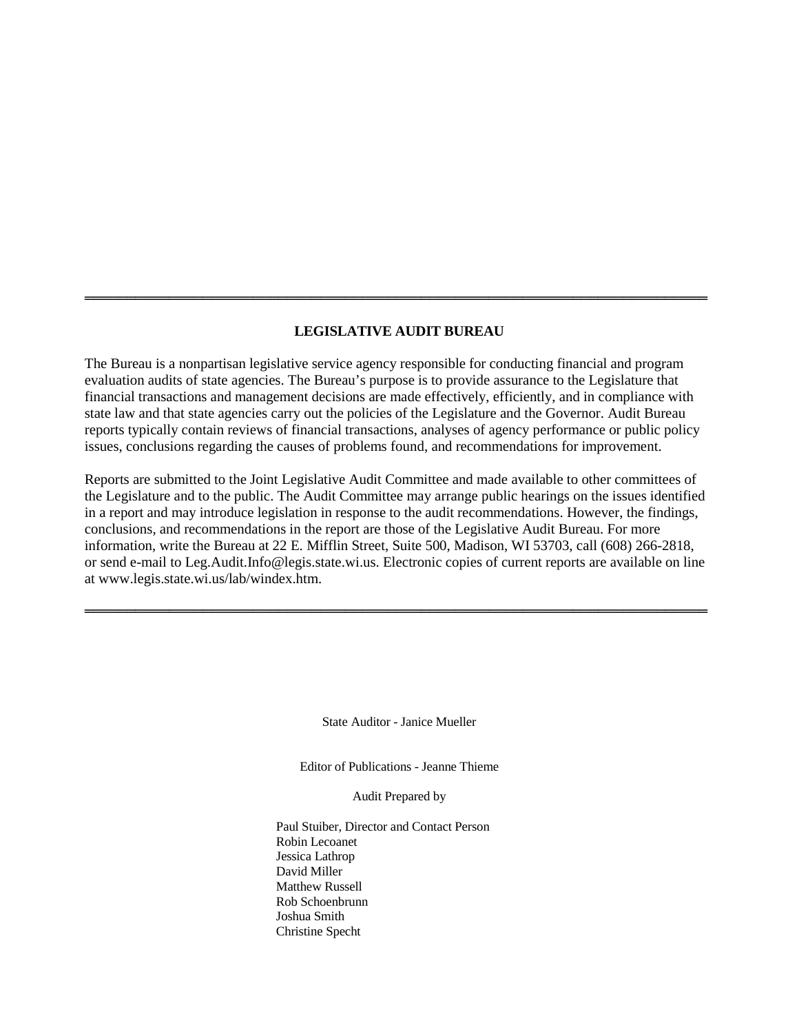---

## LEGISLATIVE AUDIT BUREAU

The Bureau is a nonpartisan legislative service agency responsible for conducting financial and program evaluation audits of state agencies. The Bureau's purpose is to provide assurance to the Legislature that financial transactions and management decisions are made effectively, efficiently, and in compliance with state law and that state agencies carry out the policies of the Legislature and the Governor. Audit Bureau reports typically contain reviews of financial transactions, analyses of agency performance or public policy issues, conclusions regarding the causes of problems found, and recommendations for improvement.

Reports are submitted to the Joint Legislative Audit Committee and made available to other committees of the Legislature and to the public. The Audit Committee may arrange public hearings on the issues identified in a report and may introduce legislation in response to the audit recommendations. However, the findings, conclusions, and recommendations in the report are those of the Legislative Audit Bureau. For more information, write the Bureau at 22 E. Mifflin Street, Suite 500, Madison, WI 53703, call (608) 266-2818, or send e-mail to Leg.Audit.Info@legis.state.wi.us. Electronic copies of current reports are available on line at www.legis.state.wi.us/lab/windex.htm.

---

State Auditor - Janice Mueller

Editor of Publications - Jeanne Thieme

Audit Prepared by

Paul Stuiber, Director and Contact Person
Robin Lecoanet
Jessica Lathrop
David Miller
Matthew Russell
Rob Schoenbrunn
Joshua Smith
Christine Specht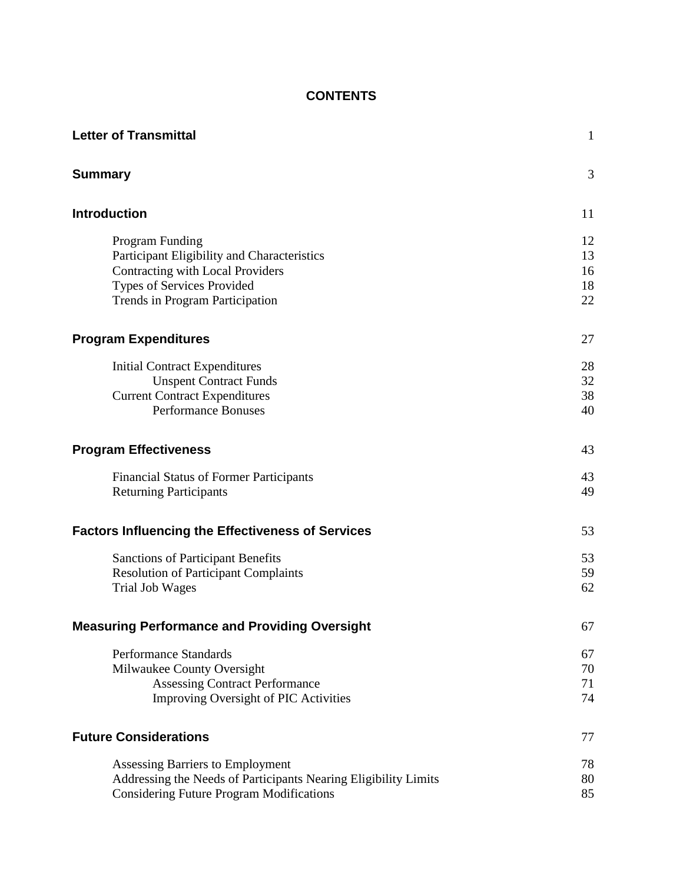# CONTENTS

| | |
|---|---|
| **Letter of Transmittal** | 1 |
| **Summary** | 3 |
| **Introduction** | 11 |
| Program Funding | 12 |
| Participant Eligibility and Characteristics | 13 |
| Contracting with Local Providers | 16 |
| Types of Services Provided | 18 |
| Trends in Program Participation | 22 |
| **Program Expenditures** | 27 |
| Initial Contract Expenditures | 28 |
| Unspent Contract Funds | 32 |
| Current Contract Expenditures | 38 |
| Performance Bonuses | 40 |
| **Program Effectiveness** | 43 |
| Financial Status of Former Participants | 43 |
| Returning Participants | 49 |
| **Factors Influencing the Effectiveness of Services** | 53 |
| Sanctions of Participant Benefits | 53 |
| Resolution of Participant Complaints | 59 |
| Trial Job Wages | 62 |
| **Measuring Performance and Providing Oversight** | 67 |
| Performance Standards | 67 |
| Milwaukee County Oversight | 70 |
| Assessing Contract Performance | 71 |
| Improving Oversight of PIC Activities | 74 |
| **Future Considerations** | 77 |
| Assessing Barriers to Employment | 78 |
| Addressing the Needs of Participants Nearing Eligibility Limits | 80 |
| Considering Future Program Modifications | 85 |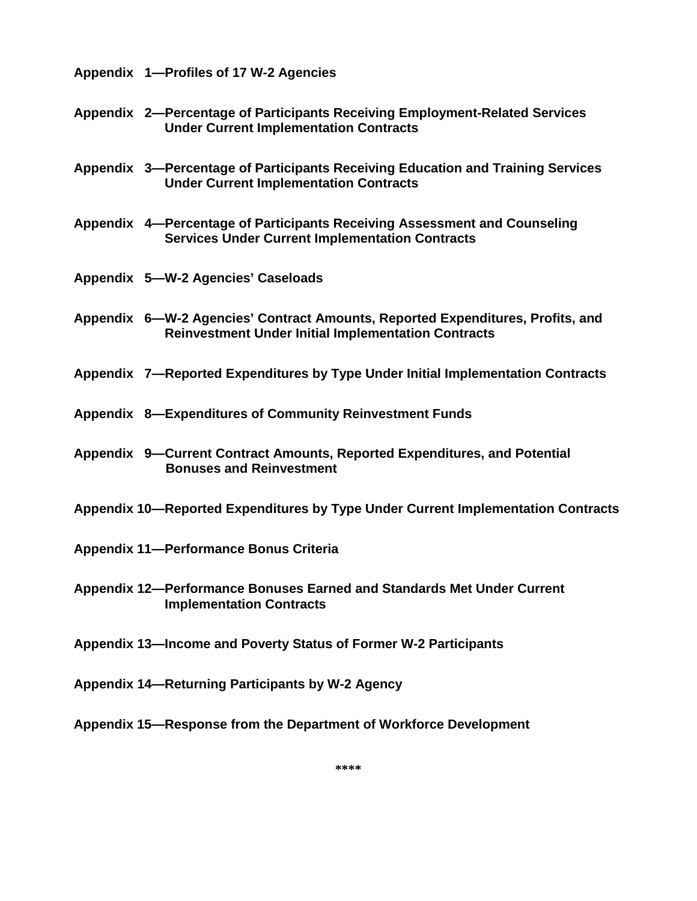**Appendix 1—Profiles of 17 W-2 Agencies**

**Appendix 2—Percentage of Participants Receiving Employment-Related Services Under Current Implementation Contracts**

**Appendix 3—Percentage of Participants Receiving Education and Training Services Under Current Implementation Contracts**

**Appendix 4—Percentage of Participants Receiving Assessment and Counseling Services Under Current Implementation Contracts**

**Appendix 5—W-2 Agencies' Caseloads**

**Appendix 6—W-2 Agencies' Contract Amounts, Reported Expenditures, Profits, and Reinvestment Under Initial Implementation Contracts**

**Appendix 7—Reported Expenditures by Type Under Initial Implementation Contracts**

**Appendix 8—Expenditures of Community Reinvestment Funds**

**Appendix 9—Current Contract Amounts, Reported Expenditures, and Potential Bonuses and Reinvestment**

**Appendix 10—Reported Expenditures by Type Under Current Implementation Contracts**

**Appendix 11—Performance Bonus Criteria**

**Appendix 12—Performance Bonuses Earned and Standards Met Under Current Implementation Contracts**

**Appendix 13—Income and Poverty Status of Former W-2 Participants**

**Appendix 14—Returning Participants by W-2 Agency**

**Appendix 15—Response from the Department of Workforce Development**

****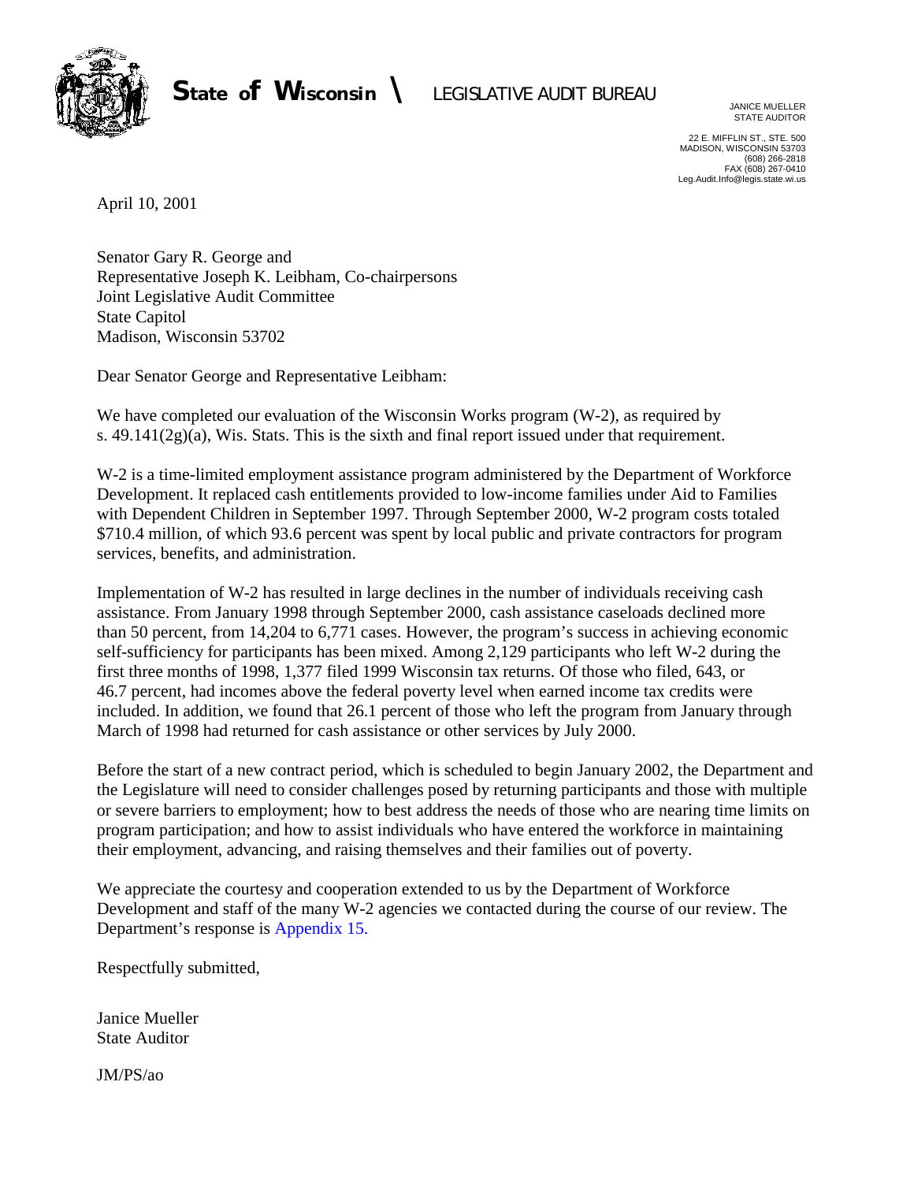**State of Wisconsin \ LEGISLATIVE AUDIT BUREAU**

JANICE MUELLER
STATE AUDITOR

22 E. MIFFLIN ST., STE. 500
MADISON, WISCONSIN 53703
(608) 266-2818
FAX (608) 267-0410
Leg.Audit.Info@legis.state.wi.us

April 10, 2001

Senator Gary R. George and
Representative Joseph K. Leibham, Co-chairpersons
Joint Legislative Audit Committee
State Capitol
Madison, Wisconsin 53702

Dear Senator George and Representative Leibham:

We have completed our evaluation of the Wisconsin Works program (W-2), as required by s. 49.141(2g)(a), Wis. Stats. This is the sixth and final report issued under that requirement.

W-2 is a time-limited employment assistance program administered by the Department of Workforce Development. It replaced cash entitlements provided to low-income families under Aid to Families with Dependent Children in September 1997. Through September 2000, W-2 program costs totaled $710.4 million, of which 93.6 percent was spent by local public and private contractors for program services, benefits, and administration.

Implementation of W-2 has resulted in large declines in the number of individuals receiving cash assistance. From January 1998 through September 2000, cash assistance caseloads declined more than 50 percent, from 14,204 to 6,771 cases. However, the program's success in achieving economic self-sufficiency for participants has been mixed. Among 2,129 participants who left W-2 during the first three months of 1998, 1,377 filed 1999 Wisconsin tax returns. Of those who filed, 643, or 46.7 percent, had incomes above the federal poverty level when earned income tax credits were included. In addition, we found that 26.1 percent of those who left the program from January through March of 1998 had returned for cash assistance or other services by July 2000.

Before the start of a new contract period, which is scheduled to begin January 2002, the Department and the Legislature will need to consider challenges posed by returning participants and those with multiple or severe barriers to employment; how to best address the needs of those who are nearing time limits on program participation; and how to assist individuals who have entered the workforce in maintaining their employment, advancing, and raising themselves and their families out of poverty.

We appreciate the courtesy and cooperation extended to us by the Department of Workforce Development and staff of the many W-2 agencies we contacted during the course of our review. The Department's response is Appendix 15.

Respectfully submitted,

Janice Mueller
State Auditor

JM/PS/ao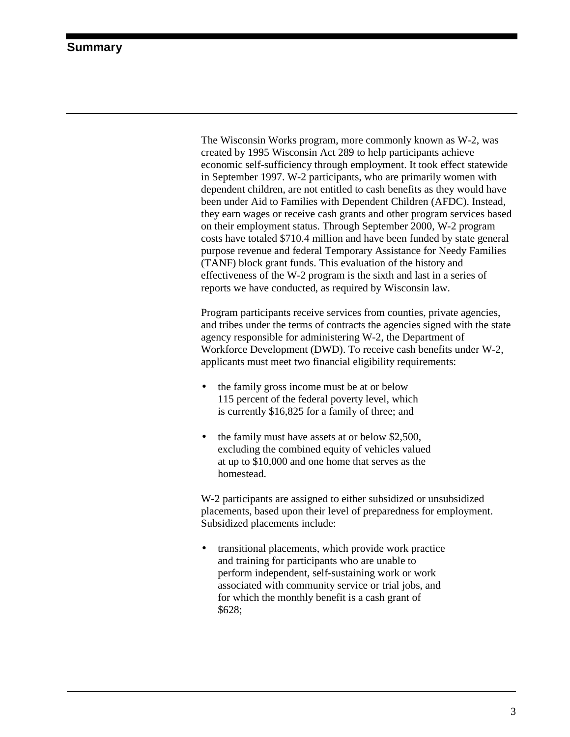# Summary

The Wisconsin Works program, more commonly known as W-2, was created by 1995 Wisconsin Act 289 to help participants achieve economic self-sufficiency through employment. It took effect statewide in September 1997. W-2 participants, who are primarily women with dependent children, are not entitled to cash benefits as they would have been under Aid to Families with Dependent Children (AFDC). Instead, they earn wages or receive cash grants and other program services based on their employment status. Through September 2000, W-2 program costs have totaled $710.4 million and have been funded by state general purpose revenue and federal Temporary Assistance for Needy Families (TANF) block grant funds. This evaluation of the history and effectiveness of the W-2 program is the sixth and last in a series of reports we have conducted, as required by Wisconsin law.

Program participants receive services from counties, private agencies, and tribes under the terms of contracts the agencies signed with the state agency responsible for administering W-2, the Department of Workforce Development (DWD). To receive cash benefits under W-2, applicants must meet two financial eligibility requirements:

- the family gross income must be at or below 115 percent of the federal poverty level, which is currently $16,825 for a family of three; and
- the family must have assets at or below $2,500, excluding the combined equity of vehicles valued at up to $10,000 and one home that serves as the homestead.

W-2 participants are assigned to either subsidized or unsubsidized placements, based upon their level of preparedness for employment. Subsidized placements include:

- transitional placements, which provide work practice and training for participants who are unable to perform independent, self-sustaining work or work associated with community service or trial jobs, and for which the monthly benefit is a cash grant of $628;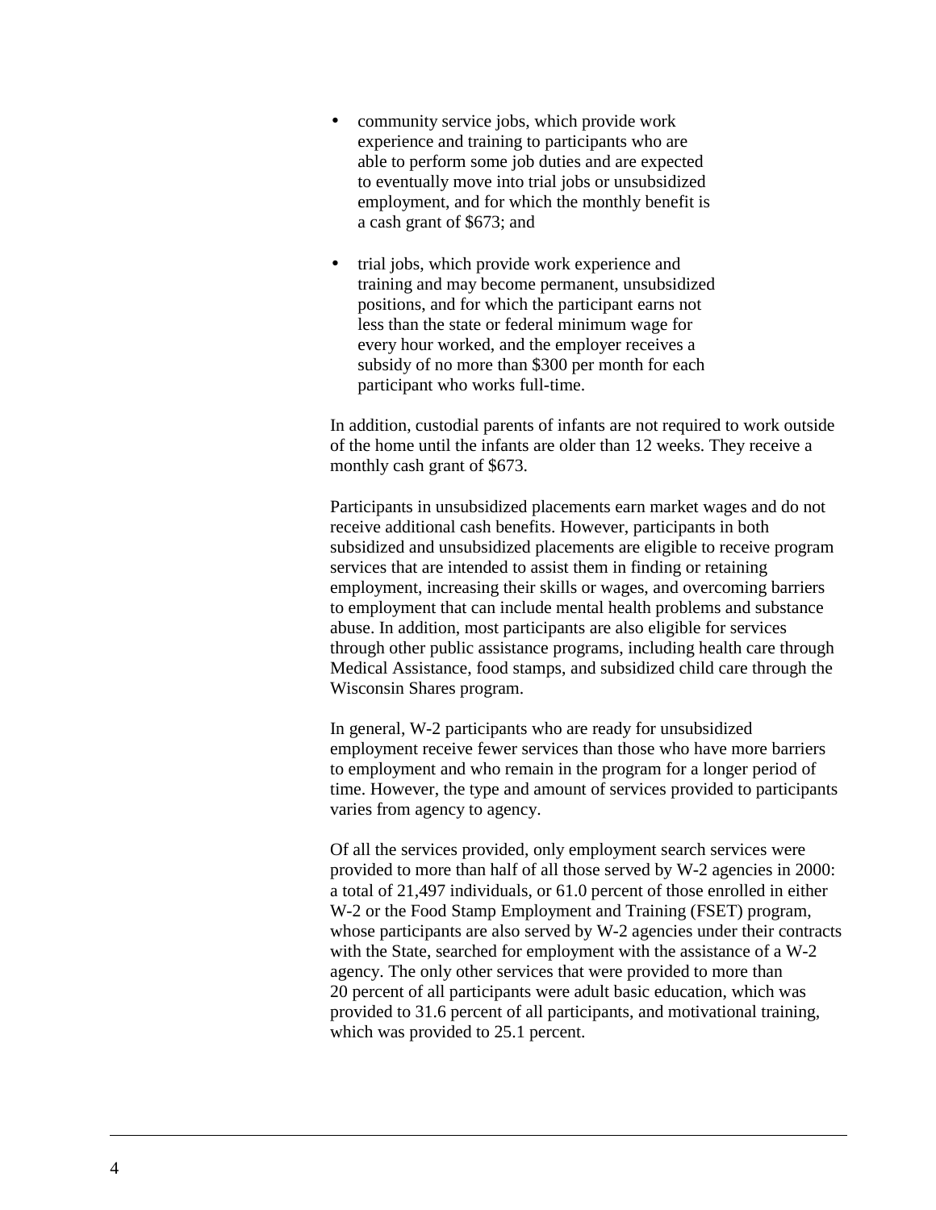- community service jobs, which provide work experience and training to participants who are able to perform some job duties and are expected to eventually move into trial jobs or unsubsidized employment, and for which the monthly benefit is a cash grant of $673; and

- trial jobs, which provide work experience and training and may become permanent, unsubsidized positions, and for which the participant earns not less than the state or federal minimum wage for every hour worked, and the employer receives a subsidy of no more than $300 per month for each participant who works full-time.

In addition, custodial parents of infants are not required to work outside of the home until the infants are older than 12 weeks. They receive a monthly cash grant of $673.

Participants in unsubsidized placements earn market wages and do not receive additional cash benefits. However, participants in both subsidized and unsubsidized placements are eligible to receive program services that are intended to assist them in finding or retaining employment, increasing their skills or wages, and overcoming barriers to employment that can include mental health problems and substance abuse. In addition, most participants are also eligible for services through other public assistance programs, including health care through Medical Assistance, food stamps, and subsidized child care through the Wisconsin Shares program.

In general, W-2 participants who are ready for unsubsidized employment receive fewer services than those who have more barriers to employment and who remain in the program for a longer period of time. However, the type and amount of services provided to participants varies from agency to agency.

Of all the services provided, only employment search services were provided to more than half of all those served by W-2 agencies in 2000: a total of 21,497 individuals, or 61.0 percent of those enrolled in either W-2 or the Food Stamp Employment and Training (FSET) program, whose participants are also served by W-2 agencies under their contracts with the State, searched for employment with the assistance of a W-2 agency. The only other services that were provided to more than 20 percent of all participants were adult basic education, which was provided to 31.6 percent of all participants, and motivational training, which was provided to 25.1 percent.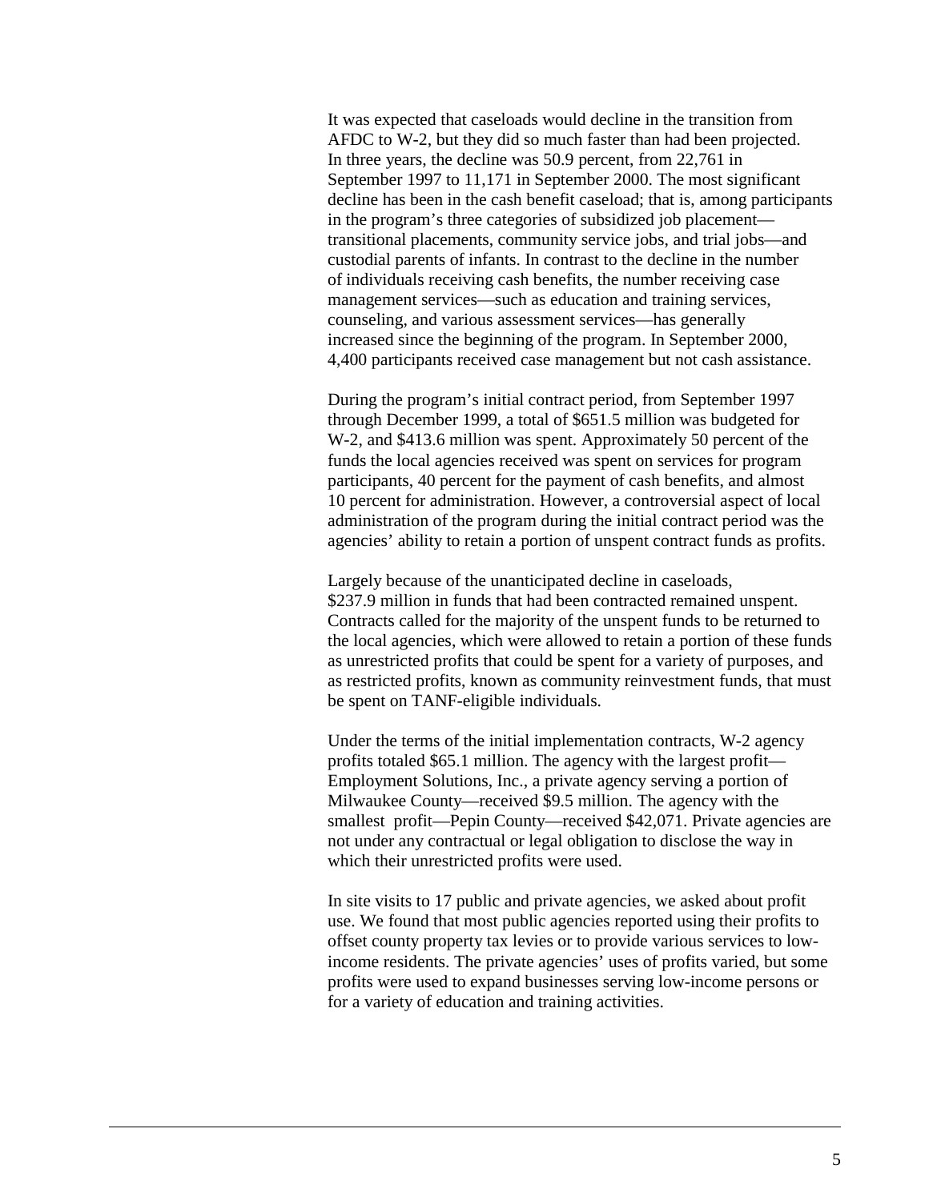It was expected that caseloads would decline in the transition from AFDC to W-2, but they did so much faster than had been projected. In three years, the decline was 50.9 percent, from 22,761 in September 1997 to 11,171 in September 2000. The most significant decline has been in the cash benefit caseload; that is, among participants in the program's three categories of subsidized job placement—transitional placements, community service jobs, and trial jobs—and custodial parents of infants. In contrast to the decline in the number of individuals receiving cash benefits, the number receiving case management services—such as education and training services, counseling, and various assessment services—has generally increased since the beginning of the program. In September 2000, 4,400 participants received case management but not cash assistance.

During the program's initial contract period, from September 1997 through December 1999, a total of $651.5 million was budgeted for W-2, and $413.6 million was spent. Approximately 50 percent of the funds the local agencies received was spent on services for program participants, 40 percent for the payment of cash benefits, and almost 10 percent for administration. However, a controversial aspect of local administration of the program during the initial contract period was the agencies' ability to retain a portion of unspent contract funds as profits.

Largely because of the unanticipated decline in caseloads, $237.9 million in funds that had been contracted remained unspent. Contracts called for the majority of the unspent funds to be returned to the local agencies, which were allowed to retain a portion of these funds as unrestricted profits that could be spent for a variety of purposes, and as restricted profits, known as community reinvestment funds, that must be spent on TANF-eligible individuals.

Under the terms of the initial implementation contracts, W-2 agency profits totaled $65.1 million. The agency with the largest profit—Employment Solutions, Inc., a private agency serving a portion of Milwaukee County—received $9.5 million. The agency with the smallest profit—Pepin County—received $42,071. Private agencies are not under any contractual or legal obligation to disclose the way in which their unrestricted profits were used.

In site visits to 17 public and private agencies, we asked about profit use. We found that most public agencies reported using their profits to offset county property tax levies or to provide various services to low-income residents. The private agencies' uses of profits varied, but some profits were used to expand businesses serving low-income persons or for a variety of education and training activities.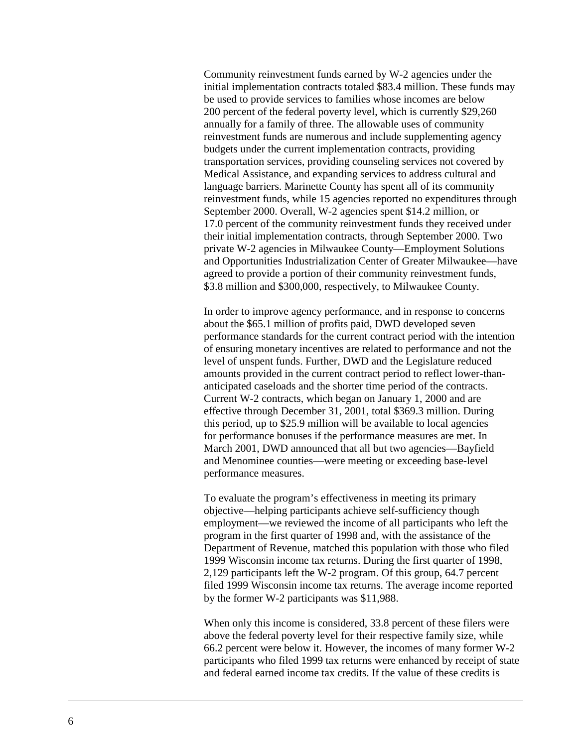Community reinvestment funds earned by W-2 agencies under the initial implementation contracts totaled $83.4 million. These funds may be used to provide services to families whose incomes are below 200 percent of the federal poverty level, which is currently $29,260 annually for a family of three. The allowable uses of community reinvestment funds are numerous and include supplementing agency budgets under the current implementation contracts, providing transportation services, providing counseling services not covered by Medical Assistance, and expanding services to address cultural and language barriers. Marinette County has spent all of its community reinvestment funds, while 15 agencies reported no expenditures through September 2000. Overall, W-2 agencies spent $14.2 million, or 17.0 percent of the community reinvestment funds they received under their initial implementation contracts, through September 2000. Two private W-2 agencies in Milwaukee County—Employment Solutions and Opportunities Industrialization Center of Greater Milwaukee—have agreed to provide a portion of their community reinvestment funds, $3.8 million and $300,000, respectively, to Milwaukee County.

In order to improve agency performance, and in response to concerns about the $65.1 million of profits paid, DWD developed seven performance standards for the current contract period with the intention of ensuring monetary incentives are related to performance and not the level of unspent funds. Further, DWD and the Legislature reduced amounts provided in the current contract period to reflect lower-than-anticipated caseloads and the shorter time period of the contracts. Current W-2 contracts, which began on January 1, 2000 and are effective through December 31, 2001, total $369.3 million. During this period, up to $25.9 million will be available to local agencies for performance bonuses if the performance measures are met. In March 2001, DWD announced that all but two agencies—Bayfield and Menominee counties—were meeting or exceeding base-level performance measures.

To evaluate the program's effectiveness in meeting its primary objective—helping participants achieve self-sufficiency though employment—we reviewed the income of all participants who left the program in the first quarter of 1998 and, with the assistance of the Department of Revenue, matched this population with those who filed 1999 Wisconsin income tax returns. During the first quarter of 1998, 2,129 participants left the W-2 program. Of this group, 64.7 percent filed 1999 Wisconsin income tax returns. The average income reported by the former W-2 participants was $11,988.

When only this income is considered, 33.8 percent of these filers were above the federal poverty level for their respective family size, while 66.2 percent were below it. However, the incomes of many former W-2 participants who filed 1999 tax returns were enhanced by receipt of state and federal earned income tax credits. If the value of these credits is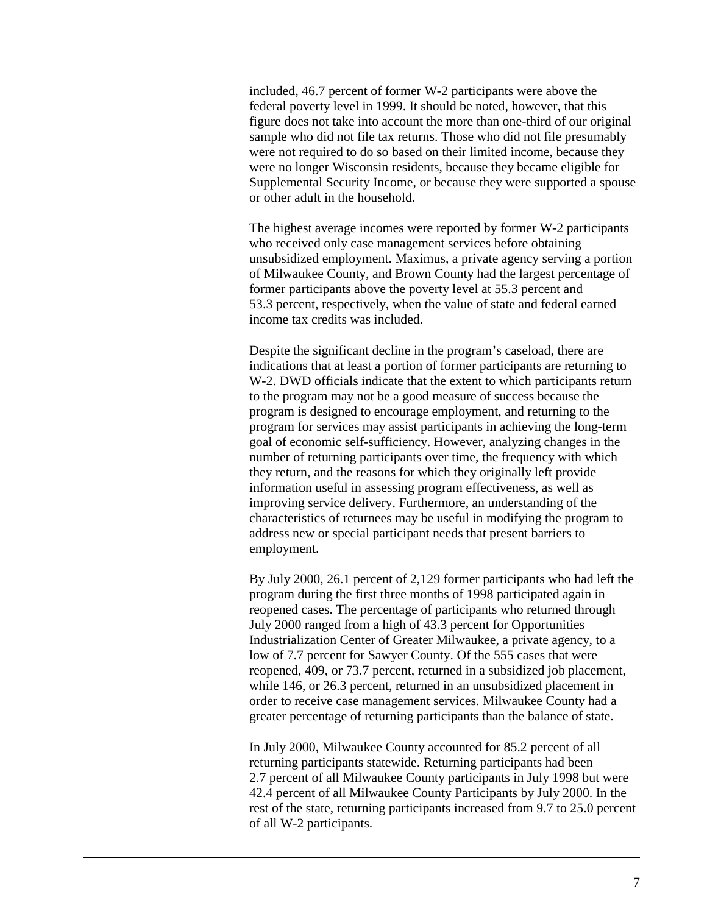included, 46.7 percent of former W-2 participants were above the federal poverty level in 1999. It should be noted, however, that this figure does not take into account the more than one-third of our original sample who did not file tax returns. Those who did not file presumably were not required to do so based on their limited income, because they were no longer Wisconsin residents, because they became eligible for Supplemental Security Income, or because they were supported a spouse or other adult in the household.

The highest average incomes were reported by former W-2 participants who received only case management services before obtaining unsubsidized employment. Maximus, a private agency serving a portion of Milwaukee County, and Brown County had the largest percentage of former participants above the poverty level at 55.3 percent and 53.3 percent, respectively, when the value of state and federal earned income tax credits was included.

Despite the significant decline in the program's caseload, there are indications that at least a portion of former participants are returning to W-2. DWD officials indicate that the extent to which participants return to the program may not be a good measure of success because the program is designed to encourage employment, and returning to the program for services may assist participants in achieving the long-term goal of economic self-sufficiency. However, analyzing changes in the number of returning participants over time, the frequency with which they return, and the reasons for which they originally left provide information useful in assessing program effectiveness, as well as improving service delivery. Furthermore, an understanding of the characteristics of returnees may be useful in modifying the program to address new or special participant needs that present barriers to employment.

By July 2000, 26.1 percent of 2,129 former participants who had left the program during the first three months of 1998 participated again in reopened cases. The percentage of participants who returned through July 2000 ranged from a high of 43.3 percent for Opportunities Industrialization Center of Greater Milwaukee, a private agency, to a low of 7.7 percent for Sawyer County. Of the 555 cases that were reopened, 409, or 73.7 percent, returned in a subsidized job placement, while 146, or 26.3 percent, returned in an unsubsidized placement in order to receive case management services. Milwaukee County had a greater percentage of returning participants than the balance of state.

In July 2000, Milwaukee County accounted for 85.2 percent of all returning participants statewide. Returning participants had been 2.7 percent of all Milwaukee County participants in July 1998 but were 42.4 percent of all Milwaukee County Participants by July 2000. In the rest of the state, returning participants increased from 9.7 to 25.0 percent of all W-2 participants.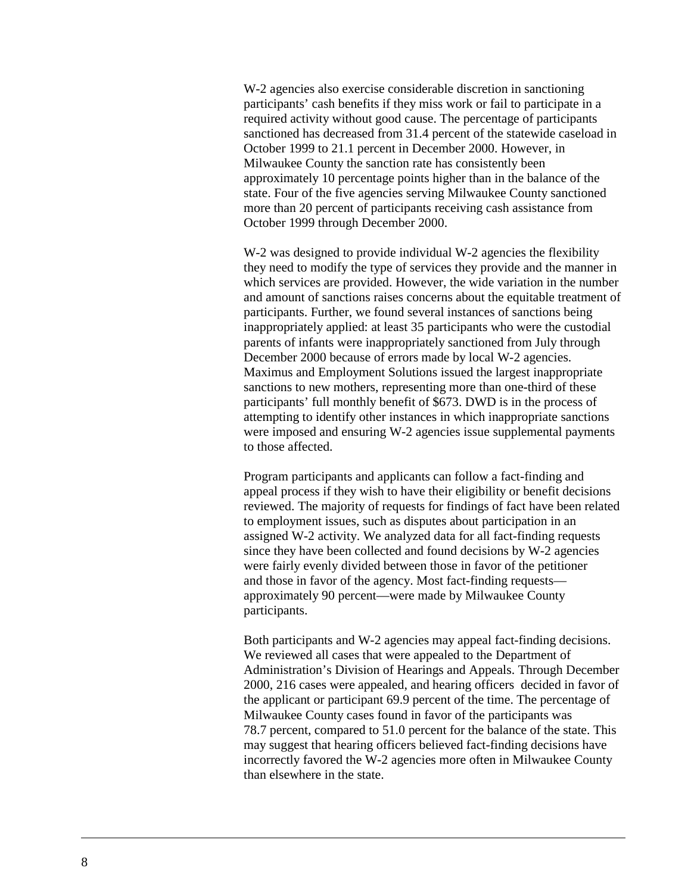W-2 agencies also exercise considerable discretion in sanctioning participants' cash benefits if they miss work or fail to participate in a required activity without good cause. The percentage of participants sanctioned has decreased from 31.4 percent of the statewide caseload in October 1999 to 21.1 percent in December 2000. However, in Milwaukee County the sanction rate has consistently been approximately 10 percentage points higher than in the balance of the state. Four of the five agencies serving Milwaukee County sanctioned more than 20 percent of participants receiving cash assistance from October 1999 through December 2000.

W-2 was designed to provide individual W-2 agencies the flexibility they need to modify the type of services they provide and the manner in which services are provided. However, the wide variation in the number and amount of sanctions raises concerns about the equitable treatment of participants. Further, we found several instances of sanctions being inappropriately applied: at least 35 participants who were the custodial parents of infants were inappropriately sanctioned from July through December 2000 because of errors made by local W-2 agencies. Maximus and Employment Solutions issued the largest inappropriate sanctions to new mothers, representing more than one-third of these participants' full monthly benefit of $673. DWD is in the process of attempting to identify other instances in which inappropriate sanctions were imposed and ensuring W-2 agencies issue supplemental payments to those affected.

Program participants and applicants can follow a fact-finding and appeal process if they wish to have their eligibility or benefit decisions reviewed. The majority of requests for findings of fact have been related to employment issues, such as disputes about participation in an assigned W-2 activity. We analyzed data for all fact-finding requests since they have been collected and found decisions by W-2 agencies were fairly evenly divided between those in favor of the petitioner and those in favor of the agency. Most fact-finding requests—approximately 90 percent—were made by Milwaukee County participants.

Both participants and W-2 agencies may appeal fact-finding decisions. We reviewed all cases that were appealed to the Department of Administration's Division of Hearings and Appeals. Through December 2000, 216 cases were appealed, and hearing officers decided in favor of the applicant or participant 69.9 percent of the time. The percentage of Milwaukee County cases found in favor of the participants was 78.7 percent, compared to 51.0 percent for the balance of the state. This may suggest that hearing officers believed fact-finding decisions have incorrectly favored the W-2 agencies more often in Milwaukee County than elsewhere in the state.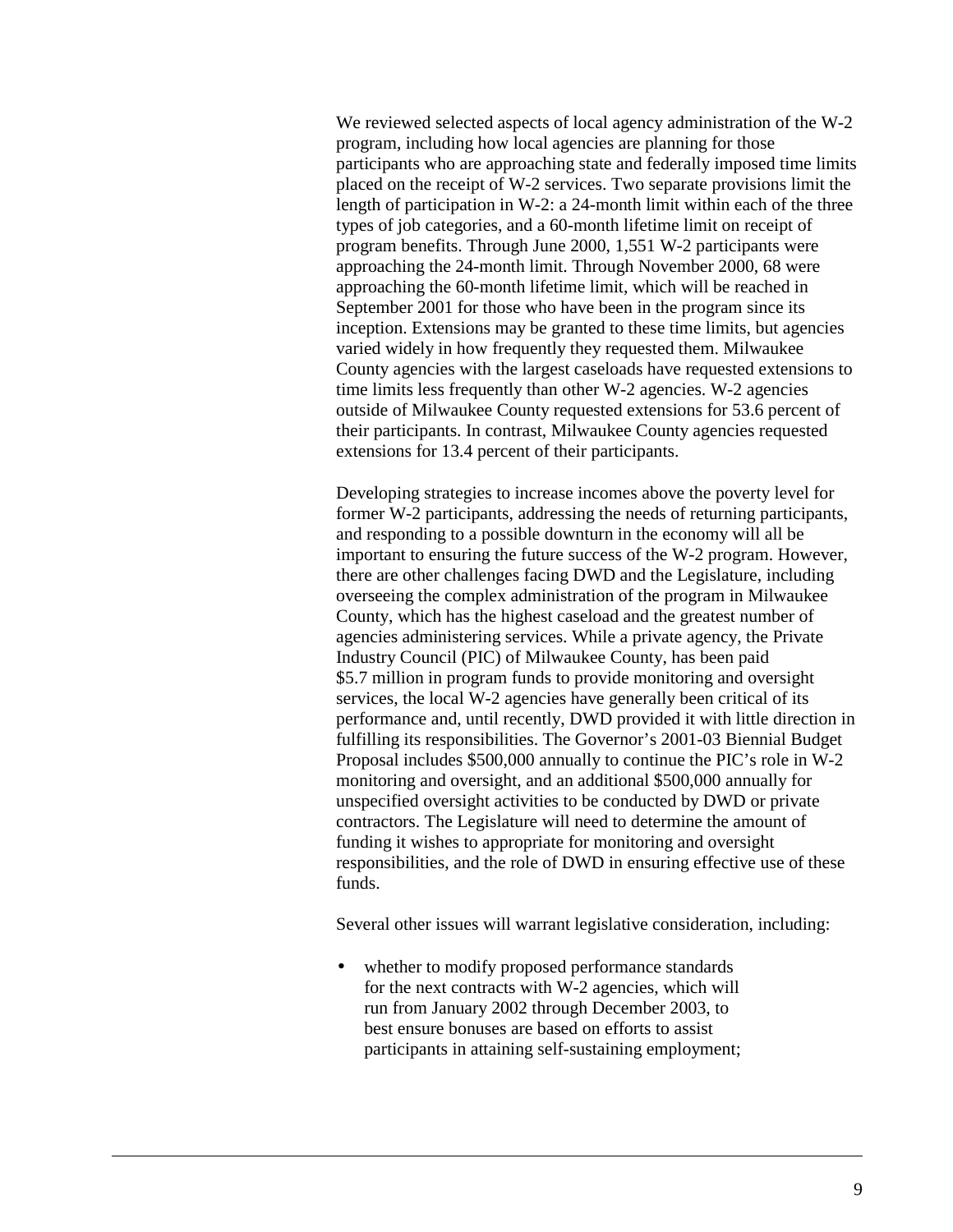We reviewed selected aspects of local agency administration of the W-2 program, including how local agencies are planning for those participants who are approaching state and federally imposed time limits placed on the receipt of W-2 services. Two separate provisions limit the length of participation in W-2: a 24-month limit within each of the three types of job categories, and a 60-month lifetime limit on receipt of program benefits. Through June 2000, 1,551 W-2 participants were approaching the 24-month limit. Through November 2000, 68 were approaching the 60-month lifetime limit, which will be reached in September 2001 for those who have been in the program since its inception. Extensions may be granted to these time limits, but agencies varied widely in how frequently they requested them. Milwaukee County agencies with the largest caseloads have requested extensions to time limits less frequently than other W-2 agencies. W-2 agencies outside of Milwaukee County requested extensions for 53.6 percent of their participants. In contrast, Milwaukee County agencies requested extensions for 13.4 percent of their participants.

Developing strategies to increase incomes above the poverty level for former W-2 participants, addressing the needs of returning participants, and responding to a possible downturn in the economy will all be important to ensuring the future success of the W-2 program. However, there are other challenges facing DWD and the Legislature, including overseeing the complex administration of the program in Milwaukee County, which has the highest caseload and the greatest number of agencies administering services. While a private agency, the Private Industry Council (PIC) of Milwaukee County, has been paid $5.7 million in program funds to provide monitoring and oversight services, the local W-2 agencies have generally been critical of its performance and, until recently, DWD provided it with little direction in fulfilling its responsibilities. The Governor's 2001-03 Biennial Budget Proposal includes $500,000 annually to continue the PIC's role in W-2 monitoring and oversight, and an additional $500,000 annually for unspecified oversight activities to be conducted by DWD or private contractors. The Legislature will need to determine the amount of funding it wishes to appropriate for monitoring and oversight responsibilities, and the role of DWD in ensuring effective use of these funds.

Several other issues will warrant legislative consideration, including:

- whether to modify proposed performance standards for the next contracts with W-2 agencies, which will run from January 2002 through December 2003, to best ensure bonuses are based on efforts to assist participants in attaining self-sustaining employment;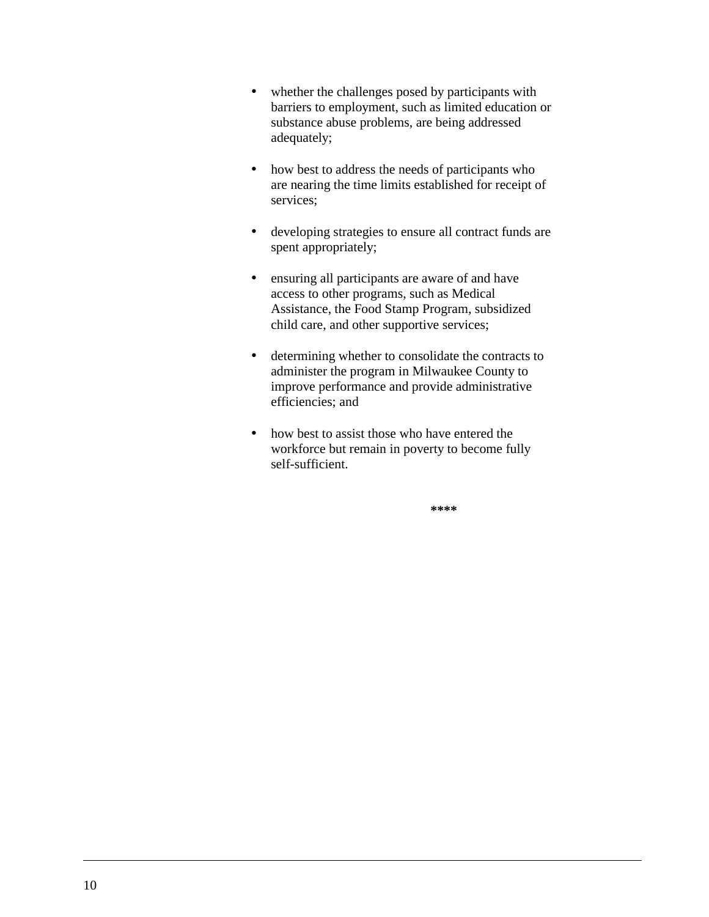- whether the challenges posed by participants with barriers to employment, such as limited education or substance abuse problems, are being addressed adequately;

- how best to address the needs of participants who are nearing the time limits established for receipt of services;

- developing strategies to ensure all contract funds are spent appropriately;

- ensuring all participants are aware of and have access to other programs, such as Medical Assistance, the Food Stamp Program, subsidized child care, and other supportive services;

- determining whether to consolidate the contracts to administer the program in Milwaukee County to improve performance and provide administrative efficiencies; and

- how best to assist those who have entered the workforce but remain in poverty to become fully self-sufficient.

****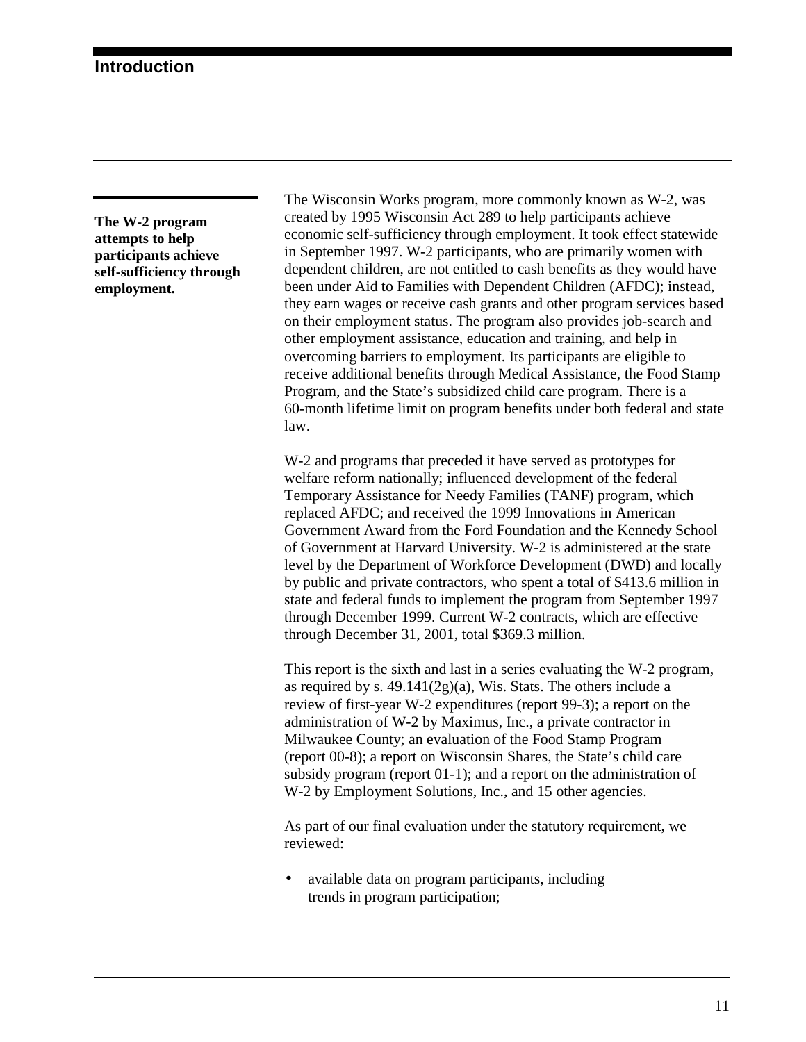# Introduction

**The W-2 program attempts to help participants achieve self-sufficiency through employment.**

The Wisconsin Works program, more commonly known as W-2, was created by 1995 Wisconsin Act 289 to help participants achieve economic self-sufficiency through employment. It took effect statewide in September 1997. W-2 participants, who are primarily women with dependent children, are not entitled to cash benefits as they would have been under Aid to Families with Dependent Children (AFDC); instead, they earn wages or receive cash grants and other program services based on their employment status. The program also provides job-search and other employment assistance, education and training, and help in overcoming barriers to employment. Its participants are eligible to receive additional benefits through Medical Assistance, the Food Stamp Program, and the State's subsidized child care program. There is a 60-month lifetime limit on program benefits under both federal and state law.

W-2 and programs that preceded it have served as prototypes for welfare reform nationally; influenced development of the federal Temporary Assistance for Needy Families (TANF) program, which replaced AFDC; and received the 1999 Innovations in American Government Award from the Ford Foundation and the Kennedy School of Government at Harvard University. W-2 is administered at the state level by the Department of Workforce Development (DWD) and locally by public and private contractors, who spent a total of $413.6 million in state and federal funds to implement the program from September 1997 through December 1999. Current W-2 contracts, which are effective through December 31, 2001, total $369.3 million.

This report is the sixth and last in a series evaluating the W-2 program, as required by s. 49.141(2g)(a), Wis. Stats. The others include a review of first-year W-2 expenditures (report 99-3); a report on the administration of W-2 by Maximus, Inc., a private contractor in Milwaukee County; an evaluation of the Food Stamp Program (report 00-8); a report on Wisconsin Shares, the State's child care subsidy program (report 01-1); and a report on the administration of W-2 by Employment Solutions, Inc., and 15 other agencies.

As part of our final evaluation under the statutory requirement, we reviewed:

- available data on program participants, including trends in program participation;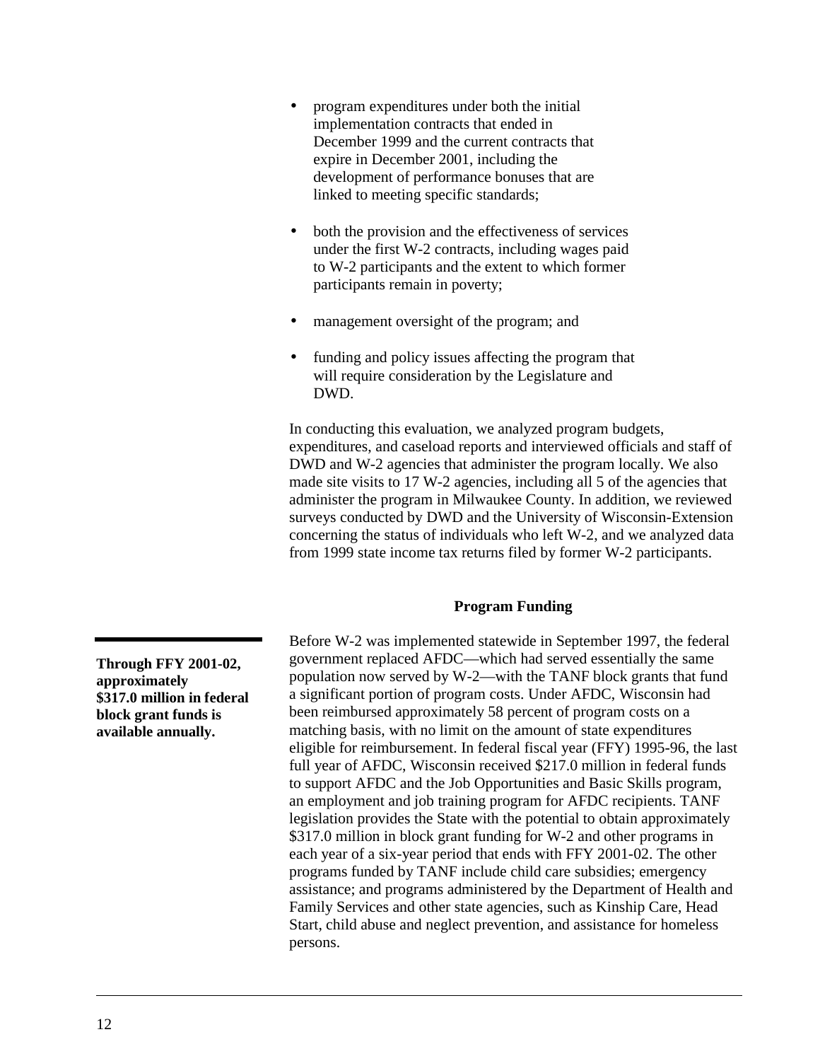- program expenditures under both the initial implementation contracts that ended in December 1999 and the current contracts that expire in December 2001, including the development of performance bonuses that are linked to meeting specific standards;

- both the provision and the effectiveness of services under the first W-2 contracts, including wages paid to W-2 participants and the extent to which former participants remain in poverty;

- management oversight of the program; and

- funding and policy issues affecting the program that will require consideration by the Legislature and DWD.

In conducting this evaluation, we analyzed program budgets, expenditures, and caseload reports and interviewed officials and staff of DWD and W-2 agencies that administer the program locally. We also made site visits to 17 W-2 agencies, including all 5 of the agencies that administer the program in Milwaukee County. In addition, we reviewed surveys conducted by DWD and the University of Wisconsin-Extension concerning the status of individuals who left W-2, and we analyzed data from 1999 state income tax returns filed by former W-2 participants.

## Program Funding

**Through FFY 2001-02, approximately $317.0 million in federal block grant funds is available annually.**

Before W-2 was implemented statewide in September 1997, the federal government replaced AFDC—which had served essentially the same population now served by W-2—with the TANF block grants that fund a significant portion of program costs. Under AFDC, Wisconsin had been reimbursed approximately 58 percent of program costs on a matching basis, with no limit on the amount of state expenditures eligible for reimbursement. In federal fiscal year (FFY) 1995-96, the last full year of AFDC, Wisconsin received $217.0 million in federal funds to support AFDC and the Job Opportunities and Basic Skills program, an employment and job training program for AFDC recipients. TANF legislation provides the State with the potential to obtain approximately $317.0 million in block grant funding for W-2 and other programs in each year of a six-year period that ends with FFY 2001-02. The other programs funded by TANF include child care subsidies; emergency assistance; and programs administered by the Department of Health and Family Services and other state agencies, such as Kinship Care, Head Start, child abuse and neglect prevention, and assistance for homeless persons.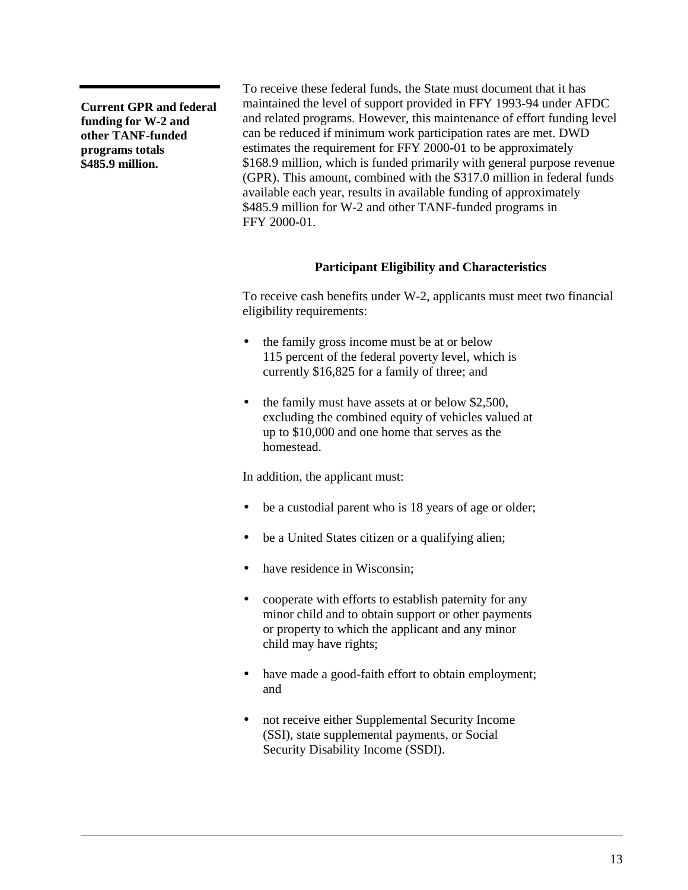**Current GPR and federal funding for W-2 and other TANF-funded programs totals $485.9 million.**

To receive these federal funds, the State must document that it has maintained the level of support provided in FFY 1993-94 under AFDC and related programs. However, this maintenance of effort funding level can be reduced if minimum work participation rates are met. DWD estimates the requirement for FFY 2000-01 to be approximately $168.9 million, which is funded primarily with general purpose revenue (GPR). This amount, combined with the $317.0 million in federal funds available each year, results in available funding of approximately $485.9 million for W-2 and other TANF-funded programs in FFY 2000-01.

## Participant Eligibility and Characteristics

To receive cash benefits under W-2, applicants must meet two financial eligibility requirements:

- the family gross income must be at or below 115 percent of the federal poverty level, which is currently $16,825 for a family of three; and
- the family must have assets at or below $2,500, excluding the combined equity of vehicles valued at up to $10,000 and one home that serves as the homestead.

In addition, the applicant must:

- be a custodial parent who is 18 years of age or older;
- be a United States citizen or a qualifying alien;
- have residence in Wisconsin;
- cooperate with efforts to establish paternity for any minor child and to obtain support or other payments or property to which the applicant and any minor child may have rights;
- have made a good-faith effort to obtain employment; and
- not receive either Supplemental Security Income (SSI), state supplemental payments, or Social Security Disability Income (SSDI).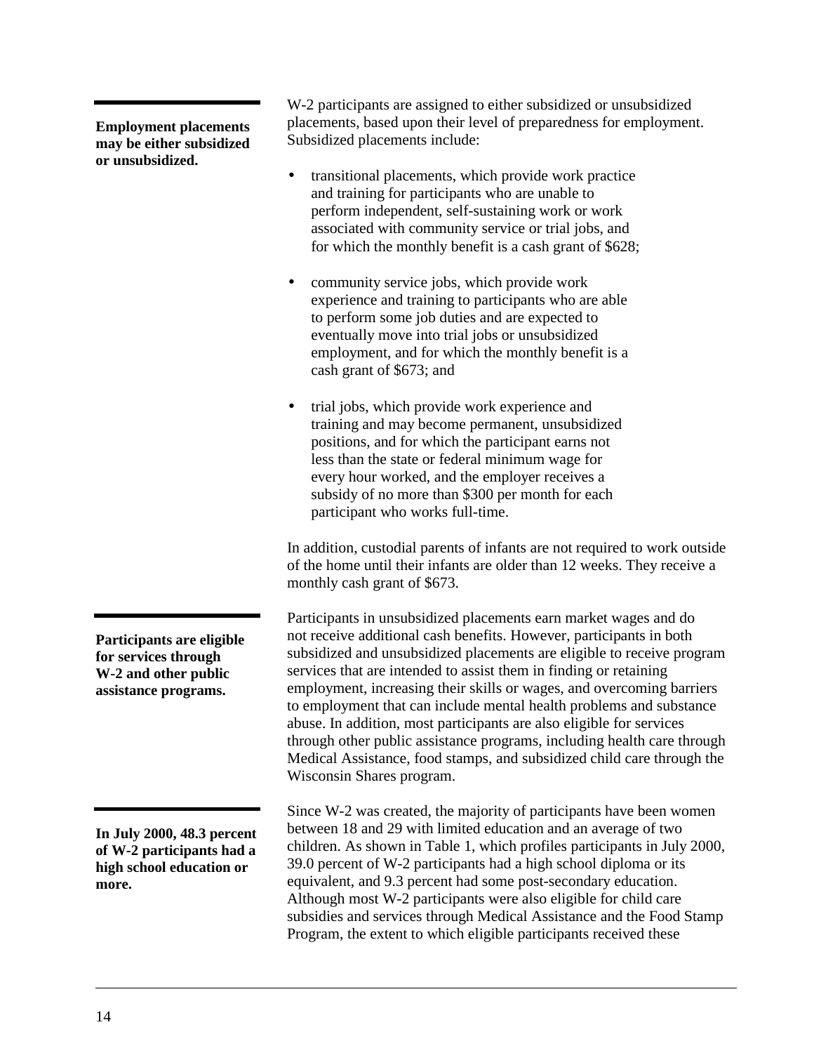**Employment placements may be either subsidized or unsubsidized.**

W-2 participants are assigned to either subsidized or unsubsidized placements, based upon their level of preparedness for employment. Subsidized placements include:

- transitional placements, which provide work practice and training for participants who are unable to perform independent, self-sustaining work or work associated with community service or trial jobs, and for which the monthly benefit is a cash grant of $628;
- community service jobs, which provide work experience and training to participants who are able to perform some job duties and are expected to eventually move into trial jobs or unsubsidized employment, and for which the monthly benefit is a cash grant of $673; and
- trial jobs, which provide work experience and training and may become permanent, unsubsidized positions, and for which the participant earns not less than the state or federal minimum wage for every hour worked, and the employer receives a subsidy of no more than $300 per month for each participant who works full-time.

In addition, custodial parents of infants are not required to work outside of the home until their infants are older than 12 weeks. They receive a monthly cash grant of $673.

**Participants are eligible for services through W-2 and other public assistance programs.**

Participants in unsubsidized placements earn market wages and do not receive additional cash benefits. However, participants in both subsidized and unsubsidized placements are eligible to receive program services that are intended to assist them in finding or retaining employment, increasing their skills or wages, and overcoming barriers to employment that can include mental health problems and substance abuse. In addition, most participants are also eligible for services through other public assistance programs, including health care through Medical Assistance, food stamps, and subsidized child care through the Wisconsin Shares program.

**In July 2000, 48.3 percent of W-2 participants had a high school education or more.**

Since W-2 was created, the majority of participants have been women between 18 and 29 with limited education and an average of two children. As shown in Table 1, which profiles participants in July 2000, 39.0 percent of W-2 participants had a high school diploma or its equivalent, and 9.3 percent had some post-secondary education. Although most W-2 participants were also eligible for child care subsidies and services through Medical Assistance and the Food Stamp Program, the extent to which eligible participants received these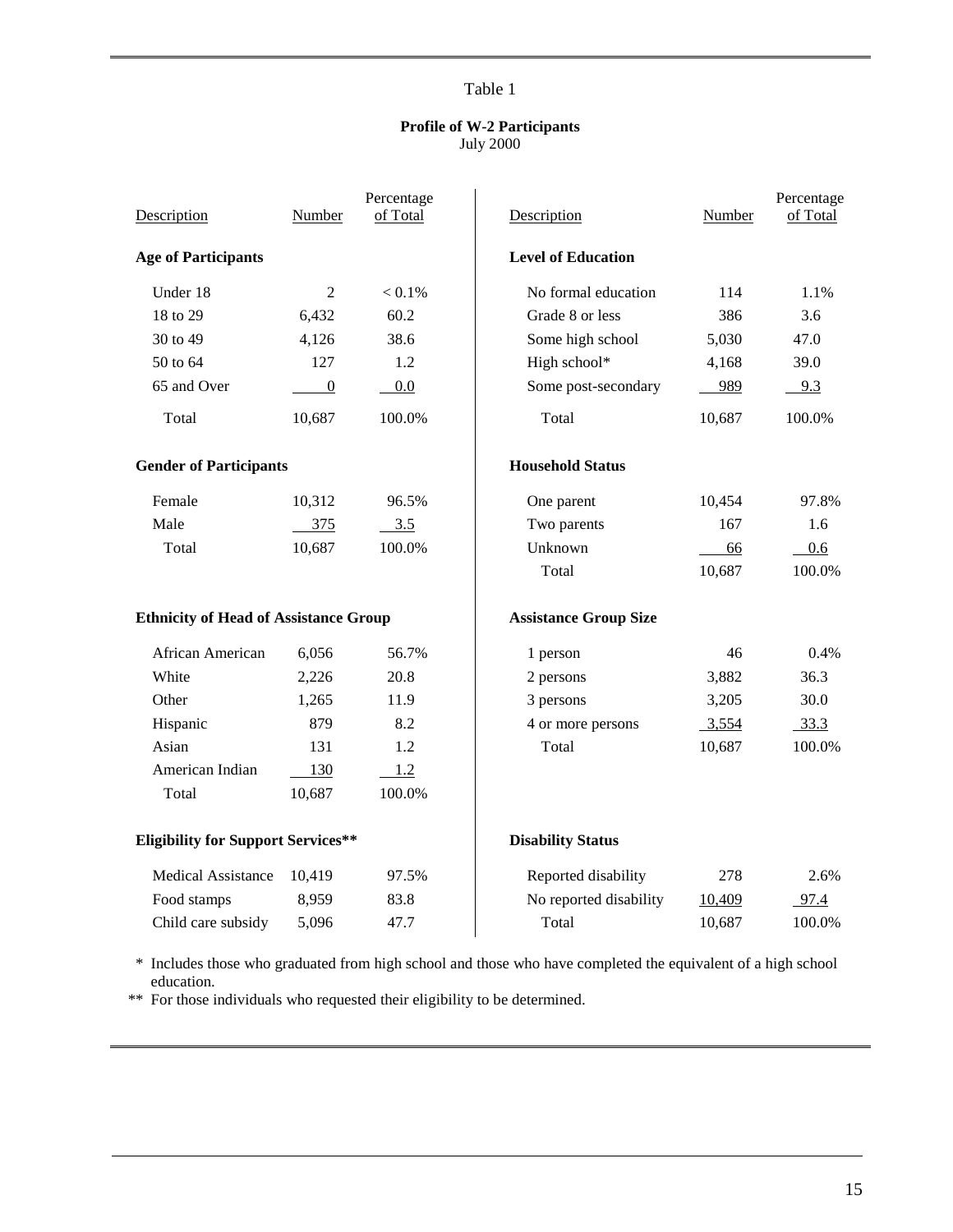Table 1

**Profile of W-2 Participants**
July 2000

| Description | Number | Percentage of Total |
|---|---|---|
| **Age of Participants** | | |
| Under 18 | 2 | < 0.1% |
| 18 to 29 | 6,432 | 60.2 |
| 30 to 49 | 4,126 | 38.6 |
| 50 to 64 | 127 | 1.2 |
| 65 and Over | 0 | 0.0 |
| Total | 10,687 | 100.0% |
| **Gender of Participants** | | |
| Female | 10,312 | 96.5% |
| Male | 375 | 3.5 |
| Total | 10,687 | 100.0% |
| **Ethnicity of Head of Assistance Group** | | |
| African American | 6,056 | 56.7% |
| White | 2,226 | 20.8 |
| Other | 1,265 | 11.9 |
| Hispanic | 879 | 8.2 |
| Asian | 131 | 1.2 |
| American Indian | 130 | 1.2 |
| Total | 10,687 | 100.0% |
| **Eligibility for Support Services**** | | |
| Medical Assistance | 10,419 | 97.5% |
| Food stamps | 8,959 | 83.8 |
| Child care subsidy | 5,096 | 47.7 |

| Description | Number | Percentage of Total |
|---|---|---|
| **Level of Education** | | |
| No formal education | 114 | 1.1% |
| Grade 8 or less | 386 | 3.6 |
| Some high school | 5,030 | 47.0 |
| High school* | 4,168 | 39.0 |
| Some post-secondary | 989 | 9.3 |
| Total | 10,687 | 100.0% |
| **Household Status** | | |
| One parent | 10,454 | 97.8% |
| Two parents | 167 | 1.6 |
| Unknown | 66 | 0.6 |
| Total | 10,687 | 100.0% |
| **Assistance Group Size** | | |
| 1 person | 46 | 0.4% |
| 2 persons | 3,882 | 36.3 |
| 3 persons | 3,205 | 30.0 |
| 4 or more persons | 3,554 | 33.3 |
| Total | 10,687 | 100.0% |
| **Disability Status** | | |
| Reported disability | 278 | 2.6% |
| No reported disability | 10,409 | 97.4 |
| Total | 10,687 | 100.0% |

\* Includes those who graduated from high school and those who have completed the equivalent of a high school education.

\*\* For those individuals who requested their eligibility to be determined.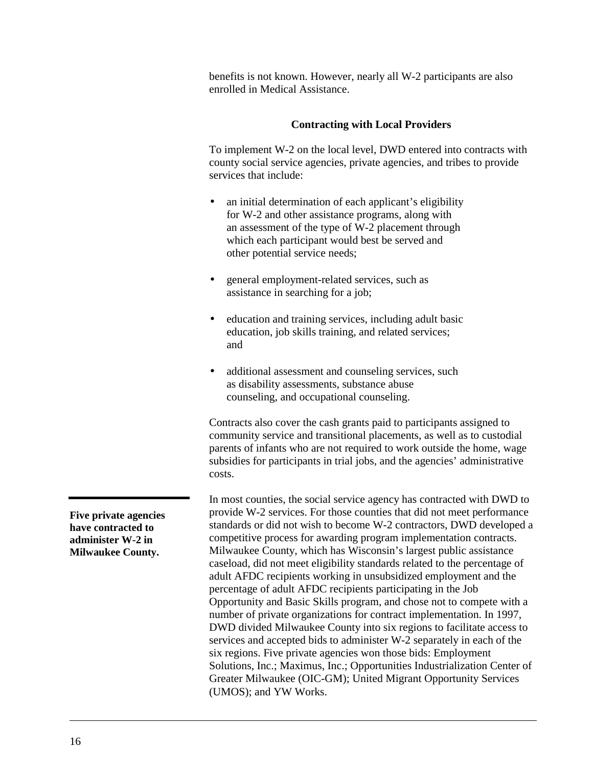benefits is not known. However, nearly all W-2 participants are also enrolled in Medical Assistance.

### Contracting with Local Providers

To implement W-2 on the local level, DWD entered into contracts with county social service agencies, private agencies, and tribes to provide services that include:

- an initial determination of each applicant's eligibility for W-2 and other assistance programs, along with an assessment of the type of W-2 placement through which each participant would best be served and other potential service needs;
- general employment-related services, such as assistance in searching for a job;
- education and training services, including adult basic education, job skills training, and related services; and
- additional assessment and counseling services, such as disability assessments, substance abuse counseling, and occupational counseling.

Contracts also cover the cash grants paid to participants assigned to community service and transitional placements, as well as to custodial parents of infants who are not required to work outside the home, wage subsidies for participants in trial jobs, and the agencies' administrative costs.

**Five private agencies have contracted to administer W-2 in Milwaukee County.**

In most counties, the social service agency has contracted with DWD to provide W-2 services. For those counties that did not meet performance standards or did not wish to become W-2 contractors, DWD developed a competitive process for awarding program implementation contracts. Milwaukee County, which has Wisconsin's largest public assistance caseload, did not meet eligibility standards related to the percentage of adult AFDC recipients working in unsubsidized employment and the percentage of adult AFDC recipients participating in the Job Opportunity and Basic Skills program, and chose not to compete with a number of private organizations for contract implementation. In 1997, DWD divided Milwaukee County into six regions to facilitate access to services and accepted bids to administer W-2 separately in each of the six regions. Five private agencies won those bids: Employment Solutions, Inc.; Maximus, Inc.; Opportunities Industrialization Center of Greater Milwaukee (OIC-GM); United Migrant Opportunity Services (UMOS); and YW Works.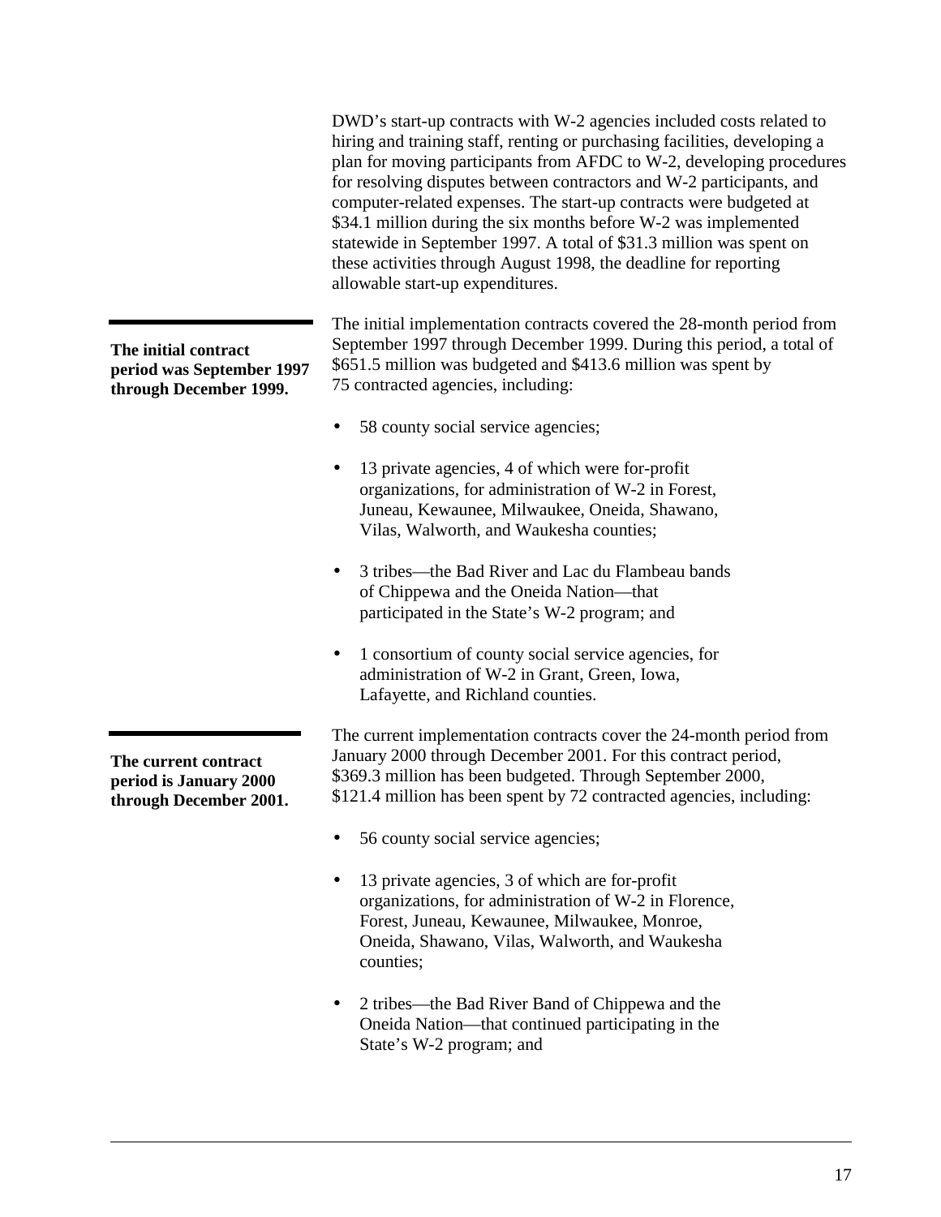DWD's start-up contracts with W-2 agencies included costs related to hiring and training staff, renting or purchasing facilities, developing a plan for moving participants from AFDC to W-2, developing procedures for resolving disputes between contractors and W-2 participants, and computer-related expenses. The start-up contracts were budgeted at $34.1 million during the six months before W-2 was implemented statewide in September 1997. A total of $31.3 million was spent on these activities through August 1998, the deadline for reporting allowable start-up expenditures.

**The initial contract period was September 1997 through December 1999.**

The initial implementation contracts covered the 28-month period from September 1997 through December 1999. During this period, a total of $651.5 million was budgeted and $413.6 million was spent by 75 contracted agencies, including:

- 58 county social service agencies;
- 13 private agencies, 4 of which were for-profit organizations, for administration of W-2 in Forest, Juneau, Kewaunee, Milwaukee, Oneida, Shawano, Vilas, Walworth, and Waukesha counties;
- 3 tribes—the Bad River and Lac du Flambeau bands of Chippewa and the Oneida Nation—that participated in the State's W-2 program; and
- 1 consortium of county social service agencies, for administration of W-2 in Grant, Green, Iowa, Lafayette, and Richland counties.

**The current contract period is January 2000 through December 2001.**

The current implementation contracts cover the 24-month period from January 2000 through December 2001. For this contract period, $369.3 million has been budgeted. Through September 2000, $121.4 million has been spent by 72 contracted agencies, including:

- 56 county social service agencies;
- 13 private agencies, 3 of which are for-profit organizations, for administration of W-2 in Florence, Forest, Juneau, Kewaunee, Milwaukee, Monroe, Oneida, Shawano, Vilas, Walworth, and Waukesha counties;
- 2 tribes—the Bad River Band of Chippewa and the Oneida Nation—that continued participating in the State's W-2 program; and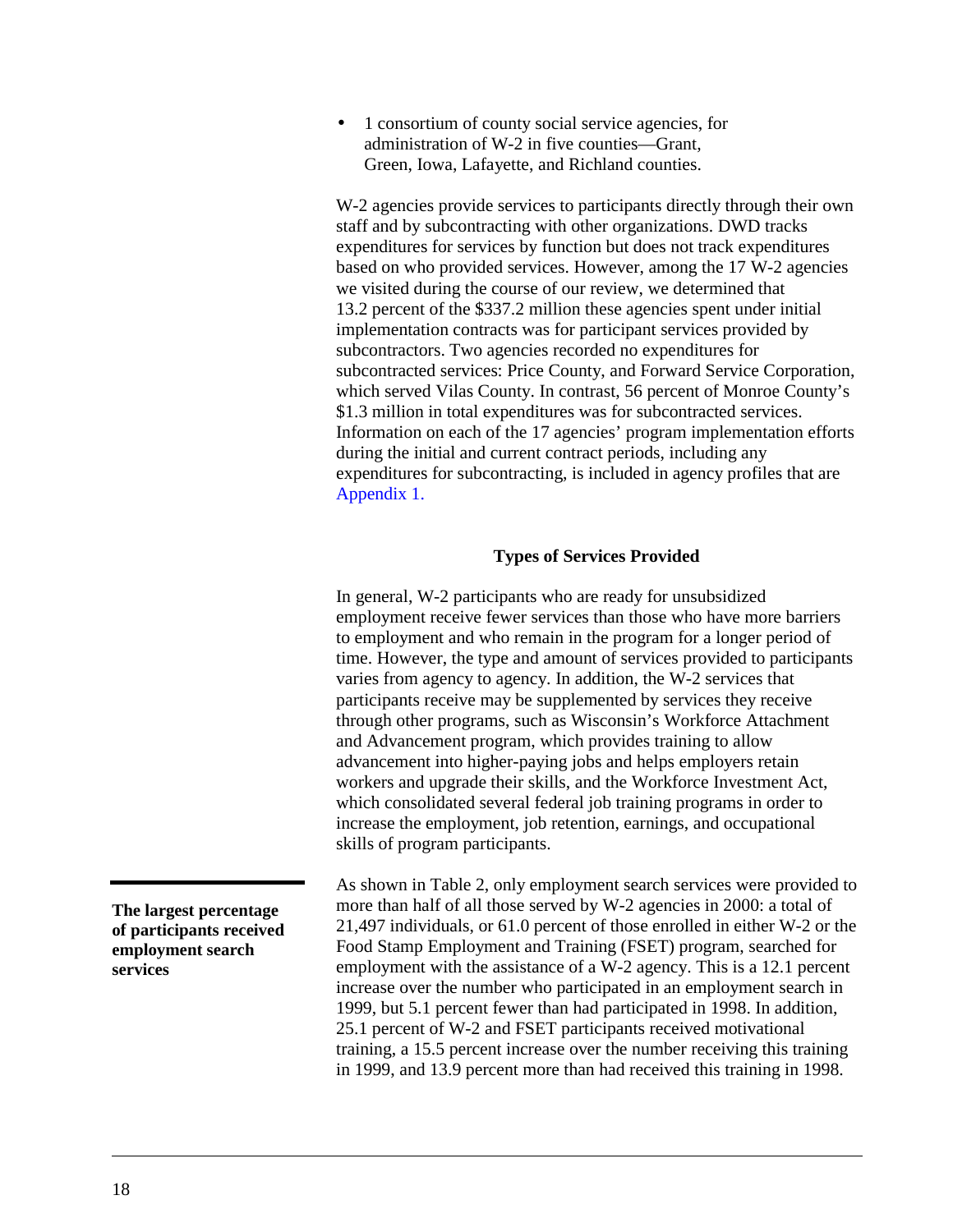- 1 consortium of county social service agencies, for administration of W-2 in five counties—Grant, Green, Iowa, Lafayette, and Richland counties.

W-2 agencies provide services to participants directly through their own staff and by subcontracting with other organizations. DWD tracks expenditures for services by function but does not track expenditures based on who provided services. However, among the 17 W-2 agencies we visited during the course of our review, we determined that 13.2 percent of the $337.2 million these agencies spent under initial implementation contracts was for participant services provided by subcontractors. Two agencies recorded no expenditures for subcontracted services: Price County, and Forward Service Corporation, which served Vilas County. In contrast, 56 percent of Monroe County's $1.3 million in total expenditures was for subcontracted services. Information on each of the 17 agencies' program implementation efforts during the initial and current contract periods, including any expenditures for subcontracting, is included in agency profiles that are Appendix 1.

### Types of Services Provided

In general, W-2 participants who are ready for unsubsidized employment receive fewer services than those who have more barriers to employment and who remain in the program for a longer period of time. However, the type and amount of services provided to participants varies from agency to agency. In addition, the W-2 services that participants receive may be supplemented by services they receive through other programs, such as Wisconsin's Workforce Attachment and Advancement program, which provides training to allow advancement into higher-paying jobs and helps employers retain workers and upgrade their skills, and the Workforce Investment Act, which consolidated several federal job training programs in order to increase the employment, job retention, earnings, and occupational skills of program participants.

**The largest percentage of participants received employment search services**

As shown in Table 2, only employment search services were provided to more than half of all those served by W-2 agencies in 2000: a total of 21,497 individuals, or 61.0 percent of those enrolled in either W-2 or the Food Stamp Employment and Training (FSET) program, searched for employment with the assistance of a W-2 agency. This is a 12.1 percent increase over the number who participated in an employment search in 1999, but 5.1 percent fewer than had participated in 1998. In addition, 25.1 percent of W-2 and FSET participants received motivational training, a 15.5 percent increase over the number receiving this training in 1999, and 13.9 percent more than had received this training in 1998.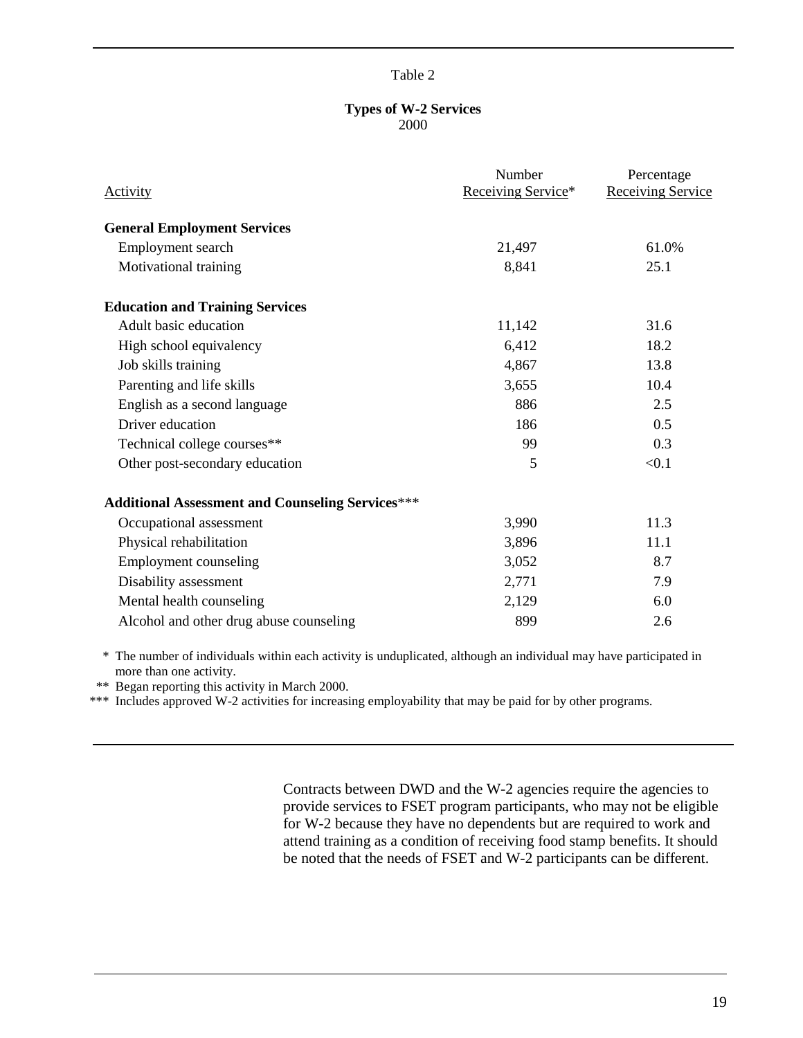Table 2

**Types of W-2 Services**
2000

| Activity | Number Receiving Service* | Percentage Receiving Service |
|---|---|---|
| **General Employment Services** | | |
| Employment search | 21,497 | 61.0% |
| Motivational training | 8,841 | 25.1 |
| **Education and Training Services** | | |
| Adult basic education | 11,142 | 31.6 |
| High school equivalency | 6,412 | 18.2 |
| Job skills training | 4,867 | 13.8 |
| Parenting and life skills | 3,655 | 10.4 |
| English as a second language | 886 | 2.5 |
| Driver education | 186 | 0.5 |
| Technical college courses** | 99 | 0.3 |
| Other post-secondary education | 5 | <0.1 |
| **Additional Assessment and Counseling Services***** | | |
| Occupational assessment | 3,990 | 11.3 |
| Physical rehabilitation | 3,896 | 11.1 |
| Employment counseling | 3,052 | 8.7 |
| Disability assessment | 2,771 | 7.9 |
| Mental health counseling | 2,129 | 6.0 |
| Alcohol and other drug abuse counseling | 899 | 2.6 |

\* The number of individuals within each activity is unduplicated, although an individual may have participated in more than one activity.

** Began reporting this activity in March 2000.

*** Includes approved W-2 activities for increasing employability that may be paid for by other programs.

Contracts between DWD and the W-2 agencies require the agencies to provide services to FSET program participants, who may not be eligible for W-2 because they have no dependents but are required to work and attend training as a condition of receiving food stamp benefits. It should be noted that the needs of FSET and W-2 participants can be different.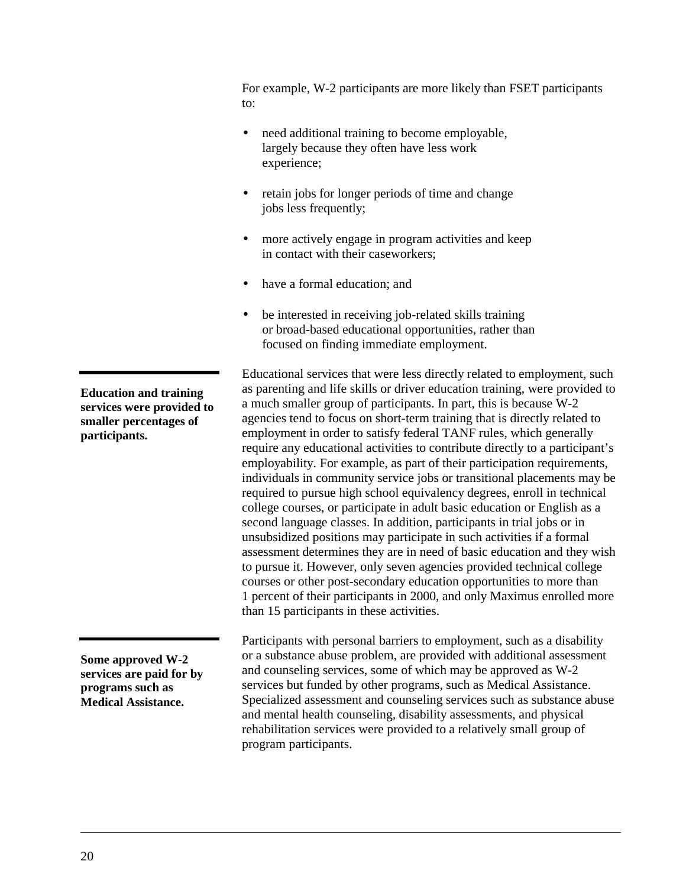For example, W-2 participants are more likely than FSET participants to:

- need additional training to become employable, largely because they often have less work experience;
- retain jobs for longer periods of time and change jobs less frequently;
- more actively engage in program activities and keep in contact with their caseworkers;
- have a formal education; and
- be interested in receiving job-related skills training or broad-based educational opportunities, rather than focused on finding immediate employment.

**Education and training services were provided to smaller percentages of participants.**

Educational services that were less directly related to employment, such as parenting and life skills or driver education training, were provided to a much smaller group of participants. In part, this is because W-2 agencies tend to focus on short-term training that is directly related to employment in order to satisfy federal TANF rules, which generally require any educational activities to contribute directly to a participant's employability. For example, as part of their participation requirements, individuals in community service jobs or transitional placements may be required to pursue high school equivalency degrees, enroll in technical college courses, or participate in adult basic education or English as a second language classes. In addition, participants in trial jobs or in unsubsidized positions may participate in such activities if a formal assessment determines they are in need of basic education and they wish to pursue it. However, only seven agencies provided technical college courses or other post-secondary education opportunities to more than 1 percent of their participants in 2000, and only Maximus enrolled more than 15 participants in these activities.

**Some approved W-2 services are paid for by programs such as Medical Assistance.**

Participants with personal barriers to employment, such as a disability or a substance abuse problem, are provided with additional assessment and counseling services, some of which may be approved as W-2 services but funded by other programs, such as Medical Assistance. Specialized assessment and counseling services such as substance abuse and mental health counseling, disability assessments, and physical rehabilitation services were provided to a relatively small group of program participants.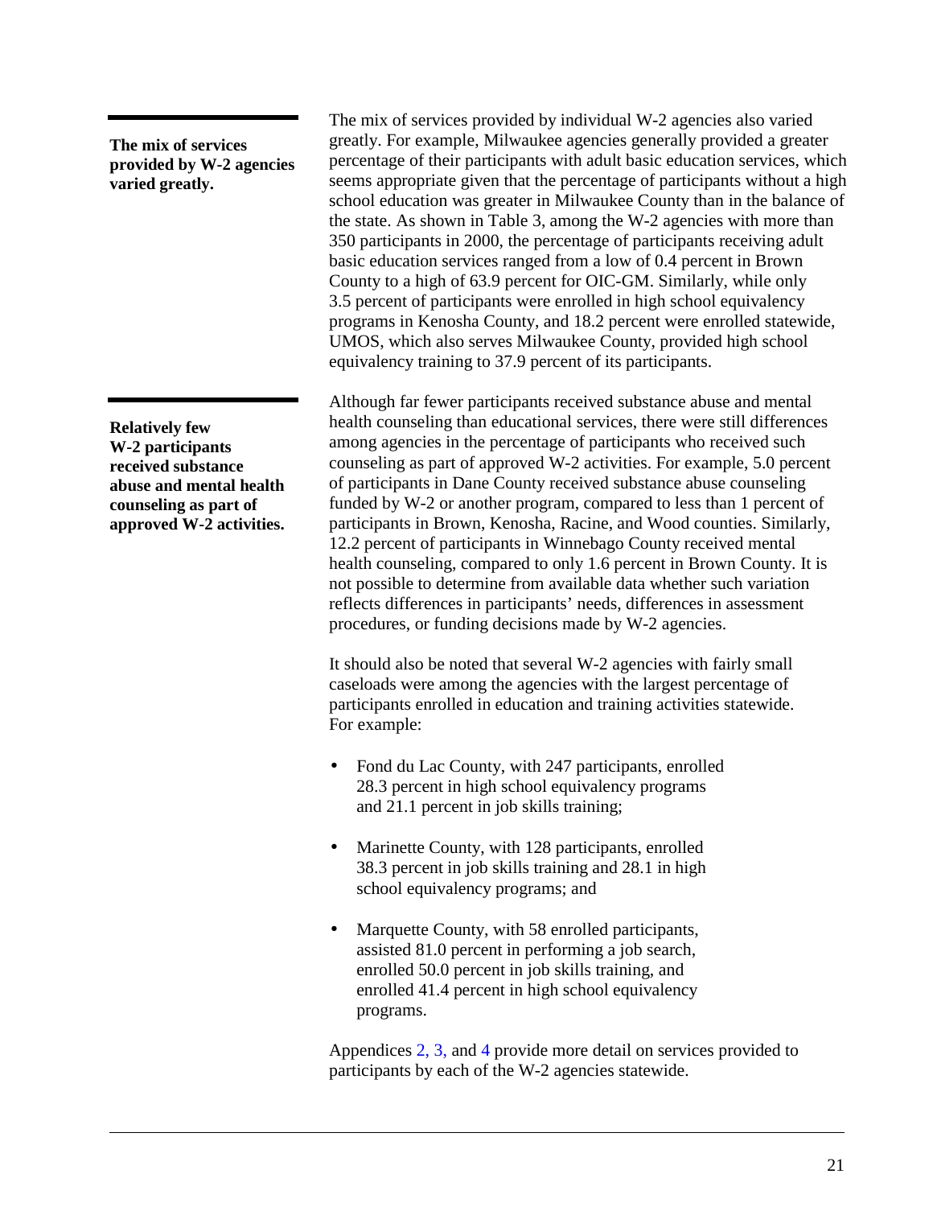**The mix of services provided by W-2 agencies varied greatly.**

The mix of services provided by individual W-2 agencies also varied greatly. For example, Milwaukee agencies generally provided a greater percentage of their participants with adult basic education services, which seems appropriate given that the percentage of participants without a high school education was greater in Milwaukee County than in the balance of the state. As shown in Table 3, among the W-2 agencies with more than 350 participants in 2000, the percentage of participants receiving adult basic education services ranged from a low of 0.4 percent in Brown County to a high of 63.9 percent for OIC-GM. Similarly, while only 3.5 percent of participants were enrolled in high school equivalency programs in Kenosha County, and 18.2 percent were enrolled statewide, UMOS, which also serves Milwaukee County, provided high school equivalency training to 37.9 percent of its participants.

**Relatively few W-2 participants received substance abuse and mental health counseling as part of approved W-2 activities.**

Although far fewer participants received substance abuse and mental health counseling than educational services, there were still differences among agencies in the percentage of participants who received such counseling as part of approved W-2 activities. For example, 5.0 percent of participants in Dane County received substance abuse counseling funded by W-2 or another program, compared to less than 1 percent of participants in Brown, Kenosha, Racine, and Wood counties. Similarly, 12.2 percent of participants in Winnebago County received mental health counseling, compared to only 1.6 percent in Brown County. It is not possible to determine from available data whether such variation reflects differences in participants' needs, differences in assessment procedures, or funding decisions made by W-2 agencies.

It should also be noted that several W-2 agencies with fairly small caseloads were among the agencies with the largest percentage of participants enrolled in education and training activities statewide. For example:

- Fond du Lac County, with 247 participants, enrolled 28.3 percent in high school equivalency programs and 21.1 percent in job skills training;
- Marinette County, with 128 participants, enrolled 38.3 percent in job skills training and 28.1 in high school equivalency programs; and
- Marquette County, with 58 enrolled participants, assisted 81.0 percent in performing a job search, enrolled 50.0 percent in job skills training, and enrolled 41.4 percent in high school equivalency programs.

Appendices 2, 3, and 4 provide more detail on services provided to participants by each of the W-2 agencies statewide.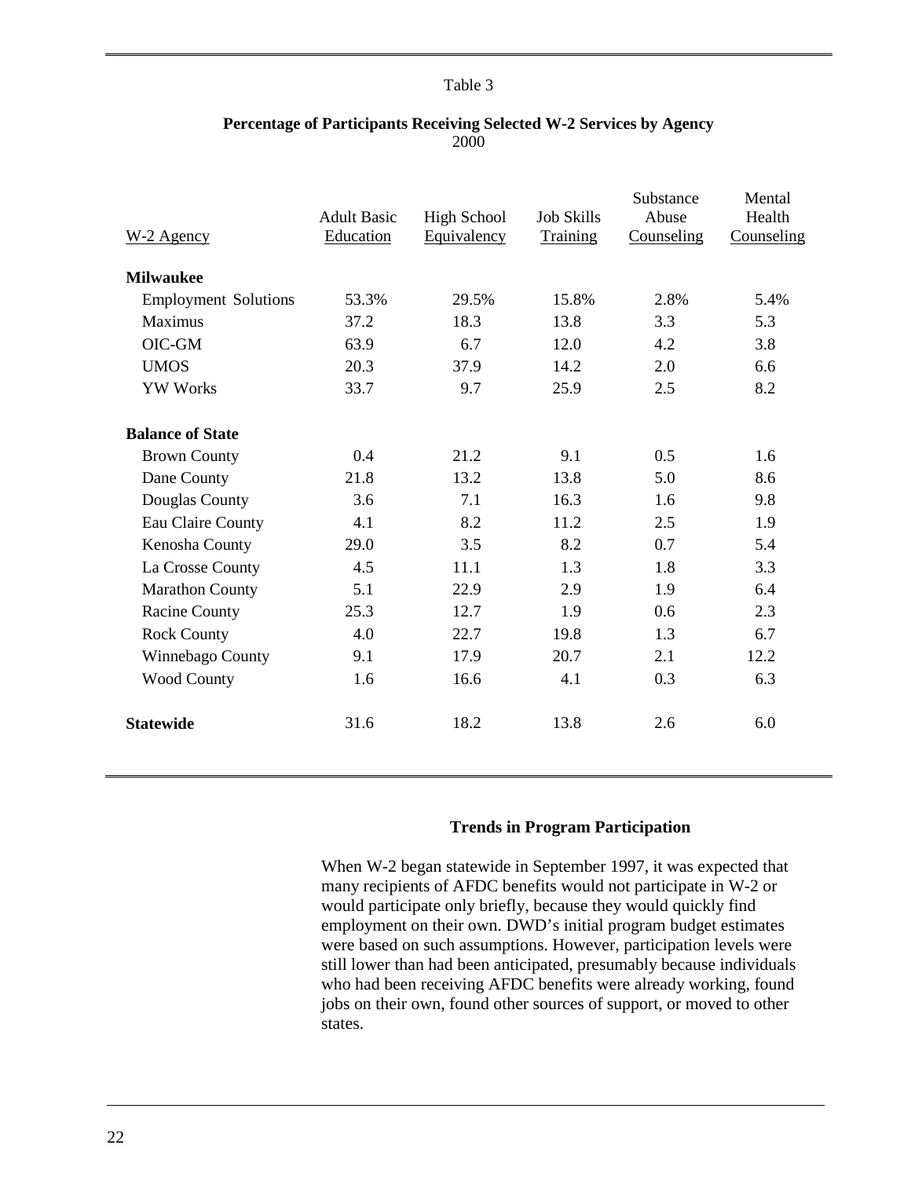Table 3

**Percentage of Participants Receiving Selected W-2 Services by Agency**
2000

| W-2 Agency | Adult Basic Education | High School Equivalency | Job Skills Training | Substance Abuse Counseling | Mental Health Counseling |
|---|---|---|---|---|---|
| **Milwaukee** | | | | | |
| Employment Solutions | 53.3% | 29.5% | 15.8% | 2.8% | 5.4% |
| Maximus | 37.2 | 18.3 | 13.8 | 3.3 | 5.3 |
| OIC-GM | 63.9 | 6.7 | 12.0 | 4.2 | 3.8 |
| UMOS | 20.3 | 37.9 | 14.2 | 2.0 | 6.6 |
| YW Works | 33.7 | 9.7 | 25.9 | 2.5 | 8.2 |
| **Balance of State** | | | | | |
| Brown County | 0.4 | 21.2 | 9.1 | 0.5 | 1.6 |
| Dane County | 21.8 | 13.2 | 13.8 | 5.0 | 8.6 |
| Douglas County | 3.6 | 7.1 | 16.3 | 1.6 | 9.8 |
| Eau Claire County | 4.1 | 8.2 | 11.2 | 2.5 | 1.9 |
| Kenosha County | 29.0 | 3.5 | 8.2 | 0.7 | 5.4 |
| La Crosse County | 4.5 | 11.1 | 1.3 | 1.8 | 3.3 |
| Marathon County | 5.1 | 22.9 | 2.9 | 1.9 | 6.4 |
| Racine County | 25.3 | 12.7 | 1.9 | 0.6 | 2.3 |
| Rock County | 4.0 | 22.7 | 19.8 | 1.3 | 6.7 |
| Winnebago County | 9.1 | 17.9 | 20.7 | 2.1 | 12.2 |
| Wood County | 1.6 | 16.6 | 4.1 | 0.3 | 6.3 |
| **Statewide** | 31.6 | 18.2 | 13.8 | 2.6 | 6.0 |

## Trends in Program Participation

When W-2 began statewide in September 1997, it was expected that many recipients of AFDC benefits would not participate in W-2 or would participate only briefly, because they would quickly find employment on their own. DWD's initial program budget estimates were based on such assumptions. However, participation levels were still lower than had been anticipated, presumably because individuals who had been receiving AFDC benefits were already working, found jobs on their own, found other sources of support, or moved to other states.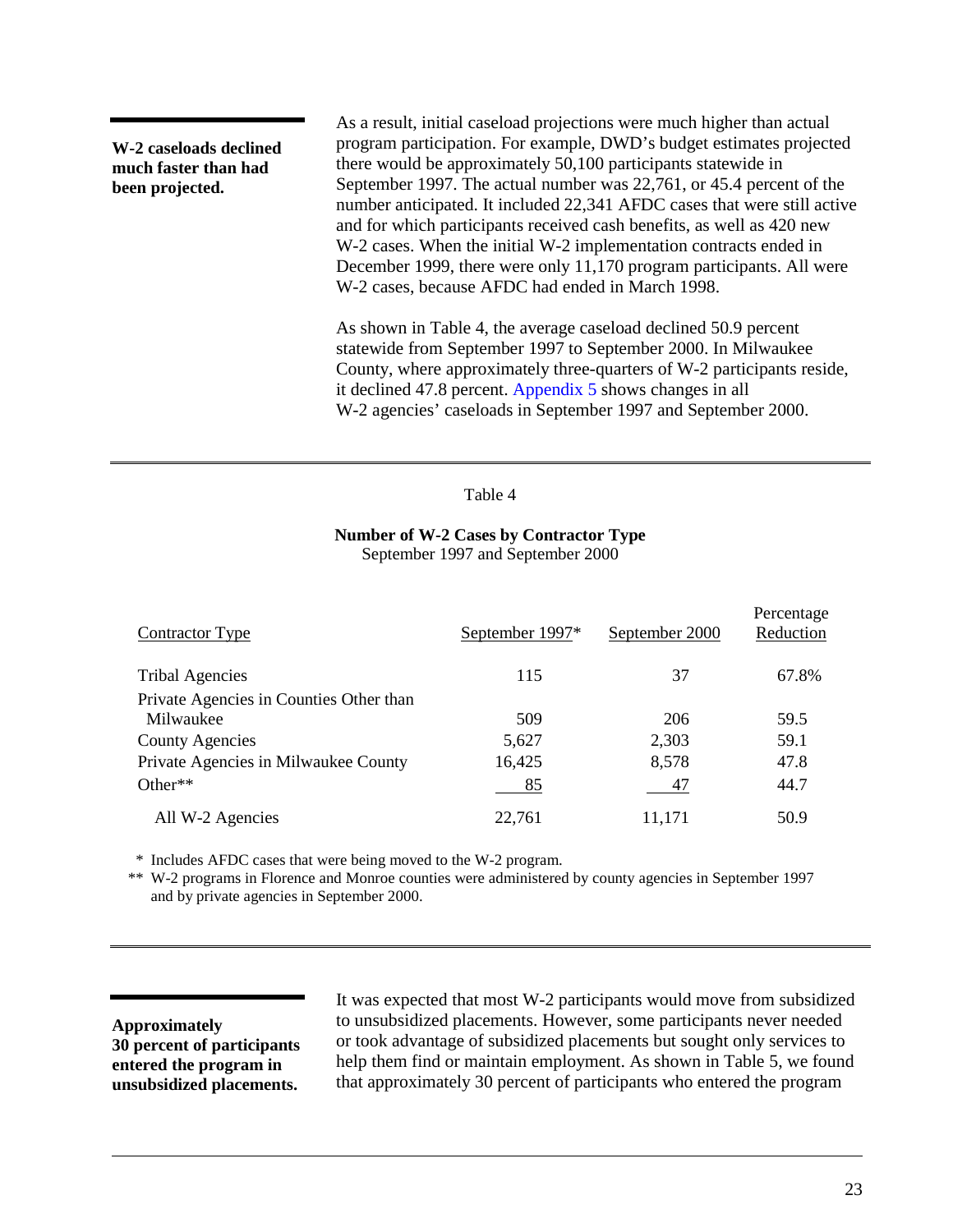**W-2 caseloads declined much faster than had been projected.**

As a result, initial caseload projections were much higher than actual program participation. For example, DWD's budget estimates projected there would be approximately 50,100 participants statewide in September 1997. The actual number was 22,761, or 45.4 percent of the number anticipated. It included 22,341 AFDC cases that were still active and for which participants received cash benefits, as well as 420 new W-2 cases. When the initial W-2 implementation contracts ended in December 1999, there were only 11,170 program participants. All were W-2 cases, because AFDC had ended in March 1998.

As shown in Table 4, the average caseload declined 50.9 percent statewide from September 1997 to September 2000. In Milwaukee County, where approximately three-quarters of W-2 participants reside, it declined 47.8 percent. Appendix 5 shows changes in all W-2 agencies' caseloads in September 1997 and September 2000.

Table 4

**Number of W-2 Cases by Contractor Type**
September 1997 and September 2000

| Contractor Type | September 1997* | September 2000 | Percentage Reduction |
|---|---|---|---|
| Tribal Agencies | 115 | 37 | 67.8% |
| Private Agencies in Counties Other than Milwaukee | 509 | 206 | 59.5 |
| County Agencies | 5,627 | 2,303 | 59.1 |
| Private Agencies in Milwaukee County | 16,425 | 8,578 | 47.8 |
| Other** | 85 | 47 | 44.7 |
| All W-2 Agencies | 22,761 | 11,171 | 50.9 |

\* Includes AFDC cases that were being moved to the W-2 program.

** W-2 programs in Florence and Monroe counties were administered by county agencies in September 1997 and by private agencies in September 2000.

**Approximately 30 percent of participants entered the program in unsubsidized placements.**

It was expected that most W-2 participants would move from subsidized to unsubsidized placements. However, some participants never needed or took advantage of subsidized placements but sought only services to help them find or maintain employment. As shown in Table 5, we found that approximately 30 percent of participants who entered the program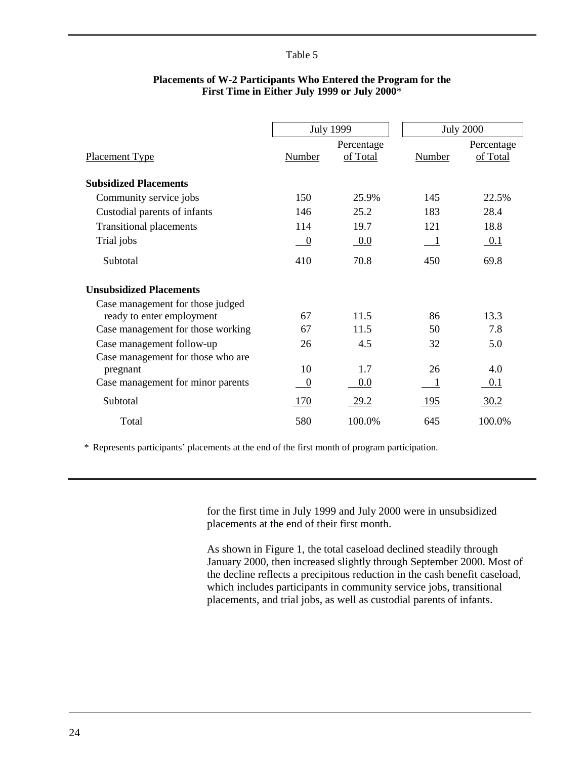Table 5

**Placements of W-2 Participants Who Entered the Program for the First Time in Either July 1999 or July 2000***

| Placement Type | July 1999 | | July 2000 | |
|---|---|---|---|---|
| | Number | Percentage of Total | Number | Percentage of Total |
| **Subsidized Placements** | | | | |
| Community service jobs | 150 | 25.9% | 145 | 22.5% |
| Custodial parents of infants | 146 | 25.2 | 183 | 28.4 |
| Transitional placements | 114 | 19.7 | 121 | 18.8 |
| Trial jobs | 0 | 0.0 | 1 | 0.1 |
| Subtotal | 410 | 70.8 | 450 | 69.8 |
| **Unsubsidized Placements** | | | | |
| Case management for those judged ready to enter employment | 67 | 11.5 | 86 | 13.3 |
| Case management for those working | 67 | 11.5 | 50 | 7.8 |
| Case management follow-up | 26 | 4.5 | 32 | 5.0 |
| Case management for those who are pregnant | 10 | 1.7 | 26 | 4.0 |
| Case management for minor parents | 0 | 0.0 | 1 | 0.1 |
| Subtotal | 170 | 29.2 | 195 | 30.2 |
| Total | 580 | 100.0% | 645 | 100.0% |

* Represents participants' placements at the end of the first month of program participation.

for the first time in July 1999 and July 2000 were in unsubsidized placements at the end of their first month.

As shown in Figure 1, the total caseload declined steadily through January 2000, then increased slightly through September 2000. Most of the decline reflects a precipitous reduction in the cash benefit caseload, which includes participants in community service jobs, transitional placements, and trial jobs, as well as custodial parents of infants.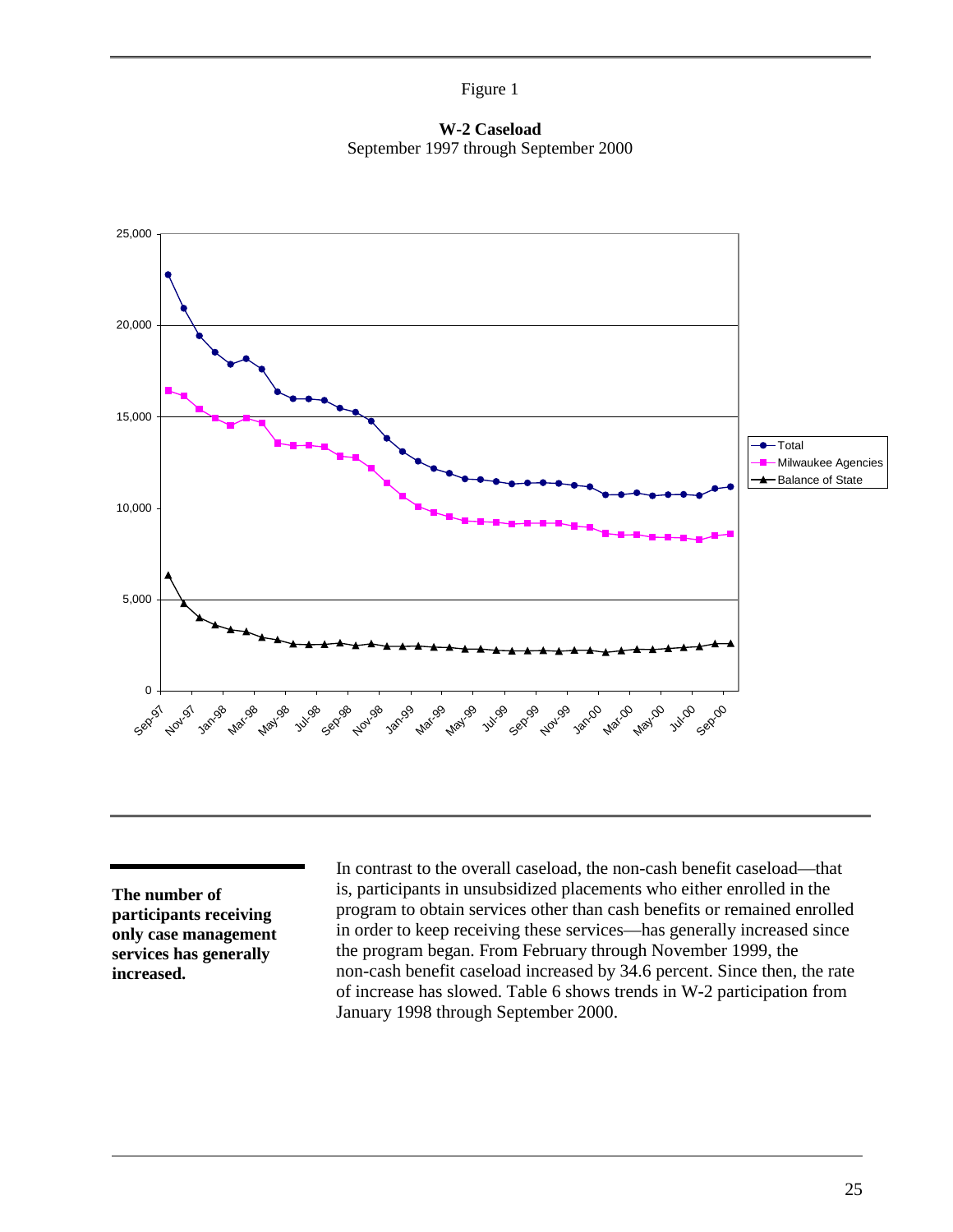Figure 1

**W-2 Caseload**
September 1997 through September 2000

**The number of participants receiving only case management services has generally increased.**

In contrast to the overall caseload, the non-cash benefit caseload—that is, participants in unsubsidized placements who either enrolled in the program to obtain services other than cash benefits or remained enrolled in order to keep receiving these services—has generally increased since the program began. From February through November 1999, the non-cash benefit caseload increased by 34.6 percent. Since then, the rate of increase has slowed. Table 6 shows trends in W-2 participation from January 1998 through September 2000.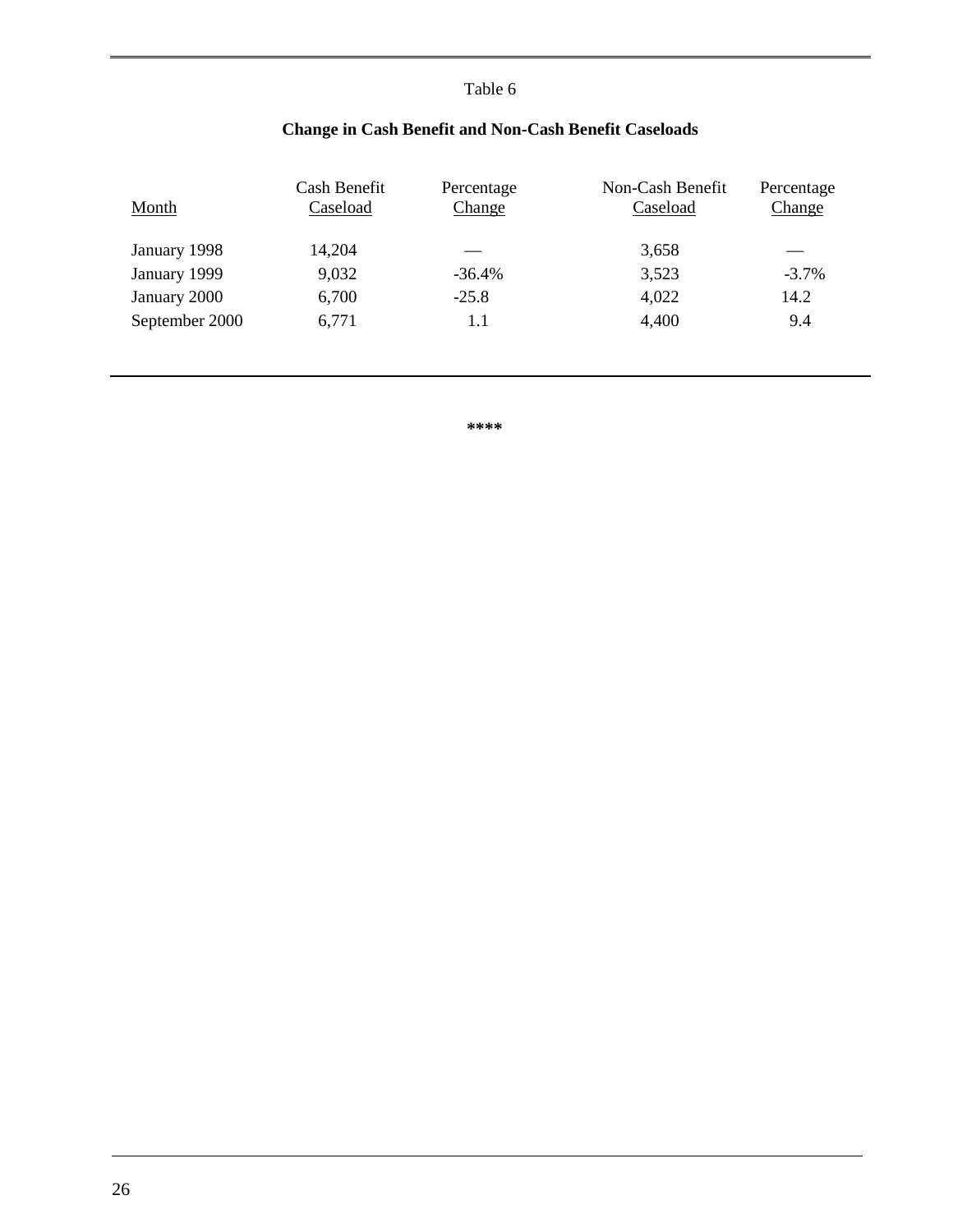Table 6

**Change in Cash Benefit and Non-Cash Benefit Caseloads**

| Month | Cash Benefit Caseload | Percentage Change | Non-Cash Benefit Caseload | Percentage Change |
|---|---|---|---|---|
| January 1998 | 14,204 | — | 3,658 | — |
| January 1999 | 9,032 | -36.4% | 3,523 | -3.7% |
| January 2000 | 6,700 | -25.8 | 4,022 | 14.2 |
| September 2000 | 6,771 | 1.1 | 4,400 | 9.4 |

****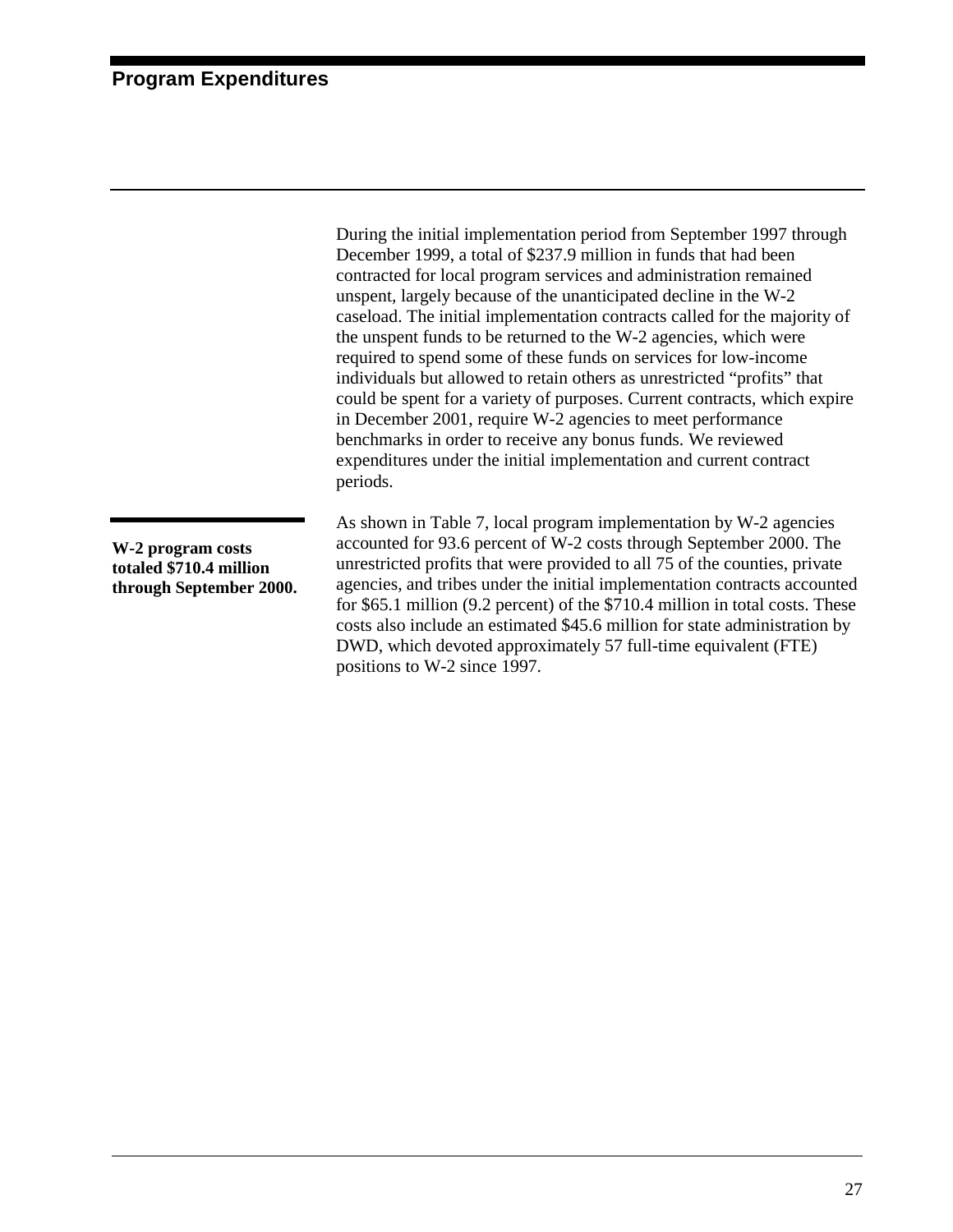## Program Expenditures

During the initial implementation period from September 1997 through December 1999, a total of $237.9 million in funds that had been contracted for local program services and administration remained unspent, largely because of the unanticipated decline in the W-2 caseload. The initial implementation contracts called for the majority of the unspent funds to be returned to the W-2 agencies, which were required to spend some of these funds on services for low-income individuals but allowed to retain others as unrestricted "profits" that could be spent for a variety of purposes. Current contracts, which expire in December 2001, require W-2 agencies to meet performance benchmarks in order to receive any bonus funds. We reviewed expenditures under the initial implementation and current contract periods.

**W-2 program costs totaled $710.4 million through September 2000.**

As shown in Table 7, local program implementation by W-2 agencies accounted for 93.6 percent of W-2 costs through September 2000. The unrestricted profits that were provided to all 75 of the counties, private agencies, and tribes under the initial implementation contracts accounted for $65.1 million (9.2 percent) of the $710.4 million in total costs. These costs also include an estimated $45.6 million for state administration by DWD, which devoted approximately 57 full-time equivalent (FTE) positions to W-2 since 1997.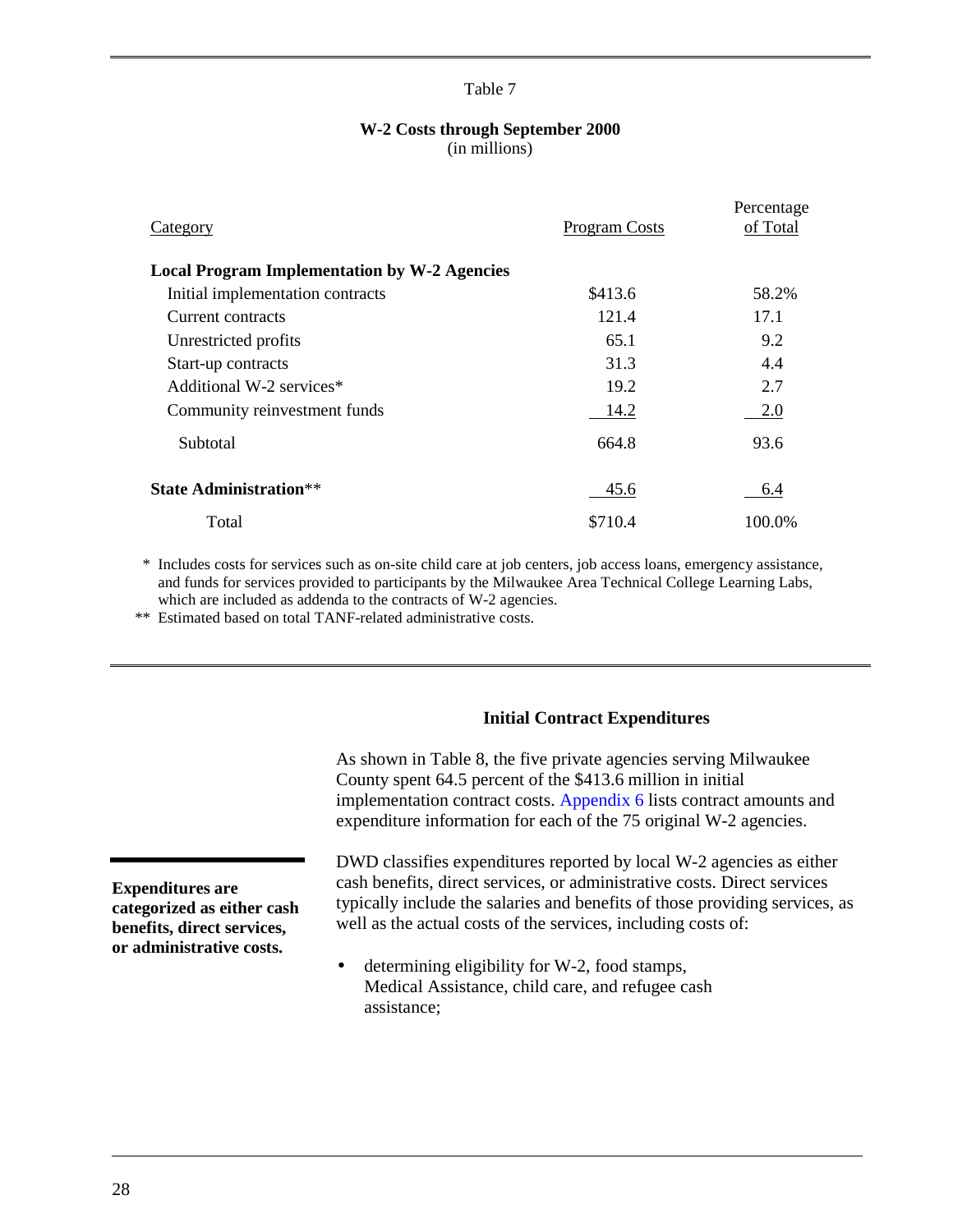Table 7

**W-2 Costs through September 2000**
(in millions)

| Category | Program Costs | Percentage of Total |
|---|---|---|
| **Local Program Implementation by W-2 Agencies** | | |
| Initial implementation contracts | $413.6 | 58.2% |
| Current contracts | 121.4 | 17.1 |
| Unrestricted profits | 65.1 | 9.2 |
| Start-up contracts | 31.3 | 4.4 |
| Additional W-2 services* | 19.2 | 2.7 |
| Community reinvestment funds | 14.2 | 2.0 |
| Subtotal | 664.8 | 93.6 |
| **State Administration**** | 45.6 | 6.4 |
| Total | $710.4 | 100.0% |

\* Includes costs for services such as on-site child care at job centers, job access loans, emergency assistance, and funds for services provided to participants by the Milwaukee Area Technical College Learning Labs, which are included as addenda to the contracts of W-2 agencies.

\*\* Estimated based on total TANF-related administrative costs.

## Initial Contract Expenditures

As shown in Table 8, the five private agencies serving Milwaukee County spent 64.5 percent of the $413.6 million in initial implementation contract costs. Appendix 6 lists contract amounts and expenditure information for each of the 75 original W-2 agencies.

**Expenditures are categorized as either cash benefits, direct services, or administrative costs.**

DWD classifies expenditures reported by local W-2 agencies as either cash benefits, direct services, or administrative costs. Direct services typically include the salaries and benefits of those providing services, as well as the actual costs of the services, including costs of:

- determining eligibility for W-2, food stamps, Medical Assistance, child care, and refugee cash assistance;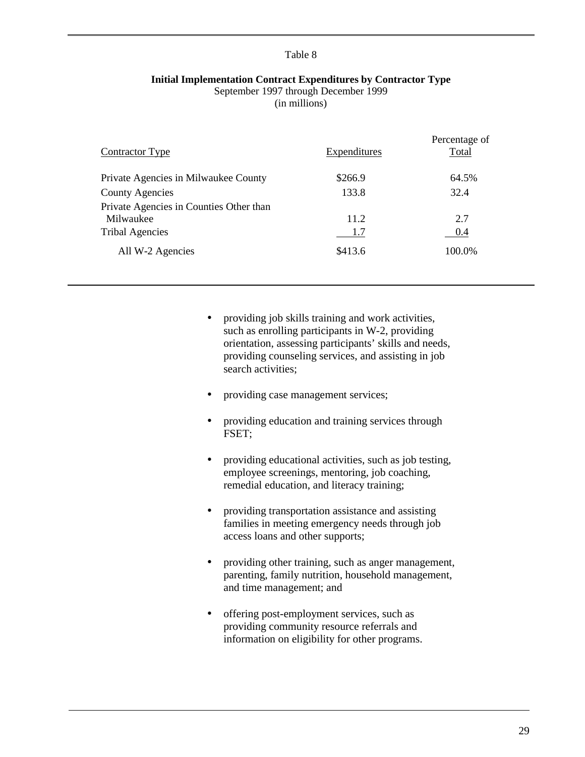Table 8

**Initial Implementation Contract Expenditures by Contractor Type**
September 1997 through December 1999
(in millions)

| Contractor Type | Expenditures | Percentage of Total |
|---|---|---|
| Private Agencies in Milwaukee County | $266.9 | 64.5% |
| County Agencies | 133.8 | 32.4 |
| Private Agencies in Counties Other than Milwaukee | 11.2 | 2.7 |
| Tribal Agencies | 1.7 | 0.4 |
| All W-2 Agencies | $413.6 | 100.0% |

- providing job skills training and work activities, such as enrolling participants in W-2, providing orientation, assessing participants' skills and needs, providing counseling services, and assisting in job search activities;
- providing case management services;
- providing education and training services through FSET;
- providing educational activities, such as job testing, employee screenings, mentoring, job coaching, remedial education, and literacy training;
- providing transportation assistance and assisting families in meeting emergency needs through job access loans and other supports;
- providing other training, such as anger management, parenting, family nutrition, household management, and time management; and
- offering post-employment services, such as providing community resource referrals and information on eligibility for other programs.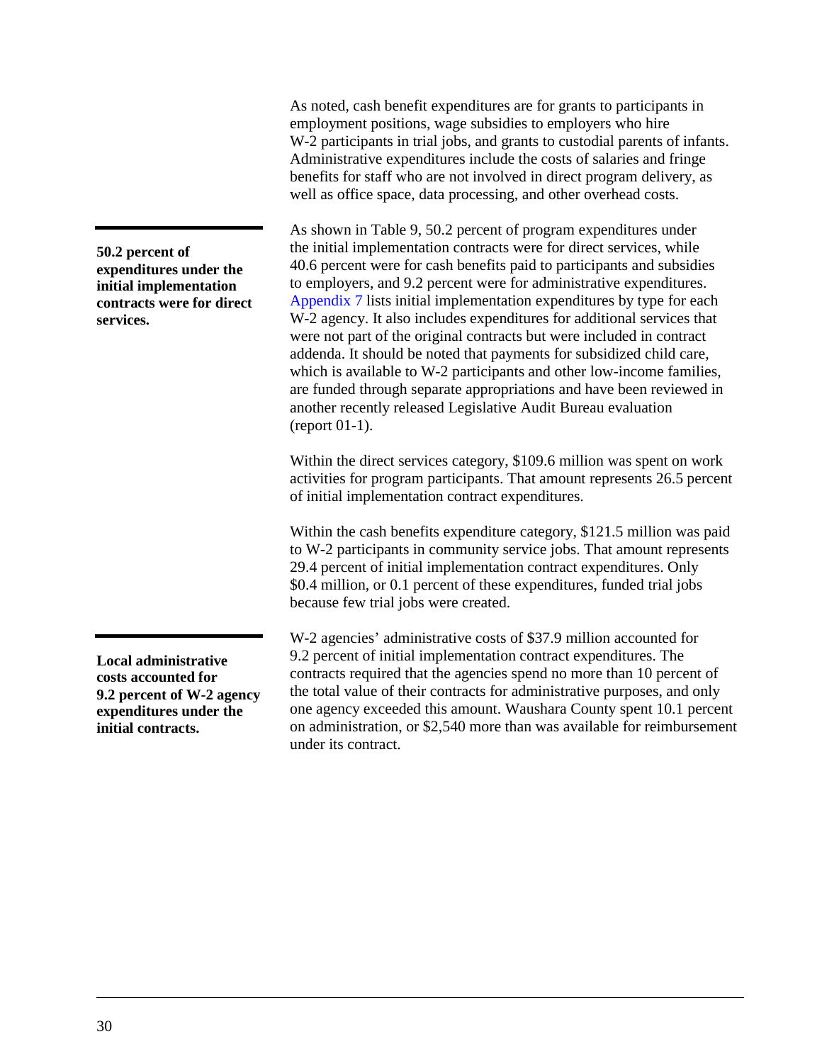As noted, cash benefit expenditures are for grants to participants in employment positions, wage subsidies to employers who hire W-2 participants in trial jobs, and grants to custodial parents of infants. Administrative expenditures include the costs of salaries and fringe benefits for staff who are not involved in direct program delivery, as well as office space, data processing, and other overhead costs.

**50.2 percent of expenditures under the initial implementation contracts were for direct services.**

As shown in Table 9, 50.2 percent of program expenditures under the initial implementation contracts were for direct services, while 40.6 percent were for cash benefits paid to participants and subsidies to employers, and 9.2 percent were for administrative expenditures. Appendix 7 lists initial implementation expenditures by type for each W-2 agency. It also includes expenditures for additional services that were not part of the original contracts but were included in contract addenda. It should be noted that payments for subsidized child care, which is available to W-2 participants and other low-income families, are funded through separate appropriations and have been reviewed in another recently released Legislative Audit Bureau evaluation (report 01-1).

Within the direct services category, $109.6 million was spent on work activities for program participants. That amount represents 26.5 percent of initial implementation contract expenditures.

Within the cash benefits expenditure category, $121.5 million was paid to W-2 participants in community service jobs. That amount represents 29.4 percent of initial implementation contract expenditures. Only $0.4 million, or 0.1 percent of these expenditures, funded trial jobs because few trial jobs were created.

**Local administrative costs accounted for 9.2 percent of W-2 agency expenditures under the initial contracts.**

W-2 agencies' administrative costs of $37.9 million accounted for 9.2 percent of initial implementation contract expenditures. The contracts required that the agencies spend no more than 10 percent of the total value of their contracts for administrative purposes, and only one agency exceeded this amount. Waushara County spent 10.1 percent on administration, or $2,540 more than was available for reimbursement under its contract.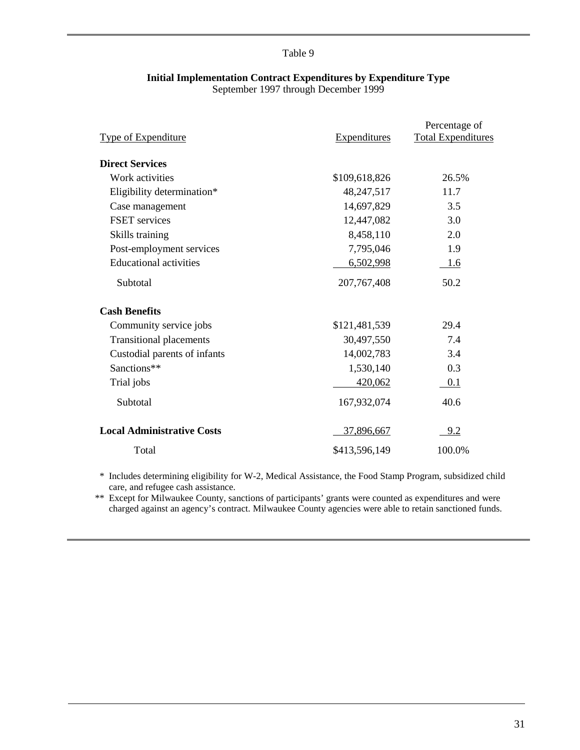Table 9

**Initial Implementation Contract Expenditures by Expenditure Type**
September 1997 through December 1999

| Type of Expenditure | Expenditures | Percentage of Total Expenditures |
|---|---|---|
| **Direct Services** | | |
| Work activities | $109,618,826 | 26.5% |
| Eligibility determination* | 48,247,517 | 11.7 |
| Case management | 14,697,829 | 3.5 |
| FSET services | 12,447,082 | 3.0 |
| Skills training | 8,458,110 | 2.0 |
| Post-employment services | 7,795,046 | 1.9 |
| Educational activities | 6,502,998 | 1.6 |
| Subtotal | 207,767,408 | 50.2 |
| **Cash Benefits** | | |
| Community service jobs | $121,481,539 | 29.4 |
| Transitional placements | 30,497,550 | 7.4 |
| Custodial parents of infants | 14,002,783 | 3.4 |
| Sanctions** | 1,530,140 | 0.3 |
| Trial jobs | 420,062 | 0.1 |
| Subtotal | 167,932,074 | 40.6 |
| **Local Administrative Costs** | 37,896,667 | 9.2 |
| Total | $413,596,149 | 100.0% |

\* Includes determining eligibility for W-2, Medical Assistance, the Food Stamp Program, subsidized child care, and refugee cash assistance.

\** Except for Milwaukee County, sanctions of participants' grants were counted as expenditures and were charged against an agency's contract. Milwaukee County agencies were able to retain sanctioned funds.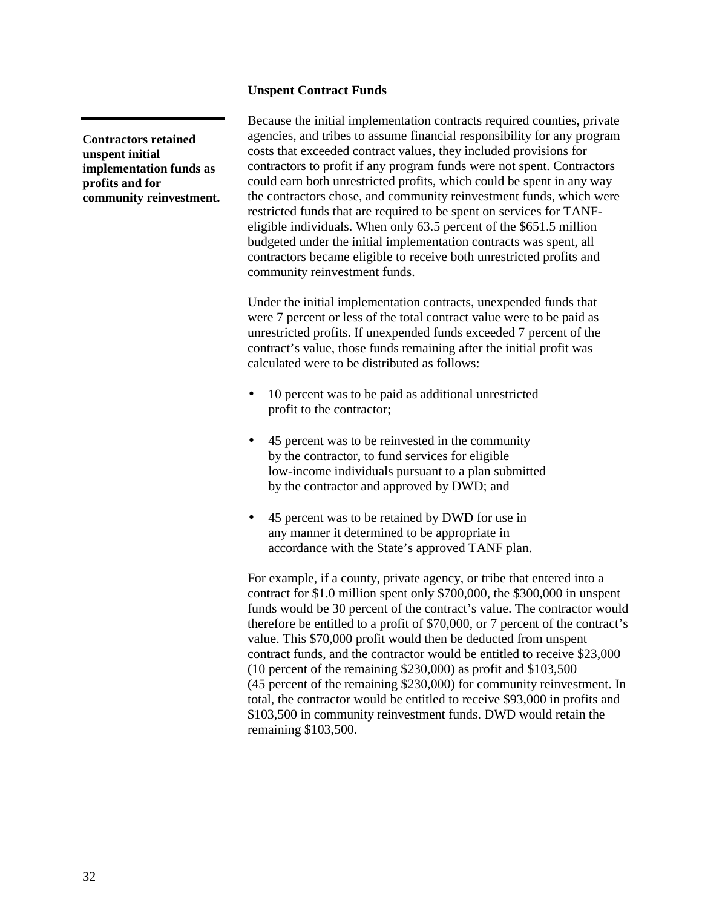### Unspent Contract Funds

**Contractors retained unspent initial implementation funds as profits and for community reinvestment.**

Because the initial implementation contracts required counties, private agencies, and tribes to assume financial responsibility for any program costs that exceeded contract values, they included provisions for contractors to profit if any program funds were not spent. Contractors could earn both unrestricted profits, which could be spent in any way the contractors chose, and community reinvestment funds, which were restricted funds that are required to be spent on services for TANF-eligible individuals. When only 63.5 percent of the $651.5 million budgeted under the initial implementation contracts was spent, all contractors became eligible to receive both unrestricted profits and community reinvestment funds.

Under the initial implementation contracts, unexpended funds that were 7 percent or less of the total contract value were to be paid as unrestricted profits. If unexpended funds exceeded 7 percent of the contract's value, those funds remaining after the initial profit was calculated were to be distributed as follows:

- 10 percent was to be paid as additional unrestricted profit to the contractor;
- 45 percent was to be reinvested in the community by the contractor, to fund services for eligible low-income individuals pursuant to a plan submitted by the contractor and approved by DWD; and
- 45 percent was to be retained by DWD for use in any manner it determined to be appropriate in accordance with the State's approved TANF plan.

For example, if a county, private agency, or tribe that entered into a contract for $1.0 million spent only $700,000, the $300,000 in unspent funds would be 30 percent of the contract's value. The contractor would therefore be entitled to a profit of $70,000, or 7 percent of the contract's value. This $70,000 profit would then be deducted from unspent contract funds, and the contractor would be entitled to receive $23,000 (10 percent of the remaining $230,000) as profit and $103,500 (45 percent of the remaining $230,000) for community reinvestment. In total, the contractor would be entitled to receive $93,000 in profits and $103,500 in community reinvestment funds. DWD would retain the remaining $103,500.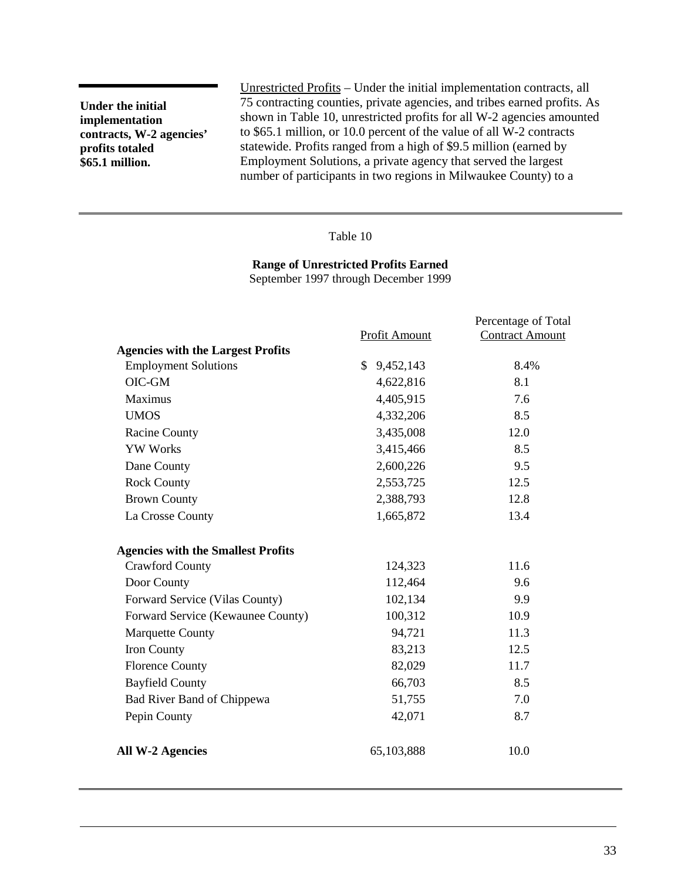**Under the initial implementation contracts, W-2 agencies' profits totaled $65.1 million.**

Unrestricted Profits – Under the initial implementation contracts, all 75 contracting counties, private agencies, and tribes earned profits. As shown in Table 10, unrestricted profits for all W-2 agencies amounted to $65.1 million, or 10.0 percent of the value of all W-2 contracts statewide. Profits ranged from a high of $9.5 million (earned by Employment Solutions, a private agency that served the largest number of participants in two regions in Milwaukee County) to a

Table 10

**Range of Unrestricted Profits Earned**
September 1997 through December 1999

| | Profit Amount | Percentage of Total Contract Amount |
|---|---|---|
| **Agencies with the Largest Profits** | | |
| Employment Solutions | $ 9,452,143 | 8.4% |
| OIC-GM | 4,622,816 | 8.1 |
| Maximus | 4,405,915 | 7.6 |
| UMOS | 4,332,206 | 8.5 |
| Racine County | 3,435,008 | 12.0 |
| YW Works | 3,415,466 | 8.5 |
| Dane County | 2,600,226 | 9.5 |
| Rock County | 2,553,725 | 12.5 |
| Brown County | 2,388,793 | 12.8 |
| La Crosse County | 1,665,872 | 13.4 |
| **Agencies with the Smallest Profits** | | |
| Crawford County | 124,323 | 11.6 |
| Door County | 112,464 | 9.6 |
| Forward Service (Vilas County) | 102,134 | 9.9 |
| Forward Service (Kewaunee County) | 100,312 | 10.9 |
| Marquette County | 94,721 | 11.3 |
| Iron County | 83,213 | 12.5 |
| Florence County | 82,029 | 11.7 |
| Bayfield County | 66,703 | 8.5 |
| Bad River Band of Chippewa | 51,755 | 7.0 |
| Pepin County | 42,071 | 8.7 |
| **All W-2 Agencies** | 65,103,888 | 10.0 |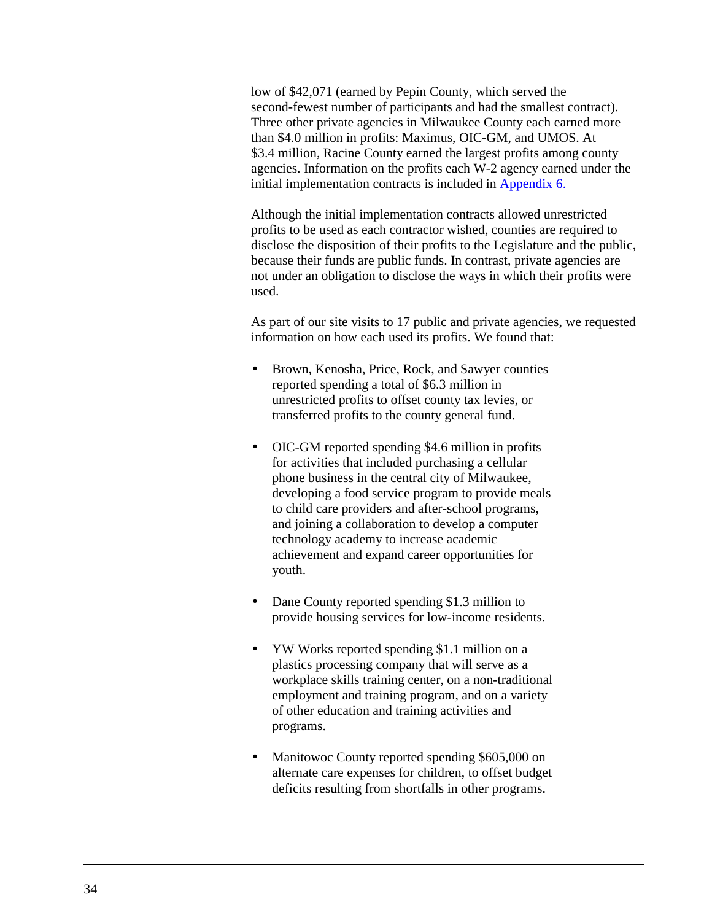low of $42,071 (earned by Pepin County, which served the second-fewest number of participants and had the smallest contract). Three other private agencies in Milwaukee County each earned more than $4.0 million in profits: Maximus, OIC-GM, and UMOS. At $3.4 million, Racine County earned the largest profits among county agencies. Information on the profits each W-2 agency earned under the initial implementation contracts is included in Appendix 6.

Although the initial implementation contracts allowed unrestricted profits to be used as each contractor wished, counties are required to disclose the disposition of their profits to the Legislature and the public, because their funds are public funds. In contrast, private agencies are not under an obligation to disclose the ways in which their profits were used.

As part of our site visits to 17 public and private agencies, we requested information on how each used its profits. We found that:

- Brown, Kenosha, Price, Rock, and Sawyer counties reported spending a total of $6.3 million in unrestricted profits to offset county tax levies, or transferred profits to the county general fund.

- OIC-GM reported spending $4.6 million in profits for activities that included purchasing a cellular phone business in the central city of Milwaukee, developing a food service program to provide meals to child care providers and after-school programs, and joining a collaboration to develop a computer technology academy to increase academic achievement and expand career opportunities for youth.

- Dane County reported spending $1.3 million to provide housing services for low-income residents.

- YW Works reported spending $1.1 million on a plastics processing company that will serve as a workplace skills training center, on a non-traditional employment and training program, and on a variety of other education and training activities and programs.

- Manitowoc County reported spending $605,000 on alternate care expenses for children, to offset budget deficits resulting from shortfalls in other programs.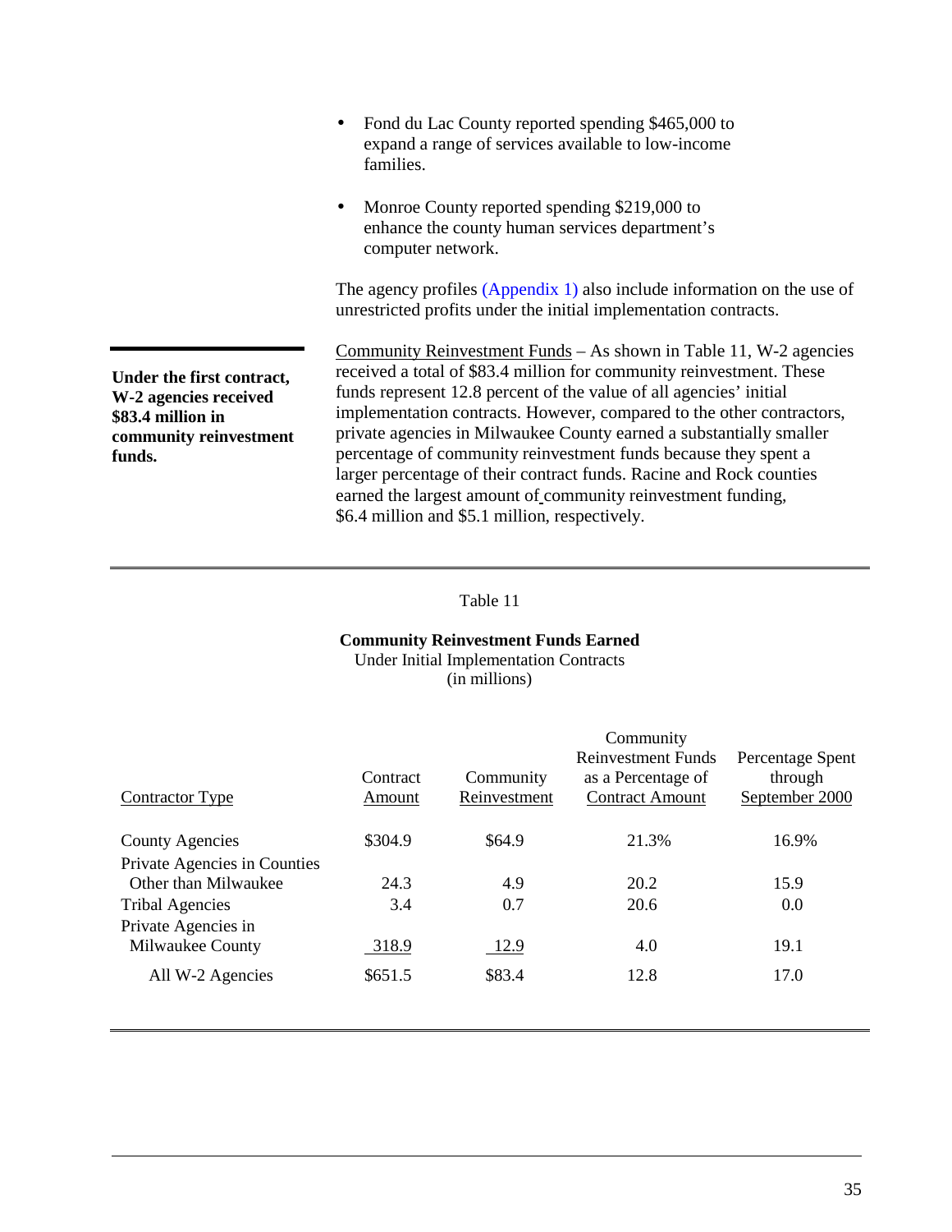- Fond du Lac County reported spending $465,000 to expand a range of services available to low-income families.

- Monroe County reported spending $219,000 to enhance the county human services department's computer network.

The agency profiles (Appendix 1) also include information on the use of unrestricted profits under the initial implementation contracts.

**Under the first contract, W-2 agencies received $83.4 million in community reinvestment funds.**

Community Reinvestment Funds – As shown in Table 11, W-2 agencies received a total of $83.4 million for community reinvestment. These funds represent 12.8 percent of the value of all agencies' initial implementation contracts. However, compared to the other contractors, private agencies in Milwaukee County earned a substantially smaller percentage of community reinvestment funds because they spent a larger percentage of their contract funds. Racine and Rock counties earned the largest amount of community reinvestment funding, $6.4 million and $5.1 million, respectively.

Table 11

**Community Reinvestment Funds Earned**
Under Initial Implementation Contracts
(in millions)

| Contractor Type | Contract Amount | Community Reinvestment | Community Reinvestment Funds as a Percentage of Contract Amount | Percentage Spent through September 2000 |
|---|---|---|---|---|
| County Agencies | $304.9 | $64.9 | 21.3% | 16.9% |
| Private Agencies in Counties Other than Milwaukee | 24.3 | 4.9 | 20.2 | 15.9 |
| Tribal Agencies | 3.4 | 0.7 | 20.6 | 0.0 |
| Private Agencies in Milwaukee County | 318.9 | 12.9 | 4.0 | 19.1 |
| All W-2 Agencies | $651.5 | $83.4 | 12.8 | 17.0 |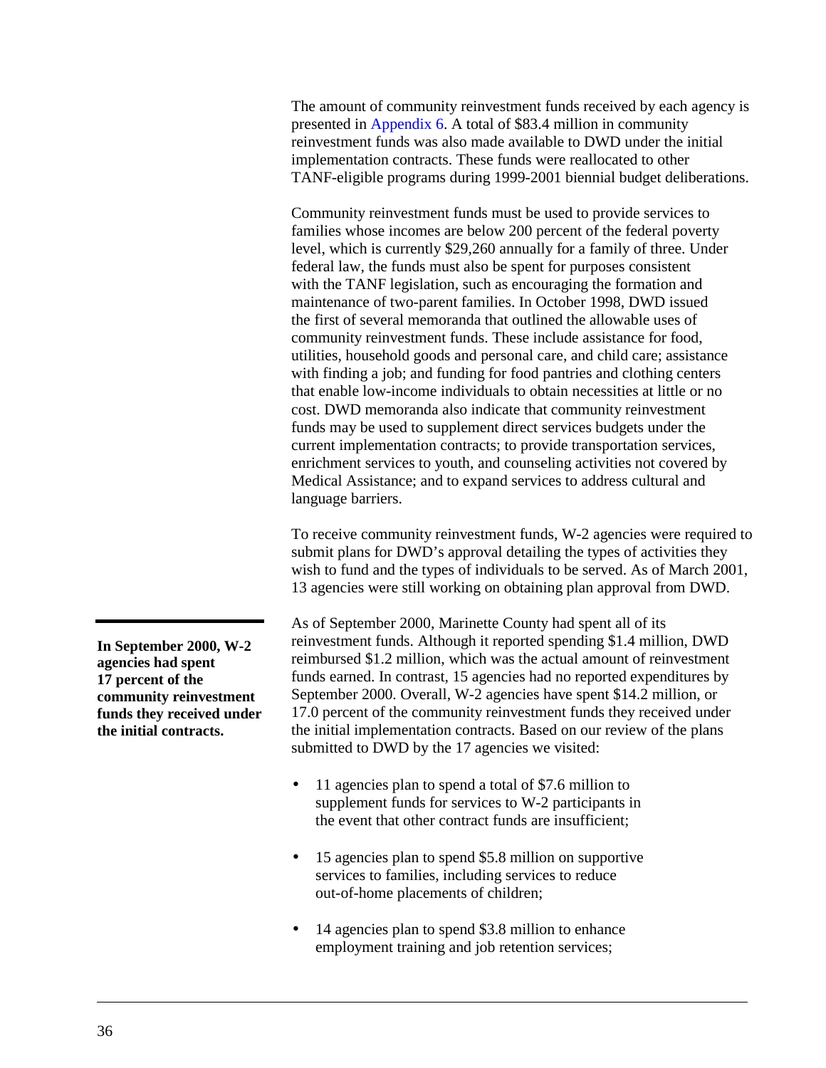The amount of community reinvestment funds received by each agency is presented in Appendix 6. A total of $83.4 million in community reinvestment funds was also made available to DWD under the initial implementation contracts. These funds were reallocated to other TANF-eligible programs during 1999-2001 biennial budget deliberations.

Community reinvestment funds must be used to provide services to families whose incomes are below 200 percent of the federal poverty level, which is currently $29,260 annually for a family of three. Under federal law, the funds must also be spent for purposes consistent with the TANF legislation, such as encouraging the formation and maintenance of two-parent families. In October 1998, DWD issued the first of several memoranda that outlined the allowable uses of community reinvestment funds. These include assistance for food, utilities, household goods and personal care, and child care; assistance with finding a job; and funding for food pantries and clothing centers that enable low-income individuals to obtain necessities at little or no cost. DWD memoranda also indicate that community reinvestment funds may be used to supplement direct services budgets under the current implementation contracts; to provide transportation services, enrichment services to youth, and counseling activities not covered by Medical Assistance; and to expand services to address cultural and language barriers.

To receive community reinvestment funds, W-2 agencies were required to submit plans for DWD's approval detailing the types of activities they wish to fund and the types of individuals to be served. As of March 2001, 13 agencies were still working on obtaining plan approval from DWD.

**In September 2000, W-2 agencies had spent 17 percent of the community reinvestment funds they received under the initial contracts.**

As of September 2000, Marinette County had spent all of its reinvestment funds. Although it reported spending $1.4 million, DWD reimbursed $1.2 million, which was the actual amount of reinvestment funds earned. In contrast, 15 agencies had no reported expenditures by September 2000. Overall, W-2 agencies have spent $14.2 million, or 17.0 percent of the community reinvestment funds they received under the initial implementation contracts. Based on our review of the plans submitted to DWD by the 17 agencies we visited:

- 11 agencies plan to spend a total of $7.6 million to supplement funds for services to W-2 participants in the event that other contract funds are insufficient;
- 15 agencies plan to spend $5.8 million on supportive services to families, including services to reduce out-of-home placements of children;
- 14 agencies plan to spend $3.8 million to enhance employment training and job retention services;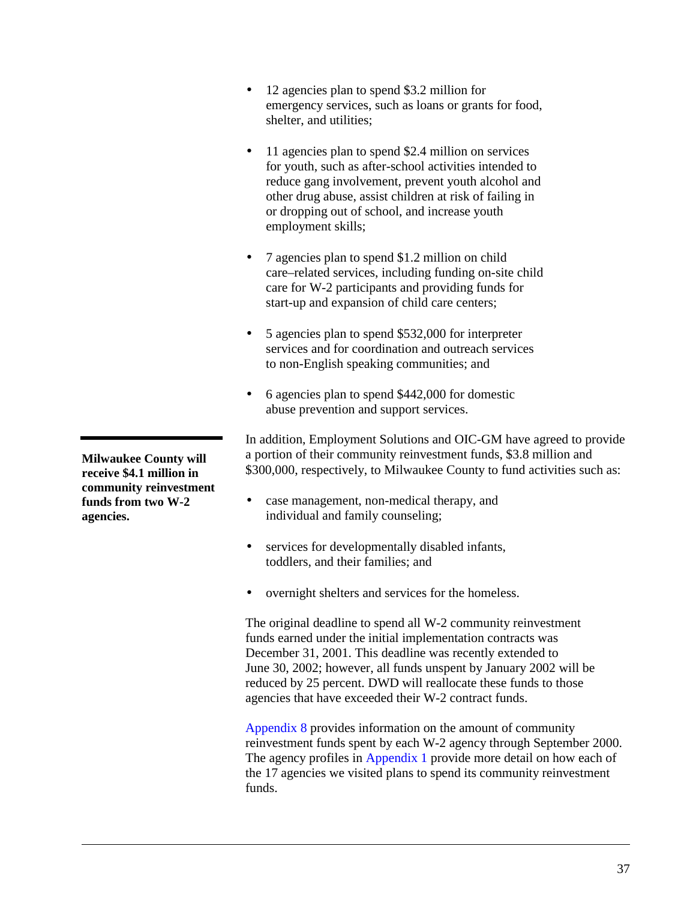- 12 agencies plan to spend $3.2 million for emergency services, such as loans or grants for food, shelter, and utilities;
- 11 agencies plan to spend $2.4 million on services for youth, such as after-school activities intended to reduce gang involvement, prevent youth alcohol and other drug abuse, assist children at risk of failing in or dropping out of school, and increase youth employment skills;
- 7 agencies plan to spend $1.2 million on child care–related services, including funding on-site child care for W-2 participants and providing funds for start-up and expansion of child care centers;
- 5 agencies plan to spend $532,000 for interpreter services and for coordination and outreach services to non-English speaking communities; and
- 6 agencies plan to spend $442,000 for domestic abuse prevention and support services.

**Milwaukee County will receive $4.1 million in community reinvestment funds from two W-2 agencies.**

In addition, Employment Solutions and OIC-GM have agreed to provide a portion of their community reinvestment funds, $3.8 million and $300,000, respectively, to Milwaukee County to fund activities such as:

- case management, non-medical therapy, and individual and family counseling;
- services for developmentally disabled infants, toddlers, and their families; and
- overnight shelters and services for the homeless.

The original deadline to spend all W-2 community reinvestment funds earned under the initial implementation contracts was December 31, 2001. This deadline was recently extended to June 30, 2002; however, all funds unspent by January 2002 will be reduced by 25 percent. DWD will reallocate these funds to those agencies that have exceeded their W-2 contract funds.

Appendix 8 provides information on the amount of community reinvestment funds spent by each W-2 agency through September 2000. The agency profiles in Appendix 1 provide more detail on how each of the 17 agencies we visited plans to spend its community reinvestment funds.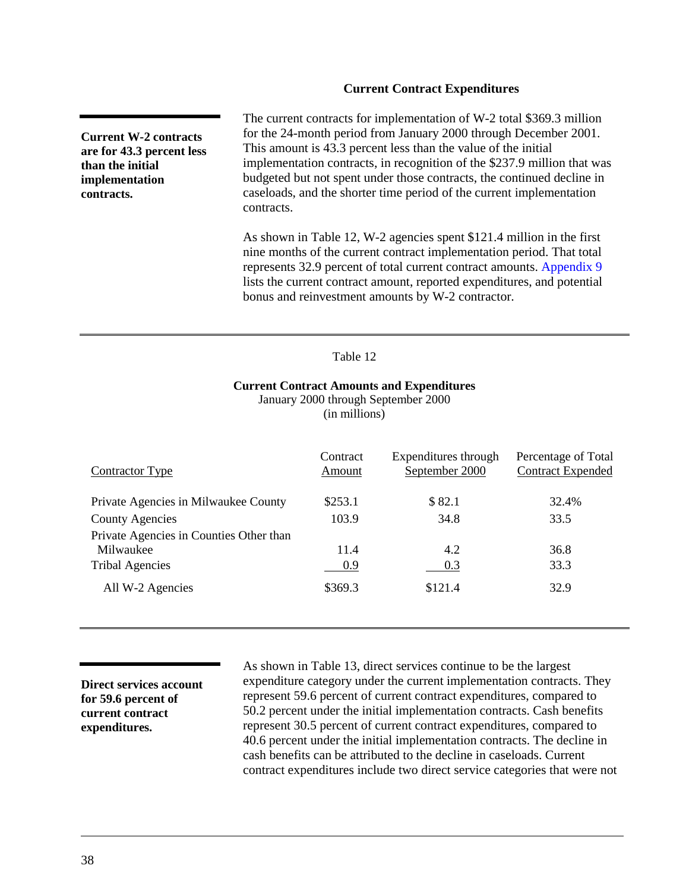### Current Contract Expenditures

**Current W-2 contracts are for 43.3 percent less than the initial implementation contracts.**

The current contracts for implementation of W-2 total $369.3 million for the 24-month period from January 2000 through December 2001. This amount is 43.3 percent less than the value of the initial implementation contracts, in recognition of the $237.9 million that was budgeted but not spent under those contracts, the continued decline in caseloads, and the shorter time period of the current implementation contracts.

As shown in Table 12, W-2 agencies spent $121.4 million in the first nine months of the current contract implementation period. That total represents 32.9 percent of total current contract amounts. Appendix 9 lists the current contract amount, reported expenditures, and potential bonus and reinvestment amounts by W-2 contractor.

Table 12

**Current Contract Amounts and Expenditures**
January 2000 through September 2000
(in millions)

| Contractor Type | Contract Amount | Expenditures through September 2000 | Percentage of Total Contract Expended |
|---|---|---|---|
| Private Agencies in Milwaukee County | $253.1 | $ 82.1 | 32.4% |
| County Agencies | 103.9 | 34.8 | 33.5 |
| Private Agencies in Counties Other than Milwaukee | 11.4 | 4.2 | 36.8 |
| Tribal Agencies | 0.9 | 0.3 | 33.3 |
| All W-2 Agencies | $369.3 | $121.4 | 32.9 |

**Direct services account for 59.6 percent of current contract expenditures.**

As shown in Table 13, direct services continue to be the largest expenditure category under the current implementation contracts. They represent 59.6 percent of current contract expenditures, compared to 50.2 percent under the initial implementation contracts. Cash benefits represent 30.5 percent of current contract expenditures, compared to 40.6 percent under the initial implementation contracts. The decline in cash benefits can be attributed to the decline in caseloads. Current contract expenditures include two direct service categories that were not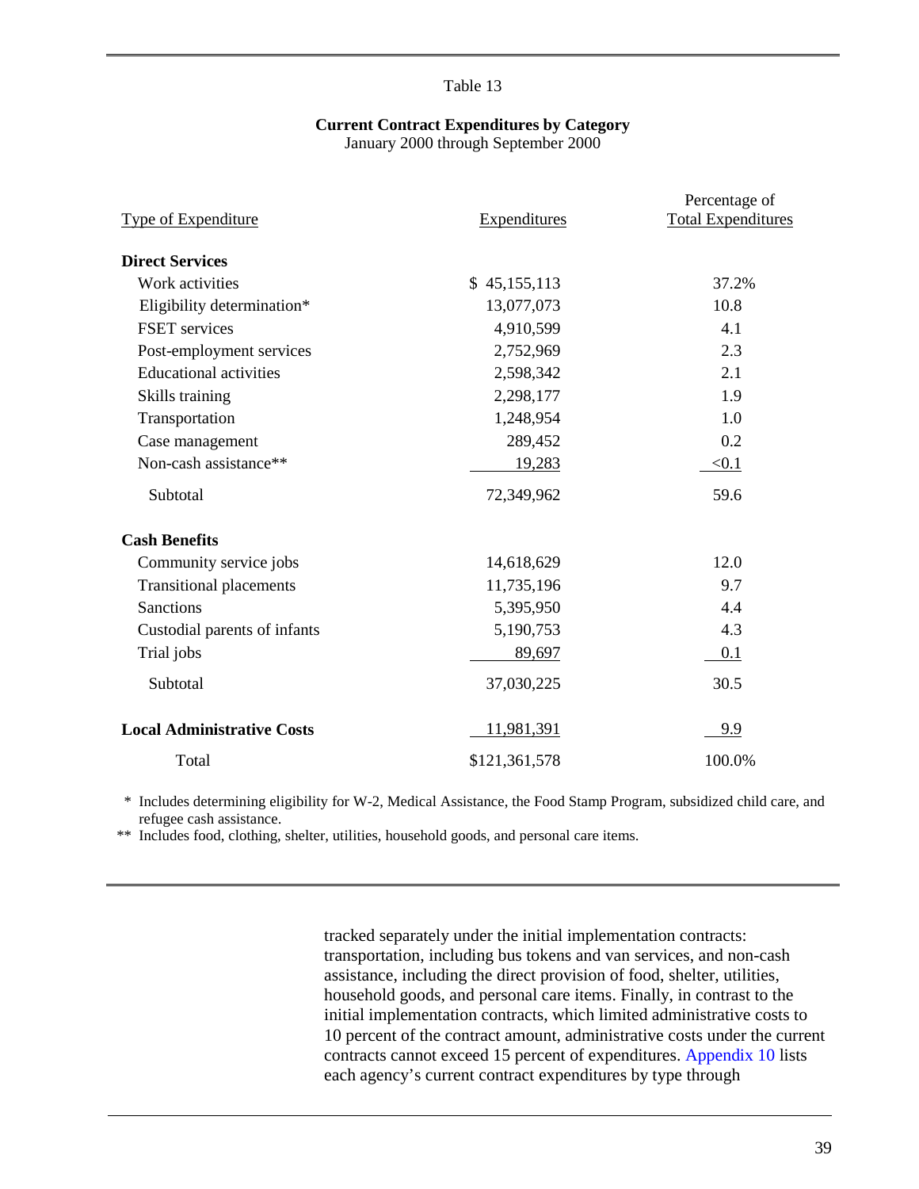Table 13

**Current Contract Expenditures by Category**
January 2000 through September 2000

| Type of Expenditure | Expenditures | Percentage of Total Expenditures |
|---|---|---|
| **Direct Services** | | |
| Work activities | $ 45,155,113 | 37.2% |
| Eligibility determination* | 13,077,073 | 10.8 |
| FSET services | 4,910,599 | 4.1 |
| Post-employment services | 2,752,969 | 2.3 |
| Educational activities | 2,598,342 | 2.1 |
| Skills training | 2,298,177 | 1.9 |
| Transportation | 1,248,954 | 1.0 |
| Case management | 289,452 | 0.2 |
| Non-cash assistance** | 19,283 | <0.1 |
| Subtotal | 72,349,962 | 59.6 |
| **Cash Benefits** | | |
| Community service jobs | 14,618,629 | 12.0 |
| Transitional placements | 11,735,196 | 9.7 |
| Sanctions | 5,395,950 | 4.4 |
| Custodial parents of infants | 5,190,753 | 4.3 |
| Trial jobs | 89,697 | 0.1 |
| Subtotal | 37,030,225 | 30.5 |
| **Local Administrative Costs** | 11,981,391 | 9.9 |
| Total | $121,361,578 | 100.0% |

\* Includes determining eligibility for W-2, Medical Assistance, the Food Stamp Program, subsidized child care, and refugee cash assistance.

\*\* Includes food, clothing, shelter, utilities, household goods, and personal care items.

tracked separately under the initial implementation contracts: transportation, including bus tokens and van services, and non-cash assistance, including the direct provision of food, shelter, utilities, household goods, and personal care items. Finally, in contrast to the initial implementation contracts, which limited administrative costs to 10 percent of the contract amount, administrative costs under the current contracts cannot exceed 15 percent of expenditures. Appendix 10 lists each agency's current contract expenditures by type through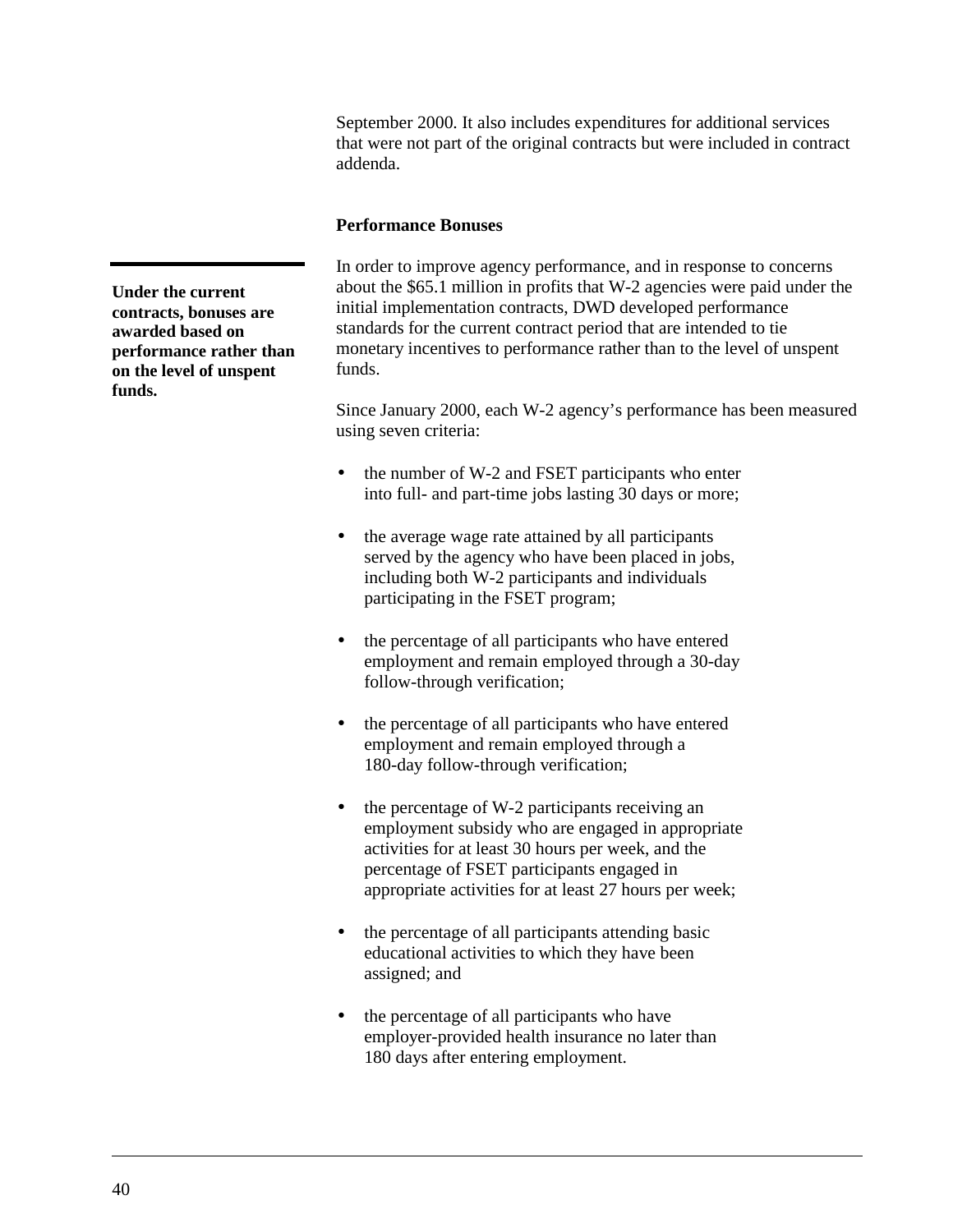September 2000. It also includes expenditures for additional services that were not part of the original contracts but were included in contract addenda.

### Performance Bonuses

**Under the current contracts, bonuses are awarded based on performance rather than on the level of unspent funds.**

In order to improve agency performance, and in response to concerns about the $65.1 million in profits that W-2 agencies were paid under the initial implementation contracts, DWD developed performance standards for the current contract period that are intended to tie monetary incentives to performance rather than to the level of unspent funds.

Since January 2000, each W-2 agency's performance has been measured using seven criteria:

- the number of W-2 and FSET participants who enter into full- and part-time jobs lasting 30 days or more;
- the average wage rate attained by all participants served by the agency who have been placed in jobs, including both W-2 participants and individuals participating in the FSET program;
- the percentage of all participants who have entered employment and remain employed through a 30-day follow-through verification;
- the percentage of all participants who have entered employment and remain employed through a 180-day follow-through verification;
- the percentage of W-2 participants receiving an employment subsidy who are engaged in appropriate activities for at least 30 hours per week, and the percentage of FSET participants engaged in appropriate activities for at least 27 hours per week;
- the percentage of all participants attending basic educational activities to which they have been assigned; and
- the percentage of all participants who have employer-provided health insurance no later than 180 days after entering employment.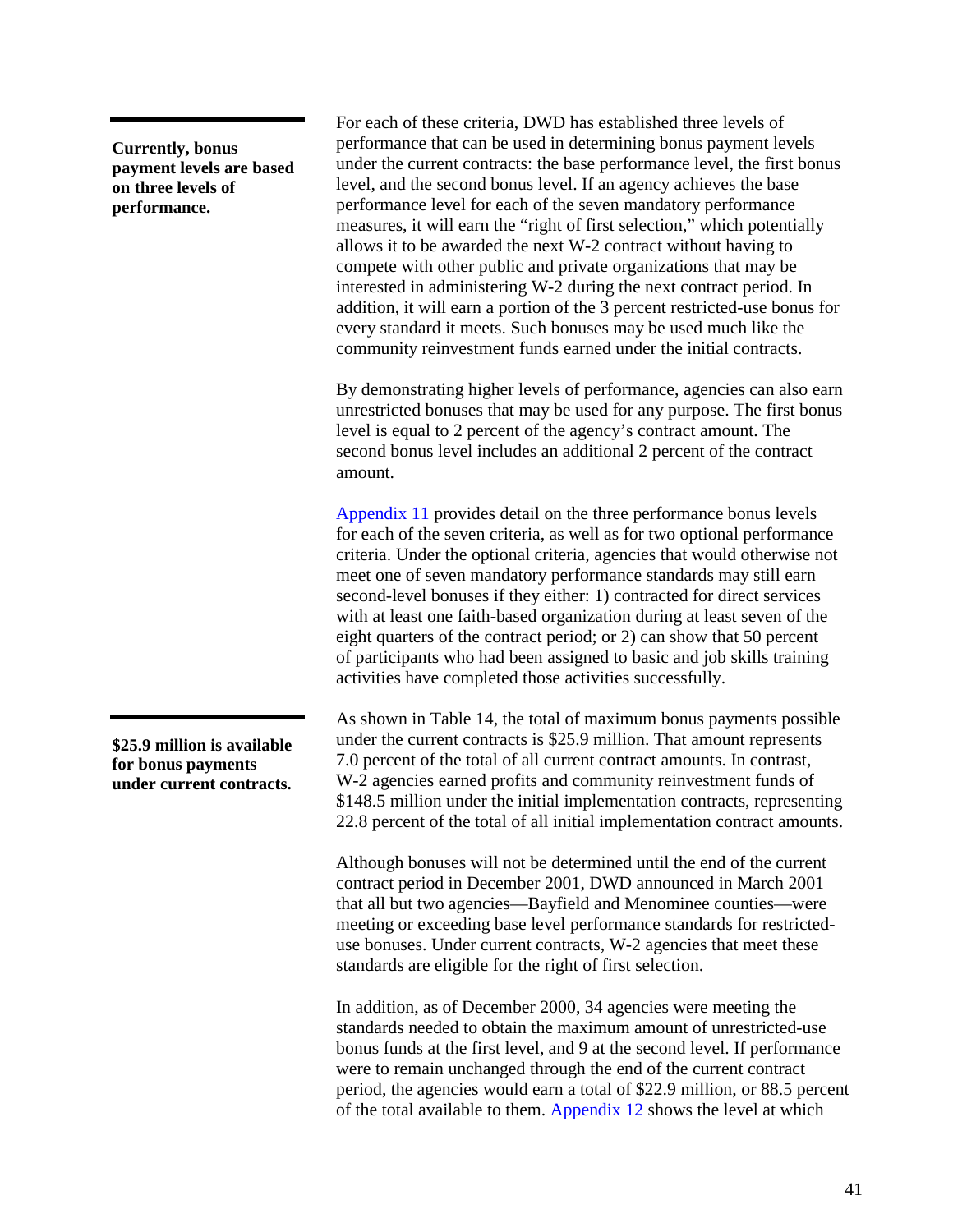**Currently, bonus payment levels are based on three levels of performance.**

For each of these criteria, DWD has established three levels of performance that can be used in determining bonus payment levels under the current contracts: the base performance level, the first bonus level, and the second bonus level. If an agency achieves the base performance level for each of the seven mandatory performance measures, it will earn the "right of first selection," which potentially allows it to be awarded the next W-2 contract without having to compete with other public and private organizations that may be interested in administering W-2 during the next contract period. In addition, it will earn a portion of the 3 percent restricted-use bonus for every standard it meets. Such bonuses may be used much like the community reinvestment funds earned under the initial contracts.

By demonstrating higher levels of performance, agencies can also earn unrestricted bonuses that may be used for any purpose. The first bonus level is equal to 2 percent of the agency's contract amount. The second bonus level includes an additional 2 percent of the contract amount.

Appendix 11 provides detail on the three performance bonus levels for each of the seven criteria, as well as for two optional performance criteria. Under the optional criteria, agencies that would otherwise not meet one of seven mandatory performance standards may still earn second-level bonuses if they either: 1) contracted for direct services with at least one faith-based organization during at least seven of the eight quarters of the contract period; or 2) can show that 50 percent of participants who had been assigned to basic and job skills training activities have completed those activities successfully.

**$25.9 million is available for bonus payments under current contracts.**

As shown in Table 14, the total of maximum bonus payments possible under the current contracts is $25.9 million. That amount represents 7.0 percent of the total of all current contract amounts. In contrast, W-2 agencies earned profits and community reinvestment funds of $148.5 million under the initial implementation contracts, representing 22.8 percent of the total of all initial implementation contract amounts.

Although bonuses will not be determined until the end of the current contract period in December 2001, DWD announced in March 2001 that all but two agencies—Bayfield and Menominee counties—were meeting or exceeding base level performance standards for restricted-use bonuses. Under current contracts, W-2 agencies that meet these standards are eligible for the right of first selection.

In addition, as of December 2000, 34 agencies were meeting the standards needed to obtain the maximum amount of unrestricted-use bonus funds at the first level, and 9 at the second level. If performance were to remain unchanged through the end of the current contract period, the agencies would earn a total of $22.9 million, or 88.5 percent of the total available to them. Appendix 12 shows the level at which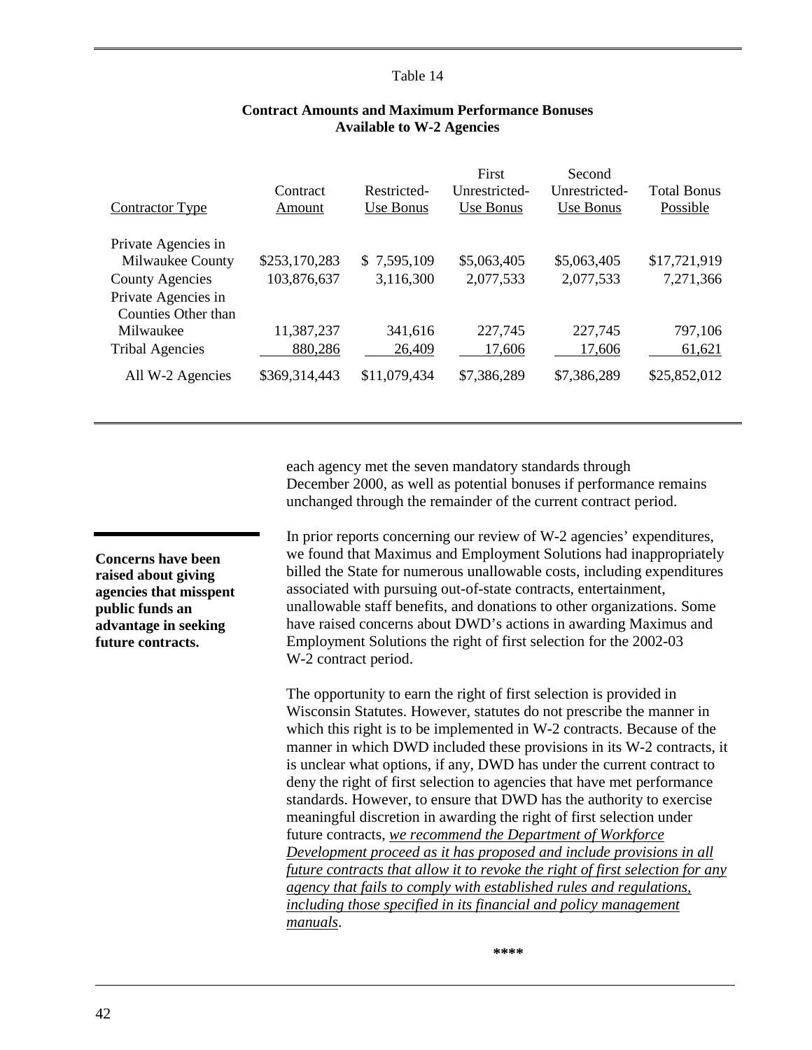Table 14

**Contract Amounts and Maximum Performance Bonuses Available to W-2 Agencies**

| Contractor Type | Contract Amount | Restricted-Use Bonus | First Unrestricted-Use Bonus | Second Unrestricted-Use Bonus | Total Bonus Possible |
|---|---|---|---|---|---|
| Private Agencies in Milwaukee County | $253,170,283 | $ 7,595,109 | $5,063,405 | $5,063,405 | $17,721,919 |
| County Agencies | 103,876,637 | 3,116,300 | 2,077,533 | 2,077,533 | 7,271,366 |
| Private Agencies in Counties Other than Milwaukee | 11,387,237 | 341,616 | 227,745 | 227,745 | 797,106 |
| Tribal Agencies | 880,286 | 26,409 | 17,606 | 17,606 | 61,621 |
| All W-2 Agencies | $369,314,443 | $11,079,434 | $7,386,289 | $7,386,289 | $25,852,012 |

each agency met the seven mandatory standards through December 2000, as well as potential bonuses if performance remains unchanged through the remainder of the current contract period.

**Concerns have been raised about giving agencies that misspent public funds an advantage in seeking future contracts.**

In prior reports concerning our review of W-2 agencies' expenditures, we found that Maximus and Employment Solutions had inappropriately billed the State for numerous unallowable costs, including expenditures associated with pursuing out-of-state contracts, entertainment, unallowable staff benefits, and donations to other organizations. Some have raised concerns about DWD's actions in awarding Maximus and Employment Solutions the right of first selection for the 2002-03 W-2 contract period.

The opportunity to earn the right of first selection is provided in Wisconsin Statutes. However, statutes do not prescribe the manner in which this right is to be implemented in W-2 contracts. Because of the manner in which DWD included these provisions in its W-2 contracts, it is unclear what options, if any, DWD has under the current contract to deny the right of first selection to agencies that have met performance standards. However, to ensure that DWD has the authority to exercise meaningful discretion in awarding the right of first selection under future contracts, *we recommend the Department of Workforce Development proceed as it has proposed and include provisions in all future contracts that allow it to revoke the right of first selection for any agency that fails to comply with established rules and regulations, including those specified in its financial and policy management manuals*.

****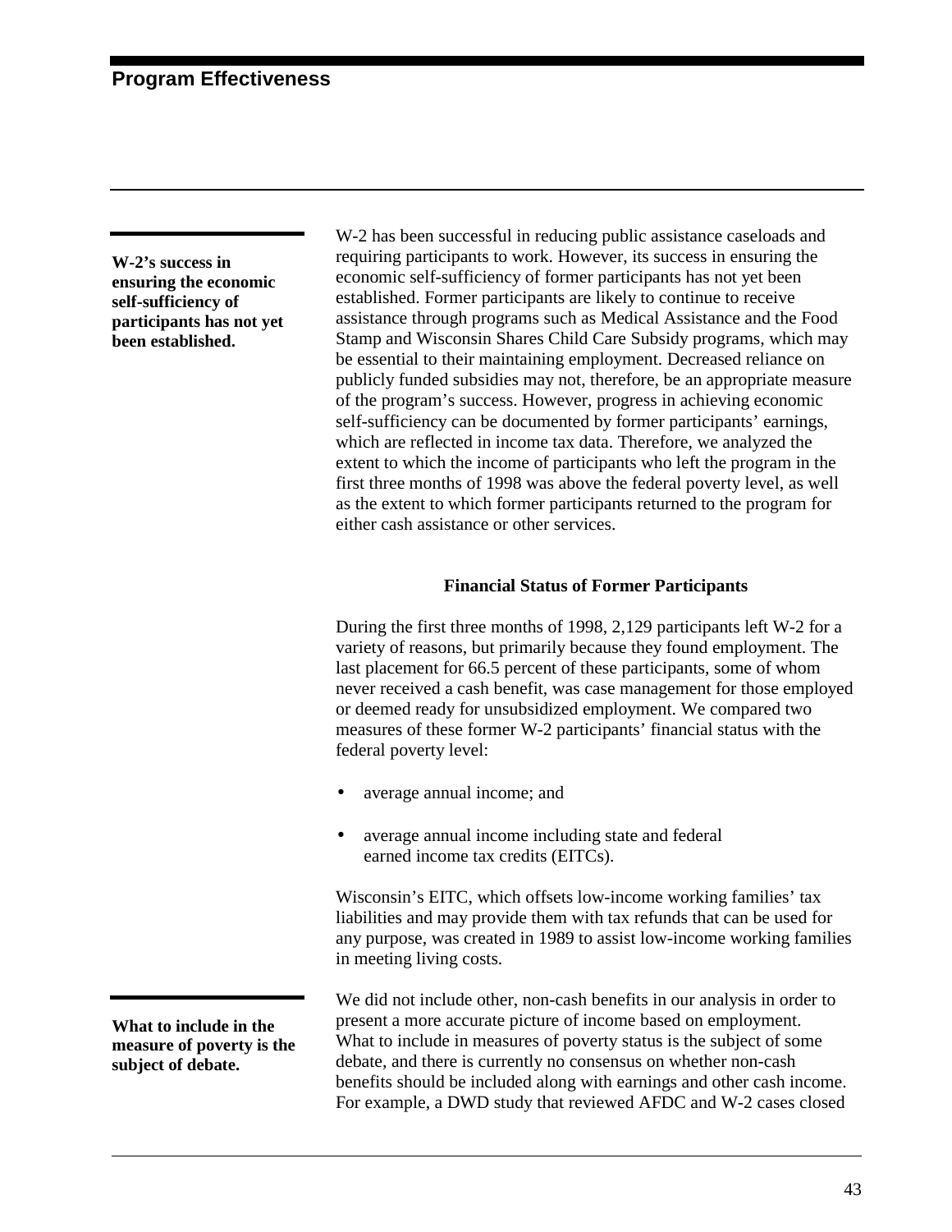# Program Effectiveness

**W-2's success in ensuring the economic self-sufficiency of participants has not yet been established.**

W-2 has been successful in reducing public assistance caseloads and requiring participants to work. However, its success in ensuring the economic self-sufficiency of former participants has not yet been established. Former participants are likely to continue to receive assistance through programs such as Medical Assistance and the Food Stamp and Wisconsin Shares Child Care Subsidy programs, which may be essential to their maintaining employment. Decreased reliance on publicly funded subsidies may not, therefore, be an appropriate measure of the program's success. However, progress in achieving economic self-sufficiency can be documented by former participants' earnings, which are reflected in income tax data. Therefore, we analyzed the extent to which the income of participants who left the program in the first three months of 1998 was above the federal poverty level, as well as the extent to which former participants returned to the program for either cash assistance or other services.

## Financial Status of Former Participants

During the first three months of 1998, 2,129 participants left W-2 for a variety of reasons, but primarily because they found employment. The last placement for 66.5 percent of these participants, some of whom never received a cash benefit, was case management for those employed or deemed ready for unsubsidized employment. We compared two measures of these former W-2 participants' financial status with the federal poverty level:

- average annual income; and
- average annual income including state and federal earned income tax credits (EITCs).

Wisconsin's EITC, which offsets low-income working families' tax liabilities and may provide them with tax refunds that can be used for any purpose, was created in 1989 to assist low-income working families in meeting living costs.

**What to include in the measure of poverty is the subject of debate.**

We did not include other, non-cash benefits in our analysis in order to present a more accurate picture of income based on employment. What to include in measures of poverty status is the subject of some debate, and there is currently no consensus on whether non-cash benefits should be included along with earnings and other cash income. For example, a DWD study that reviewed AFDC and W-2 cases closed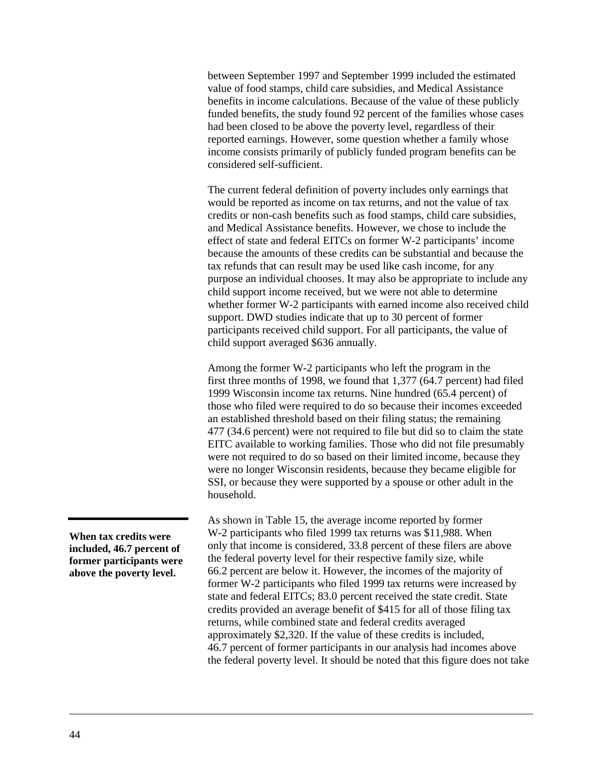between September 1997 and September 1999 included the estimated value of food stamps, child care subsidies, and Medical Assistance benefits in income calculations. Because of the value of these publicly funded benefits, the study found 92 percent of the families whose cases had been closed to be above the poverty level, regardless of their reported earnings. However, some question whether a family whose income consists primarily of publicly funded program benefits can be considered self-sufficient.

The current federal definition of poverty includes only earnings that would be reported as income on tax returns, and not the value of tax credits or non-cash benefits such as food stamps, child care subsidies, and Medical Assistance benefits. However, we chose to include the effect of state and federal EITCs on former W-2 participants' income because the amounts of these credits can be substantial and because the tax refunds that can result may be used like cash income, for any purpose an individual chooses. It may also be appropriate to include any child support income received, but we were not able to determine whether former W-2 participants with earned income also received child support. DWD studies indicate that up to 30 percent of former participants received child support. For all participants, the value of child support averaged $636 annually.

Among the former W-2 participants who left the program in the first three months of 1998, we found that 1,377 (64.7 percent) had filed 1999 Wisconsin income tax returns. Nine hundred (65.4 percent) of those who filed were required to do so because their incomes exceeded an established threshold based on their filing status; the remaining 477 (34.6 percent) were not required to file but did so to claim the state EITC available to working families. Those who did not file presumably were not required to do so based on their limited income, because they were no longer Wisconsin residents, because they became eligible for SSI, or because they were supported by a spouse or other adult in the household.

**When tax credits were included, 46.7 percent of former participants were above the poverty level.**

As shown in Table 15, the average income reported by former W-2 participants who filed 1999 tax returns was $11,988. When only that income is considered, 33.8 percent of these filers are above the federal poverty level for their respective family size, while 66.2 percent are below it. However, the incomes of the majority of former W-2 participants who filed 1999 tax returns were increased by state and federal EITCs; 83.0 percent received the state credit. State credits provided an average benefit of $415 for all of those filing tax returns, while combined state and federal credits averaged approximately $2,320. If the value of these credits is included, 46.7 percent of former participants in our analysis had incomes above the federal poverty level. It should be noted that this figure does not take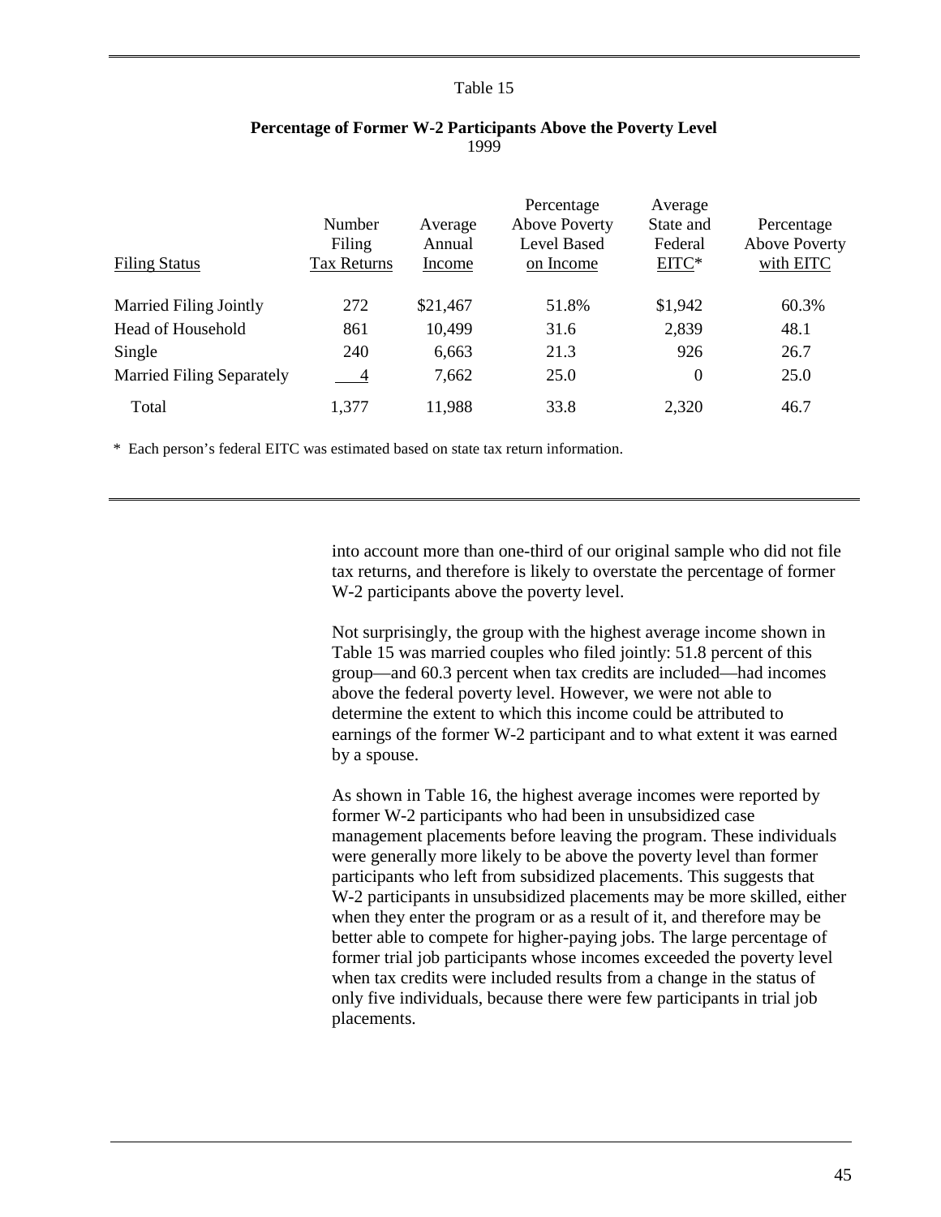Table 15

**Percentage of Former W-2 Participants Above the Poverty Level**
1999

| Filing Status | Number Filing Tax Returns | Average Annual Income | Percentage Above Poverty Level Based on Income | Average State and Federal EITC* | Percentage Above Poverty with EITC |
|---|---|---|---|---|---|
| Married Filing Jointly | 272 | $21,467 | 51.8% | $1,942 | 60.3% |
| Head of Household | 861 | 10,499 | 31.6 | 2,839 | 48.1 |
| Single | 240 | 6,663 | 21.3 | 926 | 26.7 |
| Married Filing Separately | 4 | 7,662 | 25.0 | 0 | 25.0 |
| Total | 1,377 | 11,988 | 33.8 | 2,320 | 46.7 |

\* Each person's federal EITC was estimated based on state tax return information.

into account more than one-third of our original sample who did not file tax returns, and therefore is likely to overstate the percentage of former W-2 participants above the poverty level.

Not surprisingly, the group with the highest average income shown in Table 15 was married couples who filed jointly: 51.8 percent of this group—and 60.3 percent when tax credits are included—had incomes above the federal poverty level. However, we were not able to determine the extent to which this income could be attributed to earnings of the former W-2 participant and to what extent it was earned by a spouse.

As shown in Table 16, the highest average incomes were reported by former W-2 participants who had been in unsubsidized case management placements before leaving the program. These individuals were generally more likely to be above the poverty level than former participants who left from subsidized placements. This suggests that W-2 participants in unsubsidized placements may be more skilled, either when they enter the program or as a result of it, and therefore may be better able to compete for higher-paying jobs. The large percentage of former trial job participants whose incomes exceeded the poverty level when tax credits were included results from a change in the status of only five individuals, because there were few participants in trial job placements.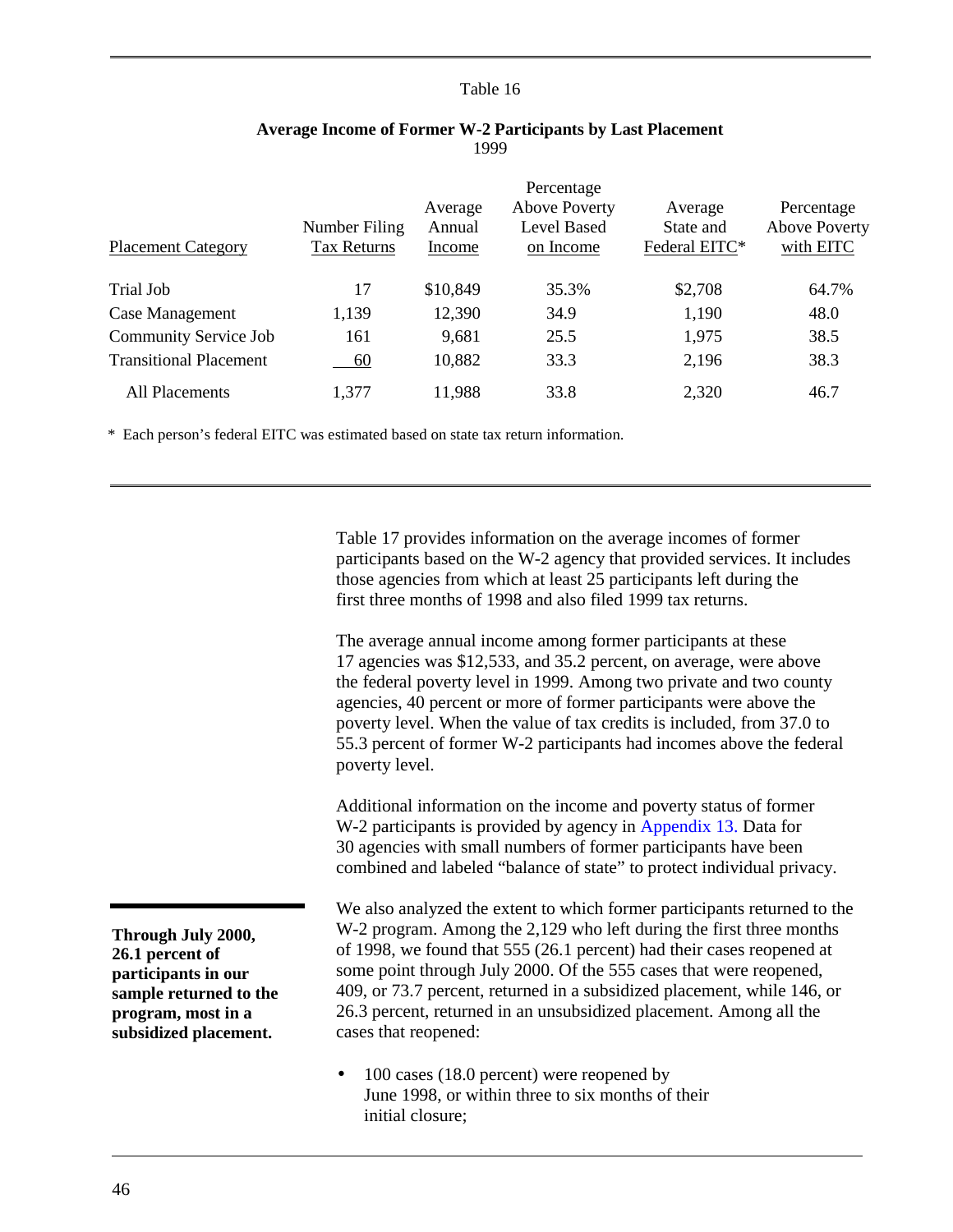Table 16

**Average Income of Former W-2 Participants by Last Placement**
1999

| Placement Category | Number Filing Tax Returns | Average Annual Income | Percentage Above Poverty Level Based on Income | Average State and Federal EITC* | Percentage Above Poverty with EITC |
|---|---|---|---|---|---|
| Trial Job | 17 | $10,849 | 35.3% | $2,708 | 64.7% |
| Case Management | 1,139 | 12,390 | 34.9 | 1,190 | 48.0 |
| Community Service Job | 161 | 9,681 | 25.5 | 1,975 | 38.5 |
| Transitional Placement | 60 | 10,882 | 33.3 | 2,196 | 38.3 |
| All Placements | 1,377 | 11,988 | 33.8 | 2,320 | 46.7 |

* Each person's federal EITC was estimated based on state tax return information.

Table 17 provides information on the average incomes of former participants based on the W-2 agency that provided services. It includes those agencies from which at least 25 participants left during the first three months of 1998 and also filed 1999 tax returns.

The average annual income among former participants at these 17 agencies was $12,533, and 35.2 percent, on average, were above the federal poverty level in 1999. Among two private and two county agencies, 40 percent or more of former participants were above the poverty level. When the value of tax credits is included, from 37.0 to 55.3 percent of former W-2 participants had incomes above the federal poverty level.

Additional information on the income and poverty status of former W-2 participants is provided by agency in Appendix 13. Data for 30 agencies with small numbers of former participants have been combined and labeled "balance of state" to protect individual privacy.

**Through July 2000, 26.1 percent of participants in our sample returned to the program, most in a subsidized placement.**

We also analyzed the extent to which former participants returned to the W-2 program. Among the 2,129 who left during the first three months of 1998, we found that 555 (26.1 percent) had their cases reopened at some point through July 2000. Of the 555 cases that were reopened, 409, or 73.7 percent, returned in a subsidized placement, while 146, or 26.3 percent, returned in an unsubsidized placement. Among all the cases that reopened:

- 100 cases (18.0 percent) were reopened by June 1998, or within three to six months of their initial closure;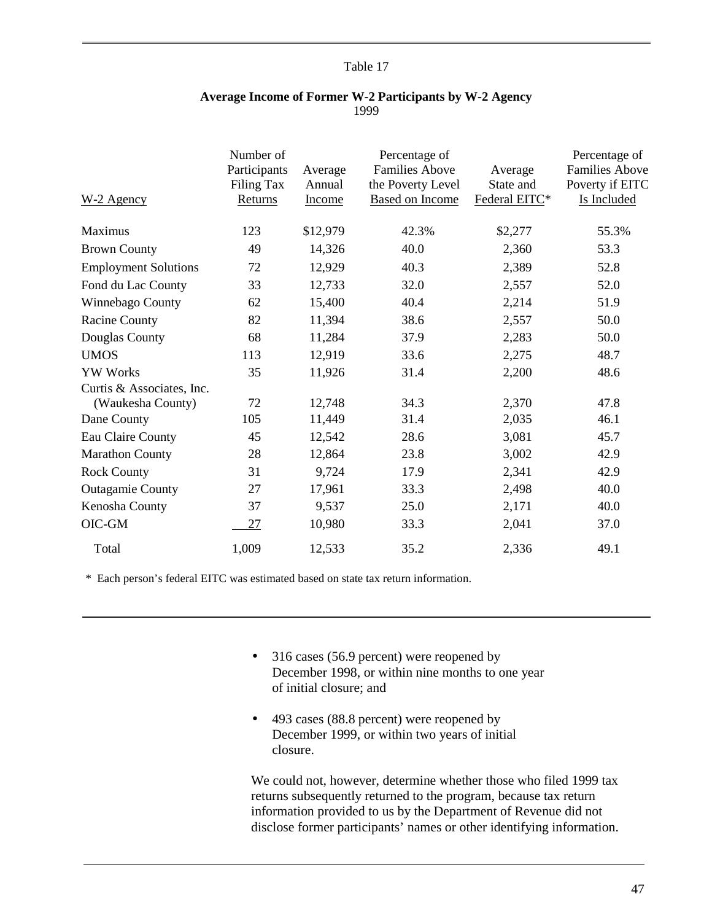Table 17

**Average Income of Former W-2 Participants by W-2 Agency**
1999

| W-2 Agency | Number of Participants Filing Tax Returns | Average Annual Income | Percentage of Families Above the Poverty Level Based on Income | Average State and Federal EITC* | Percentage of Families Above Poverty if EITC Is Included |
|---|---|---|---|---|---|
| Maximus | 123 | $12,979 | 42.3% | $2,277 | 55.3% |
| Brown County | 49 | 14,326 | 40.0 | 2,360 | 53.3 |
| Employment Solutions | 72 | 12,929 | 40.3 | 2,389 | 52.8 |
| Fond du Lac County | 33 | 12,733 | 32.0 | 2,557 | 52.0 |
| Winnebago County | 62 | 15,400 | 40.4 | 2,214 | 51.9 |
| Racine County | 82 | 11,394 | 38.6 | 2,557 | 50.0 |
| Douglas County | 68 | 11,284 | 37.9 | 2,283 | 50.0 |
| UMOS | 113 | 12,919 | 33.6 | 2,275 | 48.7 |
| YW Works | 35 | 11,926 | 31.4 | 2,200 | 48.6 |
| Curtis & Associates, Inc. (Waukesha County) | 72 | 12,748 | 34.3 | 2,370 | 47.8 |
| Dane County | 105 | 11,449 | 31.4 | 2,035 | 46.1 |
| Eau Claire County | 45 | 12,542 | 28.6 | 3,081 | 45.7 |
| Marathon County | 28 | 12,864 | 23.8 | 3,002 | 42.9 |
| Rock County | 31 | 9,724 | 17.9 | 2,341 | 42.9 |
| Outagamie County | 27 | 17,961 | 33.3 | 2,498 | 40.0 |
| Kenosha County | 37 | 9,537 | 25.0 | 2,171 | 40.0 |
| OIC-GM | 27 | 10,980 | 33.3 | 2,041 | 37.0 |
| Total | 1,009 | 12,533 | 35.2 | 2,336 | 49.1 |

\* Each person's federal EITC was estimated based on state tax return information.

- 316 cases (56.9 percent) were reopened by December 1998, or within nine months to one year of initial closure; and
- 493 cases (88.8 percent) were reopened by December 1999, or within two years of initial closure.

We could not, however, determine whether those who filed 1999 tax returns subsequently returned to the program, because tax return information provided to us by the Department of Revenue did not disclose former participants' names or other identifying information.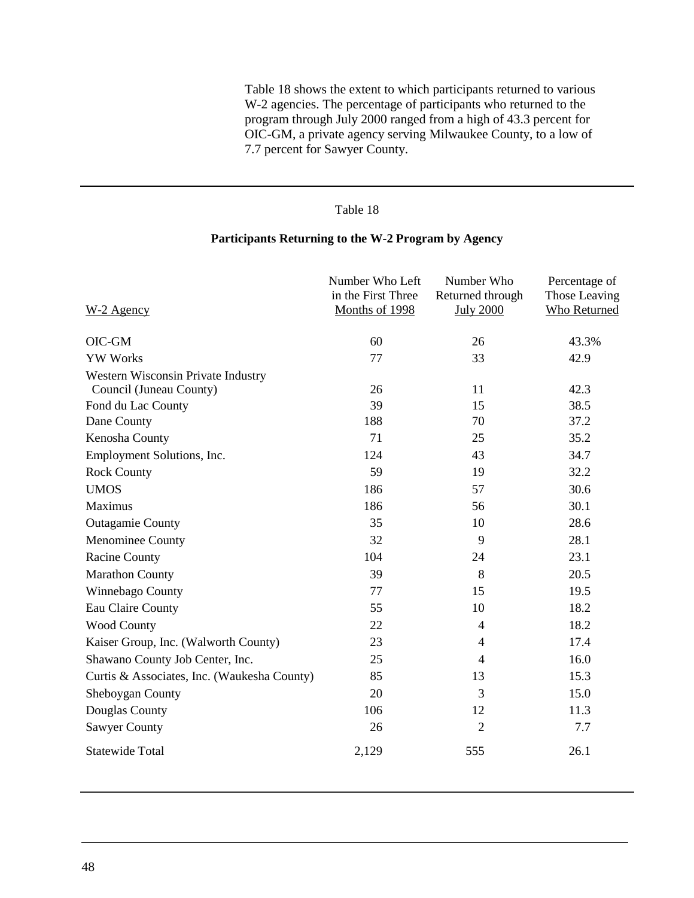Table 18 shows the extent to which participants returned to various W-2 agencies. The percentage of participants who returned to the program through July 2000 ranged from a high of 43.3 percent for OIC-GM, a private agency serving Milwaukee County, to a low of 7.7 percent for Sawyer County.

Table 18

**Participants Returning to the W-2 Program by Agency**

| W-2 Agency | Number Who Left in the First Three Months of 1998 | Number Who Returned through July 2000 | Percentage of Those Leaving Who Returned |
|---|---|---|---|
| OIC-GM | 60 | 26 | 43.3% |
| YW Works | 77 | 33 | 42.9 |
| Western Wisconsin Private Industry Council (Juneau County) | 26 | 11 | 42.3 |
| Fond du Lac County | 39 | 15 | 38.5 |
| Dane County | 188 | 70 | 37.2 |
| Kenosha County | 71 | 25 | 35.2 |
| Employment Solutions, Inc. | 124 | 43 | 34.7 |
| Rock County | 59 | 19 | 32.2 |
| UMOS | 186 | 57 | 30.6 |
| Maximus | 186 | 56 | 30.1 |
| Outagamie County | 35 | 10 | 28.6 |
| Menominee County | 32 | 9 | 28.1 |
| Racine County | 104 | 24 | 23.1 |
| Marathon County | 39 | 8 | 20.5 |
| Winnebago County | 77 | 15 | 19.5 |
| Eau Claire County | 55 | 10 | 18.2 |
| Wood County | 22 | 4 | 18.2 |
| Kaiser Group, Inc. (Walworth County) | 23 | 4 | 17.4 |
| Shawano County Job Center, Inc. | 25 | 4 | 16.0 |
| Curtis & Associates, Inc. (Waukesha County) | 85 | 13 | 15.3 |
| Sheboygan County | 20 | 3 | 15.0 |
| Douglas County | 106 | 12 | 11.3 |
| Sawyer County | 26 | 2 | 7.7 |
| Statewide Total | 2,129 | 555 | 26.1 |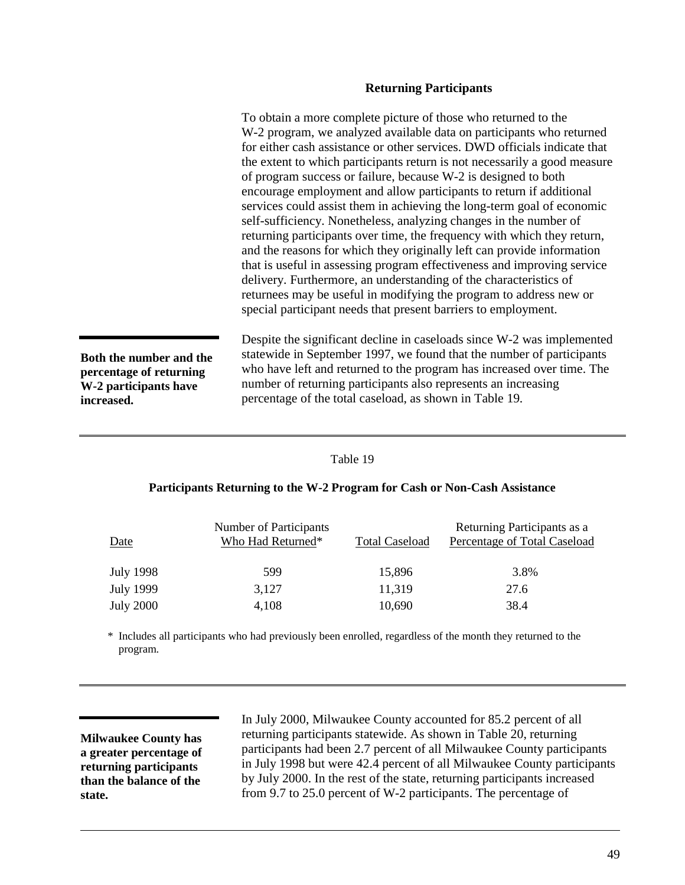### Returning Participants

To obtain a more complete picture of those who returned to the W-2 program, we analyzed available data on participants who returned for either cash assistance or other services. DWD officials indicate that the extent to which participants return is not necessarily a good measure of program success or failure, because W-2 is designed to both encourage employment and allow participants to return if additional services could assist them in achieving the long-term goal of economic self-sufficiency. Nonetheless, analyzing changes in the number of returning participants over time, the frequency with which they return, and the reasons for which they originally left can provide information that is useful in assessing program effectiveness and improving service delivery. Furthermore, an understanding of the characteristics of returnees may be useful in modifying the program to address new or special participant needs that present barriers to employment.

**Both the number and the percentage of returning W-2 participants have increased.**

Despite the significant decline in caseloads since W-2 was implemented statewide in September 1997, we found that the number of participants who have left and returned to the program has increased over time. The number of returning participants also represents an increasing percentage of the total caseload, as shown in Table 19.

Table 19

**Participants Returning to the W-2 Program for Cash or Non-Cash Assistance**

| Date | Number of Participants Who Had Returned* | Total Caseload | Returning Participants as a Percentage of Total Caseload |
|---|---|---|---|
| July 1998 | 599 | 15,896 | 3.8% |
| July 1999 | 3,127 | 11,319 | 27.6 |
| July 2000 | 4,108 | 10,690 | 38.4 |

\* Includes all participants who had previously been enrolled, regardless of the month they returned to the program.

**Milwaukee County has a greater percentage of returning participants than the balance of the state.**

In July 2000, Milwaukee County accounted for 85.2 percent of all returning participants statewide. As shown in Table 20, returning participants had been 2.7 percent of all Milwaukee County participants in July 1998 but were 42.4 percent of all Milwaukee County participants by July 2000. In the rest of the state, returning participants increased from 9.7 to 25.0 percent of W-2 participants. The percentage of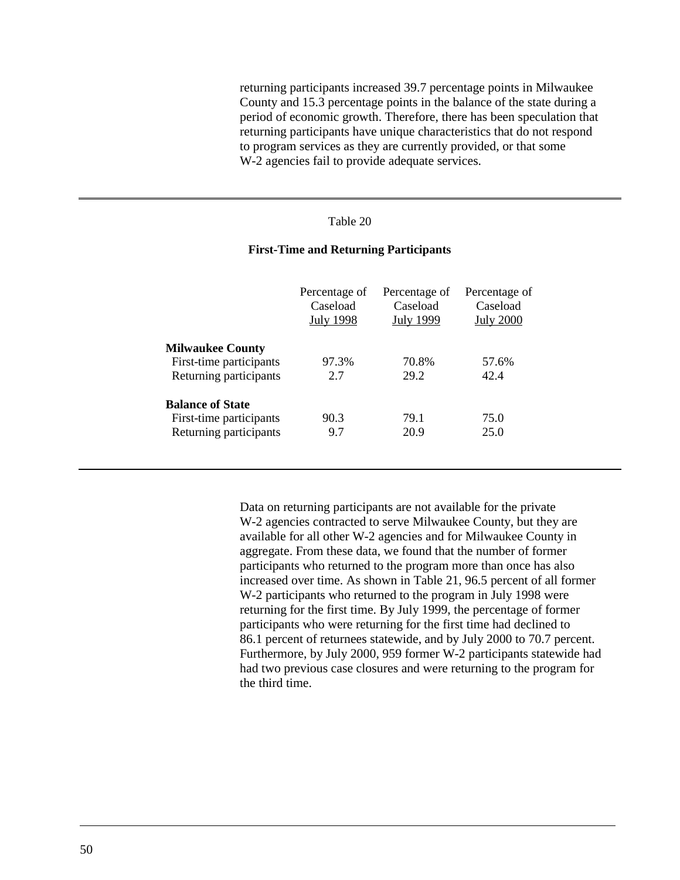returning participants increased 39.7 percentage points in Milwaukee County and 15.3 percentage points in the balance of the state during a period of economic growth. Therefore, there has been speculation that returning participants have unique characteristics that do not respond to program services as they are currently provided, or that some W-2 agencies fail to provide adequate services.

Table 20

**First-Time and Returning Participants**

| | Percentage of Caseload July 1998 | Percentage of Caseload July 1999 | Percentage of Caseload July 2000 |
|---|---|---|---|
| **Milwaukee County** | | | |
| First-time participants | 97.3% | 70.8% | 57.6% |
| Returning participants | 2.7 | 29.2 | 42.4 |
| **Balance of State** | | | |
| First-time participants | 90.3 | 79.1 | 75.0 |
| Returning participants | 9.7 | 20.9 | 25.0 |

Data on returning participants are not available for the private W-2 agencies contracted to serve Milwaukee County, but they are available for all other W-2 agencies and for Milwaukee County in aggregate. From these data, we found that the number of former participants who returned to the program more than once has also increased over time. As shown in Table 21, 96.5 percent of all former W-2 participants who returned to the program in July 1998 were returning for the first time. By July 1999, the percentage of former participants who were returning for the first time had declined to 86.1 percent of returnees statewide, and by July 2000 to 70.7 percent. Furthermore, by July 2000, 959 former W-2 participants statewide had had two previous case closures and were returning to the program for the third time.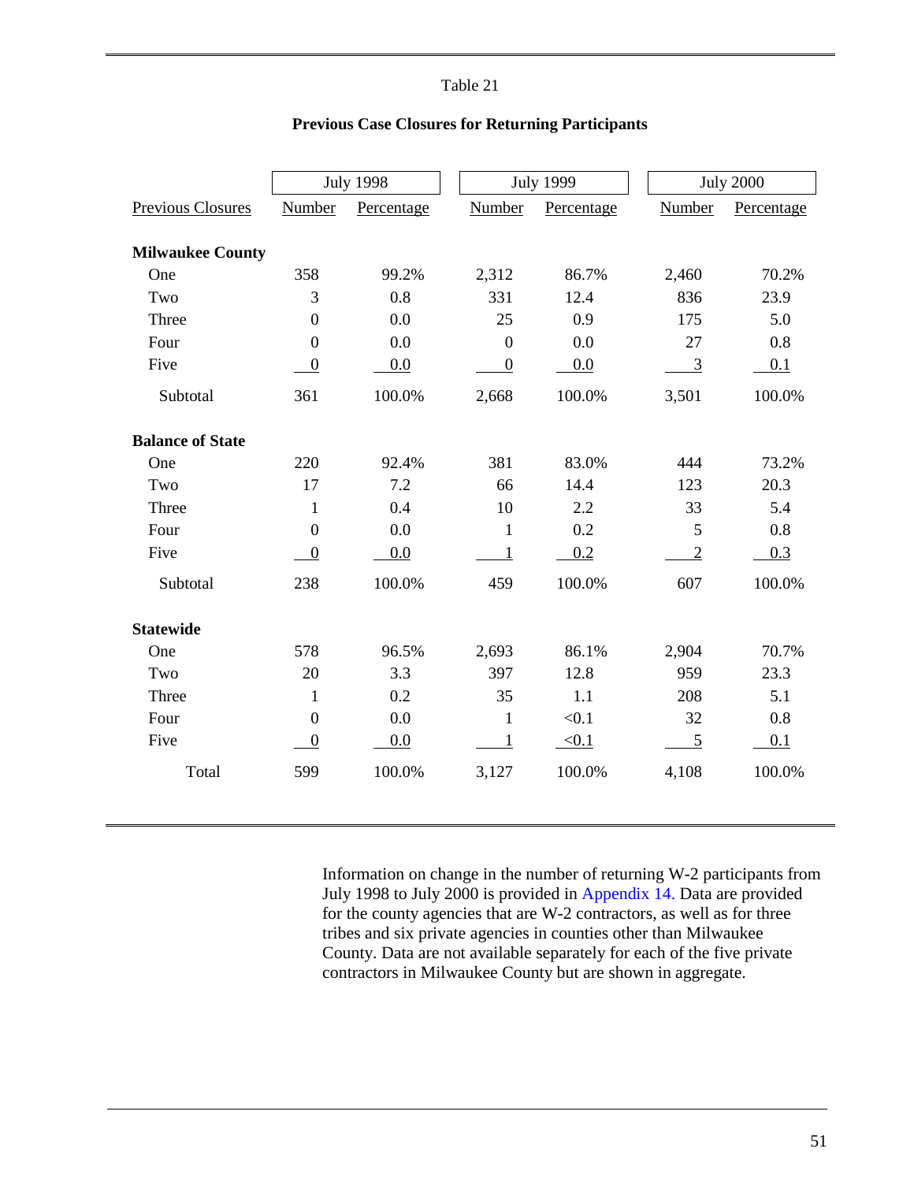Table 21

**Previous Case Closures for Returning Participants**

| | July 1998 | | July 1999 | | July 2000 | |
|---|---|---|---|---|---|---|
| Previous Closures | Number | Percentage | Number | Percentage | Number | Percentage |
| **Milwaukee County** | | | | | | |
| One | 358 | 99.2% | 2,312 | 86.7% | 2,460 | 70.2% |
| Two | 3 | 0.8 | 331 | 12.4 | 836 | 23.9 |
| Three | 0 | 0.0 | 25 | 0.9 | 175 | 5.0 |
| Four | 0 | 0.0 | 0 | 0.0 | 27 | 0.8 |
| Five | 0 | 0.0 | 0 | 0.0 | 3 | 0.1 |
| Subtotal | 361 | 100.0% | 2,668 | 100.0% | 3,501 | 100.0% |
| **Balance of State** | | | | | | |
| One | 220 | 92.4% | 381 | 83.0% | 444 | 73.2% |
| Two | 17 | 7.2 | 66 | 14.4 | 123 | 20.3 |
| Three | 1 | 0.4 | 10 | 2.2 | 33 | 5.4 |
| Four | 0 | 0.0 | 1 | 0.2 | 5 | 0.8 |
| Five | 0 | 0.0 | 1 | 0.2 | 2 | 0.3 |
| Subtotal | 238 | 100.0% | 459 | 100.0% | 607 | 100.0% |
| **Statewide** | | | | | | |
| One | 578 | 96.5% | 2,693 | 86.1% | 2,904 | 70.7% |
| Two | 20 | 3.3 | 397 | 12.8 | 959 | 23.3 |
| Three | 1 | 0.2 | 35 | 1.1 | 208 | 5.1 |
| Four | 0 | 0.0 | 1 | <0.1 | 32 | 0.8 |
| Five | 0 | 0.0 | 1 | <0.1 | 5 | 0.1 |
| Total | 599 | 100.0% | 3,127 | 100.0% | 4,108 | 100.0% |

Information on change in the number of returning W-2 participants from July 1998 to July 2000 is provided in Appendix 14. Data are provided for the county agencies that are W-2 contractors, as well as for three tribes and six private agencies in counties other than Milwaukee County. Data are not available separately for each of the five private contractors in Milwaukee County but are shown in aggregate.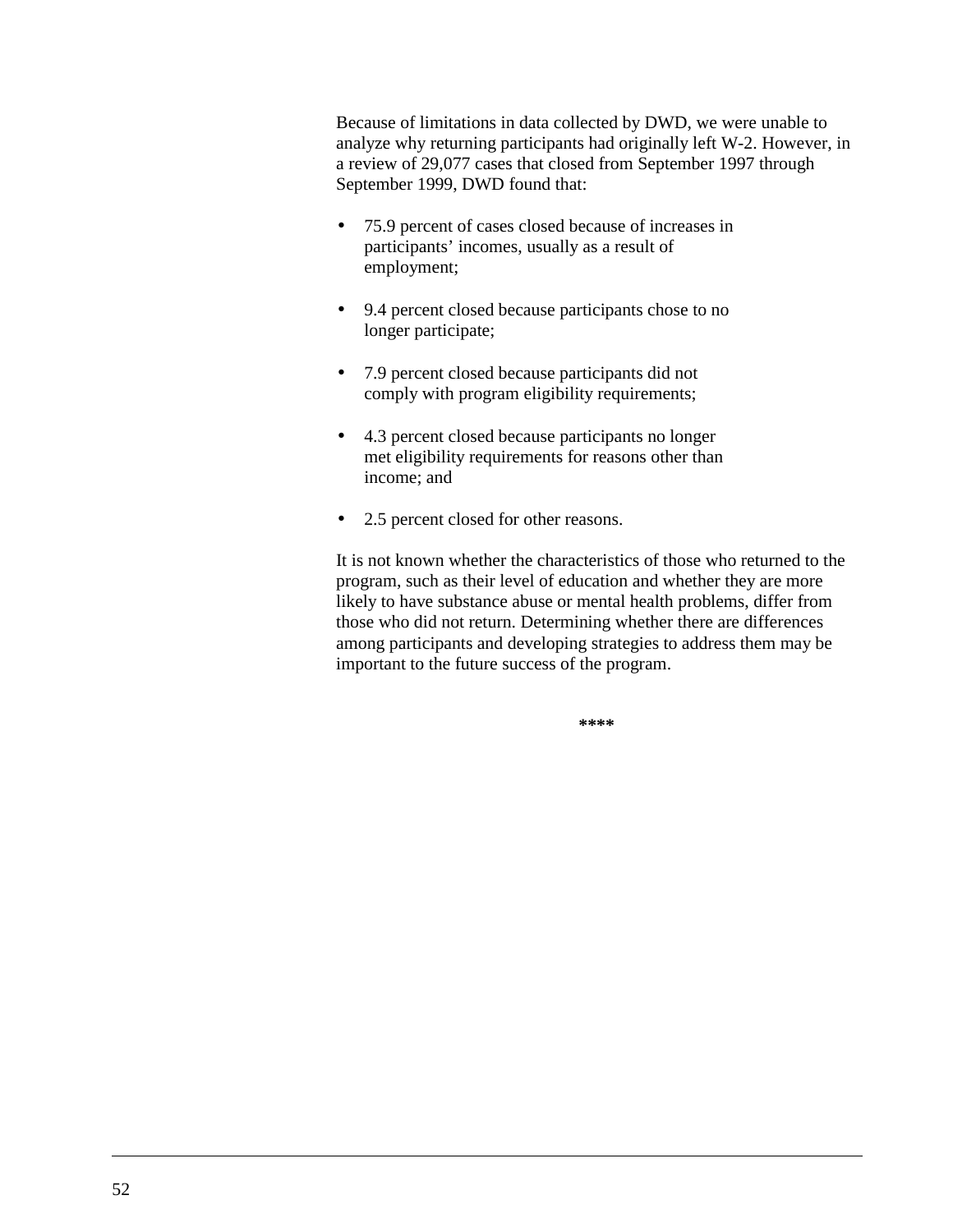Because of limitations in data collected by DWD, we were unable to analyze why returning participants had originally left W-2. However, in a review of 29,077 cases that closed from September 1997 through September 1999, DWD found that:

- 75.9 percent of cases closed because of increases in participants' incomes, usually as a result of employment;
- 9.4 percent closed because participants chose to no longer participate;
- 7.9 percent closed because participants did not comply with program eligibility requirements;
- 4.3 percent closed because participants no longer met eligibility requirements for reasons other than income; and
- 2.5 percent closed for other reasons.

It is not known whether the characteristics of those who returned to the program, such as their level of education and whether they are more likely to have substance abuse or mental health problems, differ from those who did not return. Determining whether there are differences among participants and developing strategies to address them may be important to the future success of the program.

****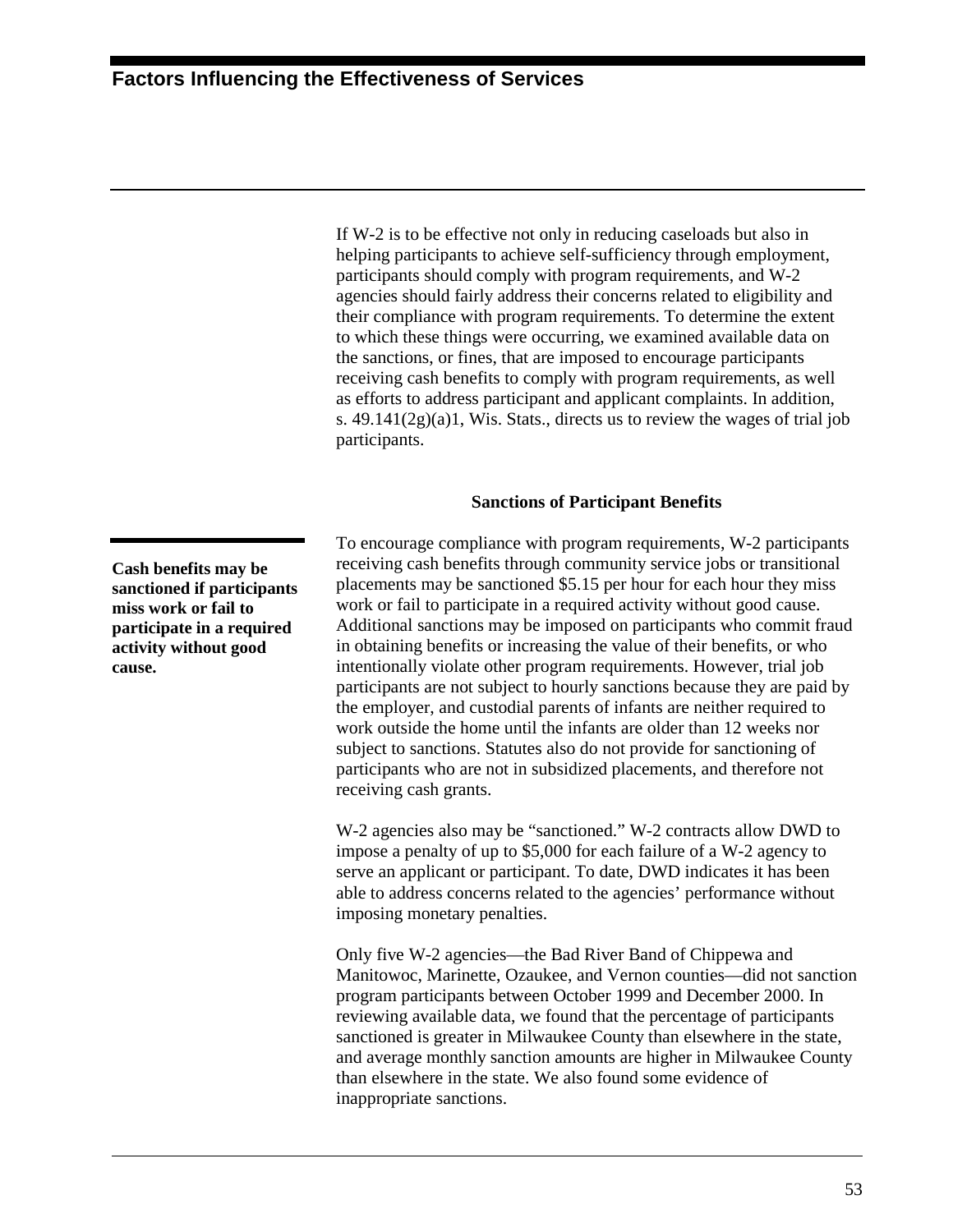# Factors Influencing the Effectiveness of Services

If W-2 is to be effective not only in reducing caseloads but also in helping participants to achieve self-sufficiency through employment, participants should comply with program requirements, and W-2 agencies should fairly address their concerns related to eligibility and their compliance with program requirements. To determine the extent to which these things were occurring, we examined available data on the sanctions, or fines, that are imposed to encourage participants receiving cash benefits to comply with program requirements, as well as efforts to address participant and applicant complaints. In addition, s. 49.141(2g)(a)1, Wis. Stats., directs us to review the wages of trial job participants.

## Sanctions of Participant Benefits

**Cash benefits may be sanctioned if participants miss work or fail to participate in a required activity without good cause.**

To encourage compliance with program requirements, W-2 participants receiving cash benefits through community service jobs or transitional placements may be sanctioned $5.15 per hour for each hour they miss work or fail to participate in a required activity without good cause. Additional sanctions may be imposed on participants who commit fraud in obtaining benefits or increasing the value of their benefits, or who intentionally violate other program requirements. However, trial job participants are not subject to hourly sanctions because they are paid by the employer, and custodial parents of infants are neither required to work outside the home until the infants are older than 12 weeks nor subject to sanctions. Statutes also do not provide for sanctioning of participants who are not in subsidized placements, and therefore not receiving cash grants.

W-2 agencies also may be "sanctioned." W-2 contracts allow DWD to impose a penalty of up to $5,000 for each failure of a W-2 agency to serve an applicant or participant. To date, DWD indicates it has been able to address concerns related to the agencies' performance without imposing monetary penalties.

Only five W-2 agencies—the Bad River Band of Chippewa and Manitowoc, Marinette, Ozaukee, and Vernon counties—did not sanction program participants between October 1999 and December 2000. In reviewing available data, we found that the percentage of participants sanctioned is greater in Milwaukee County than elsewhere in the state, and average monthly sanction amounts are higher in Milwaukee County than elsewhere in the state. We also found some evidence of inappropriate sanctions.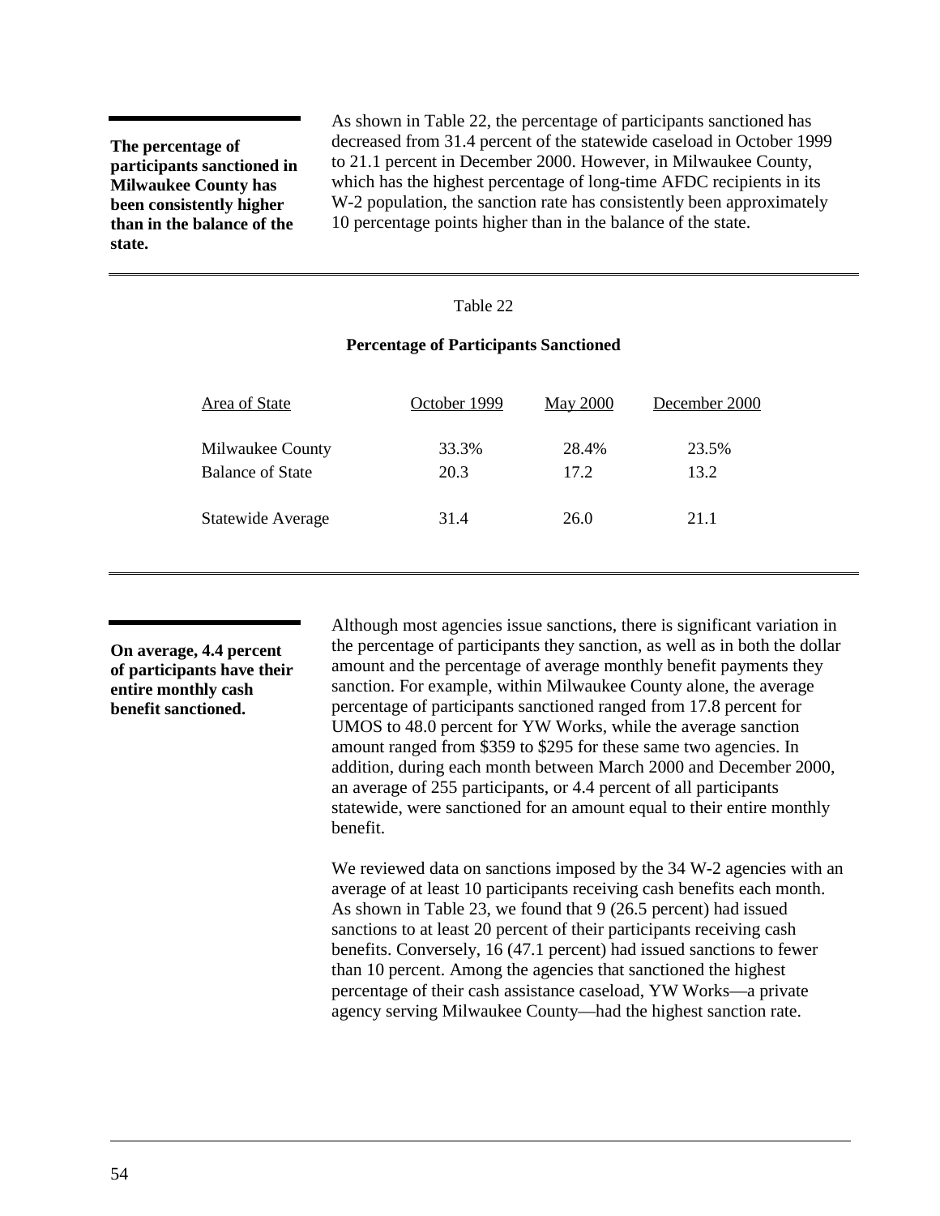**The percentage of participants sanctioned in Milwaukee County has been consistently higher than in the balance of the state.**

As shown in Table 22, the percentage of participants sanctioned has decreased from 31.4 percent of the statewide caseload in October 1999 to 21.1 percent in December 2000. However, in Milwaukee County, which has the highest percentage of long-time AFDC recipients in its W-2 population, the sanction rate has consistently been approximately 10 percentage points higher than in the balance of the state.

Table 22

**Percentage of Participants Sanctioned**

| Area of State | October 1999 | May 2000 | December 2000 |
|---|---|---|---|
| Milwaukee County | 33.3% | 28.4% | 23.5% |
| Balance of State | 20.3 | 17.2 | 13.2 |
| Statewide Average | 31.4 | 26.0 | 21.1 |

**On average, 4.4 percent of participants have their entire monthly cash benefit sanctioned.**

Although most agencies issue sanctions, there is significant variation in the percentage of participants they sanction, as well as in both the dollar amount and the percentage of average monthly benefit payments they sanction. For example, within Milwaukee County alone, the average percentage of participants sanctioned ranged from 17.8 percent for UMOS to 48.0 percent for YW Works, while the average sanction amount ranged from $359 to $295 for these same two agencies. In addition, during each month between March 2000 and December 2000, an average of 255 participants, or 4.4 percent of all participants statewide, were sanctioned for an amount equal to their entire monthly benefit.

We reviewed data on sanctions imposed by the 34 W-2 agencies with an average of at least 10 participants receiving cash benefits each month. As shown in Table 23, we found that 9 (26.5 percent) had issued sanctions to at least 20 percent of their participants receiving cash benefits. Conversely, 16 (47.1 percent) had issued sanctions to fewer than 10 percent. Among the agencies that sanctioned the highest percentage of their cash assistance caseload, YW Works—a private agency serving Milwaukee County—had the highest sanction rate.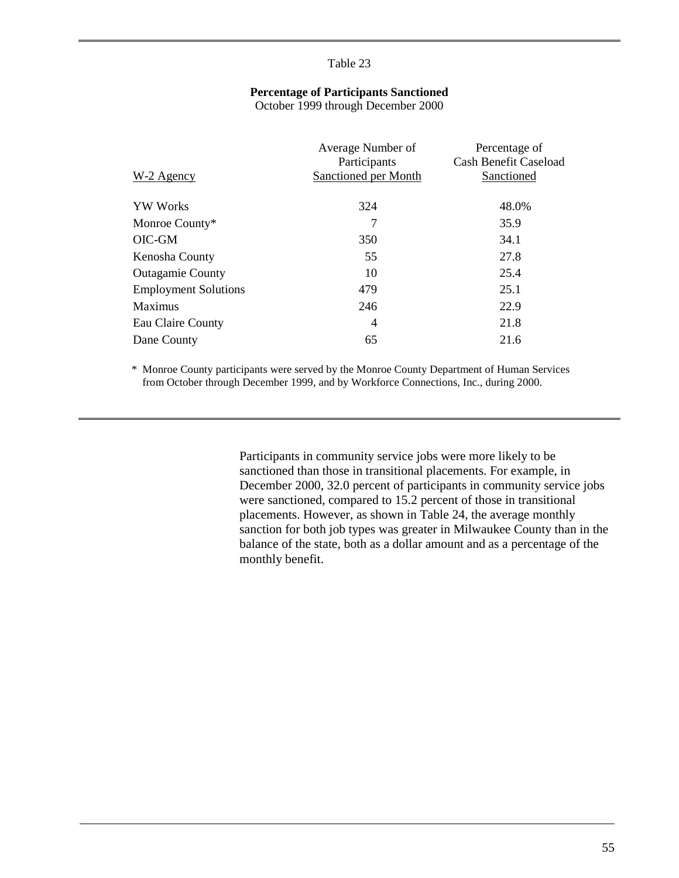Table 23

**Percentage of Participants Sanctioned**
October 1999 through December 2000

| W-2 Agency | Average Number of Participants Sanctioned per Month | Percentage of Cash Benefit Caseload Sanctioned |
|---|---|---|
| YW Works | 324 | 48.0% |
| Monroe County* | 7 | 35.9 |
| OIC-GM | 350 | 34.1 |
| Kenosha County | 55 | 27.8 |
| Outagamie County | 10 | 25.4 |
| Employment Solutions | 479 | 25.1 |
| Maximus | 246 | 22.9 |
| Eau Claire County | 4 | 21.8 |
| Dane County | 65 | 21.6 |

\* Monroe County participants were served by the Monroe County Department of Human Services from October through December 1999, and by Workforce Connections, Inc., during 2000.

Participants in community service jobs were more likely to be sanctioned than those in transitional placements. For example, in December 2000, 32.0 percent of participants in community service jobs were sanctioned, compared to 15.2 percent of those in transitional placements. However, as shown in Table 24, the average monthly sanction for both job types was greater in Milwaukee County than in the balance of the state, both as a dollar amount and as a percentage of the monthly benefit.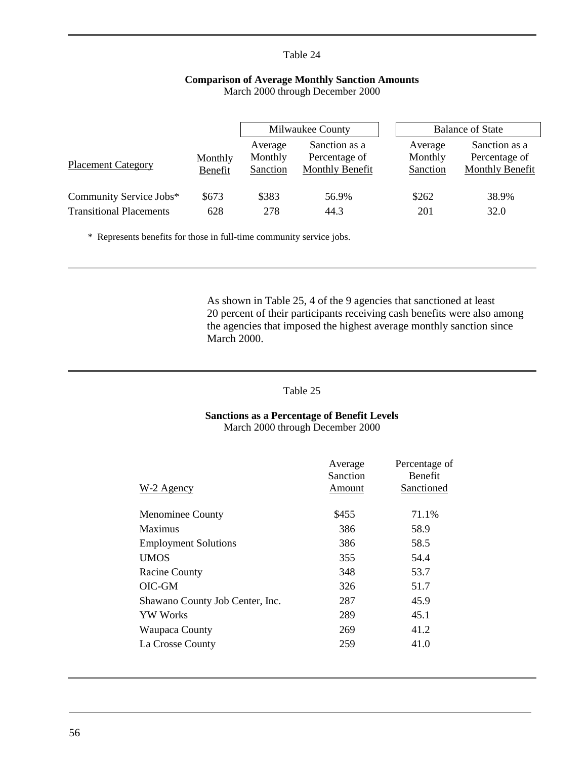Table 24

**Comparison of Average Monthly Sanction Amounts**
March 2000 through December 2000

| Placement Category | Monthly Benefit | Milwaukee County | | Balance of State | |
|---|---|---|---|---|---|
| | | Average Monthly Sanction | Sanction as a Percentage of Monthly Benefit | Average Monthly Sanction | Sanction as a Percentage of Monthly Benefit |
| Community Service Jobs* | $673 | $383 | 56.9% | $262 | 38.9% |
| Transitional Placements | 628 | 278 | 44.3 | 201 | 32.0 |

\* Represents benefits for those in full-time community service jobs.

As shown in Table 25, 4 of the 9 agencies that sanctioned at least 20 percent of their participants receiving cash benefits were also among the agencies that imposed the highest average monthly sanction since March 2000.

Table 25

**Sanctions as a Percentage of Benefit Levels**
March 2000 through December 2000

| W-2 Agency | Average Sanction Amount | Percentage of Benefit Sanctioned |
|---|---|---|
| Menominee County | $455 | 71.1% |
| Maximus | 386 | 58.9 |
| Employment Solutions | 386 | 58.5 |
| UMOS | 355 | 54.4 |
| Racine County | 348 | 53.7 |
| OIC-GM | 326 | 51.7 |
| Shawano County Job Center, Inc. | 287 | 45.9 |
| YW Works | 289 | 45.1 |
| Waupaca County | 269 | 41.2 |
| La Crosse County | 259 | 41.0 |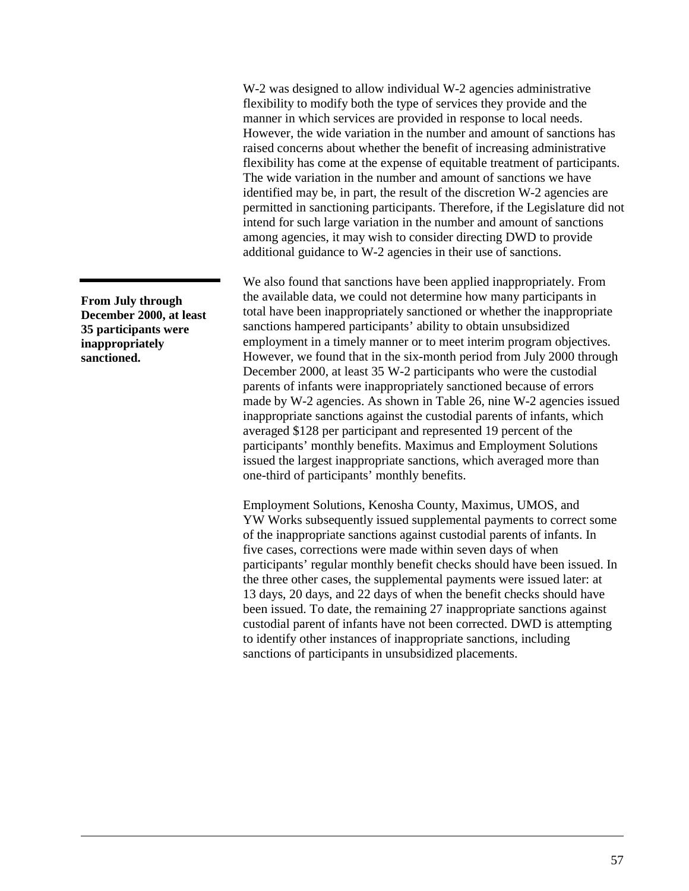W-2 was designed to allow individual W-2 agencies administrative flexibility to modify both the type of services they provide and the manner in which services are provided in response to local needs. However, the wide variation in the number and amount of sanctions has raised concerns about whether the benefit of increasing administrative flexibility has come at the expense of equitable treatment of participants. The wide variation in the number and amount of sanctions we have identified may be, in part, the result of the discretion W-2 agencies are permitted in sanctioning participants. Therefore, if the Legislature did not intend for such large variation in the number and amount of sanctions among agencies, it may wish to consider directing DWD to provide additional guidance to W-2 agencies in their use of sanctions.

**From July through December 2000, at least 35 participants were inappropriately sanctioned.**

We also found that sanctions have been applied inappropriately. From the available data, we could not determine how many participants in total have been inappropriately sanctioned or whether the inappropriate sanctions hampered participants' ability to obtain unsubsidized employment in a timely manner or to meet interim program objectives. However, we found that in the six-month period from July 2000 through December 2000, at least 35 W-2 participants who were the custodial parents of infants were inappropriately sanctioned because of errors made by W-2 agencies. As shown in Table 26, nine W-2 agencies issued inappropriate sanctions against the custodial parents of infants, which averaged $128 per participant and represented 19 percent of the participants' monthly benefits. Maximus and Employment Solutions issued the largest inappropriate sanctions, which averaged more than one-third of participants' monthly benefits.

Employment Solutions, Kenosha County, Maximus, UMOS, and YW Works subsequently issued supplemental payments to correct some of the inappropriate sanctions against custodial parents of infants. In five cases, corrections were made within seven days of when participants' regular monthly benefit checks should have been issued. In the three other cases, the supplemental payments were issued later: at 13 days, 20 days, and 22 days of when the benefit checks should have been issued. To date, the remaining 27 inappropriate sanctions against custodial parent of infants have not been corrected. DWD is attempting to identify other instances of inappropriate sanctions, including sanctions of participants in unsubsidized placements.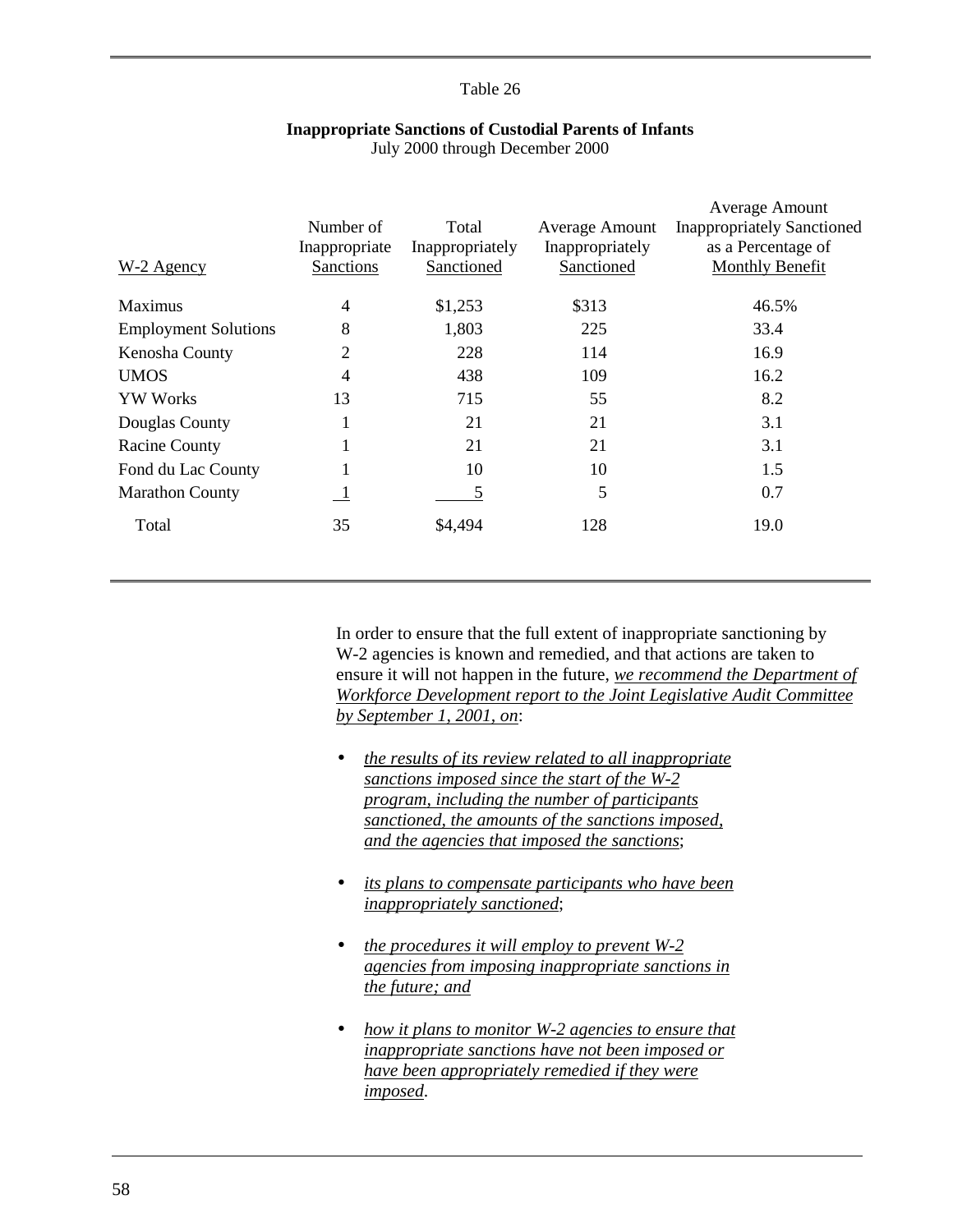Table 26

**Inappropriate Sanctions of Custodial Parents of Infants**
July 2000 through December 2000

| W-2 Agency | Number of Inappropriate Sanctions | Total Inappropriately Sanctioned | Average Amount Inappropriately Sanctioned | Average Amount Inappropriately Sanctioned as a Percentage of Monthly Benefit |
|---|---|---|---|---|
| Maximus | 4 | $1,253 | $313 | 46.5% |
| Employment Solutions | 8 | 1,803 | 225 | 33.4 |
| Kenosha County | 2 | 228 | 114 | 16.9 |
| UMOS | 4 | 438 | 109 | 16.2 |
| YW Works | 13 | 715 | 55 | 8.2 |
| Douglas County | 1 | 21 | 21 | 3.1 |
| Racine County | 1 | 21 | 21 | 3.1 |
| Fond du Lac County | 1 | 10 | 10 | 1.5 |
| Marathon County | 1 | 5 | 5 | 0.7 |
| Total | 35 | $4,494 | 128 | 19.0 |

In order to ensure that the full extent of inappropriate sanctioning by W-2 agencies is known and remedied, and that actions are taken to ensure it will not happen in the future, *we recommend the Department of Workforce Development report to the Joint Legislative Audit Committee by September 1, 2001, on*:

- *the results of its review related to all inappropriate sanctions imposed since the start of the W-2 program, including the number of participants sanctioned, the amounts of the sanctions imposed, and the agencies that imposed the sanctions*;

- *its plans to compensate participants who have been inappropriately sanctioned*;

- *the procedures it will employ to prevent W-2 agencies from imposing inappropriate sanctions in the future; and*

- *how it plans to monitor W-2 agencies to ensure that inappropriate sanctions have not been imposed or have been appropriately remedied if they were imposed*.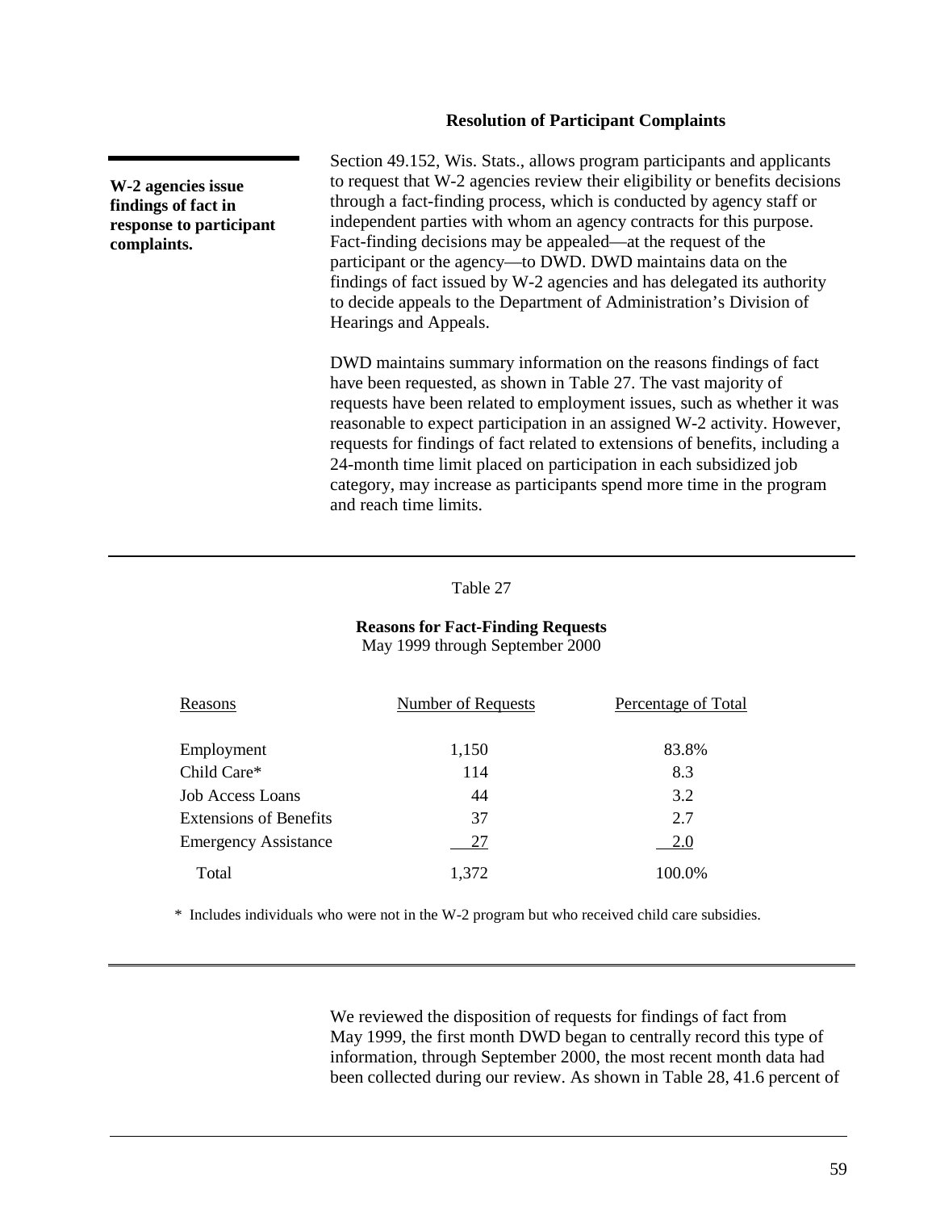### Resolution of Participant Complaints

**W-2 agencies issue findings of fact in response to participant complaints.**

Section 49.152, Wis. Stats., allows program participants and applicants to request that W-2 agencies review their eligibility or benefits decisions through a fact-finding process, which is conducted by agency staff or independent parties with whom an agency contracts for this purpose. Fact-finding decisions may be appealed—at the request of the participant or the agency—to DWD. DWD maintains data on the findings of fact issued by W-2 agencies and has delegated its authority to decide appeals to the Department of Administration's Division of Hearings and Appeals.

DWD maintains summary information on the reasons findings of fact have been requested, as shown in Table 27. The vast majority of requests have been related to employment issues, such as whether it was reasonable to expect participation in an assigned W-2 activity. However, requests for findings of fact related to extensions of benefits, including a 24-month time limit placed on participation in each subsidized job category, may increase as participants spend more time in the program and reach time limits.

Table 27

**Reasons for Fact-Finding Requests**
May 1999 through September 2000

| Reasons | Number of Requests | Percentage of Total |
|---|---|---|
| Employment | 1,150 | 83.8% |
| Child Care* | 114 | 8.3 |
| Job Access Loans | 44 | 3.2 |
| Extensions of Benefits | 37 | 2.7 |
| Emergency Assistance | 27 | 2.0 |
| Total | 1,372 | 100.0% |

\* Includes individuals who were not in the W-2 program but who received child care subsidies.

We reviewed the disposition of requests for findings of fact from May 1999, the first month DWD began to centrally record this type of information, through September 2000, the most recent month data had been collected during our review. As shown in Table 28, 41.6 percent of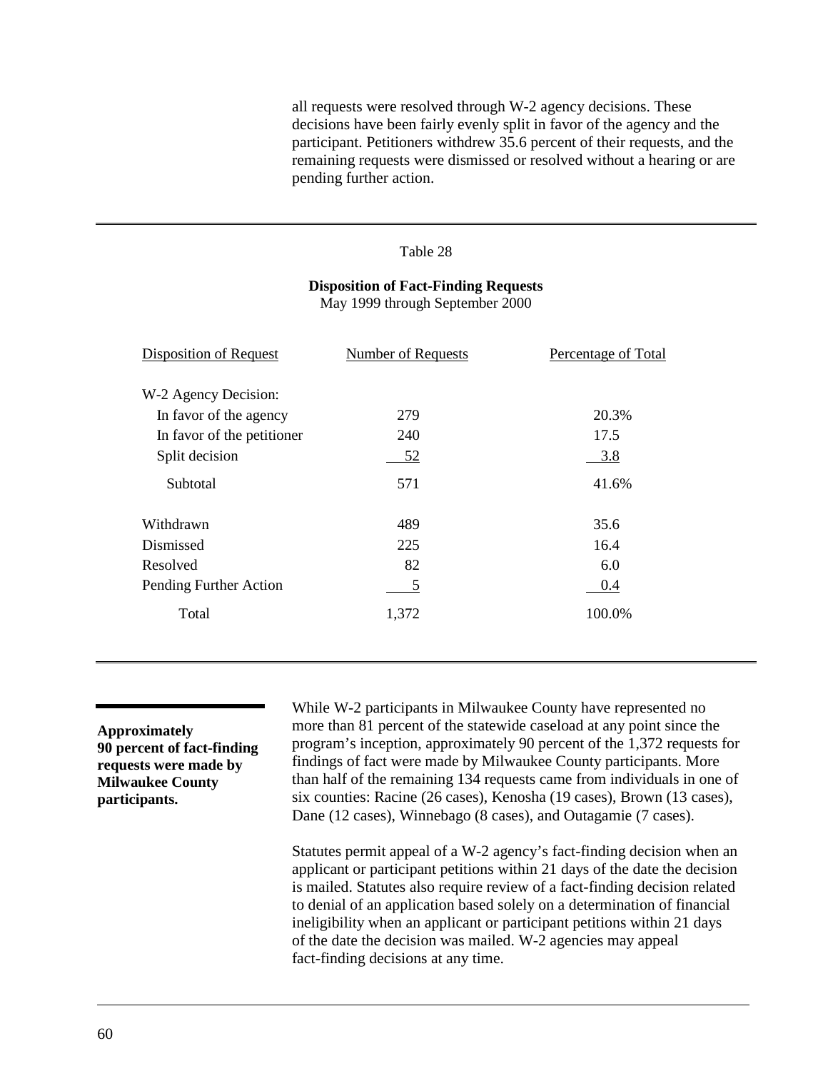all requests were resolved through W-2 agency decisions. These decisions have been fairly evenly split in favor of the agency and the participant. Petitioners withdrew 35.6 percent of their requests, and the remaining requests were dismissed or resolved without a hearing or are pending further action.

Table 28

**Disposition of Fact-Finding Requests**
May 1999 through September 2000

| Disposition of Request | Number of Requests | Percentage of Total |
|---|---|---|
| W-2 Agency Decision: | | |
| In favor of the agency | 279 | 20.3% |
| In favor of the petitioner | 240 | 17.5 |
| Split decision | 52 | 3.8 |
| Subtotal | 571 | 41.6% |
| Withdrawn | 489 | 35.6 |
| Dismissed | 225 | 16.4 |
| Resolved | 82 | 6.0 |
| Pending Further Action | 5 | 0.4 |
| Total | 1,372 | 100.0% |

**Approximately 90 percent of fact-finding requests were made by Milwaukee County participants.**

While W-2 participants in Milwaukee County have represented no more than 81 percent of the statewide caseload at any point since the program's inception, approximately 90 percent of the 1,372 requests for findings of fact were made by Milwaukee County participants. More than half of the remaining 134 requests came from individuals in one of six counties: Racine (26 cases), Kenosha (19 cases), Brown (13 cases), Dane (12 cases), Winnebago (8 cases), and Outagamie (7 cases).

Statutes permit appeal of a W-2 agency's fact-finding decision when an applicant or participant petitions within 21 days of the date the decision is mailed. Statutes also require review of a fact-finding decision related to denial of an application based solely on a determination of financial ineligibility when an applicant or participant petitions within 21 days of the date the decision was mailed. W-2 agencies may appeal fact-finding decisions at any time.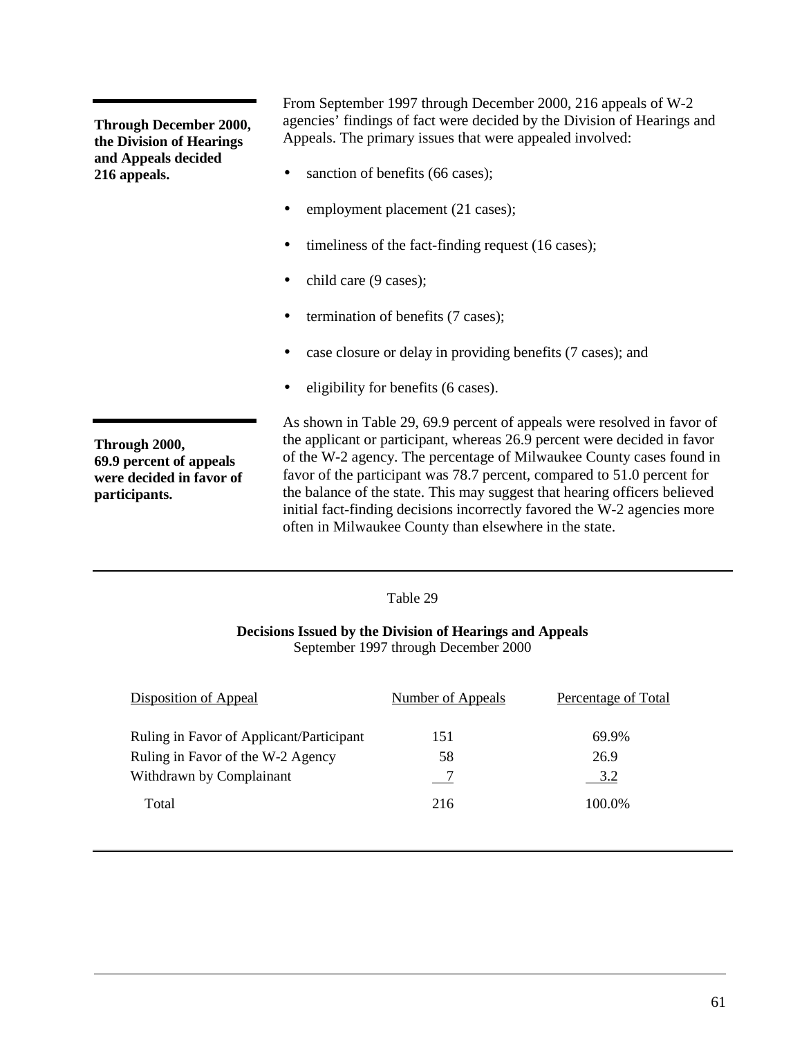**Through December 2000, the Division of Hearings and Appeals decided 216 appeals.**

From September 1997 through December 2000, 216 appeals of W-2 agencies' findings of fact were decided by the Division of Hearings and Appeals. The primary issues that were appealed involved:

- sanction of benefits (66 cases);
- employment placement (21 cases);
- timeliness of the fact-finding request (16 cases);
- child care (9 cases);
- termination of benefits (7 cases);
- case closure or delay in providing benefits (7 cases); and
- eligibility for benefits (6 cases).

**Through 2000, 69.9 percent of appeals were decided in favor of participants.**

As shown in Table 29, 69.9 percent of appeals were resolved in favor of the applicant or participant, whereas 26.9 percent were decided in favor of the W-2 agency. The percentage of Milwaukee County cases found in favor of the participant was 78.7 percent, compared to 51.0 percent for the balance of the state. This may suggest that hearing officers believed initial fact-finding decisions incorrectly favored the W-2 agencies more often in Milwaukee County than elsewhere in the state.

Table 29

**Decisions Issued by the Division of Hearings and Appeals**
September 1997 through December 2000

| Disposition of Appeal | Number of Appeals | Percentage of Total |
|---|---|---|
| Ruling in Favor of Applicant/Participant | 151 | 69.9% |
| Ruling in Favor of the W-2 Agency | 58 | 26.9 |
| Withdrawn by Complainant | 7 | 3.2 |
| Total | 216 | 100.0% |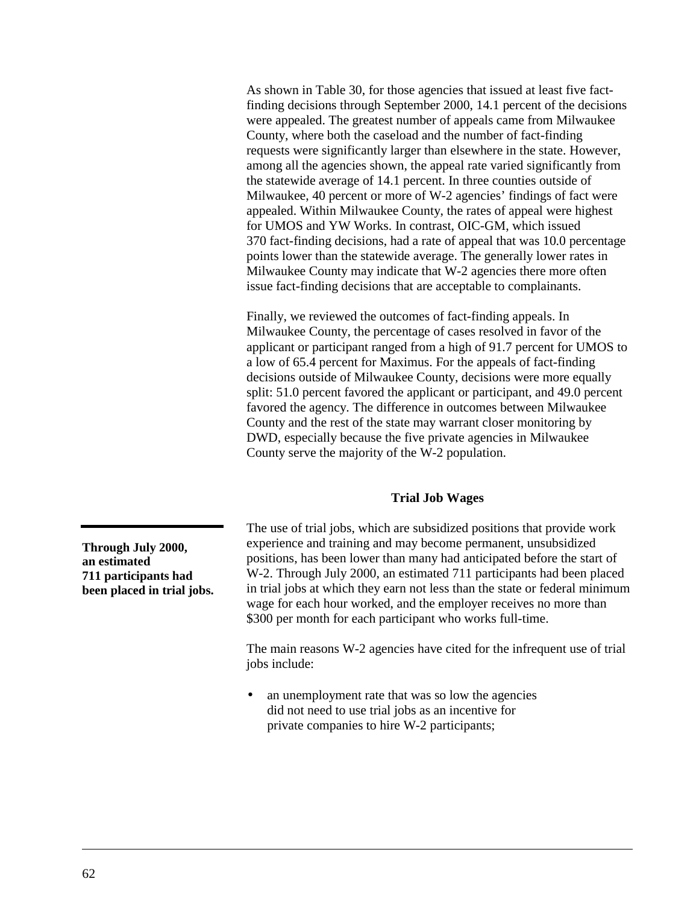As shown in Table 30, for those agencies that issued at least five fact-finding decisions through September 2000, 14.1 percent of the decisions were appealed. The greatest number of appeals came from Milwaukee County, where both the caseload and the number of fact-finding requests were significantly larger than elsewhere in the state. However, among all the agencies shown, the appeal rate varied significantly from the statewide average of 14.1 percent. In three counties outside of Milwaukee, 40 percent or more of W-2 agencies' findings of fact were appealed. Within Milwaukee County, the rates of appeal were highest for UMOS and YW Works. In contrast, OIC-GM, which issued 370 fact-finding decisions, had a rate of appeal that was 10.0 percentage points lower than the statewide average. The generally lower rates in Milwaukee County may indicate that W-2 agencies there more often issue fact-finding decisions that are acceptable to complainants.

Finally, we reviewed the outcomes of fact-finding appeals. In Milwaukee County, the percentage of cases resolved in favor of the applicant or participant ranged from a high of 91.7 percent for UMOS to a low of 65.4 percent for Maximus. For the appeals of fact-finding decisions outside of Milwaukee County, decisions were more equally split: 51.0 percent favored the applicant or participant, and 49.0 percent favored the agency. The difference in outcomes between Milwaukee County and the rest of the state may warrant closer monitoring by DWD, especially because the five private agencies in Milwaukee County serve the majority of the W-2 population.

## Trial Job Wages

**Through July 2000, an estimated 711 participants had been placed in trial jobs.**

The use of trial jobs, which are subsidized positions that provide work experience and training and may become permanent, unsubsidized positions, has been lower than many had anticipated before the start of W-2. Through July 2000, an estimated 711 participants had been placed in trial jobs at which they earn not less than the state or federal minimum wage for each hour worked, and the employer receives no more than $300 per month for each participant who works full-time.

The main reasons W-2 agencies have cited for the infrequent use of trial jobs include:

- an unemployment rate that was so low the agencies did not need to use trial jobs as an incentive for private companies to hire W-2 participants;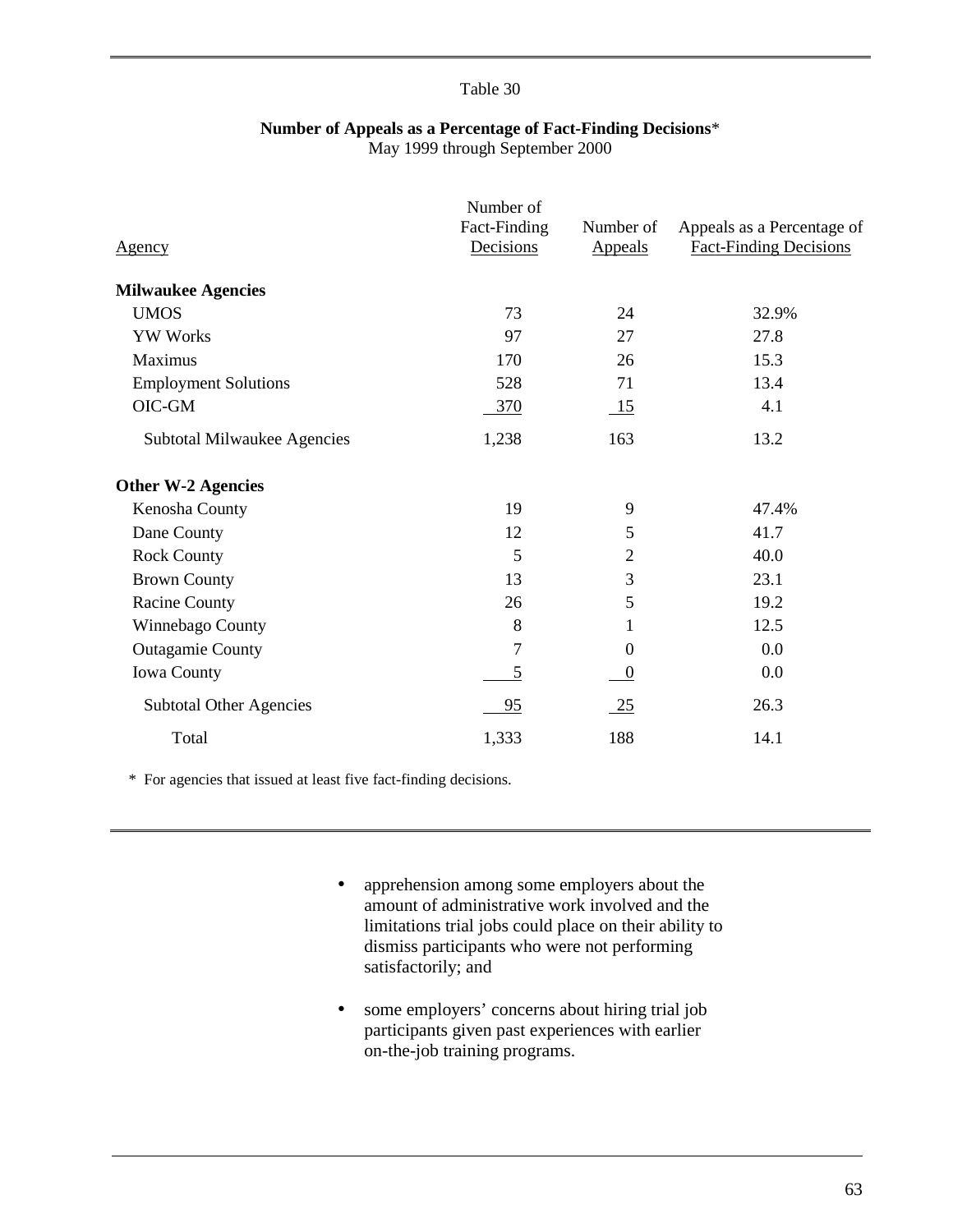Table 30

**Number of Appeals as a Percentage of Fact-Finding Decisions***
May 1999 through September 2000

| Agency | Number of Fact-Finding Decisions | Number of Appeals | Appeals as a Percentage of Fact-Finding Decisions |
|---|---|---|---|
| **Milwaukee Agencies** | | | |
| UMOS | 73 | 24 | 32.9% |
| YW Works | 97 | 27 | 27.8 |
| Maximus | 170 | 26 | 15.3 |
| Employment Solutions | 528 | 71 | 13.4 |
| OIC-GM | 370 | 15 | 4.1 |
| Subtotal Milwaukee Agencies | 1,238 | 163 | 13.2 |
| **Other W-2 Agencies** | | | |
| Kenosha County | 19 | 9 | 47.4% |
| Dane County | 12 | 5 | 41.7 |
| Rock County | 5 | 2 | 40.0 |
| Brown County | 13 | 3 | 23.1 |
| Racine County | 26 | 5 | 19.2 |
| Winnebago County | 8 | 1 | 12.5 |
| Outagamie County | 7 | 0 | 0.0 |
| Iowa County | 5 | 0 | 0.0 |
| Subtotal Other Agencies | 95 | 25 | 26.3 |
| Total | 1,333 | 188 | 14.1 |

\* For agencies that issued at least five fact-finding decisions.

- apprehension among some employers about the amount of administrative work involved and the limitations trial jobs could place on their ability to dismiss participants who were not performing satisfactorily; and

- some employers' concerns about hiring trial job participants given past experiences with earlier on-the-job training programs.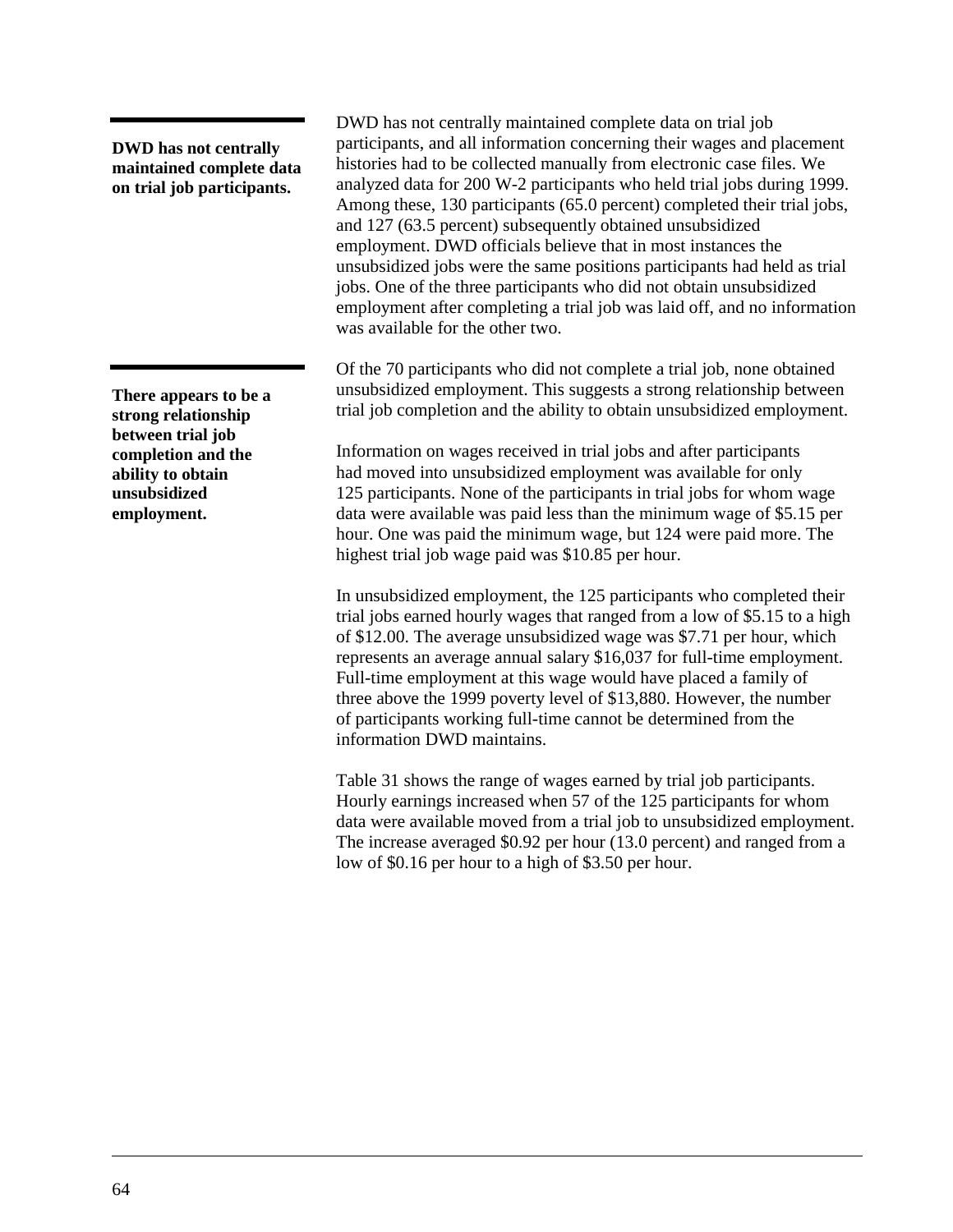**DWD has not centrally maintained complete data on trial job participants.**

DWD has not centrally maintained complete data on trial job participants, and all information concerning their wages and placement histories had to be collected manually from electronic case files. We analyzed data for 200 W-2 participants who held trial jobs during 1999. Among these, 130 participants (65.0 percent) completed their trial jobs, and 127 (63.5 percent) subsequently obtained unsubsidized employment. DWD officials believe that in most instances the unsubsidized jobs were the same positions participants had held as trial jobs. One of the three participants who did not obtain unsubsidized employment after completing a trial job was laid off, and no information was available for the other two.

**There appears to be a strong relationship between trial job completion and the ability to obtain unsubsidized employment.**

Of the 70 participants who did not complete a trial job, none obtained unsubsidized employment. This suggests a strong relationship between trial job completion and the ability to obtain unsubsidized employment.

Information on wages received in trial jobs and after participants had moved into unsubsidized employment was available for only 125 participants. None of the participants in trial jobs for whom wage data were available was paid less than the minimum wage of $5.15 per hour. One was paid the minimum wage, but 124 were paid more. The highest trial job wage paid was $10.85 per hour.

In unsubsidized employment, the 125 participants who completed their trial jobs earned hourly wages that ranged from a low of $5.15 to a high of $12.00. The average unsubsidized wage was $7.71 per hour, which represents an average annual salary $16,037 for full-time employment. Full-time employment at this wage would have placed a family of three above the 1999 poverty level of $13,880. However, the number of participants working full-time cannot be determined from the information DWD maintains.

Table 31 shows the range of wages earned by trial job participants. Hourly earnings increased when 57 of the 125 participants for whom data were available moved from a trial job to unsubsidized employment. The increase averaged $0.92 per hour (13.0 percent) and ranged from a low of $0.16 per hour to a high of $3.50 per hour.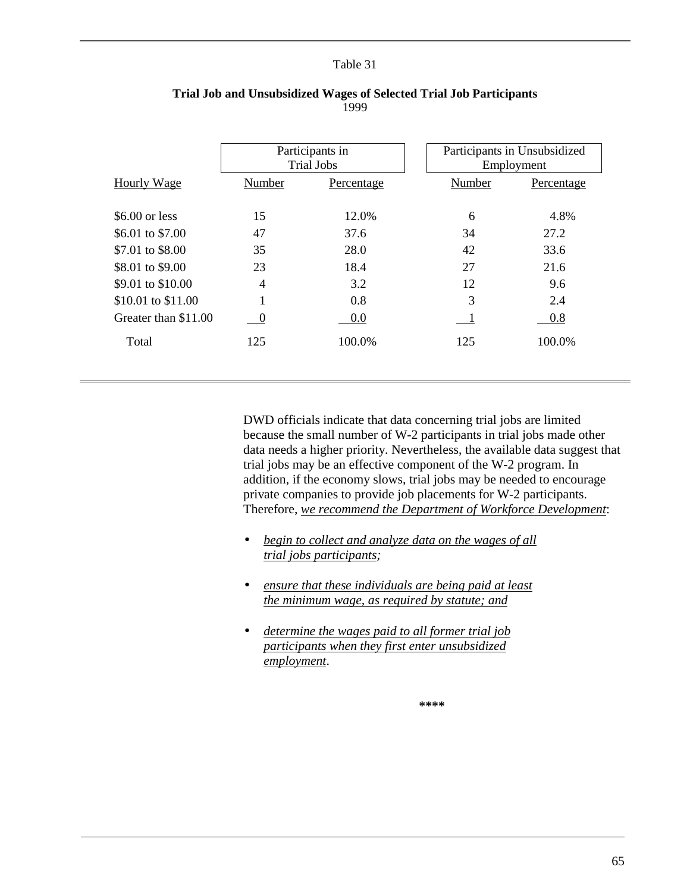Table 31

**Trial Job and Unsubsidized Wages of Selected Trial Job Participants**
1999

| | Participants in Trial Jobs | | Participants in Unsubsidized Employment | |
|---|---|---|---|---|
| Hourly Wage | Number | Percentage | Number | Percentage |
| $6.00 or less | 15 | 12.0% | 6 | 4.8% |
| $6.01 to $7.00 | 47 | 37.6 | 34 | 27.2 |
| $7.01 to $8.00 | 35 | 28.0 | 42 | 33.6 |
| $8.01 to $9.00 | 23 | 18.4 | 27 | 21.6 |
| $9.01 to $10.00 | 4 | 3.2 | 12 | 9.6 |
| $10.01 to $11.00 | 1 | 0.8 | 3 | 2.4 |
| Greater than $11.00 | 0 | 0.0 | 1 | 0.8 |
| Total | 125 | 100.0% | 125 | 100.0% |

DWD officials indicate that data concerning trial jobs are limited because the small number of W-2 participants in trial jobs made other data needs a higher priority. Nevertheless, the available data suggest that trial jobs may be an effective component of the W-2 program. In addition, if the economy slows, trial jobs may be needed to encourage private companies to provide job placements for W-2 participants. Therefore, *we recommend the Department of Workforce Development*:

- *begin to collect and analyze data on the wages of all trial jobs participants;*
- *ensure that these individuals are being paid at least the minimum wage, as required by statute; and*
- *determine the wages paid to all former trial job participants when they first enter unsubsidized employment*.

**\*\*\*\***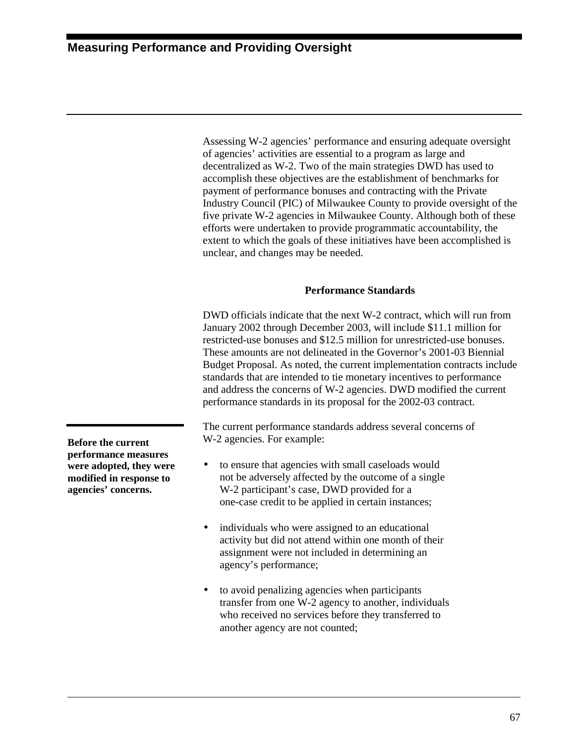# Measuring Performance and Providing Oversight

Assessing W-2 agencies' performance and ensuring adequate oversight of agencies' activities are essential to a program as large and decentralized as W-2. Two of the main strategies DWD has used to accomplish these objectives are the establishment of benchmarks for payment of performance bonuses and contracting with the Private Industry Council (PIC) of Milwaukee County to provide oversight of the five private W-2 agencies in Milwaukee County. Although both of these efforts were undertaken to provide programmatic accountability, the extent to which the goals of these initiatives have been accomplished is unclear, and changes may be needed.

## Performance Standards

DWD officials indicate that the next W-2 contract, which will run from January 2002 through December 2003, will include $11.1 million for restricted-use bonuses and $12.5 million for unrestricted-use bonuses. These amounts are not delineated in the Governor's 2001-03 Biennial Budget Proposal. As noted, the current implementation contracts include standards that are intended to tie monetary incentives to performance and address the concerns of W-2 agencies. DWD modified the current performance standards in its proposal for the 2002-03 contract.

**Before the current performance measures were adopted, they were modified in response to agencies' concerns.**

The current performance standards address several concerns of W-2 agencies. For example:

- to ensure that agencies with small caseloads would not be adversely affected by the outcome of a single W-2 participant's case, DWD provided for a one-case credit to be applied in certain instances;
- individuals who were assigned to an educational activity but did not attend within one month of their assignment were not included in determining an agency's performance;
- to avoid penalizing agencies when participants transfer from one W-2 agency to another, individuals who received no services before they transferred to another agency are not counted;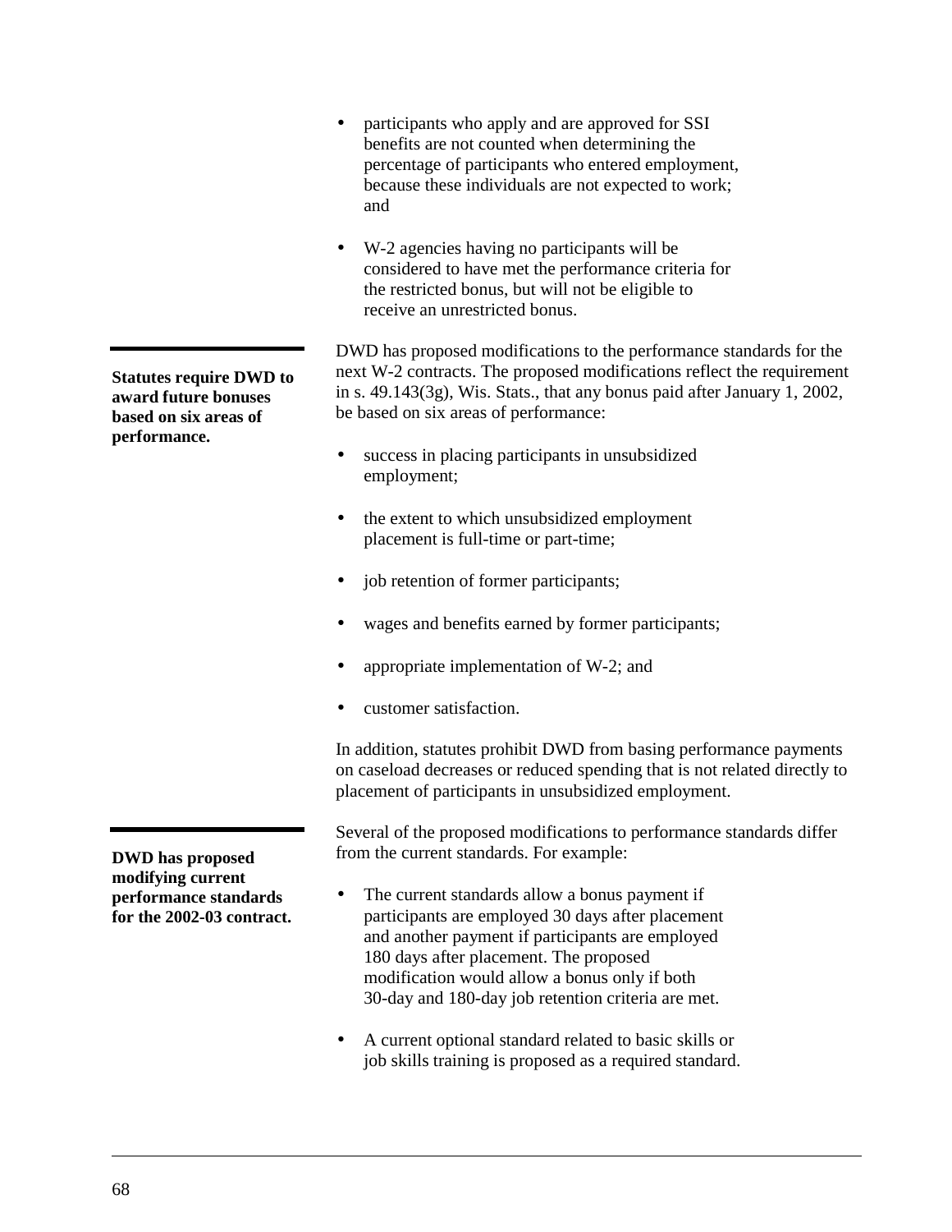- participants who apply and are approved for SSI benefits are not counted when determining the percentage of participants who entered employment, because these individuals are not expected to work; and

- W-2 agencies having no participants will be considered to have met the performance criteria for the restricted bonus, but will not be eligible to receive an unrestricted bonus.

**Statutes require DWD to award future bonuses based on six areas of performance.**

DWD has proposed modifications to the performance standards for the next W-2 contracts. The proposed modifications reflect the requirement in s. 49.143(3g), Wis. Stats., that any bonus paid after January 1, 2002, be based on six areas of performance:

- success in placing participants in unsubsidized employment;

- the extent to which unsubsidized employment placement is full-time or part-time;

- job retention of former participants;

- wages and benefits earned by former participants;

- appropriate implementation of W-2; and

- customer satisfaction.

In addition, statutes prohibit DWD from basing performance payments on caseload decreases or reduced spending that is not related directly to placement of participants in unsubsidized employment.

**DWD has proposed modifying current performance standards for the 2002-03 contract.**

Several of the proposed modifications to performance standards differ from the current standards. For example:

- The current standards allow a bonus payment if participants are employed 30 days after placement and another payment if participants are employed 180 days after placement. The proposed modification would allow a bonus only if both 30-day and 180-day job retention criteria are met.

- A current optional standard related to basic skills or job skills training is proposed as a required standard.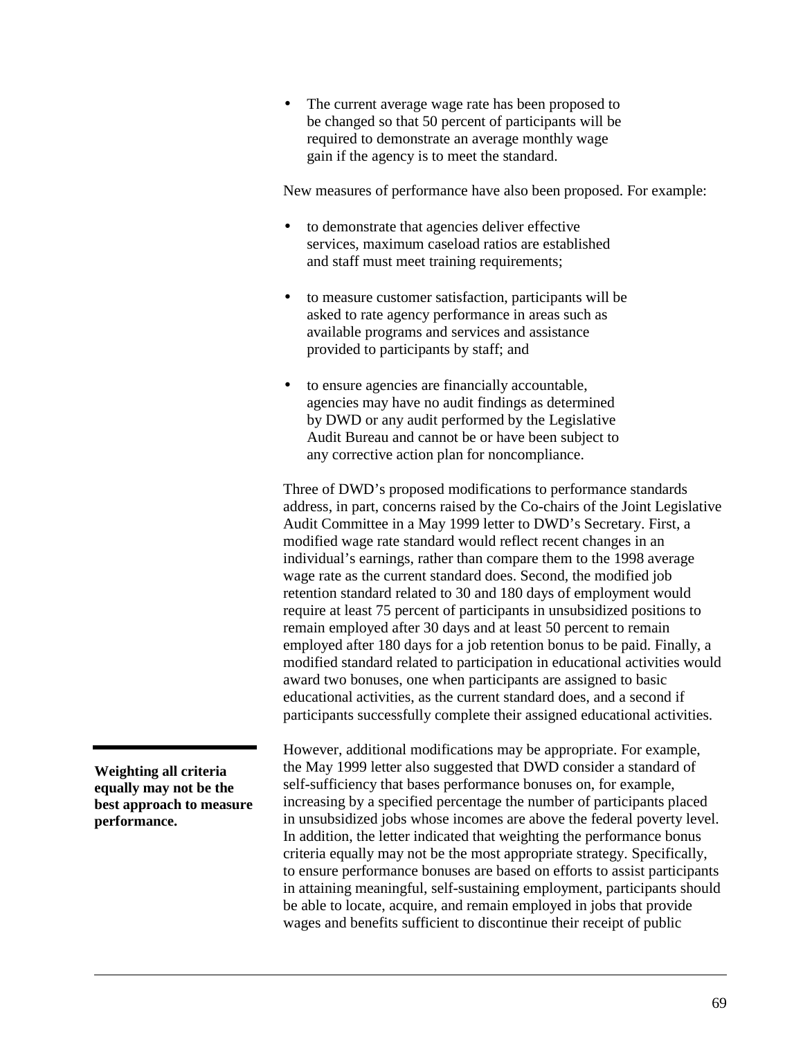- The current average wage rate has been proposed to be changed so that 50 percent of participants will be required to demonstrate an average monthly wage gain if the agency is to meet the standard.

New measures of performance have also been proposed. For example:

- to demonstrate that agencies deliver effective services, maximum caseload ratios are established and staff must meet training requirements;

- to measure customer satisfaction, participants will be asked to rate agency performance in areas such as available programs and services and assistance provided to participants by staff; and

- to ensure agencies are financially accountable, agencies may have no audit findings as determined by DWD or any audit performed by the Legislative Audit Bureau and cannot be or have been subject to any corrective action plan for noncompliance.

Three of DWD's proposed modifications to performance standards address, in part, concerns raised by the Co-chairs of the Joint Legislative Audit Committee in a May 1999 letter to DWD's Secretary. First, a modified wage rate standard would reflect recent changes in an individual's earnings, rather than compare them to the 1998 average wage rate as the current standard does. Second, the modified job retention standard related to 30 and 180 days of employment would require at least 75 percent of participants in unsubsidized positions to remain employed after 30 days and at least 50 percent to remain employed after 180 days for a job retention bonus to be paid. Finally, a modified standard related to participation in educational activities would award two bonuses, one when participants are assigned to basic educational activities, as the current standard does, and a second if participants successfully complete their assigned educational activities.

**Weighting all criteria equally may not be the best approach to measure performance.**

However, additional modifications may be appropriate. For example, the May 1999 letter also suggested that DWD consider a standard of self-sufficiency that bases performance bonuses on, for example, increasing by a specified percentage the number of participants placed in unsubsidized jobs whose incomes are above the federal poverty level. In addition, the letter indicated that weighting the performance bonus criteria equally may not be the most appropriate strategy. Specifically, to ensure performance bonuses are based on efforts to assist participants in attaining meaningful, self-sustaining employment, participants should be able to locate, acquire, and remain employed in jobs that provide wages and benefits sufficient to discontinue their receipt of public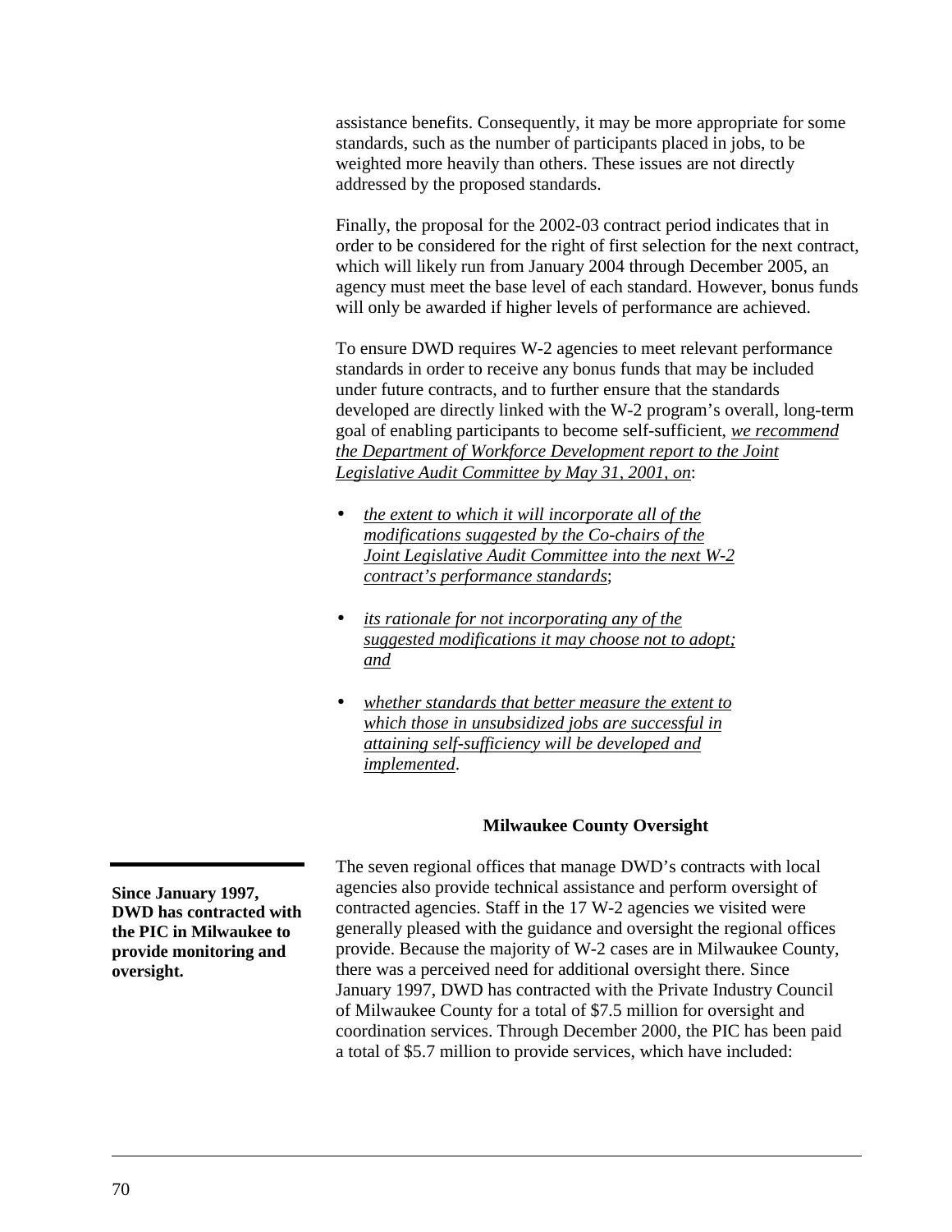assistance benefits. Consequently, it may be more appropriate for some standards, such as the number of participants placed in jobs, to be weighted more heavily than others. These issues are not directly addressed by the proposed standards.

Finally, the proposal for the 2002-03 contract period indicates that in order to be considered for the right of first selection for the next contract, which will likely run from January 2004 through December 2005, an agency must meet the base level of each standard. However, bonus funds will only be awarded if higher levels of performance are achieved.

To ensure DWD requires W-2 agencies to meet relevant performance standards in order to receive any bonus funds that may be included under future contracts, and to further ensure that the standards developed are directly linked with the W-2 program's overall, long-term goal of enabling participants to become self-sufficient, *we recommend the Department of Workforce Development report to the Joint Legislative Audit Committee by May 31, 2001, on*:

- *the extent to which it will incorporate all of the modifications suggested by the Co-chairs of the Joint Legislative Audit Committee into the next W-2 contract's performance standards*;
- *its rationale for not incorporating any of the suggested modifications it may choose not to adopt; and*
- *whether standards that better measure the extent to which those in unsubsidized jobs are successful in attaining self-sufficiency will be developed and implemented*.

### Milwaukee County Oversight

**Since January 1997, DWD has contracted with the PIC in Milwaukee to provide monitoring and oversight.**

The seven regional offices that manage DWD's contracts with local agencies also provide technical assistance and perform oversight of contracted agencies. Staff in the 17 W-2 agencies we visited were generally pleased with the guidance and oversight the regional offices provide. Because the majority of W-2 cases are in Milwaukee County, there was a perceived need for additional oversight there. Since January 1997, DWD has contracted with the Private Industry Council of Milwaukee County for a total of $7.5 million for oversight and coordination services. Through December 2000, the PIC has been paid a total of $5.7 million to provide services, which have included: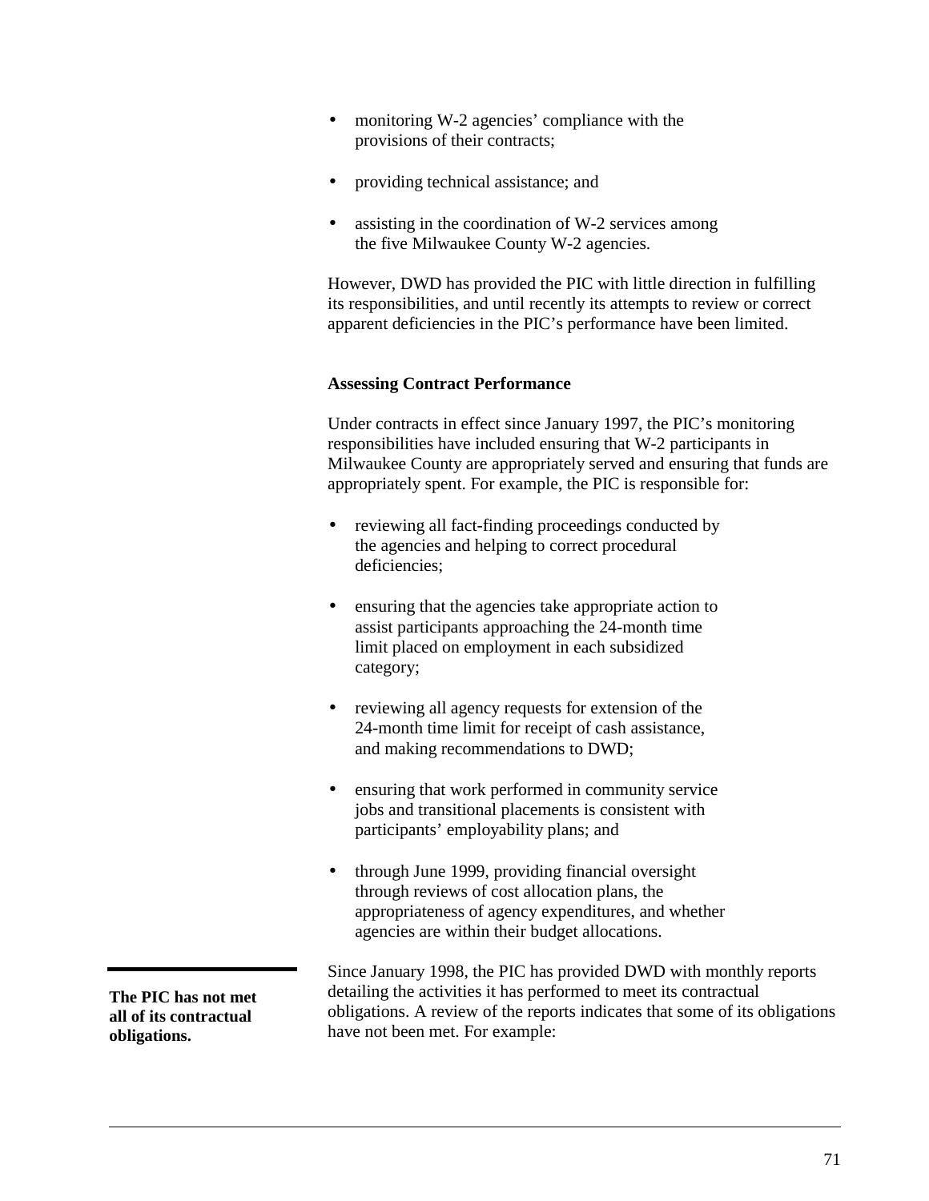- monitoring W-2 agencies' compliance with the provisions of their contracts;
- providing technical assistance; and
- assisting in the coordination of W-2 services among the five Milwaukee County W-2 agencies.

However, DWD has provided the PIC with little direction in fulfilling its responsibilities, and until recently its attempts to review or correct apparent deficiencies in the PIC's performance have been limited.

### Assessing Contract Performance

Under contracts in effect since January 1997, the PIC's monitoring responsibilities have included ensuring that W-2 participants in Milwaukee County are appropriately served and ensuring that funds are appropriately spent. For example, the PIC is responsible for:

- reviewing all fact-finding proceedings conducted by the agencies and helping to correct procedural deficiencies;
- ensuring that the agencies take appropriate action to assist participants approaching the 24-month time limit placed on employment in each subsidized category;
- reviewing all agency requests for extension of the 24-month time limit for receipt of cash assistance, and making recommendations to DWD;
- ensuring that work performed in community service jobs and transitional placements is consistent with participants' employability plans; and
- through June 1999, providing financial oversight through reviews of cost allocation plans, the appropriateness of agency expenditures, and whether agencies are within their budget allocations.

**The PIC has not met all of its contractual obligations.**

Since January 1998, the PIC has provided DWD with monthly reports detailing the activities it has performed to meet its contractual obligations. A review of the reports indicates that some of its obligations have not been met. For example: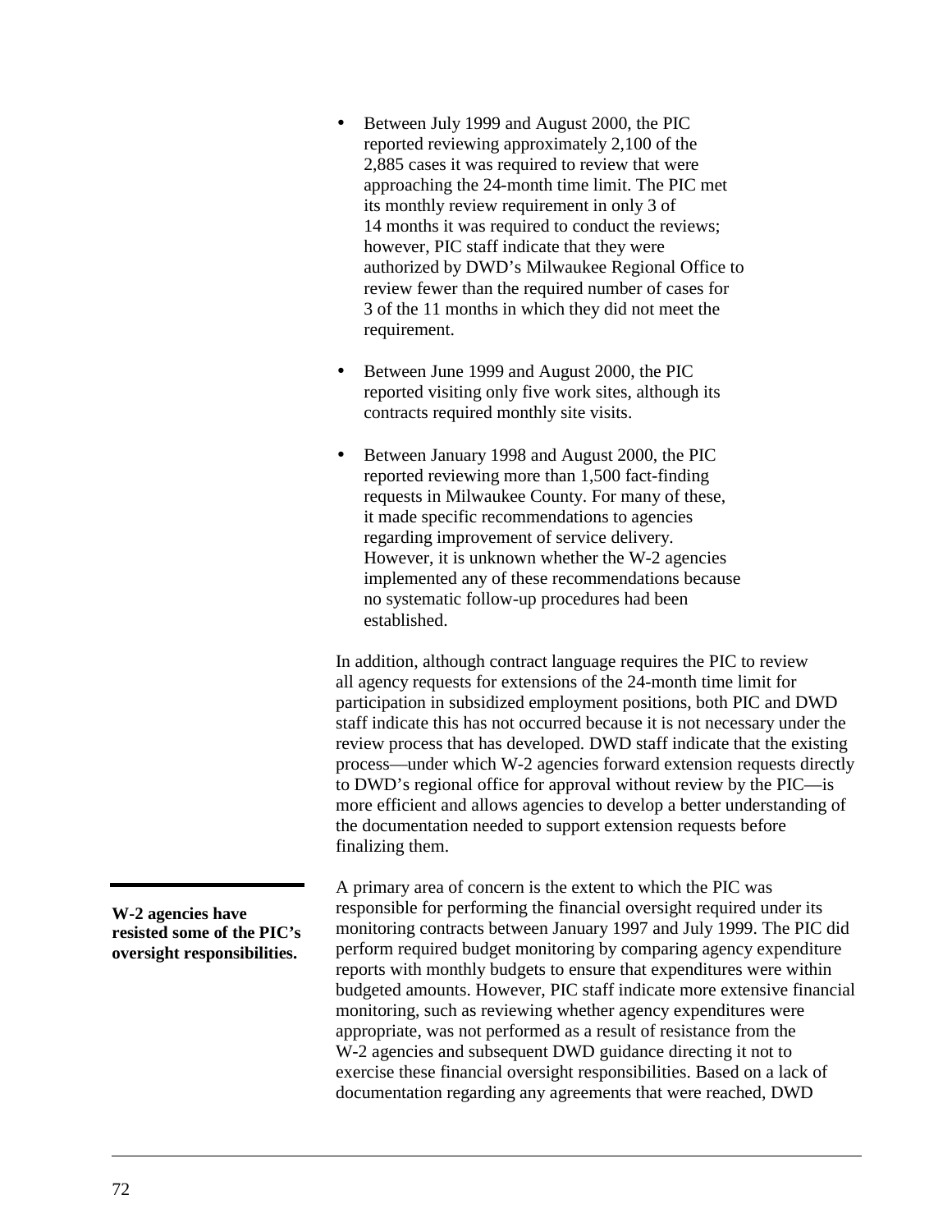- Between July 1999 and August 2000, the PIC reported reviewing approximately 2,100 of the 2,885 cases it was required to review that were approaching the 24-month time limit. The PIC met its monthly review requirement in only 3 of 14 months it was required to conduct the reviews; however, PIC staff indicate that they were authorized by DWD's Milwaukee Regional Office to review fewer than the required number of cases for 3 of the 11 months in which they did not meet the requirement.

- Between June 1999 and August 2000, the PIC reported visiting only five work sites, although its contracts required monthly site visits.

- Between January 1998 and August 2000, the PIC reported reviewing more than 1,500 fact-finding requests in Milwaukee County. For many of these, it made specific recommendations to agencies regarding improvement of service delivery. However, it is unknown whether the W-2 agencies implemented any of these recommendations because no systematic follow-up procedures had been established.

In addition, although contract language requires the PIC to review all agency requests for extensions of the 24-month time limit for participation in subsidized employment positions, both PIC and DWD staff indicate this has not occurred because it is not necessary under the review process that has developed. DWD staff indicate that the existing process—under which W-2 agencies forward extension requests directly to DWD's regional office for approval without review by the PIC—is more efficient and allows agencies to develop a better understanding of the documentation needed to support extension requests before finalizing them.

**W-2 agencies have resisted some of the PIC's oversight responsibilities.**

A primary area of concern is the extent to which the PIC was responsible for performing the financial oversight required under its monitoring contracts between January 1997 and July 1999. The PIC did perform required budget monitoring by comparing agency expenditure reports with monthly budgets to ensure that expenditures were within budgeted amounts. However, PIC staff indicate more extensive financial monitoring, such as reviewing whether agency expenditures were appropriate, was not performed as a result of resistance from the W-2 agencies and subsequent DWD guidance directing it not to exercise these financial oversight responsibilities. Based on a lack of documentation regarding any agreements that were reached, DWD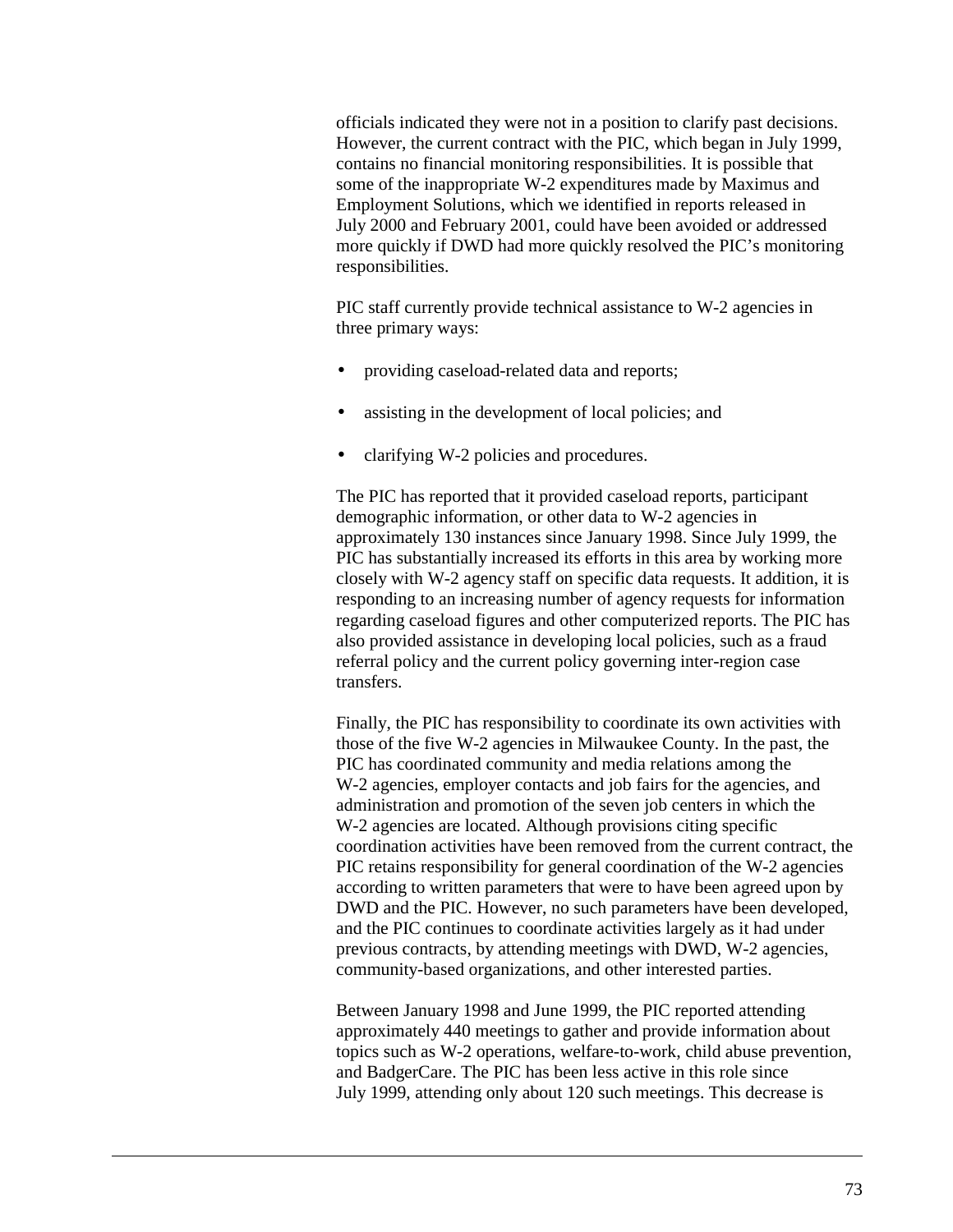officials indicated they were not in a position to clarify past decisions. However, the current contract with the PIC, which began in July 1999, contains no financial monitoring responsibilities. It is possible that some of the inappropriate W-2 expenditures made by Maximus and Employment Solutions, which we identified in reports released in July 2000 and February 2001, could have been avoided or addressed more quickly if DWD had more quickly resolved the PIC's monitoring responsibilities.

PIC staff currently provide technical assistance to W-2 agencies in three primary ways:

- providing caseload-related data and reports;
- assisting in the development of local policies; and
- clarifying W-2 policies and procedures.

The PIC has reported that it provided caseload reports, participant demographic information, or other data to W-2 agencies in approximately 130 instances since January 1998. Since July 1999, the PIC has substantially increased its efforts in this area by working more closely with W-2 agency staff on specific data requests. It addition, it is responding to an increasing number of agency requests for information regarding caseload figures and other computerized reports. The PIC has also provided assistance in developing local policies, such as a fraud referral policy and the current policy governing inter-region case transfers.

Finally, the PIC has responsibility to coordinate its own activities with those of the five W-2 agencies in Milwaukee County. In the past, the PIC has coordinated community and media relations among the W-2 agencies, employer contacts and job fairs for the agencies, and administration and promotion of the seven job centers in which the W-2 agencies are located. Although provisions citing specific coordination activities have been removed from the current contract, the PIC retains responsibility for general coordination of the W-2 agencies according to written parameters that were to have been agreed upon by DWD and the PIC. However, no such parameters have been developed, and the PIC continues to coordinate activities largely as it had under previous contracts, by attending meetings with DWD, W-2 agencies, community-based organizations, and other interested parties.

Between January 1998 and June 1999, the PIC reported attending approximately 440 meetings to gather and provide information about topics such as W-2 operations, welfare-to-work, child abuse prevention, and BadgerCare. The PIC has been less active in this role since July 1999, attending only about 120 such meetings. This decrease is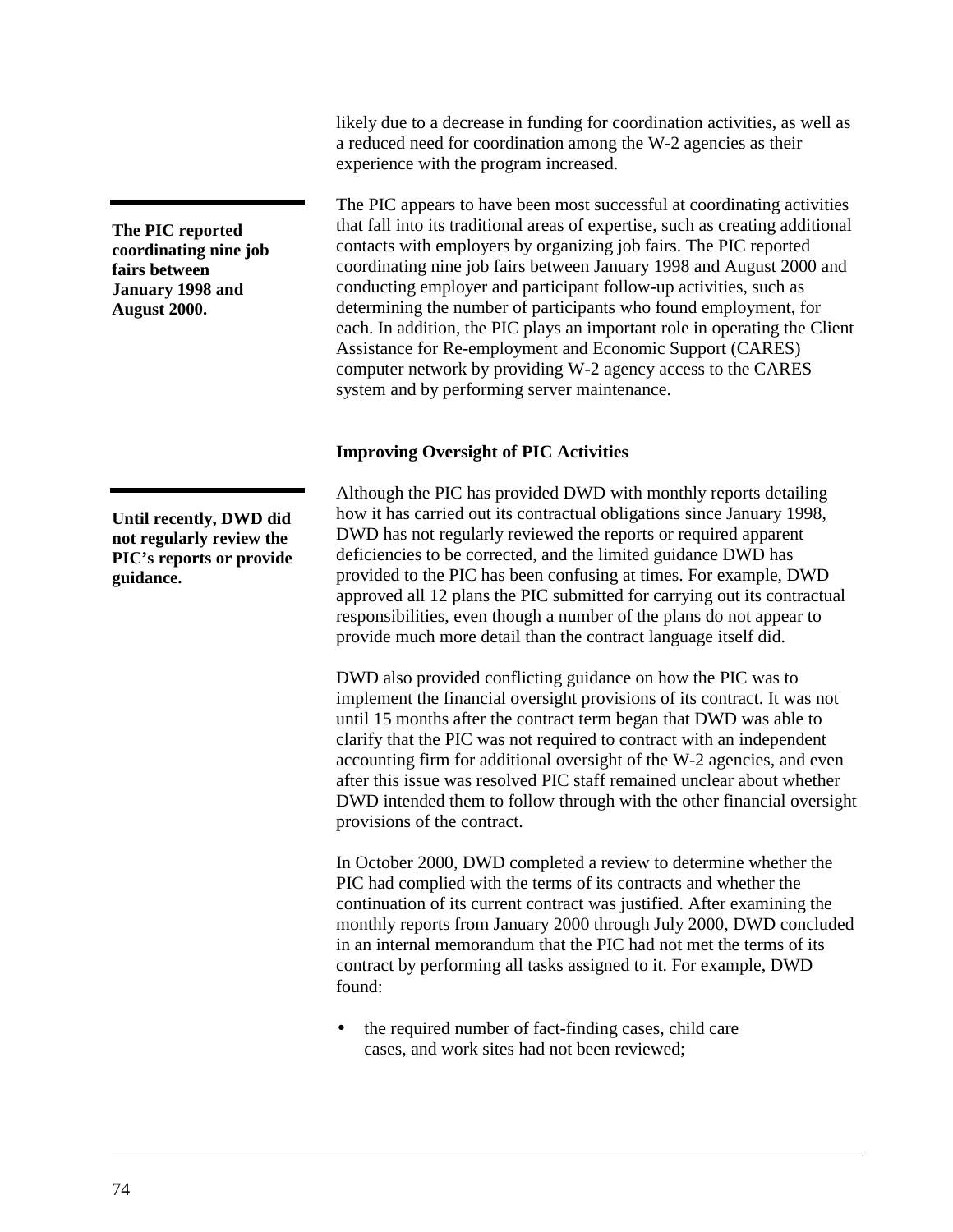likely due to a decrease in funding for coordination activities, as well as a reduced need for coordination among the W-2 agencies as their experience with the program increased.

**The PIC reported coordinating nine job fairs between January 1998 and August 2000.**

The PIC appears to have been most successful at coordinating activities that fall into its traditional areas of expertise, such as creating additional contacts with employers by organizing job fairs. The PIC reported coordinating nine job fairs between January 1998 and August 2000 and conducting employer and participant follow-up activities, such as determining the number of participants who found employment, for each. In addition, the PIC plays an important role in operating the Client Assistance for Re-employment and Economic Support (CARES) computer network by providing W-2 agency access to the CARES system and by performing server maintenance.

### Improving Oversight of PIC Activities

**Until recently, DWD did not regularly review the PIC's reports or provide guidance.**

Although the PIC has provided DWD with monthly reports detailing how it has carried out its contractual obligations since January 1998, DWD has not regularly reviewed the reports or required apparent deficiencies to be corrected, and the limited guidance DWD has provided to the PIC has been confusing at times. For example, DWD approved all 12 plans the PIC submitted for carrying out its contractual responsibilities, even though a number of the plans do not appear to provide much more detail than the contract language itself did.

DWD also provided conflicting guidance on how the PIC was to implement the financial oversight provisions of its contract. It was not until 15 months after the contract term began that DWD was able to clarify that the PIC was not required to contract with an independent accounting firm for additional oversight of the W-2 agencies, and even after this issue was resolved PIC staff remained unclear about whether DWD intended them to follow through with the other financial oversight provisions of the contract.

In October 2000, DWD completed a review to determine whether the PIC had complied with the terms of its contracts and whether the continuation of its current contract was justified. After examining the monthly reports from January 2000 through July 2000, DWD concluded in an internal memorandum that the PIC had not met the terms of its contract by performing all tasks assigned to it. For example, DWD found:

- the required number of fact-finding cases, child care cases, and work sites had not been reviewed;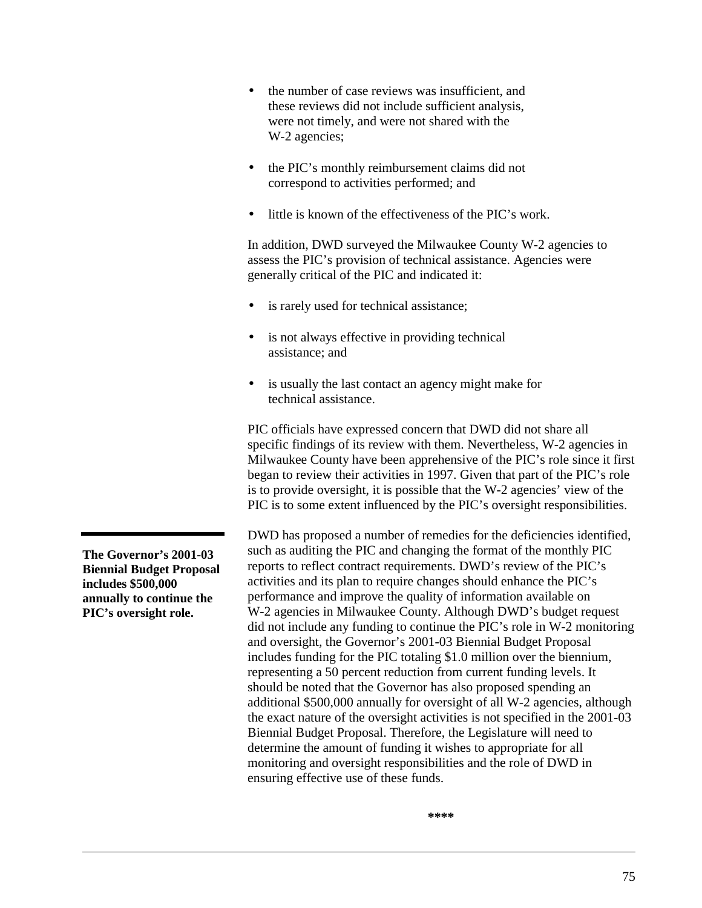- the number of case reviews was insufficient, and these reviews did not include sufficient analysis, were not timely, and were not shared with the W-2 agencies;
- the PIC's monthly reimbursement claims did not correspond to activities performed; and
- little is known of the effectiveness of the PIC's work.

In addition, DWD surveyed the Milwaukee County W-2 agencies to assess the PIC's provision of technical assistance. Agencies were generally critical of the PIC and indicated it:

- is rarely used for technical assistance;
- is not always effective in providing technical assistance; and
- is usually the last contact an agency might make for technical assistance.

PIC officials have expressed concern that DWD did not share all specific findings of its review with them. Nevertheless, W-2 agencies in Milwaukee County have been apprehensive of the PIC's role since it first began to review their activities in 1997. Given that part of the PIC's role is to provide oversight, it is possible that the W-2 agencies' view of the PIC is to some extent influenced by the PIC's oversight responsibilities.

**The Governor's 2001-03 Biennial Budget Proposal includes $500,000 annually to continue the PIC's oversight role.**

DWD has proposed a number of remedies for the deficiencies identified, such as auditing the PIC and changing the format of the monthly PIC reports to reflect contract requirements. DWD's review of the PIC's activities and its plan to require changes should enhance the PIC's performance and improve the quality of information available on W-2 agencies in Milwaukee County. Although DWD's budget request did not include any funding to continue the PIC's role in W-2 monitoring and oversight, the Governor's 2001-03 Biennial Budget Proposal includes funding for the PIC totaling $1.0 million over the biennium, representing a 50 percent reduction from current funding levels. It should be noted that the Governor has also proposed spending an additional $500,000 annually for oversight of all W-2 agencies, although the exact nature of the oversight activities is not specified in the 2001-03 Biennial Budget Proposal. Therefore, the Legislature will need to determine the amount of funding it wishes to appropriate for all monitoring and oversight responsibilities and the role of DWD in ensuring effective use of these funds.

****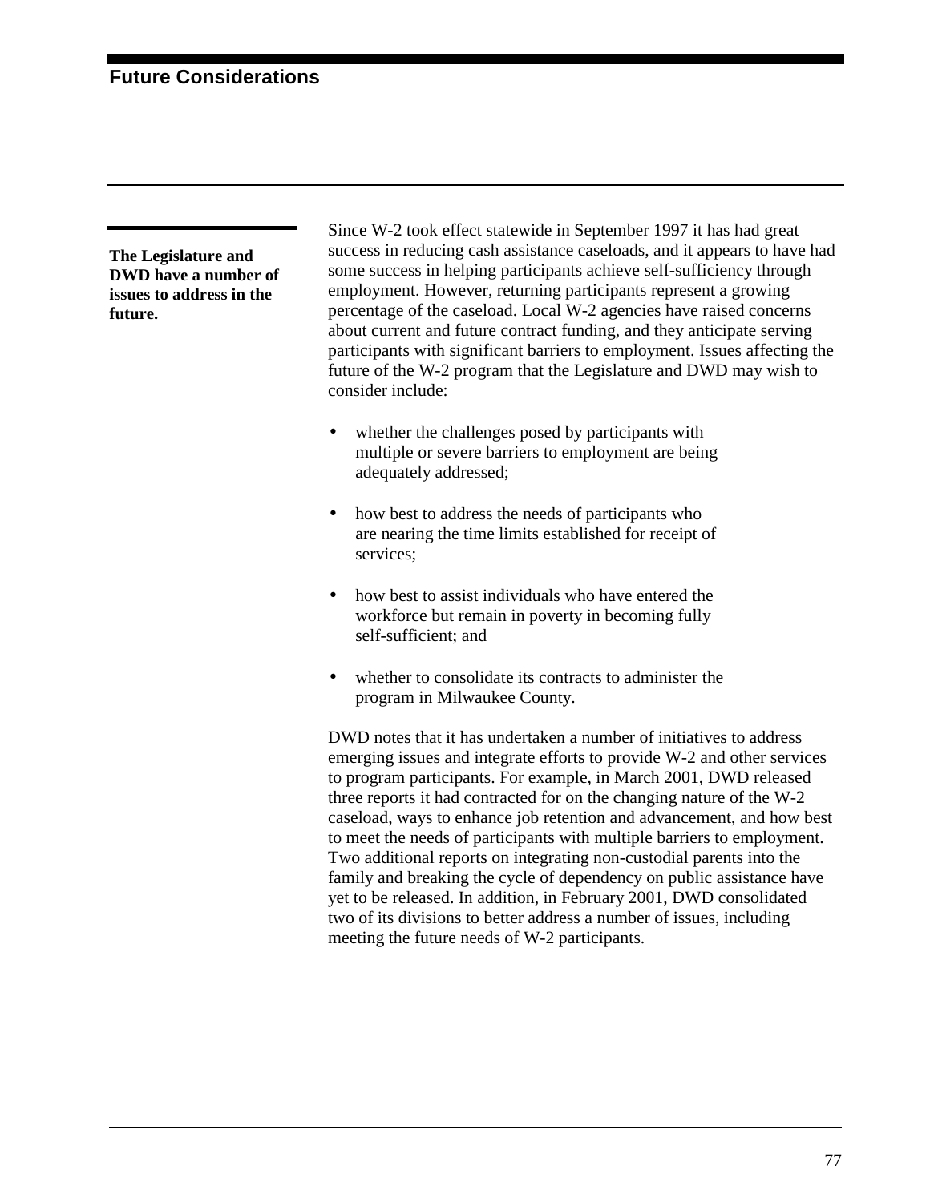# Future Considerations

**The Legislature and DWD have a number of issues to address in the future.**

Since W-2 took effect statewide in September 1997 it has had great success in reducing cash assistance caseloads, and it appears to have had some success in helping participants achieve self-sufficiency through employment. However, returning participants represent a growing percentage of the caseload. Local W-2 agencies have raised concerns about current and future contract funding, and they anticipate serving participants with significant barriers to employment. Issues affecting the future of the W-2 program that the Legislature and DWD may wish to consider include:

- whether the challenges posed by participants with multiple or severe barriers to employment are being adequately addressed;
- how best to address the needs of participants who are nearing the time limits established for receipt of services;
- how best to assist individuals who have entered the workforce but remain in poverty in becoming fully self-sufficient; and
- whether to consolidate its contracts to administer the program in Milwaukee County.

DWD notes that it has undertaken a number of initiatives to address emerging issues and integrate efforts to provide W-2 and other services to program participants. For example, in March 2001, DWD released three reports it had contracted for on the changing nature of the W-2 caseload, ways to enhance job retention and advancement, and how best to meet the needs of participants with multiple barriers to employment. Two additional reports on integrating non-custodial parents into the family and breaking the cycle of dependency on public assistance have yet to be released. In addition, in February 2001, DWD consolidated two of its divisions to better address a number of issues, including meeting the future needs of W-2 participants.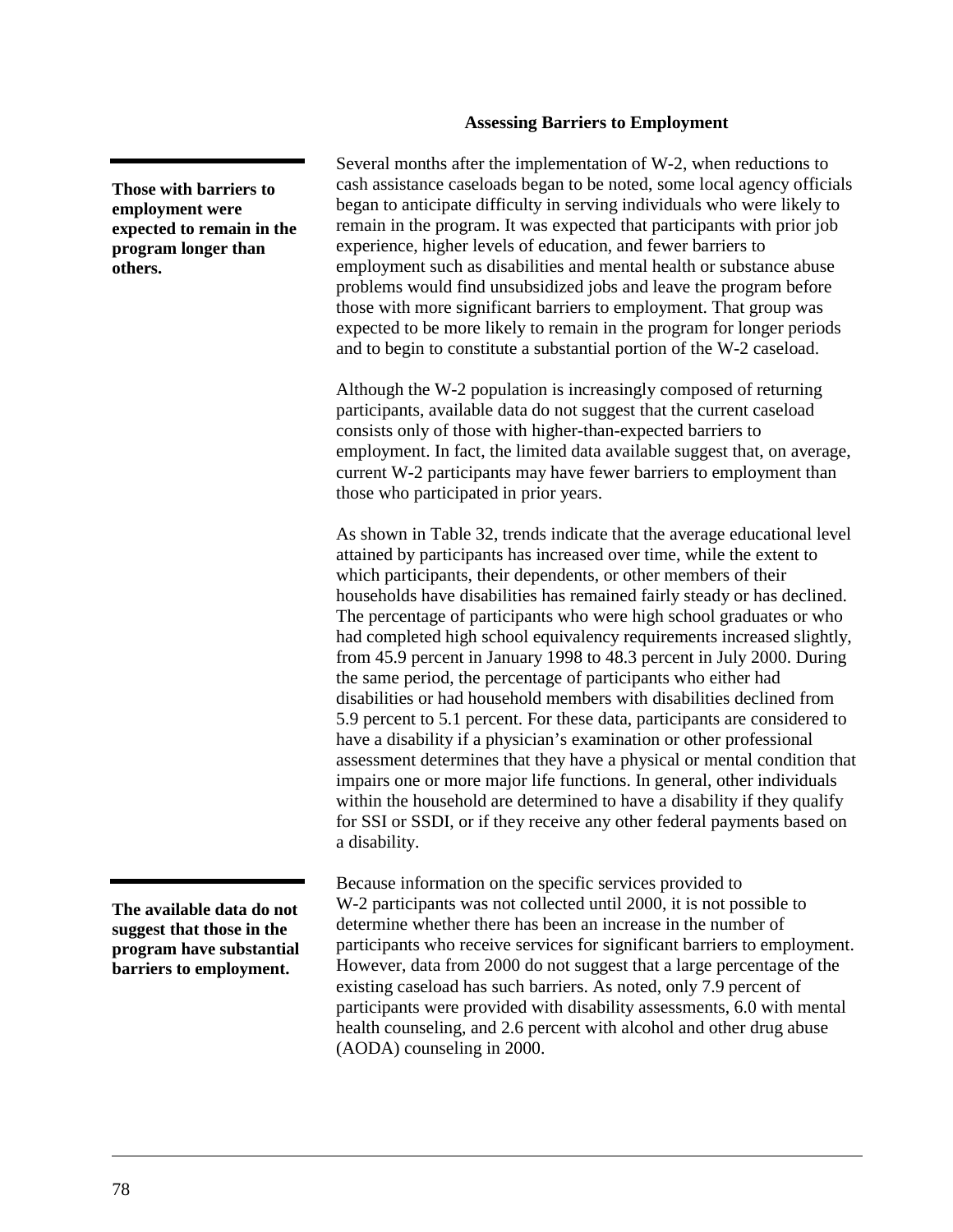### Assessing Barriers to Employment

**Those with barriers to employment were expected to remain in the program longer than others.**

Several months after the implementation of W-2, when reductions to cash assistance caseloads began to be noted, some local agency officials began to anticipate difficulty in serving individuals who were likely to remain in the program. It was expected that participants with prior job experience, higher levels of education, and fewer barriers to employment such as disabilities and mental health or substance abuse problems would find unsubsidized jobs and leave the program before those with more significant barriers to employment. That group was expected to be more likely to remain in the program for longer periods and to begin to constitute a substantial portion of the W-2 caseload.

Although the W-2 population is increasingly composed of returning participants, available data do not suggest that the current caseload consists only of those with higher-than-expected barriers to employment. In fact, the limited data available suggest that, on average, current W-2 participants may have fewer barriers to employment than those who participated in prior years.

As shown in Table 32, trends indicate that the average educational level attained by participants has increased over time, while the extent to which participants, their dependents, or other members of their households have disabilities has remained fairly steady or has declined. The percentage of participants who were high school graduates or who had completed high school equivalency requirements increased slightly, from 45.9 percent in January 1998 to 48.3 percent in July 2000. During the same period, the percentage of participants who either had disabilities or had household members with disabilities declined from 5.9 percent to 5.1 percent. For these data, participants are considered to have a disability if a physician's examination or other professional assessment determines that they have a physical or mental condition that impairs one or more major life functions. In general, other individuals within the household are determined to have a disability if they qualify for SSI or SSDI, or if they receive any other federal payments based on a disability.

**The available data do not suggest that those in the program have substantial barriers to employment.**

Because information on the specific services provided to W-2 participants was not collected until 2000, it is not possible to determine whether there has been an increase in the number of participants who receive services for significant barriers to employment. However, data from 2000 do not suggest that a large percentage of the existing caseload has such barriers. As noted, only 7.9 percent of participants were provided with disability assessments, 6.0 with mental health counseling, and 2.6 percent with alcohol and other drug abuse (AODA) counseling in 2000.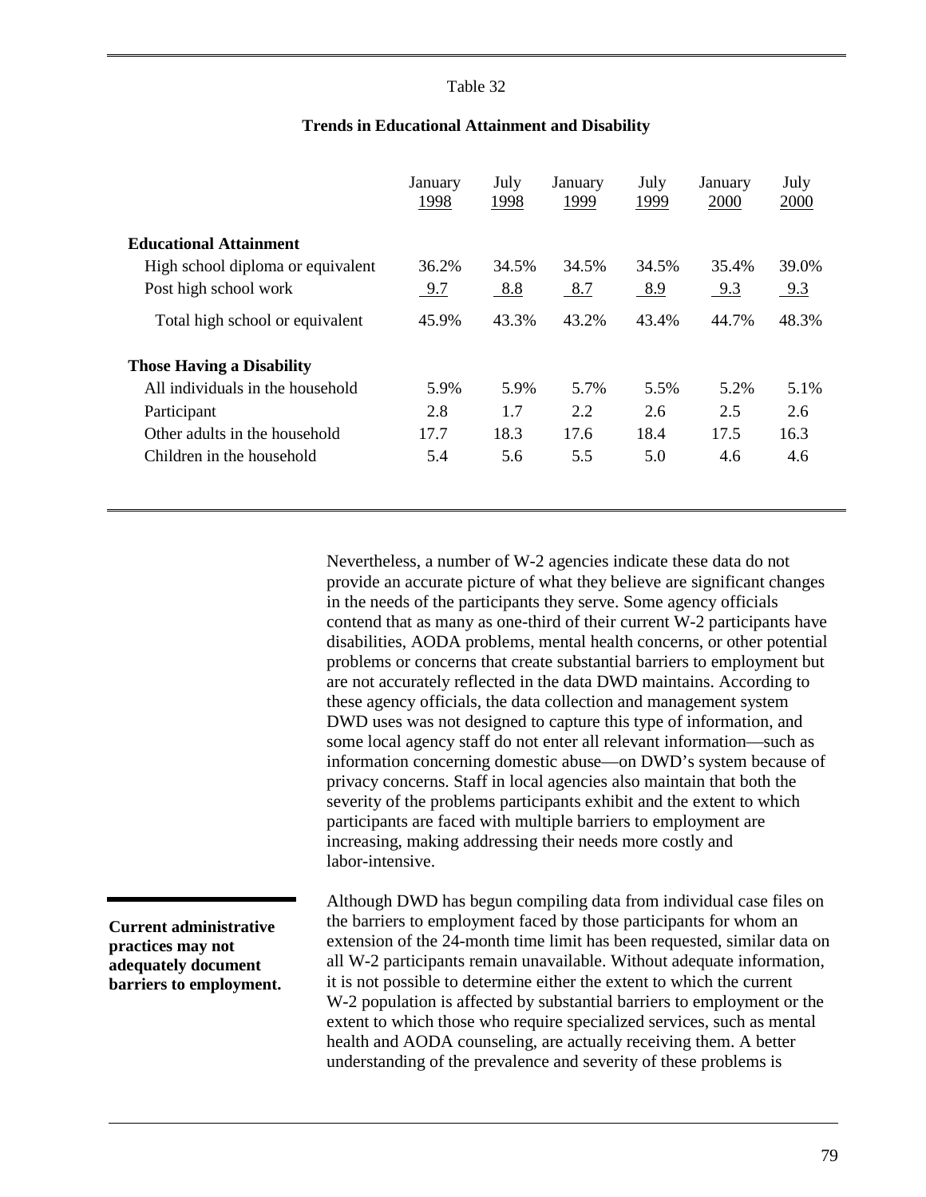Table 32

**Trends in Educational Attainment and Disability**

| | January 1998 | July 1998 | January 1999 | July 1999 | January 2000 | July 2000 |
|---|---|---|---|---|---|---|
| **Educational Attainment** | | | | | | |
| High school diploma or equivalent | 36.2% | 34.5% | 34.5% | 34.5% | 35.4% | 39.0% |
| Post high school work | 9.7 | 8.8 | 8.7 | 8.9 | 9.3 | 9.3 |
| Total high school or equivalent | 45.9% | 43.3% | 43.2% | 43.4% | 44.7% | 48.3% |
| **Those Having a Disability** | | | | | | |
| All individuals in the household | 5.9% | 5.9% | 5.7% | 5.5% | 5.2% | 5.1% |
| Participant | 2.8 | 1.7 | 2.2 | 2.6 | 2.5 | 2.6 |
| Other adults in the household | 17.7 | 18.3 | 17.6 | 18.4 | 17.5 | 16.3 |
| Children in the household | 5.4 | 5.6 | 5.5 | 5.0 | 4.6 | 4.6 |

Nevertheless, a number of W-2 agencies indicate these data do not provide an accurate picture of what they believe are significant changes in the needs of the participants they serve. Some agency officials contend that as many as one-third of their current W-2 participants have disabilities, AODA problems, mental health concerns, or other potential problems or concerns that create substantial barriers to employment but are not accurately reflected in the data DWD maintains. According to these agency officials, the data collection and management system DWD uses was not designed to capture this type of information, and some local agency staff do not enter all relevant information—such as information concerning domestic abuse—on DWD's system because of privacy concerns. Staff in local agencies also maintain that both the severity of the problems participants exhibit and the extent to which participants are faced with multiple barriers to employment are increasing, making addressing their needs more costly and labor-intensive.

**Current administrative practices may not adequately document barriers to employment.**

Although DWD has begun compiling data from individual case files on the barriers to employment faced by those participants for whom an extension of the 24-month time limit has been requested, similar data on all W-2 participants remain unavailable. Without adequate information, it is not possible to determine either the extent to which the current W-2 population is affected by substantial barriers to employment or the extent to which those who require specialized services, such as mental health and AODA counseling, are actually receiving them. A better understanding of the prevalence and severity of these problems is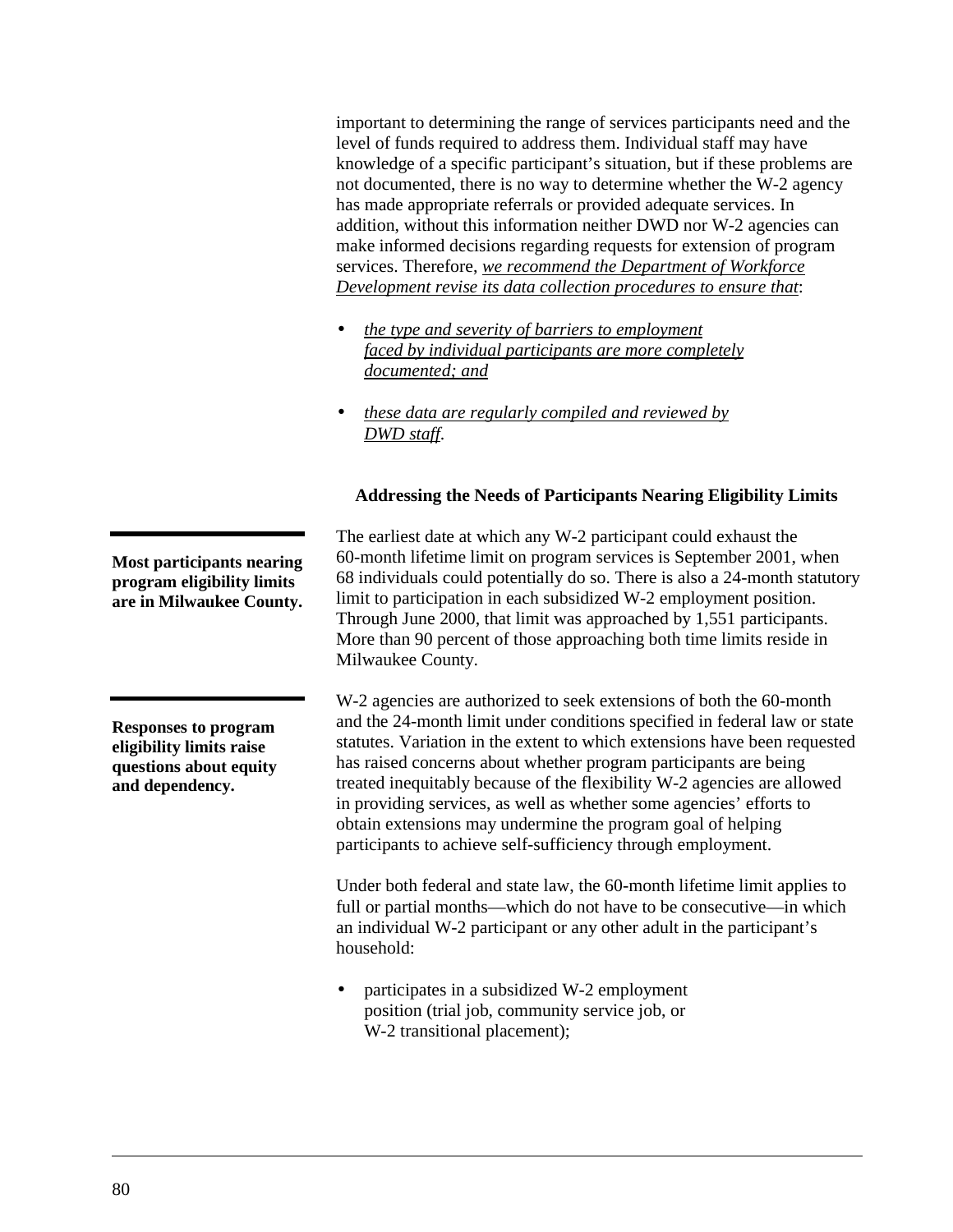important to determining the range of services participants need and the level of funds required to address them. Individual staff may have knowledge of a specific participant's situation, but if these problems are not documented, there is no way to determine whether the W-2 agency has made appropriate referrals or provided adequate services. In addition, without this information neither DWD nor W-2 agencies can make informed decisions regarding requests for extension of program services. Therefore, *we recommend the Department of Workforce Development revise its data collection procedures to ensure that*:

- *the type and severity of barriers to employment faced by individual participants are more completely documented; and*
- *these data are regularly compiled and reviewed by DWD staff.*

### Addressing the Needs of Participants Nearing Eligibility Limits

**Most participants nearing program eligibility limits are in Milwaukee County.**

The earliest date at which any W-2 participant could exhaust the 60-month lifetime limit on program services is September 2001, when 68 individuals could potentially do so. There is also a 24-month statutory limit to participation in each subsidized W-2 employment position. Through June 2000, that limit was approached by 1,551 participants. More than 90 percent of those approaching both time limits reside in Milwaukee County.

**Responses to program eligibility limits raise questions about equity and dependency.**

W-2 agencies are authorized to seek extensions of both the 60-month and the 24-month limit under conditions specified in federal law or state statutes. Variation in the extent to which extensions have been requested has raised concerns about whether program participants are being treated inequitably because of the flexibility W-2 agencies are allowed in providing services, as well as whether some agencies' efforts to obtain extensions may undermine the program goal of helping participants to achieve self-sufficiency through employment.

Under both federal and state law, the 60-month lifetime limit applies to full or partial months—which do not have to be consecutive—in which an individual W-2 participant or any other adult in the participant's household:

- participates in a subsidized W-2 employment position (trial job, community service job, or W-2 transitional placement);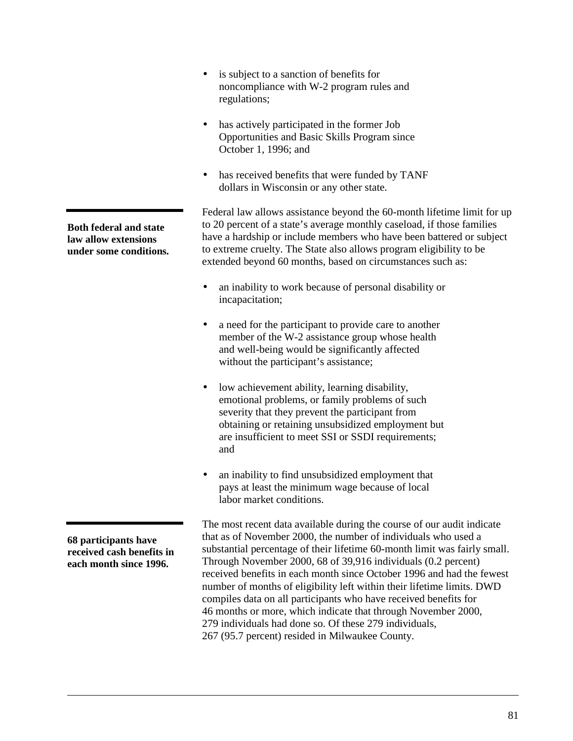- is subject to a sanction of benefits for noncompliance with W-2 program rules and regulations;

- has actively participated in the former Job Opportunities and Basic Skills Program since October 1, 1996; and

- has received benefits that were funded by TANF dollars in Wisconsin or any other state.

**Both federal and state law allow extensions under some conditions.**

Federal law allows assistance beyond the 60-month lifetime limit for up to 20 percent of a state's average monthly caseload, if those families have a hardship or include members who have been battered or subject to extreme cruelty. The State also allows program eligibility to be extended beyond 60 months, based on circumstances such as:

- an inability to work because of personal disability or incapacitation;

- a need for the participant to provide care to another member of the W-2 assistance group whose health and well-being would be significantly affected without the participant's assistance;

- low achievement ability, learning disability, emotional problems, or family problems of such severity that they prevent the participant from obtaining or retaining unsubsidized employment but are insufficient to meet SSI or SSDI requirements; and

- an inability to find unsubsidized employment that pays at least the minimum wage because of local labor market conditions.

**68 participants have received cash benefits in each month since 1996.**

The most recent data available during the course of our audit indicate that as of November 2000, the number of individuals who used a substantial percentage of their lifetime 60-month limit was fairly small. Through November 2000, 68 of 39,916 individuals (0.2 percent) received benefits in each month since October 1996 and had the fewest number of months of eligibility left within their lifetime limits. DWD compiles data on all participants who have received benefits for 46 months or more, which indicate that through November 2000, 279 individuals had done so. Of these 279 individuals, 267 (95.7 percent) resided in Milwaukee County.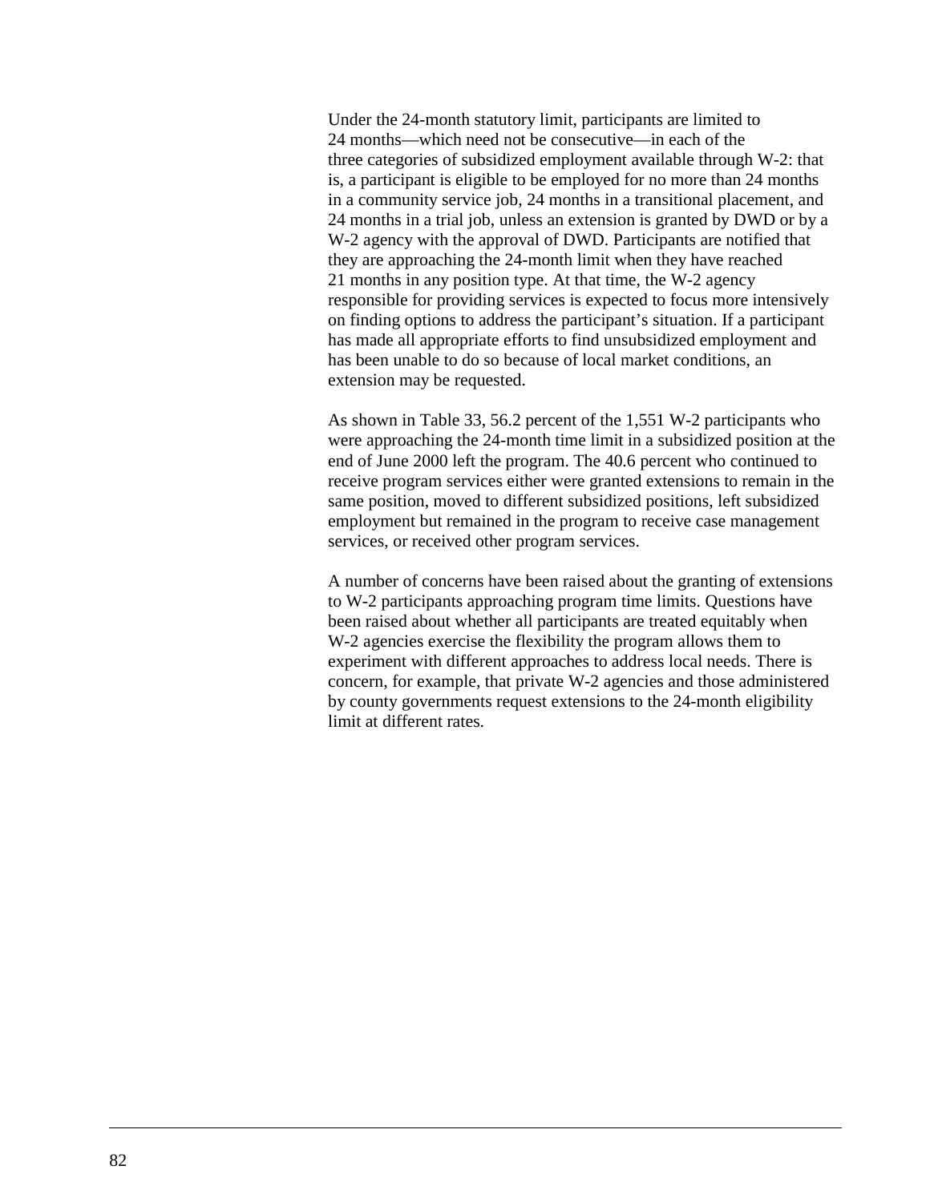Under the 24-month statutory limit, participants are limited to 24 months—which need not be consecutive—in each of the three categories of subsidized employment available through W-2: that is, a participant is eligible to be employed for no more than 24 months in a community service job, 24 months in a transitional placement, and 24 months in a trial job, unless an extension is granted by DWD or by a W-2 agency with the approval of DWD. Participants are notified that they are approaching the 24-month limit when they have reached 21 months in any position type. At that time, the W-2 agency responsible for providing services is expected to focus more intensively on finding options to address the participant's situation. If a participant has made all appropriate efforts to find unsubsidized employment and has been unable to do so because of local market conditions, an extension may be requested.

As shown in Table 33, 56.2 percent of the 1,551 W-2 participants who were approaching the 24-month time limit in a subsidized position at the end of June 2000 left the program. The 40.6 percent who continued to receive program services either were granted extensions to remain in the same position, moved to different subsidized positions, left subsidized employment but remained in the program to receive case management services, or received other program services.

A number of concerns have been raised about the granting of extensions to W-2 participants approaching program time limits. Questions have been raised about whether all participants are treated equitably when W-2 agencies exercise the flexibility the program allows them to experiment with different approaches to address local needs. There is concern, for example, that private W-2 agencies and those administered by county governments request extensions to the 24-month eligibility limit at different rates.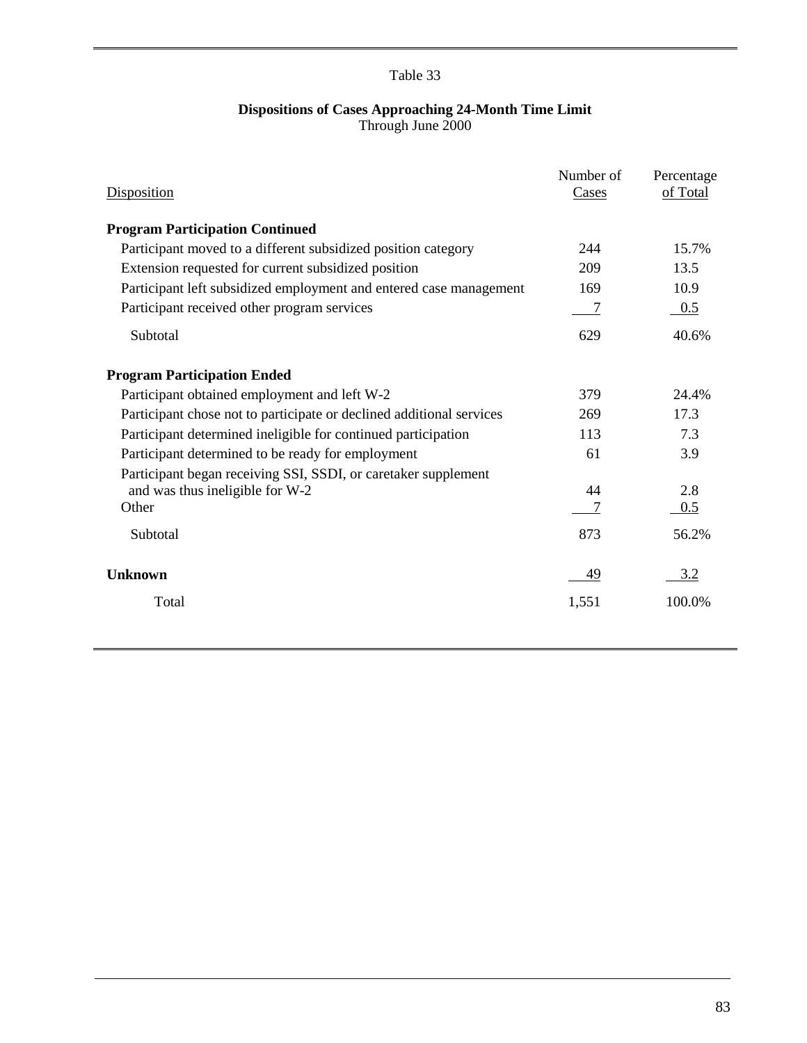Table 33

**Dispositions of Cases Approaching 24-Month Time Limit**
Through June 2000

| Disposition | Number of Cases | Percentage of Total |
|---|---|---|
| **Program Participation Continued** | | |
| Participant moved to a different subsidized position category | 244 | 15.7% |
| Extension requested for current subsidized position | 209 | 13.5 |
| Participant left subsidized employment and entered case management | 169 | 10.9 |
| Participant received other program services | 7 | 0.5 |
| Subtotal | 629 | 40.6% |
| **Program Participation Ended** | | |
| Participant obtained employment and left W-2 | 379 | 24.4% |
| Participant chose not to participate or declined additional services | 269 | 17.3 |
| Participant determined ineligible for continued participation | 113 | 7.3 |
| Participant determined to be ready for employment | 61 | 3.9 |
| Participant began receiving SSI, SSDI, or caretaker supplement and was thus ineligible for W-2 | 44 | 2.8 |
| Other | 7 | 0.5 |
| Subtotal | 873 | 56.2% |
| **Unknown** | 49 | 3.2 |
| Total | 1,551 | 100.0% |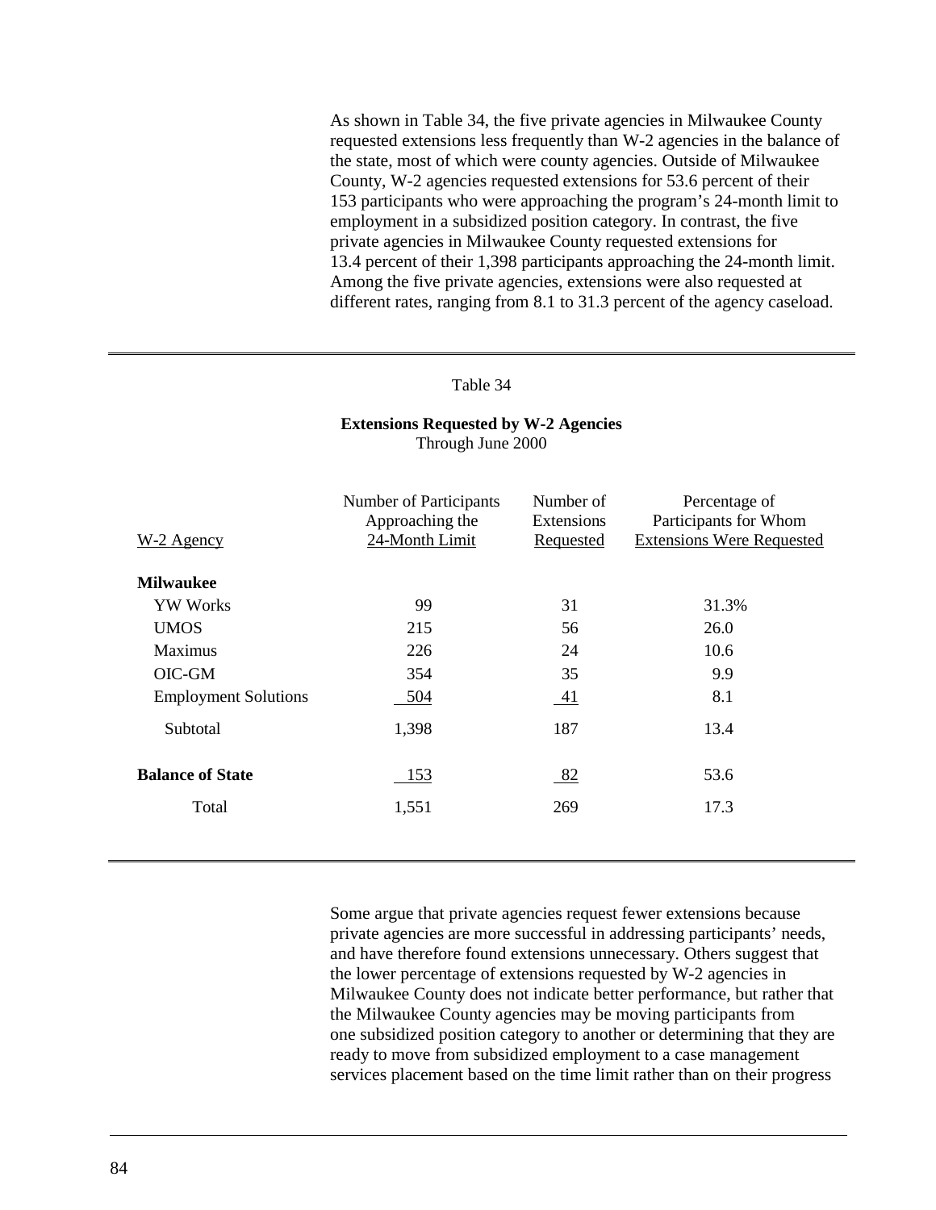As shown in Table 34, the five private agencies in Milwaukee County requested extensions less frequently than W-2 agencies in the balance of the state, most of which were county agencies. Outside of Milwaukee County, W-2 agencies requested extensions for 53.6 percent of their 153 participants who were approaching the program's 24-month limit to employment in a subsidized position category. In contrast, the five private agencies in Milwaukee County requested extensions for 13.4 percent of their 1,398 participants approaching the 24-month limit. Among the five private agencies, extensions were also requested at different rates, ranging from 8.1 to 31.3 percent of the agency caseload.

Table 34

**Extensions Requested by W-2 Agencies**
Through June 2000

| W-2 Agency | Number of Participants Approaching the 24-Month Limit | Number of Extensions Requested | Percentage of Participants for Whom Extensions Were Requested |
|---|---|---|---|
| **Milwaukee** | | | |
| YW Works | 99 | 31 | 31.3% |
| UMOS | 215 | 56 | 26.0 |
| Maximus | 226 | 24 | 10.6 |
| OIC-GM | 354 | 35 | 9.9 |
| Employment Solutions | 504 | 41 | 8.1 |
| Subtotal | 1,398 | 187 | 13.4 |
| **Balance of State** | 153 | 82 | 53.6 |
| Total | 1,551 | 269 | 17.3 |

Some argue that private agencies request fewer extensions because private agencies are more successful in addressing participants' needs, and have therefore found extensions unnecessary. Others suggest that the lower percentage of extensions requested by W-2 agencies in Milwaukee County does not indicate better performance, but rather that the Milwaukee County agencies may be moving participants from one subsidized position category to another or determining that they are ready to move from subsidized employment to a case management services placement based on the time limit rather than on their progress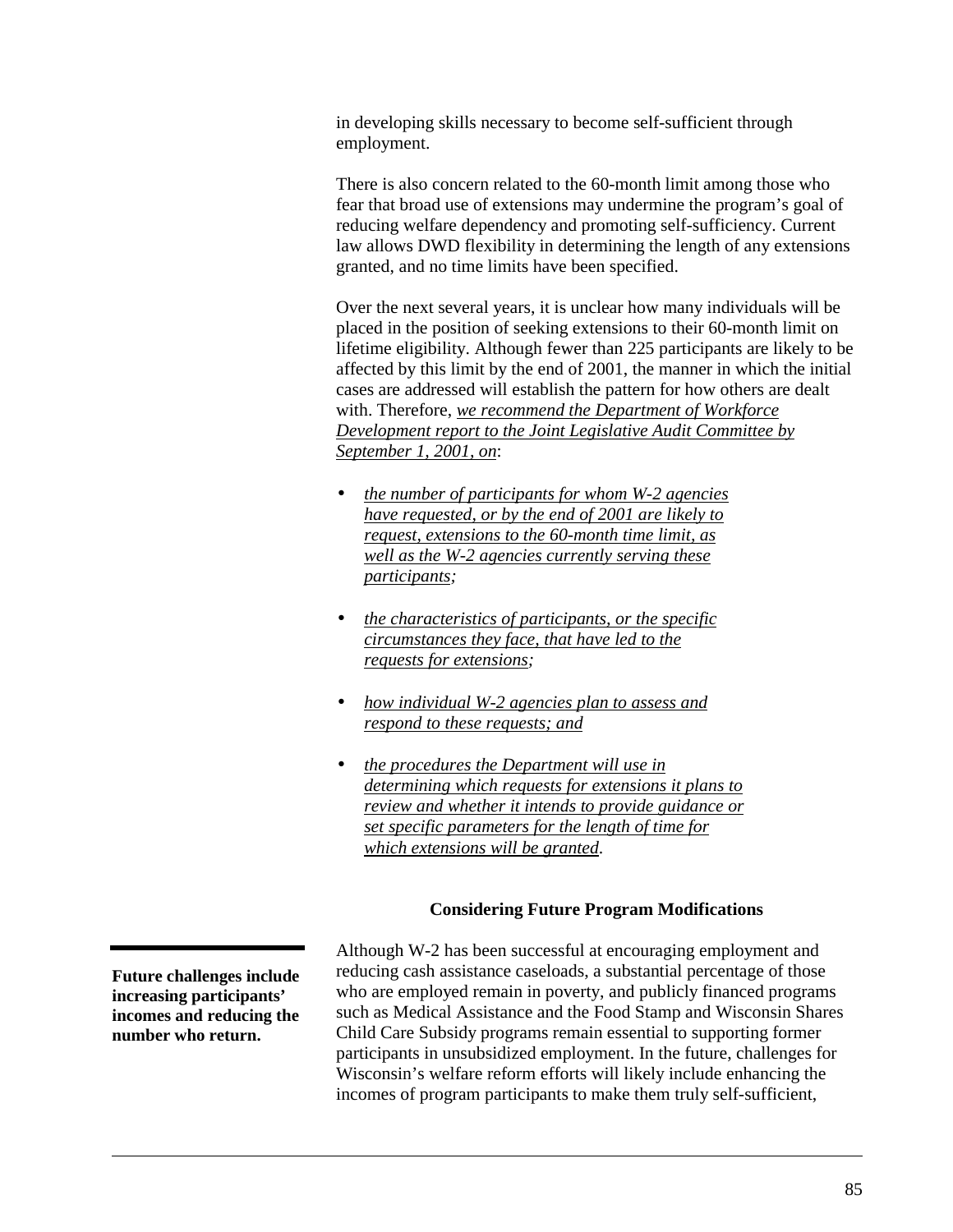in developing skills necessary to become self-sufficient through employment.

There is also concern related to the 60-month limit among those who fear that broad use of extensions may undermine the program's goal of reducing welfare dependency and promoting self-sufficiency. Current law allows DWD flexibility in determining the length of any extensions granted, and no time limits have been specified.

Over the next several years, it is unclear how many individuals will be placed in the position of seeking extensions to their 60-month limit on lifetime eligibility. Although fewer than 225 participants are likely to be affected by this limit by the end of 2001, the manner in which the initial cases are addressed will establish the pattern for how others are dealt with. Therefore, *we recommend the Department of Workforce Development report to the Joint Legislative Audit Committee by September 1, 2001, on*:

- *the number of participants for whom W-2 agencies have requested, or by the end of 2001 are likely to request, extensions to the 60-month time limit, as well as the W-2 agencies currently serving these participants;*
- *the characteristics of participants, or the specific circumstances they face, that have led to the requests for extensions;*
- *how individual W-2 agencies plan to assess and respond to these requests; and*
- *the procedures the Department will use in determining which requests for extensions it plans to review and whether it intends to provide guidance or set specific parameters for the length of time for which extensions will be granted.*

### Considering Future Program Modifications

**Future challenges include increasing participants' incomes and reducing the number who return.**

Although W-2 has been successful at encouraging employment and reducing cash assistance caseloads, a substantial percentage of those who are employed remain in poverty, and publicly financed programs such as Medical Assistance and the Food Stamp and Wisconsin Shares Child Care Subsidy programs remain essential to supporting former participants in unsubsidized employment. In the future, challenges for Wisconsin's welfare reform efforts will likely include enhancing the incomes of program participants to make them truly self-sufficient,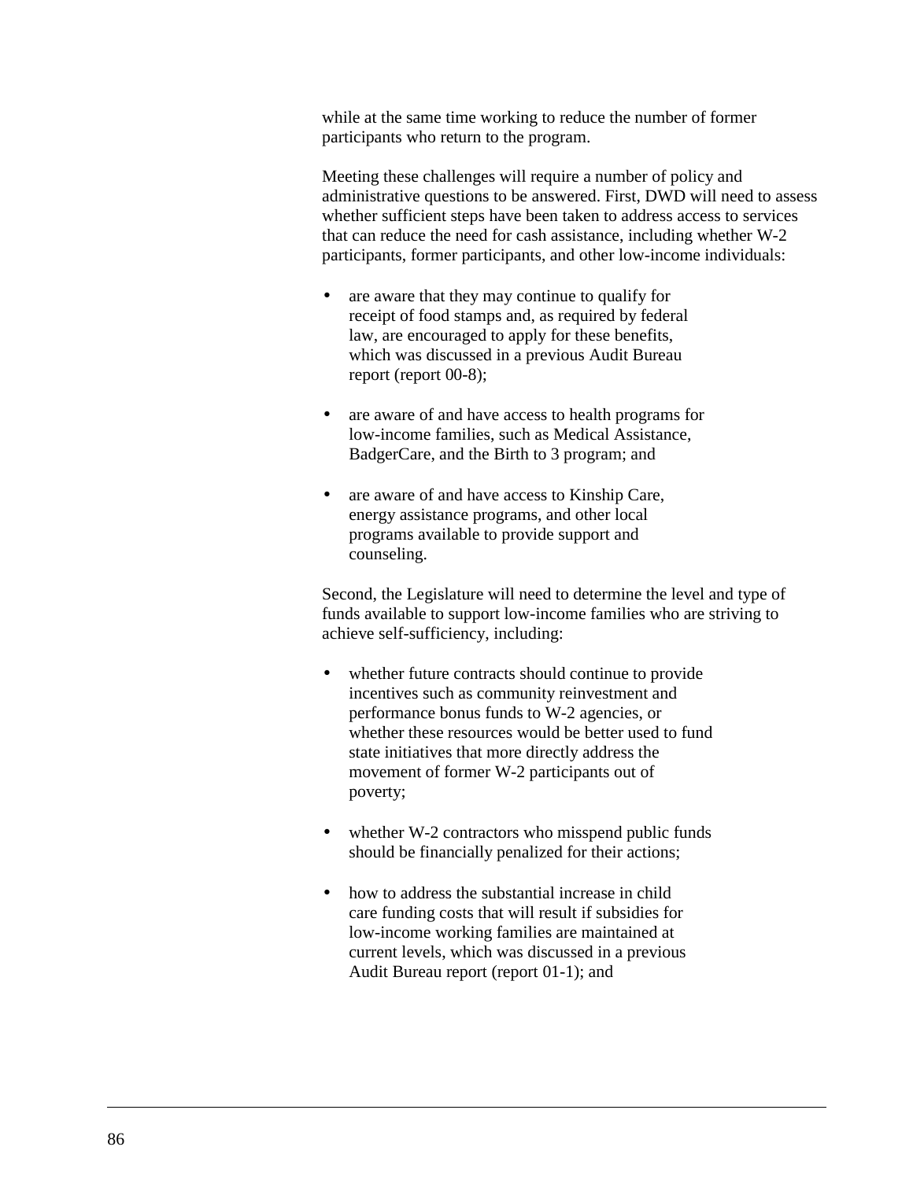while at the same time working to reduce the number of former participants who return to the program.

Meeting these challenges will require a number of policy and administrative questions to be answered. First, DWD will need to assess whether sufficient steps have been taken to address access to services that can reduce the need for cash assistance, including whether W-2 participants, former participants, and other low-income individuals:

- are aware that they may continue to qualify for receipt of food stamps and, as required by federal law, are encouraged to apply for these benefits, which was discussed in a previous Audit Bureau report (report 00-8);

- are aware of and have access to health programs for low-income families, such as Medical Assistance, BadgerCare, and the Birth to 3 program; and

- are aware of and have access to Kinship Care, energy assistance programs, and other local programs available to provide support and counseling.

Second, the Legislature will need to determine the level and type of funds available to support low-income families who are striving to achieve self-sufficiency, including:

- whether future contracts should continue to provide incentives such as community reinvestment and performance bonus funds to W-2 agencies, or whether these resources would be better used to fund state initiatives that more directly address the movement of former W-2 participants out of poverty;

- whether W-2 contractors who misspend public funds should be financially penalized for their actions;

- how to address the substantial increase in child care funding costs that will result if subsidies for low-income working families are maintained at current levels, which was discussed in a previous Audit Bureau report (report 01-1); and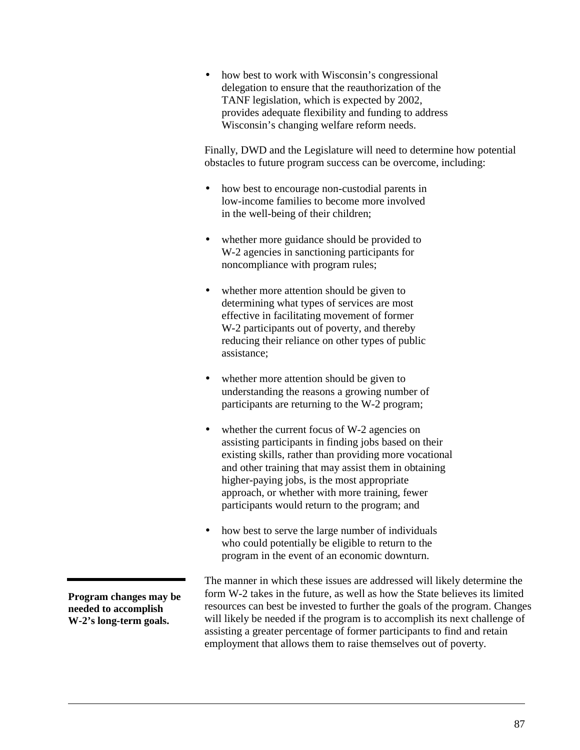- how best to work with Wisconsin's congressional delegation to ensure that the reauthorization of the TANF legislation, which is expected by 2002, provides adequate flexibility and funding to address Wisconsin's changing welfare reform needs.

Finally, DWD and the Legislature will need to determine how potential obstacles to future program success can be overcome, including:

- how best to encourage non-custodial parents in low-income families to become more involved in the well-being of their children;
- whether more guidance should be provided to W-2 agencies in sanctioning participants for noncompliance with program rules;
- whether more attention should be given to determining what types of services are most effective in facilitating movement of former W-2 participants out of poverty, and thereby reducing their reliance on other types of public assistance;
- whether more attention should be given to understanding the reasons a growing number of participants are returning to the W-2 program;
- whether the current focus of W-2 agencies on assisting participants in finding jobs based on their existing skills, rather than providing more vocational and other training that may assist them in obtaining higher-paying jobs, is the most appropriate approach, or whether with more training, fewer participants would return to the program; and
- how best to serve the large number of individuals who could potentially be eligible to return to the program in the event of an economic downturn.

**Program changes may be needed to accomplish W-2's long-term goals.**

The manner in which these issues are addressed will likely determine the form W-2 takes in the future, as well as how the State believes its limited resources can best be invested to further the goals of the program. Changes will likely be needed if the program is to accomplish its next challenge of assisting a greater percentage of former participants to find and retain employment that allows them to raise themselves out of poverty.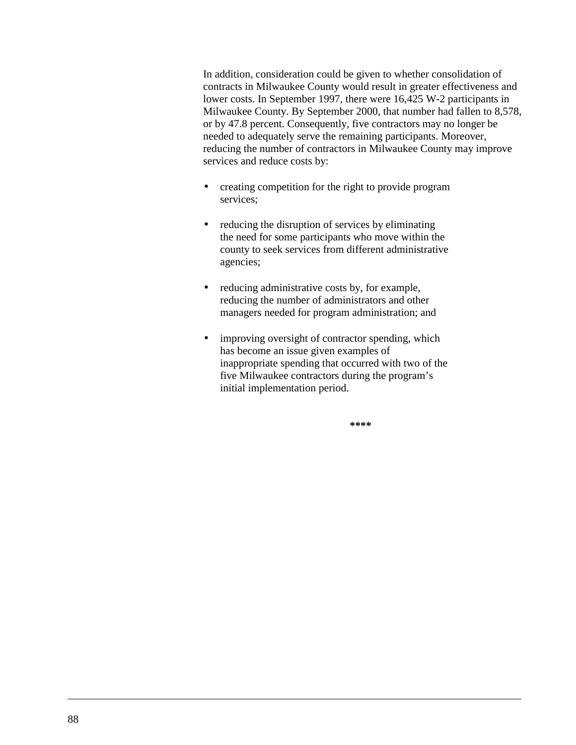In addition, consideration could be given to whether consolidation of contracts in Milwaukee County would result in greater effectiveness and lower costs. In September 1997, there were 16,425 W-2 participants in Milwaukee County. By September 2000, that number had fallen to 8,578, or by 47.8 percent. Consequently, five contractors may no longer be needed to adequately serve the remaining participants. Moreover, reducing the number of contractors in Milwaukee County may improve services and reduce costs by:

- creating competition for the right to provide program services;
- reducing the disruption of services by eliminating the need for some participants who move within the county to seek services from different administrative agencies;
- reducing administrative costs by, for example, reducing the number of administrators and other managers needed for program administration; and
- improving oversight of contractor spending, which has become an issue given examples of inappropriate spending that occurred with two of the five Milwaukee contractors during the program's initial implementation period.

****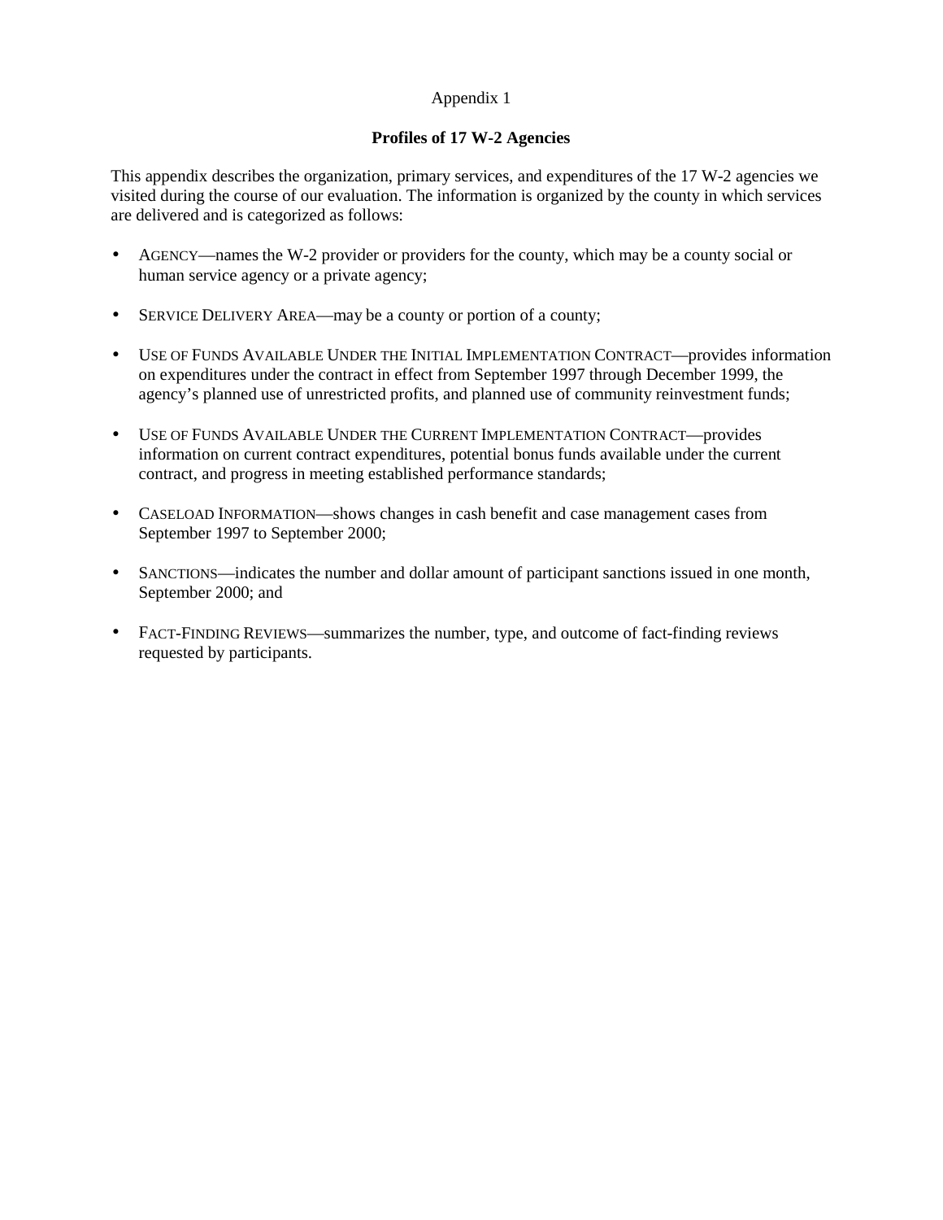Appendix 1

## Profiles of 17 W-2 Agencies

This appendix describes the organization, primary services, and expenditures of the 17 W-2 agencies we visited during the course of our evaluation. The information is organized by the county in which services are delivered and is categorized as follows:

- AGENCY—names the W-2 provider or providers for the county, which may be a county social or human service agency or a private agency;
- SERVICE DELIVERY AREA—may be a county or portion of a county;
- USE OF FUNDS AVAILABLE UNDER THE INITIAL IMPLEMENTATION CONTRACT—provides information on expenditures under the contract in effect from September 1997 through December 1999, the agency's planned use of unrestricted profits, and planned use of community reinvestment funds;
- USE OF FUNDS AVAILABLE UNDER THE CURRENT IMPLEMENTATION CONTRACT—provides information on current contract expenditures, potential bonus funds available under the current contract, and progress in meeting established performance standards;
- CASELOAD INFORMATION—shows changes in cash benefit and case management cases from September 1997 to September 2000;
- SANCTIONS—indicates the number and dollar amount of participant sanctions issued in one month, September 2000; and
- FACT-FINDING REVIEWS—summarizes the number, type, and outcome of fact-finding reviews requested by participants.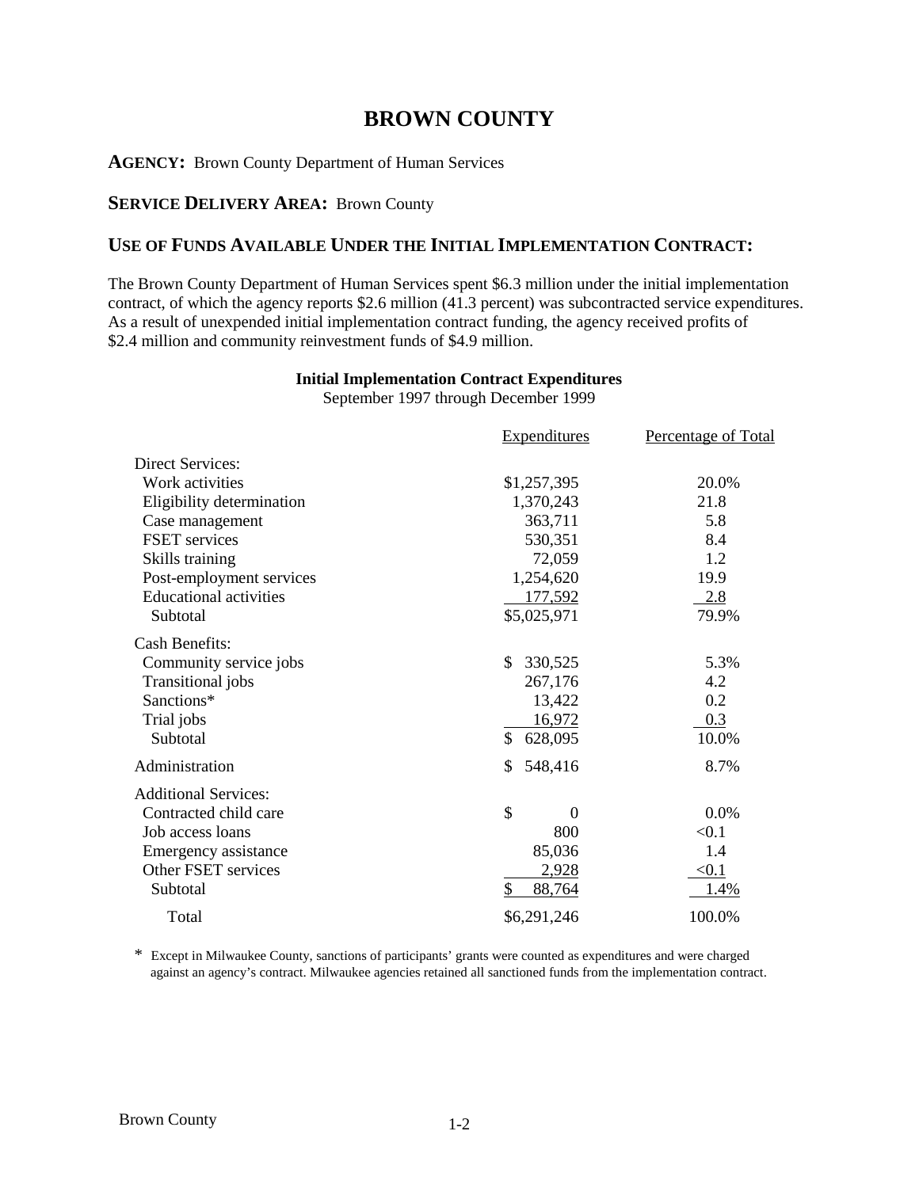# BROWN COUNTY

**AGENCY:** Brown County Department of Human Services

**SERVICE DELIVERY AREA:** Brown County

## USE OF FUNDS AVAILABLE UNDER THE INITIAL IMPLEMENTATION CONTRACT:

The Brown County Department of Human Services spent $6.3 million under the initial implementation contract, of which the agency reports $2.6 million (41.3 percent) was subcontracted service expenditures. As a result of unexpended initial implementation contract funding, the agency received profits of $2.4 million and community reinvestment funds of $4.9 million.

**Initial Implementation Contract Expenditures**
September 1997 through December 1999

| | Expenditures | Percentage of Total |
|---|---|---|
| Direct Services: | | |
| Work activities | $1,257,395 | 20.0% |
| Eligibility determination | 1,370,243 | 21.8 |
| Case management | 363,711 | 5.8 |
| FSET services | 530,351 | 8.4 |
| Skills training | 72,059 | 1.2 |
| Post-employment services | 1,254,620 | 19.9 |
| Educational activities | 177,592 | 2.8 |
| Subtotal | $5,025,971 | 79.9% |
| Cash Benefits: | | |
| Community service jobs | $ 330,525 | 5.3% |
| Transitional jobs | 267,176 | 4.2 |
| Sanctions* | 13,422 | 0.2 |
| Trial jobs | 16,972 | 0.3 |
| Subtotal | $ 628,095 | 10.0% |
| Administration | $ 548,416 | 8.7% |
| Additional Services: | | |
| Contracted child care | $ 0 | 0.0% |
| Job access loans | 800 | <0.1 |
| Emergency assistance | 85,036 | 1.4 |
| Other FSET services | 2,928 | <0.1 |
| Subtotal | $ 88,764 | 1.4% |
| Total | $6,291,246 | 100.0% |

\* Except in Milwaukee County, sanctions of participants' grants were counted as expenditures and were charged against an agency's contract. Milwaukee agencies retained all sanctioned funds from the implementation contract.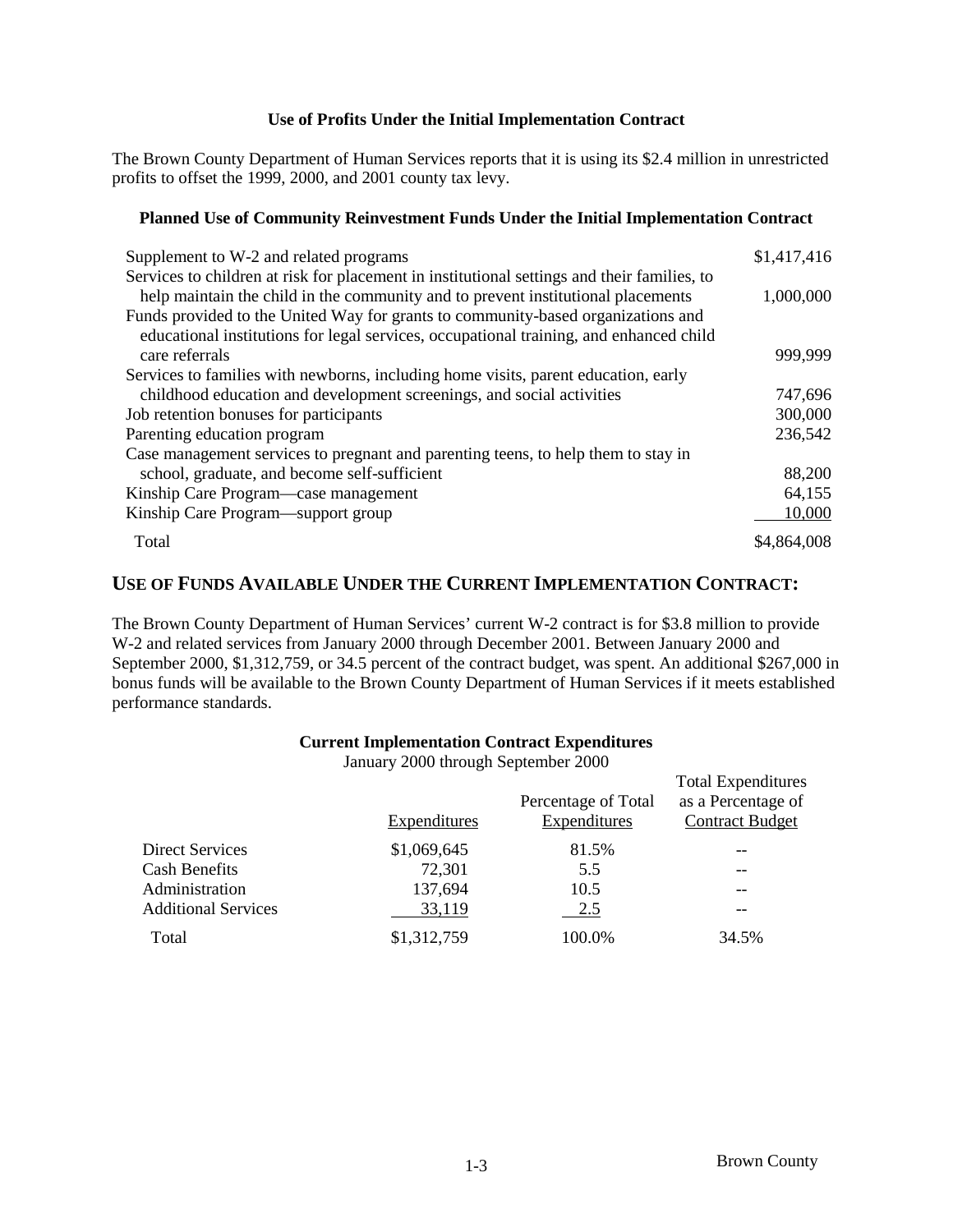### Use of Profits Under the Initial Implementation Contract

The Brown County Department of Human Services reports that it is using its $2.4 million in unrestricted profits to offset the 1999, 2000, and 2001 county tax levy.

### Planned Use of Community Reinvestment Funds Under the Initial Implementation Contract

| | |
|---|---|
| Supplement to W-2 and related programs | $1,417,416 |
| Services to children at risk for placement in institutional settings and their families, to help maintain the child in the community and to prevent institutional placements | 1,000,000 |
| Funds provided to the United Way for grants to community-based organizations and educational institutions for legal services, occupational training, and enhanced child care referrals | 999,999 |
| Services to families with newborns, including home visits, parent education, early childhood education and development screenings, and social activities | 747,696 |
| Job retention bonuses for participants | 300,000 |
| Parenting education program | 236,542 |
| Case management services to pregnant and parenting teens, to help them to stay in school, graduate, and become self-sufficient | 88,200 |
| Kinship Care Program—case management | 64,155 |
| Kinship Care Program—support group | 10,000 |
| Total | $4,864,008 |

## USE OF FUNDS AVAILABLE UNDER THE CURRENT IMPLEMENTATION CONTRACT:

The Brown County Department of Human Services' current W-2 contract is for $3.8 million to provide W-2 and related services from January 2000 through December 2001. Between January 2000 and September 2000, $1,312,759, or 34.5 percent of the contract budget, was spent. An additional $267,000 in bonus funds will be available to the Brown County Department of Human Services if it meets established performance standards.

### Current Implementation Contract Expenditures

January 2000 through September 2000

| | Expenditures | Percentage of Total Expenditures | Total Expenditures as a Percentage of Contract Budget |
|---|---|---|---|
| Direct Services | $1,069,645 | 81.5% | -- |
| Cash Benefits | 72,301 | 5.5 | -- |
| Administration | 137,694 | 10.5 | -- |
| Additional Services | 33,119 | 2.5 | -- |
| Total | $1,312,759 | 100.0% | 34.5% |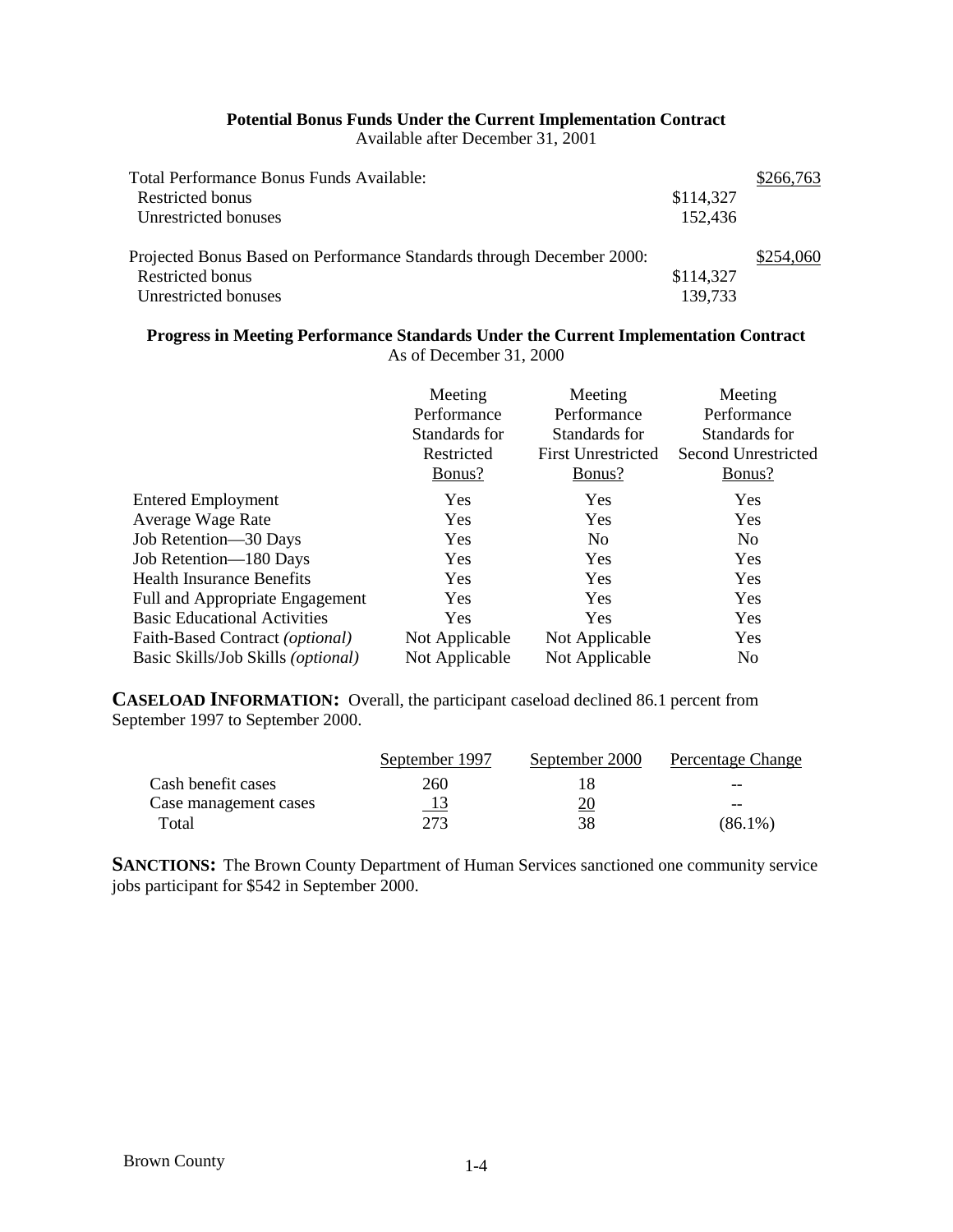**Potential Bonus Funds Under the Current Implementation Contract**
Available after December 31, 2001

| | | |
|---|---|---|
| Total Performance Bonus Funds Available: | | $266,763 |
| Restricted bonus | $114,327 | |
| Unrestricted bonuses | 152,436 | |
| Projected Bonus Based on Performance Standards through December 2000: | | $254,060 |
| Restricted bonus | $114,327 | |
| Unrestricted bonuses | 139,733 | |

**Progress in Meeting Performance Standards Under the Current Implementation Contract**
As of December 31, 2000

| | Meeting Performance Standards for Restricted Bonus? | Meeting Performance Standards for First Unrestricted Bonus? | Meeting Performance Standards for Second Unrestricted Bonus? |
|---|---|---|---|
| Entered Employment | Yes | Yes | Yes |
| Average Wage Rate | Yes | Yes | Yes |
| Job Retention—30 Days | Yes | No | No |
| Job Retention—180 Days | Yes | Yes | Yes |
| Health Insurance Benefits | Yes | Yes | Yes |
| Full and Appropriate Engagement | Yes | Yes | Yes |
| Basic Educational Activities | Yes | Yes | Yes |
| Faith-Based Contract *(optional)* | Not Applicable | Not Applicable | Yes |
| Basic Skills/Job Skills *(optional)* | Not Applicable | Not Applicable | No |

**CASELOAD INFORMATION:** Overall, the participant caseload declined 86.1 percent from September 1997 to September 2000.

| | September 1997 | September 2000 | Percentage Change |
|---|---|---|---|
| Cash benefit cases | 260 | 18 | -- |
| Case management cases | 13 | 20 | -- |
| Total | 273 | 38 | (86.1%) |

**SANCTIONS:** The Brown County Department of Human Services sanctioned one community service jobs participant for $542 in September 2000.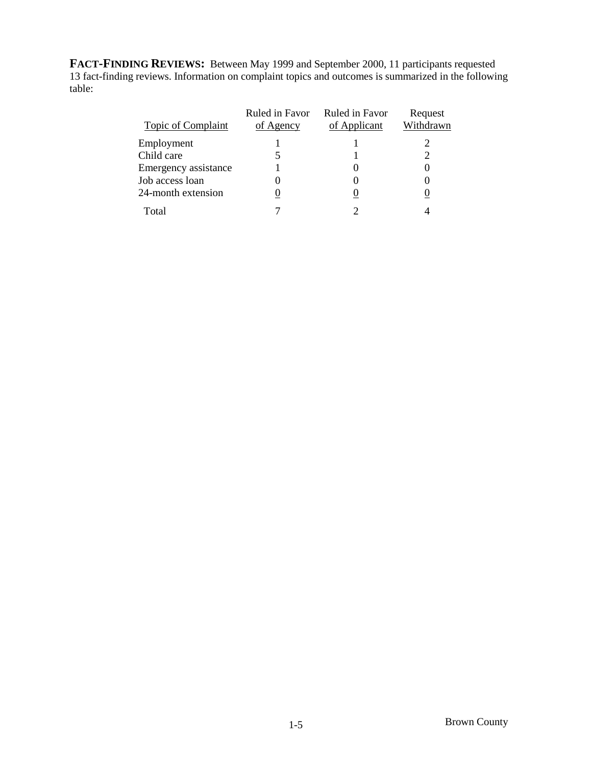**FACT-FINDING REVIEWS:** Between May 1999 and September 2000, 11 participants requested 13 fact-finding reviews. Information on complaint topics and outcomes is summarized in the following table:

| Topic of Complaint | Ruled in Favor of Agency | Ruled in Favor of Applicant | Request Withdrawn |
|---|---|---|---|
| Employment | 1 | 1 | 2 |
| Child care | 5 | 1 | 2 |
| Emergency assistance | 1 | 0 | 0 |
| Job access loan | 0 | 0 | 0 |
| 24-month extension | 0 | 0 | 0 |
| Total | 7 | 2 | 4 |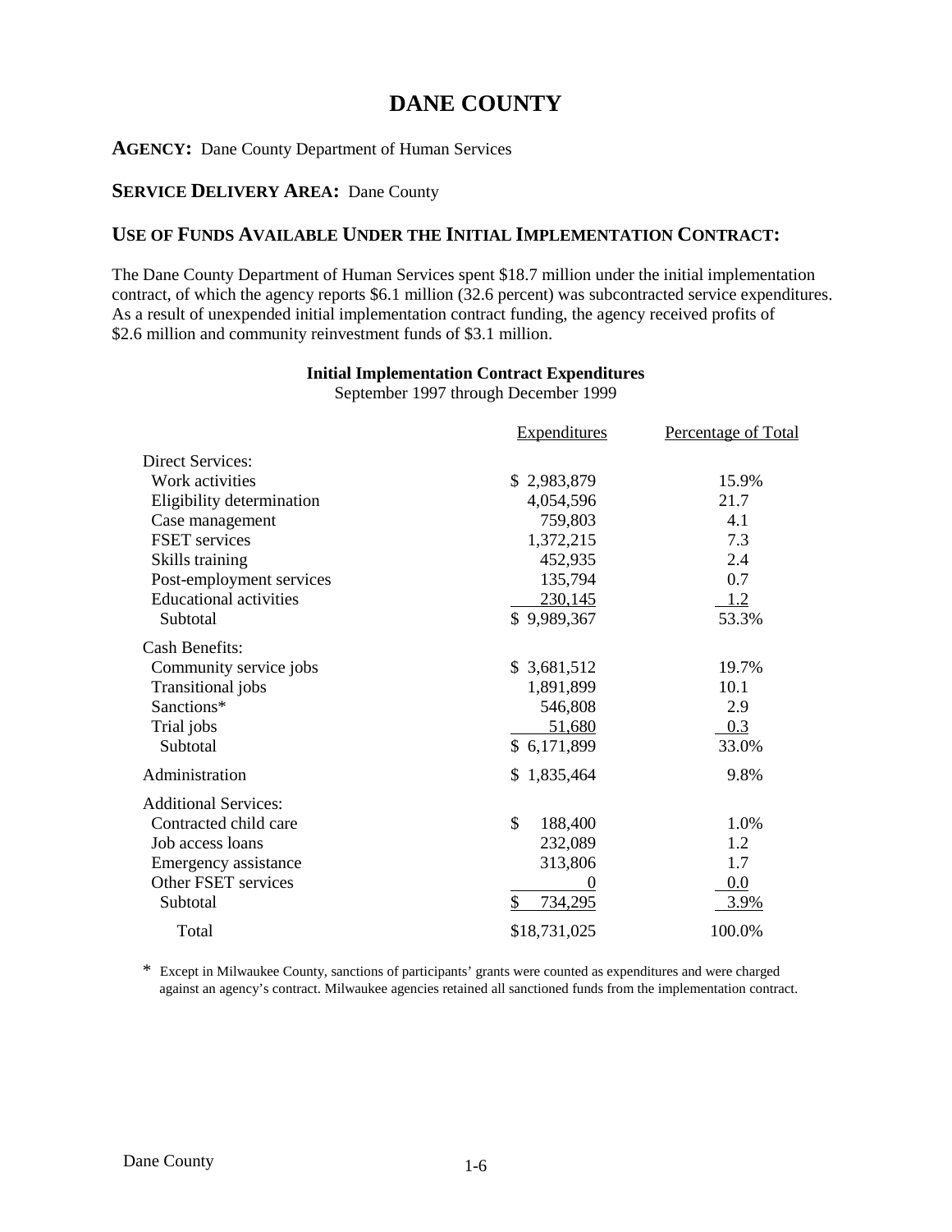# DANE COUNTY

**AGENCY:** Dane County Department of Human Services

**SERVICE DELIVERY AREA:** Dane County

## USE OF FUNDS AVAILABLE UNDER THE INITIAL IMPLEMENTATION CONTRACT:

The Dane County Department of Human Services spent $18.7 million under the initial implementation contract, of which the agency reports $6.1 million (32.6 percent) was subcontracted service expenditures. As a result of unexpended initial implementation contract funding, the agency received profits of $2.6 million and community reinvestment funds of $3.1 million.

**Initial Implementation Contract Expenditures**
September 1997 through December 1999

| | Expenditures | Percentage of Total |
|---|---|---|
| Direct Services: | | |
| Work activities | $ 2,983,879 | 15.9% |
| Eligibility determination | 4,054,596 | 21.7 |
| Case management | 759,803 | 4.1 |
| FSET services | 1,372,215 | 7.3 |
| Skills training | 452,935 | 2.4 |
| Post-employment services | 135,794 | 0.7 |
| Educational activities | 230,145 | 1.2 |
| Subtotal | $ 9,989,367 | 53.3% |
| Cash Benefits: | | |
| Community service jobs | $ 3,681,512 | 19.7% |
| Transitional jobs | 1,891,899 | 10.1 |
| Sanctions* | 546,808 | 2.9 |
| Trial jobs | 51,680 | 0.3 |
| Subtotal | $ 6,171,899 | 33.0% |
| Administration | $ 1,835,464 | 9.8% |
| Additional Services: | | |
| Contracted child care | $ 188,400 | 1.0% |
| Job access loans | 232,089 | 1.2 |
| Emergency assistance | 313,806 | 1.7 |
| Other FSET services | 0 | 0.0 |
| Subtotal | $ 734,295 | 3.9% |
| Total | $18,731,025 | 100.0% |

\* Except in Milwaukee County, sanctions of participants' grants were counted as expenditures and were charged against an agency's contract. Milwaukee agencies retained all sanctioned funds from the implementation contract.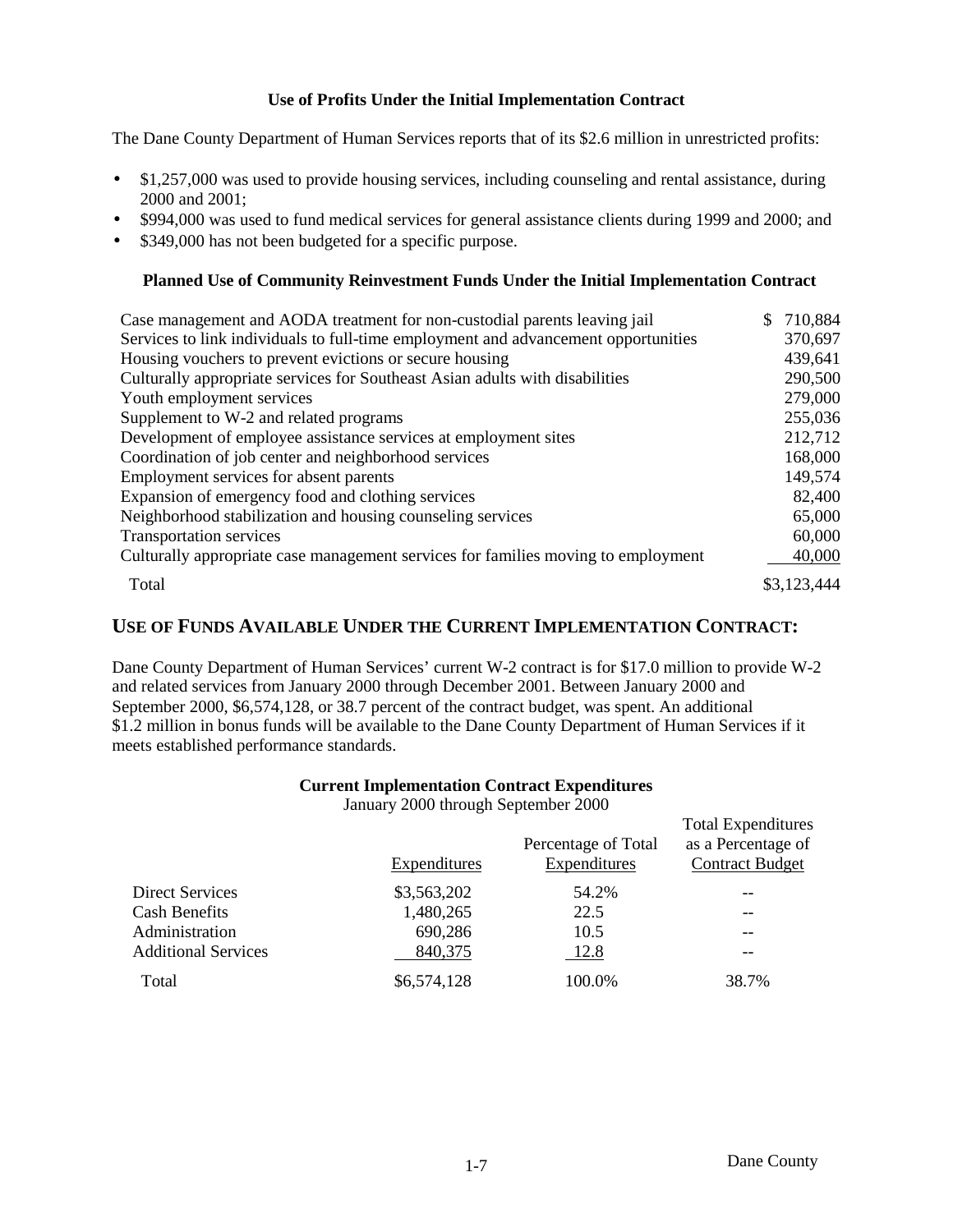### Use of Profits Under the Initial Implementation Contract

The Dane County Department of Human Services reports that of its $2.6 million in unrestricted profits:

- $1,257,000 was used to provide housing services, including counseling and rental assistance, during 2000 and 2001;
- $994,000 was used to fund medical services for general assistance clients during 1999 and 2000; and
- $349,000 has not been budgeted for a specific purpose.

### Planned Use of Community Reinvestment Funds Under the Initial Implementation Contract

| | |
|---|---|
| Case management and AODA treatment for non-custodial parents leaving jail | $ 710,884 |
| Services to link individuals to full-time employment and advancement opportunities | 370,697 |
| Housing vouchers to prevent evictions or secure housing | 439,641 |
| Culturally appropriate services for Southeast Asian adults with disabilities | 290,500 |
| Youth employment services | 279,000 |
| Supplement to W-2 and related programs | 255,036 |
| Development of employee assistance services at employment sites | 212,712 |
| Coordination of job center and neighborhood services | 168,000 |
| Employment services for absent parents | 149,574 |
| Expansion of emergency food and clothing services | 82,400 |
| Neighborhood stabilization and housing counseling services | 65,000 |
| Transportation services | 60,000 |
| Culturally appropriate case management services for families moving to employment | 40,000 |
| Total | $3,123,444 |

## USE OF FUNDS AVAILABLE UNDER THE CURRENT IMPLEMENTATION CONTRACT:

Dane County Department of Human Services' current W-2 contract is for $17.0 million to provide W-2 and related services from January 2000 through December 2001. Between January 2000 and September 2000, $6,574,128, or 38.7 percent of the contract budget, was spent. An additional $1.2 million in bonus funds will be available to the Dane County Department of Human Services if it meets established performance standards.

**Current Implementation Contract Expenditures**
January 2000 through September 2000

| | Expenditures | Percentage of Total Expenditures | Total Expenditures as a Percentage of Contract Budget |
|---|---|---|---|
| Direct Services | $3,563,202 | 54.2% | -- |
| Cash Benefits | 1,480,265 | 22.5 | -- |
| Administration | 690,286 | 10.5 | -- |
| Additional Services | 840,375 | 12.8 | -- |
| Total | $6,574,128 | 100.0% | 38.7% |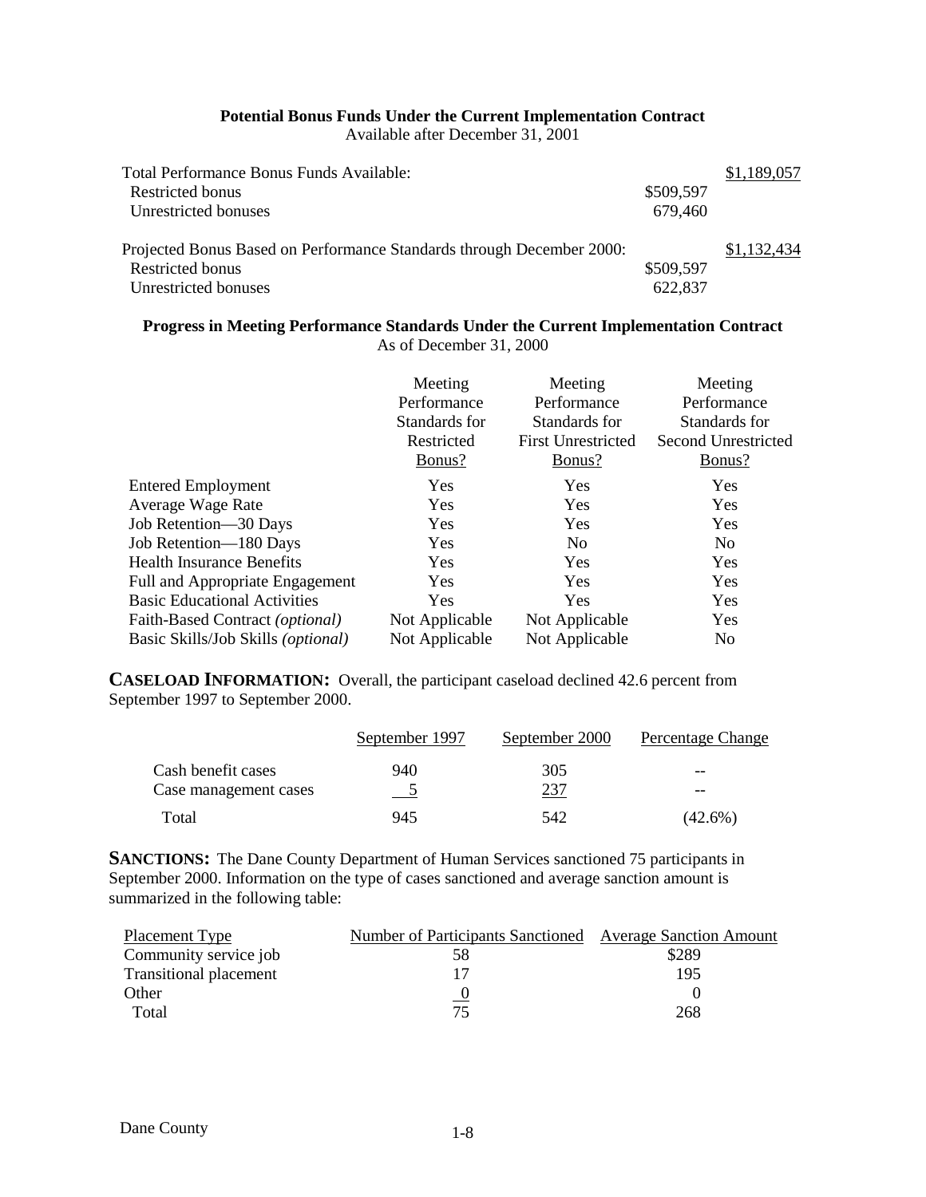**Potential Bonus Funds Under the Current Implementation Contract**
Available after December 31, 2001

| | | |
|---|---|---|
| Total Performance Bonus Funds Available: | | $1,189,057 |
| Restricted bonus | $509,597 | |
| Unrestricted bonuses | 679,460 | |
| | | |
| Projected Bonus Based on Performance Standards through December 2000: | | $1,132,434 |
| Restricted bonus | $509,597 | |
| Unrestricted bonuses | 622,837 | |

**Progress in Meeting Performance Standards Under the Current Implementation Contract**
As of December 31, 2000

| | Meeting Performance Standards for Restricted Bonus? | Meeting Performance Standards for First Unrestricted Bonus? | Meeting Performance Standards for Second Unrestricted Bonus? |
|---|---|---|---|
| Entered Employment | Yes | Yes | Yes |
| Average Wage Rate | Yes | Yes | Yes |
| Job Retention—30 Days | Yes | Yes | Yes |
| Job Retention—180 Days | Yes | No | No |
| Health Insurance Benefits | Yes | Yes | Yes |
| Full and Appropriate Engagement | Yes | Yes | Yes |
| Basic Educational Activities | Yes | Yes | Yes |
| Faith-Based Contract *(optional)* | Not Applicable | Not Applicable | Yes |
| Basic Skills/Job Skills *(optional)* | Not Applicable | Not Applicable | No |

**CASELOAD INFORMATION:** Overall, the participant caseload declined 42.6 percent from September 1997 to September 2000.

| | September 1997 | September 2000 | Percentage Change |
|---|---|---|---|
| Cash benefit cases | 940 | 305 | -- |
| Case management cases | 5 | 237 | -- |
| Total | 945 | 542 | (42.6%) |

**SANCTIONS:** The Dane County Department of Human Services sanctioned 75 participants in September 2000. Information on the type of cases sanctioned and average sanction amount is summarized in the following table:

| Placement Type | Number of Participants Sanctioned | Average Sanction Amount |
|---|---|---|
| Community service job | 58 | $289 |
| Transitional placement | 17 | 195 |
| Other | 0 | 0 |
| Total | 75 | 268 |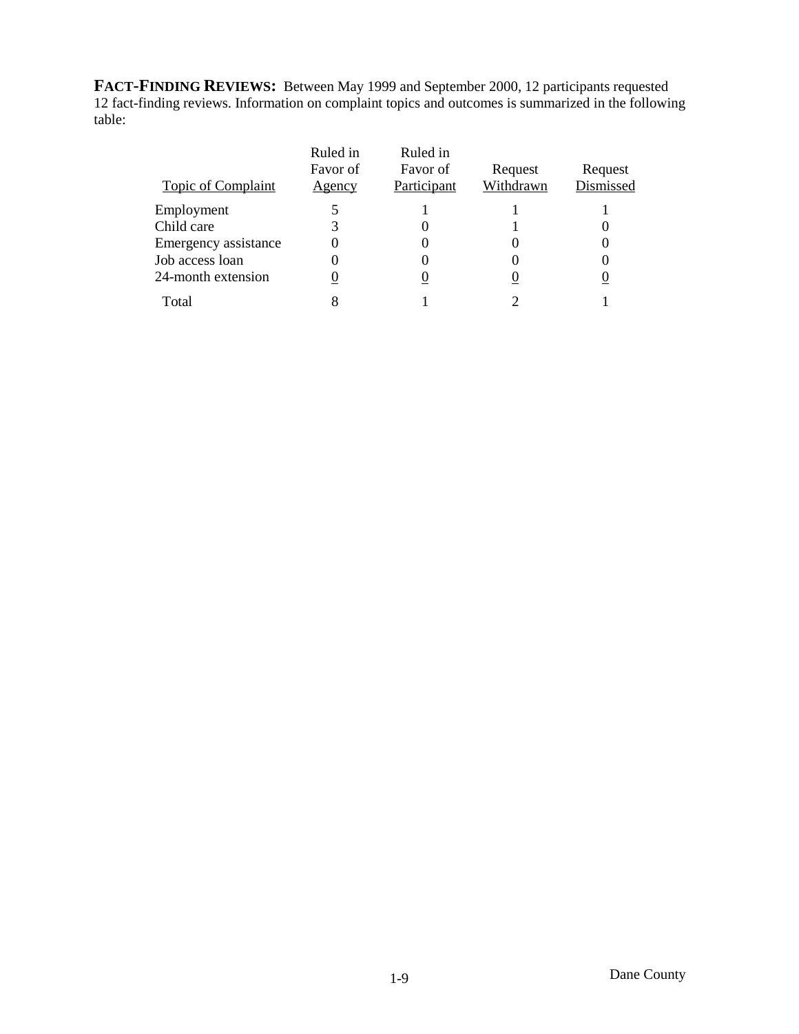**FACT-FINDING REVIEWS:** Between May 1999 and September 2000, 12 participants requested 12 fact-finding reviews. Information on complaint topics and outcomes is summarized in the following table:

| Topic of Complaint | Ruled in Favor of Agency | Ruled in Favor of Participant | Request Withdrawn | Request Dismissed |
|---|---|---|---|---|
| Employment | 5 | 1 | 1 | 1 |
| Child care | 3 | 0 | 1 | 0 |
| Emergency assistance | 0 | 0 | 0 | 0 |
| Job access loan | 0 | 0 | 0 | 0 |
| 24-month extension | 0 | 0 | 0 | 0 |
| Total | 8 | 1 | 2 | 1 |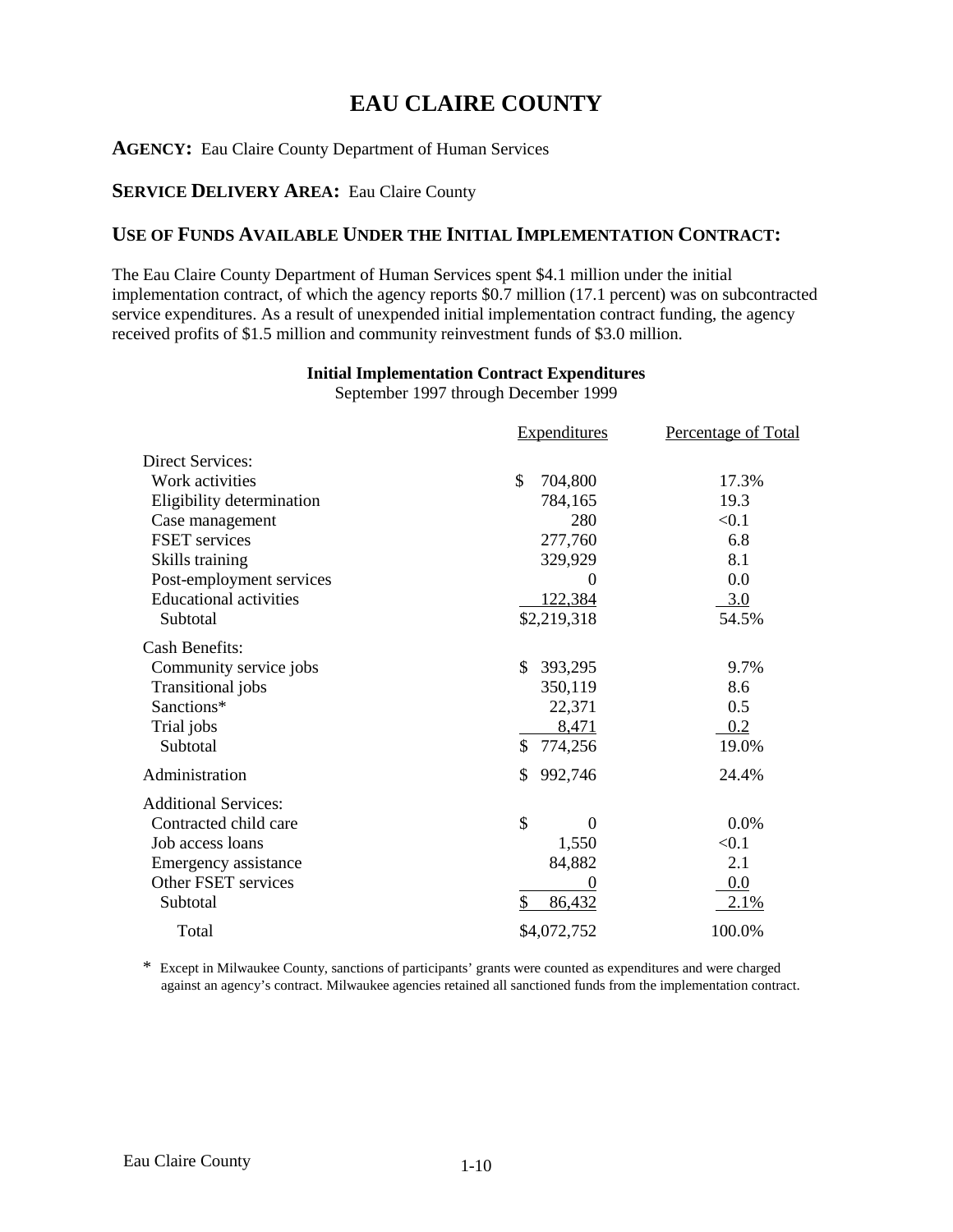# EAU CLAIRE COUNTY

**AGENCY:** Eau Claire County Department of Human Services

**SERVICE DELIVERY AREA:** Eau Claire County

**USE OF FUNDS AVAILABLE UNDER THE INITIAL IMPLEMENTATION CONTRACT:**

The Eau Claire County Department of Human Services spent $4.1 million under the initial implementation contract, of which the agency reports $0.7 million (17.1 percent) was on subcontracted service expenditures. As a result of unexpended initial implementation contract funding, the agency received profits of $1.5 million and community reinvestment funds of $3.0 million.

**Initial Implementation Contract Expenditures**
September 1997 through December 1999

| | Expenditures | Percentage of Total |
|---|---|---|
| Direct Services: | | |
| Work activities | $ 704,800 | 17.3% |
| Eligibility determination | 784,165 | 19.3 |
| Case management | 280 | <0.1 |
| FSET services | 277,760 | 6.8 |
| Skills training | 329,929 | 8.1 |
| Post-employment services | 0 | 0.0 |
| Educational activities | 122,384 | 3.0 |
| Subtotal | $2,219,318 | 54.5% |
| Cash Benefits: | | |
| Community service jobs | $ 393,295 | 9.7% |
| Transitional jobs | 350,119 | 8.6 |
| Sanctions* | 22,371 | 0.5 |
| Trial jobs | 8,471 | 0.2 |
| Subtotal | $ 774,256 | 19.0% |
| Administration | $ 992,746 | 24.4% |
| Additional Services: | | |
| Contracted child care | $ 0 | 0.0% |
| Job access loans | 1,550 | <0.1 |
| Emergency assistance | 84,882 | 2.1 |
| Other FSET services | 0 | 0.0 |
| Subtotal | $ 86,432 | 2.1% |
| Total | $4,072,752 | 100.0% |

\* Except in Milwaukee County, sanctions of participants' grants were counted as expenditures and were charged against an agency's contract. Milwaukee agencies retained all sanctioned funds from the implementation contract.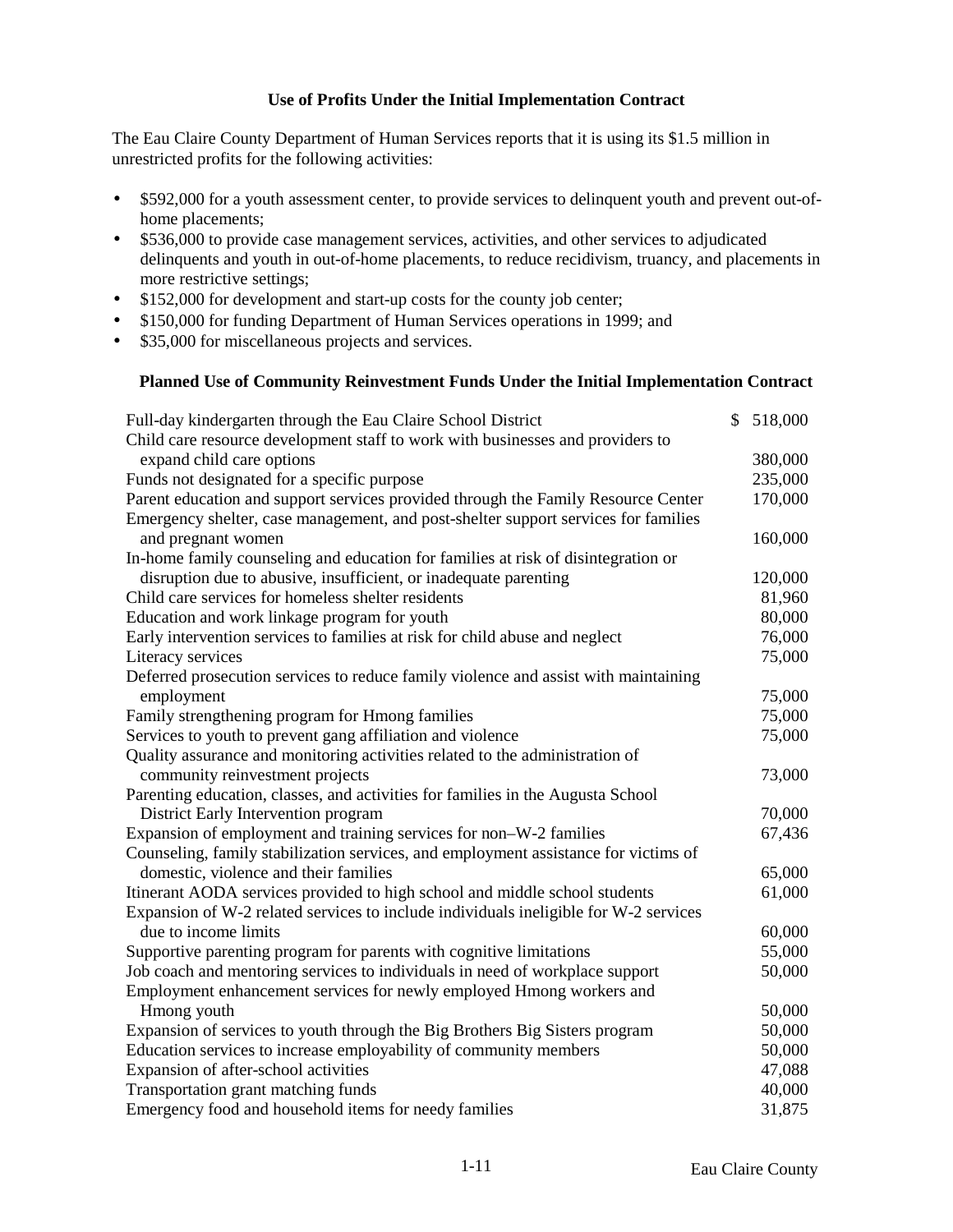### Use of Profits Under the Initial Implementation Contract

The Eau Claire County Department of Human Services reports that it is using its $1.5 million in unrestricted profits for the following activities:

- $592,000 for a youth assessment center, to provide services to delinquent youth and prevent out-of-home placements;
- $536,000 to provide case management services, activities, and other services to adjudicated delinquents and youth in out-of-home placements, to reduce recidivism, truancy, and placements in more restrictive settings;
- $152,000 for development and start-up costs for the county job center;
- $150,000 for funding Department of Human Services operations in 1999; and
- $35,000 for miscellaneous projects and services.

### Planned Use of Community Reinvestment Funds Under the Initial Implementation Contract

| | |
|---|---|
| Full-day kindergarten through the Eau Claire School District | $ 518,000 |
| Child care resource development staff to work with businesses and providers to expand child care options | 380,000 |
| Funds not designated for a specific purpose | 235,000 |
| Parent education and support services provided through the Family Resource Center | 170,000 |
| Emergency shelter, case management, and post-shelter support services for families and pregnant women | 160,000 |
| In-home family counseling and education for families at risk of disintegration or disruption due to abusive, insufficient, or inadequate parenting | 120,000 |
| Child care services for homeless shelter residents | 81,960 |
| Education and work linkage program for youth | 80,000 |
| Early intervention services to families at risk for child abuse and neglect | 76,000 |
| Literacy services | 75,000 |
| Deferred prosecution services to reduce family violence and assist with maintaining employment | 75,000 |
| Family strengthening program for Hmong families | 75,000 |
| Services to youth to prevent gang affiliation and violence | 75,000 |
| Quality assurance and monitoring activities related to the administration of community reinvestment projects | 73,000 |
| Parenting education, classes, and activities for families in the Augusta School District Early Intervention program | 70,000 |
| Expansion of employment and training services for non–W-2 families | 67,436 |
| Counseling, family stabilization services, and employment assistance for victims of domestic, violence and their families | 65,000 |
| Itinerant AODA services provided to high school and middle school students | 61,000 |
| Expansion of W-2 related services to include individuals ineligible for W-2 services due to income limits | 60,000 |
| Supportive parenting program for parents with cognitive limitations | 55,000 |
| Job coach and mentoring services to individuals in need of workplace support | 50,000 |
| Employment enhancement services for newly employed Hmong workers and Hmong youth | 50,000 |
| Expansion of services to youth through the Big Brothers Big Sisters program | 50,000 |
| Education services to increase employability of community members | 50,000 |
| Expansion of after-school activities | 47,088 |
| Transportation grant matching funds | 40,000 |
| Emergency food and household items for needy families | 31,875 |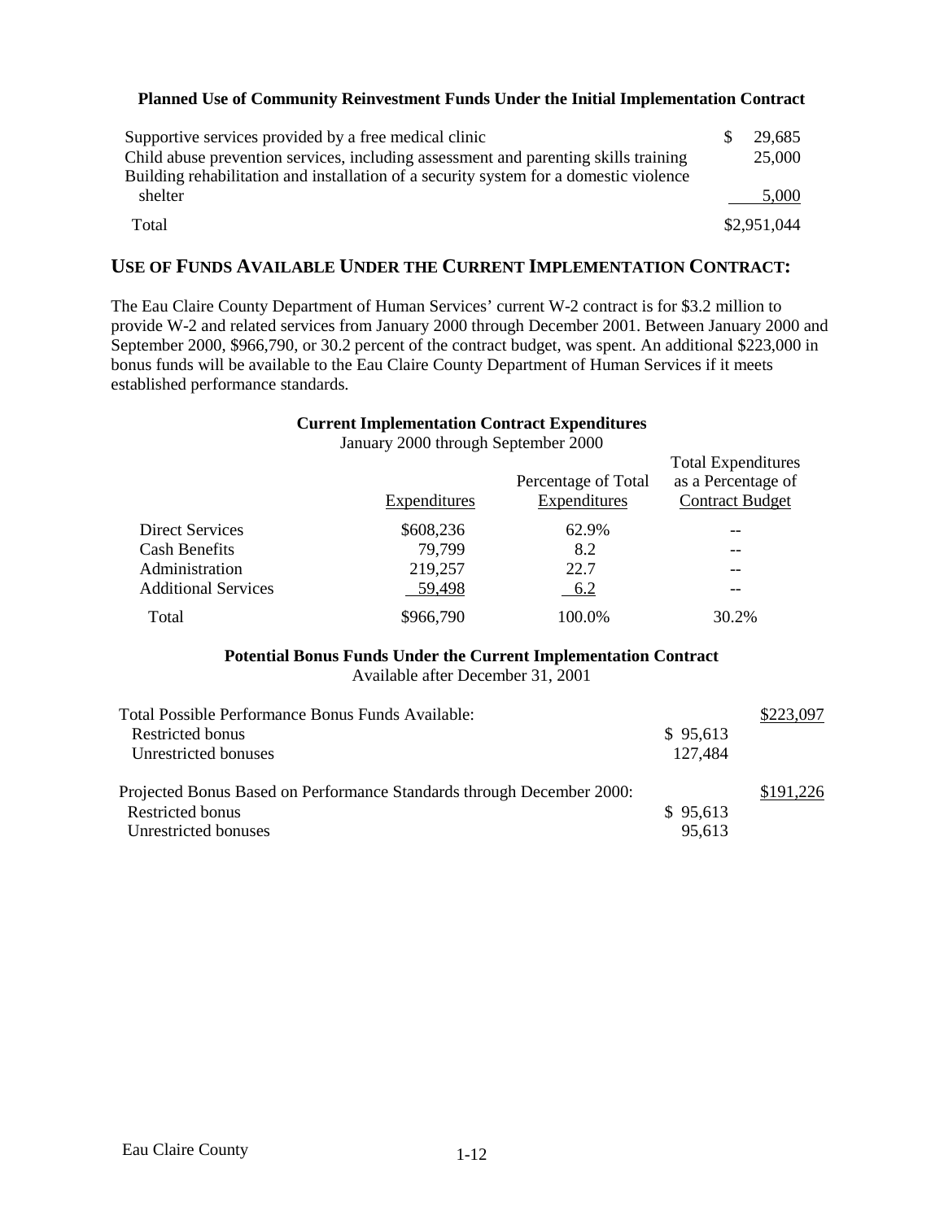**Planned Use of Community Reinvestment Funds Under the Initial Implementation Contract**

| | |
|---|---|
| Supportive services provided by a free medical clinic | $ 29,685 |
| Child abuse prevention services, including assessment and parenting skills training | 25,000 |
| Building rehabilitation and installation of a security system for a domestic violence shelter | 5,000 |
| Total | $2,951,044 |

## USE OF FUNDS AVAILABLE UNDER THE CURRENT IMPLEMENTATION CONTRACT:

The Eau Claire County Department of Human Services' current W-2 contract is for $3.2 million to provide W-2 and related services from January 2000 through December 2001. Between January 2000 and September 2000, $966,790, or 30.2 percent of the contract budget, was spent. An additional $223,000 in bonus funds will be available to the Eau Claire County Department of Human Services if it meets established performance standards.

**Current Implementation Contract Expenditures**
January 2000 through September 2000

| | Expenditures | Percentage of Total Expenditures | Total Expenditures as a Percentage of Contract Budget |
|---|---|---|---|
| Direct Services | $608,236 | 62.9% | -- |
| Cash Benefits | 79,799 | 8.2 | -- |
| Administration | 219,257 | 22.7 | -- |
| Additional Services | 59,498 | 6.2 | -- |
| Total | $966,790 | 100.0% | 30.2% |

**Potential Bonus Funds Under the Current Implementation Contract**
Available after December 31, 2001

| | | |
|---|---|---|
| Total Possible Performance Bonus Funds Available: | | $223,097 |
| Restricted bonus | $ 95,613 | |
| Unrestricted bonuses | 127,484 | |
| Projected Bonus Based on Performance Standards through December 2000: | | $191,226 |
| Restricted bonus | $ 95,613 | |
| Unrestricted bonuses | 95,613 | |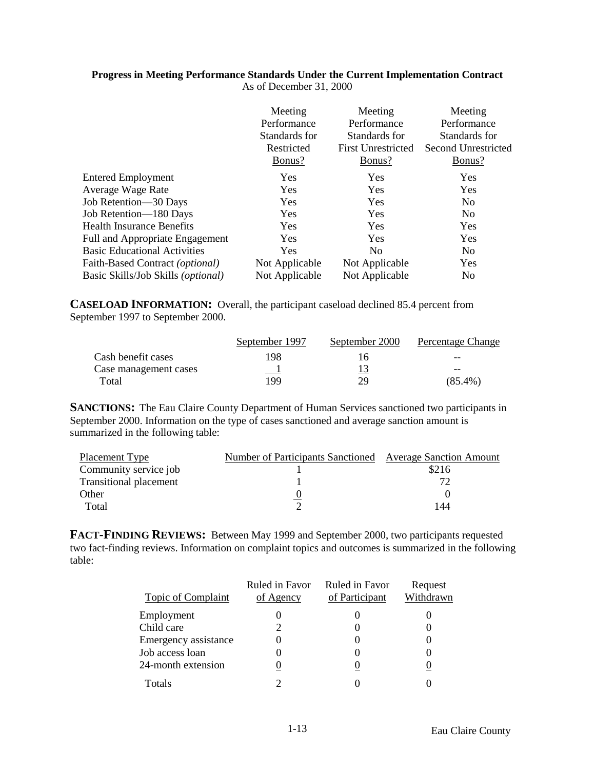**Progress in Meeting Performance Standards Under the Current Implementation Contract**
As of December 31, 2000

| | Meeting Performance Standards for Restricted Bonus? | Meeting Performance Standards for First Unrestricted Bonus? | Meeting Performance Standards for Second Unrestricted Bonus? |
|---|---|---|---|
| Entered Employment | Yes | Yes | Yes |
| Average Wage Rate | Yes | Yes | Yes |
| Job Retention—30 Days | Yes | Yes | No |
| Job Retention—180 Days | Yes | Yes | No |
| Health Insurance Benefits | Yes | Yes | Yes |
| Full and Appropriate Engagement | Yes | Yes | Yes |
| Basic Educational Activities | Yes | No | No |
| Faith-Based Contract *(optional)* | Not Applicable | Not Applicable | Yes |
| Basic Skills/Job Skills *(optional)* | Not Applicable | Not Applicable | No |

**CASELOAD INFORMATION:** Overall, the participant caseload declined 85.4 percent from September 1997 to September 2000.

| | September 1997 | September 2000 | Percentage Change |
|---|---|---|---|
| Cash benefit cases | 198 | 16 | -- |
| Case management cases | 1 | 13 | -- |
| Total | 199 | 29 | (85.4%) |

**SANCTIONS:** The Eau Claire County Department of Human Services sanctioned two participants in September 2000. Information on the type of cases sanctioned and average sanction amount is summarized in the following table:

| Placement Type | Number of Participants Sanctioned | Average Sanction Amount |
|---|---|---|
| Community service job | 1 | $216 |
| Transitional placement | 1 | 72 |
| Other | 0 | 0 |
| Total | 2 | 144 |

**FACT-FINDING REVIEWS:** Between May 1999 and September 2000, two participants requested two fact-finding reviews. Information on complaint topics and outcomes is summarized in the following table:

| Topic of Complaint | Ruled in Favor of Agency | Ruled in Favor of Participant | Request Withdrawn |
|---|---|---|---|
| Employment | 0 | 0 | 0 |
| Child care | 2 | 0 | 0 |
| Emergency assistance | 0 | 0 | 0 |
| Job access loan | 0 | 0 | 0 |
| 24-month extension | 0 | 0 | 0 |
| Totals | 2 | 0 | 0 |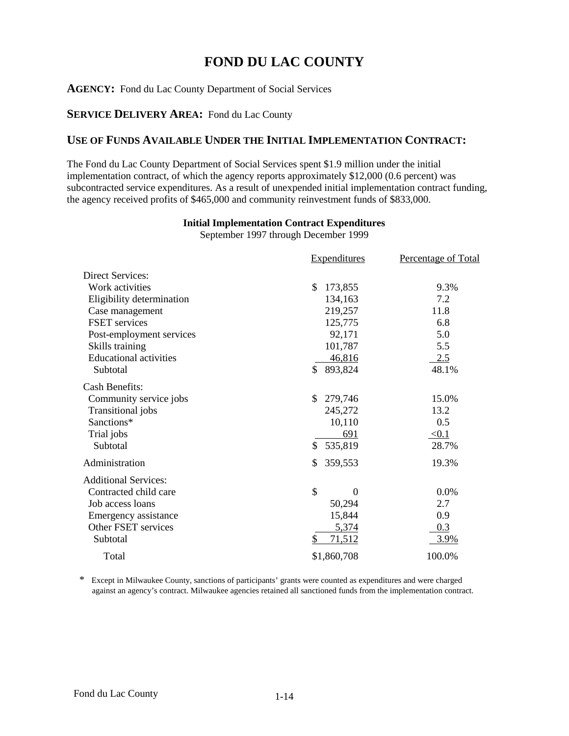# FOND DU LAC COUNTY

**AGENCY:** Fond du Lac County Department of Social Services

**SERVICE DELIVERY AREA:** Fond du Lac County

## USE OF FUNDS AVAILABLE UNDER THE INITIAL IMPLEMENTATION CONTRACT:

The Fond du Lac County Department of Social Services spent $1.9 million under the initial implementation contract, of which the agency reports approximately $12,000 (0.6 percent) was subcontracted service expenditures. As a result of unexpended initial implementation contract funding, the agency received profits of $465,000 and community reinvestment funds of $833,000.

**Initial Implementation Contract Expenditures**
September 1997 through December 1999

| | Expenditures | Percentage of Total |
|---|---|---|
| Direct Services: | | |
| Work activities | $ 173,855 | 9.3% |
| Eligibility determination | 134,163 | 7.2 |
| Case management | 219,257 | 11.8 |
| FSET services | 125,775 | 6.8 |
| Post-employment services | 92,171 | 5.0 |
| Skills training | 101,787 | 5.5 |
| Educational activities | 46,816 | 2.5 |
| Subtotal | $ 893,824 | 48.1% |
| Cash Benefits: | | |
| Community service jobs | $ 279,746 | 15.0% |
| Transitional jobs | 245,272 | 13.2 |
| Sanctions* | 10,110 | 0.5 |
| Trial jobs | 691 | <0.1 |
| Subtotal | $ 535,819 | 28.7% |
| Administration | $ 359,553 | 19.3% |
| Additional Services: | | |
| Contracted child care | $ 0 | 0.0% |
| Job access loans | 50,294 | 2.7 |
| Emergency assistance | 15,844 | 0.9 |
| Other FSET services | 5,374 | 0.3 |
| Subtotal | $ 71,512 | 3.9% |
| Total | $1,860,708 | 100.0% |

\* Except in Milwaukee County, sanctions of participants' grants were counted as expenditures and were charged against an agency's contract. Milwaukee agencies retained all sanctioned funds from the implementation contract.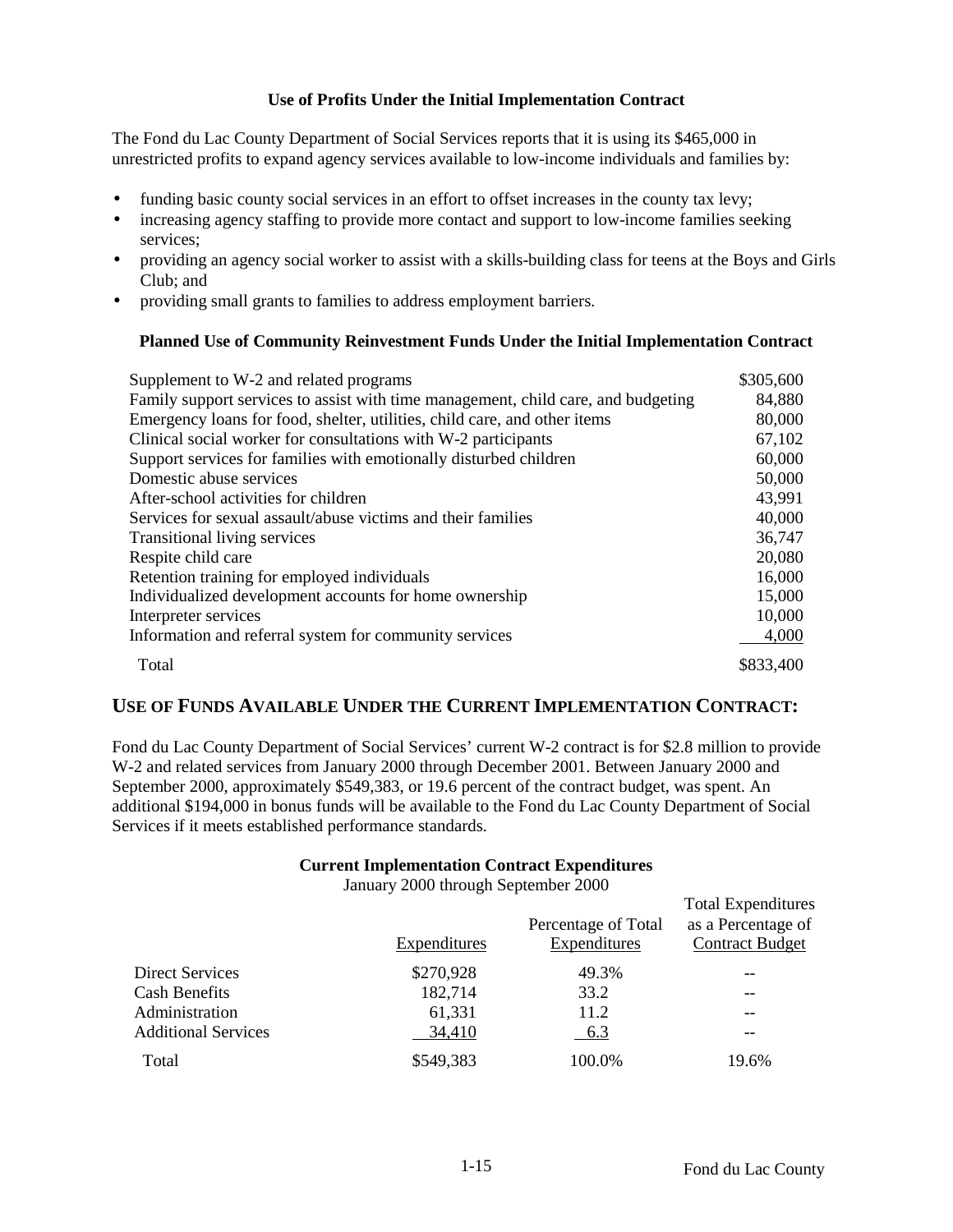### Use of Profits Under the Initial Implementation Contract

The Fond du Lac County Department of Social Services reports that it is using its $465,000 in unrestricted profits to expand agency services available to low-income individuals and families by:

- funding basic county social services in an effort to offset increases in the county tax levy;
- increasing agency staffing to provide more contact and support to low-income families seeking services;
- providing an agency social worker to assist with a skills-building class for teens at the Boys and Girls Club; and
- providing small grants to families to address employment barriers.

### Planned Use of Community Reinvestment Funds Under the Initial Implementation Contract

| | |
|---|---|
| Supplement to W-2 and related programs | $305,600 |
| Family support services to assist with time management, child care, and budgeting | 84,880 |
| Emergency loans for food, shelter, utilities, child care, and other items | 80,000 |
| Clinical social worker for consultations with W-2 participants | 67,102 |
| Support services for families with emotionally disturbed children | 60,000 |
| Domestic abuse services | 50,000 |
| After-school activities for children | 43,991 |
| Services for sexual assault/abuse victims and their families | 40,000 |
| Transitional living services | 36,747 |
| Respite child care | 20,080 |
| Retention training for employed individuals | 16,000 |
| Individualized development accounts for home ownership | 15,000 |
| Interpreter services | 10,000 |
| Information and referral system for community services | 4,000 |
| Total | $833,400 |

## USE OF FUNDS AVAILABLE UNDER THE CURRENT IMPLEMENTATION CONTRACT:

Fond du Lac County Department of Social Services' current W-2 contract is for $2.8 million to provide W-2 and related services from January 2000 through December 2001. Between January 2000 and September 2000, approximately $549,383, or 19.6 percent of the contract budget, was spent. An additional $194,000 in bonus funds will be available to the Fond du Lac County Department of Social Services if it meets established performance standards.

### Current Implementation Contract Expenditures

January 2000 through September 2000

| | Expenditures | Percentage of Total Expenditures | Total Expenditures as a Percentage of Contract Budget |
|---|---|---|---|
| Direct Services | $270,928 | 49.3% | -- |
| Cash Benefits | 182,714 | 33.2 | -- |
| Administration | 61,331 | 11.2 | -- |
| Additional Services | 34,410 | 6.3 | -- |
| Total | $549,383 | 100.0% | 19.6% |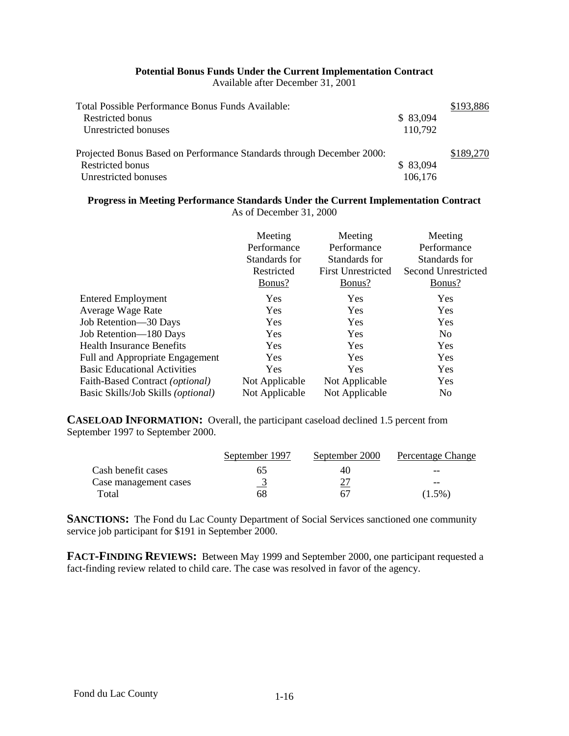**Potential Bonus Funds Under the Current Implementation Contract**
Available after December 31, 2001

| | | |
|---|---|---|
| Total Possible Performance Bonus Funds Available: | | $193,886 |
| Restricted bonus | $ 83,094 | |
| Unrestricted bonuses | 110,792 | |
| | | |
| Projected Bonus Based on Performance Standards through December 2000: | | $189,270 |
| Restricted bonus | $ 83,094 | |
| Unrestricted bonuses | 106,176 | |

**Progress in Meeting Performance Standards Under the Current Implementation Contract**
As of December 31, 2000

| | Meeting Performance Standards for Restricted Bonus? | Meeting Performance Standards for First Unrestricted Bonus? | Meeting Performance Standards for Second Unrestricted Bonus? |
|---|---|---|---|
| Entered Employment | Yes | Yes | Yes |
| Average Wage Rate | Yes | Yes | Yes |
| Job Retention—30 Days | Yes | Yes | Yes |
| Job Retention—180 Days | Yes | Yes | No |
| Health Insurance Benefits | Yes | Yes | Yes |
| Full and Appropriate Engagement | Yes | Yes | Yes |
| Basic Educational Activities | Yes | Yes | Yes |
| Faith-Based Contract *(optional)* | Not Applicable | Not Applicable | Yes |
| Basic Skills/Job Skills *(optional)* | Not Applicable | Not Applicable | No |

**CASELOAD INFORMATION:** Overall, the participant caseload declined 1.5 percent from September 1997 to September 2000.

| | September 1997 | September 2000 | Percentage Change |
|---|---|---|---|
| Cash benefit cases | 65 | 40 | -- |
| Case management cases | 3 | 27 | -- |
| Total | 68 | 67 | (1.5%) |

**SANCTIONS:** The Fond du Lac County Department of Social Services sanctioned one community service job participant for $191 in September 2000.

**FACT-FINDING REVIEWS:** Between May 1999 and September 2000, one participant requested a fact-finding review related to child care. The case was resolved in favor of the agency.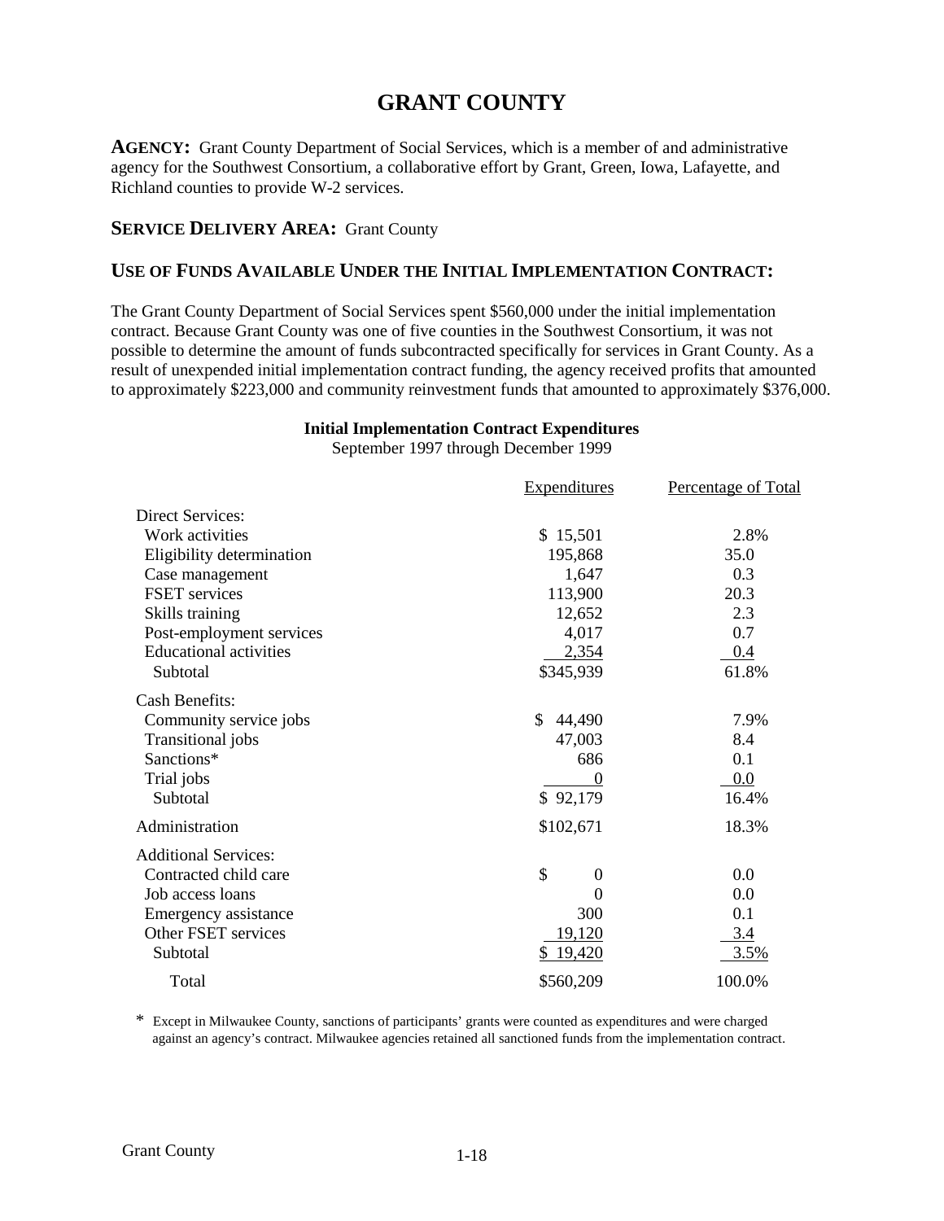# GRANT COUNTY

**AGENCY:** Grant County Department of Social Services, which is a member of and administrative agency for the Southwest Consortium, a collaborative effort by Grant, Green, Iowa, Lafayette, and Richland counties to provide W-2 services.

**SERVICE DELIVERY AREA:** Grant County

## USE OF FUNDS AVAILABLE UNDER THE INITIAL IMPLEMENTATION CONTRACT:

The Grant County Department of Social Services spent $560,000 under the initial implementation contract. Because Grant County was one of five counties in the Southwest Consortium, it was not possible to determine the amount of funds subcontracted specifically for services in Grant County. As a result of unexpended initial implementation contract funding, the agency received profits that amounted to approximately $223,000 and community reinvestment funds that amounted to approximately $376,000.

**Initial Implementation Contract Expenditures**
September 1997 through December 1999

| | Expenditures | Percentage of Total |
|---|---|---|
| Direct Services: | | |
| Work activities | $ 15,501 | 2.8% |
| Eligibility determination | 195,868 | 35.0 |
| Case management | 1,647 | 0.3 |
| FSET services | 113,900 | 20.3 |
| Skills training | 12,652 | 2.3 |
| Post-employment services | 4,017 | 0.7 |
| Educational activities | 2,354 | 0.4 |
| Subtotal | $345,939 | 61.8% |
| Cash Benefits: | | |
| Community service jobs | $ 44,490 | 7.9% |
| Transitional jobs | 47,003 | 8.4 |
| Sanctions* | 686 | 0.1 |
| Trial jobs | 0 | 0.0 |
| Subtotal | $ 92,179 | 16.4% |
| Administration | $102,671 | 18.3% |
| Additional Services: | | |
| Contracted child care | $ 0 | 0.0 |
| Job access loans | 0 | 0.0 |
| Emergency assistance | 300 | 0.1 |
| Other FSET services | 19,120 | 3.4 |
| Subtotal | $ 19,420 | 3.5% |
| Total | $560,209 | 100.0% |

\* Except in Milwaukee County, sanctions of participants' grants were counted as expenditures and were charged against an agency's contract. Milwaukee agencies retained all sanctioned funds from the implementation contract.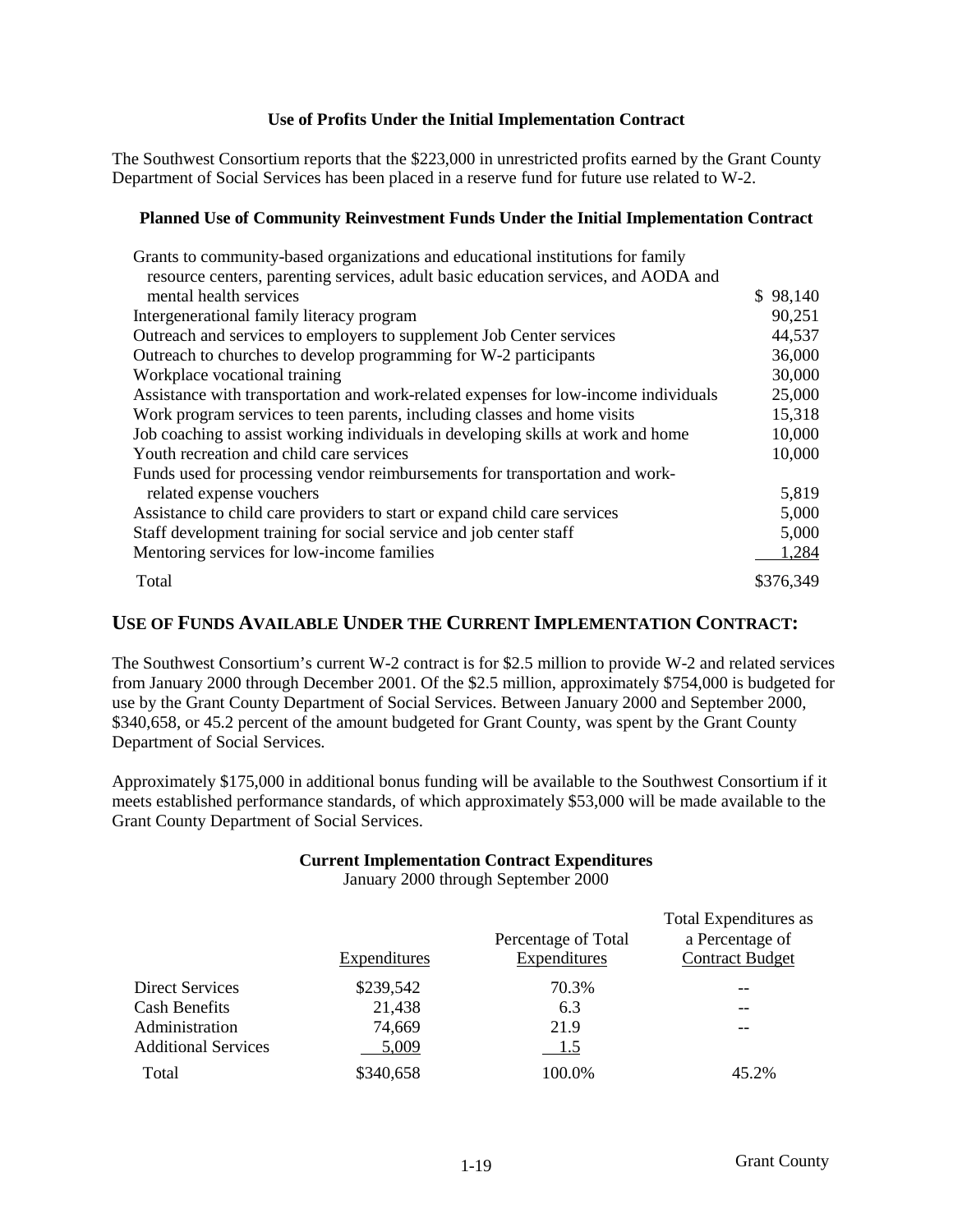**Use of Profits Under the Initial Implementation Contract**

The Southwest Consortium reports that the \$223,000 in unrestricted profits earned by the Grant County Department of Social Services has been placed in a reserve fund for future use related to W-2.

**Planned Use of Community Reinvestment Funds Under the Initial Implementation Contract**

| | |
|---|---|
| Grants to community-based organizations and educational institutions for family resource centers, parenting services, adult basic education services, and AODA and mental health services | \$ 98,140 |
| Intergenerational family literacy program | 90,251 |
| Outreach and services to employers to supplement Job Center services | 44,537 |
| Outreach to churches to develop programming for W-2 participants | 36,000 |
| Workplace vocational training | 30,000 |
| Assistance with transportation and work-related expenses for low-income individuals | 25,000 |
| Work program services to teen parents, including classes and home visits | 15,318 |
| Job coaching to assist working individuals in developing skills at work and home | 10,000 |
| Youth recreation and child care services | 10,000 |
| Funds used for processing vendor reimbursements for transportation and work-related expense vouchers | 5,819 |
| Assistance to child care providers to start or expand child care services | 5,000 |
| Staff development training for social service and job center staff | 5,000 |
| Mentoring services for low-income families | 1,284 |
| Total | \$376,349 |

## USE OF FUNDS AVAILABLE UNDER THE CURRENT IMPLEMENTATION CONTRACT:

The Southwest Consortium's current W-2 contract is for \$2.5 million to provide W-2 and related services from January 2000 through December 2001. Of the \$2.5 million, approximately \$754,000 is budgeted for use by the Grant County Department of Social Services. Between January 2000 and September 2000, \$340,658, or 45.2 percent of the amount budgeted for Grant County, was spent by the Grant County Department of Social Services.

Approximately \$175,000 in additional bonus funding will be available to the Southwest Consortium if it meets established performance standards, of which approximately \$53,000 will be made available to the Grant County Department of Social Services.

**Current Implementation Contract Expenditures**
January 2000 through September 2000

| | Expenditures | Percentage of Total Expenditures | Total Expenditures as a Percentage of Contract Budget |
|---|---|---|---|
| Direct Services | \$239,542 | 70.3% | -- |
| Cash Benefits | 21,438 | 6.3 | -- |
| Administration | 74,669 | 21.9 | -- |
| Additional Services | 5,009 | 1.5 | |
| Total | \$340,658 | 100.0% | 45.2% |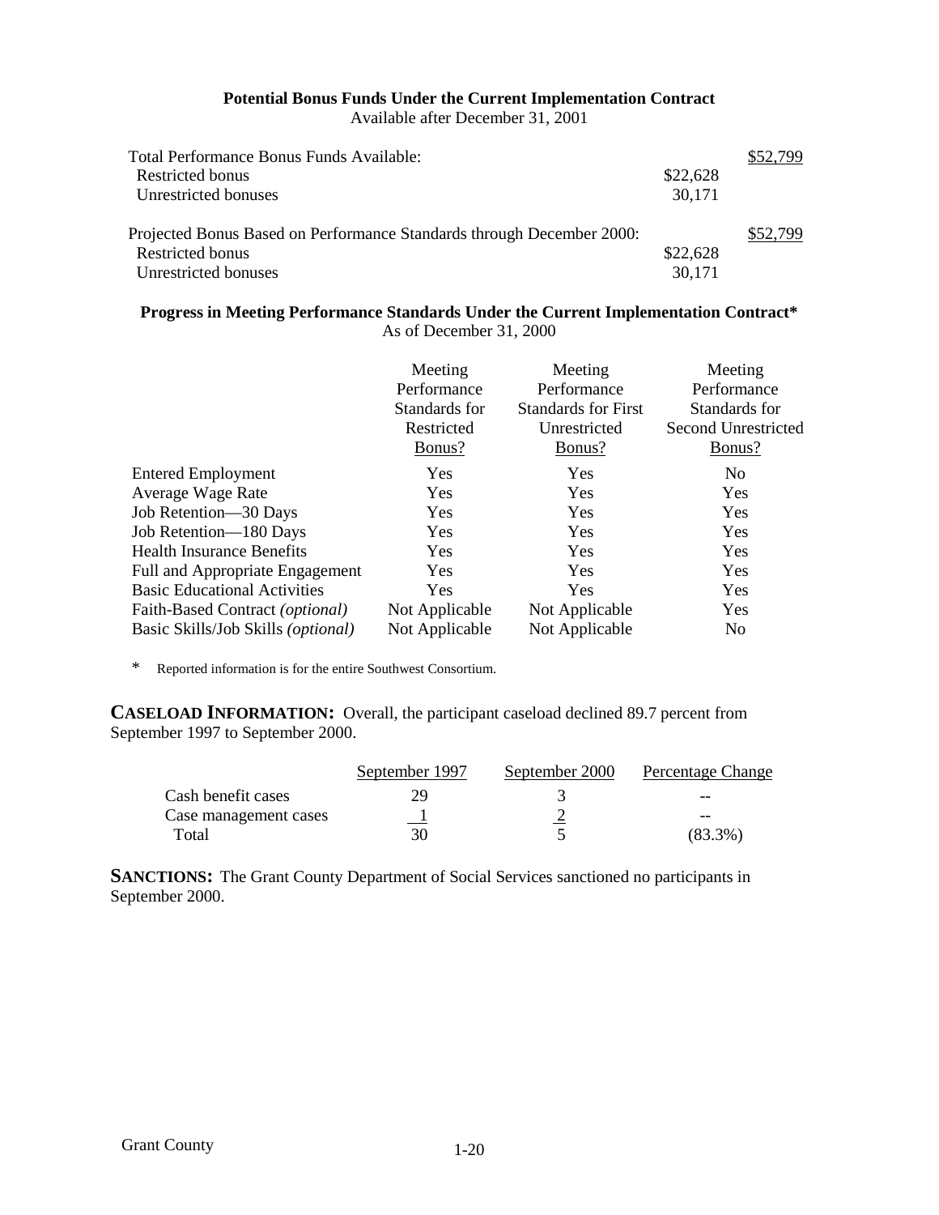**Potential Bonus Funds Under the Current Implementation Contract**
Available after December 31, 2001

| | | |
|---|---|---|
| Total Performance Bonus Funds Available: | | $52,799 |
| Restricted bonus | $22,628 | |
| Unrestricted bonuses | 30,171 | |
| Projected Bonus Based on Performance Standards through December 2000: | | $52,799 |
| Restricted bonus | $22,628 | |
| Unrestricted bonuses | 30,171 | |

**Progress in Meeting Performance Standards Under the Current Implementation Contract***
As of December 31, 2000

| | Meeting Performance Standards for Restricted Bonus? | Meeting Performance Standards for First Unrestricted Bonus? | Meeting Performance Standards for Second Unrestricted Bonus? |
|---|---|---|---|
| Entered Employment | Yes | Yes | No |
| Average Wage Rate | Yes | Yes | Yes |
| Job Retention—30 Days | Yes | Yes | Yes |
| Job Retention—180 Days | Yes | Yes | Yes |
| Health Insurance Benefits | Yes | Yes | Yes |
| Full and Appropriate Engagement | Yes | Yes | Yes |
| Basic Educational Activities | Yes | Yes | Yes |
| Faith-Based Contract *(optional)* | Not Applicable | Not Applicable | Yes |
| Basic Skills/Job Skills *(optional)* | Not Applicable | Not Applicable | No |

\* Reported information is for the entire Southwest Consortium.

**CASELOAD INFORMATION:** Overall, the participant caseload declined 89.7 percent from September 1997 to September 2000.

| | September 1997 | September 2000 | Percentage Change |
|---|---|---|---|
| Cash benefit cases | 29 | 3 | -- |
| Case management cases | 1 | 2 | -- |
| Total | 30 | 5 | (83.3%) |

**SANCTIONS:** The Grant County Department of Social Services sanctioned no participants in September 2000.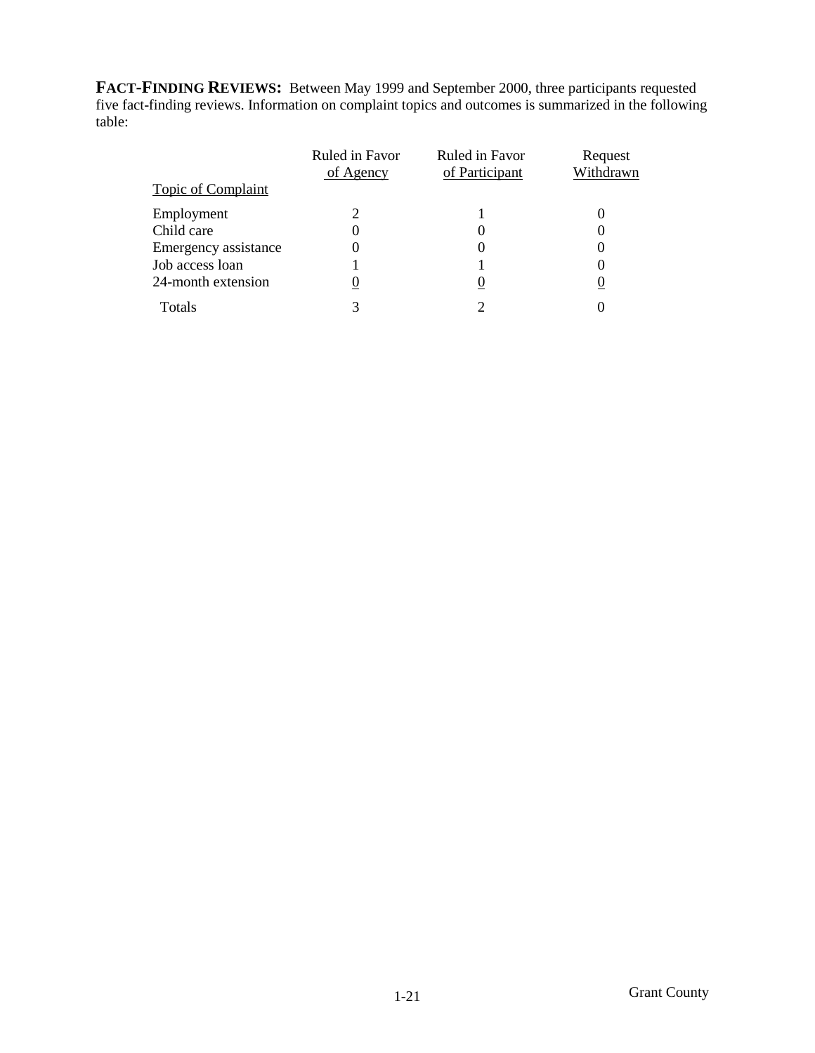**FACT-FINDING REVIEWS:** Between May 1999 and September 2000, three participants requested five fact-finding reviews. Information on complaint topics and outcomes is summarized in the following table:

| Topic of Complaint | Ruled in Favor of Agency | Ruled in Favor of Participant | Request Withdrawn |
|---|---|---|---|
| Employment | 2 | 1 | 0 |
| Child care | 0 | 0 | 0 |
| Emergency assistance | 0 | 0 | 0 |
| Job access loan | 1 | 1 | 0 |
| 24-month extension | 0 | 0 | 0 |
| Totals | 3 | 2 | 0 |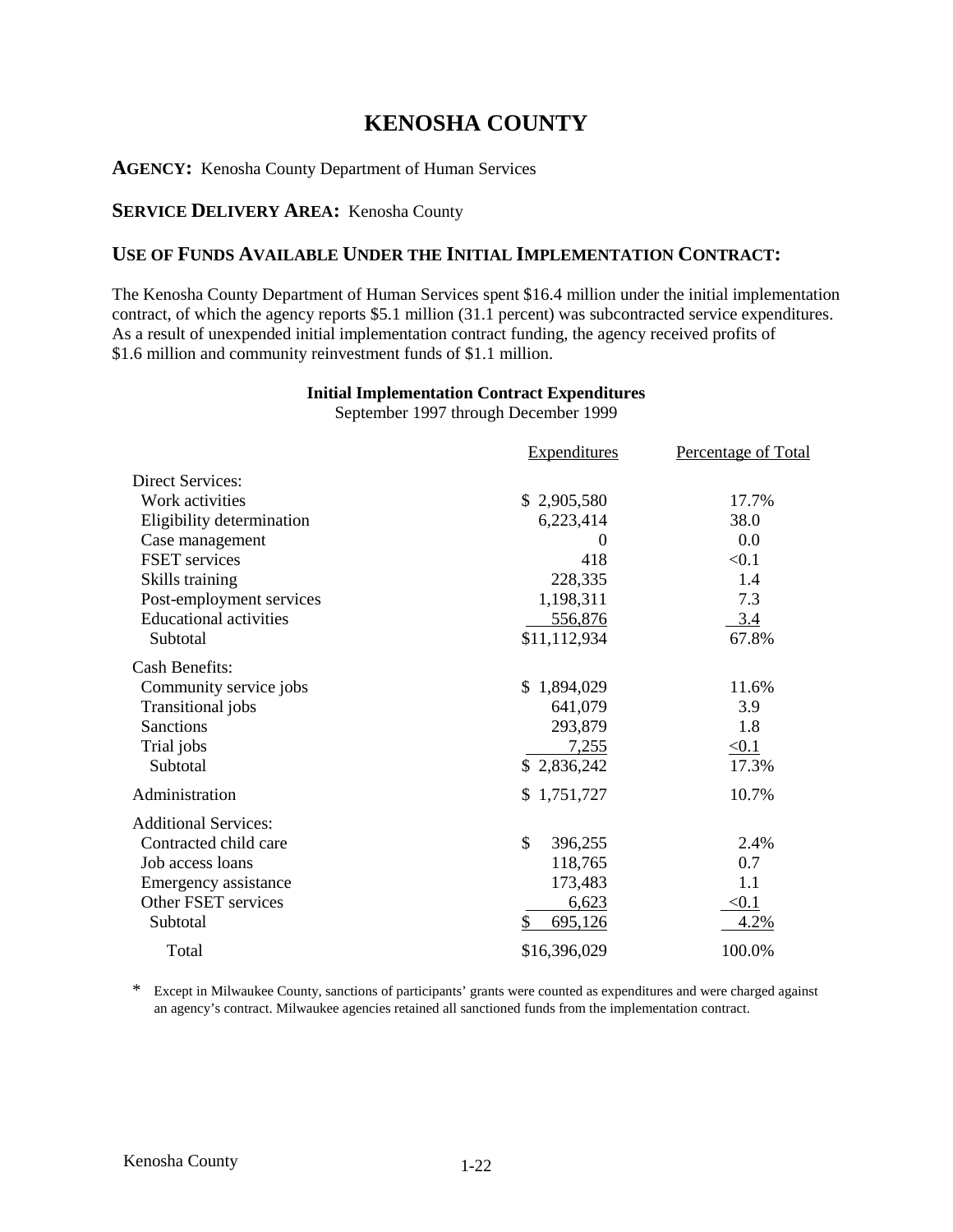# KENOSHA COUNTY

**AGENCY:** Kenosha County Department of Human Services

**SERVICE DELIVERY AREA:** Kenosha County

## USE OF FUNDS AVAILABLE UNDER THE INITIAL IMPLEMENTATION CONTRACT:

The Kenosha County Department of Human Services spent $16.4 million under the initial implementation contract, of which the agency reports $5.1 million (31.1 percent) was subcontracted service expenditures. As a result of unexpended initial implementation contract funding, the agency received profits of $1.6 million and community reinvestment funds of $1.1 million.

**Initial Implementation Contract Expenditures**
September 1997 through December 1999

| | Expenditures | Percentage of Total |
|---|---|---|
| Direct Services: | | |
| Work activities | $ 2,905,580 | 17.7% |
| Eligibility determination | 6,223,414 | 38.0 |
| Case management | 0 | 0.0 |
| FSET services | 418 | <0.1 |
| Skills training | 228,335 | 1.4 |
| Post-employment services | 1,198,311 | 7.3 |
| Educational activities | 556,876 | 3.4 |
| Subtotal | $11,112,934 | 67.8% |
| Cash Benefits: | | |
| Community service jobs | $ 1,894,029 | 11.6% |
| Transitional jobs | 641,079 | 3.9 |
| Sanctions | 293,879 | 1.8 |
| Trial jobs | 7,255 | <0.1 |
| Subtotal | $ 2,836,242 | 17.3% |
| Administration | $ 1,751,727 | 10.7% |
| Additional Services: | | |
| Contracted child care | $ 396,255 | 2.4% |
| Job access loans | 118,765 | 0.7 |
| Emergency assistance | 173,483 | 1.1 |
| Other FSET services | 6,623 | <0.1 |
| Subtotal | $ 695,126 | 4.2% |
| Total | $16,396,029 | 100.0% |

\* Except in Milwaukee County, sanctions of participants' grants were counted as expenditures and were charged against an agency's contract. Milwaukee agencies retained all sanctioned funds from the implementation contract.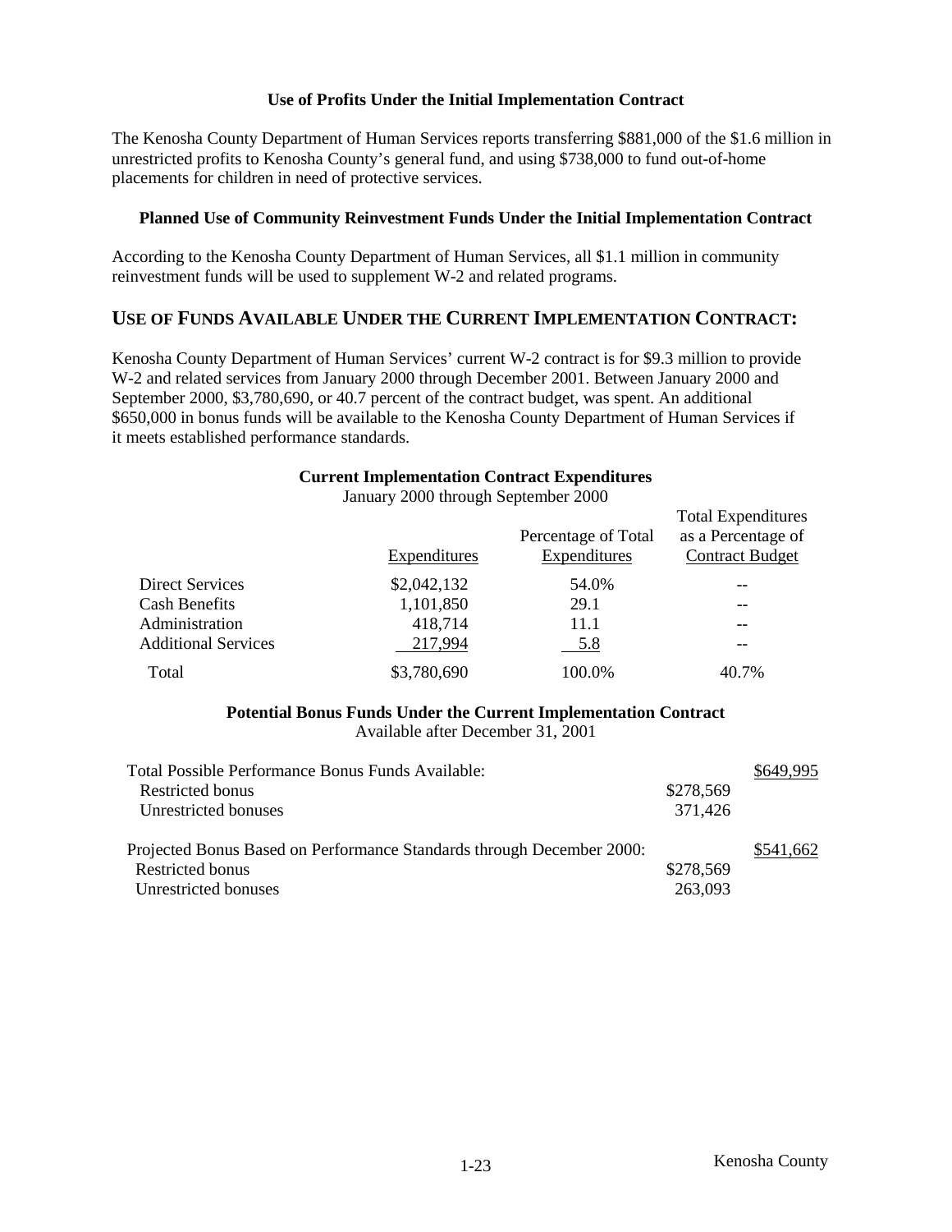### Use of Profits Under the Initial Implementation Contract

The Kenosha County Department of Human Services reports transferring \$881,000 of the \$1.6 million in unrestricted profits to Kenosha County's general fund, and using \$738,000 to fund out-of-home placements for children in need of protective services.

### Planned Use of Community Reinvestment Funds Under the Initial Implementation Contract

According to the Kenosha County Department of Human Services, all \$1.1 million in community reinvestment funds will be used to supplement W-2 and related programs.

## USE OF FUNDS AVAILABLE UNDER THE CURRENT IMPLEMENTATION CONTRACT:

Kenosha County Department of Human Services' current W-2 contract is for \$9.3 million to provide W-2 and related services from January 2000 through December 2001. Between January 2000 and September 2000, \$3,780,690, or 40.7 percent of the contract budget, was spent. An additional \$650,000 in bonus funds will be available to the Kenosha County Department of Human Services if it meets established performance standards.

**Current Implementation Contract Expenditures**
January 2000 through September 2000

| | Expenditures | Percentage of Total Expenditures | Total Expenditures as a Percentage of Contract Budget |
|---|---|---|---|
| Direct Services | \$2,042,132 | 54.0% | -- |
| Cash Benefits | 1,101,850 | 29.1 | -- |
| Administration | 418,714 | 11.1 | -- |
| Additional Services | 217,994 | 5.8 | -- |
| Total | \$3,780,690 | 100.0% | 40.7% |

**Potential Bonus Funds Under the Current Implementation Contract**
Available after December 31, 2001

| | | |
|---|---|---|
| Total Possible Performance Bonus Funds Available: | | \$649,995 |
| Restricted bonus | \$278,569 | |
| Unrestricted bonuses | 371,426 | |
| Projected Bonus Based on Performance Standards through December 2000: | | \$541,662 |
| Restricted bonus | \$278,569 | |
| Unrestricted bonuses | 263,093 | |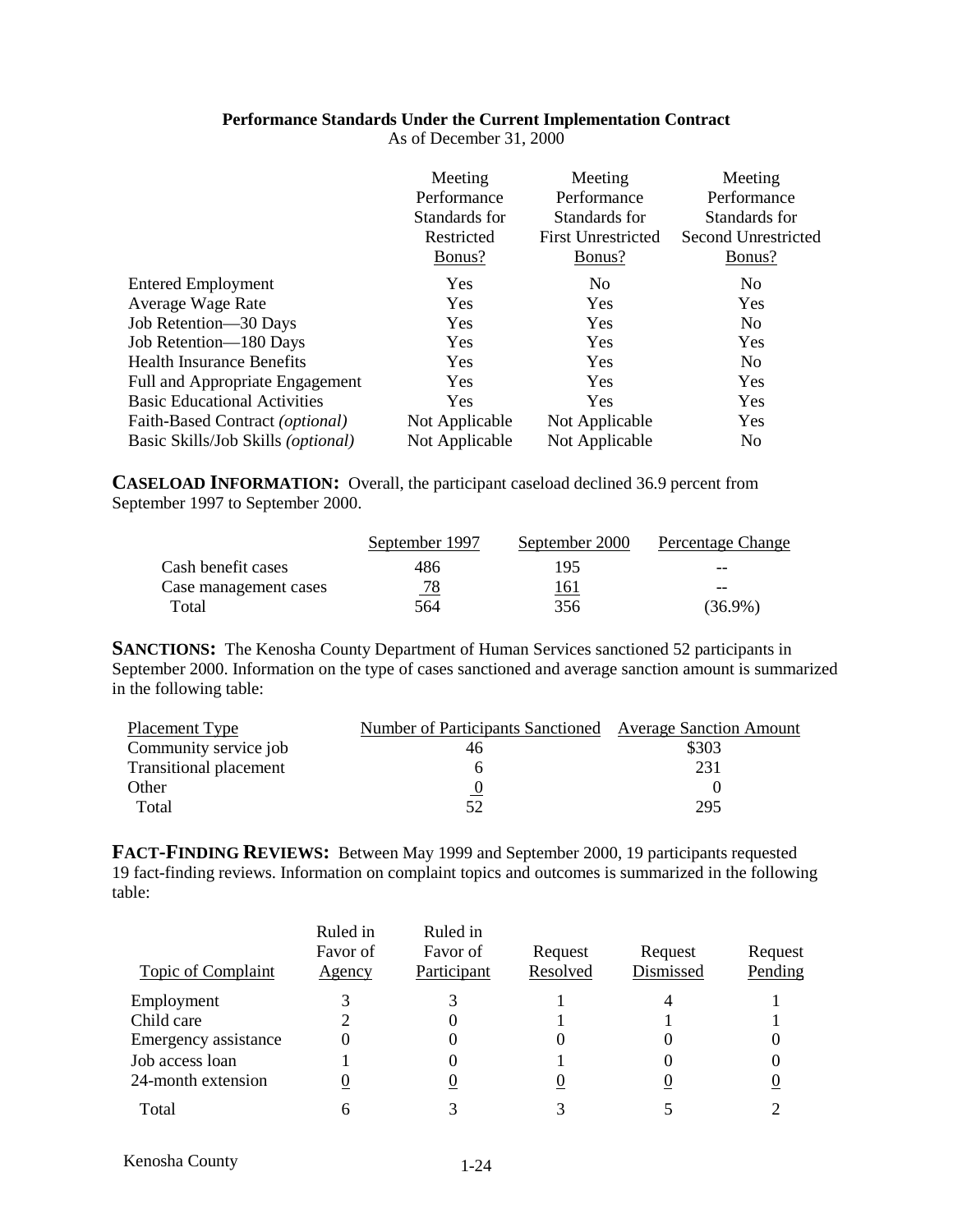**Performance Standards Under the Current Implementation Contract**
As of December 31, 2000

| | Meeting Performance Standards for Restricted Bonus? | Meeting Performance Standards for First Unrestricted Bonus? | Meeting Performance Standards for Second Unrestricted Bonus? |
|---|---|---|---|
| Entered Employment | Yes | No | No |
| Average Wage Rate | Yes | Yes | Yes |
| Job Retention—30 Days | Yes | Yes | No |
| Job Retention—180 Days | Yes | Yes | Yes |
| Health Insurance Benefits | Yes | Yes | No |
| Full and Appropriate Engagement | Yes | Yes | Yes |
| Basic Educational Activities | Yes | Yes | Yes |
| Faith-Based Contract *(optional)* | Not Applicable | Not Applicable | Yes |
| Basic Skills/Job Skills *(optional)* | Not Applicable | Not Applicable | No |

**CASELOAD INFORMATION:** Overall, the participant caseload declined 36.9 percent from September 1997 to September 2000.

| | September 1997 | September 2000 | Percentage Change |
|---|---|---|---|
| Cash benefit cases | 486 | 195 | -- |
| Case management cases | 78 | 161 | -- |
| Total | 564 | 356 | (36.9%) |

**SANCTIONS:** The Kenosha County Department of Human Services sanctioned 52 participants in September 2000. Information on the type of cases sanctioned and average sanction amount is summarized in the following table:

| Placement Type | Number of Participants Sanctioned | Average Sanction Amount |
|---|---|---|
| Community service job | 46 | $303 |
| Transitional placement | 6 | 231 |
| Other | 0 | 0 |
| Total | 52 | 295 |

**FACT-FINDING REVIEWS:** Between May 1999 and September 2000, 19 participants requested 19 fact-finding reviews. Information on complaint topics and outcomes is summarized in the following table:

| Topic of Complaint | Ruled in Favor of Agency | Ruled in Favor of Participant | Request Resolved | Request Dismissed | Request Pending |
|---|---|---|---|---|---|
| Employment | 3 | 3 | 1 | 4 | 1 |
| Child care | 2 | 0 | 1 | 1 | 1 |
| Emergency assistance | 0 | 0 | 0 | 0 | 0 |
| Job access loan | 1 | 0 | 1 | 0 | 0 |
| 24-month extension | 0 | 0 | 0 | 0 | 0 |
| Total | 6 | 3 | 3 | 5 | 2 |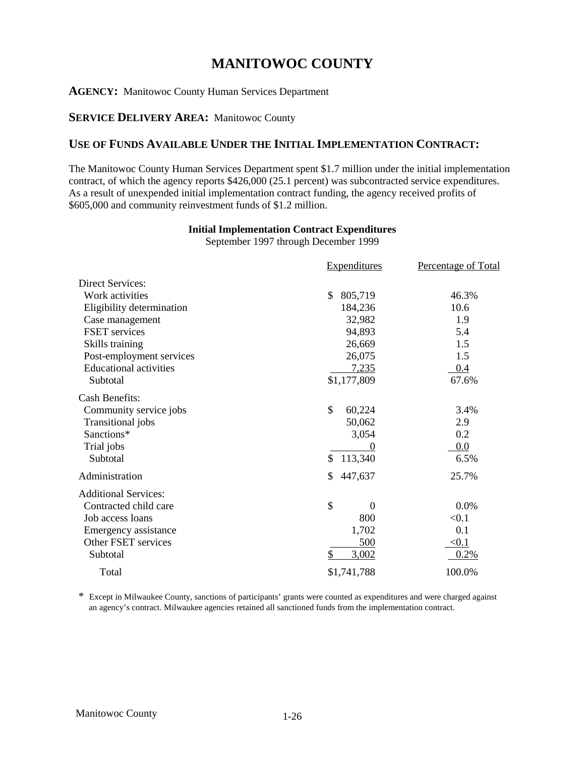# MANITOWOC COUNTY

**AGENCY:** Manitowoc County Human Services Department

**SERVICE DELIVERY AREA:** Manitowoc County

**USE OF FUNDS AVAILABLE UNDER THE INITIAL IMPLEMENTATION CONTRACT:**

The Manitowoc County Human Services Department spent $1.7 million under the initial implementation contract, of which the agency reports $426,000 (25.1 percent) was subcontracted service expenditures. As a result of unexpended initial implementation contract funding, the agency received profits of $605,000 and community reinvestment funds of $1.2 million.

**Initial Implementation Contract Expenditures**
September 1997 through December 1999

| | Expenditures | Percentage of Total |
|---|---|---|
| Direct Services: | | |
| Work activities | $ 805,719 | 46.3% |
| Eligibility determination | 184,236 | 10.6 |
| Case management | 32,982 | 1.9 |
| FSET services | 94,893 | 5.4 |
| Skills training | 26,669 | 1.5 |
| Post-employment services | 26,075 | 1.5 |
| Educational activities | 7,235 | 0.4 |
| Subtotal | $1,177,809 | 67.6% |
| Cash Benefits: | | |
| Community service jobs | $ 60,224 | 3.4% |
| Transitional jobs | 50,062 | 2.9 |
| Sanctions* | 3,054 | 0.2 |
| Trial jobs | 0 | 0.0 |
| Subtotal | $ 113,340 | 6.5% |
| Administration | $ 447,637 | 25.7% |
| Additional Services: | | |
| Contracted child care | $ 0 | 0.0% |
| Job access loans | 800 | <0.1 |
| Emergency assistance | 1,702 | 0.1 |
| Other FSET services | 500 | <0.1 |
| Subtotal | $ 3,002 | 0.2% |
| Total | $1,741,788 | 100.0% |

\* Except in Milwaukee County, sanctions of participants' grants were counted as expenditures and were charged against an agency's contract. Milwaukee agencies retained all sanctioned funds from the implementation contract.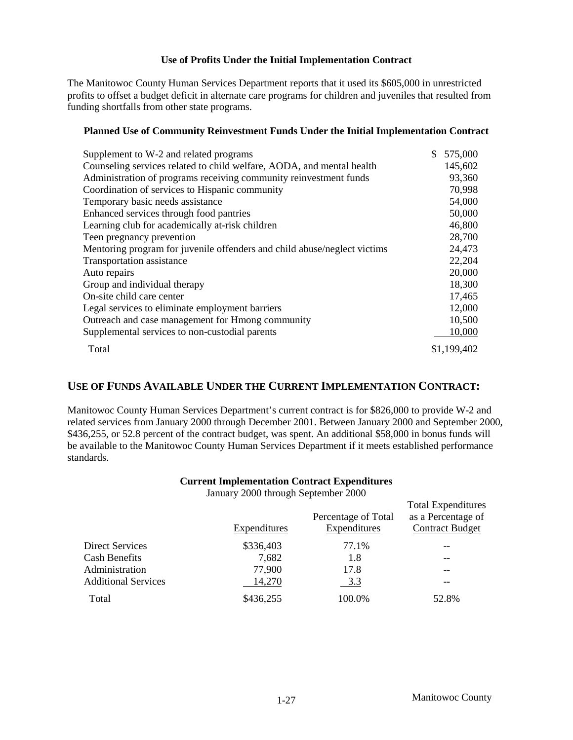### Use of Profits Under the Initial Implementation Contract

The Manitowoc County Human Services Department reports that it used its $605,000 in unrestricted profits to offset a budget deficit in alternate care programs for children and juveniles that resulted from funding shortfalls from other state programs.

### Planned Use of Community Reinvestment Funds Under the Initial Implementation Contract

| | |
|---|---|
| Supplement to W-2 and related programs | $ 575,000 |
| Counseling services related to child welfare, AODA, and mental health | 145,602 |
| Administration of programs receiving community reinvestment funds | 93,360 |
| Coordination of services to Hispanic community | 70,998 |
| Temporary basic needs assistance | 54,000 |
| Enhanced services through food pantries | 50,000 |
| Learning club for academically at-risk children | 46,800 |
| Teen pregnancy prevention | 28,700 |
| Mentoring program for juvenile offenders and child abuse/neglect victims | 24,473 |
| Transportation assistance | 22,204 |
| Auto repairs | 20,000 |
| Group and individual therapy | 18,300 |
| On-site child care center | 17,465 |
| Legal services to eliminate employment barriers | 12,000 |
| Outreach and case management for Hmong community | 10,500 |
| Supplemental services to non-custodial parents | 10,000 |
| Total | $1,199,402 |

## USE OF FUNDS AVAILABLE UNDER THE CURRENT IMPLEMENTATION CONTRACT:

Manitowoc County Human Services Department's current contract is for $826,000 to provide W-2 and related services from January 2000 through December 2001. Between January 2000 and September 2000, $436,255, or 52.8 percent of the contract budget, was spent. An additional $58,000 in bonus funds will be available to the Manitowoc County Human Services Department if it meets established performance standards.

### Current Implementation Contract Expenditures

January 2000 through September 2000

| | Expenditures | Percentage of Total Expenditures | Total Expenditures as a Percentage of Contract Budget |
|---|---|---|---|
| Direct Services | $336,403 | 77.1% | -- |
| Cash Benefits | 7,682 | 1.8 | -- |
| Administration | 77,900 | 17.8 | -- |
| Additional Services | 14,270 | 3.3 | -- |
| Total | $436,255 | 100.0% | 52.8% |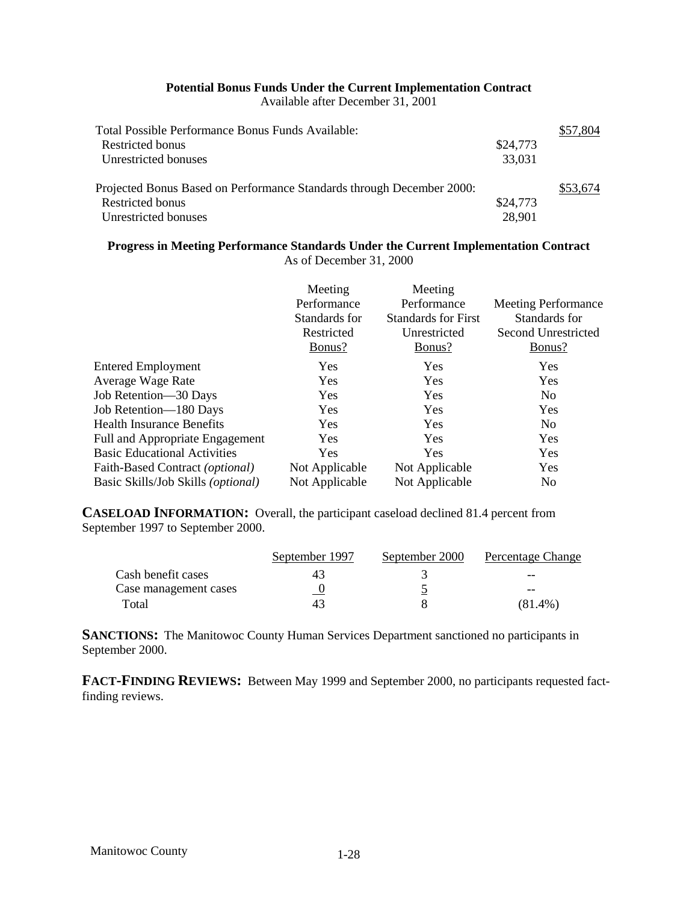**Potential Bonus Funds Under the Current Implementation Contract**
Available after December 31, 2001

| | | |
|---|---|---|
| Total Possible Performance Bonus Funds Available: | | $57,804 |
| Restricted bonus | $24,773 | |
| Unrestricted bonuses | 33,031 | |
| Projected Bonus Based on Performance Standards through December 2000: | | $53,674 |
| Restricted bonus | $24,773 | |
| Unrestricted bonuses | 28,901 | |

**Progress in Meeting Performance Standards Under the Current Implementation Contract**
As of December 31, 2000

| | Meeting Performance Standards for Restricted Bonus? | Meeting Performance Standards for First Unrestricted Bonus? | Meeting Performance Standards for Second Unrestricted Bonus? |
|---|---|---|---|
| Entered Employment | Yes | Yes | Yes |
| Average Wage Rate | Yes | Yes | Yes |
| Job Retention—30 Days | Yes | Yes | No |
| Job Retention—180 Days | Yes | Yes | Yes |
| Health Insurance Benefits | Yes | Yes | No |
| Full and Appropriate Engagement | Yes | Yes | Yes |
| Basic Educational Activities | Yes | Yes | Yes |
| Faith-Based Contract *(optional)* | Not Applicable | Not Applicable | Yes |
| Basic Skills/Job Skills *(optional)* | Not Applicable | Not Applicable | No |

**CASELOAD INFORMATION:** Overall, the participant caseload declined 81.4 percent from September 1997 to September 2000.

| | September 1997 | September 2000 | Percentage Change |
|---|---|---|---|
| Cash benefit cases | 43 | 3 | -- |
| Case management cases | 0 | 5 | -- |
| Total | 43 | 8 | (81.4%) |

**SANCTIONS:** The Manitowoc County Human Services Department sanctioned no participants in September 2000.

**FACT-FINDING REVIEWS:** Between May 1999 and September 2000, no participants requested fact-finding reviews.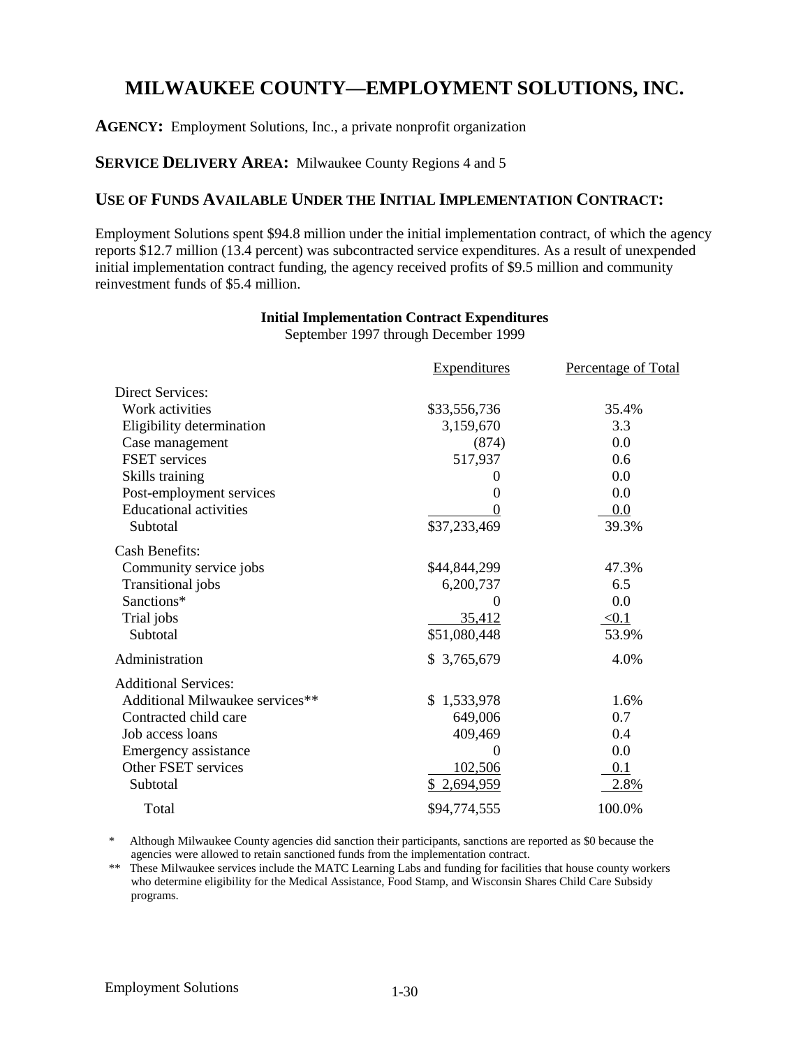# MILWAUKEE COUNTY—EMPLOYMENT SOLUTIONS, INC.

**AGENCY:** Employment Solutions, Inc., a private nonprofit organization

**SERVICE DELIVERY AREA:** Milwaukee County Regions 4 and 5

## USE OF FUNDS AVAILABLE UNDER THE INITIAL IMPLEMENTATION CONTRACT:

Employment Solutions spent $94.8 million under the initial implementation contract, of which the agency reports $12.7 million (13.4 percent) was subcontracted service expenditures. As a result of unexpended initial implementation contract funding, the agency received profits of $9.5 million and community reinvestment funds of $5.4 million.

**Initial Implementation Contract Expenditures**
September 1997 through December 1999

| | Expenditures | Percentage of Total |
|---|---|---|
| Direct Services: | | |
| Work activities | $33,556,736 | 35.4% |
| Eligibility determination | 3,159,670 | 3.3 |
| Case management | (874) | 0.0 |
| FSET services | 517,937 | 0.6 |
| Skills training | 0 | 0.0 |
| Post-employment services | 0 | 0.0 |
| Educational activities | 0 | 0.0 |
| Subtotal | $37,233,469 | 39.3% |
| Cash Benefits: | | |
| Community service jobs | $44,844,299 | 47.3% |
| Transitional jobs | 6,200,737 | 6.5 |
| Sanctions* | 0 | 0.0 |
| Trial jobs | 35,412 | <0.1 |
| Subtotal | $51,080,448 | 53.9% |
| Administration | $ 3,765,679 | 4.0% |
| Additional Services: | | |
| Additional Milwaukee services** | $ 1,533,978 | 1.6% |
| Contracted child care | 649,006 | 0.7 |
| Job access loans | 409,469 | 0.4 |
| Emergency assistance | 0 | 0.0 |
| Other FSET services | 102,506 | 0.1 |
| Subtotal | $ 2,694,959 | 2.8% |
| Total | $94,774,555 | 100.0% |

\* Although Milwaukee County agencies did sanction their participants, sanctions are reported as $0 because the agencies were allowed to retain sanctioned funds from the implementation contract.

\*\* These Milwaukee services include the MATC Learning Labs and funding for facilities that house county workers who determine eligibility for the Medical Assistance, Food Stamp, and Wisconsin Shares Child Care Subsidy programs.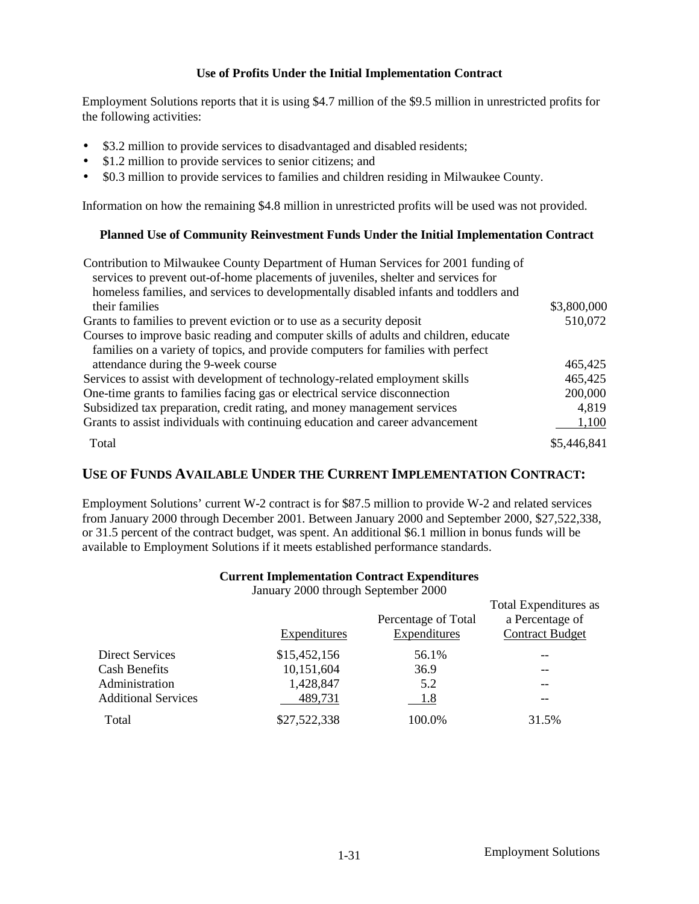### Use of Profits Under the Initial Implementation Contract

Employment Solutions reports that it is using $4.7 million of the $9.5 million in unrestricted profits for the following activities:

- $3.2 million to provide services to disadvantaged and disabled residents;
- $1.2 million to provide services to senior citizens; and
- $0.3 million to provide services to families and children residing in Milwaukee County.

Information on how the remaining $4.8 million in unrestricted profits will be used was not provided.

### Planned Use of Community Reinvestment Funds Under the Initial Implementation Contract

| | |
|---|---|
| Contribution to Milwaukee County Department of Human Services for 2001 funding of services to prevent out-of-home placements of juveniles, shelter and services for homeless families, and services to developmentally disabled infants and toddlers and their families | $3,800,000 |
| Grants to families to prevent eviction or to use as a security deposit | 510,072 |
| Courses to improve basic reading and computer skills of adults and children, educate families on a variety of topics, and provide computers for families with perfect attendance during the 9-week course | 465,425 |
| Services to assist with development of technology-related employment skills | 465,425 |
| One-time grants to families facing gas or electrical service disconnection | 200,000 |
| Subsidized tax preparation, credit rating, and money management services | 4,819 |
| Grants to assist individuals with continuing education and career advancement | 1,100 |
| Total | $5,446,841 |

## USE OF FUNDS AVAILABLE UNDER THE CURRENT IMPLEMENTATION CONTRACT:

Employment Solutions' current W-2 contract is for $87.5 million to provide W-2 and related services from January 2000 through December 2001. Between January 2000 and September 2000, $27,522,338, or 31.5 percent of the contract budget, was spent. An additional $6.1 million in bonus funds will be available to Employment Solutions if it meets established performance standards.

**Current Implementation Contract Expenditures**
January 2000 through September 2000

| | Expenditures | Percentage of Total Expenditures | Total Expenditures as a Percentage of Contract Budget |
|---|---|---|---|
| Direct Services | $15,452,156 | 56.1% | -- |
| Cash Benefits | 10,151,604 | 36.9 | -- |
| Administration | 1,428,847 | 5.2 | -- |
| Additional Services | 489,731 | 1.8 | -- |
| Total | $27,522,338 | 100.0% | 31.5% |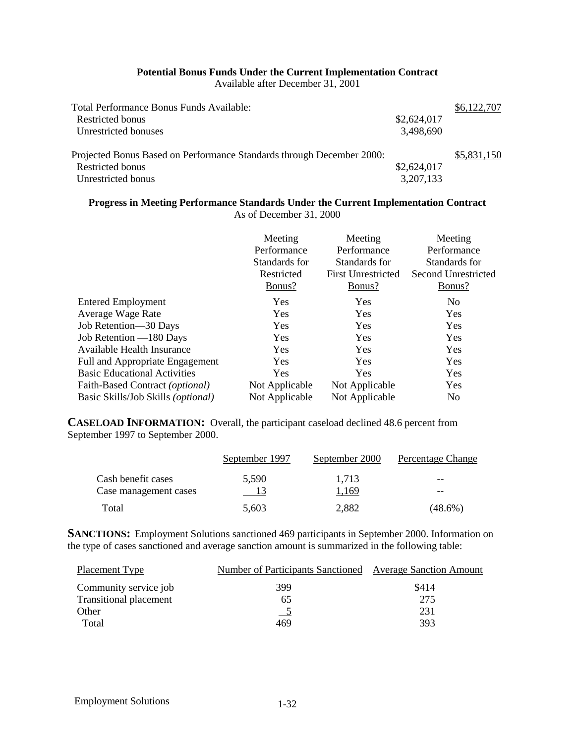**Potential Bonus Funds Under the Current Implementation Contract**
Available after December 31, 2001

| | | |
|---|---|---|
| Total Performance Bonus Funds Available: | | $6,122,707 |
| Restricted bonus | $2,624,017 | |
| Unrestricted bonuses | 3,498,690 | |
| Projected Bonus Based on Performance Standards through December 2000: | | $5,831,150 |
| Restricted bonus | $2,624,017 | |
| Unrestricted bonus | 3,207,133 | |

**Progress in Meeting Performance Standards Under the Current Implementation Contract**
As of December 31, 2000

| | Meeting Performance Standards for Restricted Bonus? | Meeting Performance Standards for First Unrestricted Bonus? | Meeting Performance Standards for Second Unrestricted Bonus? |
|---|---|---|---|
| Entered Employment | Yes | Yes | No |
| Average Wage Rate | Yes | Yes | Yes |
| Job Retention—30 Days | Yes | Yes | Yes |
| Job Retention —180 Days | Yes | Yes | Yes |
| Available Health Insurance | Yes | Yes | Yes |
| Full and Appropriate Engagement | Yes | Yes | Yes |
| Basic Educational Activities | Yes | Yes | Yes |
| Faith-Based Contract *(optional)* | Not Applicable | Not Applicable | Yes |
| Basic Skills/Job Skills *(optional)* | Not Applicable | Not Applicable | No |

**CASELOAD INFORMATION:** Overall, the participant caseload declined 48.6 percent from September 1997 to September 2000.

| | September 1997 | September 2000 | Percentage Change |
|---|---|---|---|
| Cash benefit cases | 5,590 | 1,713 | -- |
| Case management cases | 13 | 1,169 | -- |
| Total | 5,603 | 2,882 | (48.6%) |

**SANCTIONS:** Employment Solutions sanctioned 469 participants in September 2000. Information on the type of cases sanctioned and average sanction amount is summarized in the following table:

| Placement Type | Number of Participants Sanctioned | Average Sanction Amount |
|---|---|---|
| Community service job | 399 | $414 |
| Transitional placement | 65 | 275 |
| Other | 5 | 231 |
| Total | 469 | 393 |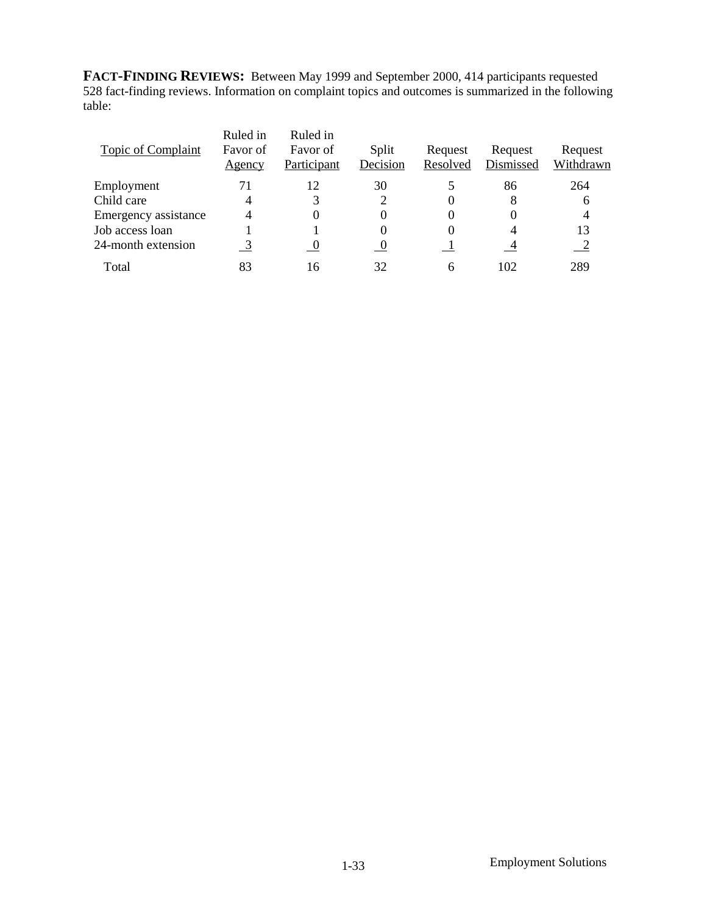**FACT-FINDING REVIEWS:** Between May 1999 and September 2000, 414 participants requested 528 fact-finding reviews. Information on complaint topics and outcomes is summarized in the following table:

| Topic of Complaint | Ruled in Favor of Agency | Ruled in Favor of Participant | Split Decision | Request Resolved | Request Dismissed | Request Withdrawn |
|---|---|---|---|---|---|---|
| Employment | 71 | 12 | 30 | 5 | 86 | 264 |
| Child care | 4 | 3 | 2 | 0 | 8 | 6 |
| Emergency assistance | 4 | 0 | 0 | 0 | 0 | 4 |
| Job access loan | 1 | 1 | 0 | 0 | 4 | 13 |
| 24-month extension | 3 | 0 | 0 | 1 | 4 | 2 |
| Total | 83 | 16 | 32 | 6 | 102 | 289 |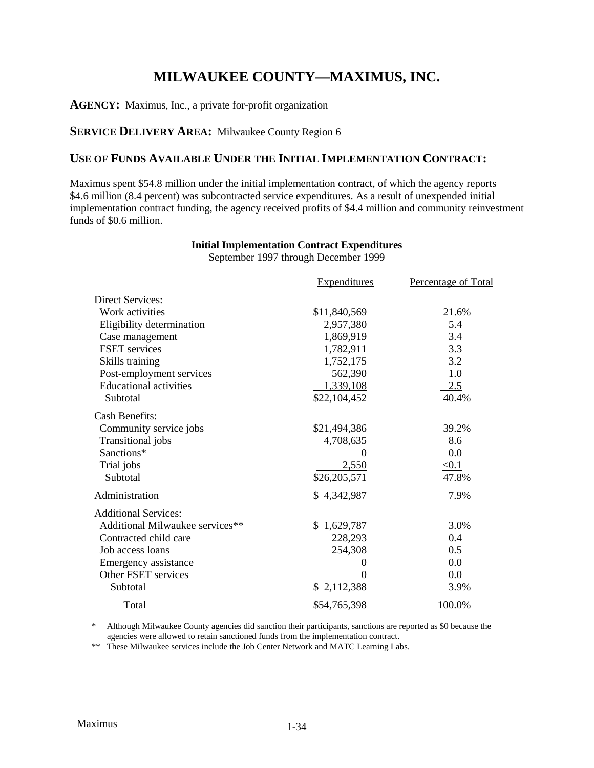# MILWAUKEE COUNTY—MAXIMUS, INC.

**AGENCY:** Maximus, Inc., a private for-profit organization

**SERVICE DELIVERY AREA:** Milwaukee County Region 6

## USE OF FUNDS AVAILABLE UNDER THE INITIAL IMPLEMENTATION CONTRACT:

Maximus spent $54.8 million under the initial implementation contract, of which the agency reports $4.6 million (8.4 percent) was subcontracted service expenditures. As a result of unexpended initial implementation contract funding, the agency received profits of $4.4 million and community reinvestment funds of $0.6 million.

**Initial Implementation Contract Expenditures**
September 1997 through December 1999

| | Expenditures | Percentage of Total |
|---|---|---|
| Direct Services: | | |
| Work activities | $11,840,569 | 21.6% |
| Eligibility determination | 2,957,380 | 5.4 |
| Case management | 1,869,919 | 3.4 |
| FSET services | 1,782,911 | 3.3 |
| Skills training | 1,752,175 | 3.2 |
| Post-employment services | 562,390 | 1.0 |
| Educational activities | 1,339,108 | 2.5 |
| Subtotal | $22,104,452 | 40.4% |
| Cash Benefits: | | |
| Community service jobs | $21,494,386 | 39.2% |
| Transitional jobs | 4,708,635 | 8.6 |
| Sanctions* | 0 | 0.0 |
| Trial jobs | 2,550 | <0.1 |
| Subtotal | $26,205,571 | 47.8% |
| Administration | $ 4,342,987 | 7.9% |
| Additional Services: | | |
| Additional Milwaukee services** | $ 1,629,787 | 3.0% |
| Contracted child care | 228,293 | 0.4 |
| Job access loans | 254,308 | 0.5 |
| Emergency assistance | 0 | 0.0 |
| Other FSET services | 0 | 0.0 |
| Subtotal | $ 2,112,388 | 3.9% |
| Total | $54,765,398 | 100.0% |

\* Although Milwaukee County agencies did sanction their participants, sanctions are reported as $0 because the agencies were allowed to retain sanctioned funds from the implementation contract.

\** These Milwaukee services include the Job Center Network and MATC Learning Labs.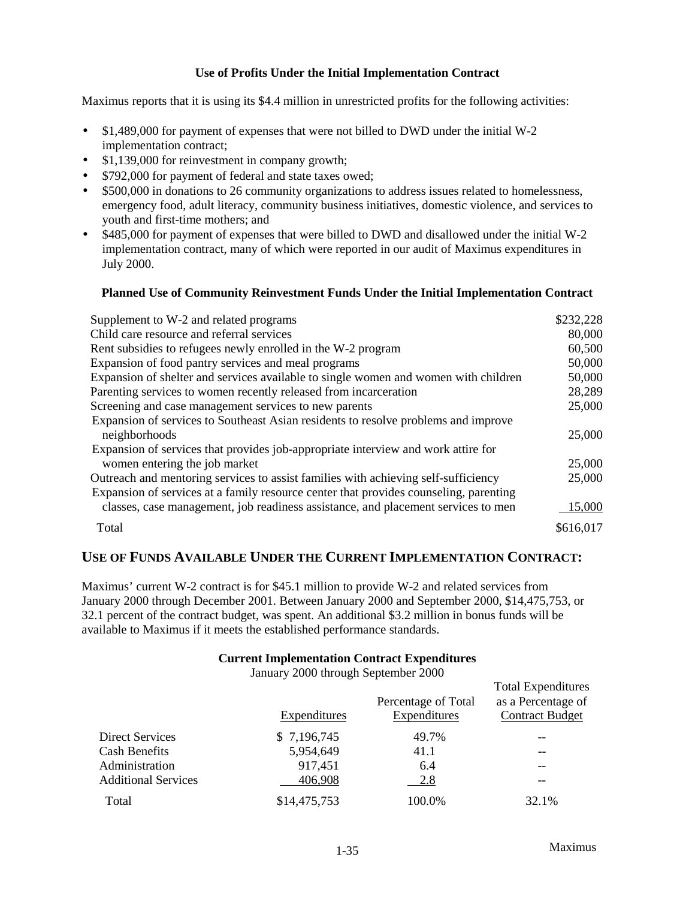### Use of Profits Under the Initial Implementation Contract

Maximus reports that it is using its $4.4 million in unrestricted profits for the following activities:

- $1,489,000 for payment of expenses that were not billed to DWD under the initial W-2 implementation contract;
- $1,139,000 for reinvestment in company growth;
- $792,000 for payment of federal and state taxes owed;
- $500,000 in donations to 26 community organizations to address issues related to homelessness, emergency food, adult literacy, community business initiatives, domestic violence, and services to youth and first-time mothers; and
- $485,000 for payment of expenses that were billed to DWD and disallowed under the initial W-2 implementation contract, many of which were reported in our audit of Maximus expenditures in July 2000.

**Planned Use of Community Reinvestment Funds Under the Initial Implementation Contract**

| | |
|---|---|
| Supplement to W-2 and related programs | $232,228 |
| Child care resource and referral services | 80,000 |
| Rent subsidies to refugees newly enrolled in the W-2 program | 60,500 |
| Expansion of food pantry services and meal programs | 50,000 |
| Expansion of shelter and services available to single women and women with children | 50,000 |
| Parenting services to women recently released from incarceration | 28,289 |
| Screening and case management services to new parents | 25,000 |
| Expansion of services to Southeast Asian residents to resolve problems and improve neighborhoods | 25,000 |
| Expansion of services that provides job-appropriate interview and work attire for women entering the job market | 25,000 |
| Outreach and mentoring services to assist families with achieving self-sufficiency | 25,000 |
| Expansion of services at a family resource center that provides counseling, parenting classes, case management, job readiness assistance, and placement services to men | 15,000 |
| Total | $616,017 |

## USE OF FUNDS AVAILABLE UNDER THE CURRENT IMPLEMENTATION CONTRACT:

Maximus' current W-2 contract is for $45.1 million to provide W-2 and related services from January 2000 through December 2001. Between January 2000 and September 2000, $14,475,753, or 32.1 percent of the contract budget, was spent. An additional $3.2 million in bonus funds will be available to Maximus if it meets the established performance standards.

**Current Implementation Contract Expenditures**
January 2000 through September 2000

| | Expenditures | Percentage of Total Expenditures | Total Expenditures as a Percentage of Contract Budget |
|---|---|---|---|
| Direct Services | $ 7,196,745 | 49.7% | -- |
| Cash Benefits | 5,954,649 | 41.1 | -- |
| Administration | 917,451 | 6.4 | -- |
| Additional Services | 406,908 | 2.8 | -- |
| Total | $14,475,753 | 100.0% | 32.1% |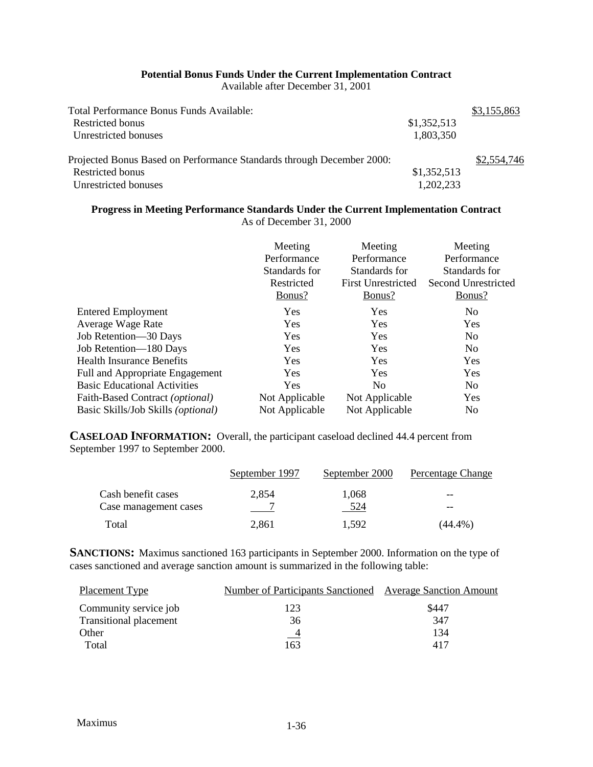**Potential Bonus Funds Under the Current Implementation Contract**
Available after December 31, 2001

| | | |
|---|---|---|
| Total Performance Bonus Funds Available: | | $3,155,863 |
| Restricted bonus | $1,352,513 | |
| Unrestricted bonuses | 1,803,350 | |
| Projected Bonus Based on Performance Standards through December 2000: | | $2,554,746 |
| Restricted bonus | $1,352,513 | |
| Unrestricted bonuses | 1,202,233 | |

**Progress in Meeting Performance Standards Under the Current Implementation Contract**
As of December 31, 2000

| | Meeting Performance Standards for Restricted Bonus? | Meeting Performance Standards for First Unrestricted Bonus? | Meeting Performance Standards for Second Unrestricted Bonus? |
|---|---|---|---|
| Entered Employment | Yes | Yes | No |
| Average Wage Rate | Yes | Yes | Yes |
| Job Retention—30 Days | Yes | Yes | No |
| Job Retention—180 Days | Yes | Yes | No |
| Health Insurance Benefits | Yes | Yes | Yes |
| Full and Appropriate Engagement | Yes | Yes | Yes |
| Basic Educational Activities | Yes | No | No |
| Faith-Based Contract *(optional)* | Not Applicable | Not Applicable | Yes |
| Basic Skills/Job Skills *(optional)* | Not Applicable | Not Applicable | No |

**CASELOAD INFORMATION:** Overall, the participant caseload declined 44.4 percent from September 1997 to September 2000.

| | September 1997 | September 2000 | Percentage Change |
|---|---|---|---|
| Cash benefit cases | 2,854 | 1,068 | -- |
| Case management cases | 7 | 524 | -- |
| Total | 2,861 | 1,592 | (44.4%) |

**SANCTIONS:** Maximus sanctioned 163 participants in September 2000. Information on the type of cases sanctioned and average sanction amount is summarized in the following table:

| Placement Type | Number of Participants Sanctioned | Average Sanction Amount |
|---|---|---|
| Community service job | 123 | $447 |
| Transitional placement | 36 | 347 |
| Other | 4 | 134 |
| Total | 163 | 417 |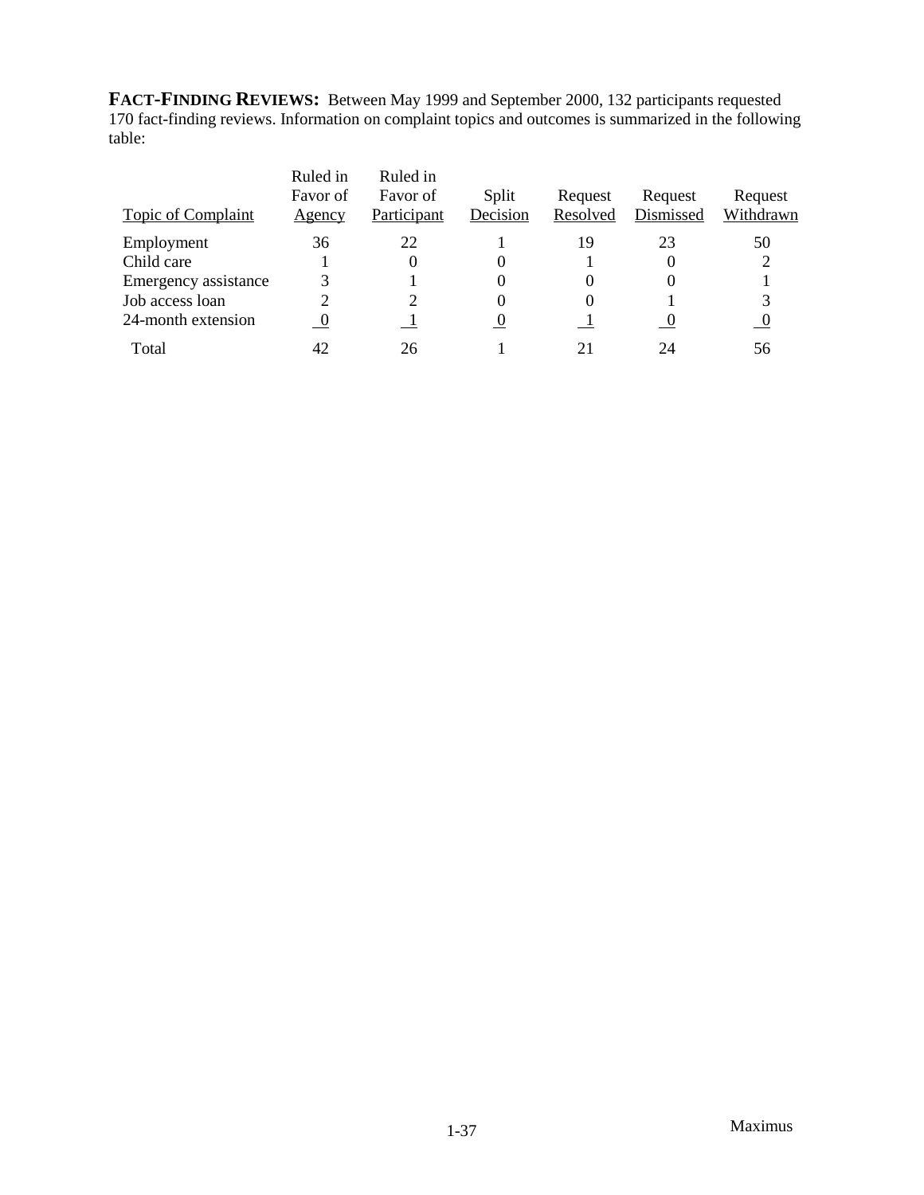**FACT-FINDING REVIEWS:** Between May 1999 and September 2000, 132 participants requested 170 fact-finding reviews. Information on complaint topics and outcomes is summarized in the following table:

| Topic of Complaint | Ruled in Favor of Agency | Ruled in Favor of Participant | Split Decision | Request Resolved | Request Dismissed | Request Withdrawn |
|---|---|---|---|---|---|---|
| Employment | 36 | 22 | 1 | 19 | 23 | 50 |
| Child care | 1 | 0 | 0 | 1 | 0 | 2 |
| Emergency assistance | 3 | 1 | 0 | 0 | 0 | 1 |
| Job access loan | 2 | 2 | 0 | 0 | 1 | 3 |
| 24-month extension | 0 | 1 | 0 | 1 | 0 | 0 |
| Total | 42 | 26 | 1 | 21 | 24 | 56 |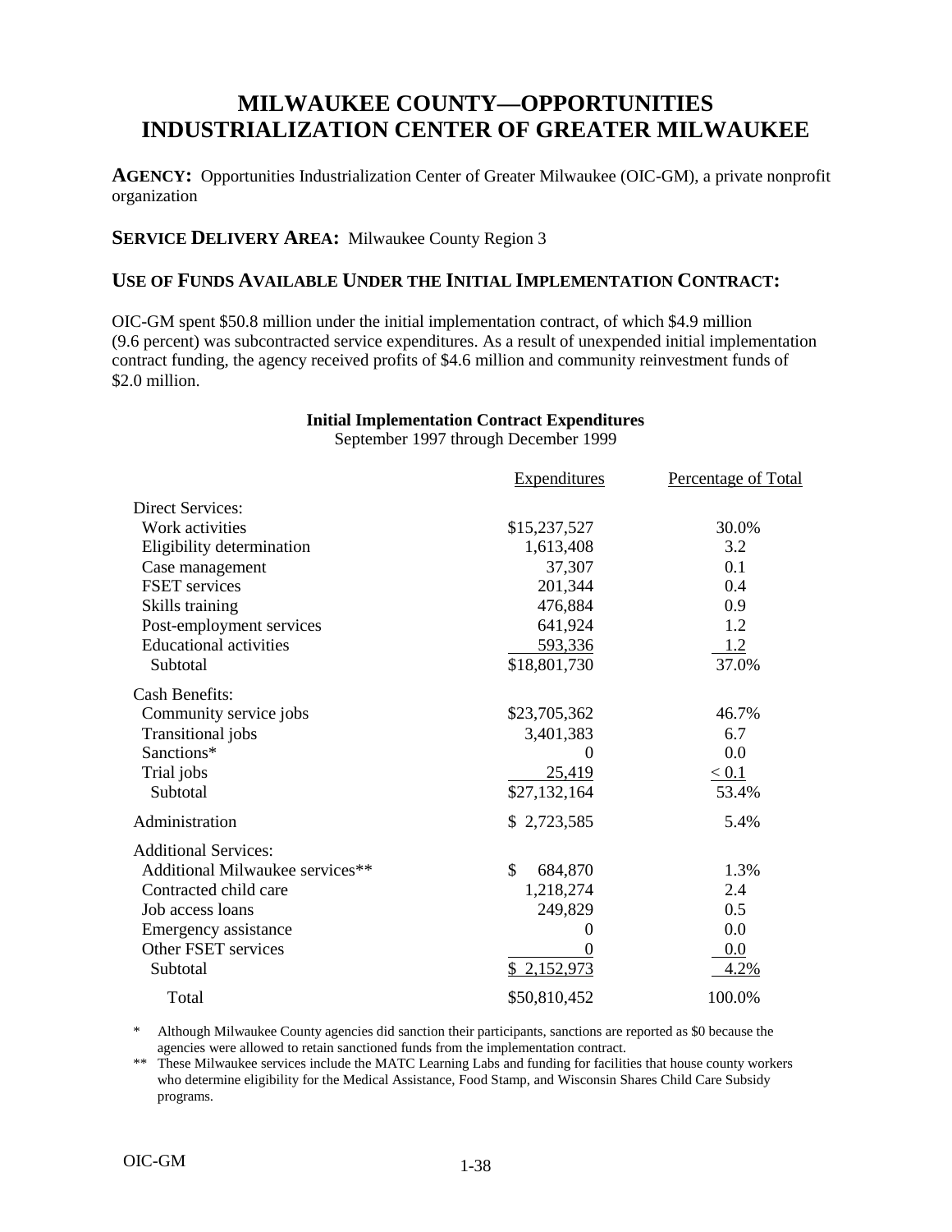# MILWAUKEE COUNTY—OPPORTUNITIES INDUSTRIALIZATION CENTER OF GREATER MILWAUKEE

**AGENCY:** Opportunities Industrialization Center of Greater Milwaukee (OIC-GM), a private nonprofit organization

**SERVICE DELIVERY AREA:** Milwaukee County Region 3

## USE OF FUNDS AVAILABLE UNDER THE INITIAL IMPLEMENTATION CONTRACT:

OIC-GM spent $50.8 million under the initial implementation contract, of which $4.9 million (9.6 percent) was subcontracted service expenditures. As a result of unexpended initial implementation contract funding, the agency received profits of $4.6 million and community reinvestment funds of $2.0 million.

**Initial Implementation Contract Expenditures**
September 1997 through December 1999

| | Expenditures | Percentage of Total |
|---|---|---|
| Direct Services: | | |
| Work activities | $15,237,527 | 30.0% |
| Eligibility determination | 1,613,408 | 3.2 |
| Case management | 37,307 | 0.1 |
| FSET services | 201,344 | 0.4 |
| Skills training | 476,884 | 0.9 |
| Post-employment services | 641,924 | 1.2 |
| Educational activities | 593,336 | 1.2 |
| Subtotal | $18,801,730 | 37.0% |
| Cash Benefits: | | |
| Community service jobs | $23,705,362 | 46.7% |
| Transitional jobs | 3,401,383 | 6.7 |
| Sanctions* | 0 | 0.0 |
| Trial jobs | 25,419 | < 0.1 |
| Subtotal | $27,132,164 | 53.4% |
| Administration | $ 2,723,585 | 5.4% |
| Additional Services: | | |
| Additional Milwaukee services** | $ 684,870 | 1.3% |
| Contracted child care | 1,218,274 | 2.4 |
| Job access loans | 249,829 | 0.5 |
| Emergency assistance | 0 | 0.0 |
| Other FSET services | 0 | 0.0 |
| Subtotal | $ 2,152,973 | 4.2% |
| Total | $50,810,452 | 100.0% |

\* Although Milwaukee County agencies did sanction their participants, sanctions are reported as $0 because the agencies were allowed to retain sanctioned funds from the implementation contract.

\** These Milwaukee services include the MATC Learning Labs and funding for facilities that house county workers who determine eligibility for the Medical Assistance, Food Stamp, and Wisconsin Shares Child Care Subsidy programs.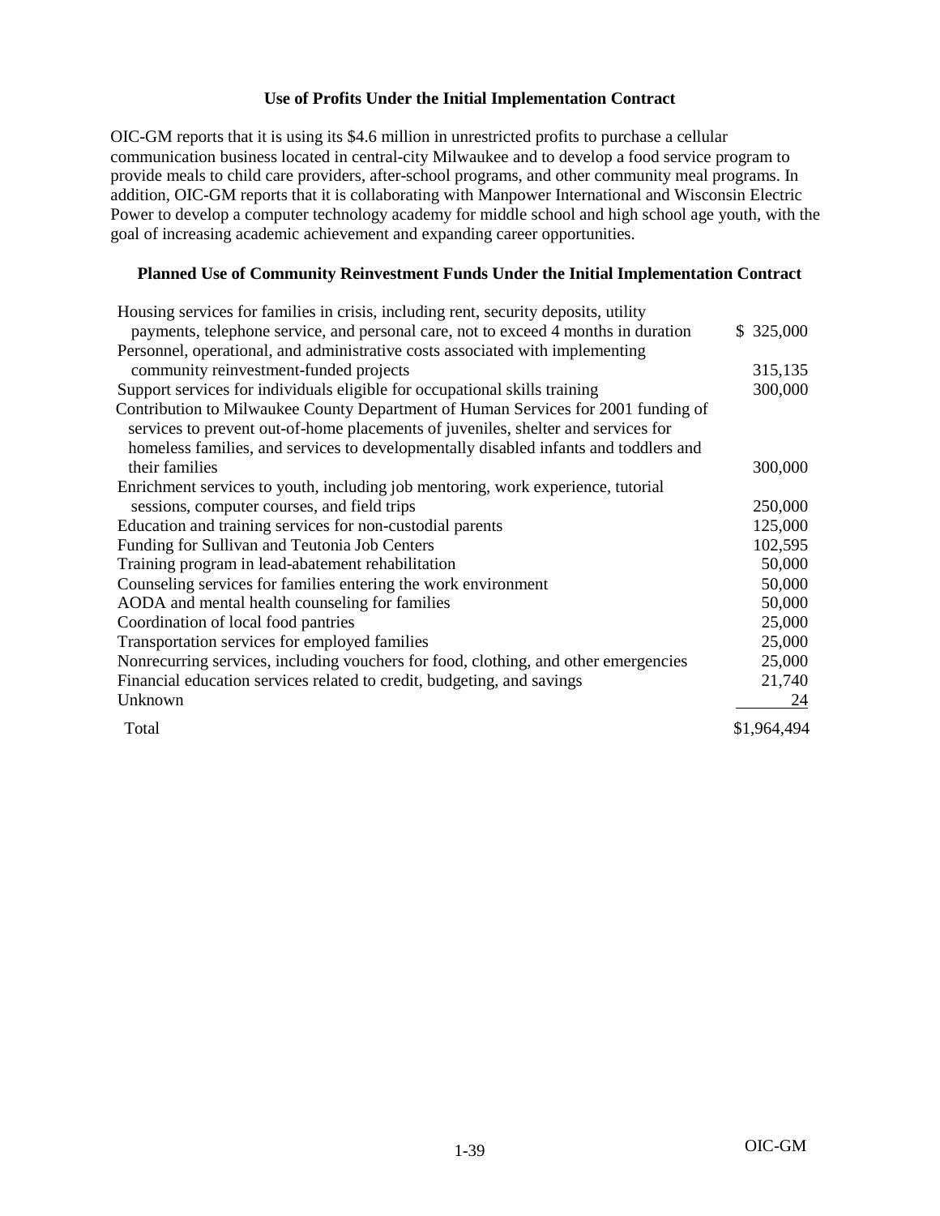### Use of Profits Under the Initial Implementation Contract

OIC-GM reports that it is using its $4.6 million in unrestricted profits to purchase a cellular communication business located in central-city Milwaukee and to develop a food service program to provide meals to child care providers, after-school programs, and other community meal programs. In addition, OIC-GM reports that it is collaborating with Manpower International and Wisconsin Electric Power to develop a computer technology academy for middle school and high school age youth, with the goal of increasing academic achievement and expanding career opportunities.

### Planned Use of Community Reinvestment Funds Under the Initial Implementation Contract

| | |
|---|---|
| Housing services for families in crisis, including rent, security deposits, utility payments, telephone service, and personal care, not to exceed 4 months in duration | $ 325,000 |
| Personnel, operational, and administrative costs associated with implementing community reinvestment-funded projects | 315,135 |
| Support services for individuals eligible for occupational skills training | 300,000 |
| Contribution to Milwaukee County Department of Human Services for 2001 funding of services to prevent out-of-home placements of juveniles, shelter and services for homeless families, and services to developmentally disabled infants and toddlers and their families | 300,000 |
| Enrichment services to youth, including job mentoring, work experience, tutorial sessions, computer courses, and field trips | 250,000 |
| Education and training services for non-custodial parents | 125,000 |
| Funding for Sullivan and Teutonia Job Centers | 102,595 |
| Training program in lead-abatement rehabilitation | 50,000 |
| Counseling services for families entering the work environment | 50,000 |
| AODA and mental health counseling for families | 50,000 |
| Coordination of local food pantries | 25,000 |
| Transportation services for employed families | 25,000 |
| Nonrecurring services, including vouchers for food, clothing, and other emergencies | 25,000 |
| Financial education services related to credit, budgeting, and savings | 21,740 |
| Unknown | 24 |
| Total | $1,964,494 |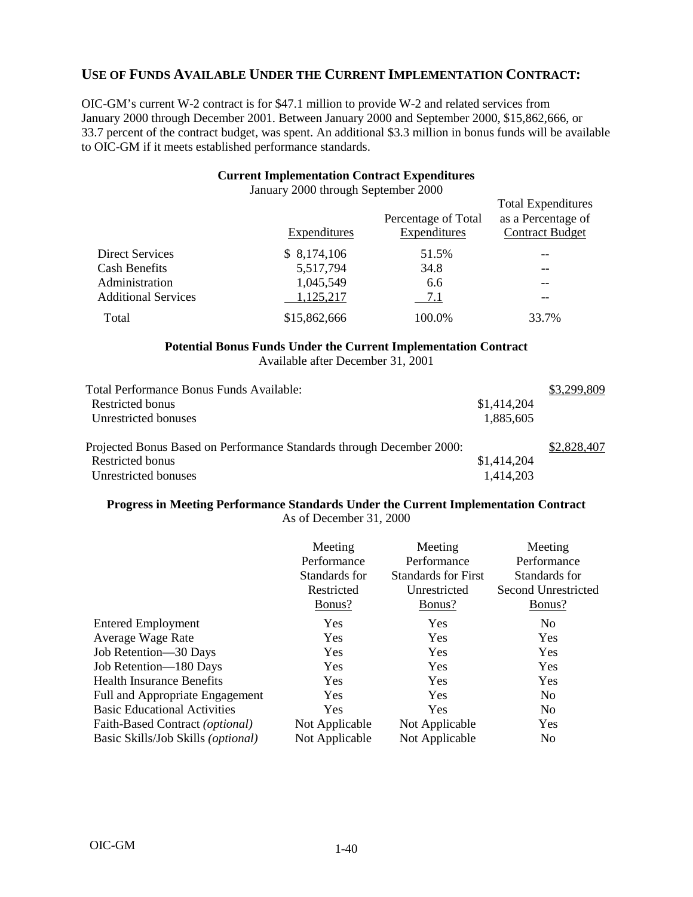## USE OF FUNDS AVAILABLE UNDER THE CURRENT IMPLEMENTATION CONTRACT:

OIC-GM's current W-2 contract is for $47.1 million to provide W-2 and related services from January 2000 through December 2001. Between January 2000 and September 2000, $15,862,666, or 33.7 percent of the contract budget, was spent. An additional $3.3 million in bonus funds will be available to OIC-GM if it meets established performance standards.

**Current Implementation Contract Expenditures**
January 2000 through September 2000

| | Expenditures | Percentage of Total Expenditures | Total Expenditures as a Percentage of Contract Budget |
|---|---|---|---|
| Direct Services | $ 8,174,106 | 51.5% | -- |
| Cash Benefits | 5,517,794 | 34.8 | -- |
| Administration | 1,045,549 | 6.6 | -- |
| Additional Services | 1,125,217 | 7.1 | -- |
| Total | $15,862,666 | 100.0% | 33.7% |

**Potential Bonus Funds Under the Current Implementation Contract**
Available after December 31, 2001

| | | |
|---|---|---|
| Total Performance Bonus Funds Available: | | $3,299,809 |
| Restricted bonus | $1,414,204 | |
| Unrestricted bonuses | 1,885,605 | |
| Projected Bonus Based on Performance Standards through December 2000: | | $2,828,407 |
| Restricted bonus | $1,414,204 | |
| Unrestricted bonuses | 1,414,203 | |

**Progress in Meeting Performance Standards Under the Current Implementation Contract**
As of December 31, 2000

| | Meeting Performance Standards for Restricted Bonus? | Meeting Performance Standards for First Unrestricted Bonus? | Meeting Performance Standards for Second Unrestricted Bonus? |
|---|---|---|---|
| Entered Employment | Yes | Yes | No |
| Average Wage Rate | Yes | Yes | Yes |
| Job Retention—30 Days | Yes | Yes | Yes |
| Job Retention—180 Days | Yes | Yes | Yes |
| Health Insurance Benefits | Yes | Yes | Yes |
| Full and Appropriate Engagement | Yes | Yes | No |
| Basic Educational Activities | Yes | Yes | No |
| Faith-Based Contract *(optional)* | Not Applicable | Not Applicable | Yes |
| Basic Skills/Job Skills *(optional)* | Not Applicable | Not Applicable | No |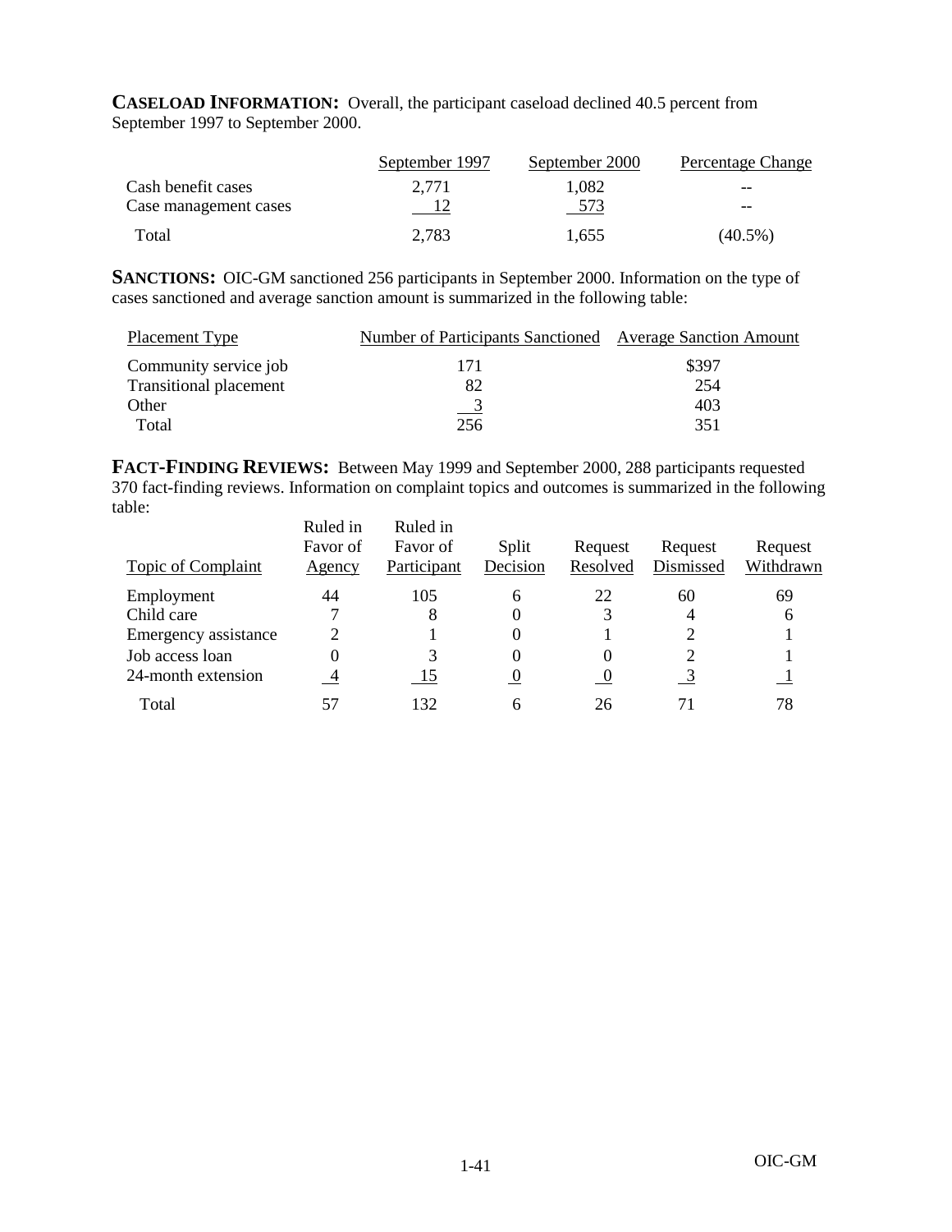**CASELOAD INFORMATION:** Overall, the participant caseload declined 40.5 percent from September 1997 to September 2000.

| | September 1997 | September 2000 | Percentage Change |
|---|---|---|---|
| Cash benefit cases | 2,771 | 1,082 | -- |
| Case management cases | 12 | 573 | -- |
| Total | 2,783 | 1,655 | (40.5%) |

**SANCTIONS:** OIC-GM sanctioned 256 participants in September 2000. Information on the type of cases sanctioned and average sanction amount is summarized in the following table:

| Placement Type | Number of Participants Sanctioned | Average Sanction Amount |
|---|---|---|
| Community service job | 171 | $397 |
| Transitional placement | 82 | 254 |
| Other | 3 | 403 |
| Total | 256 | 351 |

**FACT-FINDING REVIEWS:** Between May 1999 and September 2000, 288 participants requested 370 fact-finding reviews. Information on complaint topics and outcomes is summarized in the following table:

| Topic of Complaint | Ruled in Favor of Agency | Ruled in Favor of Participant | Split Decision | Request Resolved | Request Dismissed | Request Withdrawn |
|---|---|---|---|---|---|---|
| Employment | 44 | 105 | 6 | 22 | 60 | 69 |
| Child care | 7 | 8 | 0 | 3 | 4 | 6 |
| Emergency assistance | 2 | 1 | 0 | 1 | 2 | 1 |
| Job access loan | 0 | 3 | 0 | 0 | 2 | 1 |
| 24-month extension | 4 | 15 | 0 | 0 | 3 | 1 |
| Total | 57 | 132 | 6 | 26 | 71 | 78 |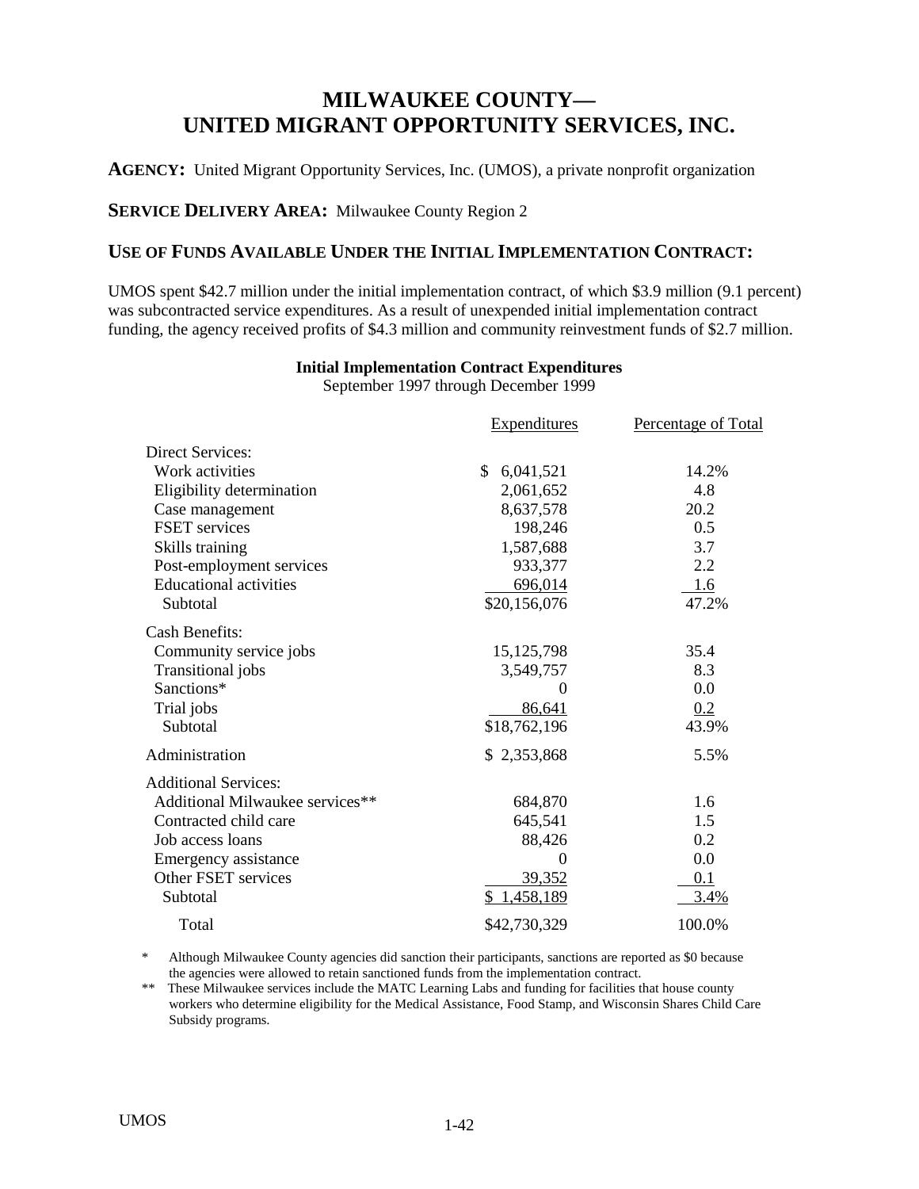# MILWAUKEE COUNTY— UNITED MIGRANT OPPORTUNITY SERVICES, INC.

**AGENCY:** United Migrant Opportunity Services, Inc. (UMOS), a private nonprofit organization

**SERVICE DELIVERY AREA:** Milwaukee County Region 2

## USE OF FUNDS AVAILABLE UNDER THE INITIAL IMPLEMENTATION CONTRACT:

UMOS spent $42.7 million under the initial implementation contract, of which $3.9 million (9.1 percent) was subcontracted service expenditures. As a result of unexpended initial implementation contract funding, the agency received profits of $4.3 million and community reinvestment funds of $2.7 million.

**Initial Implementation Contract Expenditures**
September 1997 through December 1999

| | Expenditures | Percentage of Total |
|---|---|---|
| Direct Services: | | |
| Work activities | $ 6,041,521 | 14.2% |
| Eligibility determination | 2,061,652 | 4.8 |
| Case management | 8,637,578 | 20.2 |
| FSET services | 198,246 | 0.5 |
| Skills training | 1,587,688 | 3.7 |
| Post-employment services | 933,377 | 2.2 |
| Educational activities | 696,014 | 1.6 |
| Subtotal | $20,156,076 | 47.2% |
| Cash Benefits: | | |
| Community service jobs | 15,125,798 | 35.4 |
| Transitional jobs | 3,549,757 | 8.3 |
| Sanctions* | 0 | 0.0 |
| Trial jobs | 86,641 | 0.2 |
| Subtotal | $18,762,196 | 43.9% |
| Administration | $ 2,353,868 | 5.5% |
| Additional Services: | | |
| Additional Milwaukee services** | 684,870 | 1.6 |
| Contracted child care | 645,541 | 1.5 |
| Job access loans | 88,426 | 0.2 |
| Emergency assistance | 0 | 0.0 |
| Other FSET services | 39,352 | 0.1 |
| Subtotal | $ 1,458,189 | 3.4% |
| Total | $42,730,329 | 100.0% |

\* Although Milwaukee County agencies did sanction their participants, sanctions are reported as $0 because the agencies were allowed to retain sanctioned funds from the implementation contract.

\** These Milwaukee services include the MATC Learning Labs and funding for facilities that house county workers who determine eligibility for the Medical Assistance, Food Stamp, and Wisconsin Shares Child Care Subsidy programs.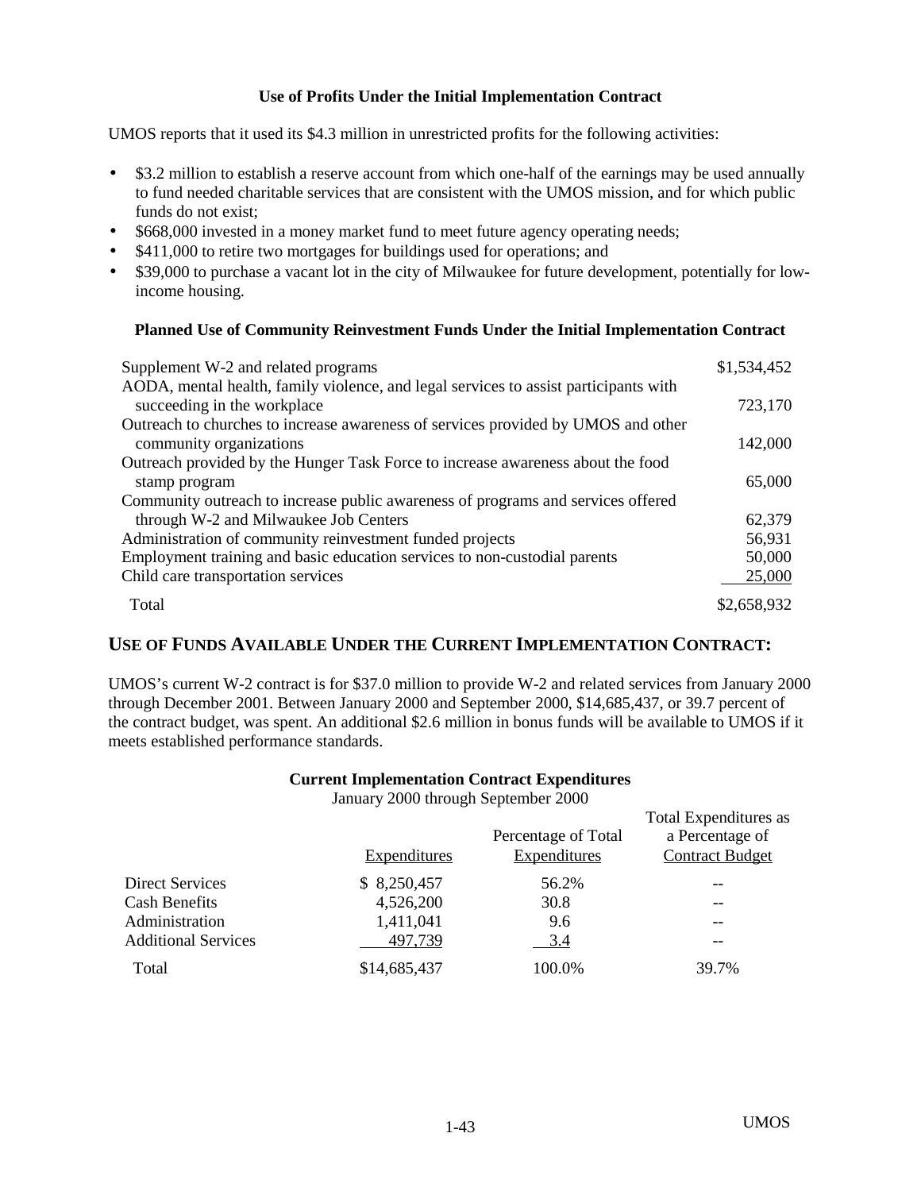**Use of Profits Under the Initial Implementation Contract**

UMOS reports that it used its $4.3 million in unrestricted profits for the following activities:

- $3.2 million to establish a reserve account from which one-half of the earnings may be used annually to fund needed charitable services that are consistent with the UMOS mission, and for which public funds do not exist;
- $668,000 invested in a money market fund to meet future agency operating needs;
- $411,000 to retire two mortgages for buildings used for operations; and
- $39,000 to purchase a vacant lot in the city of Milwaukee for future development, potentially for low-income housing.

**Planned Use of Community Reinvestment Funds Under the Initial Implementation Contract**

| | |
|---|---|
| Supplement W-2 and related programs | $1,534,452 |
| AODA, mental health, family violence, and legal services to assist participants with succeeding in the workplace | 723,170 |
| Outreach to churches to increase awareness of services provided by UMOS and other community organizations | 142,000 |
| Outreach provided by the Hunger Task Force to increase awareness about the food stamp program | 65,000 |
| Community outreach to increase public awareness of programs and services offered through W-2 and Milwaukee Job Centers | 62,379 |
| Administration of community reinvestment funded projects | 56,931 |
| Employment training and basic education services to non-custodial parents | 50,000 |
| Child care transportation services | 25,000 |
| Total | $2,658,932 |

## USE OF FUNDS AVAILABLE UNDER THE CURRENT IMPLEMENTATION CONTRACT:

UMOS's current W-2 contract is for $37.0 million to provide W-2 and related services from January 2000 through December 2001. Between January 2000 and September 2000, $14,685,437, or 39.7 percent of the contract budget, was spent. An additional $2.6 million in bonus funds will be available to UMOS if it meets established performance standards.

**Current Implementation Contract Expenditures**
January 2000 through September 2000

| | Expenditures | Percentage of Total Expenditures | Total Expenditures as a Percentage of Contract Budget |
|---|---|---|---|
| Direct Services | $ 8,250,457 | 56.2% | -- |
| Cash Benefits | 4,526,200 | 30.8 | -- |
| Administration | 1,411,041 | 9.6 | -- |
| Additional Services | 497,739 | 3.4 | -- |
| Total | $14,685,437 | 100.0% | 39.7% |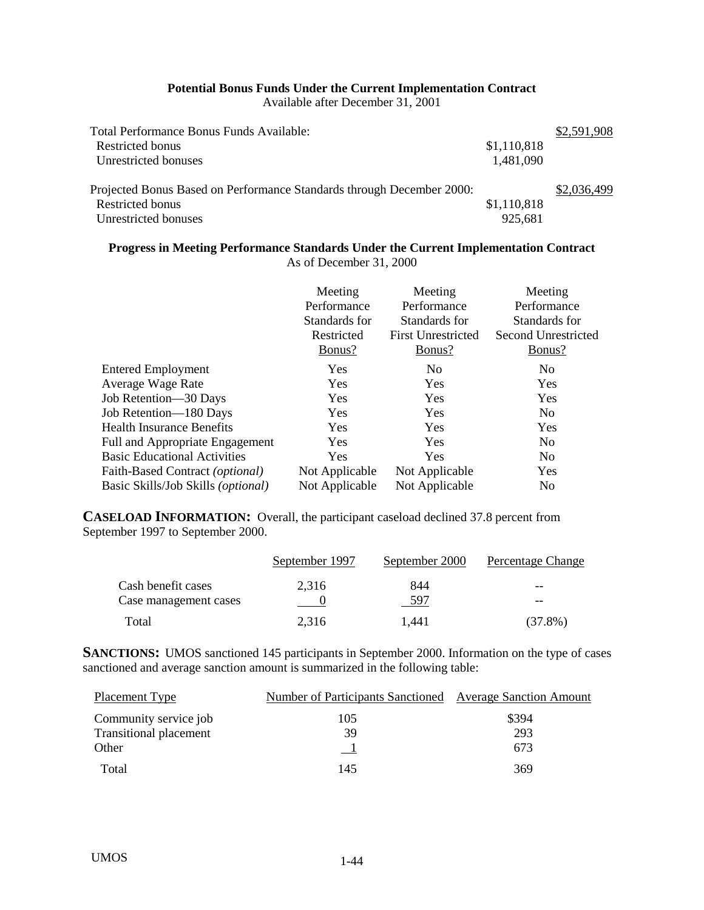**Potential Bonus Funds Under the Current Implementation Contract**
Available after December 31, 2001

| | | |
|---|---|---|
| Total Performance Bonus Funds Available: | | $2,591,908 |
| Restricted bonus | $1,110,818 | |
| Unrestricted bonuses | 1,481,090 | |
| Projected Bonus Based on Performance Standards through December 2000: | | $2,036,499 |
| Restricted bonus | $1,110,818 | |
| Unrestricted bonuses | 925,681 | |

**Progress in Meeting Performance Standards Under the Current Implementation Contract**
As of December 31, 2000

| | Meeting Performance Standards for Restricted Bonus? | Meeting Performance Standards for First Unrestricted Bonus? | Meeting Performance Standards for Second Unrestricted Bonus? |
|---|---|---|---|
| Entered Employment | Yes | No | No |
| Average Wage Rate | Yes | Yes | Yes |
| Job Retention—30 Days | Yes | Yes | Yes |
| Job Retention—180 Days | Yes | Yes | No |
| Health Insurance Benefits | Yes | Yes | Yes |
| Full and Appropriate Engagement | Yes | Yes | No |
| Basic Educational Activities | Yes | Yes | No |
| Faith-Based Contract *(optional)* | Not Applicable | Not Applicable | Yes |
| Basic Skills/Job Skills *(optional)* | Not Applicable | Not Applicable | No |

**CASELOAD INFORMATION:** Overall, the participant caseload declined 37.8 percent from September 1997 to September 2000.

| | September 1997 | September 2000 | Percentage Change |
|---|---|---|---|
| Cash benefit cases | 2,316 | 844 | -- |
| Case management cases | 0 | 597 | -- |
| Total | 2,316 | 1,441 | (37.8%) |

**SANCTIONS:** UMOS sanctioned 145 participants in September 2000. Information on the type of cases sanctioned and average sanction amount is summarized in the following table:

| Placement Type | Number of Participants Sanctioned | Average Sanction Amount |
|---|---|---|
| Community service job | 105 | $394 |
| Transitional placement | 39 | 293 |
| Other | 1 | 673 |
| Total | 145 | 369 |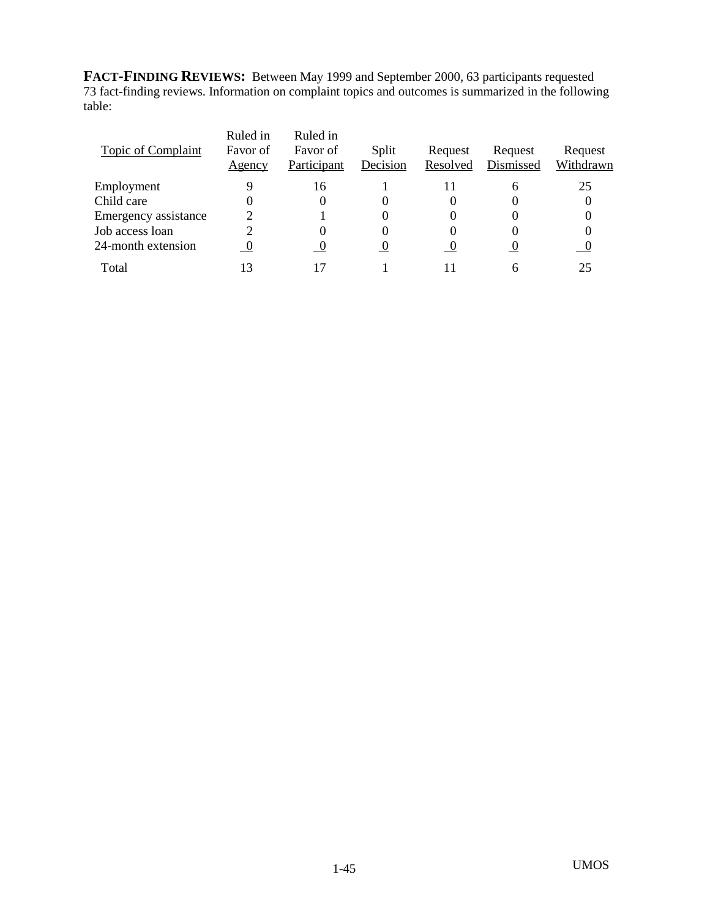**FACT-FINDING REVIEWS:** Between May 1999 and September 2000, 63 participants requested 73 fact-finding reviews. Information on complaint topics and outcomes is summarized in the following table:

| Topic of Complaint | Ruled in Favor of Agency | Ruled in Favor of Participant | Split Decision | Request Resolved | Request Dismissed | Request Withdrawn |
|---|---|---|---|---|---|---|
| Employment | 9 | 16 | 1 | 11 | 6 | 25 |
| Child care | 0 | 0 | 0 | 0 | 0 | 0 |
| Emergency assistance | 2 | 1 | 0 | 0 | 0 | 0 |
| Job access loan | 2 | 0 | 0 | 0 | 0 | 0 |
| 24-month extension | 0 | 0 | 0 | 0 | 0 | 0 |
| Total | 13 | 17 | 1 | 11 | 6 | 25 |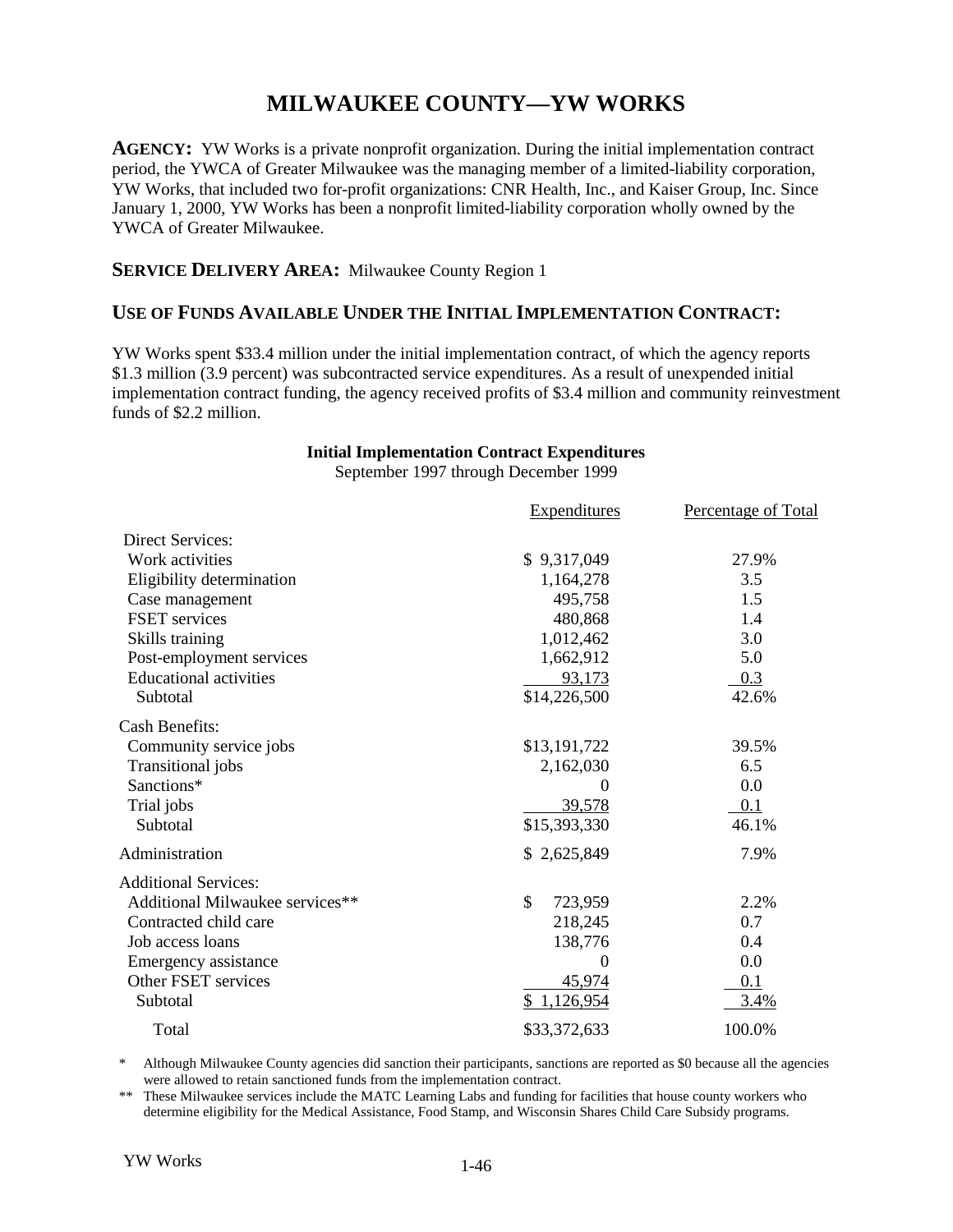# MILWAUKEE COUNTY—YW WORKS

**AGENCY:** YW Works is a private nonprofit organization. During the initial implementation contract period, the YWCA of Greater Milwaukee was the managing member of a limited-liability corporation, YW Works, that included two for-profit organizations: CNR Health, Inc., and Kaiser Group, Inc. Since January 1, 2000, YW Works has been a nonprofit limited-liability corporation wholly owned by the YWCA of Greater Milwaukee.

**SERVICE DELIVERY AREA:** Milwaukee County Region 1

## USE OF FUNDS AVAILABLE UNDER THE INITIAL IMPLEMENTATION CONTRACT:

YW Works spent $33.4 million under the initial implementation contract, of which the agency reports $1.3 million (3.9 percent) was subcontracted service expenditures. As a result of unexpended initial implementation contract funding, the agency received profits of $3.4 million and community reinvestment funds of $2.2 million.

**Initial Implementation Contract Expenditures**
September 1997 through December 1999

| | Expenditures | Percentage of Total |
|---|---|---|
| Direct Services: | | |
| Work activities | $ 9,317,049 | 27.9% |
| Eligibility determination | 1,164,278 | 3.5 |
| Case management | 495,758 | 1.5 |
| FSET services | 480,868 | 1.4 |
| Skills training | 1,012,462 | 3.0 |
| Post-employment services | 1,662,912 | 5.0 |
| Educational activities | 93,173 | 0.3 |
| Subtotal | $14,226,500 | 42.6% |
| Cash Benefits: | | |
| Community service jobs | $13,191,722 | 39.5% |
| Transitional jobs | 2,162,030 | 6.5 |
| Sanctions* | 0 | 0.0 |
| Trial jobs | 39,578 | 0.1 |
| Subtotal | $15,393,330 | 46.1% |
| Administration | $ 2,625,849 | 7.9% |
| Additional Services: | | |
| Additional Milwaukee services** | $ 723,959 | 2.2% |
| Contracted child care | 218,245 | 0.7 |
| Job access loans | 138,776 | 0.4 |
| Emergency assistance | 0 | 0.0 |
| Other FSET services | 45,974 | 0.1 |
| Subtotal | $ 1,126,954 | 3.4% |
| Total | $33,372,633 | 100.0% |

\* Although Milwaukee County agencies did sanction their participants, sanctions are reported as $0 because all the agencies were allowed to retain sanctioned funds from the implementation contract.

\*\* These Milwaukee services include the MATC Learning Labs and funding for facilities that house county workers who determine eligibility for the Medical Assistance, Food Stamp, and Wisconsin Shares Child Care Subsidy programs.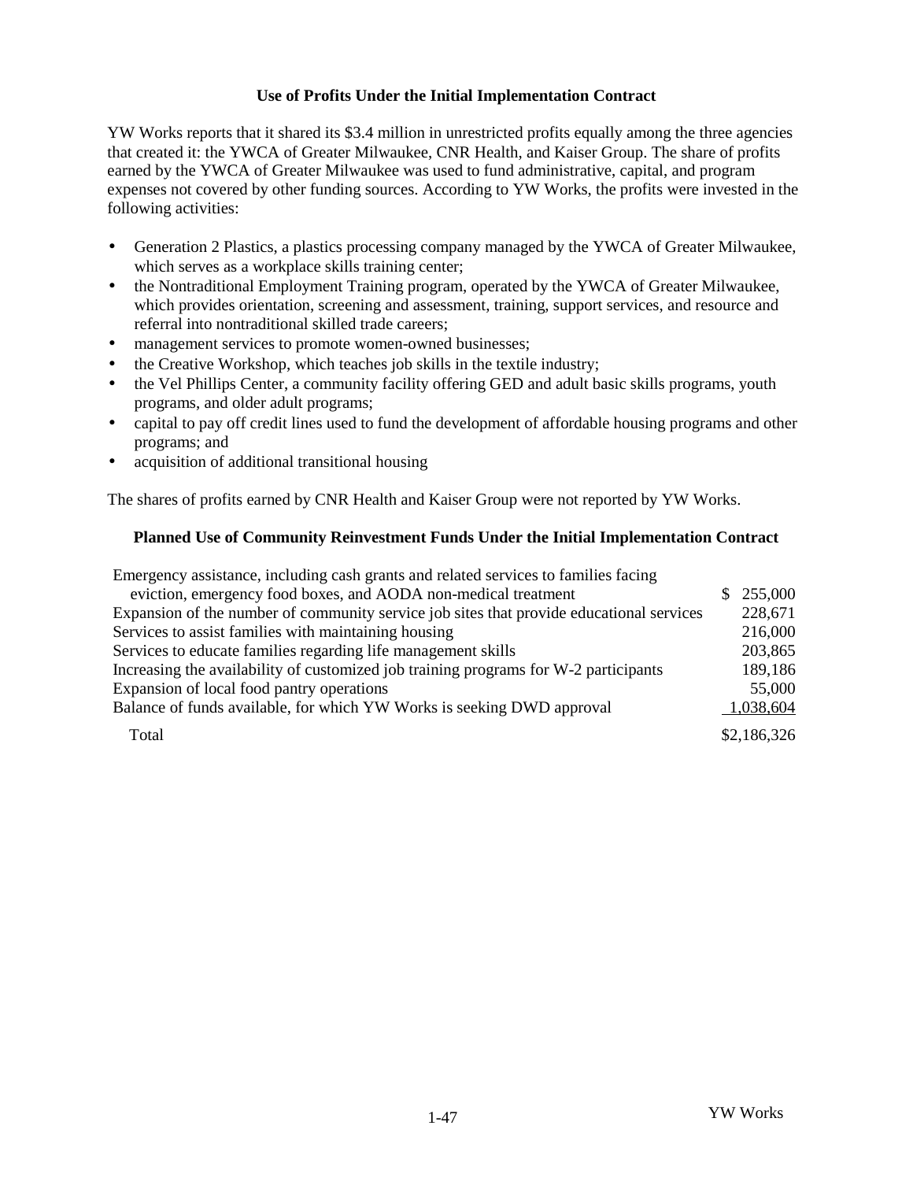### Use of Profits Under the Initial Implementation Contract

YW Works reports that it shared its $3.4 million in unrestricted profits equally among the three agencies that created it: the YWCA of Greater Milwaukee, CNR Health, and Kaiser Group. The share of profits earned by the YWCA of Greater Milwaukee was used to fund administrative, capital, and program expenses not covered by other funding sources. According to YW Works, the profits were invested in the following activities:

- Generation 2 Plastics, a plastics processing company managed by the YWCA of Greater Milwaukee, which serves as a workplace skills training center;
- the Nontraditional Employment Training program, operated by the YWCA of Greater Milwaukee, which provides orientation, screening and assessment, training, support services, and resource and referral into nontraditional skilled trade careers;
- management services to promote women-owned businesses;
- the Creative Workshop, which teaches job skills in the textile industry;
- the Vel Phillips Center, a community facility offering GED and adult basic skills programs, youth programs, and older adult programs;
- capital to pay off credit lines used to fund the development of affordable housing programs and other programs; and
- acquisition of additional transitional housing

The shares of profits earned by CNR Health and Kaiser Group were not reported by YW Works.

### Planned Use of Community Reinvestment Funds Under the Initial Implementation Contract

| | |
|---|---|
| Emergency assistance, including cash grants and related services to families facing eviction, emergency food boxes, and AODA non-medical treatment | $ 255,000 |
| Expansion of the number of community service job sites that provide educational services | 228,671 |
| Services to assist families with maintaining housing | 216,000 |
| Services to educate families regarding life management skills | 203,865 |
| Increasing the availability of customized job training programs for W-2 participants | 189,186 |
| Expansion of local food pantry operations | 55,000 |
| Balance of funds available, for which YW Works is seeking DWD approval | 1,038,604 |
| Total | $2,186,326 |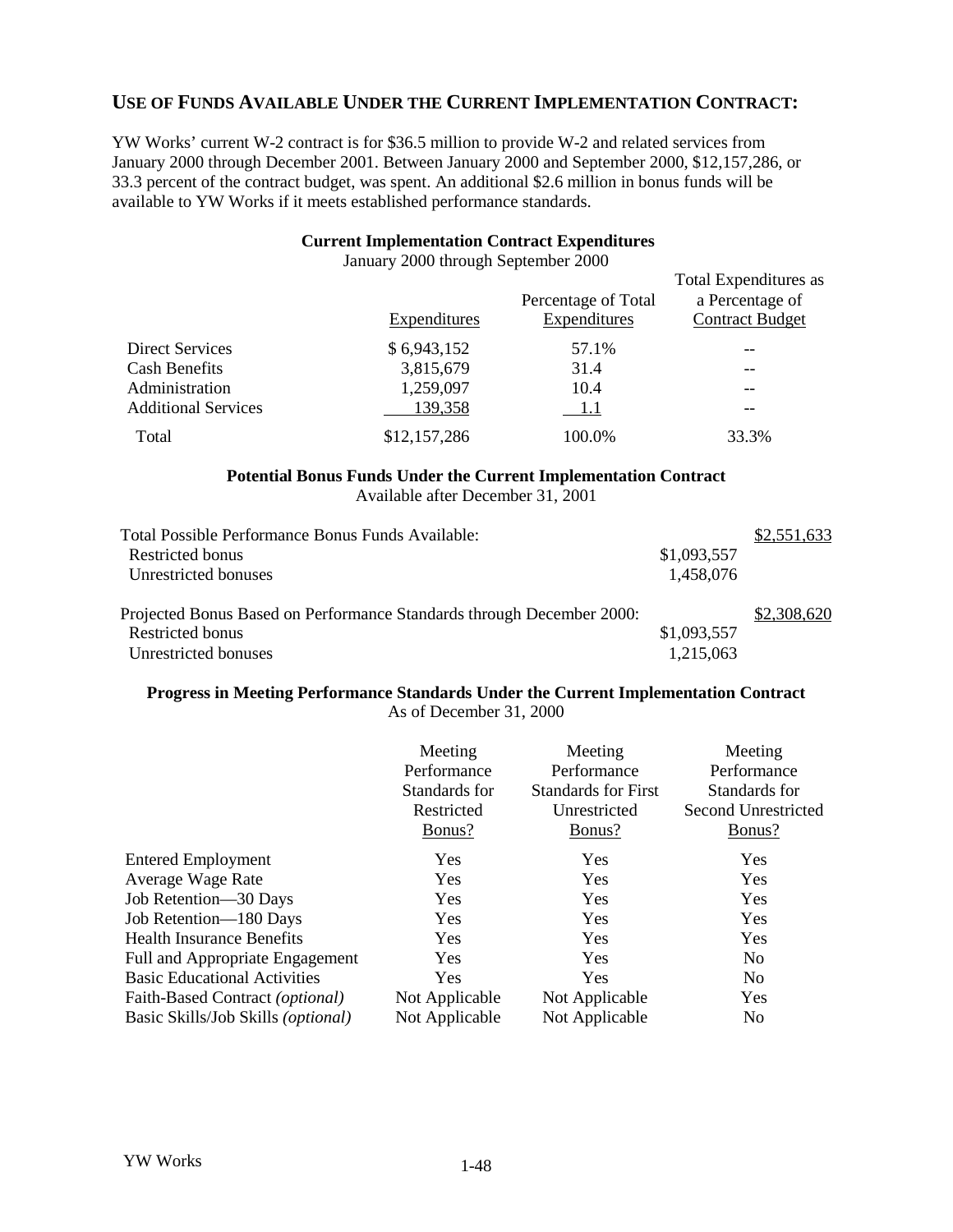## USE OF FUNDS AVAILABLE UNDER THE CURRENT IMPLEMENTATION CONTRACT:

YW Works' current W-2 contract is for $36.5 million to provide W-2 and related services from January 2000 through December 2001. Between January 2000 and September 2000, $12,157,286, or 33.3 percent of the contract budget, was spent. An additional $2.6 million in bonus funds will be available to YW Works if it meets established performance standards.

**Current Implementation Contract Expenditures**
January 2000 through September 2000

| | Expenditures | Percentage of Total Expenditures | Total Expenditures as a Percentage of Contract Budget |
|---|---|---|---|
| Direct Services | $ 6,943,152 | 57.1% | -- |
| Cash Benefits | 3,815,679 | 31.4 | -- |
| Administration | 1,259,097 | 10.4 | -- |
| Additional Services | 139,358 | 1.1 | -- |
| Total | $12,157,286 | 100.0% | 33.3% |

**Potential Bonus Funds Under the Current Implementation Contract**
Available after December 31, 2001

| | | |
|---|---|---|
| Total Possible Performance Bonus Funds Available: | | $2,551,633 |
| Restricted bonus | $1,093,557 | |
| Unrestricted bonuses | 1,458,076 | |
| Projected Bonus Based on Performance Standards through December 2000: | | $2,308,620 |
| Restricted bonus | $1,093,557 | |
| Unrestricted bonuses | 1,215,063 | |

**Progress in Meeting Performance Standards Under the Current Implementation Contract**
As of December 31, 2000

| | Meeting Performance Standards for Restricted Bonus? | Meeting Performance Standards for First Unrestricted Bonus? | Meeting Performance Standards for Second Unrestricted Bonus? |
|---|---|---|---|
| Entered Employment | Yes | Yes | Yes |
| Average Wage Rate | Yes | Yes | Yes |
| Job Retention—30 Days | Yes | Yes | Yes |
| Job Retention—180 Days | Yes | Yes | Yes |
| Health Insurance Benefits | Yes | Yes | Yes |
| Full and Appropriate Engagement | Yes | Yes | No |
| Basic Educational Activities | Yes | Yes | No |
| Faith-Based Contract *(optional)* | Not Applicable | Not Applicable | Yes |
| Basic Skills/Job Skills *(optional)* | Not Applicable | Not Applicable | No |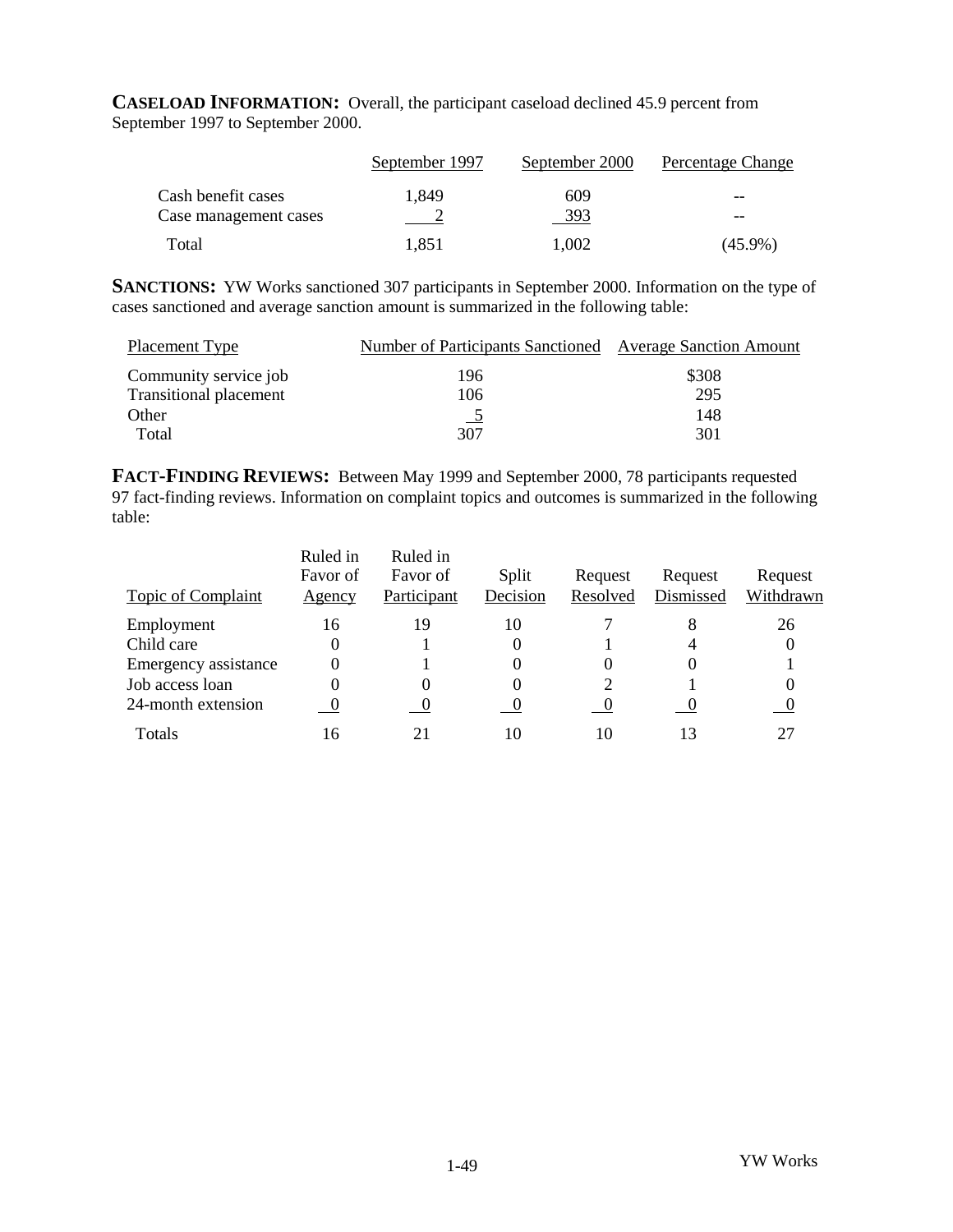**CASELOAD INFORMATION:** Overall, the participant caseload declined 45.9 percent from September 1997 to September 2000.

| | September 1997 | September 2000 | Percentage Change |
|---|---|---|---|
| Cash benefit cases | 1,849 | 609 | -- |
| Case management cases | 2 | 393 | -- |
| Total | 1,851 | 1,002 | (45.9%) |

**SANCTIONS:** YW Works sanctioned 307 participants in September 2000. Information on the type of cases sanctioned and average sanction amount is summarized in the following table:

| Placement Type | Number of Participants Sanctioned | Average Sanction Amount |
|---|---|---|
| Community service job | 196 | $308 |
| Transitional placement | 106 | 295 |
| Other | 5 | 148 |
| Total | 307 | 301 |

**FACT-FINDING REVIEWS:** Between May 1999 and September 2000, 78 participants requested 97 fact-finding reviews. Information on complaint topics and outcomes is summarized in the following table:

| Topic of Complaint | Ruled in Favor of Agency | Ruled in Favor of Participant | Split Decision | Request Resolved | Request Dismissed | Request Withdrawn |
|---|---|---|---|---|---|---|
| Employment | 16 | 19 | 10 | 7 | 8 | 26 |
| Child care | 0 | 1 | 0 | 1 | 4 | 0 |
| Emergency assistance | 0 | 1 | 0 | 0 | 0 | 1 |
| Job access loan | 0 | 0 | 0 | 2 | 1 | 0 |
| 24-month extension | 0 | 0 | 0 | 0 | 0 | 0 |
| Totals | 16 | 21 | 10 | 10 | 13 | 27 |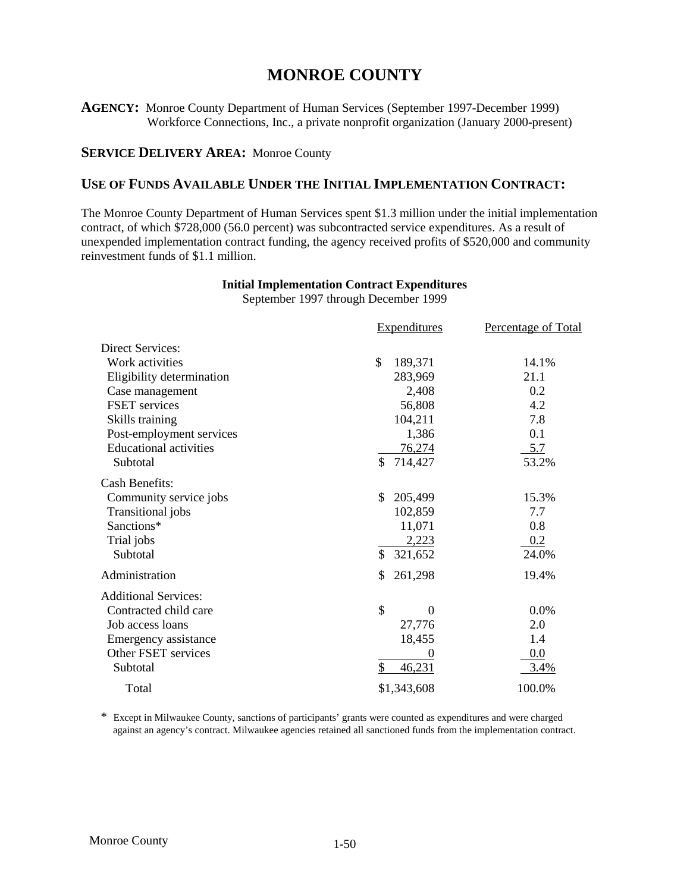# MONROE COUNTY

**AGENCY:** Monroe County Department of Human Services (September 1997-December 1999)
Workforce Connections, Inc., a private nonprofit organization (January 2000-present)

**SERVICE DELIVERY AREA:** Monroe County

## USE OF FUNDS AVAILABLE UNDER THE INITIAL IMPLEMENTATION CONTRACT:

The Monroe County Department of Human Services spent $1.3 million under the initial implementation contract, of which $728,000 (56.0 percent) was subcontracted service expenditures. As a result of unexpended implementation contract funding, the agency received profits of $520,000 and community reinvestment funds of $1.1 million.

**Initial Implementation Contract Expenditures**
September 1997 through December 1999

| | Expenditures | Percentage of Total |
|---|---|---|
| Direct Services: | | |
| Work activities | $ 189,371 | 14.1% |
| Eligibility determination | 283,969 | 21.1 |
| Case management | 2,408 | 0.2 |
| FSET services | 56,808 | 4.2 |
| Skills training | 104,211 | 7.8 |
| Post-employment services | 1,386 | 0.1 |
| Educational activities | 76,274 | 5.7 |
| Subtotal | $ 714,427 | 53.2% |
| Cash Benefits: | | |
| Community service jobs | $ 205,499 | 15.3% |
| Transitional jobs | 102,859 | 7.7 |
| Sanctions* | 11,071 | 0.8 |
| Trial jobs | 2,223 | 0.2 |
| Subtotal | $ 321,652 | 24.0% |
| Administration | $ 261,298 | 19.4% |
| Additional Services: | | |
| Contracted child care | $ 0 | 0.0% |
| Job access loans | 27,776 | 2.0 |
| Emergency assistance | 18,455 | 1.4 |
| Other FSET services | 0 | 0.0 |
| Subtotal | $ 46,231 | 3.4% |
| Total | $1,343,608 | 100.0% |

\* Except in Milwaukee County, sanctions of participants' grants were counted as expenditures and were charged against an agency's contract. Milwaukee agencies retained all sanctioned funds from the implementation contract.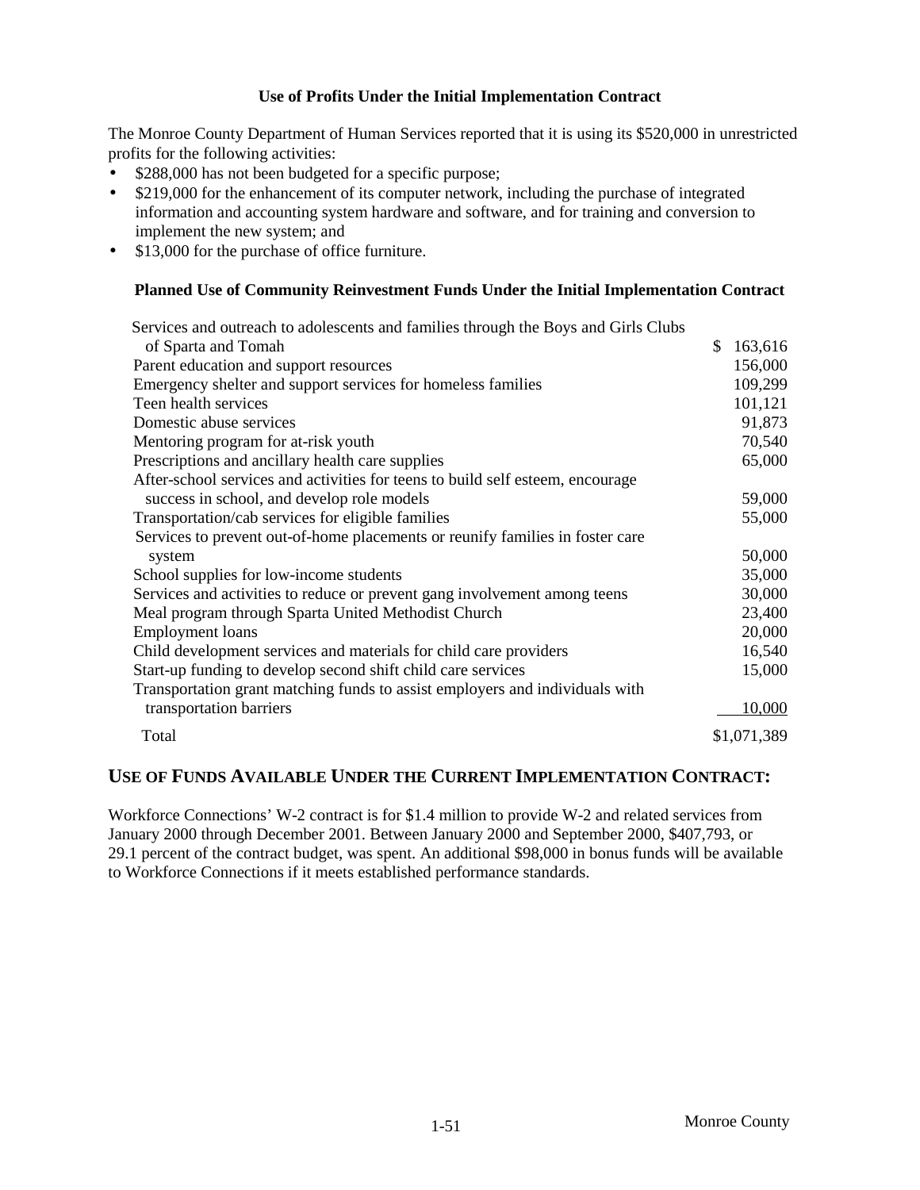### Use of Profits Under the Initial Implementation Contract

The Monroe County Department of Human Services reported that it is using its $520,000 in unrestricted profits for the following activities:

- $288,000 has not been budgeted for a specific purpose;
- $219,000 for the enhancement of its computer network, including the purchase of integrated information and accounting system hardware and software, and for training and conversion to implement the new system; and
- $13,000 for the purchase of office furniture.

### Planned Use of Community Reinvestment Funds Under the Initial Implementation Contract

| | |
|---|---|
| Services and outreach to adolescents and families through the Boys and Girls Clubs of Sparta and Tomah | $ 163,616 |
| Parent education and support resources | 156,000 |
| Emergency shelter and support services for homeless families | 109,299 |
| Teen health services | 101,121 |
| Domestic abuse services | 91,873 |
| Mentoring program for at-risk youth | 70,540 |
| Prescriptions and ancillary health care supplies | 65,000 |
| After-school services and activities for teens to build self esteem, encourage success in school, and develop role models | 59,000 |
| Transportation/cab services for eligible families | 55,000 |
| Services to prevent out-of-home placements or reunify families in foster care system | 50,000 |
| School supplies for low-income students | 35,000 |
| Services and activities to reduce or prevent gang involvement among teens | 30,000 |
| Meal program through Sparta United Methodist Church | 23,400 |
| Employment loans | 20,000 |
| Child development services and materials for child care providers | 16,540 |
| Start-up funding to develop second shift child care services | 15,000 |
| Transportation grant matching funds to assist employers and individuals with transportation barriers | 10,000 |
| Total | $1,071,389 |

## USE OF FUNDS AVAILABLE UNDER THE CURRENT IMPLEMENTATION CONTRACT:

Workforce Connections' W-2 contract is for $1.4 million to provide W-2 and related services from January 2000 through December 2001. Between January 2000 and September 2000, $407,793, or 29.1 percent of the contract budget, was spent. An additional $98,000 in bonus funds will be available to Workforce Connections if it meets established performance standards.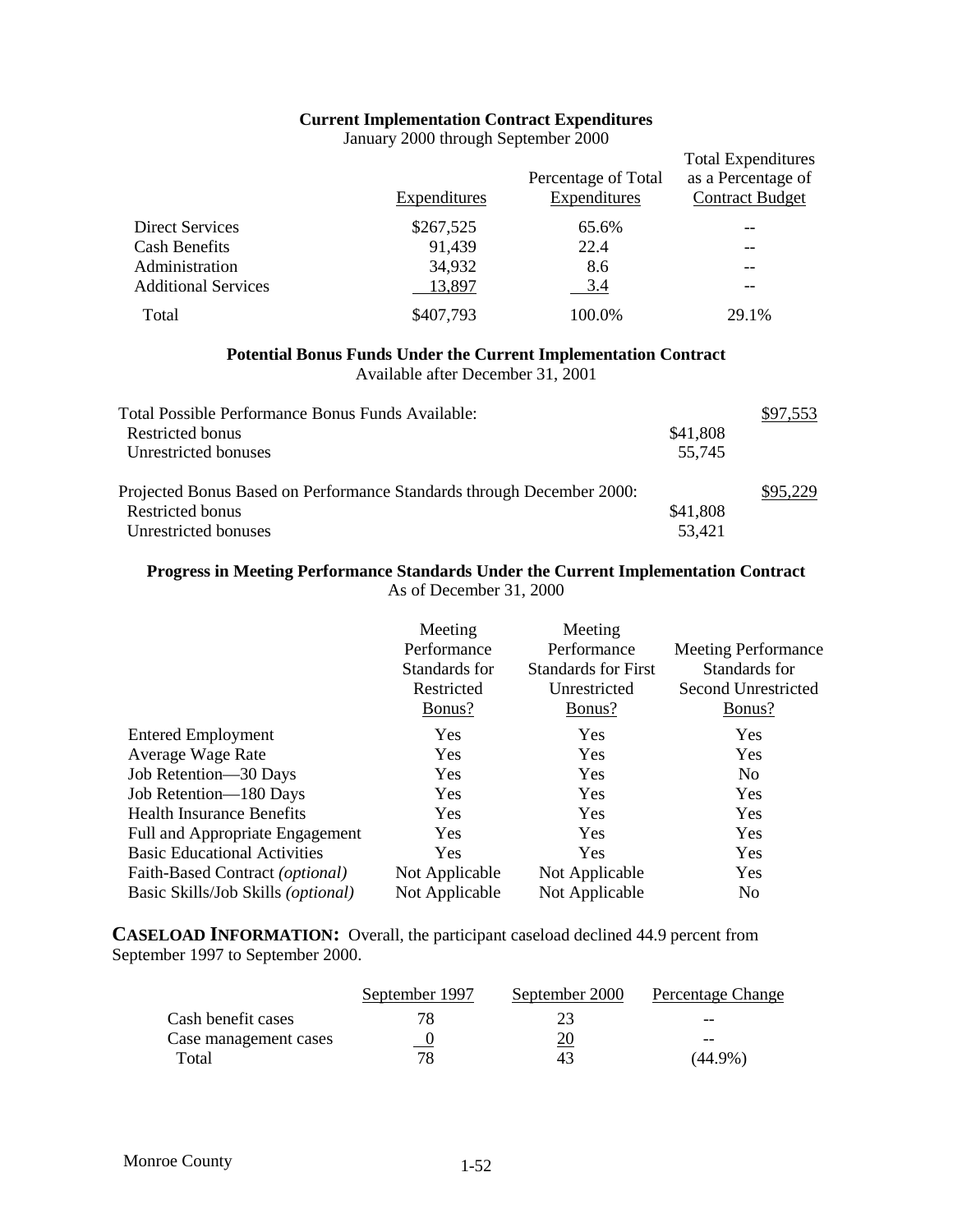**Current Implementation Contract Expenditures**
January 2000 through September 2000

| | Expenditures | Percentage of Total Expenditures | Total Expenditures as a Percentage of Contract Budget |
|---|---|---|---|
| Direct Services | $267,525 | 65.6% | -- |
| Cash Benefits | 91,439 | 22.4 | -- |
| Administration | 34,932 | 8.6 | -- |
| Additional Services | 13,897 | 3.4 | -- |
| Total | $407,793 | 100.0% | 29.1% |

**Potential Bonus Funds Under the Current Implementation Contract**
Available after December 31, 2001

| | | |
|---|---|---|
| Total Possible Performance Bonus Funds Available: | | $97,553 |
| Restricted bonus | $41,808 | |
| Unrestricted bonuses | 55,745 | |
| Projected Bonus Based on Performance Standards through December 2000: | | $95,229 |
| Restricted bonus | $41,808 | |
| Unrestricted bonuses | 53,421 | |

**Progress in Meeting Performance Standards Under the Current Implementation Contract**
As of December 31, 2000

| | Meeting Performance Standards for Restricted Bonus? | Meeting Performance Standards for First Unrestricted Bonus? | Meeting Performance Standards for Second Unrestricted Bonus? |
|---|---|---|---|
| Entered Employment | Yes | Yes | Yes |
| Average Wage Rate | Yes | Yes | Yes |
| Job Retention—30 Days | Yes | Yes | No |
| Job Retention—180 Days | Yes | Yes | Yes |
| Health Insurance Benefits | Yes | Yes | Yes |
| Full and Appropriate Engagement | Yes | Yes | Yes |
| Basic Educational Activities | Yes | Yes | Yes |
| Faith-Based Contract *(optional)* | Not Applicable | Not Applicable | Yes |
| Basic Skills/Job Skills *(optional)* | Not Applicable | Not Applicable | No |

**CASELOAD INFORMATION:** Overall, the participant caseload declined 44.9 percent from September 1997 to September 2000.

| | September 1997 | September 2000 | Percentage Change |
|---|---|---|---|
| Cash benefit cases | 78 | 23 | -- |
| Case management cases | 0 | 20 | -- |
| Total | 78 | 43 | (44.9%) |

Monroe County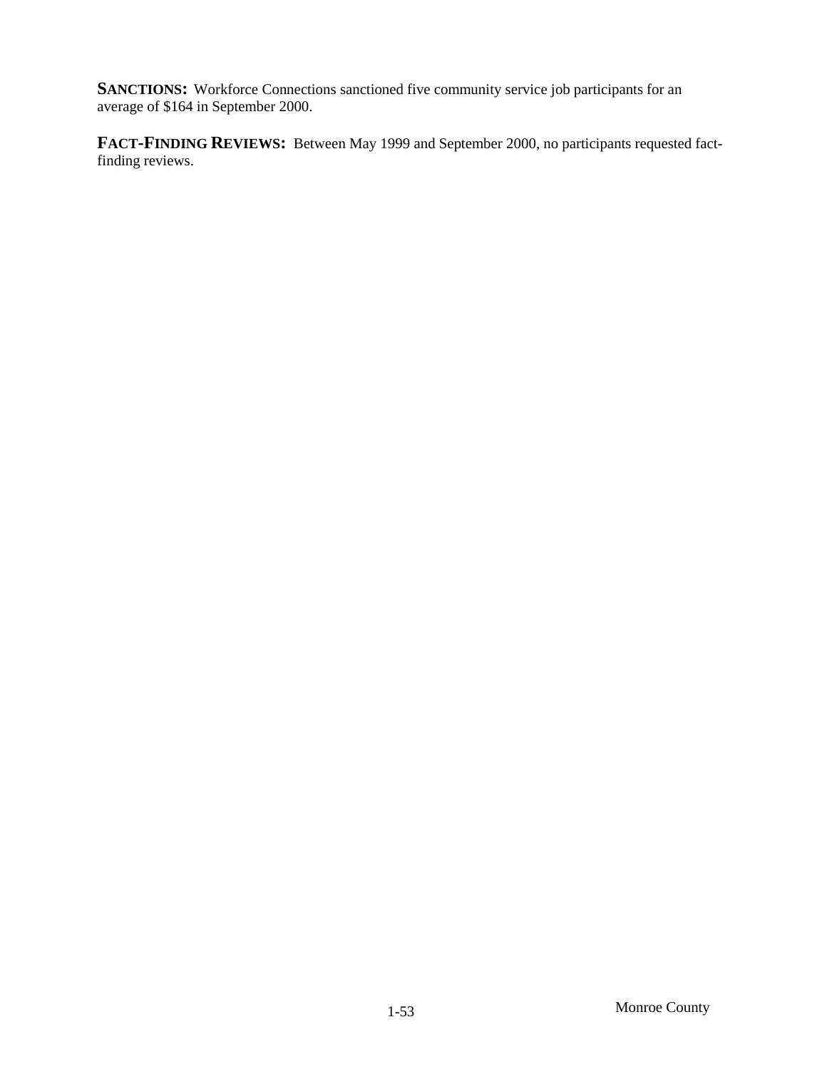**SANCTIONS:** Workforce Connections sanctioned five community service job participants for an average of $164 in September 2000.

**FACT-FINDING REVIEWS:** Between May 1999 and September 2000, no participants requested fact-finding reviews.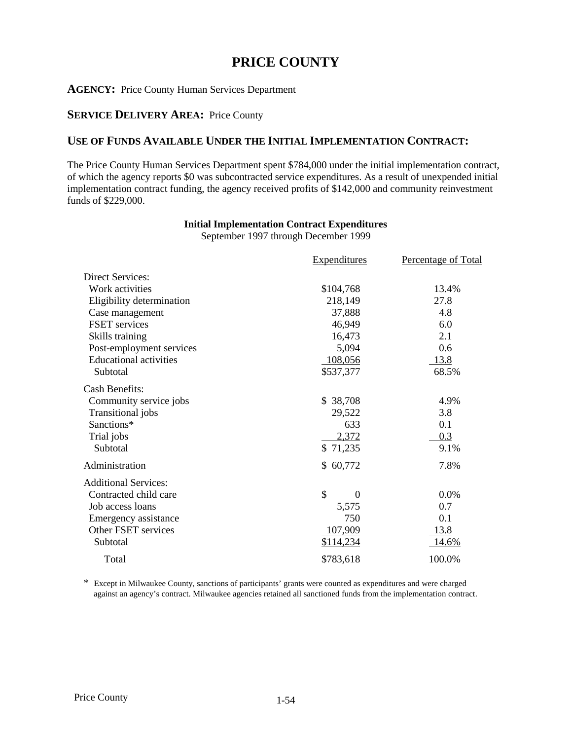# PRICE COUNTY

**AGENCY:** Price County Human Services Department

**SERVICE DELIVERY AREA:** Price County

## USE OF FUNDS AVAILABLE UNDER THE INITIAL IMPLEMENTATION CONTRACT:

The Price County Human Services Department spent $784,000 under the initial implementation contract, of which the agency reports $0 was subcontracted service expenditures. As a result of unexpended initial implementation contract funding, the agency received profits of $142,000 and community reinvestment funds of $229,000.

**Initial Implementation Contract Expenditures**
September 1997 through December 1999

| | Expenditures | Percentage of Total |
|---|---|---|
| Direct Services: | | |
| Work activities | $104,768 | 13.4% |
| Eligibility determination | 218,149 | 27.8 |
| Case management | 37,888 | 4.8 |
| FSET services | 46,949 | 6.0 |
| Skills training | 16,473 | 2.1 |
| Post-employment services | 5,094 | 0.6 |
| Educational activities | 108,056 | 13.8 |
| Subtotal | $537,377 | 68.5% |
| Cash Benefits: | | |
| Community service jobs | $ 38,708 | 4.9% |
| Transitional jobs | 29,522 | 3.8 |
| Sanctions* | 633 | 0.1 |
| Trial jobs | 2,372 | 0.3 |
| Subtotal | $ 71,235 | 9.1% |
| Administration | $ 60,772 | 7.8% |
| Additional Services: | | |
| Contracted child care | $ 0 | 0.0% |
| Job access loans | 5,575 | 0.7 |
| Emergency assistance | 750 | 0.1 |
| Other FSET services | 107,909 | 13.8 |
| Subtotal | $114,234 | 14.6% |
| Total | $783,618 | 100.0% |

\* Except in Milwaukee County, sanctions of participants' grants were counted as expenditures and were charged against an agency's contract. Milwaukee agencies retained all sanctioned funds from the implementation contract.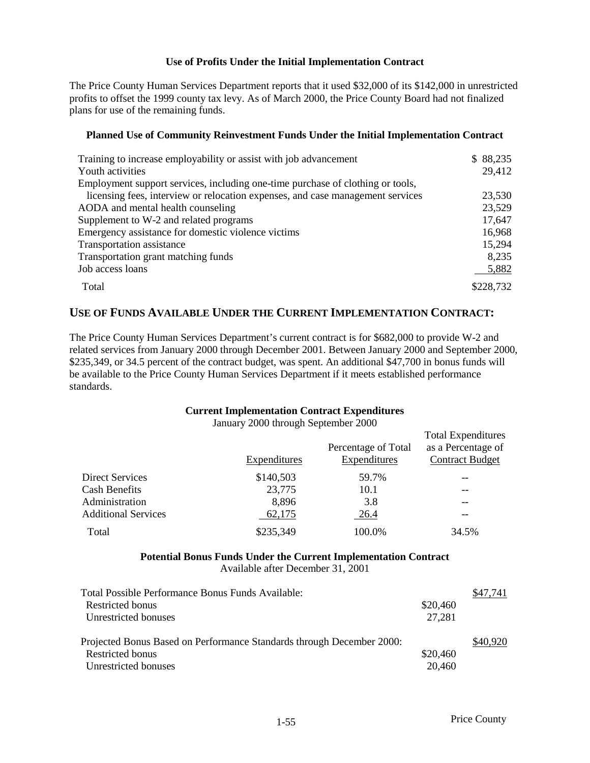**Use of Profits Under the Initial Implementation Contract**

The Price County Human Services Department reports that it used $32,000 of its $142,000 in unrestricted profits to offset the 1999 county tax levy. As of March 2000, the Price County Board had not finalized plans for use of the remaining funds.

**Planned Use of Community Reinvestment Funds Under the Initial Implementation Contract**

| | |
|---|---|
| Training to increase employability or assist with job advancement | $ 88,235 |
| Youth activities | 29,412 |
| Employment support services, including one-time purchase of clothing or tools, licensing fees, interview or relocation expenses, and case management services | 23,530 |
| AODA and mental health counseling | 23,529 |
| Supplement to W-2 and related programs | 17,647 |
| Emergency assistance for domestic violence victims | 16,968 |
| Transportation assistance | 15,294 |
| Transportation grant matching funds | 8,235 |
| Job access loans | 5,882 |
| Total | $228,732 |

## USE OF FUNDS AVAILABLE UNDER THE CURRENT IMPLEMENTATION CONTRACT:

The Price County Human Services Department's current contract is for $682,000 to provide W-2 and related services from January 2000 through December 2001. Between January 2000 and September 2000, $235,349, or 34.5 percent of the contract budget, was spent. An additional $47,700 in bonus funds will be available to the Price County Human Services Department if it meets established performance standards.

**Current Implementation Contract Expenditures**
January 2000 through September 2000

| | Expenditures | Percentage of Total Expenditures | Total Expenditures as a Percentage of Contract Budget |
|---|---|---|---|
| Direct Services | $140,503 | 59.7% | -- |
| Cash Benefits | 23,775 | 10.1 | -- |
| Administration | 8,896 | 3.8 | -- |
| Additional Services | 62,175 | 26.4 | -- |
| Total | $235,349 | 100.0% | 34.5% |

**Potential Bonus Funds Under the Current Implementation Contract**
Available after December 31, 2001

| | | |
|---|---|---|
| Total Possible Performance Bonus Funds Available: | | $47,741 |
| Restricted bonus | $20,460 | |
| Unrestricted bonuses | 27,281 | |
| Projected Bonus Based on Performance Standards through December 2000: | | $40,920 |
| Restricted bonus | $20,460 | |
| Unrestricted bonuses | 20,460 | |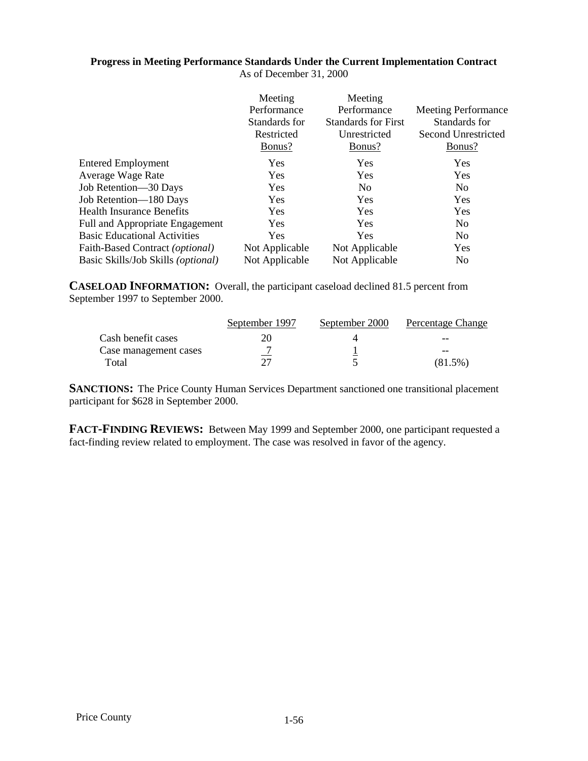**Progress in Meeting Performance Standards Under the Current Implementation Contract**
As of December 31, 2000

| | Meeting Performance Standards for Restricted Bonus? | Meeting Performance Standards for First Unrestricted Bonus? | Meeting Performance Standards for Second Unrestricted Bonus? |
|---|---|---|---|
| Entered Employment | Yes | Yes | Yes |
| Average Wage Rate | Yes | Yes | Yes |
| Job Retention—30 Days | Yes | No | No |
| Job Retention—180 Days | Yes | Yes | Yes |
| Health Insurance Benefits | Yes | Yes | Yes |
| Full and Appropriate Engagement | Yes | Yes | No |
| Basic Educational Activities | Yes | Yes | No |
| Faith-Based Contract *(optional)* | Not Applicable | Not Applicable | Yes |
| Basic Skills/Job Skills *(optional)* | Not Applicable | Not Applicable | No |

**CASELOAD INFORMATION:** Overall, the participant caseload declined 81.5 percent from September 1997 to September 2000.

| | September 1997 | September 2000 | Percentage Change |
|---|---|---|---|
| Cash benefit cases | 20 | 4 | -- |
| Case management cases | 7 | 1 | -- |
| Total | 27 | 5 | (81.5%) |

**SANCTIONS:** The Price County Human Services Department sanctioned one transitional placement participant for $628 in September 2000.

**FACT-FINDING REVIEWS:** Between May 1999 and September 2000, one participant requested a fact-finding review related to employment. The case was resolved in favor of the agency.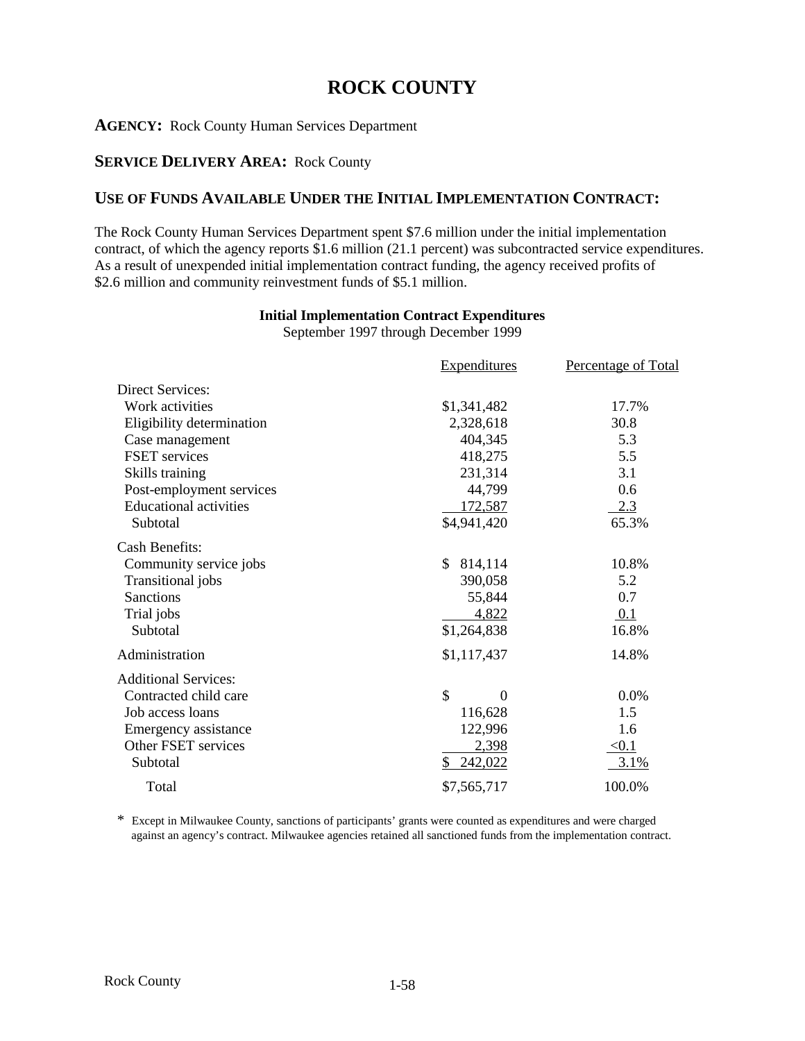# ROCK COUNTY

**AGENCY:** Rock County Human Services Department

**SERVICE DELIVERY AREA:** Rock County

## USE OF FUNDS AVAILABLE UNDER THE INITIAL IMPLEMENTATION CONTRACT:

The Rock County Human Services Department spent $7.6 million under the initial implementation contract, of which the agency reports $1.6 million (21.1 percent) was subcontracted service expenditures. As a result of unexpended initial implementation contract funding, the agency received profits of $2.6 million and community reinvestment funds of $5.1 million.

**Initial Implementation Contract Expenditures**
September 1997 through December 1999

| | Expenditures | Percentage of Total |
|---|---|---|
| Direct Services: | | |
| Work activities | $1,341,482 | 17.7% |
| Eligibility determination | 2,328,618 | 30.8 |
| Case management | 404,345 | 5.3 |
| FSET services | 418,275 | 5.5 |
| Skills training | 231,314 | 3.1 |
| Post-employment services | 44,799 | 0.6 |
| Educational activities | 172,587 | 2.3 |
| Subtotal | $4,941,420 | 65.3% |
| Cash Benefits: | | |
| Community service jobs | $ 814,114 | 10.8% |
| Transitional jobs | 390,058 | 5.2 |
| Sanctions | 55,844 | 0.7 |
| Trial jobs | 4,822 | 0.1 |
| Subtotal | $1,264,838 | 16.8% |
| Administration | $1,117,437 | 14.8% |
| Additional Services: | | |
| Contracted child care | $ 0 | 0.0% |
| Job access loans | 116,628 | 1.5 |
| Emergency assistance | 122,996 | 1.6 |
| Other FSET services | 2,398 | <0.1 |
| Subtotal | $ 242,022 | 3.1% |
| Total | $7,565,717 | 100.0% |

* Except in Milwaukee County, sanctions of participants' grants were counted as expenditures and were charged against an agency's contract. Milwaukee agencies retained all sanctioned funds from the implementation contract.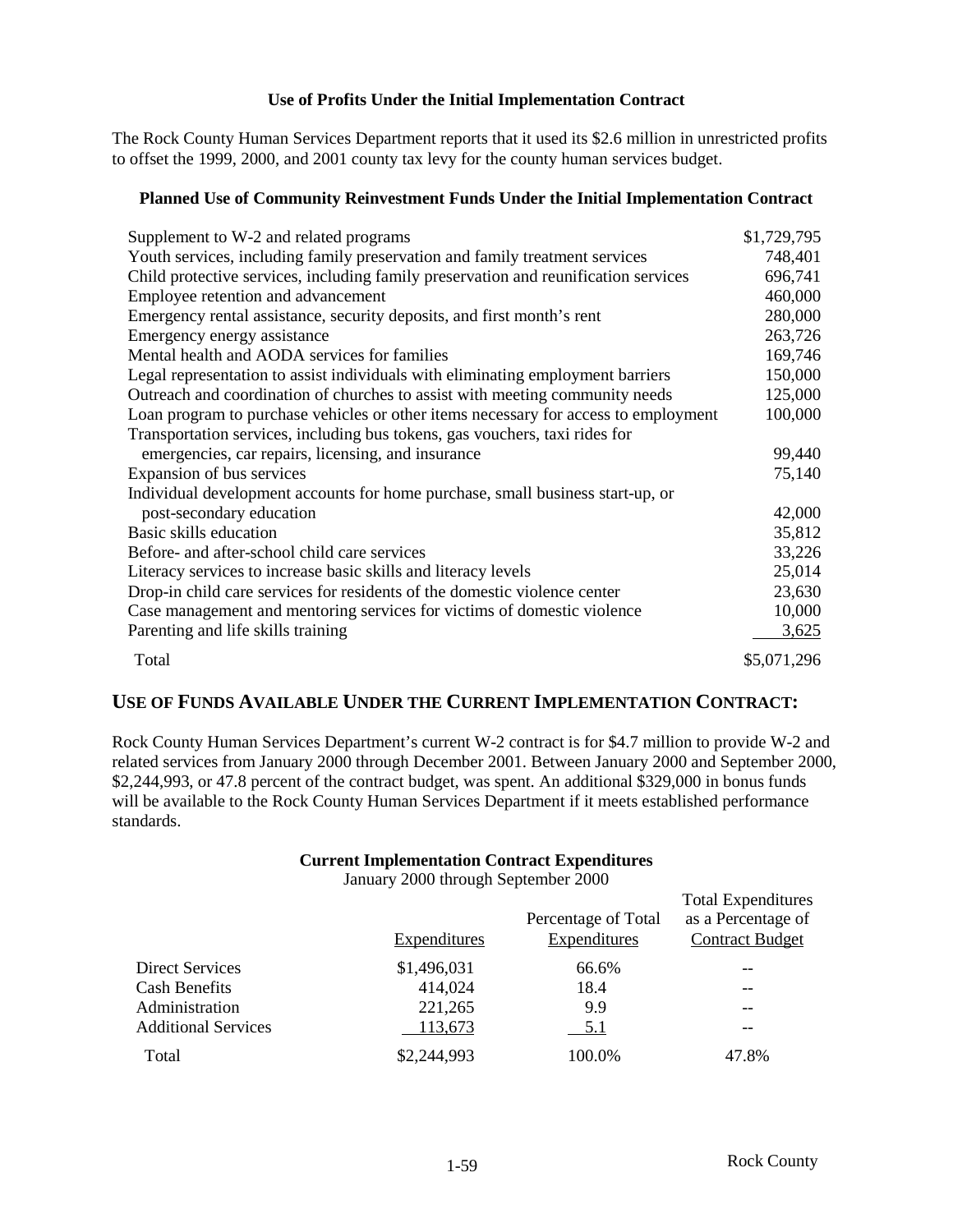**Use of Profits Under the Initial Implementation Contract**

The Rock County Human Services Department reports that it used its $2.6 million in unrestricted profits to offset the 1999, 2000, and 2001 county tax levy for the county human services budget.

**Planned Use of Community Reinvestment Funds Under the Initial Implementation Contract**

| | |
|---|---|
| Supplement to W-2 and related programs | $1,729,795 |
| Youth services, including family preservation and family treatment services | 748,401 |
| Child protective services, including family preservation and reunification services | 696,741 |
| Employee retention and advancement | 460,000 |
| Emergency rental assistance, security deposits, and first month's rent | 280,000 |
| Emergency energy assistance | 263,726 |
| Mental health and AODA services for families | 169,746 |
| Legal representation to assist individuals with eliminating employment barriers | 150,000 |
| Outreach and coordination of churches to assist with meeting community needs | 125,000 |
| Loan program to purchase vehicles or other items necessary for access to employment | 100,000 |
| Transportation services, including bus tokens, gas vouchers, taxi rides for emergencies, car repairs, licensing, and insurance | 99,440 |
| Expansion of bus services | 75,140 |
| Individual development accounts for home purchase, small business start-up, or post-secondary education | 42,000 |
| Basic skills education | 35,812 |
| Before- and after-school child care services | 33,226 |
| Literacy services to increase basic skills and literacy levels | 25,014 |
| Drop-in child care services for residents of the domestic violence center | 23,630 |
| Case management and mentoring services for victims of domestic violence | 10,000 |
| Parenting and life skills training | 3,625 |
| Total | $5,071,296 |

## USE OF FUNDS AVAILABLE UNDER THE CURRENT IMPLEMENTATION CONTRACT:

Rock County Human Services Department's current W-2 contract is for $4.7 million to provide W-2 and related services from January 2000 through December 2001. Between January 2000 and September 2000, $2,244,993, or 47.8 percent of the contract budget, was spent. An additional $329,000 in bonus funds will be available to the Rock County Human Services Department if it meets established performance standards.

**Current Implementation Contract Expenditures**
January 2000 through September 2000

| | Expenditures | Percentage of Total Expenditures | Total Expenditures as a Percentage of Contract Budget |
|---|---|---|---|
| Direct Services | $1,496,031 | 66.6% | -- |
| Cash Benefits | 414,024 | 18.4 | -- |
| Administration | 221,265 | 9.9 | -- |
| Additional Services | 113,673 | 5.1 | -- |
| Total | $2,244,993 | 100.0% | 47.8% |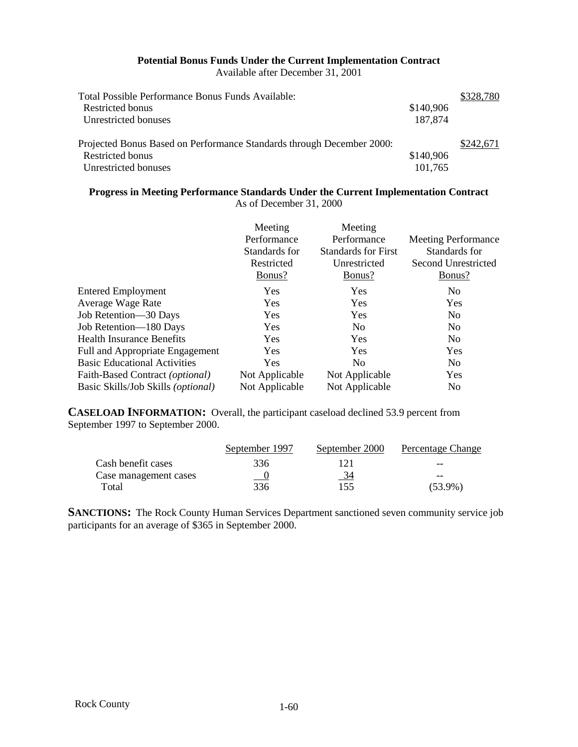**Potential Bonus Funds Under the Current Implementation Contract**
Available after December 31, 2001

| | | |
|---|---|---|
| Total Possible Performance Bonus Funds Available: | | $328,780 |
| Restricted bonus | $140,906 | |
| Unrestricted bonuses | 187,874 | |
| | | |
| Projected Bonus Based on Performance Standards through December 2000: | | $242,671 |
| Restricted bonus | $140,906 | |
| Unrestricted bonuses | 101,765 | |

**Progress in Meeting Performance Standards Under the Current Implementation Contract**
As of December 31, 2000

| | Meeting Performance Standards for Restricted Bonus? | Meeting Performance Standards for First Unrestricted Bonus? | Meeting Performance Standards for Second Unrestricted Bonus? |
|---|---|---|---|
| Entered Employment | Yes | Yes | No |
| Average Wage Rate | Yes | Yes | Yes |
| Job Retention—30 Days | Yes | Yes | No |
| Job Retention—180 Days | Yes | No | No |
| Health Insurance Benefits | Yes | Yes | No |
| Full and Appropriate Engagement | Yes | Yes | Yes |
| Basic Educational Activities | Yes | No | No |
| Faith-Based Contract *(optional)* | Not Applicable | Not Applicable | Yes |
| Basic Skills/Job Skills *(optional)* | Not Applicable | Not Applicable | No |

**CASELOAD INFORMATION:** Overall, the participant caseload declined 53.9 percent from September 1997 to September 2000.

| | September 1997 | September 2000 | Percentage Change |
|---|---|---|---|
| Cash benefit cases | 336 | 121 | -- |
| Case management cases | 0 | 34 | -- |
| Total | 336 | 155 | (53.9%) |

**SANCTIONS:** The Rock County Human Services Department sanctioned seven community service job participants for an average of $365 in September 2000.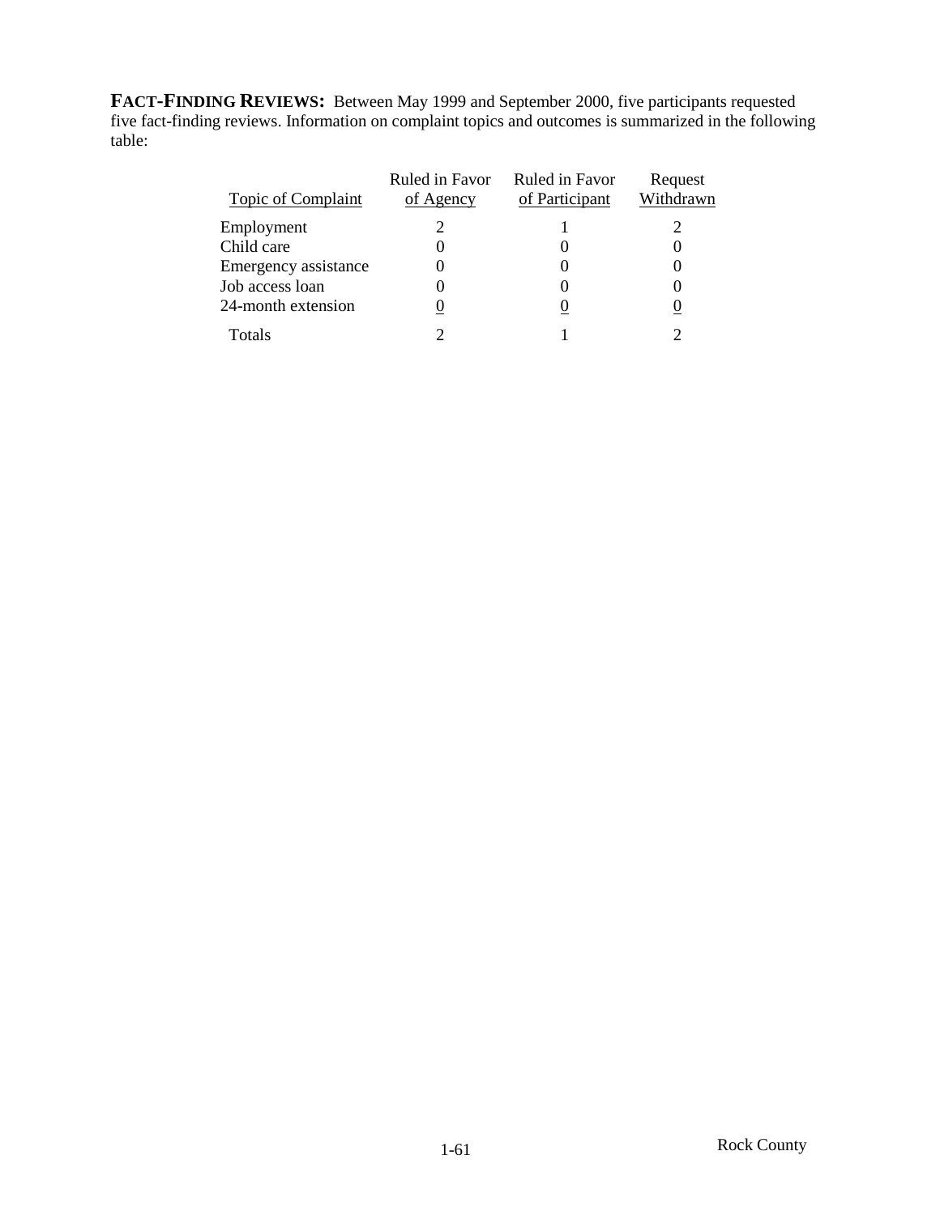**FACT-FINDING REVIEWS:** Between May 1999 and September 2000, five participants requested five fact-finding reviews. Information on complaint topics and outcomes is summarized in the following table:

| Topic of Complaint | Ruled in Favor of Agency | Ruled in Favor of Participant | Request Withdrawn |
|---|---|---|---|
| Employment | 2 | 1 | 2 |
| Child care | 0 | 0 | 0 |
| Emergency assistance | 0 | 0 | 0 |
| Job access loan | 0 | 0 | 0 |
| 24-month extension | 0 | 0 | 0 |
| Totals | 2 | 1 | 2 |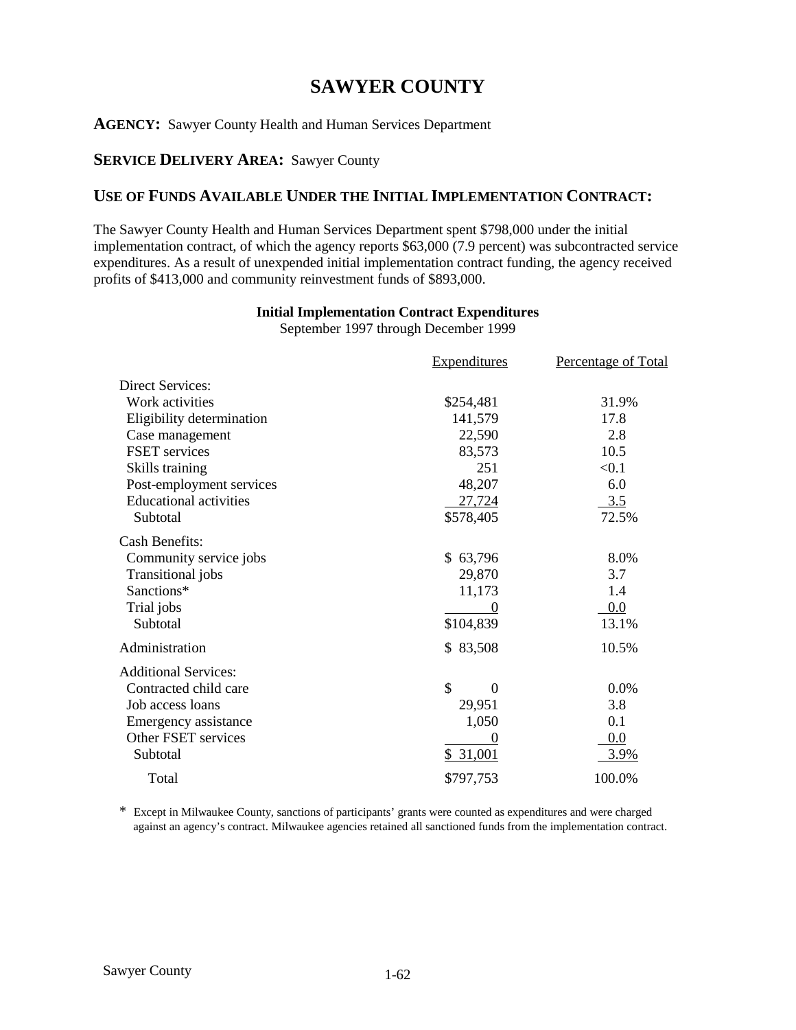# SAWYER COUNTY

**AGENCY:** Sawyer County Health and Human Services Department

**SERVICE DELIVERY AREA:** Sawyer County

## USE OF FUNDS AVAILABLE UNDER THE INITIAL IMPLEMENTATION CONTRACT:

The Sawyer County Health and Human Services Department spent $798,000 under the initial implementation contract, of which the agency reports $63,000 (7.9 percent) was subcontracted service expenditures. As a result of unexpended initial implementation contract funding, the agency received profits of $413,000 and community reinvestment funds of $893,000.

**Initial Implementation Contract Expenditures**
September 1997 through December 1999

| | Expenditures | Percentage of Total |
|---|---|---|
| Direct Services: | | |
| Work activities | $254,481 | 31.9% |
| Eligibility determination | 141,579 | 17.8 |
| Case management | 22,590 | 2.8 |
| FSET services | 83,573 | 10.5 |
| Skills training | 251 | <0.1 |
| Post-employment services | 48,207 | 6.0 |
| Educational activities | 27,724 | 3.5 |
| Subtotal | $578,405 | 72.5% |
| Cash Benefits: | | |
| Community service jobs | $ 63,796 | 8.0% |
| Transitional jobs | 29,870 | 3.7 |
| Sanctions* | 11,173 | 1.4 |
| Trial jobs | 0 | 0.0 |
| Subtotal | $104,839 | 13.1% |
| Administration | $ 83,508 | 10.5% |
| Additional Services: | | |
| Contracted child care | $ 0 | 0.0% |
| Job access loans | 29,951 | 3.8 |
| Emergency assistance | 1,050 | 0.1 |
| Other FSET services | 0 | 0.0 |
| Subtotal | $ 31,001 | 3.9% |
| Total | $797,753 | 100.0% |

\* Except in Milwaukee County, sanctions of participants' grants were counted as expenditures and were charged against an agency's contract. Milwaukee agencies retained all sanctioned funds from the implementation contract.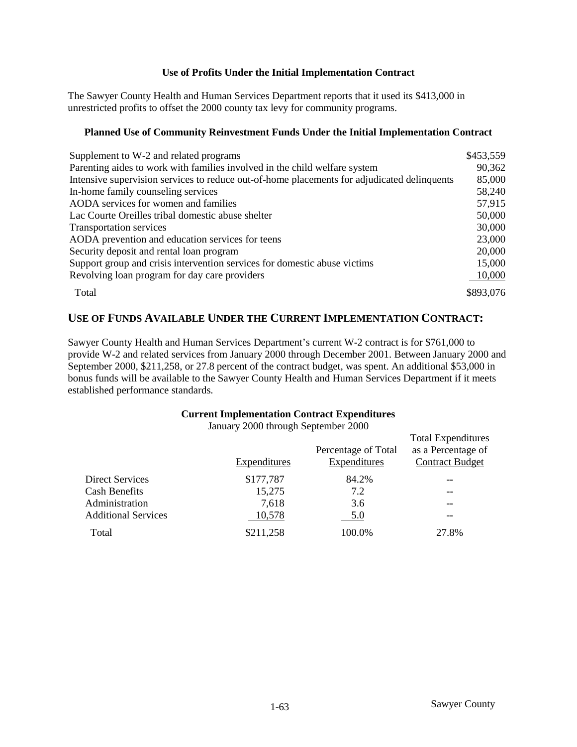### Use of Profits Under the Initial Implementation Contract

The Sawyer County Health and Human Services Department reports that it used its $413,000 in unrestricted profits to offset the 2000 county tax levy for community programs.

### Planned Use of Community Reinvestment Funds Under the Initial Implementation Contract

| | |
|---|---|
| Supplement to W-2 and related programs | $453,559 |
| Parenting aides to work with families involved in the child welfare system | 90,362 |
| Intensive supervision services to reduce out-of-home placements for adjudicated delinquents | 85,000 |
| In-home family counseling services | 58,240 |
| AODA services for women and families | 57,915 |
| Lac Courte Oreilles tribal domestic abuse shelter | 50,000 |
| Transportation services | 30,000 |
| AODA prevention and education services for teens | 23,000 |
| Security deposit and rental loan program | 20,000 |
| Support group and crisis intervention services for domestic abuse victims | 15,000 |
| Revolving loan program for day care providers | 10,000 |
| Total | $893,076 |

## USE OF FUNDS AVAILABLE UNDER THE CURRENT IMPLEMENTATION CONTRACT:

Sawyer County Health and Human Services Department's current W-2 contract is for $761,000 to provide W-2 and related services from January 2000 through December 2001. Between January 2000 and September 2000, $211,258, or 27.8 percent of the contract budget, was spent. An additional $53,000 in bonus funds will be available to the Sawyer County Health and Human Services Department if it meets established performance standards.

### Current Implementation Contract Expenditures

January 2000 through September 2000

| | Expenditures | Percentage of Total Expenditures | Total Expenditures as a Percentage of Contract Budget |
|---|---|---|---|
| Direct Services | $177,787 | 84.2% | -- |
| Cash Benefits | 15,275 | 7.2 | -- |
| Administration | 7,618 | 3.6 | -- |
| Additional Services | 10,578 | 5.0 | -- |
| Total | $211,258 | 100.0% | 27.8% |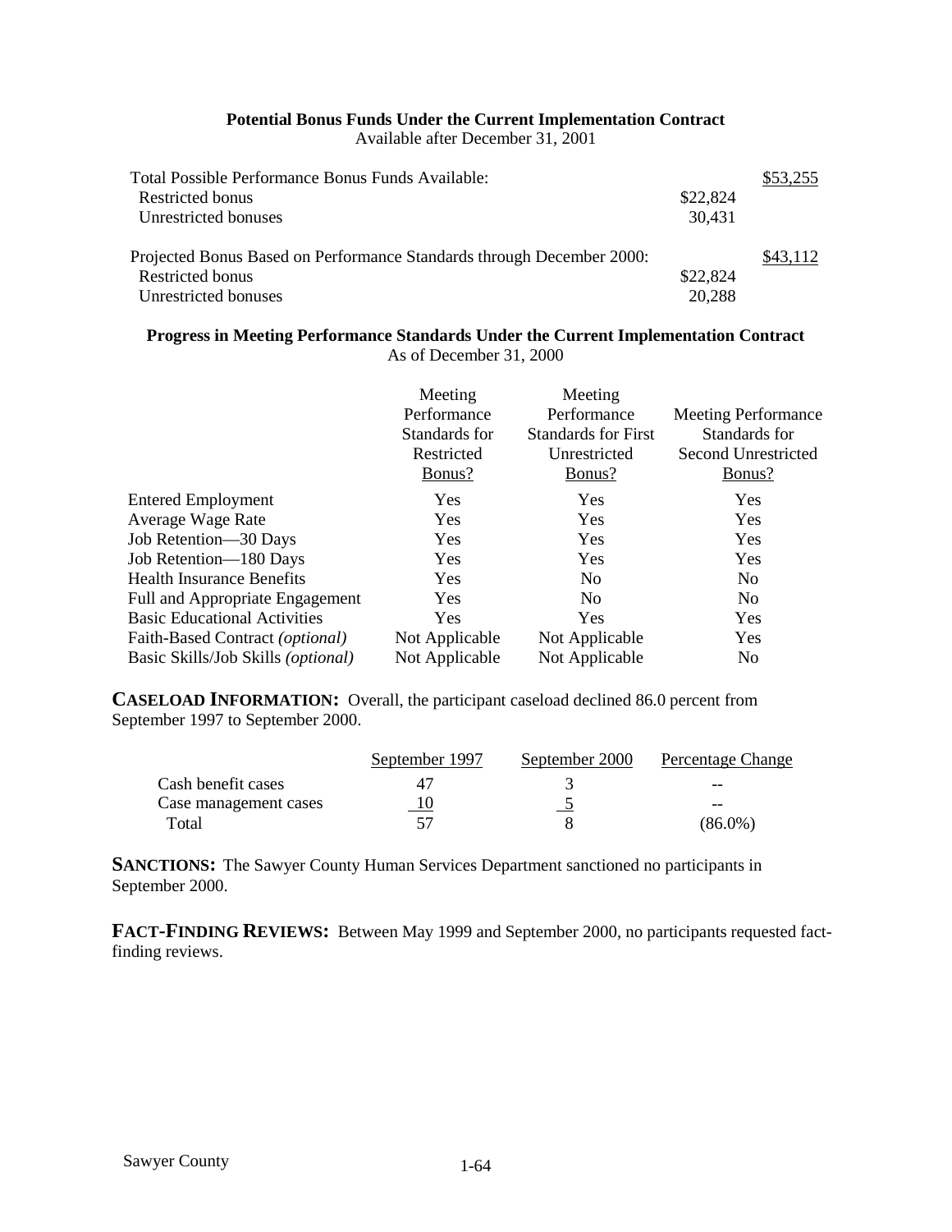**Potential Bonus Funds Under the Current Implementation Contract**
Available after December 31, 2001

| | | |
|---|---|---|
| Total Possible Performance Bonus Funds Available: | | $53,255 |
| Restricted bonus | $22,824 | |
| Unrestricted bonuses | 30,431 | |
| | | |
| Projected Bonus Based on Performance Standards through December 2000: | | $43,112 |
| Restricted bonus | $22,824 | |
| Unrestricted bonuses | 20,288 | |

**Progress in Meeting Performance Standards Under the Current Implementation Contract**
As of December 31, 2000

| | Meeting Performance Standards for Restricted Bonus? | Meeting Performance Standards for First Unrestricted Bonus? | Meeting Performance Standards for Second Unrestricted Bonus? |
|---|---|---|---|
| Entered Employment | Yes | Yes | Yes |
| Average Wage Rate | Yes | Yes | Yes |
| Job Retention—30 Days | Yes | Yes | Yes |
| Job Retention—180 Days | Yes | Yes | Yes |
| Health Insurance Benefits | Yes | No | No |
| Full and Appropriate Engagement | Yes | No | No |
| Basic Educational Activities | Yes | Yes | Yes |
| Faith-Based Contract *(optional)* | Not Applicable | Not Applicable | Yes |
| Basic Skills/Job Skills *(optional)* | Not Applicable | Not Applicable | No |

**CASELOAD INFORMATION:** Overall, the participant caseload declined 86.0 percent from September 1997 to September 2000.

| | September 1997 | September 2000 | Percentage Change |
|---|---|---|---|
| Cash benefit cases | 47 | 3 | -- |
| Case management cases | 10 | 5 | -- |
| Total | 57 | 8 | (86.0%) |

**SANCTIONS:** The Sawyer County Human Services Department sanctioned no participants in September 2000.

**FACT-FINDING REVIEWS:** Between May 1999 and September 2000, no participants requested fact-finding reviews.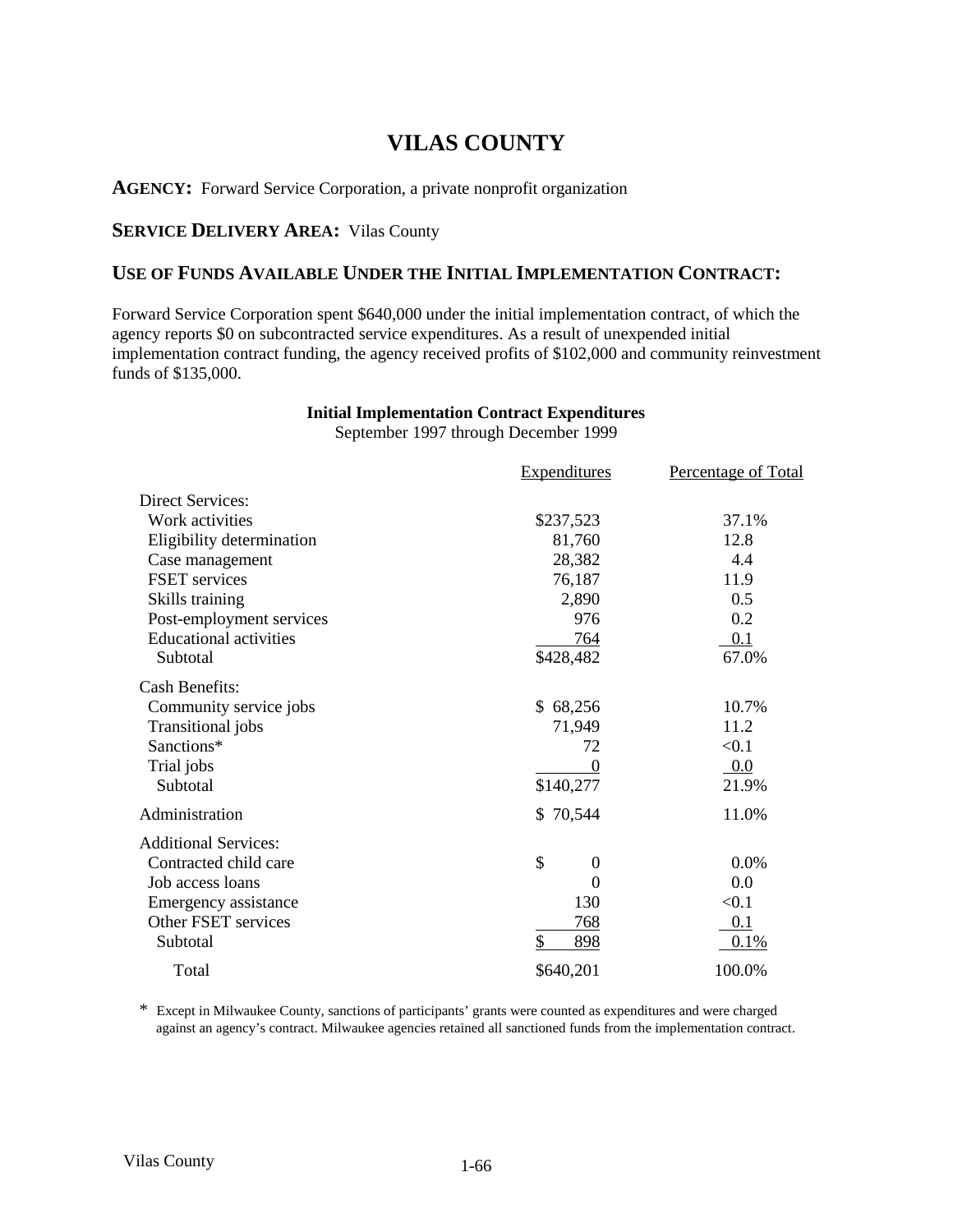# VILAS COUNTY

**AGENCY:** Forward Service Corporation, a private nonprofit organization

**SERVICE DELIVERY AREA:** Vilas County

## USE OF FUNDS AVAILABLE UNDER THE INITIAL IMPLEMENTATION CONTRACT:

Forward Service Corporation spent $640,000 under the initial implementation contract, of which the agency reports $0 on subcontracted service expenditures. As a result of unexpended initial implementation contract funding, the agency received profits of $102,000 and community reinvestment funds of $135,000.

**Initial Implementation Contract Expenditures**
September 1997 through December 1999

| | Expenditures | Percentage of Total |
|---|---|---|
| Direct Services: | | |
| Work activities | $237,523 | 37.1% |
| Eligibility determination | 81,760 | 12.8 |
| Case management | 28,382 | 4.4 |
| FSET services | 76,187 | 11.9 |
| Skills training | 2,890 | 0.5 |
| Post-employment services | 976 | 0.2 |
| Educational activities | 764 | 0.1 |
| Subtotal | $428,482 | 67.0% |
| Cash Benefits: | | |
| Community service jobs | $ 68,256 | 10.7% |
| Transitional jobs | 71,949 | 11.2 |
| Sanctions* | 72 | <0.1 |
| Trial jobs | 0 | 0.0 |
| Subtotal | $140,277 | 21.9% |
| Administration | $ 70,544 | 11.0% |
| Additional Services: | | |
| Contracted child care | $ 0 | 0.0% |
| Job access loans | 0 | 0.0 |
| Emergency assistance | 130 | <0.1 |
| Other FSET services | 768 | 0.1 |
| Subtotal | $ 898 | 0.1% |
| Total | $640,201 | 100.0% |

\* Except in Milwaukee County, sanctions of participants' grants were counted as expenditures and were charged against an agency's contract. Milwaukee agencies retained all sanctioned funds from the implementation contract.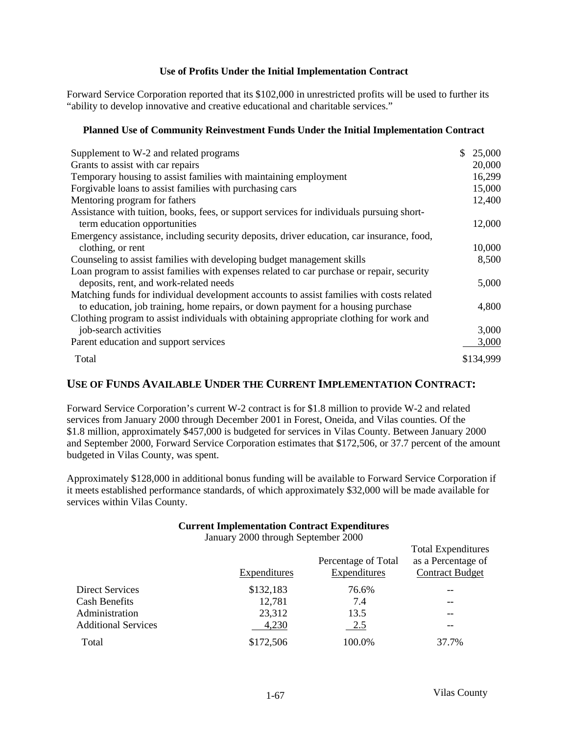### Use of Profits Under the Initial Implementation Contract

Forward Service Corporation reported that its $102,000 in unrestricted profits will be used to further its "ability to develop innovative and creative educational and charitable services."

### Planned Use of Community Reinvestment Funds Under the Initial Implementation Contract

| | |
|---|---|
| Supplement to W-2 and related programs | $ 25,000 |
| Grants to assist with car repairs | 20,000 |
| Temporary housing to assist families with maintaining employment | 16,299 |
| Forgivable loans to assist families with purchasing cars | 15,000 |
| Mentoring program for fathers | 12,400 |
| Assistance with tuition, books, fees, or support services for individuals pursuing short-term education opportunities | 12,000 |
| Emergency assistance, including security deposits, driver education, car insurance, food, clothing, or rent | 10,000 |
| Counseling to assist families with developing budget management skills | 8,500 |
| Loan program to assist families with expenses related to car purchase or repair, security deposits, rent, and work-related needs | 5,000 |
| Matching funds for individual development accounts to assist families with costs related to education, job training, home repairs, or down payment for a housing purchase | 4,800 |
| Clothing program to assist individuals with obtaining appropriate clothing for work and job-search activities | 3,000 |
| Parent education and support services | 3,000 |
| Total | $134,999 |

## USE OF FUNDS AVAILABLE UNDER THE CURRENT IMPLEMENTATION CONTRACT:

Forward Service Corporation's current W-2 contract is for $1.8 million to provide W-2 and related services from January 2000 through December 2001 in Forest, Oneida, and Vilas counties. Of the $1.8 million, approximately $457,000 is budgeted for services in Vilas County. Between January 2000 and September 2000, Forward Service Corporation estimates that $172,506, or 37.7 percent of the amount budgeted in Vilas County, was spent.

Approximately $128,000 in additional bonus funding will be available to Forward Service Corporation if it meets established performance standards, of which approximately $32,000 will be made available for services within Vilas County.

### Current Implementation Contract Expenditures

January 2000 through September 2000

| | Expenditures | Percentage of Total Expenditures | Total Expenditures as a Percentage of Contract Budget |
|---|---|---|---|
| Direct Services | $132,183 | 76.6% | -- |
| Cash Benefits | 12,781 | 7.4 | -- |
| Administration | 23,312 | 13.5 | -- |
| Additional Services | 4,230 | 2.5 | -- |
| Total | $172,506 | 100.0% | 37.7% |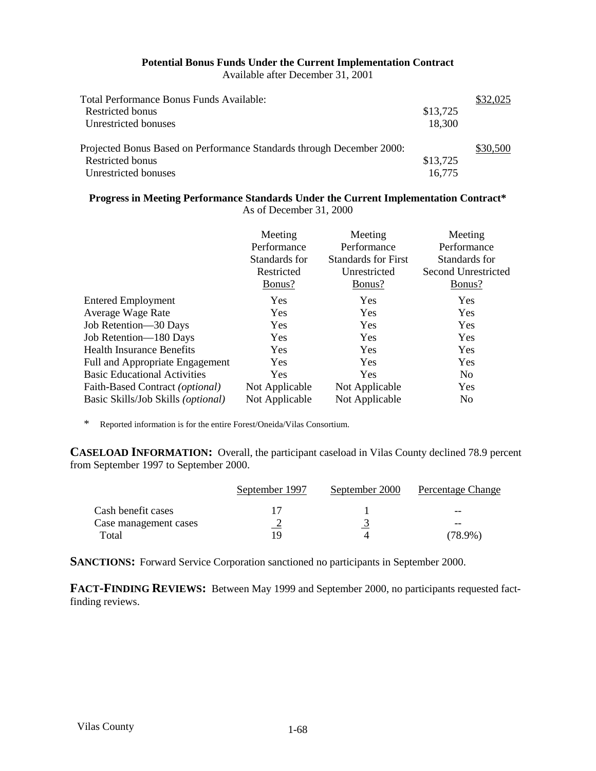**Potential Bonus Funds Under the Current Implementation Contract**
Available after December 31, 2001

| | | |
|---|---|---|
| Total Performance Bonus Funds Available: | | $32,025 |
| Restricted bonus | $13,725 | |
| Unrestricted bonuses | 18,300 | |
| Projected Bonus Based on Performance Standards through December 2000: | | $30,500 |
| Restricted bonus | $13,725 | |
| Unrestricted bonuses | 16,775 | |

**Progress in Meeting Performance Standards Under the Current Implementation Contract***
As of December 31, 2000

| | Meeting Performance Standards for Restricted Bonus? | Meeting Performance Standards for First Unrestricted Bonus? | Meeting Performance Standards for Second Unrestricted Bonus? |
|---|---|---|---|
| Entered Employment | Yes | Yes | Yes |
| Average Wage Rate | Yes | Yes | Yes |
| Job Retention—30 Days | Yes | Yes | Yes |
| Job Retention—180 Days | Yes | Yes | Yes |
| Health Insurance Benefits | Yes | Yes | Yes |
| Full and Appropriate Engagement | Yes | Yes | Yes |
| Basic Educational Activities | Yes | Yes | No |
| Faith-Based Contract *(optional)* | Not Applicable | Not Applicable | Yes |
| Basic Skills/Job Skills *(optional)* | Not Applicable | Not Applicable | No |

* Reported information is for the entire Forest/Oneida/Vilas Consortium.

**CASELOAD INFORMATION:** Overall, the participant caseload in Vilas County declined 78.9 percent from September 1997 to September 2000.

| | September 1997 | September 2000 | Percentage Change |
|---|---|---|---|
| Cash benefit cases | 17 | 1 | -- |
| Case management cases | 2 | 3 | -- |
| Total | 19 | 4 | (78.9%) |

**SANCTIONS:** Forward Service Corporation sanctioned no participants in September 2000.

**FACT-FINDING REVIEWS:** Between May 1999 and September 2000, no participants requested fact-finding reviews.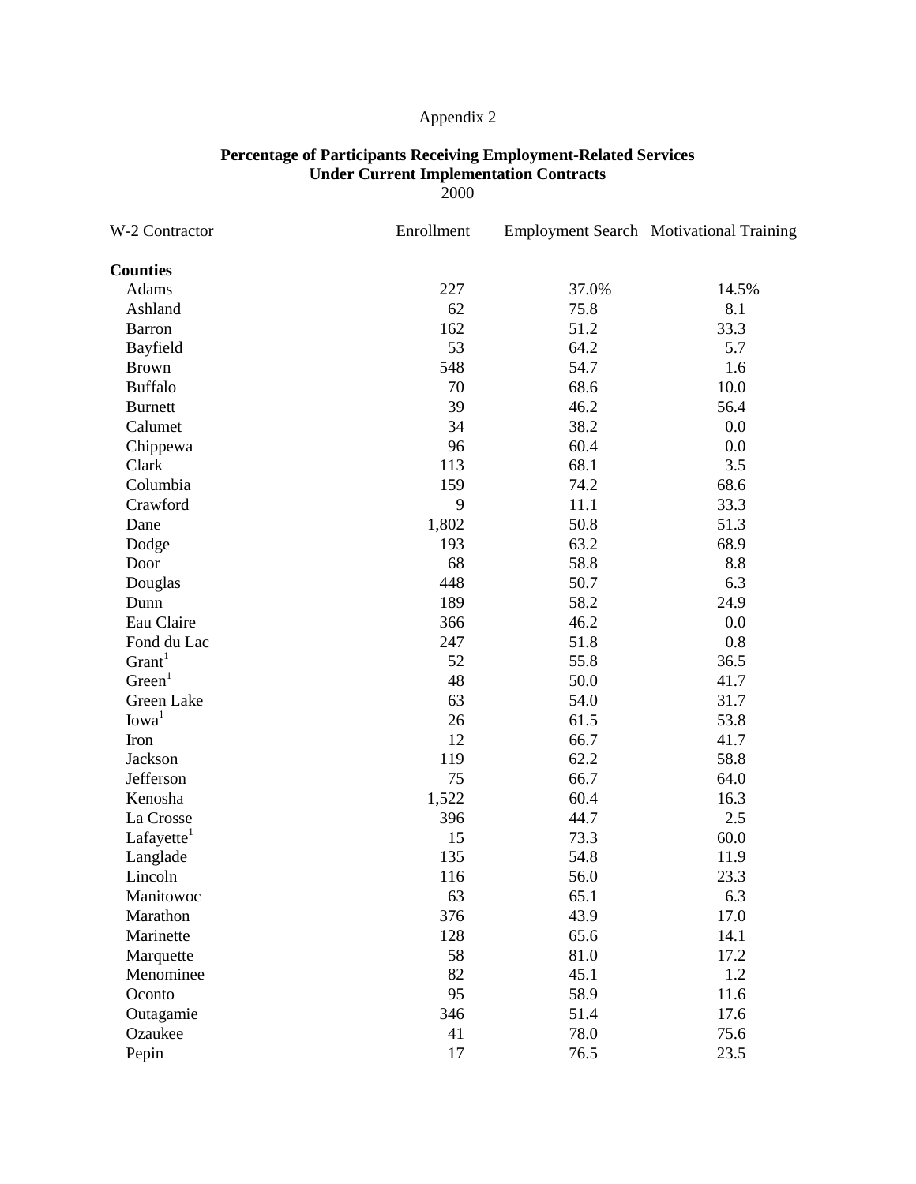Appendix 2

**Percentage of Participants Receiving Employment-Related Services Under Current Implementation Contracts**
2000

| W-2 Contractor | Enrollment | Employment Search | Motivational Training |
|---|---|---|---|
| **Counties** | | | |
| Adams | 227 | 37.0% | 14.5% |
| Ashland | 62 | 75.8 | 8.1 |
| Barron | 162 | 51.2 | 33.3 |
| Bayfield | 53 | 64.2 | 5.7 |
| Brown | 548 | 54.7 | 1.6 |
| Buffalo | 70 | 68.6 | 10.0 |
| Burnett | 39 | 46.2 | 56.4 |
| Calumet | 34 | 38.2 | 0.0 |
| Chippewa | 96 | 60.4 | 0.0 |
| Clark | 113 | 68.1 | 3.5 |
| Columbia | 159 | 74.2 | 68.6 |
| Crawford | 9 | 11.1 | 33.3 |
| Dane | 1,802 | 50.8 | 51.3 |
| Dodge | 193 | 63.2 | 68.9 |
| Door | 68 | 58.8 | 8.8 |
| Douglas | 448 | 50.7 | 6.3 |
| Dunn | 189 | 58.2 | 24.9 |
| Eau Claire | 366 | 46.2 | 0.0 |
| Fond du Lac | 247 | 51.8 | 0.8 |
| Grant[1] | 52 | 55.8 | 36.5 |
| Green[1] | 48 | 50.0 | 41.7 |
| Green Lake | 63 | 54.0 | 31.7 |
| Iowa[1] | 26 | 61.5 | 53.8 |
| Iron | 12 | 66.7 | 41.7 |
| Jackson | 119 | 62.2 | 58.8 |
| Jefferson | 75 | 66.7 | 64.0 |
| Kenosha | 1,522 | 60.4 | 16.3 |
| La Crosse | 396 | 44.7 | 2.5 |
| Lafayette[1] | 15 | 73.3 | 60.0 |
| Langlade | 135 | 54.8 | 11.9 |
| Lincoln | 116 | 56.0 | 23.3 |
| Manitowoc | 63 | 65.1 | 6.3 |
| Marathon | 376 | 43.9 | 17.0 |
| Marinette | 128 | 65.6 | 14.1 |
| Marquette | 58 | 81.0 | 17.2 |
| Menominee | 82 | 45.1 | 1.2 |
| Oconto | 95 | 58.9 | 11.6 |
| Outagamie | 346 | 51.4 | 17.6 |
| Ozaukee | 41 | 78.0 | 75.6 |
| Pepin | 17 | 76.5 | 23.5 |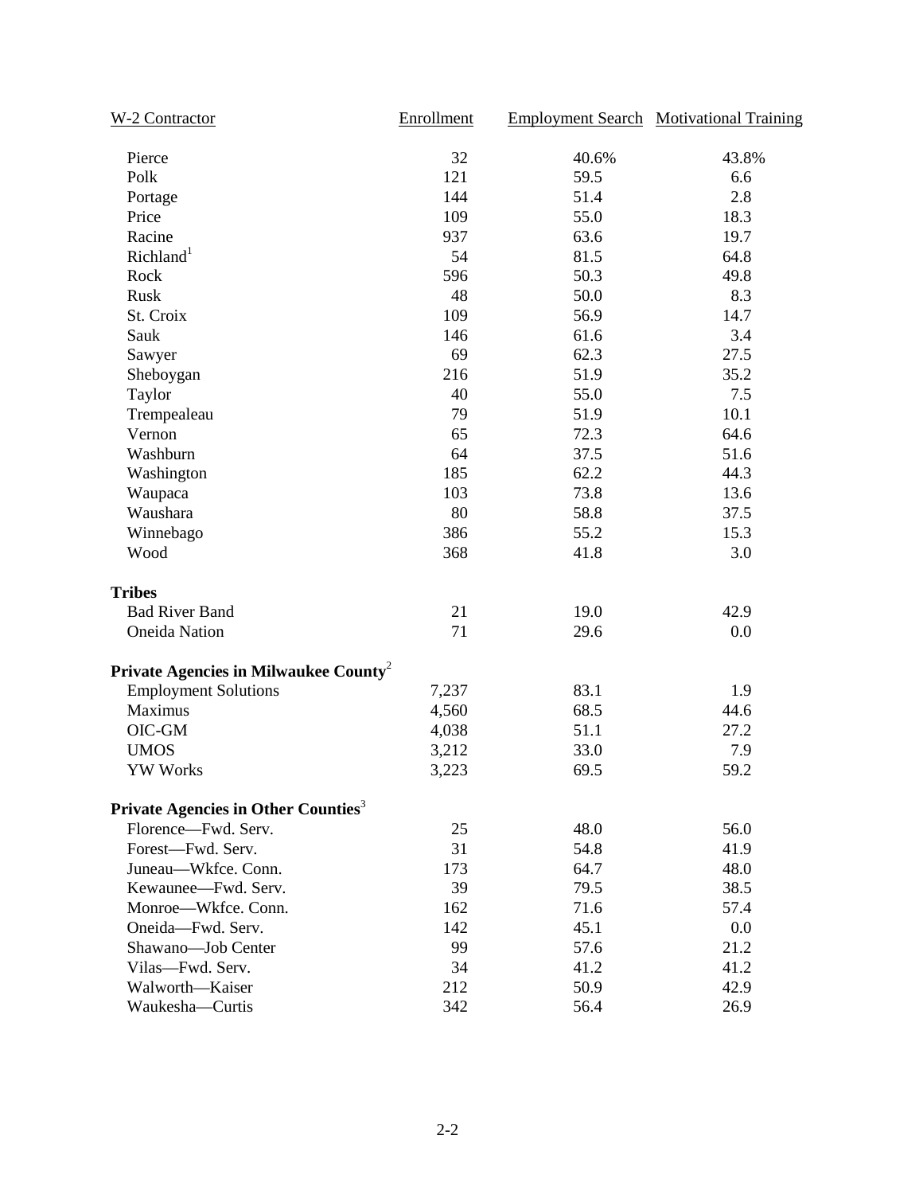| W-2 Contractor | Enrollment | Employment Search | Motivational Training |
|---|---|---|---|
| Pierce | 32 | 40.6% | 43.8% |
| Polk | 121 | 59.5 | 6.6 |
| Portage | 144 | 51.4 | 2.8 |
| Price | 109 | 55.0 | 18.3 |
| Racine | 937 | 63.6 | 19.7 |
| Richland[1] | 54 | 81.5 | 64.8 |
| Rock | 596 | 50.3 | 49.8 |
| Rusk | 48 | 50.0 | 8.3 |
| St. Croix | 109 | 56.9 | 14.7 |
| Sauk | 146 | 61.6 | 3.4 |
| Sawyer | 69 | 62.3 | 27.5 |
| Sheboygan | 216 | 51.9 | 35.2 |
| Taylor | 40 | 55.0 | 7.5 |
| Trempealeau | 79 | 51.9 | 10.1 |
| Vernon | 65 | 72.3 | 64.6 |
| Washburn | 64 | 37.5 | 51.6 |
| Washington | 185 | 62.2 | 44.3 |
| Waupaca | 103 | 73.8 | 13.6 |
| Waushara | 80 | 58.8 | 37.5 |
| Winnebago | 386 | 55.2 | 15.3 |
| Wood | 368 | 41.8 | 3.0 |
| **Tribes** | | | |
| Bad River Band | 21 | 19.0 | 42.9 |
| Oneida Nation | 71 | 29.6 | 0.0 |
| **Private Agencies in Milwaukee County**[2] | | | |
| Employment Solutions | 7,237 | 83.1 | 1.9 |
| Maximus | 4,560 | 68.5 | 44.6 |
| OIC-GM | 4,038 | 51.1 | 27.2 |
| UMOS | 3,212 | 33.0 | 7.9 |
| YW Works | 3,223 | 69.5 | 59.2 |
| **Private Agencies in Other Counties**[3] | | | |
| Florence—Fwd. Serv. | 25 | 48.0 | 56.0 |
| Forest—Fwd. Serv. | 31 | 54.8 | 41.9 |
| Juneau—Wkfce. Conn. | 173 | 64.7 | 48.0 |
| Kewaunee—Fwd. Serv. | 39 | 79.5 | 38.5 |
| Monroe—Wkfce. Conn. | 162 | 71.6 | 57.4 |
| Oneida—Fwd. Serv. | 142 | 45.1 | 0.0 |
| Shawano—Job Center | 99 | 57.6 | 21.2 |
| Vilas—Fwd. Serv. | 34 | 41.2 | 41.2 |
| Walworth—Kaiser | 212 | 50.9 | 42.9 |
| Waukesha—Curtis | 342 | 56.4 | 26.9 |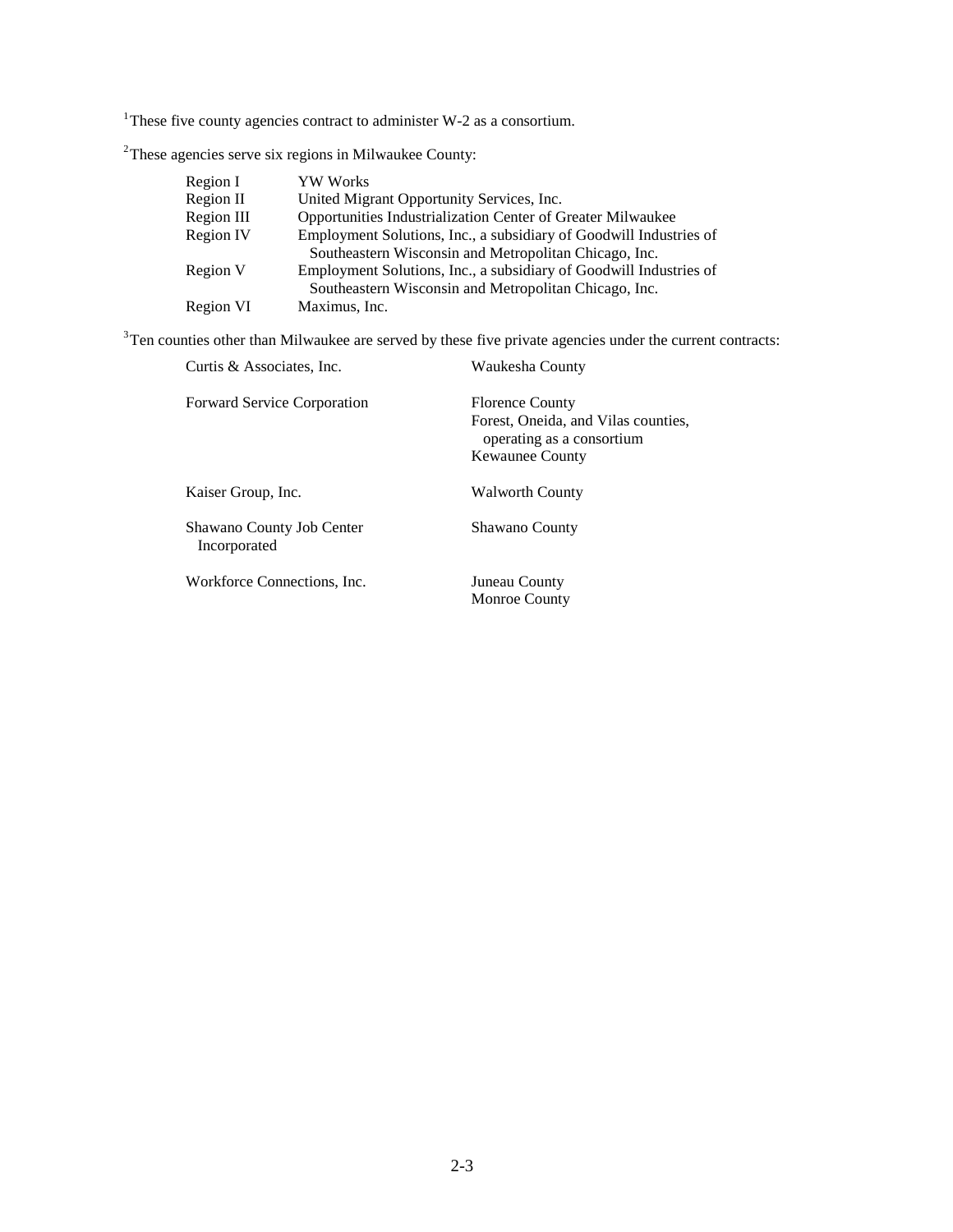[1]These five county agencies contract to administer W-2 as a consortium.

[2]These agencies serve six regions in Milwaukee County:

| | |
|---|---|
| Region I | YW Works |
| Region II | United Migrant Opportunity Services, Inc. |
| Region III | Opportunities Industrialization Center of Greater Milwaukee |
| Region IV | Employment Solutions, Inc., a subsidiary of Goodwill Industries of Southeastern Wisconsin and Metropolitan Chicago, Inc. |
| Region V | Employment Solutions, Inc., a subsidiary of Goodwill Industries of Southeastern Wisconsin and Metropolitan Chicago, Inc. |
| Region VI | Maximus, Inc. |

[3]Ten counties other than Milwaukee are served by these five private agencies under the current contracts:

| | |
|---|---|
| Curtis & Associates, Inc. | Waukesha County |
| Forward Service Corporation | Florence County<br>Forest, Oneida, and Vilas counties, operating as a consortium<br>Kewaunee County |
| Kaiser Group, Inc. | Walworth County |
| Shawano County Job Center Incorporated | Shawano County |
| Workforce Connections, Inc. | Juneau County<br>Monroe County |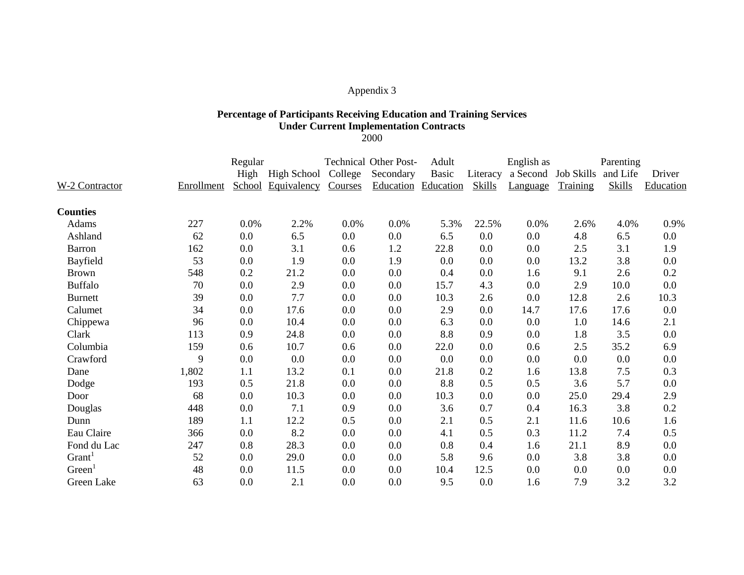Appendix 3

**Percentage of Participants Receiving Education and Training Services Under Current Implementation Contracts**
2000

| W-2 Contractor | Enrollment | Regular High School | High School Equivalency | Technical College Courses | Other Post-Secondary Education | Adult Basic Education | Literacy Skills | English as a Second Language | Job Skills Training | Parenting and Life Skills | Driver Education |
|---|---|---|---|---|---|---|---|---|---|---|---|
| **Counties** | | | | | | | | | | | |
| Adams | 227 | 0.0% | 2.2% | 0.0% | 0.0% | 5.3% | 22.5% | 0.0% | 2.6% | 4.0% | 0.9% |
| Ashland | 62 | 0.0 | 6.5 | 0.0 | 0.0 | 6.5 | 0.0 | 0.0 | 4.8 | 6.5 | 0.0 |
| Barron | 162 | 0.0 | 3.1 | 0.6 | 1.2 | 22.8 | 0.0 | 0.0 | 2.5 | 3.1 | 1.9 |
| Bayfield | 53 | 0.0 | 1.9 | 0.0 | 1.9 | 0.0 | 0.0 | 0.0 | 13.2 | 3.8 | 0.0 |
| Brown | 548 | 0.2 | 21.2 | 0.0 | 0.0 | 0.4 | 0.0 | 1.6 | 9.1 | 2.6 | 0.2 |
| Buffalo | 70 | 0.0 | 2.9 | 0.0 | 0.0 | 15.7 | 4.3 | 0.0 | 2.9 | 10.0 | 0.0 |
| Burnett | 39 | 0.0 | 7.7 | 0.0 | 0.0 | 10.3 | 2.6 | 0.0 | 12.8 | 2.6 | 10.3 |
| Calumet | 34 | 0.0 | 17.6 | 0.0 | 0.0 | 2.9 | 0.0 | 14.7 | 17.6 | 17.6 | 0.0 |
| Chippewa | 96 | 0.0 | 10.4 | 0.0 | 0.0 | 6.3 | 0.0 | 0.0 | 1.0 | 14.6 | 2.1 |
| Clark | 113 | 0.9 | 24.8 | 0.0 | 0.0 | 8.8 | 0.9 | 0.0 | 1.8 | 3.5 | 0.0 |
| Columbia | 159 | 0.6 | 10.7 | 0.6 | 0.0 | 22.0 | 0.0 | 0.6 | 2.5 | 35.2 | 6.9 |
| Crawford | 9 | 0.0 | 0.0 | 0.0 | 0.0 | 0.0 | 0.0 | 0.0 | 0.0 | 0.0 | 0.0 |
| Dane | 1,802 | 1.1 | 13.2 | 0.1 | 0.0 | 21.8 | 0.2 | 1.6 | 13.8 | 7.5 | 0.3 |
| Dodge | 193 | 0.5 | 21.8 | 0.0 | 0.0 | 8.8 | 0.5 | 0.5 | 3.6 | 5.7 | 0.0 |
| Door | 68 | 0.0 | 10.3 | 0.0 | 0.0 | 10.3 | 0.0 | 0.0 | 25.0 | 29.4 | 2.9 |
| Douglas | 448 | 0.0 | 7.1 | 0.9 | 0.0 | 3.6 | 0.7 | 0.4 | 16.3 | 3.8 | 0.2 |
| Dunn | 189 | 1.1 | 12.2 | 0.5 | 0.0 | 2.1 | 0.5 | 2.1 | 11.6 | 10.6 | 1.6 |
| Eau Claire | 366 | 0.0 | 8.2 | 0.0 | 0.0 | 4.1 | 0.5 | 0.3 | 11.2 | 7.4 | 0.5 |
| Fond du Lac | 247 | 0.8 | 28.3 | 0.0 | 0.0 | 0.8 | 0.4 | 1.6 | 21.1 | 8.9 | 0.0 |
| Grant[1] | 52 | 0.0 | 29.0 | 0.0 | 0.0 | 5.8 | 9.6 | 0.0 | 3.8 | 3.8 | 0.0 |
| Green[1] | 48 | 0.0 | 11.5 | 0.0 | 0.0 | 10.4 | 12.5 | 0.0 | 0.0 | 0.0 | 0.0 |
| Green Lake | 63 | 0.0 | 2.1 | 0.0 | 0.0 | 9.5 | 0.0 | 1.6 | 7.9 | 3.2 | 3.2 |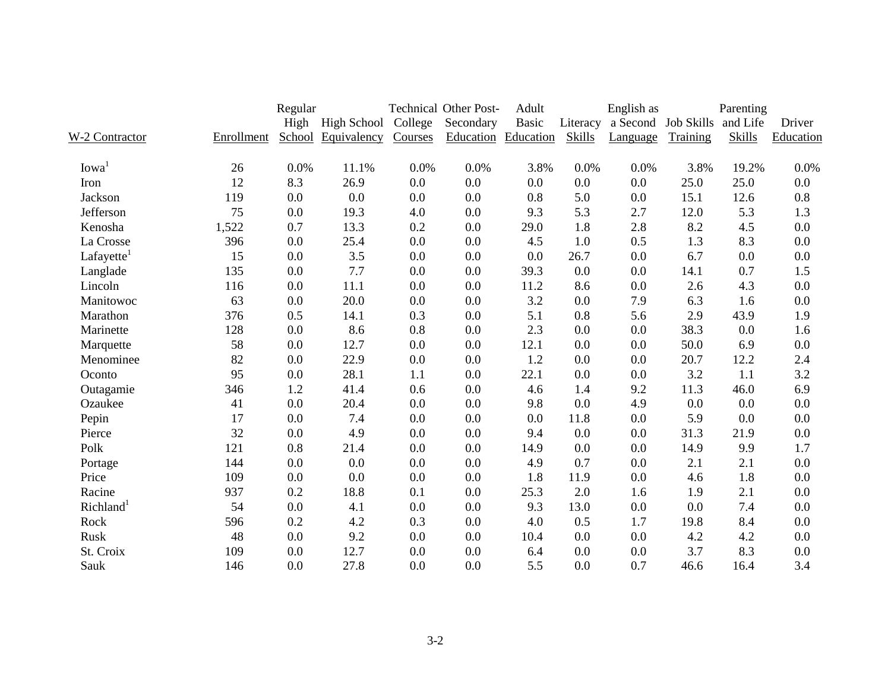| W-2 Contractor | Enrollment | Regular High School | High School Equivalency | Technical College Courses | Other Post-Secondary Education | Adult Basic Education | Literacy Skills | English as a Second Language | Job Skills Training | Parenting and Life Skills | Driver Education |
|---|---|---|---|---|---|---|---|---|---|---|---|
| Iowa[1] | 26 | 0.0% | 11.1% | 0.0% | 0.0% | 3.8% | 0.0% | 0.0% | 3.8% | 19.2% | 0.0% |
| Iron | 12 | 8.3 | 26.9 | 0.0 | 0.0 | 0.0 | 0.0 | 0.0 | 25.0 | 25.0 | 0.0 |
| Jackson | 119 | 0.0 | 0.0 | 0.0 | 0.0 | 0.8 | 5.0 | 0.0 | 15.1 | 12.6 | 0.8 |
| Jefferson | 75 | 0.0 | 19.3 | 4.0 | 0.0 | 9.3 | 5.3 | 2.7 | 12.0 | 5.3 | 1.3 |
| Kenosha | 1,522 | 0.7 | 13.3 | 0.2 | 0.0 | 29.0 | 1.8 | 2.8 | 8.2 | 4.5 | 0.0 |
| La Crosse | 396 | 0.0 | 25.4 | 0.0 | 0.0 | 4.5 | 1.0 | 0.5 | 1.3 | 8.3 | 0.0 |
| Lafayette[1] | 15 | 0.0 | 3.5 | 0.0 | 0.0 | 0.0 | 26.7 | 0.0 | 6.7 | 0.0 | 0.0 |
| Langlade | 135 | 0.0 | 7.7 | 0.0 | 0.0 | 39.3 | 0.0 | 0.0 | 14.1 | 0.7 | 1.5 |
| Lincoln | 116 | 0.0 | 11.1 | 0.0 | 0.0 | 11.2 | 8.6 | 0.0 | 2.6 | 4.3 | 0.0 |
| Manitowoc | 63 | 0.0 | 20.0 | 0.0 | 0.0 | 3.2 | 0.0 | 7.9 | 6.3 | 1.6 | 0.0 |
| Marathon | 376 | 0.5 | 14.1 | 0.3 | 0.0 | 5.1 | 0.8 | 5.6 | 2.9 | 43.9 | 1.9 |
| Marinette | 128 | 0.0 | 8.6 | 0.8 | 0.0 | 2.3 | 0.0 | 0.0 | 38.3 | 0.0 | 1.6 |
| Marquette | 58 | 0.0 | 12.7 | 0.0 | 0.0 | 12.1 | 0.0 | 0.0 | 50.0 | 6.9 | 0.0 |
| Menominee | 82 | 0.0 | 22.9 | 0.0 | 0.0 | 1.2 | 0.0 | 0.0 | 20.7 | 12.2 | 2.4 |
| Oconto | 95 | 0.0 | 28.1 | 1.1 | 0.0 | 22.1 | 0.0 | 0.0 | 3.2 | 1.1 | 3.2 |
| Outagamie | 346 | 1.2 | 41.4 | 0.6 | 0.0 | 4.6 | 1.4 | 9.2 | 11.3 | 46.0 | 6.9 |
| Ozaukee | 41 | 0.0 | 20.4 | 0.0 | 0.0 | 9.8 | 0.0 | 4.9 | 0.0 | 0.0 | 0.0 |
| Pepin | 17 | 0.0 | 7.4 | 0.0 | 0.0 | 0.0 | 11.8 | 0.0 | 5.9 | 0.0 | 0.0 |
| Pierce | 32 | 0.0 | 4.9 | 0.0 | 0.0 | 9.4 | 0.0 | 0.0 | 31.3 | 21.9 | 0.0 |
| Polk | 121 | 0.8 | 21.4 | 0.0 | 0.0 | 14.9 | 0.0 | 0.0 | 14.9 | 9.9 | 1.7 |
| Portage | 144 | 0.0 | 0.0 | 0.0 | 0.0 | 4.9 | 0.7 | 0.0 | 2.1 | 2.1 | 0.0 |
| Price | 109 | 0.0 | 0.0 | 0.0 | 0.0 | 1.8 | 11.9 | 0.0 | 4.6 | 1.8 | 0.0 |
| Racine | 937 | 0.2 | 18.8 | 0.1 | 0.0 | 25.3 | 2.0 | 1.6 | 1.9 | 2.1 | 0.0 |
| Richland[1] | 54 | 0.0 | 4.1 | 0.0 | 0.0 | 9.3 | 13.0 | 0.0 | 0.0 | 7.4 | 0.0 |
| Rock | 596 | 0.2 | 4.2 | 0.3 | 0.0 | 4.0 | 0.5 | 1.7 | 19.8 | 8.4 | 0.0 |
| Rusk | 48 | 0.0 | 9.2 | 0.0 | 0.0 | 10.4 | 0.0 | 0.0 | 4.2 | 4.2 | 0.0 |
| St. Croix | 109 | 0.0 | 12.7 | 0.0 | 0.0 | 6.4 | 0.0 | 0.0 | 3.7 | 8.3 | 0.0 |
| Sauk | 146 | 0.0 | 27.8 | 0.0 | 0.0 | 5.5 | 0.0 | 0.7 | 46.6 | 16.4 | 3.4 |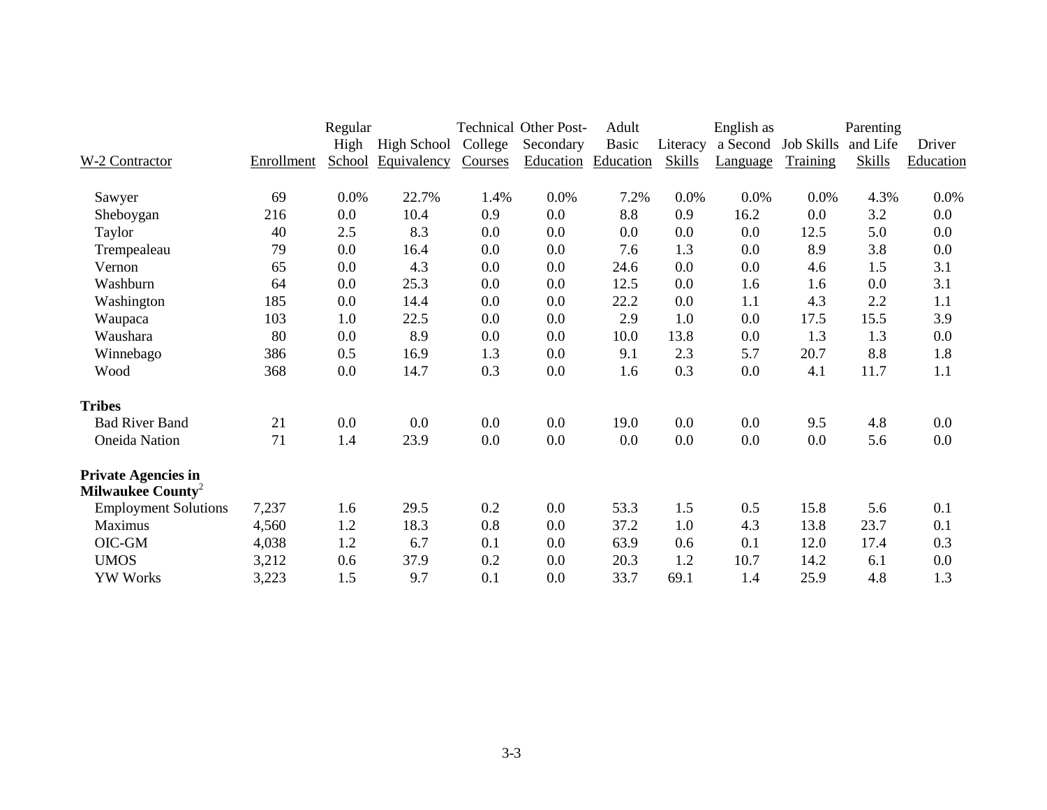| W-2 Contractor | Enrollment | Regular High School | High School Equivalency | Technical College Courses | Other Post-Secondary Education | Adult Basic Education | Literacy Skills | English as a Second Language | Job Skills Training | Parenting and Life Skills | Driver Education |
|---|---|---|---|---|---|---|---|---|---|---|---|
| Sawyer | 69 | 0.0% | 22.7% | 1.4% | 0.0% | 7.2% | 0.0% | 0.0% | 0.0% | 4.3% | 0.0% |
| Sheboygan | 216 | 0.0 | 10.4 | 0.9 | 0.0 | 8.8 | 0.9 | 16.2 | 0.0 | 3.2 | 0.0 |
| Taylor | 40 | 2.5 | 8.3 | 0.0 | 0.0 | 0.0 | 0.0 | 0.0 | 12.5 | 5.0 | 0.0 |
| Trempealeau | 79 | 0.0 | 16.4 | 0.0 | 0.0 | 7.6 | 1.3 | 0.0 | 8.9 | 3.8 | 0.0 |
| Vernon | 65 | 0.0 | 4.3 | 0.0 | 0.0 | 24.6 | 0.0 | 0.0 | 4.6 | 1.5 | 3.1 |
| Washburn | 64 | 0.0 | 25.3 | 0.0 | 0.0 | 12.5 | 0.0 | 1.6 | 1.6 | 0.0 | 3.1 |
| Washington | 185 | 0.0 | 14.4 | 0.0 | 0.0 | 22.2 | 0.0 | 1.1 | 4.3 | 2.2 | 1.1 |
| Waupaca | 103 | 1.0 | 22.5 | 0.0 | 0.0 | 2.9 | 1.0 | 0.0 | 17.5 | 15.5 | 3.9 |
| Waushara | 80 | 0.0 | 8.9 | 0.0 | 0.0 | 10.0 | 13.8 | 0.0 | 1.3 | 1.3 | 0.0 |
| Winnebago | 386 | 0.5 | 16.9 | 1.3 | 0.0 | 9.1 | 2.3 | 5.7 | 20.7 | 8.8 | 1.8 |
| Wood | 368 | 0.0 | 14.7 | 0.3 | 0.0 | 1.6 | 0.3 | 0.0 | 4.1 | 11.7 | 1.1 |
| **Tribes** | | | | | | | | | | | |
| Bad River Band | 21 | 0.0 | 0.0 | 0.0 | 0.0 | 19.0 | 0.0 | 0.0 | 9.5 | 4.8 | 0.0 |
| Oneida Nation | 71 | 1.4 | 23.9 | 0.0 | 0.0 | 0.0 | 0.0 | 0.0 | 0.0 | 5.6 | 0.0 |
| **Private Agencies in Milwaukee County**[2] | | | | | | | | | | | |
| Employment Solutions | 7,237 | 1.6 | 29.5 | 0.2 | 0.0 | 53.3 | 1.5 | 0.5 | 15.8 | 5.6 | 0.1 |
| Maximus | 4,560 | 1.2 | 18.3 | 0.8 | 0.0 | 37.2 | 1.0 | 4.3 | 13.8 | 23.7 | 0.1 |
| OIC-GM | 4,038 | 1.2 | 6.7 | 0.1 | 0.0 | 63.9 | 0.6 | 0.1 | 12.0 | 17.4 | 0.3 |
| UMOS | 3,212 | 0.6 | 37.9 | 0.2 | 0.0 | 20.3 | 1.2 | 10.7 | 14.2 | 6.1 | 0.0 |
| YW Works | 3,223 | 1.5 | 9.7 | 0.1 | 0.0 | 33.7 | 69.1 | 1.4 | 25.9 | 4.8 | 1.3 |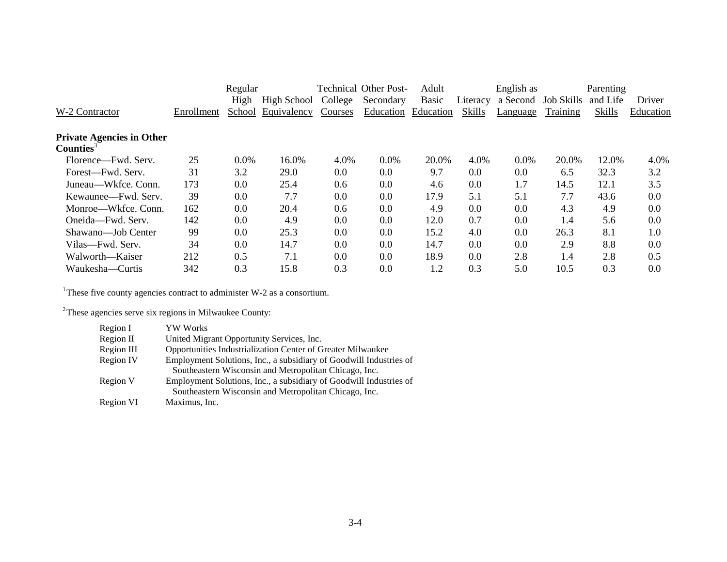| W-2 Contractor | Enrollment | Regular High School | High School Equivalency | Technical College Courses | Other Post-Secondary Education | Adult Basic Education | Literacy Skills | English as a Second Language | Job Skills Training | Parenting and Life Skills | Driver Education |
|---|---|---|---|---|---|---|---|---|---|---|---|
| **Private Agencies in Other Counties**[3] | | | | | | | | | | | |
| Florence—Fwd. Serv. | 25 | 0.0% | 16.0% | 4.0% | 0.0% | 20.0% | 4.0% | 0.0% | 20.0% | 12.0% | 4.0% |
| Forest—Fwd. Serv. | 31 | 3.2 | 29.0 | 0.0 | 0.0 | 9.7 | 0.0 | 0.0 | 6.5 | 32.3 | 3.2 |
| Juneau—Wkfce. Conn. | 173 | 0.0 | 25.4 | 0.6 | 0.0 | 4.6 | 0.0 | 1.7 | 14.5 | 12.1 | 3.5 |
| Kewaunee—Fwd. Serv. | 39 | 0.0 | 7.7 | 0.0 | 0.0 | 17.9 | 5.1 | 5.1 | 7.7 | 43.6 | 0.0 |
| Monroe—Wkfce. Conn. | 162 | 0.0 | 20.4 | 0.6 | 0.0 | 4.9 | 0.0 | 0.0 | 4.3 | 4.9 | 0.0 |
| Oneida—Fwd. Serv. | 142 | 0.0 | 4.9 | 0.0 | 0.0 | 12.0 | 0.7 | 0.0 | 1.4 | 5.6 | 0.0 |
| Shawano—Job Center | 99 | 0.0 | 25.3 | 0.0 | 0.0 | 15.2 | 4.0 | 0.0 | 26.3 | 8.1 | 1.0 |
| Vilas—Fwd. Serv. | 34 | 0.0 | 14.7 | 0.0 | 0.0 | 14.7 | 0.0 | 0.0 | 2.9 | 8.8 | 0.0 |
| Walworth—Kaiser | 212 | 0.5 | 7.1 | 0.0 | 0.0 | 18.9 | 0.0 | 2.8 | 1.4 | 2.8 | 0.5 |
| Waukesha—Curtis | 342 | 0.3 | 15.8 | 0.3 | 0.0 | 1.2 | 0.3 | 5.0 | 10.5 | 0.3 | 0.0 |

[1] These five county agencies contract to administer W-2 as a consortium.

[2] These agencies serve six regions in Milwaukee County:

| | |
|---|---|
| Region I | YW Works |
| Region II | United Migrant Opportunity Services, Inc. |
| Region III | Opportunities Industrialization Center of Greater Milwaukee |
| Region IV | Employment Solutions, Inc., a subsidiary of Goodwill Industries of Southeastern Wisconsin and Metropolitan Chicago, Inc. |
| Region V | Employment Solutions, Inc., a subsidiary of Goodwill Industries of Southeastern Wisconsin and Metropolitan Chicago, Inc. |
| Region VI | Maximus, Inc. |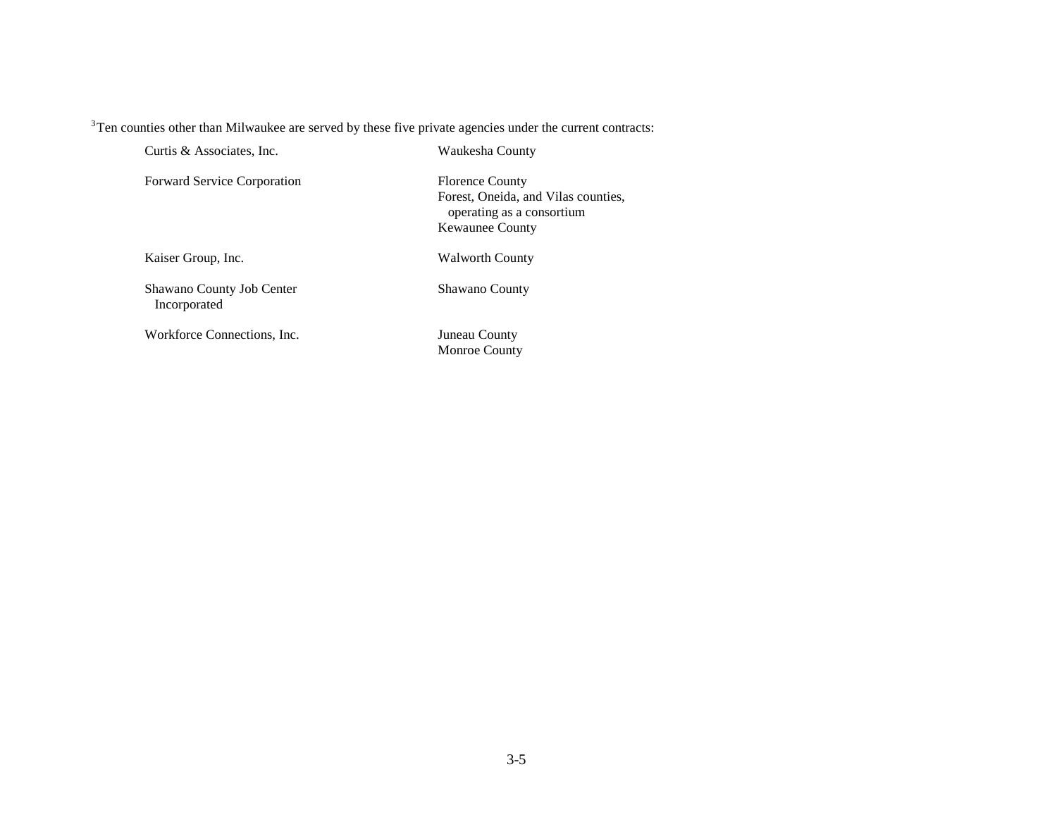[3]Ten counties other than Milwaukee are served by these five private agencies under the current contracts:

| | |
|---|---|
| Curtis & Associates, Inc. | Waukesha County |
| Forward Service Corporation | Florence County<br>Forest, Oneida, and Vilas counties, operating as a consortium<br>Kewaunee County |
| Kaiser Group, Inc. | Walworth County |
| Shawano County Job Center Incorporated | Shawano County |
| Workforce Connections, Inc. | Juneau County<br>Monroe County |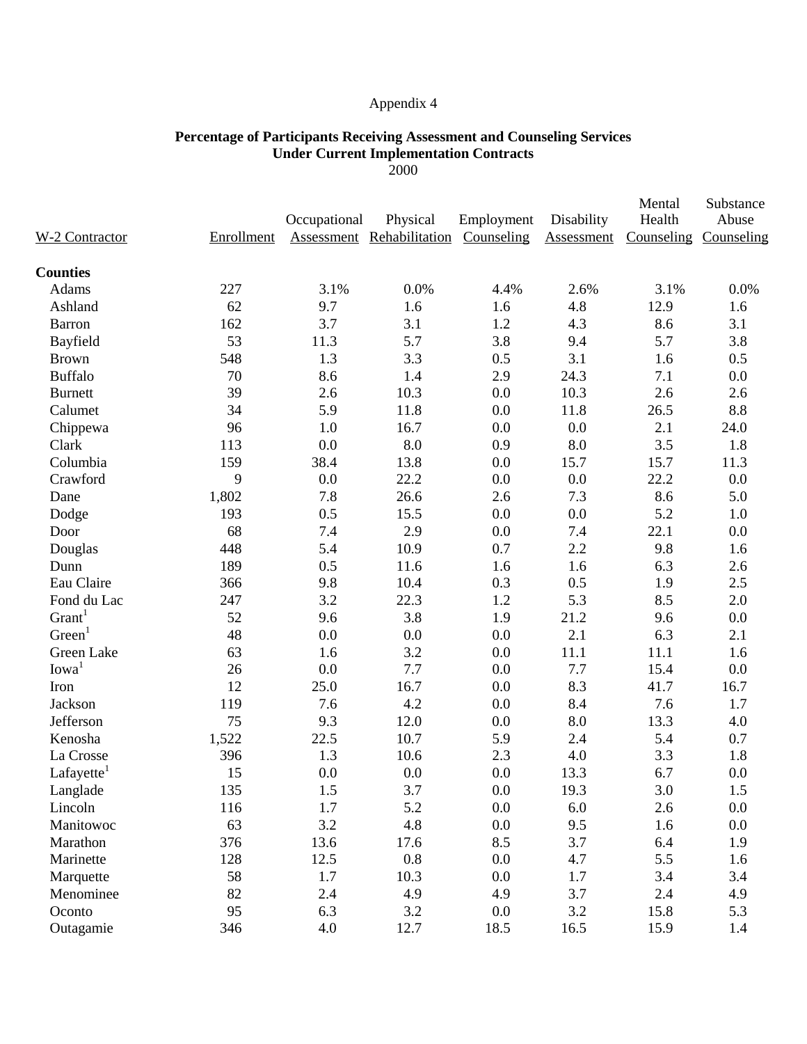Appendix 4

**Percentage of Participants Receiving Assessment and Counseling Services Under Current Implementation Contracts**
2000

| W-2 Contractor | Enrollment | Occupational Assessment | Physical Rehabilitation | Employment Counseling | Disability Assessment | Mental Health Counseling | Substance Abuse Counseling |
|---|---|---|---|---|---|---|---|
| **Counties** | | | | | | | |
| Adams | 227 | 3.1% | 0.0% | 4.4% | 2.6% | 3.1% | 0.0% |
| Ashland | 62 | 9.7 | 1.6 | 1.6 | 4.8 | 12.9 | 1.6 |
| Barron | 162 | 3.7 | 3.1 | 1.2 | 4.3 | 8.6 | 3.1 |
| Bayfield | 53 | 11.3 | 5.7 | 3.8 | 9.4 | 5.7 | 3.8 |
| Brown | 548 | 1.3 | 3.3 | 0.5 | 3.1 | 1.6 | 0.5 |
| Buffalo | 70 | 8.6 | 1.4 | 2.9 | 24.3 | 7.1 | 0.0 |
| Burnett | 39 | 2.6 | 10.3 | 0.0 | 10.3 | 2.6 | 2.6 |
| Calumet | 34 | 5.9 | 11.8 | 0.0 | 11.8 | 26.5 | 8.8 |
| Chippewa | 96 | 1.0 | 16.7 | 0.0 | 0.0 | 2.1 | 24.0 |
| Clark | 113 | 0.0 | 8.0 | 0.9 | 8.0 | 3.5 | 1.8 |
| Columbia | 159 | 38.4 | 13.8 | 0.0 | 15.7 | 15.7 | 11.3 |
| Crawford | 9 | 0.0 | 22.2 | 0.0 | 0.0 | 22.2 | 0.0 |
| Dane | 1,802 | 7.8 | 26.6 | 2.6 | 7.3 | 8.6 | 5.0 |
| Dodge | 193 | 0.5 | 15.5 | 0.0 | 0.0 | 5.2 | 1.0 |
| Door | 68 | 7.4 | 2.9 | 0.0 | 7.4 | 22.1 | 0.0 |
| Douglas | 448 | 5.4 | 10.9 | 0.7 | 2.2 | 9.8 | 1.6 |
| Dunn | 189 | 0.5 | 11.6 | 1.6 | 1.6 | 6.3 | 2.6 |
| Eau Claire | 366 | 9.8 | 10.4 | 0.3 | 0.5 | 1.9 | 2.5 |
| Fond du Lac | 247 | 3.2 | 22.3 | 1.2 | 5.3 | 8.5 | 2.0 |
| Grant[1] | 52 | 9.6 | 3.8 | 1.9 | 21.2 | 9.6 | 0.0 |
| Green[1] | 48 | 0.0 | 0.0 | 0.0 | 2.1 | 6.3 | 2.1 |
| Green Lake | 63 | 1.6 | 3.2 | 0.0 | 11.1 | 11.1 | 1.6 |
| Iowa[1] | 26 | 0.0 | 7.7 | 0.0 | 7.7 | 15.4 | 0.0 |
| Iron | 12 | 25.0 | 16.7 | 0.0 | 8.3 | 41.7 | 16.7 |
| Jackson | 119 | 7.6 | 4.2 | 0.0 | 8.4 | 7.6 | 1.7 |
| Jefferson | 75 | 9.3 | 12.0 | 0.0 | 8.0 | 13.3 | 4.0 |
| Kenosha | 1,522 | 22.5 | 10.7 | 5.9 | 2.4 | 5.4 | 0.7 |
| La Crosse | 396 | 1.3 | 10.6 | 2.3 | 4.0 | 3.3 | 1.8 |
| Lafayette[1] | 15 | 0.0 | 0.0 | 0.0 | 13.3 | 6.7 | 0.0 |
| Langlade | 135 | 1.5 | 3.7 | 0.0 | 19.3 | 3.0 | 1.5 |
| Lincoln | 116 | 1.7 | 5.2 | 0.0 | 6.0 | 2.6 | 0.0 |
| Manitowoc | 63 | 3.2 | 4.8 | 0.0 | 9.5 | 1.6 | 0.0 |
| Marathon | 376 | 13.6 | 17.6 | 8.5 | 3.7 | 6.4 | 1.9 |
| Marinette | 128 | 12.5 | 0.8 | 0.0 | 4.7 | 5.5 | 1.6 |
| Marquette | 58 | 1.7 | 10.3 | 0.0 | 1.7 | 3.4 | 3.4 |
| Menominee | 82 | 2.4 | 4.9 | 4.9 | 3.7 | 2.4 | 4.9 |
| Oconto | 95 | 6.3 | 3.2 | 0.0 | 3.2 | 15.8 | 5.3 |
| Outagamie | 346 | 4.0 | 12.7 | 18.5 | 16.5 | 15.9 | 1.4 |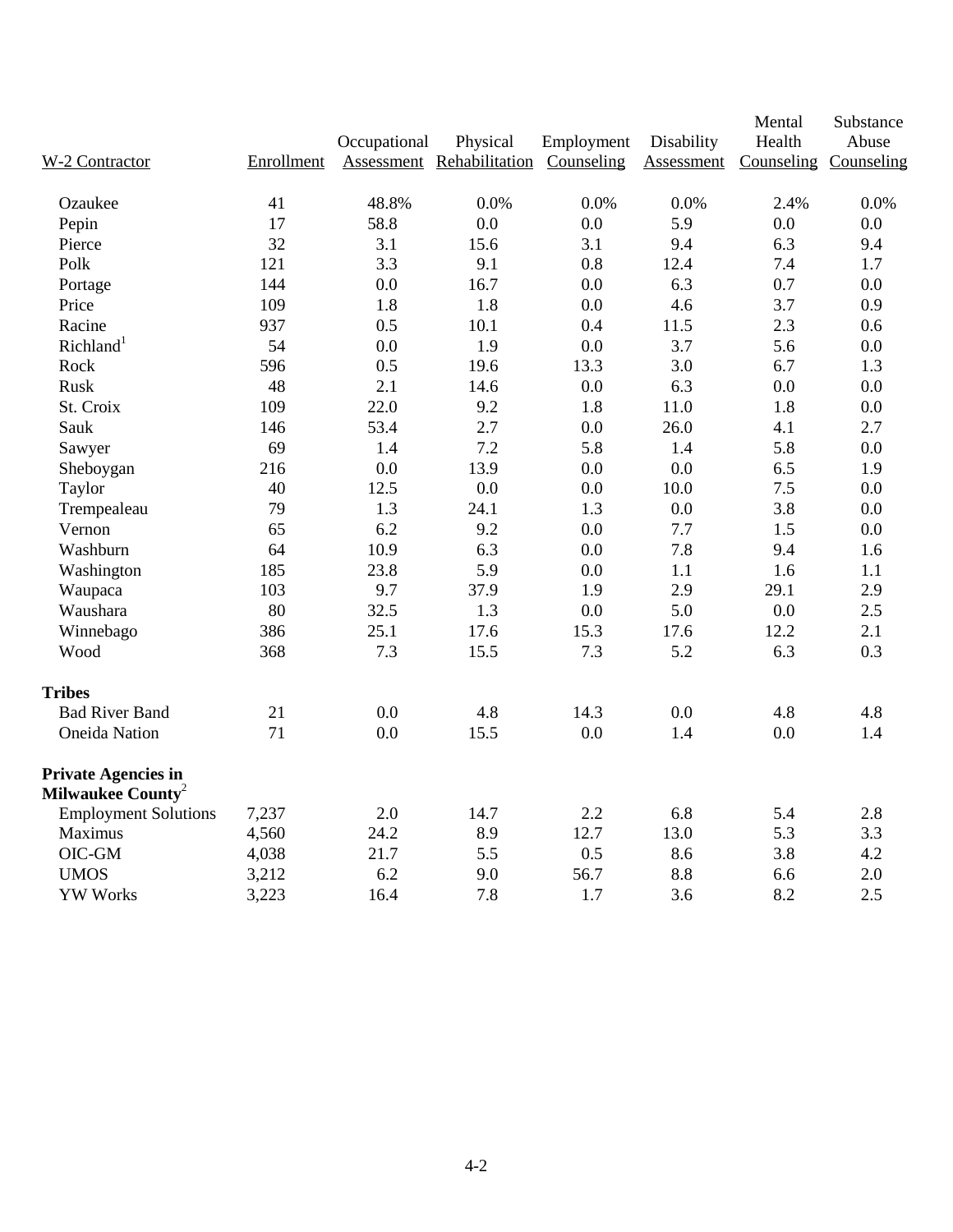| W-2 Contractor | Enrollment | Occupational Assessment | Physical Rehabilitation | Employment Counseling | Disability Assessment | Mental Health Counseling | Substance Abuse Counseling |
|---|---|---|---|---|---|---|---|
| Ozaukee | 41 | 48.8% | 0.0% | 0.0% | 0.0% | 2.4% | 0.0% |
| Pepin | 17 | 58.8 | 0.0 | 0.0 | 5.9 | 0.0 | 0.0 |
| Pierce | 32 | 3.1 | 15.6 | 3.1 | 9.4 | 6.3 | 9.4 |
| Polk | 121 | 3.3 | 9.1 | 0.8 | 12.4 | 7.4 | 1.7 |
| Portage | 144 | 0.0 | 16.7 | 0.0 | 6.3 | 0.7 | 0.0 |
| Price | 109 | 1.8 | 1.8 | 0.0 | 4.6 | 3.7 | 0.9 |
| Racine | 937 | 0.5 | 10.1 | 0.4 | 11.5 | 2.3 | 0.6 |
| Richland[1] | 54 | 0.0 | 1.9 | 0.0 | 3.7 | 5.6 | 0.0 |
| Rock | 596 | 0.5 | 19.6 | 13.3 | 3.0 | 6.7 | 1.3 |
| Rusk | 48 | 2.1 | 14.6 | 0.0 | 6.3 | 0.0 | 0.0 |
| St. Croix | 109 | 22.0 | 9.2 | 1.8 | 11.0 | 1.8 | 0.0 |
| Sauk | 146 | 53.4 | 2.7 | 0.0 | 26.0 | 4.1 | 2.7 |
| Sawyer | 69 | 1.4 | 7.2 | 5.8 | 1.4 | 5.8 | 0.0 |
| Sheboygan | 216 | 0.0 | 13.9 | 0.0 | 0.0 | 6.5 | 1.9 |
| Taylor | 40 | 12.5 | 0.0 | 0.0 | 10.0 | 7.5 | 0.0 |
| Trempealeau | 79 | 1.3 | 24.1 | 1.3 | 0.0 | 3.8 | 0.0 |
| Vernon | 65 | 6.2 | 9.2 | 0.0 | 7.7 | 1.5 | 0.0 |
| Washburn | 64 | 10.9 | 6.3 | 0.0 | 7.8 | 9.4 | 1.6 |
| Washington | 185 | 23.8 | 5.9 | 0.0 | 1.1 | 1.6 | 1.1 |
| Waupaca | 103 | 9.7 | 37.9 | 1.9 | 2.9 | 29.1 | 2.9 |
| Waushara | 80 | 32.5 | 1.3 | 0.0 | 5.0 | 0.0 | 2.5 |
| Winnebago | 386 | 25.1 | 17.6 | 15.3 | 17.6 | 12.2 | 2.1 |
| Wood | 368 | 7.3 | 15.5 | 7.3 | 5.2 | 6.3 | 0.3 |
| **Tribes** | | | | | | | |
| Bad River Band | 21 | 0.0 | 4.8 | 14.3 | 0.0 | 4.8 | 4.8 |
| Oneida Nation | 71 | 0.0 | 15.5 | 0.0 | 1.4 | 0.0 | 1.4 |
| **Private Agencies in Milwaukee County[2]** | | | | | | | |
| Employment Solutions | 7,237 | 2.0 | 14.7 | 2.2 | 6.8 | 5.4 | 2.8 |
| Maximus | 4,560 | 24.2 | 8.9 | 12.7 | 13.0 | 5.3 | 3.3 |
| OIC-GM | 4,038 | 21.7 | 5.5 | 0.5 | 8.6 | 3.8 | 4.2 |
| UMOS | 3,212 | 6.2 | 9.0 | 56.7 | 8.8 | 6.6 | 2.0 |
| YW Works | 3,223 | 16.4 | 7.8 | 1.7 | 3.6 | 8.2 | 2.5 |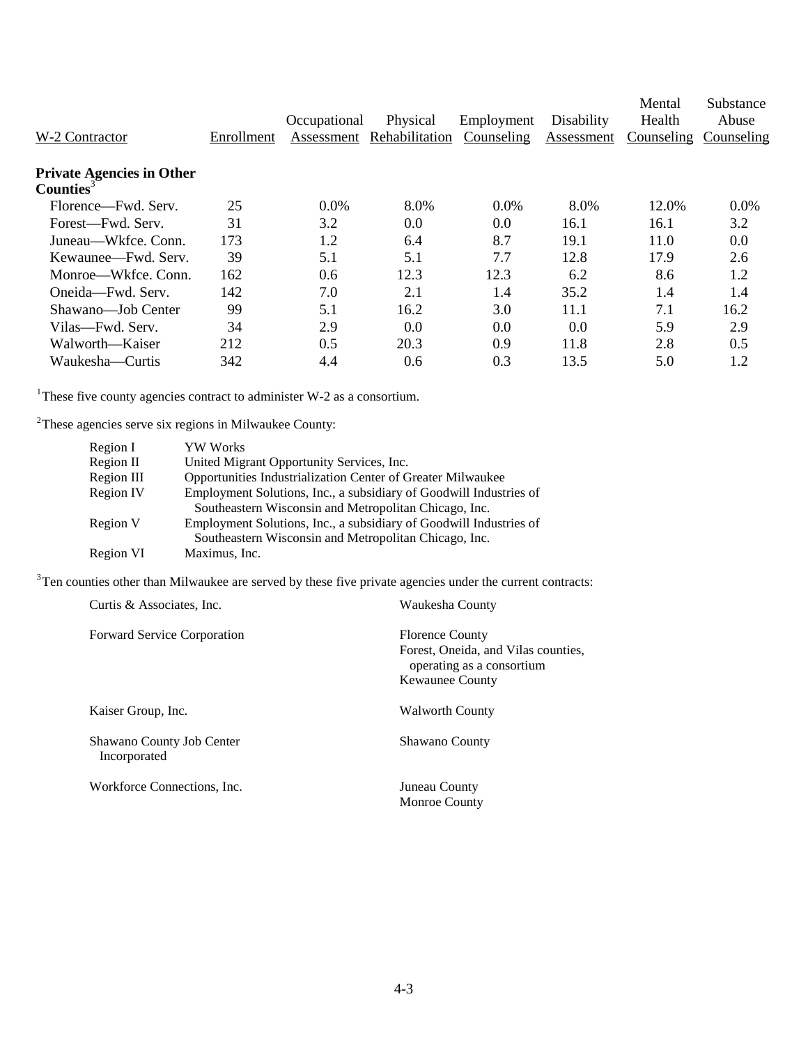| W-2 Contractor | Enrollment | Occupational Assessment | Physical Rehabilitation | Employment Counseling | Disability Assessment | Mental Health Counseling | Substance Abuse Counseling |
|---|---|---|---|---|---|---|---|
| **Private Agencies in Other Counties**[3] | | | | | | | |
| Florence—Fwd. Serv. | 25 | 0.0% | 8.0% | 0.0% | 8.0% | 12.0% | 0.0% |
| Forest—Fwd. Serv. | 31 | 3.2 | 0.0 | 0.0 | 16.1 | 16.1 | 3.2 |
| Juneau—Wkfce. Conn. | 173 | 1.2 | 6.4 | 8.7 | 19.1 | 11.0 | 0.0 |
| Kewaunee—Fwd. Serv. | 39 | 5.1 | 5.1 | 7.7 | 12.8 | 17.9 | 2.6 |
| Monroe—Wkfce. Conn. | 162 | 0.6 | 12.3 | 12.3 | 6.2 | 8.6 | 1.2 |
| Oneida—Fwd. Serv. | 142 | 7.0 | 2.1 | 1.4 | 35.2 | 1.4 | 1.4 |
| Shawano—Job Center | 99 | 5.1 | 16.2 | 3.0 | 11.1 | 7.1 | 16.2 |
| Vilas—Fwd. Serv. | 34 | 2.9 | 0.0 | 0.0 | 0.0 | 5.9 | 2.9 |
| Walworth—Kaiser | 212 | 0.5 | 20.3 | 0.9 | 11.8 | 2.8 | 0.5 |
| Waukesha—Curtis | 342 | 4.4 | 0.6 | 0.3 | 13.5 | 5.0 | 1.2 |

[1]These five county agencies contract to administer W-2 as a consortium.

[2]These agencies serve six regions in Milwaukee County:

| | |
|---|---|
| Region I | YW Works |
| Region II | United Migrant Opportunity Services, Inc. |
| Region III | Opportunities Industrialization Center of Greater Milwaukee |
| Region IV | Employment Solutions, Inc., a subsidiary of Goodwill Industries of Southeastern Wisconsin and Metropolitan Chicago, Inc. |
| Region V | Employment Solutions, Inc., a subsidiary of Goodwill Industries of Southeastern Wisconsin and Metropolitan Chicago, Inc. |
| Region VI | Maximus, Inc. |

[3]Ten counties other than Milwaukee are served by these five private agencies under the current contracts:

| | |
|---|---|
| Curtis & Associates, Inc. | Waukesha County |
| Forward Service Corporation | Florence County<br>Forest, Oneida, and Vilas counties, operating as a consortium<br>Kewaunee County |
| Kaiser Group, Inc. | Walworth County |
| Shawano County Job Center Incorporated | Shawano County |
| Workforce Connections, Inc. | Juneau County<br>Monroe County |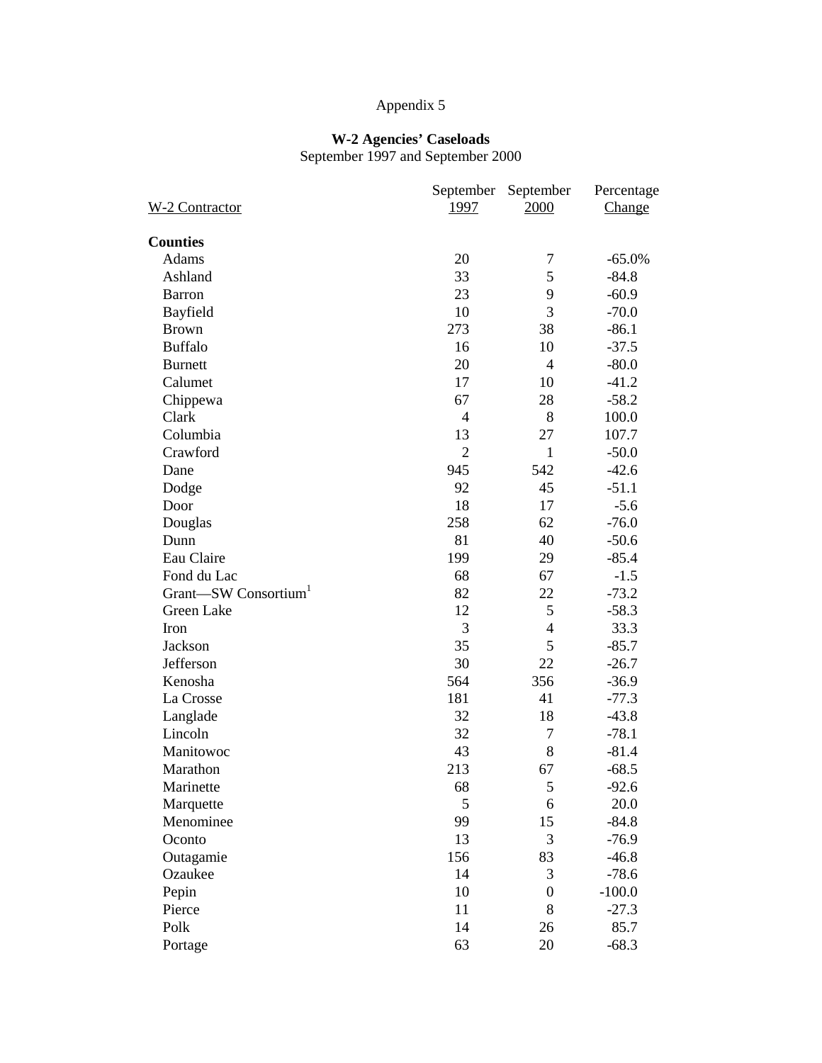Appendix 5

**W-2 Agencies' Caseloads**
September 1997 and September 2000

| W-2 Contractor | September 1997 | September 2000 | Percentage Change |
|---|---|---|---|
| **Counties** | | | |
| Adams | 20 | 7 | -65.0% |
| Ashland | 33 | 5 | -84.8 |
| Barron | 23 | 9 | -60.9 |
| Bayfield | 10 | 3 | -70.0 |
| Brown | 273 | 38 | -86.1 |
| Buffalo | 16 | 10 | -37.5 |
| Burnett | 20 | 4 | -80.0 |
| Calumet | 17 | 10 | -41.2 |
| Chippewa | 67 | 28 | -58.2 |
| Clark | 4 | 8 | 100.0 |
| Columbia | 13 | 27 | 107.7 |
| Crawford | 2 | 1 | -50.0 |
| Dane | 945 | 542 | -42.6 |
| Dodge | 92 | 45 | -51.1 |
| Door | 18 | 17 | -5.6 |
| Douglas | 258 | 62 | -76.0 |
| Dunn | 81 | 40 | -50.6 |
| Eau Claire | 199 | 29 | -85.4 |
| Fond du Lac | 68 | 67 | -1.5 |
| Grant—SW Consortium[1] | 82 | 22 | -73.2 |
| Green Lake | 12 | 5 | -58.3 |
| Iron | 3 | 4 | 33.3 |
| Jackson | 35 | 5 | -85.7 |
| Jefferson | 30 | 22 | -26.7 |
| Kenosha | 564 | 356 | -36.9 |
| La Crosse | 181 | 41 | -77.3 |
| Langlade | 32 | 18 | -43.8 |
| Lincoln | 32 | 7 | -78.1 |
| Manitowoc | 43 | 8 | -81.4 |
| Marathon | 213 | 67 | -68.5 |
| Marinette | 68 | 5 | -92.6 |
| Marquette | 5 | 6 | 20.0 |
| Menominee | 99 | 15 | -84.8 |
| Oconto | 13 | 3 | -76.9 |
| Outagamie | 156 | 83 | -46.8 |
| Ozaukee | 14 | 3 | -78.6 |
| Pepin | 10 | 0 | -100.0 |
| Pierce | 11 | 8 | -27.3 |
| Polk | 14 | 26 | 85.7 |
| Portage | 63 | 20 | -68.3 |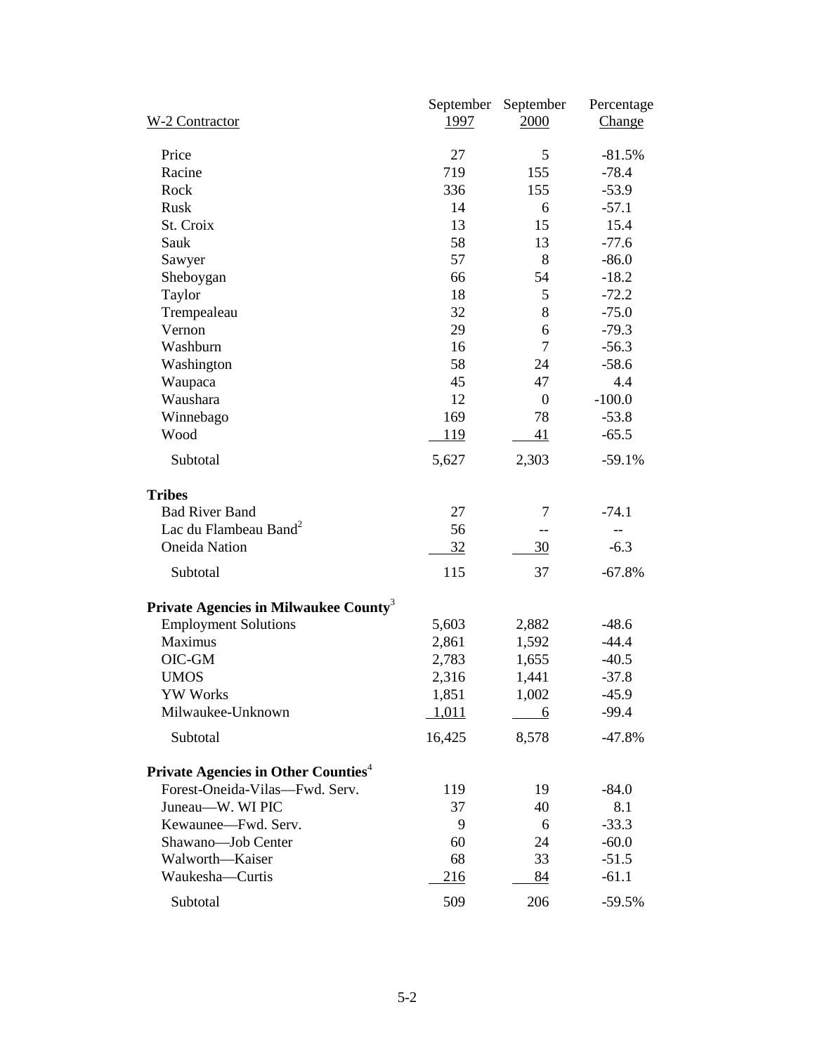| W-2 Contractor | September 1997 | September 2000 | Percentage Change |
|---|---|---|---|
| Price | 27 | 5 | -81.5% |
| Racine | 719 | 155 | -78.4 |
| Rock | 336 | 155 | -53.9 |
| Rusk | 14 | 6 | -57.1 |
| St. Croix | 13 | 15 | 15.4 |
| Sauk | 58 | 13 | -77.6 |
| Sawyer | 57 | 8 | -86.0 |
| Sheboygan | 66 | 54 | -18.2 |
| Taylor | 18 | 5 | -72.2 |
| Trempealeau | 32 | 8 | -75.0 |
| Vernon | 29 | 6 | -79.3 |
| Washburn | 16 | 7 | -56.3 |
| Washington | 58 | 24 | -58.6 |
| Waupaca | 45 | 47 | 4.4 |
| Waushara | 12 | 0 | -100.0 |
| Winnebago | 169 | 78 | -53.8 |
| Wood | 119 | 41 | -65.5 |
| Subtotal | 5,627 | 2,303 | -59.1% |
| **Tribes** | | | |
| Bad River Band | 27 | 7 | -74.1 |
| Lac du Flambeau Band[2] | 56 | -- | -- |
| Oneida Nation | 32 | 30 | -6.3 |
| Subtotal | 115 | 37 | -67.8% |
| **Private Agencies in Milwaukee County**[3] | | | |
| Employment Solutions | 5,603 | 2,882 | -48.6 |
| Maximus | 2,861 | 1,592 | -44.4 |
| OIC-GM | 2,783 | 1,655 | -40.5 |
| UMOS | 2,316 | 1,441 | -37.8 |
| YW Works | 1,851 | 1,002 | -45.9 |
| Milwaukee-Unknown | 1,011 | 6 | -99.4 |
| Subtotal | 16,425 | 8,578 | -47.8% |
| **Private Agencies in Other Counties**[4] | | | |
| Forest-Oneida-Vilas—Fwd. Serv. | 119 | 19 | -84.0 |
| Juneau—W. WI PIC | 37 | 40 | 8.1 |
| Kewaunee—Fwd. Serv. | 9 | 6 | -33.3 |
| Shawano—Job Center | 60 | 24 | -60.0 |
| Walworth—Kaiser | 68 | 33 | -51.5 |
| Waukesha—Curtis | 216 | 84 | -61.1 |
| Subtotal | 509 | 206 | -59.5% |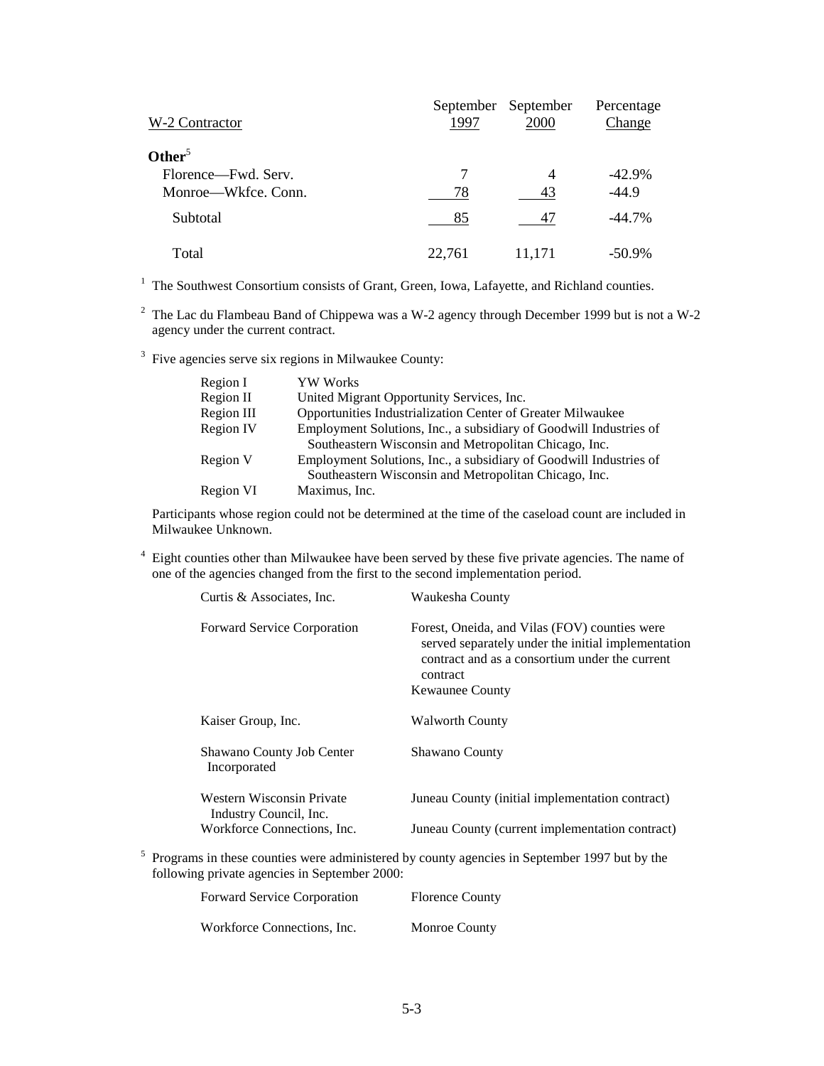| W-2 Contractor | September 1997 | September 2000 | Percentage Change |
|---|---|---|---|
| **Other**[5] | | | |
| Florence—Fwd. Serv. | 7 | 4 | -42.9% |
| Monroe—Wkfce. Conn. | 78 | 43 | -44.9 |
| Subtotal | 85 | 47 | -44.7% |
| Total | 22,761 | 11,171 | -50.9% |

[1] The Southwest Consortium consists of Grant, Green, Iowa, Lafayette, and Richland counties.

[2] The Lac du Flambeau Band of Chippewa was a W-2 agency through December 1999 but is not a W-2 agency under the current contract.

[3] Five agencies serve six regions in Milwaukee County:

| | |
|---|---|
| Region I | YW Works |
| Region II | United Migrant Opportunity Services, Inc. |
| Region III | Opportunities Industrialization Center of Greater Milwaukee |
| Region IV | Employment Solutions, Inc., a subsidiary of Goodwill Industries of Southeastern Wisconsin and Metropolitan Chicago, Inc. |
| Region V | Employment Solutions, Inc., a subsidiary of Goodwill Industries of Southeastern Wisconsin and Metropolitan Chicago, Inc. |
| Region VI | Maximus, Inc. |

Participants whose region could not be determined at the time of the caseload count are included in Milwaukee Unknown.

[4] Eight counties other than Milwaukee have been served by these five private agencies. The name of one of the agencies changed from the first to the second implementation period.

| | |
|---|---|
| Curtis & Associates, Inc. | Waukesha County |
| Forward Service Corporation | Forest, Oneida, and Vilas (FOV) counties were served separately under the initial implementation contract and as a consortium under the current contract<br>Kewaunee County |
| Kaiser Group, Inc. | Walworth County |
| Shawano County Job Center Incorporated | Shawano County |
| Western Wisconsin Private Industry Council, Inc. | Juneau County (initial implementation contract) |
| Workforce Connections, Inc. | Juneau County (current implementation contract) |

[5] Programs in these counties were administered by county agencies in September 1997 but by the following private agencies in September 2000:

| | |
|---|---|
| Forward Service Corporation | Florence County |
| Workforce Connections, Inc. | Monroe County |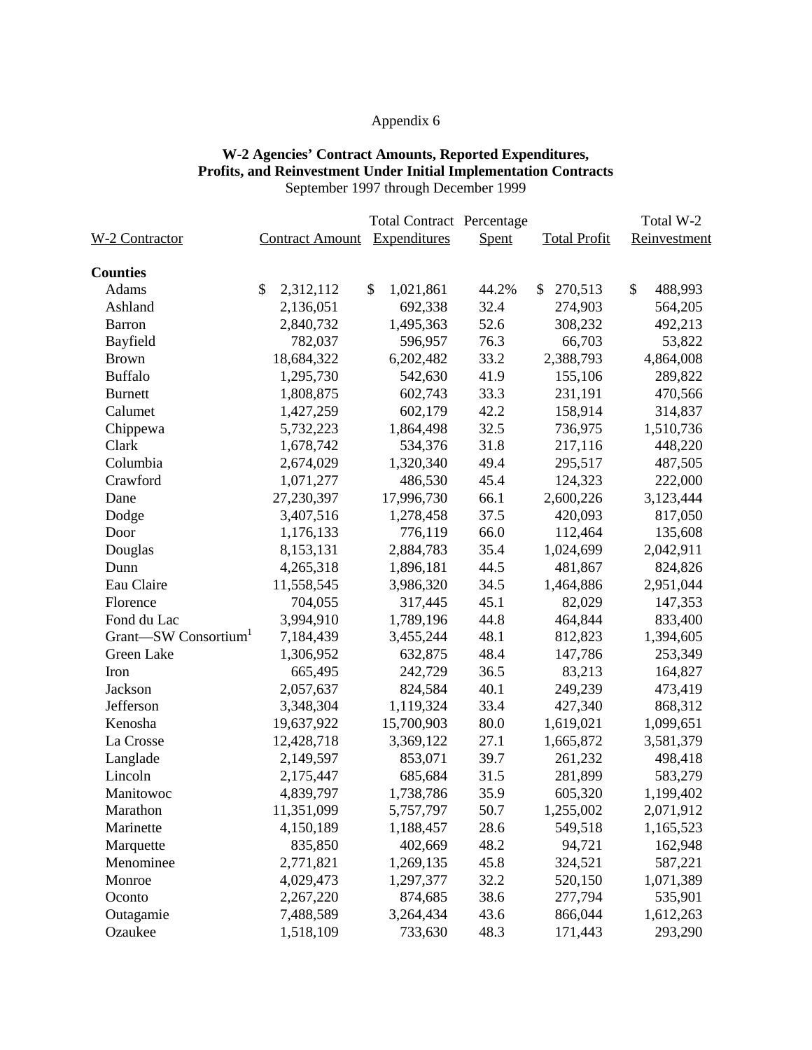Appendix 6

**W-2 Agencies' Contract Amounts, Reported Expenditures, Profits, and Reinvestment Under Initial Implementation Contracts**
September 1997 through December 1999

| W-2 Contractor | Contract Amount | Total Contract Expenditures | Percentage Spent | Total Profit | Total W-2 Reinvestment |
|---|---|---|---|---|---|
| **Counties** | | | | | |
| Adams | $ 2,312,112 | $ 1,021,861 | 44.2% | $ 270,513 | $ 488,993 |
| Ashland | 2,136,051 | 692,338 | 32.4 | 274,903 | 564,205 |
| Barron | 2,840,732 | 1,495,363 | 52.6 | 308,232 | 492,213 |
| Bayfield | 782,037 | 596,957 | 76.3 | 66,703 | 53,822 |
| Brown | 18,684,322 | 6,202,482 | 33.2 | 2,388,793 | 4,864,008 |
| Buffalo | 1,295,730 | 542,630 | 41.9 | 155,106 | 289,822 |
| Burnett | 1,808,875 | 602,743 | 33.3 | 231,191 | 470,566 |
| Calumet | 1,427,259 | 602,179 | 42.2 | 158,914 | 314,837 |
| Chippewa | 5,732,223 | 1,864,498 | 32.5 | 736,975 | 1,510,736 |
| Clark | 1,678,742 | 534,376 | 31.8 | 217,116 | 448,220 |
| Columbia | 2,674,029 | 1,320,340 | 49.4 | 295,517 | 487,505 |
| Crawford | 1,071,277 | 486,530 | 45.4 | 124,323 | 222,000 |
| Dane | 27,230,397 | 17,996,730 | 66.1 | 2,600,226 | 3,123,444 |
| Dodge | 3,407,516 | 1,278,458 | 37.5 | 420,093 | 817,050 |
| Door | 1,176,133 | 776,119 | 66.0 | 112,464 | 135,608 |
| Douglas | 8,153,131 | 2,884,783 | 35.4 | 1,024,699 | 2,042,911 |
| Dunn | 4,265,318 | 1,896,181 | 44.5 | 481,867 | 824,826 |
| Eau Claire | 11,558,545 | 3,986,320 | 34.5 | 1,464,886 | 2,951,044 |
| Florence | 704,055 | 317,445 | 45.1 | 82,029 | 147,353 |
| Fond du Lac | 3,994,910 | 1,789,196 | 44.8 | 464,844 | 833,400 |
| Grant—SW Consortium[1] | 7,184,439 | 3,455,244 | 48.1 | 812,823 | 1,394,605 |
| Green Lake | 1,306,952 | 632,875 | 48.4 | 147,786 | 253,349 |
| Iron | 665,495 | 242,729 | 36.5 | 83,213 | 164,827 |
| Jackson | 2,057,637 | 824,584 | 40.1 | 249,239 | 473,419 |
| Jefferson | 3,348,304 | 1,119,324 | 33.4 | 427,340 | 868,312 |
| Kenosha | 19,637,922 | 15,700,903 | 80.0 | 1,619,021 | 1,099,651 |
| La Crosse | 12,428,718 | 3,369,122 | 27.1 | 1,665,872 | 3,581,379 |
| Langlade | 2,149,597 | 853,071 | 39.7 | 261,232 | 498,418 |
| Lincoln | 2,175,447 | 685,684 | 31.5 | 281,899 | 583,279 |
| Manitowoc | 4,839,797 | 1,738,786 | 35.9 | 605,320 | 1,199,402 |
| Marathon | 11,351,099 | 5,757,797 | 50.7 | 1,255,002 | 2,071,912 |
| Marinette | 4,150,189 | 1,188,457 | 28.6 | 549,518 | 1,165,523 |
| Marquette | 835,850 | 402,669 | 48.2 | 94,721 | 162,948 |
| Menominee | 2,771,821 | 1,269,135 | 45.8 | 324,521 | 587,221 |
| Monroe | 4,029,473 | 1,297,377 | 32.2 | 520,150 | 1,071,389 |
| Oconto | 2,267,220 | 874,685 | 38.6 | 277,794 | 535,901 |
| Outagamie | 7,488,589 | 3,264,434 | 43.6 | 866,044 | 1,612,263 |
| Ozaukee | 1,518,109 | 733,630 | 48.3 | 171,443 | 293,290 |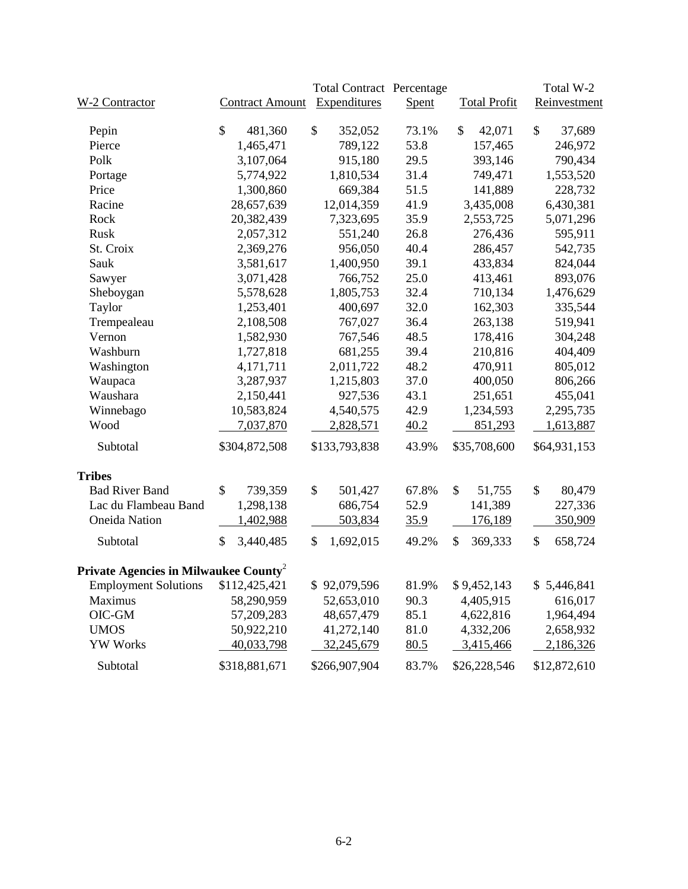| W-2 Contractor | Contract Amount | Total Contract Expenditures | Percentage Spent | Total Profit | Total W-2 Reinvestment |
|---|---|---|---|---|---|
| Pepin | $ 481,360 | $ 352,052 | 73.1% | $ 42,071 | $ 37,689 |
| Pierce | 1,465,471 | 789,122 | 53.8 | 157,465 | 246,972 |
| Polk | 3,107,064 | 915,180 | 29.5 | 393,146 | 790,434 |
| Portage | 5,774,922 | 1,810,534 | 31.4 | 749,471 | 1,553,520 |
| Price | 1,300,860 | 669,384 | 51.5 | 141,889 | 228,732 |
| Racine | 28,657,639 | 12,014,359 | 41.9 | 3,435,008 | 6,430,381 |
| Rock | 20,382,439 | 7,323,695 | 35.9 | 2,553,725 | 5,071,296 |
| Rusk | 2,057,312 | 551,240 | 26.8 | 276,436 | 595,911 |
| St. Croix | 2,369,276 | 956,050 | 40.4 | 286,457 | 542,735 |
| Sauk | 3,581,617 | 1,400,950 | 39.1 | 433,834 | 824,044 |
| Sawyer | 3,071,428 | 766,752 | 25.0 | 413,461 | 893,076 |
| Sheboygan | 5,578,628 | 1,805,753 | 32.4 | 710,134 | 1,476,629 |
| Taylor | 1,253,401 | 400,697 | 32.0 | 162,303 | 335,544 |
| Trempealeau | 2,108,508 | 767,027 | 36.4 | 263,138 | 519,941 |
| Vernon | 1,582,930 | 767,546 | 48.5 | 178,416 | 304,248 |
| Washburn | 1,727,818 | 681,255 | 39.4 | 210,816 | 404,409 |
| Washington | 4,171,711 | 2,011,722 | 48.2 | 470,911 | 805,012 |
| Waupaca | 3,287,937 | 1,215,803 | 37.0 | 400,050 | 806,266 |
| Waushara | 2,150,441 | 927,536 | 43.1 | 251,651 | 455,041 |
| Winnebago | 10,583,824 | 4,540,575 | 42.9 | 1,234,593 | 2,295,735 |
| Wood | 7,037,870 | 2,828,571 | 40.2 | 851,293 | 1,613,887 |
| Subtotal | $304,872,508 | $133,793,838 | 43.9% | $35,708,600 | $64,931,153 |
| **Tribes** | | | | | |
| Bad River Band | $ 739,359 | $ 501,427 | 67.8% | $ 51,755 | $ 80,479 |
| Lac du Flambeau Band | 1,298,138 | 686,754 | 52.9 | 141,389 | 227,336 |
| Oneida Nation | 1,402,988 | 503,834 | 35.9 | 176,189 | 350,909 |
| Subtotal | $ 3,440,485 | $ 1,692,015 | 49.2% | $ 369,333 | $ 658,724 |
| **Private Agencies in Milwaukee County**[2] | | | | | |
| Employment Solutions | $112,425,421 | $ 92,079,596 | 81.9% | $ 9,452,143 | $ 5,446,841 |
| Maximus | 58,290,959 | 52,653,010 | 90.3 | 4,405,915 | 616,017 |
| OIC-GM | 57,209,283 | 48,657,479 | 85.1 | 4,622,816 | 1,964,494 |
| UMOS | 50,922,210 | 41,272,140 | 81.0 | 4,332,206 | 2,658,932 |
| YW Works | 40,033,798 | 32,245,679 | 80.5 | 3,415,466 | 2,186,326 |
| Subtotal | $318,881,671 | $266,907,904 | 83.7% | $26,228,546 | $12,872,610 |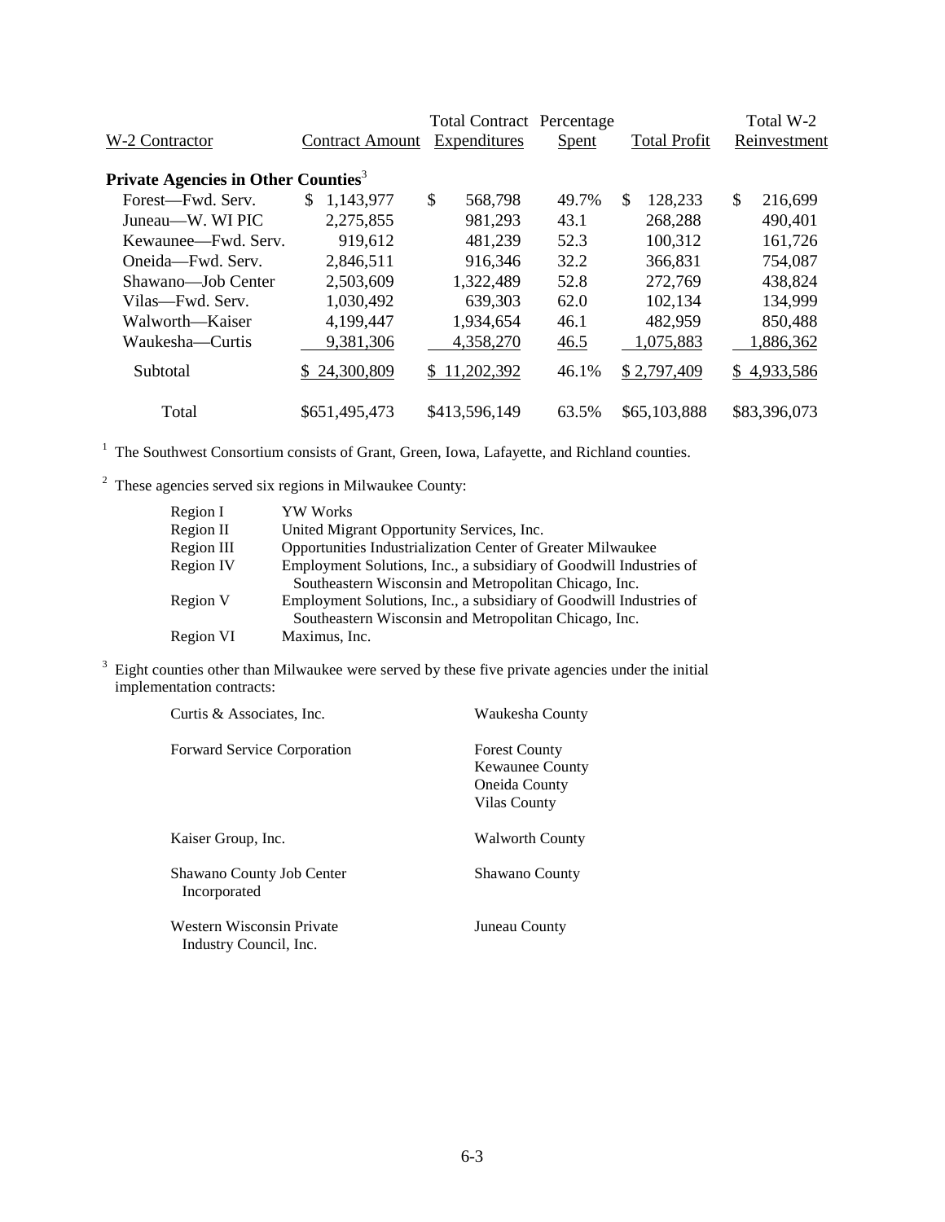| W-2 Contractor | Contract Amount | Total Contract Expenditures | Percentage Spent | Total Profit | Total W-2 Reinvestment |
|---|---|---|---|---|---|
| **Private Agencies in Other Counties**[3] | | | | | |
| Forest—Fwd. Serv. | $ 1,143,977 | $ 568,798 | 49.7% | $ 128,233 | $ 216,699 |
| Juneau—W. WI PIC | 2,275,855 | 981,293 | 43.1 | 268,288 | 490,401 |
| Kewaunee—Fwd. Serv. | 919,612 | 481,239 | 52.3 | 100,312 | 161,726 |
| Oneida—Fwd. Serv. | 2,846,511 | 916,346 | 32.2 | 366,831 | 754,087 |
| Shawano—Job Center | 2,503,609 | 1,322,489 | 52.8 | 272,769 | 438,824 |
| Vilas—Fwd. Serv. | 1,030,492 | 639,303 | 62.0 | 102,134 | 134,999 |
| Walworth—Kaiser | 4,199,447 | 1,934,654 | 46.1 | 482,959 | 850,488 |
| Waukesha—Curtis | 9,381,306 | 4,358,270 | 46.5 | 1,075,883 | 1,886,362 |
| Subtotal | $ 24,300,809 | $ 11,202,392 | 46.1% | $ 2,797,409 | $ 4,933,586 |
| Total | $651,495,473 | $413,596,149 | 63.5% | $65,103,888 | $83,396,073 |

[1] The Southwest Consortium consists of Grant, Green, Iowa, Lafayette, and Richland counties.

[2] These agencies served six regions in Milwaukee County:

| | |
|---|---|
| Region I | YW Works |
| Region II | United Migrant Opportunity Services, Inc. |
| Region III | Opportunities Industrialization Center of Greater Milwaukee |
| Region IV | Employment Solutions, Inc., a subsidiary of Goodwill Industries of Southeastern Wisconsin and Metropolitan Chicago, Inc. |
| Region V | Employment Solutions, Inc., a subsidiary of Goodwill Industries of Southeastern Wisconsin and Metropolitan Chicago, Inc. |
| Region VI | Maximus, Inc. |

[3] Eight counties other than Milwaukee were served by these five private agencies under the initial implementation contracts:

| | |
|---|---|
| Curtis & Associates, Inc. | Waukesha County |
| Forward Service Corporation | Forest County<br>Kewaunee County<br>Oneida County<br>Vilas County |
| Kaiser Group, Inc. | Walworth County |
| Shawano County Job Center Incorporated | Shawano County |
| Western Wisconsin Private Industry Council, Inc. | Juneau County |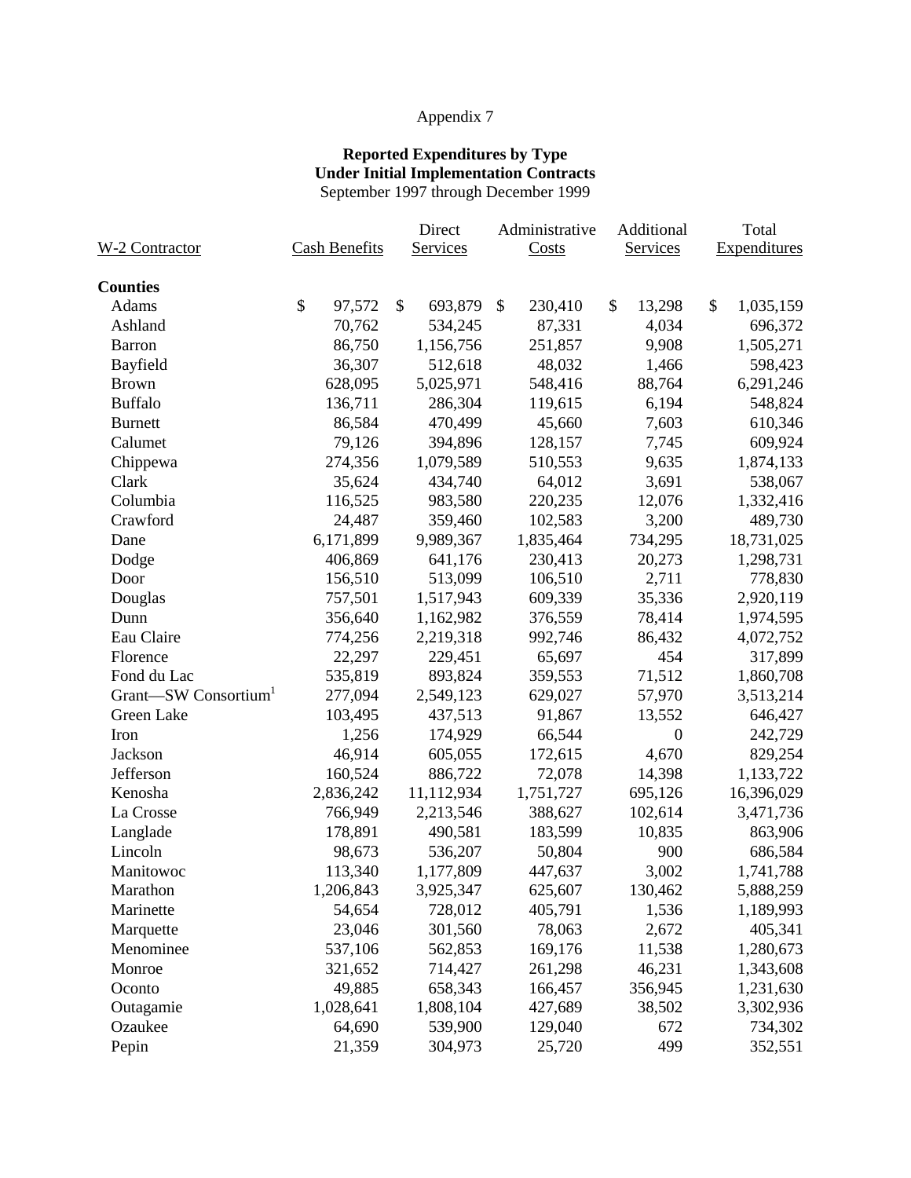Appendix 7

**Reported Expenditures by Type**
**Under Initial Implementation Contracts**
September 1997 through December 1999

| W-2 Contractor | Cash Benefits | Direct Services | Administrative Costs | Additional Services | Total Expenditures |
|---|---|---|---|---|---|
| **Counties** | | | | | |
| Adams | $ 97,572 | $ 693,879 | $ 230,410 | $ 13,298 | $ 1,035,159 |
| Ashland | 70,762 | 534,245 | 87,331 | 4,034 | 696,372 |
| Barron | 86,750 | 1,156,756 | 251,857 | 9,908 | 1,505,271 |
| Bayfield | 36,307 | 512,618 | 48,032 | 1,466 | 598,423 |
| Brown | 628,095 | 5,025,971 | 548,416 | 88,764 | 6,291,246 |
| Buffalo | 136,711 | 286,304 | 119,615 | 6,194 | 548,824 |
| Burnett | 86,584 | 470,499 | 45,660 | 7,603 | 610,346 |
| Calumet | 79,126 | 394,896 | 128,157 | 7,745 | 609,924 |
| Chippewa | 274,356 | 1,079,589 | 510,553 | 9,635 | 1,874,133 |
| Clark | 35,624 | 434,740 | 64,012 | 3,691 | 538,067 |
| Columbia | 116,525 | 983,580 | 220,235 | 12,076 | 1,332,416 |
| Crawford | 24,487 | 359,460 | 102,583 | 3,200 | 489,730 |
| Dane | 6,171,899 | 9,989,367 | 1,835,464 | 734,295 | 18,731,025 |
| Dodge | 406,869 | 641,176 | 230,413 | 20,273 | 1,298,731 |
| Door | 156,510 | 513,099 | 106,510 | 2,711 | 778,830 |
| Douglas | 757,501 | 1,517,943 | 609,339 | 35,336 | 2,920,119 |
| Dunn | 356,640 | 1,162,982 | 376,559 | 78,414 | 1,974,595 |
| Eau Claire | 774,256 | 2,219,318 | 992,746 | 86,432 | 4,072,752 |
| Florence | 22,297 | 229,451 | 65,697 | 454 | 317,899 |
| Fond du Lac | 535,819 | 893,824 | 359,553 | 71,512 | 1,860,708 |
| Grant—SW Consortium[1] | 277,094 | 2,549,123 | 629,027 | 57,970 | 3,513,214 |
| Green Lake | 103,495 | 437,513 | 91,867 | 13,552 | 646,427 |
| Iron | 1,256 | 174,929 | 66,544 | 0 | 242,729 |
| Jackson | 46,914 | 605,055 | 172,615 | 4,670 | 829,254 |
| Jefferson | 160,524 | 886,722 | 72,078 | 14,398 | 1,133,722 |
| Kenosha | 2,836,242 | 11,112,934 | 1,751,727 | 695,126 | 16,396,029 |
| La Crosse | 766,949 | 2,213,546 | 388,627 | 102,614 | 3,471,736 |
| Langlade | 178,891 | 490,581 | 183,599 | 10,835 | 863,906 |
| Lincoln | 98,673 | 536,207 | 50,804 | 900 | 686,584 |
| Manitowoc | 113,340 | 1,177,809 | 447,637 | 3,002 | 1,741,788 |
| Marathon | 1,206,843 | 3,925,347 | 625,607 | 130,462 | 5,888,259 |
| Marinette | 54,654 | 728,012 | 405,791 | 1,536 | 1,189,993 |
| Marquette | 23,046 | 301,560 | 78,063 | 2,672 | 405,341 |
| Menominee | 537,106 | 562,853 | 169,176 | 11,538 | 1,280,673 |
| Monroe | 321,652 | 714,427 | 261,298 | 46,231 | 1,343,608 |
| Oconto | 49,885 | 658,343 | 166,457 | 356,945 | 1,231,630 |
| Outagamie | 1,028,641 | 1,808,104 | 427,689 | 38,502 | 3,302,936 |
| Ozaukee | 64,690 | 539,900 | 129,040 | 672 | 734,302 |
| Pepin | 21,359 | 304,973 | 25,720 | 499 | 352,551 |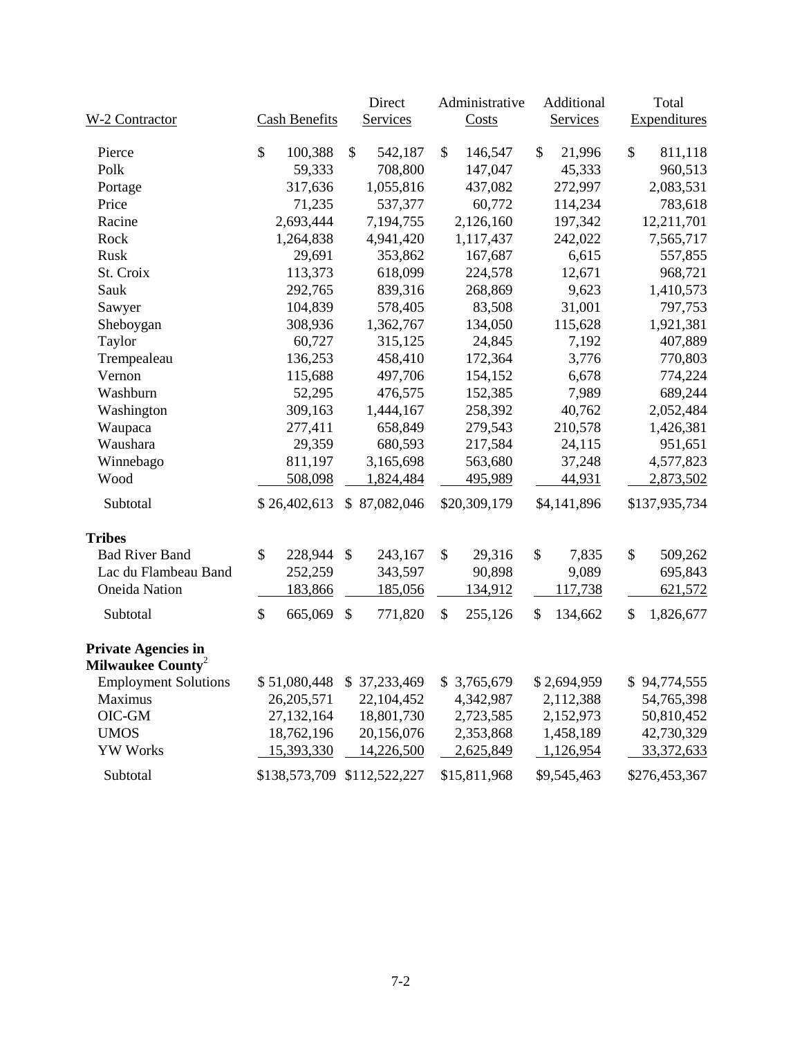| W-2 Contractor | Cash Benefits | Direct Services | Administrative Costs | Additional Services | Total Expenditures |
|---|---|---|---|---|---|
| Pierce | $ 100,388 | $ 542,187 | $ 146,547 | $ 21,996 | $ 811,118 |
| Polk | 59,333 | 708,800 | 147,047 | 45,333 | 960,513 |
| Portage | 317,636 | 1,055,816 | 437,082 | 272,997 | 2,083,531 |
| Price | 71,235 | 537,377 | 60,772 | 114,234 | 783,618 |
| Racine | 2,693,444 | 7,194,755 | 2,126,160 | 197,342 | 12,211,701 |
| Rock | 1,264,838 | 4,941,420 | 1,117,437 | 242,022 | 7,565,717 |
| Rusk | 29,691 | 353,862 | 167,687 | 6,615 | 557,855 |
| St. Croix | 113,373 | 618,099 | 224,578 | 12,671 | 968,721 |
| Sauk | 292,765 | 839,316 | 268,869 | 9,623 | 1,410,573 |
| Sawyer | 104,839 | 578,405 | 83,508 | 31,001 | 797,753 |
| Sheboygan | 308,936 | 1,362,767 | 134,050 | 115,628 | 1,921,381 |
| Taylor | 60,727 | 315,125 | 24,845 | 7,192 | 407,889 |
| Trempealeau | 136,253 | 458,410 | 172,364 | 3,776 | 770,803 |
| Vernon | 115,688 | 497,706 | 154,152 | 6,678 | 774,224 |
| Washburn | 52,295 | 476,575 | 152,385 | 7,989 | 689,244 |
| Washington | 309,163 | 1,444,167 | 258,392 | 40,762 | 2,052,484 |
| Waupaca | 277,411 | 658,849 | 279,543 | 210,578 | 1,426,381 |
| Waushara | 29,359 | 680,593 | 217,584 | 24,115 | 951,651 |
| Winnebago | 811,197 | 3,165,698 | 563,680 | 37,248 | 4,577,823 |
| Wood | 508,098 | 1,824,484 | 495,989 | 44,931 | 2,873,502 |
| Subtotal | $ 26,402,613 | $ 87,082,046 | $20,309,179 | $4,141,896 | $137,935,734 |
| **Tribes** | | | | | |
| Bad River Band | $ 228,944 | $ 243,167 | $ 29,316 | $ 7,835 | $ 509,262 |
| Lac du Flambeau Band | 252,259 | 343,597 | 90,898 | 9,089 | 695,843 |
| Oneida Nation | 183,866 | 185,056 | 134,912 | 117,738 | 621,572 |
| Subtotal | $ 665,069 | $ 771,820 | $ 255,126 | $ 134,662 | $ 1,826,677 |
| **Private Agencies in Milwaukee County**[2] | | | | | |
| Employment Solutions | $ 51,080,448 | $ 37,233,469 | $ 3,765,679 | $ 2,694,959 | $ 94,774,555 |
| Maximus | 26,205,571 | 22,104,452 | 4,342,987 | 2,112,388 | 54,765,398 |
| OIC-GM | 27,132,164 | 18,801,730 | 2,723,585 | 2,152,973 | 50,810,452 |
| UMOS | 18,762,196 | 20,156,076 | 2,353,868 | 1,458,189 | 42,730,329 |
| YW Works | 15,393,330 | 14,226,500 | 2,625,849 | 1,126,954 | 33,372,633 |
| Subtotal | $138,573,709 | $112,522,227 | $15,811,968 | $9,545,463 | $276,453,367 |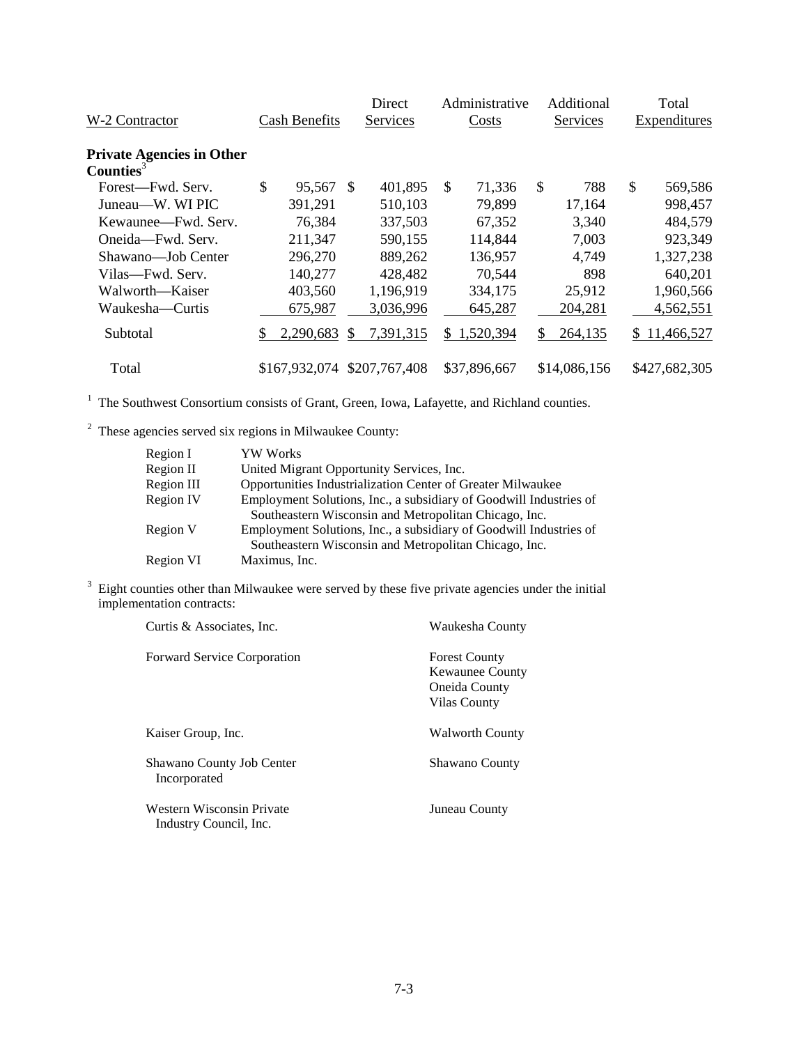| W-2 Contractor | Cash Benefits | Direct Services | Administrative Costs | Additional Services | Total Expenditures |
|---|---|---|---|---|---|
| **Private Agencies in Other Counties**[3] | | | | | |
| Forest—Fwd. Serv. | $ 95,567 | $ 401,895 | $ 71,336 | $ 788 | $ 569,586 |
| Juneau—W. WI PIC | 391,291 | 510,103 | 79,899 | 17,164 | 998,457 |
| Kewaunee—Fwd. Serv. | 76,384 | 337,503 | 67,352 | 3,340 | 484,579 |
| Oneida—Fwd. Serv. | 211,347 | 590,155 | 114,844 | 7,003 | 923,349 |
| Shawano—Job Center | 296,270 | 889,262 | 136,957 | 4,749 | 1,327,238 |
| Vilas—Fwd. Serv. | 140,277 | 428,482 | 70,544 | 898 | 640,201 |
| Walworth—Kaiser | 403,560 | 1,196,919 | 334,175 | 25,912 | 1,960,566 |
| Waukesha—Curtis | 675,987 | 3,036,996 | 645,287 | 204,281 | 4,562,551 |
| Subtotal | $ 2,290,683 | $ 7,391,315 | $ 1,520,394 | $ 264,135 | $ 11,466,527 |
| Total | $167,932,074 | $207,767,408 | $37,896,667 | $14,086,156 | $427,682,305 |

[1] The Southwest Consortium consists of Grant, Green, Iowa, Lafayette, and Richland counties.

[2] These agencies served six regions in Milwaukee County:

| | |
|---|---|
| Region I | YW Works |
| Region II | United Migrant Opportunity Services, Inc. |
| Region III | Opportunities Industrialization Center of Greater Milwaukee |
| Region IV | Employment Solutions, Inc., a subsidiary of Goodwill Industries of Southeastern Wisconsin and Metropolitan Chicago, Inc. |
| Region V | Employment Solutions, Inc., a subsidiary of Goodwill Industries of Southeastern Wisconsin and Metropolitan Chicago, Inc. |
| Region VI | Maximus, Inc. |

[3] Eight counties other than Milwaukee were served by these five private agencies under the initial implementation contracts:

| | |
|---|---|
| Curtis & Associates, Inc. | Waukesha County |
| Forward Service Corporation | Forest County<br>Kewaunee County<br>Oneida County<br>Vilas County |
| Kaiser Group, Inc. | Walworth County |
| Shawano County Job Center Incorporated | Shawano County |
| Western Wisconsin Private Industry Council, Inc. | Juneau County |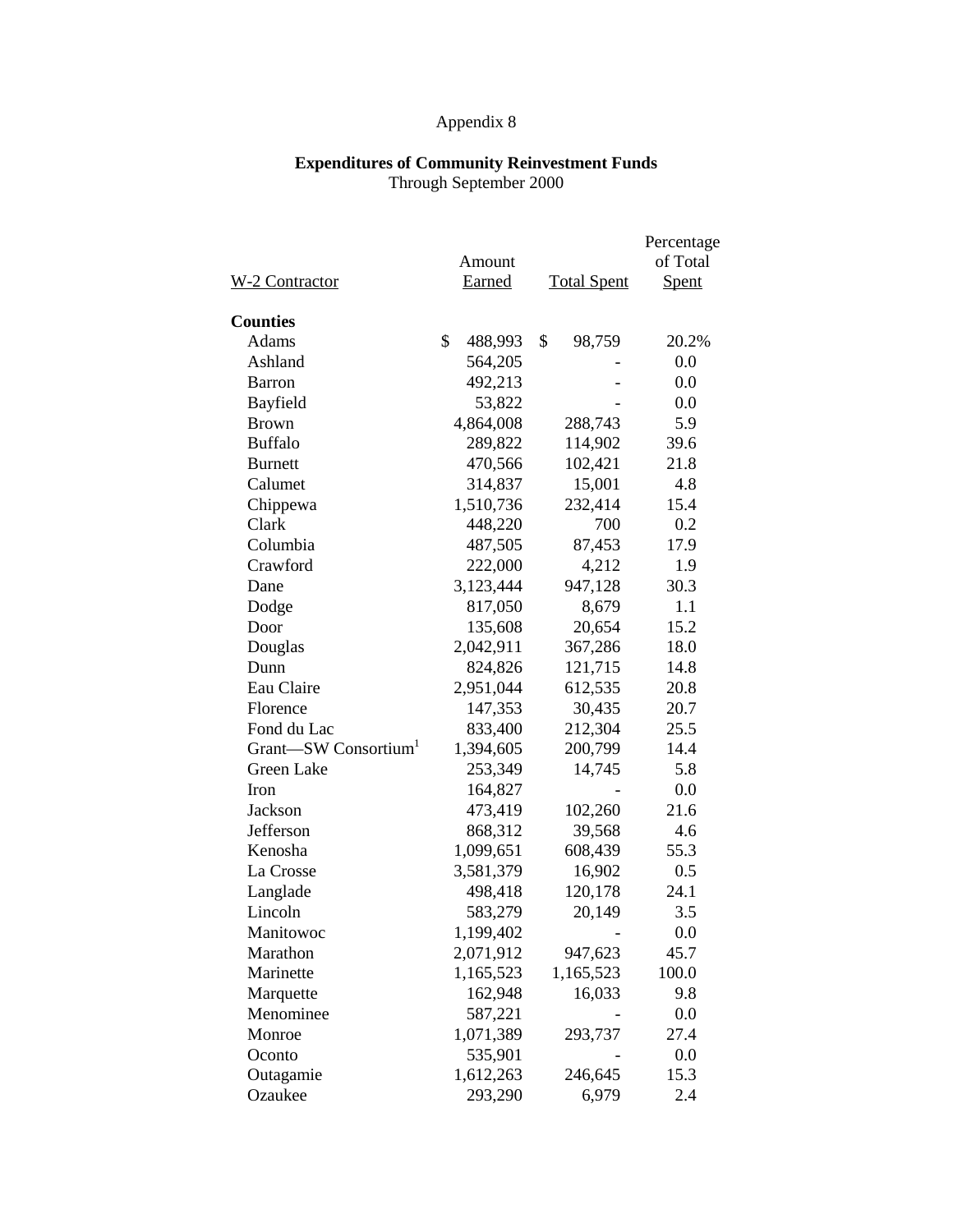Appendix 8

**Expenditures of Community Reinvestment Funds**
Through September 2000

| W-2 Contractor | Amount Earned | Total Spent | Percentage of Total Spent |
|---|---|---|---|
| **Counties** | | | |
| Adams | $ 488,993 | $ 98,759 | 20.2% |
| Ashland | 564,205 | - | 0.0 |
| Barron | 492,213 | - | 0.0 |
| Bayfield | 53,822 | - | 0.0 |
| Brown | 4,864,008 | 288,743 | 5.9 |
| Buffalo | 289,822 | 114,902 | 39.6 |
| Burnett | 470,566 | 102,421 | 21.8 |
| Calumet | 314,837 | 15,001 | 4.8 |
| Chippewa | 1,510,736 | 232,414 | 15.4 |
| Clark | 448,220 | 700 | 0.2 |
| Columbia | 487,505 | 87,453 | 17.9 |
| Crawford | 222,000 | 4,212 | 1.9 |
| Dane | 3,123,444 | 947,128 | 30.3 |
| Dodge | 817,050 | 8,679 | 1.1 |
| Door | 135,608 | 20,654 | 15.2 |
| Douglas | 2,042,911 | 367,286 | 18.0 |
| Dunn | 824,826 | 121,715 | 14.8 |
| Eau Claire | 2,951,044 | 612,535 | 20.8 |
| Florence | 147,353 | 30,435 | 20.7 |
| Fond du Lac | 833,400 | 212,304 | 25.5 |
| Grant—SW Consortium[1] | 1,394,605 | 200,799 | 14.4 |
| Green Lake | 253,349 | 14,745 | 5.8 |
| Iron | 164,827 | - | 0.0 |
| Jackson | 473,419 | 102,260 | 21.6 |
| Jefferson | 868,312 | 39,568 | 4.6 |
| Kenosha | 1,099,651 | 608,439 | 55.3 |
| La Crosse | 3,581,379 | 16,902 | 0.5 |
| Langlade | 498,418 | 120,178 | 24.1 |
| Lincoln | 583,279 | 20,149 | 3.5 |
| Manitowoc | 1,199,402 | - | 0.0 |
| Marathon | 2,071,912 | 947,623 | 45.7 |
| Marinette | 1,165,523 | 1,165,523 | 100.0 |
| Marquette | 162,948 | 16,033 | 9.8 |
| Menominee | 587,221 | - | 0.0 |
| Monroe | 1,071,389 | 293,737 | 27.4 |
| Oconto | 535,901 | - | 0.0 |
| Outagamie | 1,612,263 | 246,645 | 15.3 |
| Ozaukee | 293,290 | 6,979 | 2.4 |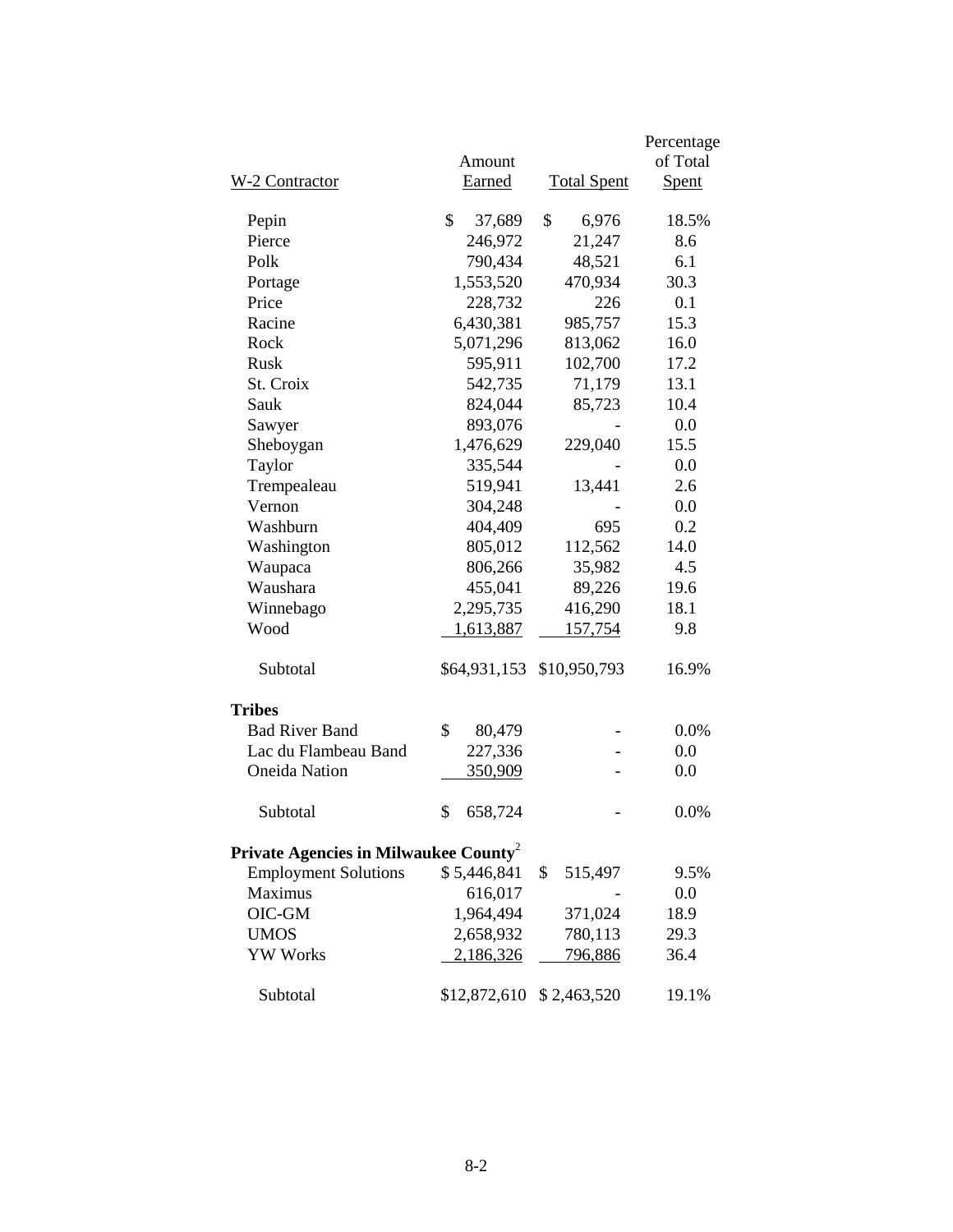| W-2 Contractor | Amount Earned | Total Spent | Percentage of Total Spent |
|---|---|---|---|
| Pepin | $ 37,689 | $ 6,976 | 18.5% |
| Pierce | 246,972 | 21,247 | 8.6 |
| Polk | 790,434 | 48,521 | 6.1 |
| Portage | 1,553,520 | 470,934 | 30.3 |
| Price | 228,732 | 226 | 0.1 |
| Racine | 6,430,381 | 985,757 | 15.3 |
| Rock | 5,071,296 | 813,062 | 16.0 |
| Rusk | 595,911 | 102,700 | 17.2 |
| St. Croix | 542,735 | 71,179 | 13.1 |
| Sauk | 824,044 | 85,723 | 10.4 |
| Sawyer | 893,076 | - | 0.0 |
| Sheboygan | 1,476,629 | 229,040 | 15.5 |
| Taylor | 335,544 | - | 0.0 |
| Trempealeau | 519,941 | 13,441 | 2.6 |
| Vernon | 304,248 | - | 0.0 |
| Washburn | 404,409 | 695 | 0.2 |
| Washington | 805,012 | 112,562 | 14.0 |
| Waupaca | 806,266 | 35,982 | 4.5 |
| Waushara | 455,041 | 89,226 | 19.6 |
| Winnebago | 2,295,735 | 416,290 | 18.1 |
| Wood | 1,613,887 | 157,754 | 9.8 |
| Subtotal | $64,931,153 | $10,950,793 | 16.9% |
| **Tribes** | | | |
| Bad River Band | $ 80,479 | - | 0.0% |
| Lac du Flambeau Band | 227,336 | - | 0.0 |
| Oneida Nation | 350,909 | - | 0.0 |
| Subtotal | $ 658,724 | - | 0.0% |
| **Private Agencies in Milwaukee County**[2] | | | |
| Employment Solutions | $ 5,446,841 | $ 515,497 | 9.5% |
| Maximus | 616,017 | - | 0.0 |
| OIC-GM | 1,964,494 | 371,024 | 18.9 |
| UMOS | 2,658,932 | 780,113 | 29.3 |
| YW Works | 2,186,326 | 796,886 | 36.4 |
| Subtotal | $12,872,610 | $ 2,463,520 | 19.1% |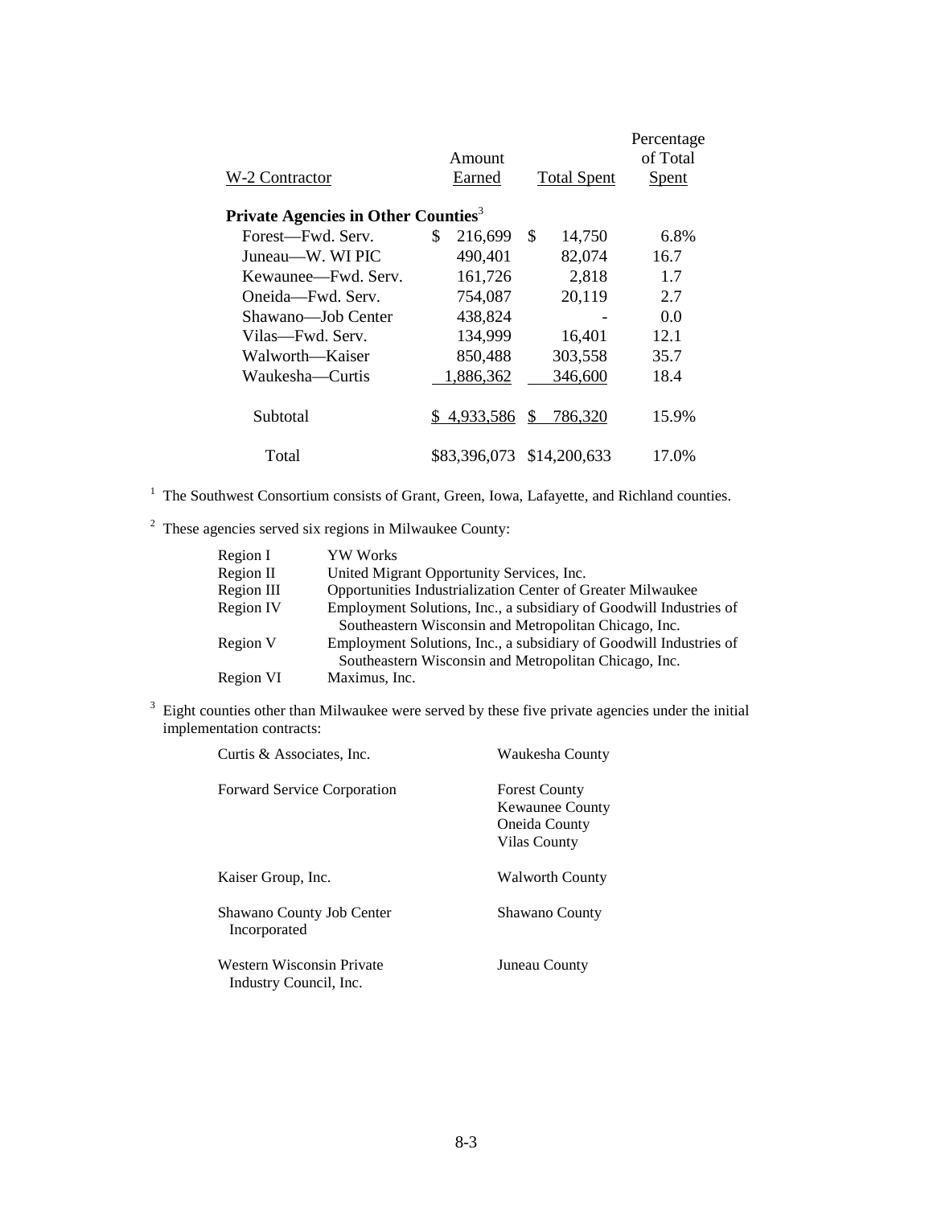| W-2 Contractor | Amount Earned | Total Spent | Percentage of Total Spent |
|---|---|---|---|
| **Private Agencies in Other Counties**[3] | | | |
| Forest—Fwd. Serv. | $ 216,699 | $ 14,750 | 6.8% |
| Juneau—W. WI PIC | 490,401 | 82,074 | 16.7 |
| Kewaunee—Fwd. Serv. | 161,726 | 2,818 | 1.7 |
| Oneida—Fwd. Serv. | 754,087 | 20,119 | 2.7 |
| Shawano—Job Center | 438,824 | - | 0.0 |
| Vilas—Fwd. Serv. | 134,999 | 16,401 | 12.1 |
| Walworth—Kaiser | 850,488 | 303,558 | 35.7 |
| Waukesha—Curtis | 1,886,362 | 346,600 | 18.4 |
| Subtotal | $ 4,933,586 | $ 786,320 | 15.9% |
| Total | $83,396,073 | $14,200,633 | 17.0% |

[1] The Southwest Consortium consists of Grant, Green, Iowa, Lafayette, and Richland counties.

[2] These agencies served six regions in Milwaukee County:

| | |
|---|---|
| Region I | YW Works |
| Region II | United Migrant Opportunity Services, Inc. |
| Region III | Opportunities Industrialization Center of Greater Milwaukee |
| Region IV | Employment Solutions, Inc., a subsidiary of Goodwill Industries of Southeastern Wisconsin and Metropolitan Chicago, Inc. |
| Region V | Employment Solutions, Inc., a subsidiary of Goodwill Industries of Southeastern Wisconsin and Metropolitan Chicago, Inc. |
| Region VI | Maximus, Inc. |

[3] Eight counties other than Milwaukee were served by these five private agencies under the initial implementation contracts:

| | |
|---|---|
| Curtis & Associates, Inc. | Waukesha County |
| Forward Service Corporation | Forest County<br>Kewaunee County<br>Oneida County<br>Vilas County |
| Kaiser Group, Inc. | Walworth County |
| Shawano County Job Center Incorporated | Shawano County |
| Western Wisconsin Private Industry Council, Inc. | Juneau County |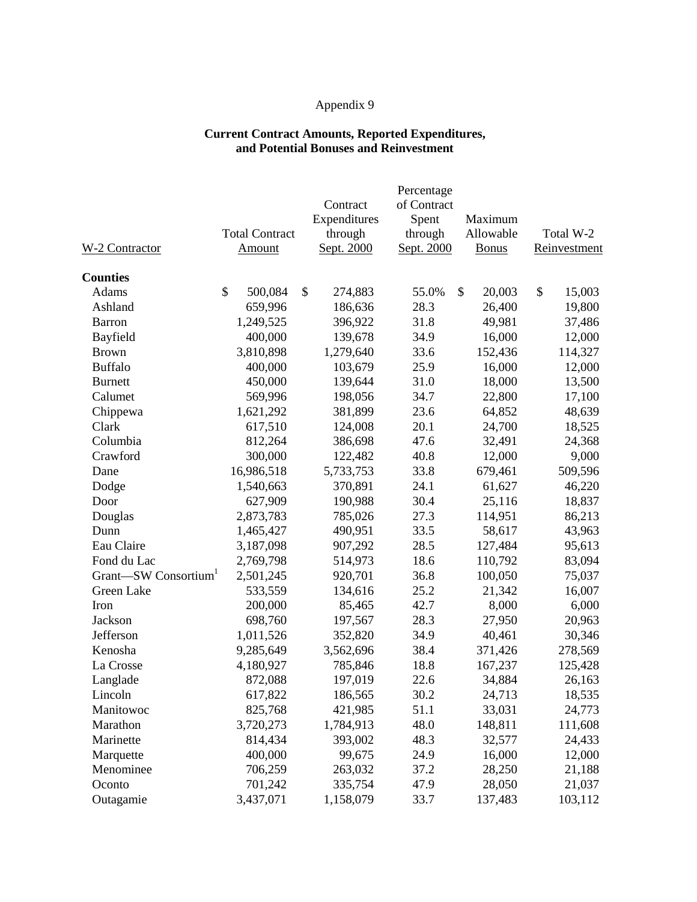Appendix 9

**Current Contract Amounts, Reported Expenditures, and Potential Bonuses and Reinvestment**

| W-2 Contractor | Total Contract Amount | Contract Expenditures through Sept. 2000 | Percentage of Contract Spent through Sept. 2000 | Maximum Allowable Bonus | Total W-2 Reinvestment |
|---|---|---|---|---|---|
| **Counties** | | | | | |
| Adams | $ 500,084 | $ 274,883 | 55.0% | $ 20,003 | $ 15,003 |
| Ashland | 659,996 | 186,636 | 28.3 | 26,400 | 19,800 |
| Barron | 1,249,525 | 396,922 | 31.8 | 49,981 | 37,486 |
| Bayfield | 400,000 | 139,678 | 34.9 | 16,000 | 12,000 |
| Brown | 3,810,898 | 1,279,640 | 33.6 | 152,436 | 114,327 |
| Buffalo | 400,000 | 103,679 | 25.9 | 16,000 | 12,000 |
| Burnett | 450,000 | 139,644 | 31.0 | 18,000 | 13,500 |
| Calumet | 569,996 | 198,056 | 34.7 | 22,800 | 17,100 |
| Chippewa | 1,621,292 | 381,899 | 23.6 | 64,852 | 48,639 |
| Clark | 617,510 | 124,008 | 20.1 | 24,700 | 18,525 |
| Columbia | 812,264 | 386,698 | 47.6 | 32,491 | 24,368 |
| Crawford | 300,000 | 122,482 | 40.8 | 12,000 | 9,000 |
| Dane | 16,986,518 | 5,733,753 | 33.8 | 679,461 | 509,596 |
| Dodge | 1,540,663 | 370,891 | 24.1 | 61,627 | 46,220 |
| Door | 627,909 | 190,988 | 30.4 | 25,116 | 18,837 |
| Douglas | 2,873,783 | 785,026 | 27.3 | 114,951 | 86,213 |
| Dunn | 1,465,427 | 490,951 | 33.5 | 58,617 | 43,963 |
| Eau Claire | 3,187,098 | 907,292 | 28.5 | 127,484 | 95,613 |
| Fond du Lac | 2,769,798 | 514,973 | 18.6 | 110,792 | 83,094 |
| Grant—SW Consortium[1] | 2,501,245 | 920,701 | 36.8 | 100,050 | 75,037 |
| Green Lake | 533,559 | 134,616 | 25.2 | 21,342 | 16,007 |
| Iron | 200,000 | 85,465 | 42.7 | 8,000 | 6,000 |
| Jackson | 698,760 | 197,567 | 28.3 | 27,950 | 20,963 |
| Jefferson | 1,011,526 | 352,820 | 34.9 | 40,461 | 30,346 |
| Kenosha | 9,285,649 | 3,562,696 | 38.4 | 371,426 | 278,569 |
| La Crosse | 4,180,927 | 785,846 | 18.8 | 167,237 | 125,428 |
| Langlade | 872,088 | 197,019 | 22.6 | 34,884 | 26,163 |
| Lincoln | 617,822 | 186,565 | 30.2 | 24,713 | 18,535 |
| Manitowoc | 825,768 | 421,985 | 51.1 | 33,031 | 24,773 |
| Marathon | 3,720,273 | 1,784,913 | 48.0 | 148,811 | 111,608 |
| Marinette | 814,434 | 393,002 | 48.3 | 32,577 | 24,433 |
| Marquette | 400,000 | 99,675 | 24.9 | 16,000 | 12,000 |
| Menominee | 706,259 | 263,032 | 37.2 | 28,250 | 21,188 |
| Oconto | 701,242 | 335,754 | 47.9 | 28,050 | 21,037 |
| Outagamie | 3,437,071 | 1,158,079 | 33.7 | 137,483 | 103,112 |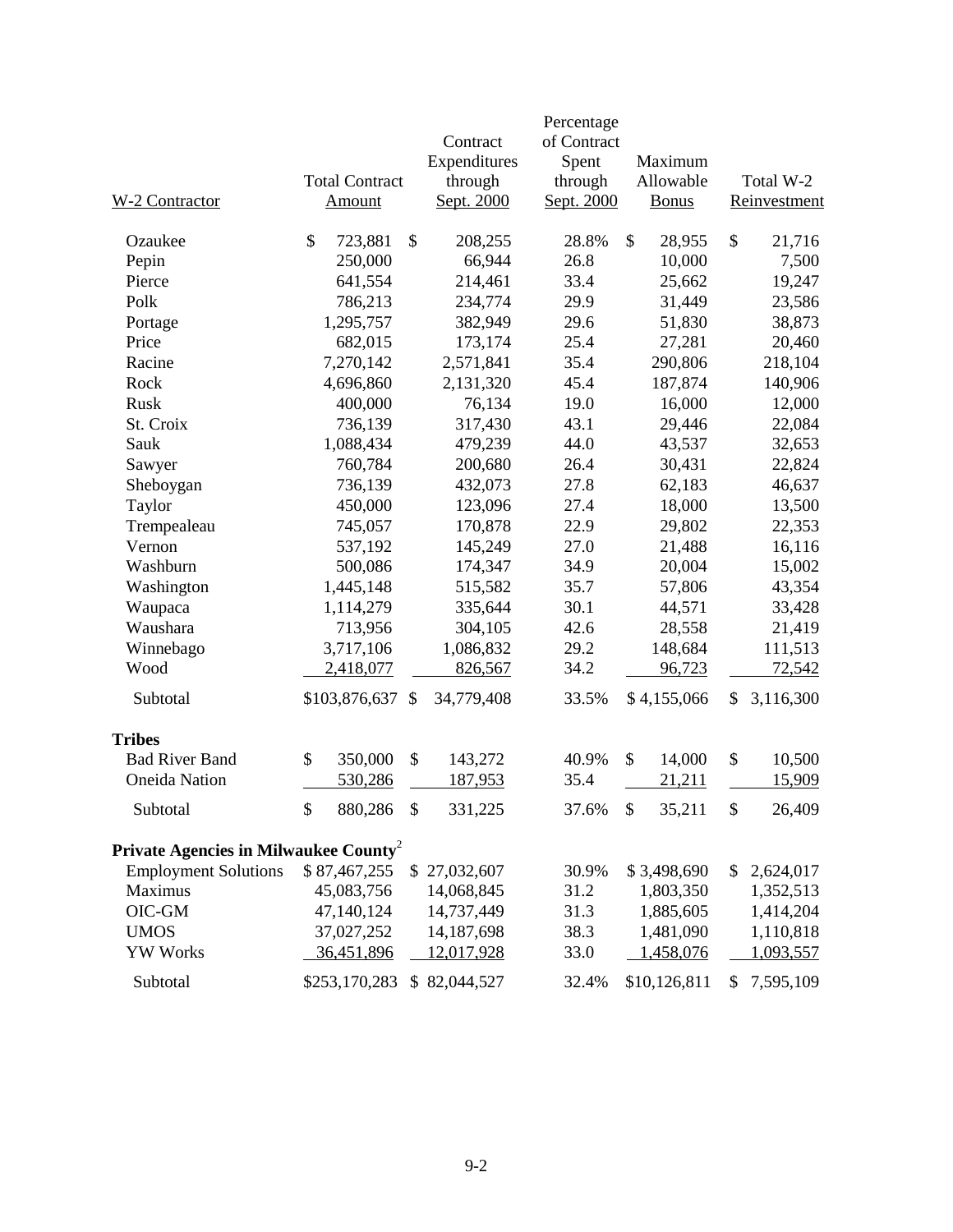| W-2 Contractor | Total Contract Amount | Contract Expenditures through Sept. 2000 | Percentage of Contract Spent through Sept. 2000 | Maximum Allowable Bonus | Total W-2 Reinvestment |
|---|---|---|---|---|---|
| Ozaukee | $ 723,881 | $ 208,255 | 28.8% | $ 28,955 | $ 21,716 |
| Pepin | 250,000 | 66,944 | 26.8 | 10,000 | 7,500 |
| Pierce | 641,554 | 214,461 | 33.4 | 25,662 | 19,247 |
| Polk | 786,213 | 234,774 | 29.9 | 31,449 | 23,586 |
| Portage | 1,295,757 | 382,949 | 29.6 | 51,830 | 38,873 |
| Price | 682,015 | 173,174 | 25.4 | 27,281 | 20,460 |
| Racine | 7,270,142 | 2,571,841 | 35.4 | 290,806 | 218,104 |
| Rock | 4,696,860 | 2,131,320 | 45.4 | 187,874 | 140,906 |
| Rusk | 400,000 | 76,134 | 19.0 | 16,000 | 12,000 |
| St. Croix | 736,139 | 317,430 | 43.1 | 29,446 | 22,084 |
| Sauk | 1,088,434 | 479,239 | 44.0 | 43,537 | 32,653 |
| Sawyer | 760,784 | 200,680 | 26.4 | 30,431 | 22,824 |
| Sheboygan | 736,139 | 432,073 | 27.8 | 62,183 | 46,637 |
| Taylor | 450,000 | 123,096 | 27.4 | 18,000 | 13,500 |
| Trempealeau | 745,057 | 170,878 | 22.9 | 29,802 | 22,353 |
| Vernon | 537,192 | 145,249 | 27.0 | 21,488 | 16,116 |
| Washburn | 500,086 | 174,347 | 34.9 | 20,004 | 15,002 |
| Washington | 1,445,148 | 515,582 | 35.7 | 57,806 | 43,354 |
| Waupaca | 1,114,279 | 335,644 | 30.1 | 44,571 | 33,428 |
| Waushara | 713,956 | 304,105 | 42.6 | 28,558 | 21,419 |
| Winnebago | 3,717,106 | 1,086,832 | 29.2 | 148,684 | 111,513 |
| Wood | 2,418,077 | 826,567 | 34.2 | 96,723 | 72,542 |
| Subtotal | $103,876,637 | $ 34,779,408 | 33.5% | $ 4,155,066 | $ 3,116,300 |
| **Tribes** | | | | | |
| Bad River Band | $ 350,000 | $ 143,272 | 40.9% | $ 14,000 | $ 10,500 |
| Oneida Nation | 530,286 | 187,953 | 35.4 | 21,211 | 15,909 |
| Subtotal | $ 880,286 | $ 331,225 | 37.6% | $ 35,211 | $ 26,409 |
| **Private Agencies in Milwaukee County**[2] | | | | | |
| Employment Solutions | $ 87,467,255 | $ 27,032,607 | 30.9% | $ 3,498,690 | $ 2,624,017 |
| Maximus | 45,083,756 | 14,068,845 | 31.2 | 1,803,350 | 1,352,513 |
| OIC-GM | 47,140,124 | 14,737,449 | 31.3 | 1,885,605 | 1,414,204 |
| UMOS | 37,027,252 | 14,187,698 | 38.3 | 1,481,090 | 1,110,818 |
| YW Works | 36,451,896 | 12,017,928 | 33.0 | 1,458,076 | 1,093,557 |
| Subtotal | $253,170,283 | $ 82,044,527 | 32.4% | $10,126,811 | $ 7,595,109 |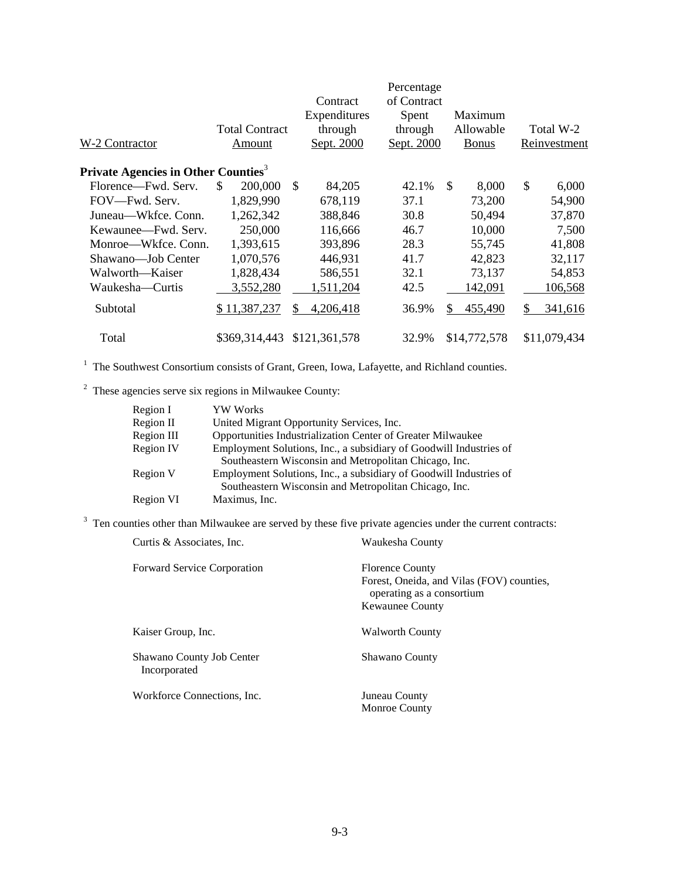| W-2 Contractor | Total Contract Amount | Contract Expenditures through Sept. 2000 | Percentage of Contract Spent through Sept. 2000 | Maximum Allowable Bonus | Total W-2 Reinvestment |
|---|---|---|---|---|---|
| **Private Agencies in Other Counties**[3] | | | | | |
| Florence—Fwd. Serv. | $ 200,000 | $ 84,205 | 42.1% | $ 8,000 | $ 6,000 |
| FOV—Fwd. Serv. | 1,829,990 | 678,119 | 37.1 | 73,200 | 54,900 |
| Juneau—Wkfce. Conn. | 1,262,342 | 388,846 | 30.8 | 50,494 | 37,870 |
| Kewaunee—Fwd. Serv. | 250,000 | 116,666 | 46.7 | 10,000 | 7,500 |
| Monroe—Wkfce. Conn. | 1,393,615 | 393,896 | 28.3 | 55,745 | 41,808 |
| Shawano—Job Center | 1,070,576 | 446,931 | 41.7 | 42,823 | 32,117 |
| Walworth—Kaiser | 1,828,434 | 586,551 | 32.1 | 73,137 | 54,853 |
| Waukesha—Curtis | 3,552,280 | 1,511,204 | 42.5 | 142,091 | 106,568 |
| Subtotal | $ 11,387,237 | $ 4,206,418 | 36.9% | $ 455,490 | $ 341,616 |
| Total | $369,314,443 | $121,361,578 | 32.9% | $14,772,578 | $11,079,434 |

[1] The Southwest Consortium consists of Grant, Green, Iowa, Lafayette, and Richland counties.

[2] These agencies serve six regions in Milwaukee County:

| | |
|---|---|
| Region I | YW Works |
| Region II | United Migrant Opportunity Services, Inc. |
| Region III | Opportunities Industrialization Center of Greater Milwaukee |
| Region IV | Employment Solutions, Inc., a subsidiary of Goodwill Industries of Southeastern Wisconsin and Metropolitan Chicago, Inc. |
| Region V | Employment Solutions, Inc., a subsidiary of Goodwill Industries of Southeastern Wisconsin and Metropolitan Chicago, Inc. |
| Region VI | Maximus, Inc. |

[3] Ten counties other than Milwaukee are served by these five private agencies under the current contracts:

| | |
|---|---|
| Curtis & Associates, Inc. | Waukesha County |
| Forward Service Corporation | Florence County<br>Forest, Oneida, and Vilas (FOV) counties, operating as a consortium<br>Kewaunee County |
| Kaiser Group, Inc. | Walworth County |
| Shawano County Job Center Incorporated | Shawano County |
| Workforce Connections, Inc. | Juneau County<br>Monroe County |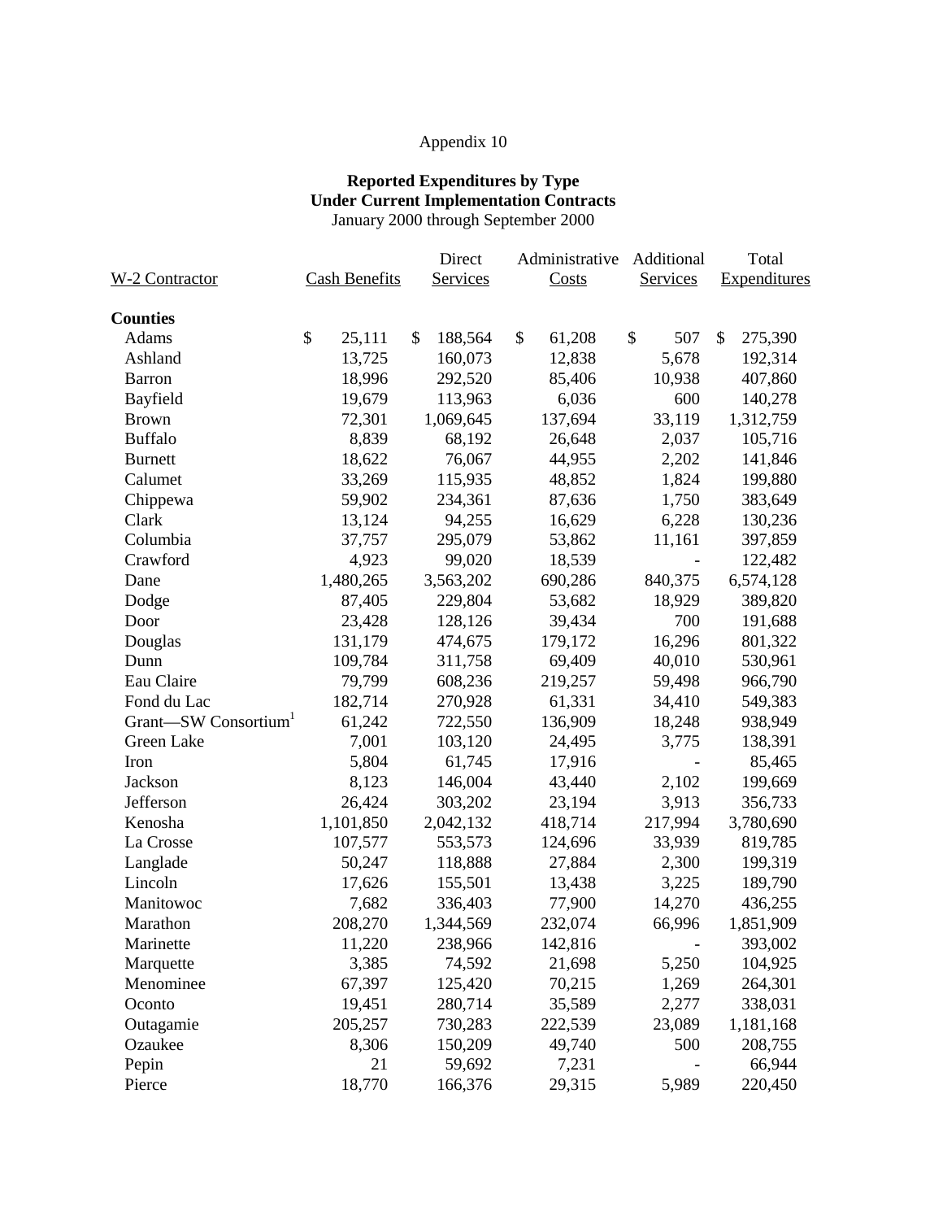Appendix 10

**Reported Expenditures by Type**
**Under Current Implementation Contracts**
January 2000 through September 2000

| W-2 Contractor | Cash Benefits | Direct Services | Administrative Costs | Additional Services | Total Expenditures |
|---|---|---|---|---|---|
| **Counties** | | | | | |
| Adams | $ 25,111 | $ 188,564 | $ 61,208 | $ 507 | $ 275,390 |
| Ashland | 13,725 | 160,073 | 12,838 | 5,678 | 192,314 |
| Barron | 18,996 | 292,520 | 85,406 | 10,938 | 407,860 |
| Bayfield | 19,679 | 113,963 | 6,036 | 600 | 140,278 |
| Brown | 72,301 | 1,069,645 | 137,694 | 33,119 | 1,312,759 |
| Buffalo | 8,839 | 68,192 | 26,648 | 2,037 | 105,716 |
| Burnett | 18,622 | 76,067 | 44,955 | 2,202 | 141,846 |
| Calumet | 33,269 | 115,935 | 48,852 | 1,824 | 199,880 |
| Chippewa | 59,902 | 234,361 | 87,636 | 1,750 | 383,649 |
| Clark | 13,124 | 94,255 | 16,629 | 6,228 | 130,236 |
| Columbia | 37,757 | 295,079 | 53,862 | 11,161 | 397,859 |
| Crawford | 4,923 | 99,020 | 18,539 | - | 122,482 |
| Dane | 1,480,265 | 3,563,202 | 690,286 | 840,375 | 6,574,128 |
| Dodge | 87,405 | 229,804 | 53,682 | 18,929 | 389,820 |
| Door | 23,428 | 128,126 | 39,434 | 700 | 191,688 |
| Douglas | 131,179 | 474,675 | 179,172 | 16,296 | 801,322 |
| Dunn | 109,784 | 311,758 | 69,409 | 40,010 | 530,961 |
| Eau Claire | 79,799 | 608,236 | 219,257 | 59,498 | 966,790 |
| Fond du Lac | 182,714 | 270,928 | 61,331 | 34,410 | 549,383 |
| Grant—SW Consortium[1] | 61,242 | 722,550 | 136,909 | 18,248 | 938,949 |
| Green Lake | 7,001 | 103,120 | 24,495 | 3,775 | 138,391 |
| Iron | 5,804 | 61,745 | 17,916 | - | 85,465 |
| Jackson | 8,123 | 146,004 | 43,440 | 2,102 | 199,669 |
| Jefferson | 26,424 | 303,202 | 23,194 | 3,913 | 356,733 |
| Kenosha | 1,101,850 | 2,042,132 | 418,714 | 217,994 | 3,780,690 |
| La Crosse | 107,577 | 553,573 | 124,696 | 33,939 | 819,785 |
| Langlade | 50,247 | 118,888 | 27,884 | 2,300 | 199,319 |
| Lincoln | 17,626 | 155,501 | 13,438 | 3,225 | 189,790 |
| Manitowoc | 7,682 | 336,403 | 77,900 | 14,270 | 436,255 |
| Marathon | 208,270 | 1,344,569 | 232,074 | 66,996 | 1,851,909 |
| Marinette | 11,220 | 238,966 | 142,816 | - | 393,002 |
| Marquette | 3,385 | 74,592 | 21,698 | 5,250 | 104,925 |
| Menominee | 67,397 | 125,420 | 70,215 | 1,269 | 264,301 |
| Oconto | 19,451 | 280,714 | 35,589 | 2,277 | 338,031 |
| Outagamie | 205,257 | 730,283 | 222,539 | 23,089 | 1,181,168 |
| Ozaukee | 8,306 | 150,209 | 49,740 | 500 | 208,755 |
| Pepin | 21 | 59,692 | 7,231 | - | 66,944 |
| Pierce | 18,770 | 166,376 | 29,315 | 5,989 | 220,450 |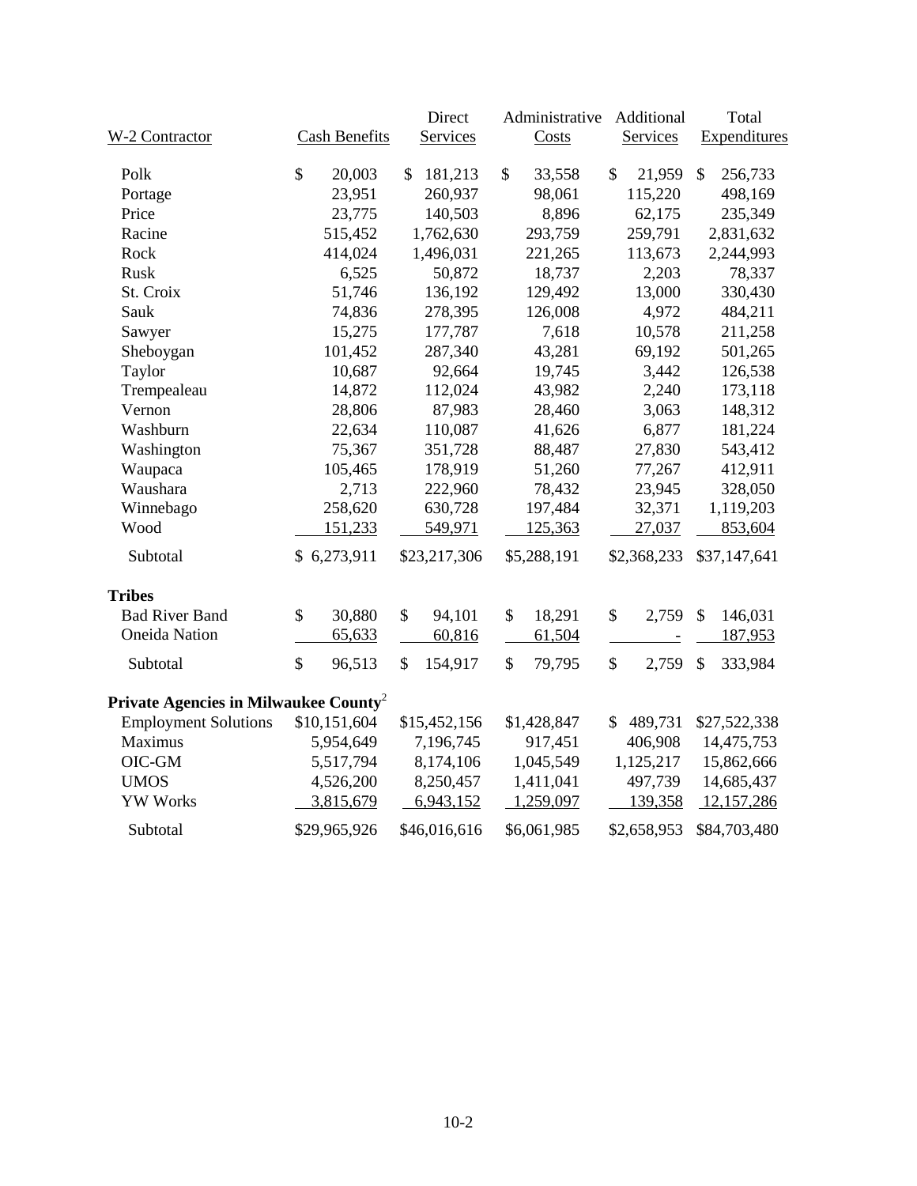| W-2 Contractor | Cash Benefits | Direct Services | Administrative Costs | Additional Services | Total Expenditures |
|---|---|---|---|---|---|
| Polk | $ 20,003 | $ 181,213 | $ 33,558 | $ 21,959 | $ 256,733 |
| Portage | 23,951 | 260,937 | 98,061 | 115,220 | 498,169 |
| Price | 23,775 | 140,503 | 8,896 | 62,175 | 235,349 |
| Racine | 515,452 | 1,762,630 | 293,759 | 259,791 | 2,831,632 |
| Rock | 414,024 | 1,496,031 | 221,265 | 113,673 | 2,244,993 |
| Rusk | 6,525 | 50,872 | 18,737 | 2,203 | 78,337 |
| St. Croix | 51,746 | 136,192 | 129,492 | 13,000 | 330,430 |
| Sauk | 74,836 | 278,395 | 126,008 | 4,972 | 484,211 |
| Sawyer | 15,275 | 177,787 | 7,618 | 10,578 | 211,258 |
| Sheboygan | 101,452 | 287,340 | 43,281 | 69,192 | 501,265 |
| Taylor | 10,687 | 92,664 | 19,745 | 3,442 | 126,538 |
| Trempealeau | 14,872 | 112,024 | 43,982 | 2,240 | 173,118 |
| Vernon | 28,806 | 87,983 | 28,460 | 3,063 | 148,312 |
| Washburn | 22,634 | 110,087 | 41,626 | 6,877 | 181,224 |
| Washington | 75,367 | 351,728 | 88,487 | 27,830 | 543,412 |
| Waupaca | 105,465 | 178,919 | 51,260 | 77,267 | 412,911 |
| Waushara | 2,713 | 222,960 | 78,432 | 23,945 | 328,050 |
| Winnebago | 258,620 | 630,728 | 197,484 | 32,371 | 1,119,203 |
| Wood | 151,233 | 549,971 | 125,363 | 27,037 | 853,604 |
| Subtotal | $ 6,273,911 | $23,217,306 | $5,288,191 | $2,368,233 | $37,147,641 |
| **Tribes** | | | | | |
| Bad River Band | $ 30,880 | $ 94,101 | $ 18,291 | $ 2,759 | $ 146,031 |
| Oneida Nation | 65,633 | 60,816 | 61,504 | - | 187,953 |
| Subtotal | $ 96,513 | $ 154,917 | $ 79,795 | $ 2,759 | $ 333,984 |
| **Private Agencies in Milwaukee County**[2] | | | | | |
| Employment Solutions | $10,151,604 | $15,452,156 | $1,428,847 | $ 489,731 | $27,522,338 |
| Maximus | 5,954,649 | 7,196,745 | 917,451 | 406,908 | 14,475,753 |
| OIC-GM | 5,517,794 | 8,174,106 | 1,045,549 | 1,125,217 | 15,862,666 |
| UMOS | 4,526,200 | 8,250,457 | 1,411,041 | 497,739 | 14,685,437 |
| YW Works | 3,815,679 | 6,943,152 | 1,259,097 | 139,358 | 12,157,286 |
| Subtotal | $29,965,926 | $46,016,616 | $6,061,985 | $2,658,953 | $84,703,480 |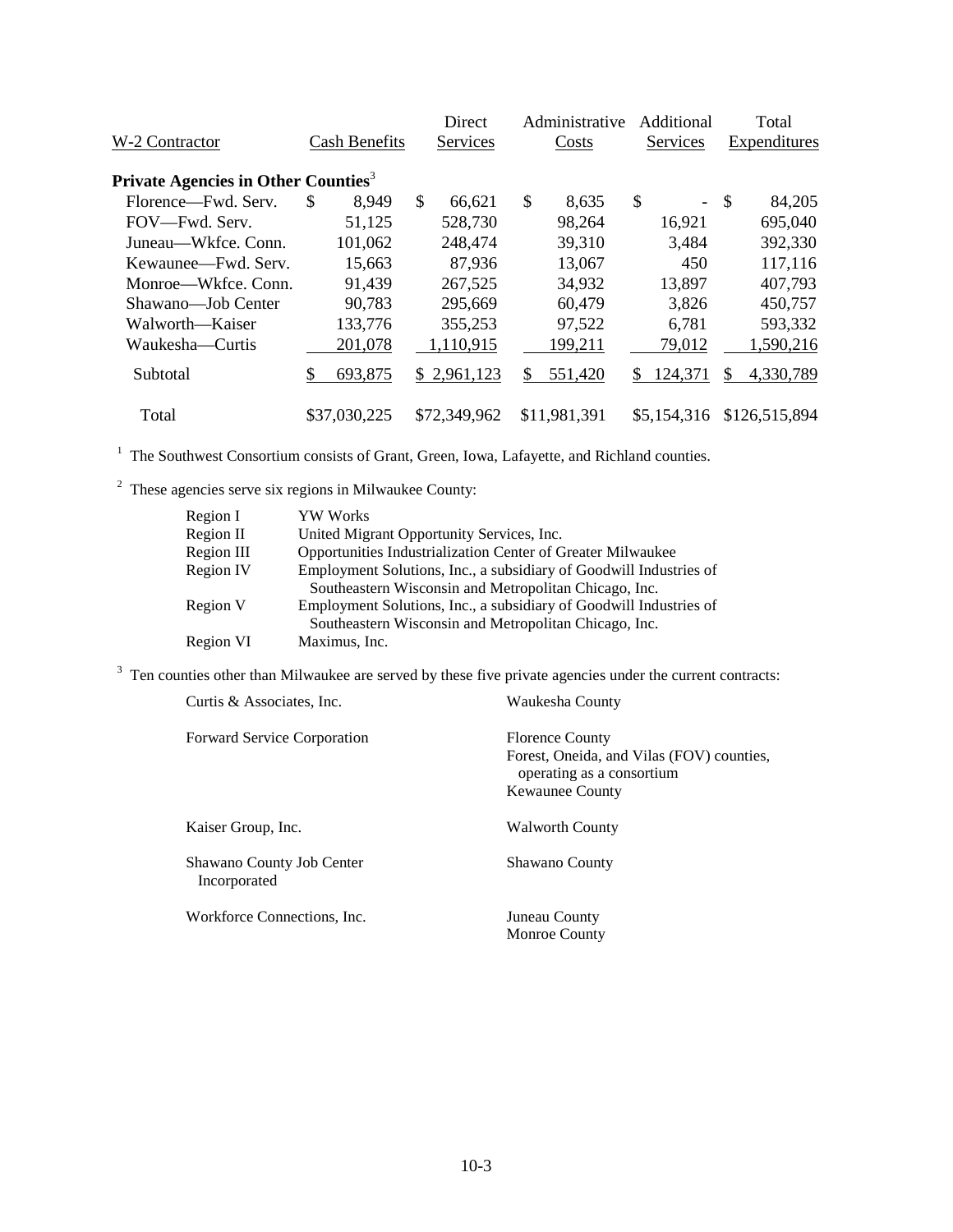| W-2 Contractor | Cash Benefits | Direct Services | Administrative Costs | Additional Services | Total Expenditures |
|---|---|---|---|---|---|
| **Private Agencies in Other Counties**[3] | | | | | |
| Florence—Fwd. Serv. | $ 8,949 | $ 66,621 | $ 8,635 | $ - | $ 84,205 |
| FOV—Fwd. Serv. | 51,125 | 528,730 | 98,264 | 16,921 | 695,040 |
| Juneau—Wkfce. Conn. | 101,062 | 248,474 | 39,310 | 3,484 | 392,330 |
| Kewaunee—Fwd. Serv. | 15,663 | 87,936 | 13,067 | 450 | 117,116 |
| Monroe—Wkfce. Conn. | 91,439 | 267,525 | 34,932 | 13,897 | 407,793 |
| Shawano—Job Center | 90,783 | 295,669 | 60,479 | 3,826 | 450,757 |
| Walworth—Kaiser | 133,776 | 355,253 | 97,522 | 6,781 | 593,332 |
| Waukesha—Curtis | 201,078 | 1,110,915 | 199,211 | 79,012 | 1,590,216 |
| Subtotal | $ 693,875 | $ 2,961,123 | $ 551,420 | $ 124,371 | $ 4,330,789 |
| Total | $37,030,225 | $72,349,962 | $11,981,391 | $5,154,316 | $126,515,894 |

[1] The Southwest Consortium consists of Grant, Green, Iowa, Lafayette, and Richland counties.

[2] These agencies serve six regions in Milwaukee County:

| | |
|---|---|
| Region I | YW Works |
| Region II | United Migrant Opportunity Services, Inc. |
| Region III | Opportunities Industrialization Center of Greater Milwaukee |
| Region IV | Employment Solutions, Inc., a subsidiary of Goodwill Industries of Southeastern Wisconsin and Metropolitan Chicago, Inc. |
| Region V | Employment Solutions, Inc., a subsidiary of Goodwill Industries of Southeastern Wisconsin and Metropolitan Chicago, Inc. |
| Region VI | Maximus, Inc. |

[3] Ten counties other than Milwaukee are served by these five private agencies under the current contracts:

| | |
|---|---|
| Curtis & Associates, Inc. | Waukesha County |
| Forward Service Corporation | Florence County<br>Forest, Oneida, and Vilas (FOV) counties, operating as a consortium<br>Kewaunee County |
| Kaiser Group, Inc. | Walworth County |
| Shawano County Job Center Incorporated | Shawano County |
| Workforce Connections, Inc. | Juneau County<br>Monroe County |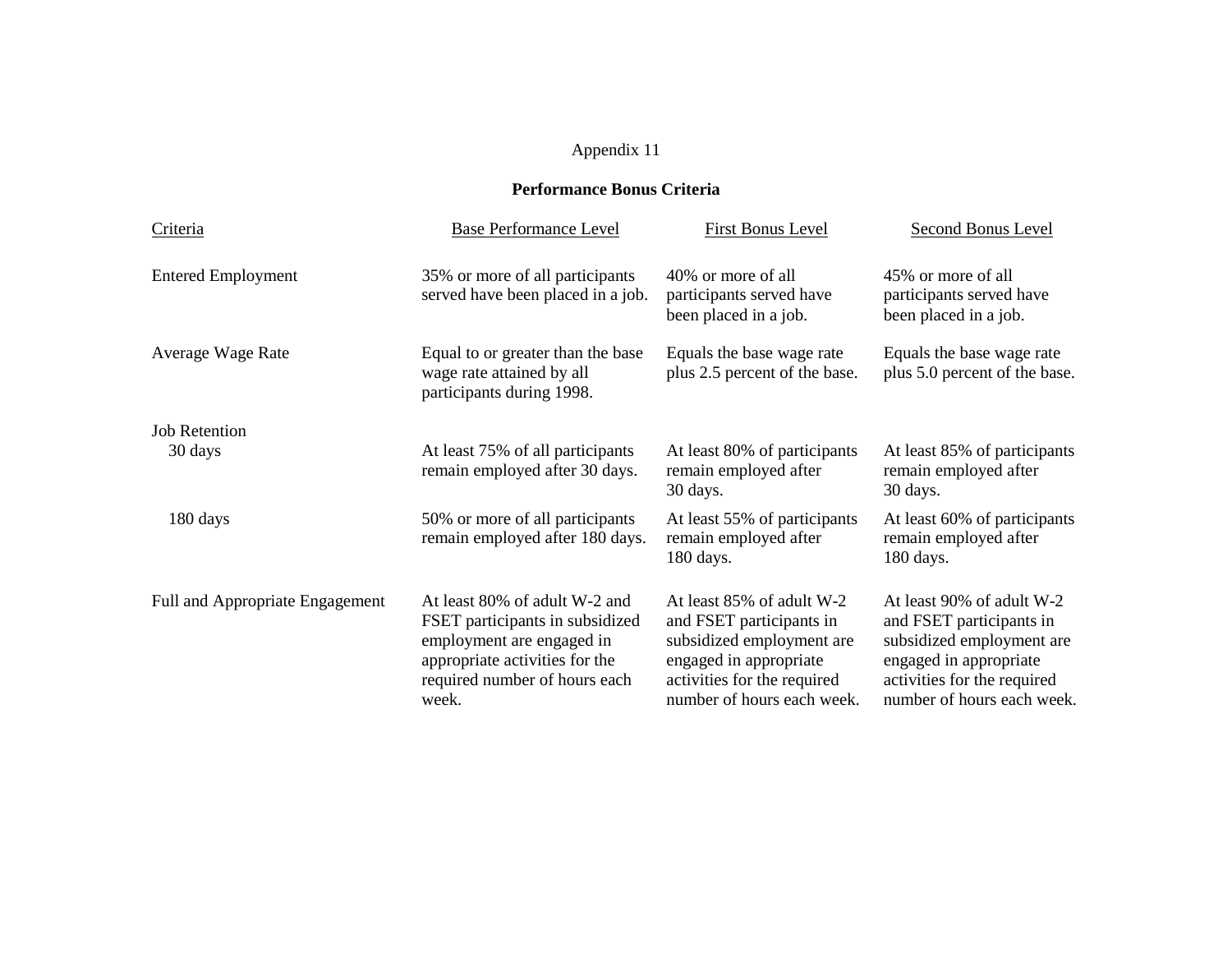Appendix 11

**Performance Bonus Criteria**

| Criteria | Base Performance Level | First Bonus Level | Second Bonus Level |
|---|---|---|---|
| Entered Employment | 35% or more of all participants served have been placed in a job. | 40% or more of all participants served have been placed in a job. | 45% or more of all participants served have been placed in a job. |
| Average Wage Rate | Equal to or greater than the base wage rate attained by all participants during 1998. | Equals the base wage rate plus 2.5 percent of the base. | Equals the base wage rate plus 5.0 percent of the base. |
| Job Retention | | | |
| 30 days | At least 75% of all participants remain employed after 30 days. | At least 80% of participants remain employed after 30 days. | At least 85% of participants remain employed after 30 days. |
| 180 days | 50% or more of all participants remain employed after 180 days. | At least 55% of participants remain employed after 180 days. | At least 60% of participants remain employed after 180 days. |
| Full and Appropriate Engagement | At least 80% of adult W-2 and FSET participants in subsidized employment are engaged in appropriate activities for the required number of hours each week. | At least 85% of adult W-2 and FSET participants in subsidized employment are engaged in appropriate activities for the required number of hours each week. | At least 90% of adult W-2 and FSET participants in subsidized employment are engaged in appropriate activities for the required number of hours each week. |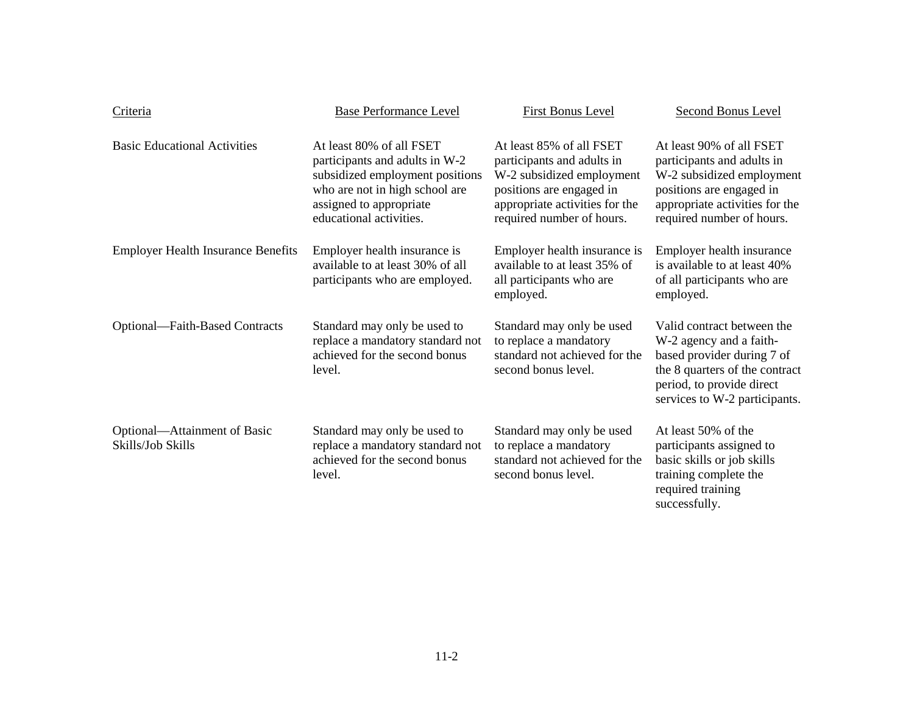| Criteria | Base Performance Level | First Bonus Level | Second Bonus Level |
|---|---|---|---|
| Basic Educational Activities | At least 80% of all FSET participants and adults in W-2 subsidized employment positions who are not in high school are assigned to appropriate educational activities. | At least 85% of all FSET participants and adults in W-2 subsidized employment positions are engaged in appropriate activities for the required number of hours. | At least 90% of all FSET participants and adults in W-2 subsidized employment positions are engaged in appropriate activities for the required number of hours. |
| Employer Health Insurance Benefits | Employer health insurance is available to at least 30% of all participants who are employed. | Employer health insurance is available to at least 35% of all participants who are employed. | Employer health insurance is available to at least 40% of all participants who are employed. |
| Optional—Faith-Based Contracts | Standard may only be used to replace a mandatory standard not achieved for the second bonus level. | Standard may only be used to replace a mandatory standard not achieved for the second bonus level. | Valid contract between the W-2 agency and a faith-based provider during 7 of the 8 quarters of the contract period, to provide direct services to W-2 participants. |
| Optional—Attainment of Basic Skills/Job Skills | Standard may only be used to replace a mandatory standard not achieved for the second bonus level. | Standard may only be used to replace a mandatory standard not achieved for the second bonus level. | At least 50% of the participants assigned to basic skills or job skills training complete the required training successfully. |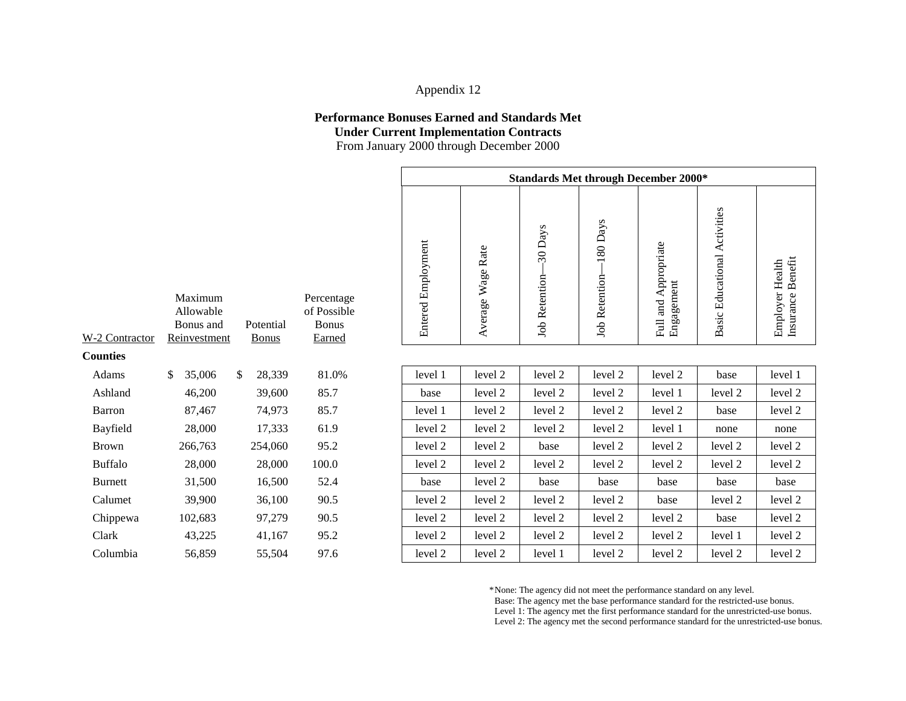Appendix 12

**Performance Bonuses Earned and Standards Met**
**Under Current Implementation Contracts**
From January 2000 through December 2000

| W-2 Contractor | Maximum Allowable Bonus and Reinvestment | Potential Bonus | Percentage of Possible Bonus Earned | Standards Met through December 2000* | | | | | | |
|---|---|---|---|---|---|---|---|---|---|---|
| | | | | Entered Employment | Average Wage Rate | Job Retention—30 Days | Job Retention—180 Days | Full and Appropriate Engagement | Basic Educational Activities | Employer Health Insurance Benefit |
| **Counties** | | | | | | | | | | |
| Adams | $ 35,006 | $ 28,339 | 81.0% | level 1 | level 2 | level 2 | level 2 | level 2 | base | level 1 |
| Ashland | 46,200 | 39,600 | 85.7 | base | level 2 | level 2 | level 2 | level 1 | level 2 | level 2 |
| Barron | 87,467 | 74,973 | 85.7 | level 1 | level 2 | level 2 | level 2 | level 2 | base | level 2 |
| Bayfield | 28,000 | 17,333 | 61.9 | level 2 | level 2 | level 2 | level 2 | level 1 | none | none |
| Brown | 266,763 | 254,060 | 95.2 | level 2 | level 2 | base | level 2 | level 2 | level 2 | level 2 |
| Buffalo | 28,000 | 28,000 | 100.0 | level 2 | level 2 | level 2 | level 2 | level 2 | level 2 | level 2 |
| Burnett | 31,500 | 16,500 | 52.4 | base | level 2 | base | base | base | base | base |
| Calumet | 39,900 | 36,100 | 90.5 | level 2 | level 2 | level 2 | level 2 | base | level 2 | level 2 |
| Chippewa | 102,683 | 97,279 | 90.5 | level 2 | level 2 | level 2 | level 2 | level 2 | base | level 2 |
| Clark | 43,225 | 41,167 | 95.2 | level 2 | level 2 | level 2 | level 2 | level 2 | level 1 | level 2 |
| Columbia | 56,859 | 55,504 | 97.6 | level 2 | level 2 | level 1 | level 2 | level 2 | level 2 | level 2 |

*None: The agency did not meet the performance standard on any level.
Base: The agency met the base performance standard for the restricted-use bonus.
Level 1: The agency met the first performance standard for the unrestricted-use bonus.
Level 2: The agency met the second performance standard for the unrestricted-use bonus.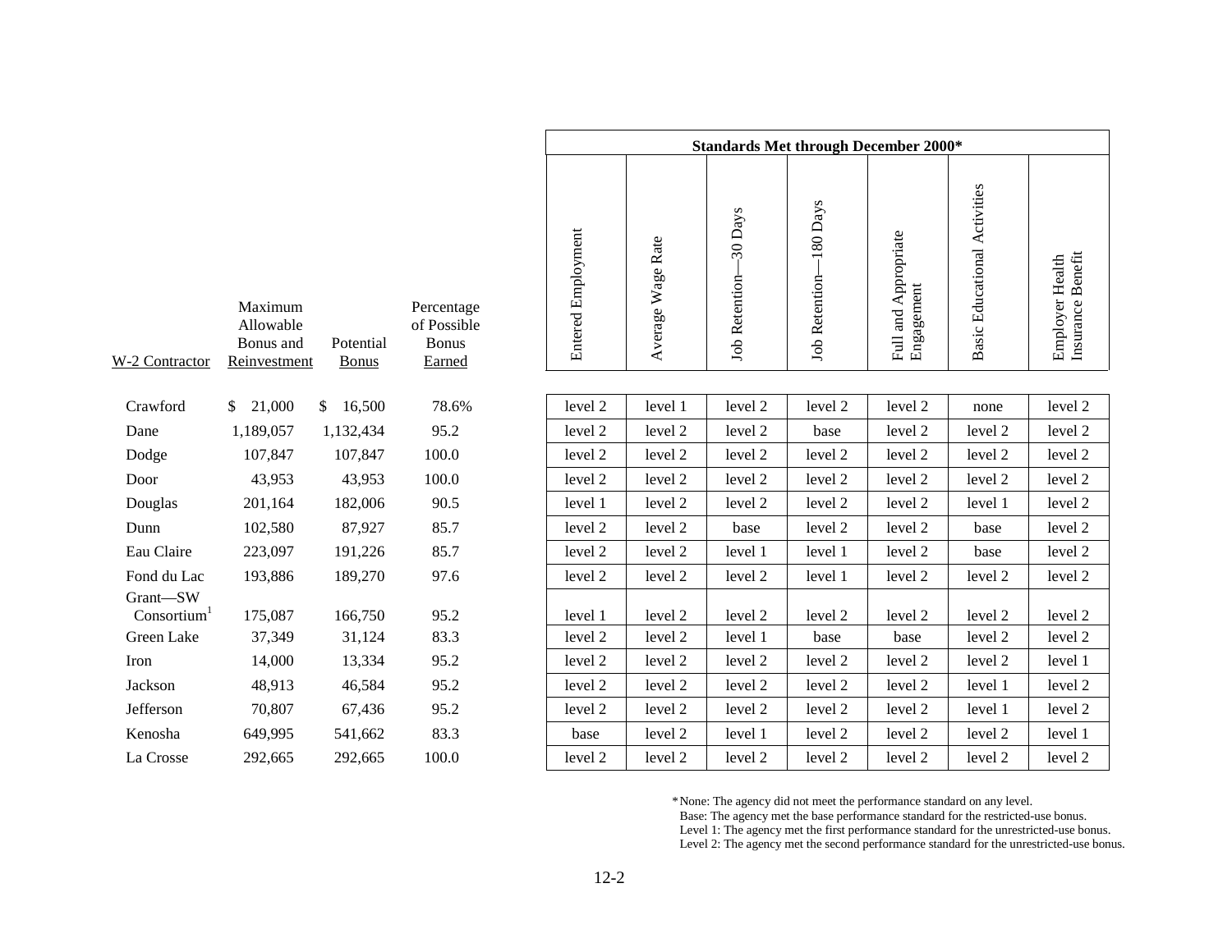| W-2 Contractor | Maximum Allowable Bonus and Reinvestment | Potential Bonus | Percentage of Possible Bonus Earned | Standards Met through December 2000* | | | | | | |
|---|---|---|---|---|---|---|---|---|---|---|
| | | | | Entered Employment | Average Wage Rate | Job Retention—30 Days | Job Retention—180 Days | Full and Appropriate Engagement | Basic Educational Activities | Employer Health Insurance Benefit |
| Crawford | $ 21,000 | $ 16,500 | 78.6% | level 2 | level 1 | level 2 | level 2 | level 2 | none | level 2 |
| Dane | 1,189,057 | 1,132,434 | 95.2 | level 2 | level 2 | level 2 | base | level 2 | level 2 | level 2 |
| Dodge | 107,847 | 107,847 | 100.0 | level 2 | level 2 | level 2 | level 2 | level 2 | level 2 | level 2 |
| Door | 43,953 | 43,953 | 100.0 | level 2 | level 2 | level 2 | level 2 | level 2 | level 2 | level 2 |
| Douglas | 201,164 | 182,006 | 90.5 | level 1 | level 2 | level 2 | level 2 | level 2 | level 1 | level 2 |
| Dunn | 102,580 | 87,927 | 85.7 | level 2 | level 2 | base | level 2 | level 2 | base | level 2 |
| Eau Claire | 223,097 | 191,226 | 85.7 | level 2 | level 2 | level 1 | level 1 | level 2 | base | level 2 |
| Fond du Lac | 193,886 | 189,270 | 97.6 | level 2 | level 2 | level 2 | level 1 | level 2 | level 2 | level 2 |
| Grant—SW Consortium[1] | 175,087 | 166,750 | 95.2 | level 1 | level 2 | level 2 | level 2 | level 2 | level 2 | level 2 |
| Green Lake | 37,349 | 31,124 | 83.3 | level 2 | level 2 | level 1 | base | base | level 2 | level 2 |
| Iron | 14,000 | 13,334 | 95.2 | level 2 | level 2 | level 2 | level 2 | level 2 | level 2 | level 1 |
| Jackson | 48,913 | 46,584 | 95.2 | level 2 | level 2 | level 2 | level 2 | level 2 | level 1 | level 2 |
| Jefferson | 70,807 | 67,436 | 95.2 | level 2 | level 2 | level 2 | level 2 | level 2 | level 1 | level 2 |
| Kenosha | 649,995 | 541,662 | 83.3 | base | level 2 | level 1 | level 2 | level 2 | level 2 | level 1 |
| La Crosse | 292,665 | 292,665 | 100.0 | level 2 | level 2 | level 2 | level 2 | level 2 | level 2 | level 2 |

*None: The agency did not meet the performance standard on any level.
Base: The agency met the base performance standard for the restricted-use bonus.
Level 1: The agency met the first performance standard for the unrestricted-use bonus.
Level 2: The agency met the second performance standard for the unrestricted-use bonus.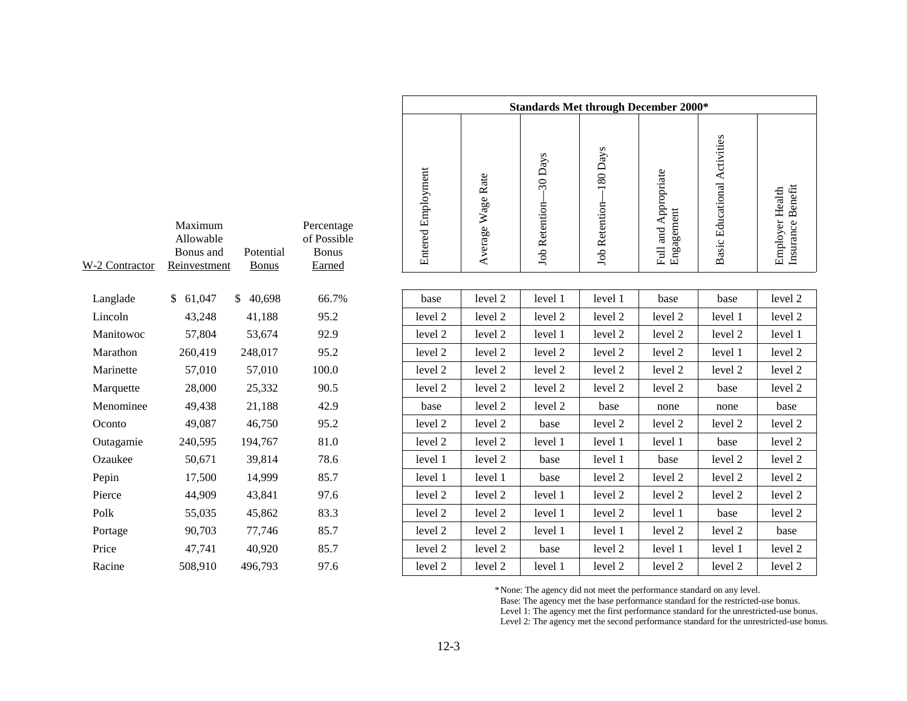| W-2 Contractor | Maximum Allowable Bonus and Reinvestment | Potential Bonus | Percentage of Possible Bonus Earned | Standards Met through December 2000* | | | | | | |
|---|---|---|---|---|---|---|---|---|---|---|
| | | | | Entered Employment | Average Wage Rate | Job Retention—30 Days | Job Retention—180 Days | Full and Appropriate Engagement | Basic Educational Activities | Employer Health Insurance Benefit |
| Langlade | $ 61,047 | $ 40,698 | 66.7% | base | level 2 | level 1 | level 1 | base | base | level 2 |
| Lincoln | 43,248 | 41,188 | 95.2 | level 2 | level 2 | level 2 | level 2 | level 2 | level 1 | level 2 |
| Manitowoc | 57,804 | 53,674 | 92.9 | level 2 | level 2 | level 1 | level 2 | level 2 | level 2 | level 1 |
| Marathon | 260,419 | 248,017 | 95.2 | level 2 | level 2 | level 2 | level 2 | level 2 | level 1 | level 2 |
| Marinette | 57,010 | 57,010 | 100.0 | level 2 | level 2 | level 2 | level 2 | level 2 | level 2 | level 2 |
| Marquette | 28,000 | 25,332 | 90.5 | level 2 | level 2 | level 2 | level 2 | level 2 | base | level 2 |
| Menominee | 49,438 | 21,188 | 42.9 | base | level 2 | level 2 | base | none | none | base |
| Oconto | 49,087 | 46,750 | 95.2 | level 2 | level 2 | base | level 2 | level 2 | level 2 | level 2 |
| Outagamie | 240,595 | 194,767 | 81.0 | level 2 | level 2 | level 1 | level 1 | level 1 | base | level 2 |
| Ozaukee | 50,671 | 39,814 | 78.6 | level 1 | level 2 | base | level 1 | base | level 2 | level 2 |
| Pepin | 17,500 | 14,999 | 85.7 | level 1 | level 1 | base | level 2 | level 2 | level 2 | level 2 |
| Pierce | 44,909 | 43,841 | 97.6 | level 2 | level 2 | level 1 | level 2 | level 2 | level 2 | level 2 |
| Polk | 55,035 | 45,862 | 83.3 | level 2 | level 2 | level 1 | level 2 | level 1 | base | level 2 |
| Portage | 90,703 | 77,746 | 85.7 | level 2 | level 2 | level 1 | level 1 | level 2 | level 2 | base |
| Price | 47,741 | 40,920 | 85.7 | level 2 | level 2 | base | level 2 | level 1 | level 1 | level 2 |
| Racine | 508,910 | 496,793 | 97.6 | level 2 | level 2 | level 1 | level 2 | level 2 | level 2 | level 2 |

*None: The agency did not meet the performance standard on any level.
Base: The agency met the base performance standard for the restricted-use bonus.
Level 1: The agency met the first performance standard for the unrestricted-use bonus.
Level 2: The agency met the second performance standard for the unrestricted-use bonus.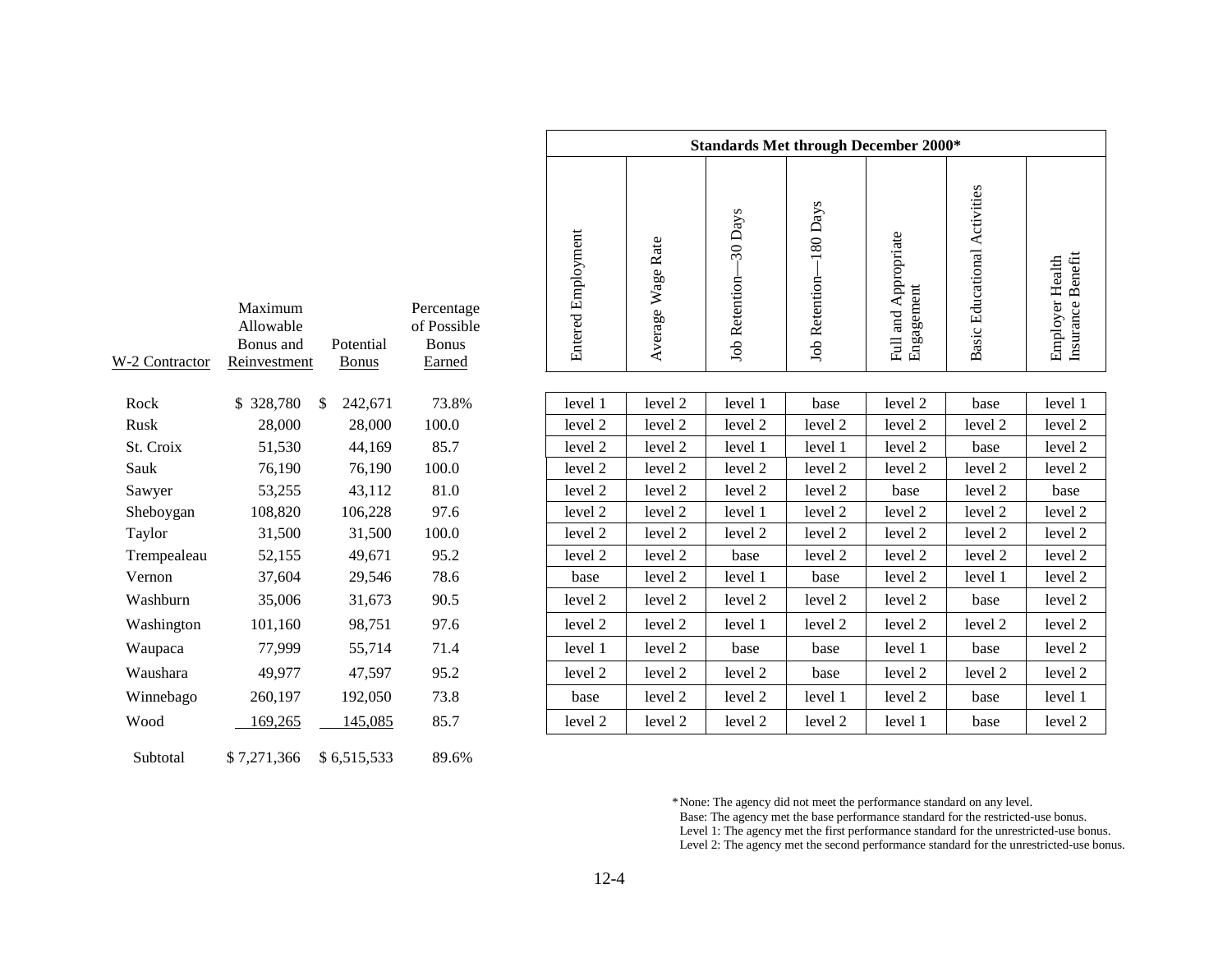| W-2 Contractor | Maximum Allowable Bonus and Reinvestment | Potential Bonus | Percentage of Possible Bonus Earned | Standards Met through December 2000* | | | | | | |
|---|---|---|---|---|---|---|---|---|---|---|
| | | | | Entered Employment | Average Wage Rate | Job Retention—30 Days | Job Retention—180 Days | Full and Appropriate Engagement | Basic Educational Activities | Employer Health Insurance Benefit |
| Rock | $ 328,780 | $ 242,671 | 73.8% | level 1 | level 2 | level 1 | base | level 2 | base | level 1 |
| Rusk | 28,000 | 28,000 | 100.0 | level 2 | level 2 | level 2 | level 2 | level 2 | level 2 | level 2 |
| St. Croix | 51,530 | 44,169 | 85.7 | level 2 | level 2 | level 1 | level 1 | level 2 | base | level 2 |
| Sauk | 76,190 | 76,190 | 100.0 | level 2 | level 2 | level 2 | level 2 | level 2 | level 2 | level 2 |
| Sawyer | 53,255 | 43,112 | 81.0 | level 2 | level 2 | level 2 | level 2 | base | level 2 | base |
| Sheboygan | 108,820 | 106,228 | 97.6 | level 2 | level 2 | level 1 | level 2 | level 2 | level 2 | level 2 |
| Taylor | 31,500 | 31,500 | 100.0 | level 2 | level 2 | level 2 | level 2 | level 2 | level 2 | level 2 |
| Trempealeau | 52,155 | 49,671 | 95.2 | level 2 | level 2 | base | level 2 | level 2 | level 2 | level 2 |
| Vernon | 37,604 | 29,546 | 78.6 | base | level 2 | level 1 | base | level 2 | level 1 | level 2 |
| Washburn | 35,006 | 31,673 | 90.5 | level 2 | level 2 | level 2 | level 2 | level 2 | base | level 2 |
| Washington | 101,160 | 98,751 | 97.6 | level 2 | level 2 | level 1 | level 2 | level 2 | level 2 | level 2 |
| Waupaca | 77,999 | 55,714 | 71.4 | level 1 | level 2 | base | base | level 1 | base | level 2 |
| Waushara | 49,977 | 47,597 | 95.2 | level 2 | level 2 | level 2 | base | level 2 | level 2 | level 2 |
| Winnebago | 260,197 | 192,050 | 73.8 | base | level 2 | level 2 | level 1 | level 2 | base | level 1 |
| Wood | 169,265 | 145,085 | 85.7 | level 2 | level 2 | level 2 | level 2 | level 1 | base | level 2 |
| Subtotal | $ 7,271,366 | $ 6,515,533 | 89.6% | | | | | | | |

*None: The agency did not meet the performance standard on any level.
Base: The agency met the base performance standard for the restricted-use bonus.
Level 1: The agency met the first performance standard for the unrestricted-use bonus.
Level 2: The agency met the second performance standard for the unrestricted-use bonus.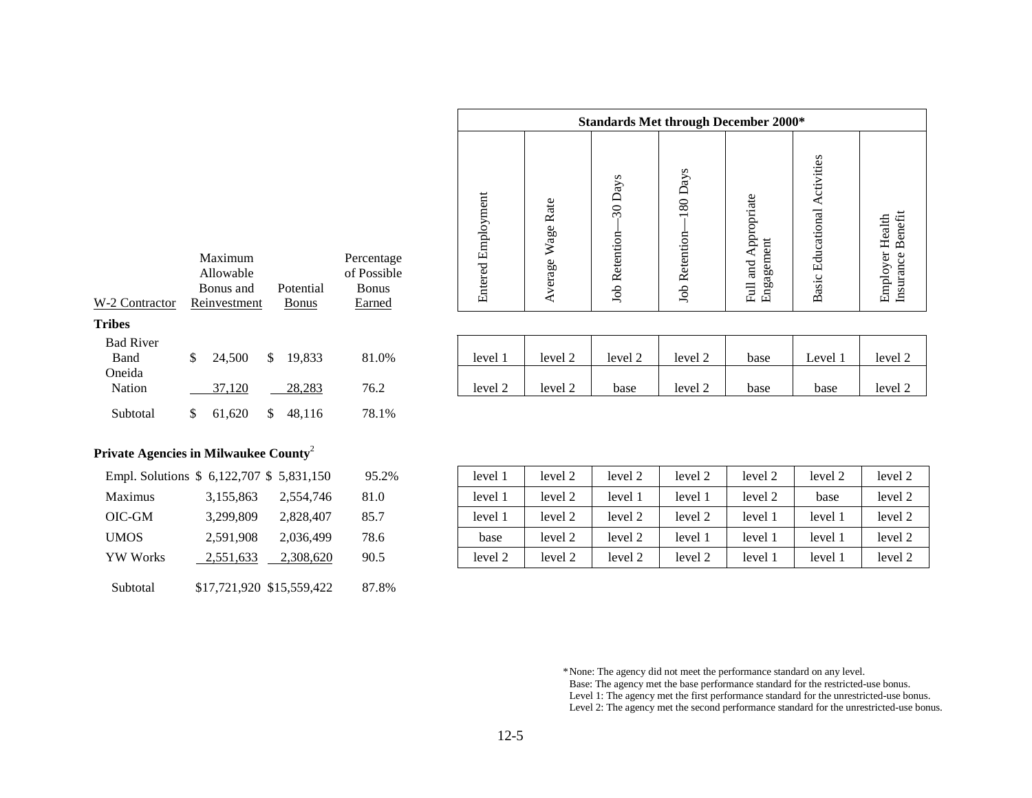| W-2 Contractor | Maximum Allowable Bonus and Reinvestment | Potential Bonus | Percentage of Possible Bonus Earned | Entered Employment | Average Wage Rate | Job Retention—30 Days | Job Retention—180 Days | Full and Appropriate Engagement | Basic Educational Activities | Employer Health Insurance Benefit |
|---|---|---|---|---|---|---|---|---|---|---|
| | | | | Standards Met through December 2000* | | | | | | |
| **Tribes** | | | | | | | | | | |
| Bad River Band | $ 24,500 | $ 19,833 | 81.0% | level 1 | level 2 | level 2 | level 2 | base | Level 1 | level 2 |
| Oneida Nation | 37,120 | 28,283 | 76.2 | level 2 | level 2 | base | level 2 | base | base | level 2 |
| Subtotal | $ 61,620 | $ 48,116 | 78.1% | | | | | | | |
| **Private Agencies in Milwaukee County**[2] | | | | | | | | | | |
| Empl. Solutions | $ 6,122,707 | $ 5,831,150 | 95.2% | level 1 | level 2 | level 2 | level 2 | level 2 | level 2 | level 2 |
| Maximus | 3,155,863 | 2,554,746 | 81.0 | level 1 | level 2 | level 1 | level 1 | level 2 | base | level 2 |
| OIC-GM | 3,299,809 | 2,828,407 | 85.7 | level 1 | level 2 | level 2 | level 2 | level 1 | level 1 | level 2 |
| UMOS | 2,591,908 | 2,036,499 | 78.6 | base | level 2 | level 2 | level 1 | level 1 | level 1 | level 2 |
| YW Works | 2,551,633 | 2,308,620 | 90.5 | level 2 | level 2 | level 2 | level 2 | level 1 | level 1 | level 2 |
| Subtotal | $17,721,920 | $15,559,422 | 87.8% | | | | | | | |

*None: The agency did not meet the performance standard on any level.
Base: The agency met the base performance standard for the restricted-use bonus.
Level 1: The agency met the first performance standard for the unrestricted-use bonus.
Level 2: The agency met the second performance standard for the unrestricted-use bonus.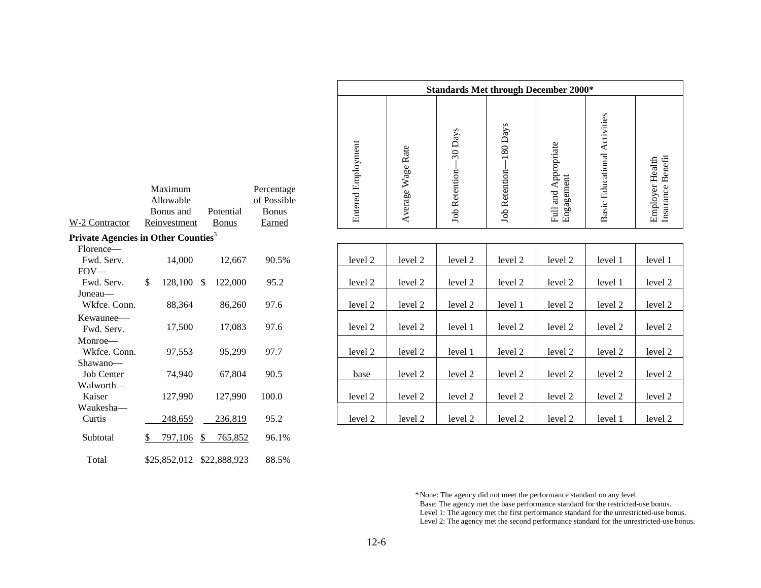| W-2 Contractor | Maximum Allowable Bonus and Reinvestment | Potential Bonus | Percentage of Possible Bonus Earned | Standards Met through December 2000* | | | | | | |
|---|---|---|---|---|---|---|---|---|---|---|
| | | | | Entered Employment | Average Wage Rate | Job Retention—30 Days | Job Retention—180 Days | Full and Appropriate Engagement | Basic Educational Activities | Employer Health Insurance Benefit |
| **Private Agencies in Other Counties**[3] | | | | | | | | | | |
| Florence—Fwd. Serv. | 14,000 | 12,667 | 90.5% | level 2 | level 2 | level 2 | level 2 | level 2 | level 1 | level 1 |
| FOV—Fwd. Serv. | $ 128,100 | $ 122,000 | 95.2 | level 2 | level 2 | level 2 | level 2 | level 2 | level 1 | level 2 |
| Juneau—Wkfce. Conn. | 88,364 | 86,260 | 97.6 | level 2 | level 2 | level 2 | level 1 | level 2 | level 2 | level 2 |
| Kewaunee—Fwd. Serv. | 17,500 | 17,083 | 97.6 | level 2 | level 2 | level 1 | level 2 | level 2 | level 2 | level 2 |
| Monroe—Wkfce. Conn. | 97,553 | 95,299 | 97.7 | level 2 | level 2 | level 1 | level 2 | level 2 | level 2 | level 2 |
| Shawano—Job Center | 74,940 | 67,804 | 90.5 | base | level 2 | level 2 | level 2 | level 2 | level 2 | level 2 |
| Walworth—Kaiser | 127,990 | 127,990 | 100.0 | level 2 | level 2 | level 2 | level 2 | level 2 | level 2 | level 2 |
| Waukesha—Curtis | 248,659 | 236,819 | 95.2 | level 2 | level 2 | level 2 | level 2 | level 2 | level 1 | level 2 |
| Subtotal | $ 797,106 | $ 765,852 | 96.1% | | | | | | | |
| Total | $25,852,012 | $22,888,923 | 88.5% | | | | | | | |

*None: The agency did not meet the performance standard on any level.
Base: The agency met the base performance standard for the restricted-use bonus.
Level 1: The agency met the first performance standard for the unrestricted-use bonus.
Level 2: The agency met the second performance standard for the unrestricted-use bonus.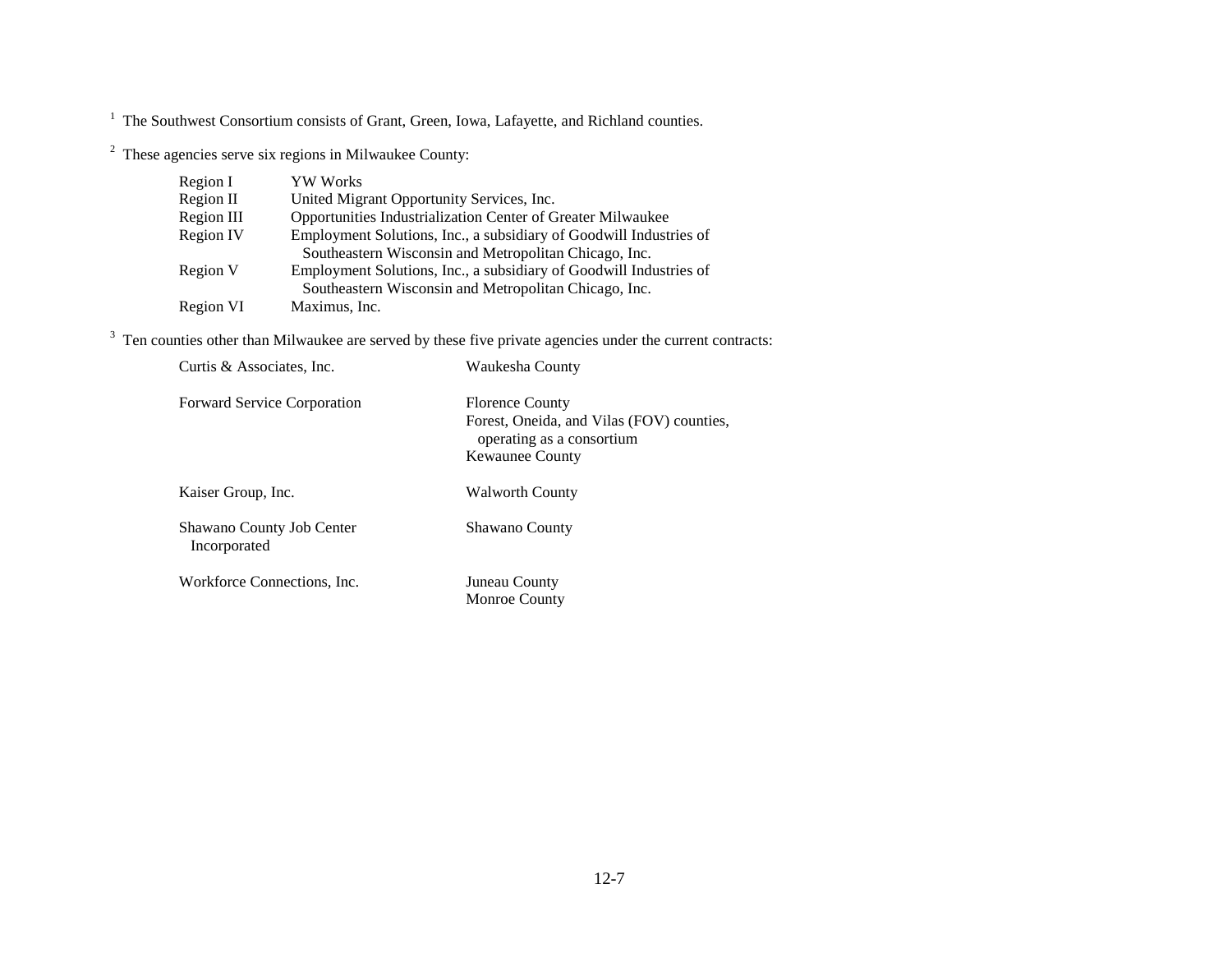[1] The Southwest Consortium consists of Grant, Green, Iowa, Lafayette, and Richland counties.

[2] These agencies serve six regions in Milwaukee County:

| | |
|---|---|
| Region I | YW Works |
| Region II | United Migrant Opportunity Services, Inc. |
| Region III | Opportunities Industrialization Center of Greater Milwaukee |
| Region IV | Employment Solutions, Inc., a subsidiary of Goodwill Industries of Southeastern Wisconsin and Metropolitan Chicago, Inc. |
| Region V | Employment Solutions, Inc., a subsidiary of Goodwill Industries of Southeastern Wisconsin and Metropolitan Chicago, Inc. |
| Region VI | Maximus, Inc. |

[3] Ten counties other than Milwaukee are served by these five private agencies under the current contracts:

| | |
|---|---|
| Curtis & Associates, Inc. | Waukesha County |
| Forward Service Corporation | Florence County<br>Forest, Oneida, and Vilas (FOV) counties, operating as a consortium<br>Kewaunee County |
| Kaiser Group, Inc. | Walworth County |
| Shawano County Job Center Incorporated | Shawano County |
| Workforce Connections, Inc. | Juneau County<br>Monroe County |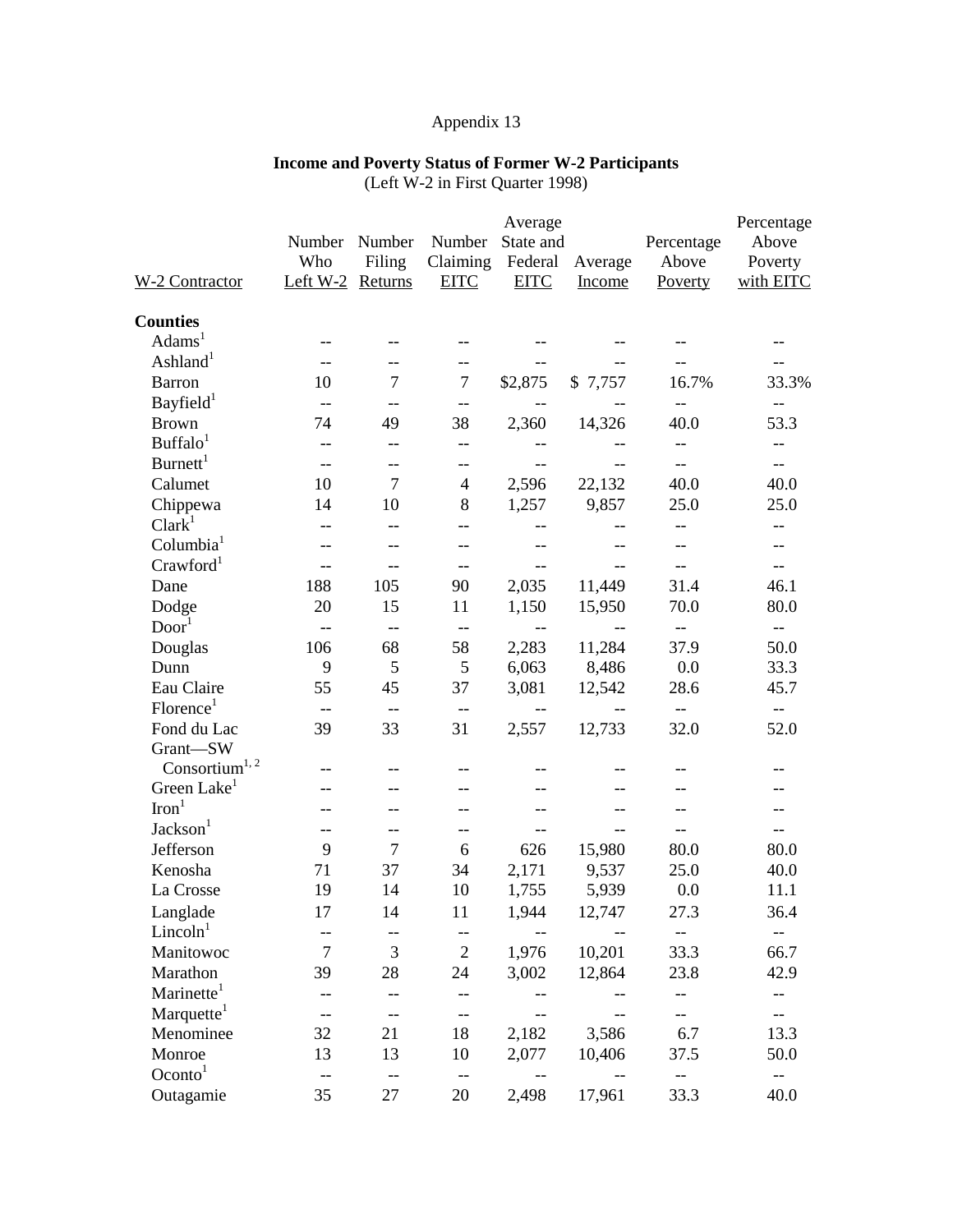Appendix 13

**Income and Poverty Status of Former W-2 Participants**
(Left W-2 in First Quarter 1998)

| W-2 Contractor | Number Who Left W-2 | Number Filing Returns | Number Claiming EITC | Average State and Federal EITC | Average Income | Percentage Above Poverty | Percentage Above Poverty with EITC |
|---|---|---|---|---|---|---|---|
| **Counties** | | | | | | | |
| Adams[1] | -- | -- | -- | -- | -- | -- | -- |
| Ashland[1] | -- | -- | -- | -- | -- | -- | -- |
| Barron | 10 | 7 | 7 | $2,875 | $ 7,757 | 16.7% | 33.3% |
| Bayfield[1] | -- | -- | -- | -- | -- | -- | -- |
| Brown | 74 | 49 | 38 | 2,360 | 14,326 | 40.0 | 53.3 |
| Buffalo[1] | -- | -- | -- | -- | -- | -- | -- |
| Burnett[1] | -- | -- | -- | -- | -- | -- | -- |
| Calumet | 10 | 7 | 4 | 2,596 | 22,132 | 40.0 | 40.0 |
| Chippewa | 14 | 10 | 8 | 1,257 | 9,857 | 25.0 | 25.0 |
| Clark[1] | -- | -- | -- | -- | -- | -- | -- |
| Columbia[1] | -- | -- | -- | -- | -- | -- | -- |
| Crawford[1] | -- | -- | -- | -- | -- | -- | -- |
| Dane | 188 | 105 | 90 | 2,035 | 11,449 | 31.4 | 46.1 |
| Dodge | 20 | 15 | 11 | 1,150 | 15,950 | 70.0 | 80.0 |
| Door[1] | -- | -- | -- | -- | -- | -- | -- |
| Douglas | 106 | 68 | 58 | 2,283 | 11,284 | 37.9 | 50.0 |
| Dunn | 9 | 5 | 5 | 6,063 | 8,486 | 0.0 | 33.3 |
| Eau Claire | 55 | 45 | 37 | 3,081 | 12,542 | 28.6 | 45.7 |
| Florence[1] | -- | -- | -- | -- | -- | -- | -- |
| Fond du Lac | 39 | 33 | 31 | 2,557 | 12,733 | 32.0 | 52.0 |
| Grant—SW Consortium[1, 2] | -- | -- | -- | -- | -- | -- | -- |
| Green Lake[1] | -- | -- | -- | -- | -- | -- | -- |
| Iron[1] | -- | -- | -- | -- | -- | -- | -- |
| Jackson[1] | -- | -- | -- | -- | -- | -- | -- |
| Jefferson | 9 | 7 | 6 | 626 | 15,980 | 80.0 | 80.0 |
| Kenosha | 71 | 37 | 34 | 2,171 | 9,537 | 25.0 | 40.0 |
| La Crosse | 19 | 14 | 10 | 1,755 | 5,939 | 0.0 | 11.1 |
| Langlade | 17 | 14 | 11 | 1,944 | 12,747 | 27.3 | 36.4 |
| Lincoln[1] | -- | -- | -- | -- | -- | -- | -- |
| Manitowoc | 7 | 3 | 2 | 1,976 | 10,201 | 33.3 | 66.7 |
| Marathon | 39 | 28 | 24 | 3,002 | 12,864 | 23.8 | 42.9 |
| Marinette[1] | -- | -- | -- | -- | -- | -- | -- |
| Marquette[1] | -- | -- | -- | -- | -- | -- | -- |
| Menominee | 32 | 21 | 18 | 2,182 | 3,586 | 6.7 | 13.3 |
| Monroe | 13 | 13 | 10 | 2,077 | 10,406 | 37.5 | 50.0 |
| Oconto[1] | -- | -- | -- | -- | -- | -- | -- |
| Outagamie | 35 | 27 | 20 | 2,498 | 17,961 | 33.3 | 40.0 |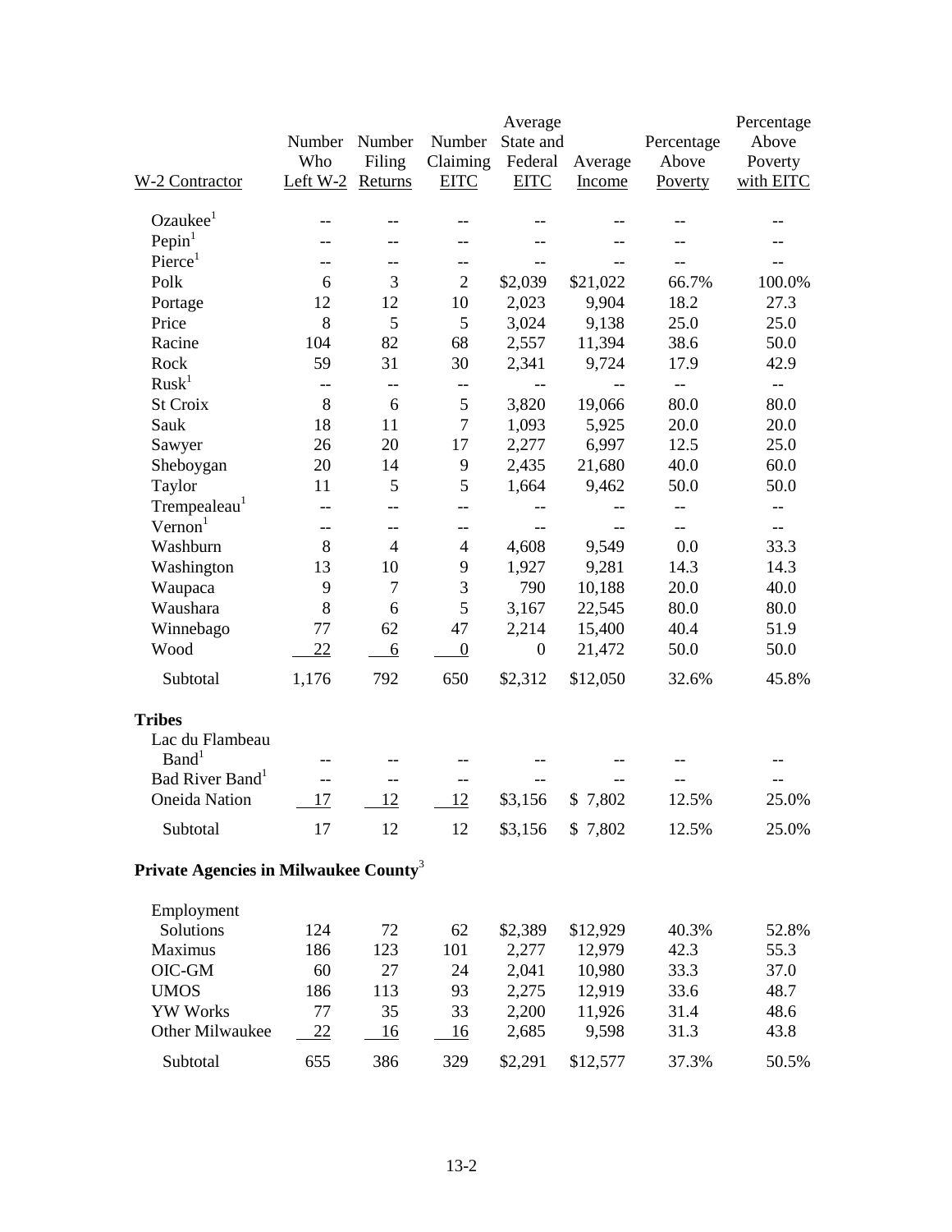| W-2 Contractor | Number Who Left W-2 | Number Filing Returns | Number Claiming EITC | Average State and Federal EITC | Average Income | Percentage Above Poverty | Percentage Above Poverty with EITC |
|---|---|---|---|---|---|---|---|
| Ozaukee[1] | -- | -- | -- | -- | -- | -- | -- |
| Pepin[1] | -- | -- | -- | -- | -- | -- | -- |
| Pierce[1] | -- | -- | -- | -- | -- | -- | -- |
| Polk | 6 | 3 | 2 | $2,039 | $21,022 | 66.7% | 100.0% |
| Portage | 12 | 12 | 10 | 2,023 | 9,904 | 18.2 | 27.3 |
| Price | 8 | 5 | 5 | 3,024 | 9,138 | 25.0 | 25.0 |
| Racine | 104 | 82 | 68 | 2,557 | 11,394 | 38.6 | 50.0 |
| Rock | 59 | 31 | 30 | 2,341 | 9,724 | 17.9 | 42.9 |
| Rusk[1] | -- | -- | -- | -- | -- | -- | -- |
| St Croix | 8 | 6 | 5 | 3,820 | 19,066 | 80.0 | 80.0 |
| Sauk | 18 | 11 | 7 | 1,093 | 5,925 | 20.0 | 20.0 |
| Sawyer | 26 | 20 | 17 | 2,277 | 6,997 | 12.5 | 25.0 |
| Sheboygan | 20 | 14 | 9 | 2,435 | 21,680 | 40.0 | 60.0 |
| Taylor | 11 | 5 | 5 | 1,664 | 9,462 | 50.0 | 50.0 |
| Trempealeau[1] | -- | -- | -- | -- | -- | -- | -- |
| Vernon[1] | -- | -- | -- | -- | -- | -- | -- |
| Washburn | 8 | 4 | 4 | 4,608 | 9,549 | 0.0 | 33.3 |
| Washington | 13 | 10 | 9 | 1,927 | 9,281 | 14.3 | 14.3 |
| Waupaca | 9 | 7 | 3 | 790 | 10,188 | 20.0 | 40.0 |
| Waushara | 8 | 6 | 5 | 3,167 | 22,545 | 80.0 | 80.0 |
| Winnebago | 77 | 62 | 47 | 2,214 | 15,400 | 40.4 | 51.9 |
| Wood | 22 | 6 | 0 | 0 | 21,472 | 50.0 | 50.0 |
| Subtotal | 1,176 | 792 | 650 | $2,312 | $12,050 | 32.6% | 45.8% |
| **Tribes** | | | | | | | |
| Lac du Flambeau Band[1] | -- | -- | -- | -- | -- | -- | -- |
| Bad River Band[1] | -- | -- | -- | -- | -- | -- | -- |
| Oneida Nation | 17 | 12 | 12 | $3,156 | $ 7,802 | 12.5% | 25.0% |
| Subtotal | 17 | 12 | 12 | $3,156 | $ 7,802 | 12.5% | 25.0% |
| **Private Agencies in Milwaukee County[3]** | | | | | | | |
| Employment Solutions | 124 | 72 | 62 | $2,389 | $12,929 | 40.3% | 52.8% |
| Maximus | 186 | 123 | 101 | 2,277 | 12,979 | 42.3 | 55.3 |
| OIC-GM | 60 | 27 | 24 | 2,041 | 10,980 | 33.3 | 37.0 |
| UMOS | 186 | 113 | 93 | 2,275 | 12,919 | 33.6 | 48.7 |
| YW Works | 77 | 35 | 33 | 2,200 | 11,926 | 31.4 | 48.6 |
| Other Milwaukee | 22 | 16 | 16 | 2,685 | 9,598 | 31.3 | 43.8 |
| Subtotal | 655 | 386 | 329 | $2,291 | $12,577 | 37.3% | 50.5% |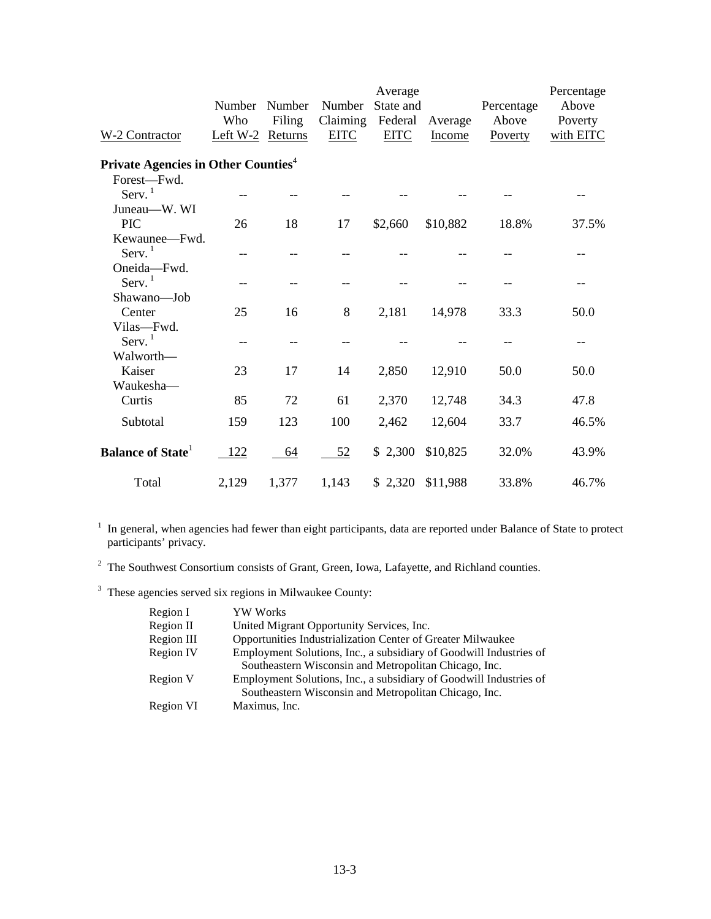| W-2 Contractor | Number Who Left W-2 | Number Filing Returns | Number Claiming EITC | Average State and Federal EITC | Average Income | Percentage Above Poverty | Percentage Above Poverty with EITC |
|---|---|---|---|---|---|---|---|
| **Private Agencies in Other Counties**[4] | | | | | | | |
| Forest—Fwd. Serv.[1] | -- | -- | -- | -- | -- | -- | -- |
| Juneau—W. WI PIC | 26 | 18 | 17 | $2,660 | $10,882 | 18.8% | 37.5% |
| Kewaunee—Fwd. Serv.[1] | -- | -- | -- | -- | -- | -- | -- |
| Oneida—Fwd. Serv.[1] | -- | -- | -- | -- | -- | -- | -- |
| Shawano—Job Center | 25 | 16 | 8 | 2,181 | 14,978 | 33.3 | 50.0 |
| Vilas—Fwd. Serv.[1] | -- | -- | -- | -- | -- | -- | -- |
| Walworth—Kaiser | 23 | 17 | 14 | 2,850 | 12,910 | 50.0 | 50.0 |
| Waukesha—Curtis | 85 | 72 | 61 | 2,370 | 12,748 | 34.3 | 47.8 |
| Subtotal | 159 | 123 | 100 | 2,462 | 12,604 | 33.7 | 46.5% |
| **Balance of State**[1] | 122 | 64 | 52 | $ 2,300 | $10,825 | 32.0% | 43.9% |
| Total | 2,129 | 1,377 | 1,143 | $ 2,320 | $11,988 | 33.8% | 46.7% |

[1] In general, when agencies had fewer than eight participants, data are reported under Balance of State to protect participants' privacy.

[2] The Southwest Consortium consists of Grant, Green, Iowa, Lafayette, and Richland counties.

[3] These agencies served six regions in Milwaukee County:

| | |
|---|---|
| Region I | YW Works |
| Region II | United Migrant Opportunity Services, Inc. |
| Region III | Opportunities Industrialization Center of Greater Milwaukee |
| Region IV | Employment Solutions, Inc., a subsidiary of Goodwill Industries of Southeastern Wisconsin and Metropolitan Chicago, Inc. |
| Region V | Employment Solutions, Inc., a subsidiary of Goodwill Industries of Southeastern Wisconsin and Metropolitan Chicago, Inc. |
| Region VI | Maximus, Inc. |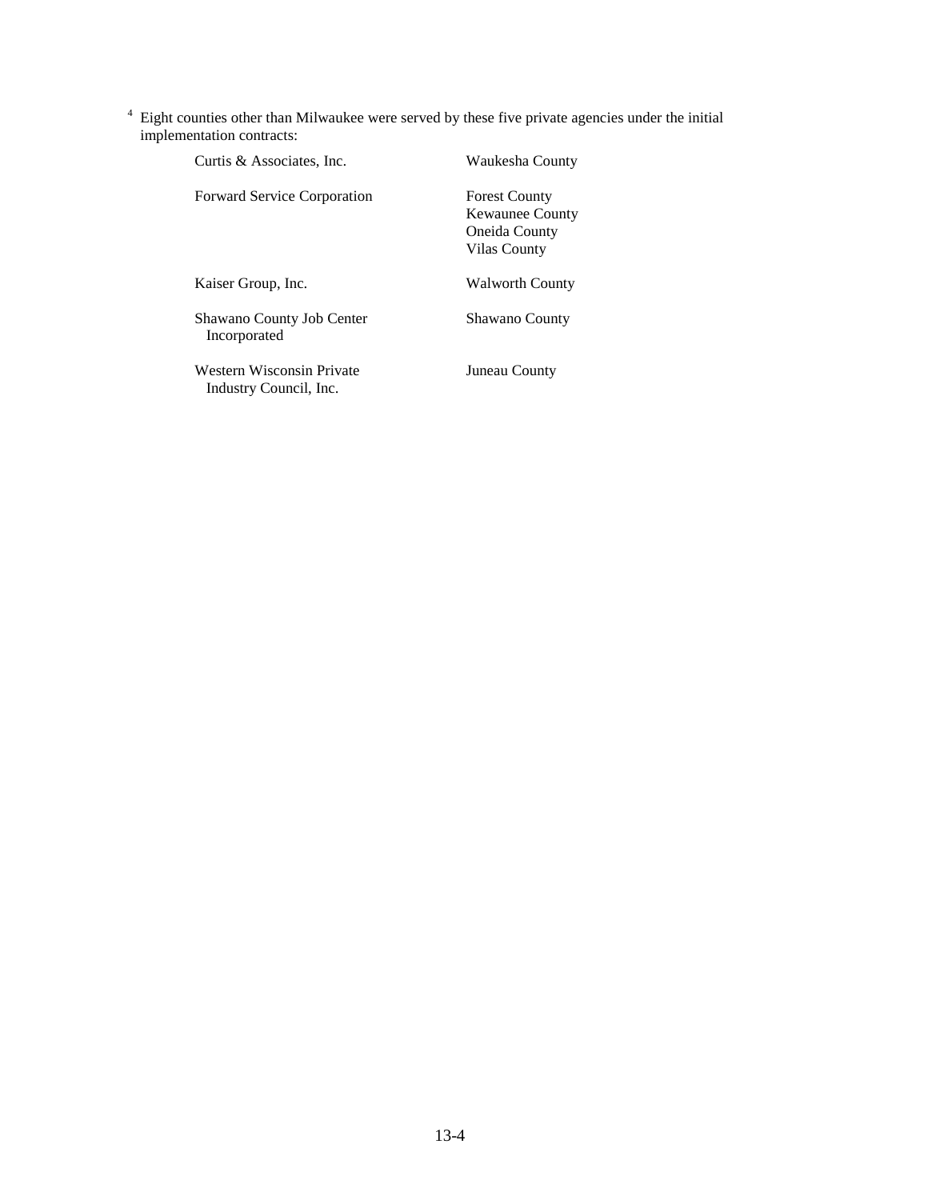[4] Eight counties other than Milwaukee were served by these five private agencies under the initial implementation contracts:

| | |
|---|---|
| Curtis & Associates, Inc. | Waukesha County |
| Forward Service Corporation | Forest County<br>Kewaunee County<br>Oneida County<br>Vilas County |
| Kaiser Group, Inc. | Walworth County |
| Shawano County Job Center Incorporated | Shawano County |
| Western Wisconsin Private Industry Council, Inc. | Juneau County |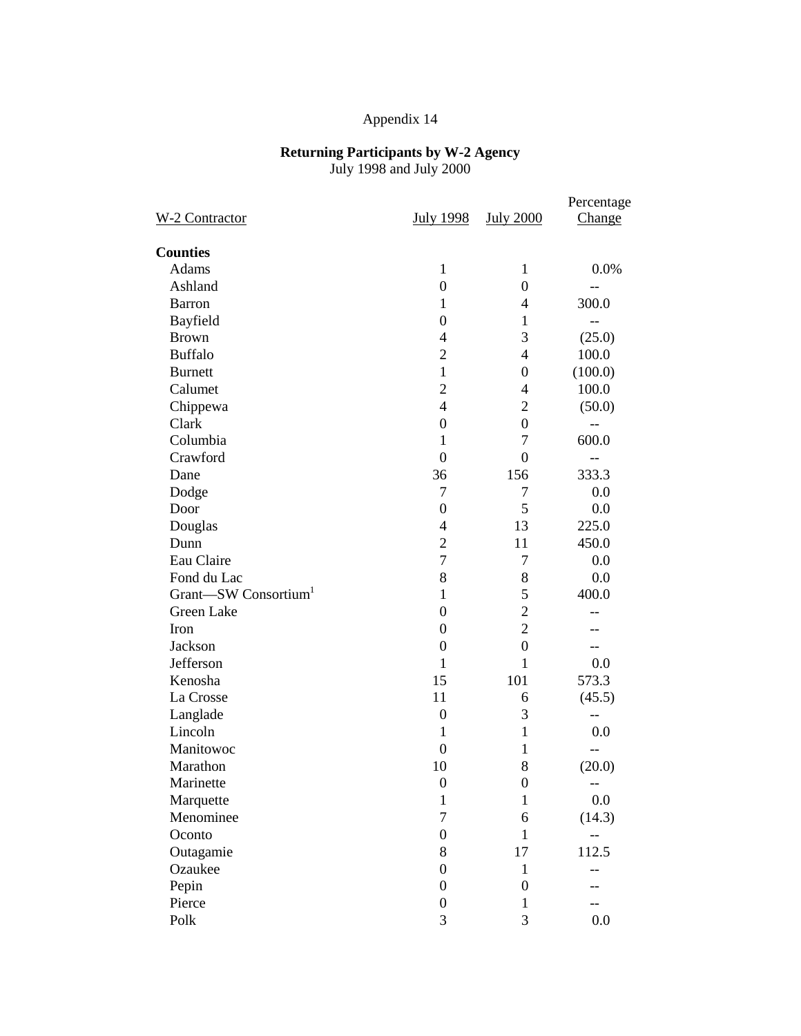Appendix 14

**Returning Participants by W-2 Agency**
July 1998 and July 2000

| W-2 Contractor | July 1998 | July 2000 | Percentage Change |
|---|---|---|---|
| **Counties** | | | |
| Adams | 1 | 1 | 0.0% |
| Ashland | 0 | 0 | -- |
| Barron | 1 | 4 | 300.0 |
| Bayfield | 0 | 1 | -- |
| Brown | 4 | 3 | (25.0) |
| Buffalo | 2 | 4 | 100.0 |
| Burnett | 1 | 0 | (100.0) |
| Calumet | 2 | 4 | 100.0 |
| Chippewa | 4 | 2 | (50.0) |
| Clark | 0 | 0 | -- |
| Columbia | 1 | 7 | 600.0 |
| Crawford | 0 | 0 | -- |
| Dane | 36 | 156 | 333.3 |
| Dodge | 7 | 7 | 0.0 |
| Door | 0 | 5 | 0.0 |
| Douglas | 4 | 13 | 225.0 |
| Dunn | 2 | 11 | 450.0 |
| Eau Claire | 7 | 7 | 0.0 |
| Fond du Lac | 8 | 8 | 0.0 |
| Grant—SW Consortium[1] | 1 | 5 | 400.0 |
| Green Lake | 0 | 2 | -- |
| Iron | 0 | 2 | -- |
| Jackson | 0 | 0 | -- |
| Jefferson | 1 | 1 | 0.0 |
| Kenosha | 15 | 101 | 573.3 |
| La Crosse | 11 | 6 | (45.5) |
| Langlade | 0 | 3 | -- |
| Lincoln | 1 | 1 | 0.0 |
| Manitowoc | 0 | 1 | -- |
| Marathon | 10 | 8 | (20.0) |
| Marinette | 0 | 0 | -- |
| Marquette | 1 | 1 | 0.0 |
| Menominee | 7 | 6 | (14.3) |
| Oconto | 0 | 1 | -- |
| Outagamie | 8 | 17 | 112.5 |
| Ozaukee | 0 | 1 | -- |
| Pepin | 0 | 0 | -- |
| Pierce | 0 | 1 | -- |
| Polk | 3 | 3 | 0.0 |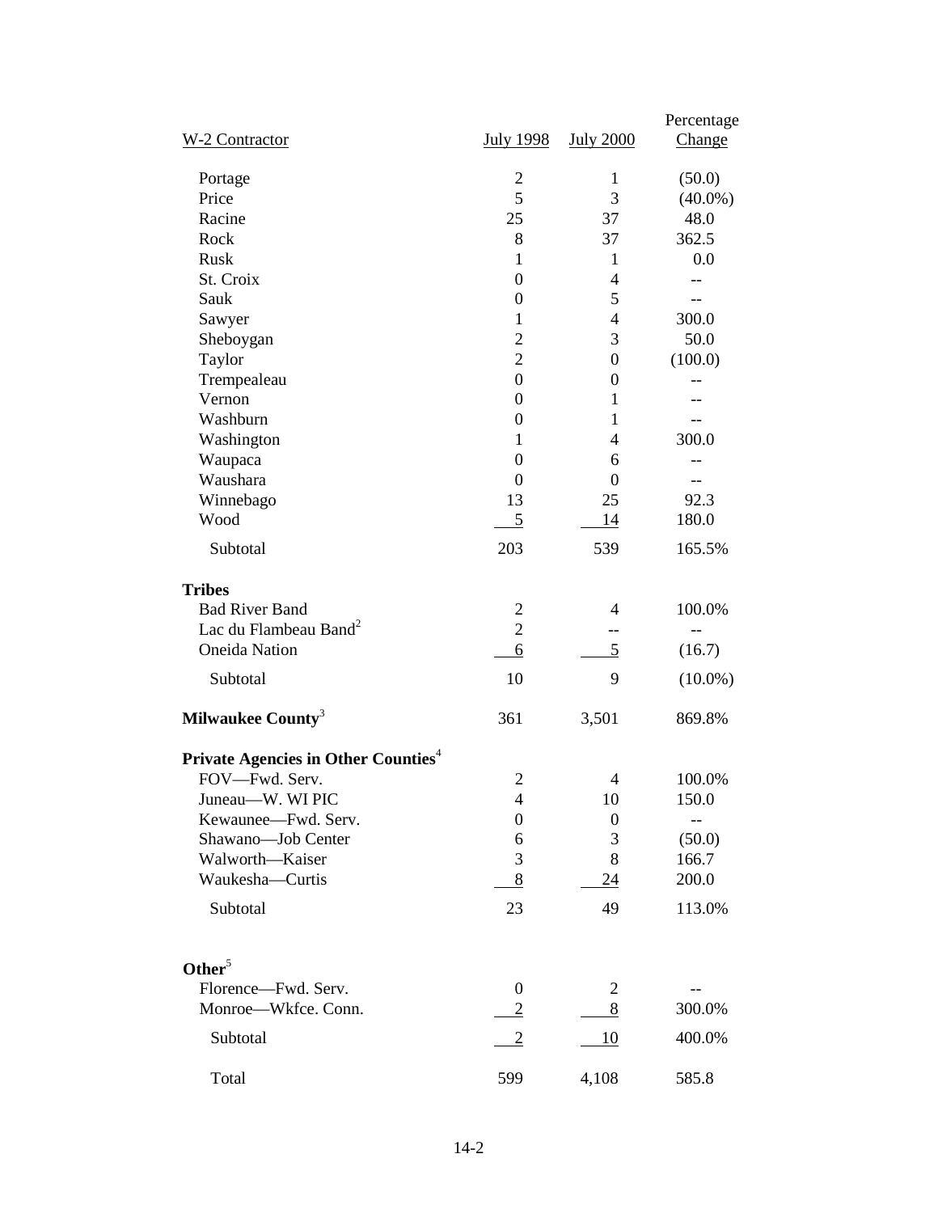| W-2 Contractor | July 1998 | July 2000 | Percentage Change |
|---|---|---|---|
| Portage | 2 | 1 | (50.0) |
| Price | 5 | 3 | (40.0%) |
| Racine | 25 | 37 | 48.0 |
| Rock | 8 | 37 | 362.5 |
| Rusk | 1 | 1 | 0.0 |
| St. Croix | 0 | 4 | -- |
| Sauk | 0 | 5 | -- |
| Sawyer | 1 | 4 | 300.0 |
| Sheboygan | 2 | 3 | 50.0 |
| Taylor | 2 | 0 | (100.0) |
| Trempealeau | 0 | 0 | -- |
| Vernon | 0 | 1 | -- |
| Washburn | 0 | 1 | -- |
| Washington | 1 | 4 | 300.0 |
| Waupaca | 0 | 6 | -- |
| Waushara | 0 | 0 | -- |
| Winnebago | 13 | 25 | 92.3 |
| Wood | 5 | 14 | 180.0 |
| Subtotal | 203 | 539 | 165.5% |
| **Tribes** | | | |
| Bad River Band | 2 | 4 | 100.0% |
| Lac du Flambeau Band[2] | 2 | -- | -- |
| Oneida Nation | 6 | 5 | (16.7) |
| Subtotal | 10 | 9 | (10.0%) |
| **Milwaukee County**[3] | 361 | 3,501 | 869.8% |
| **Private Agencies in Other Counties**[4] | | | |
| FOV—Fwd. Serv. | 2 | 4 | 100.0% |
| Juneau—W. WI PIC | 4 | 10 | 150.0 |
| Kewaunee—Fwd. Serv. | 0 | 0 | -- |
| Shawano—Job Center | 6 | 3 | (50.0) |
| Walworth—Kaiser | 3 | 8 | 166.7 |
| Waukesha—Curtis | 8 | 24 | 200.0 |
| Subtotal | 23 | 49 | 113.0% |
| **Other**[5] | | | |
| Florence—Fwd. Serv. | 0 | 2 | -- |
| Monroe—Wkfce. Conn. | 2 | 8 | 300.0% |
| Subtotal | 2 | 10 | 400.0% |
| Total | 599 | 4,108 | 585.8 |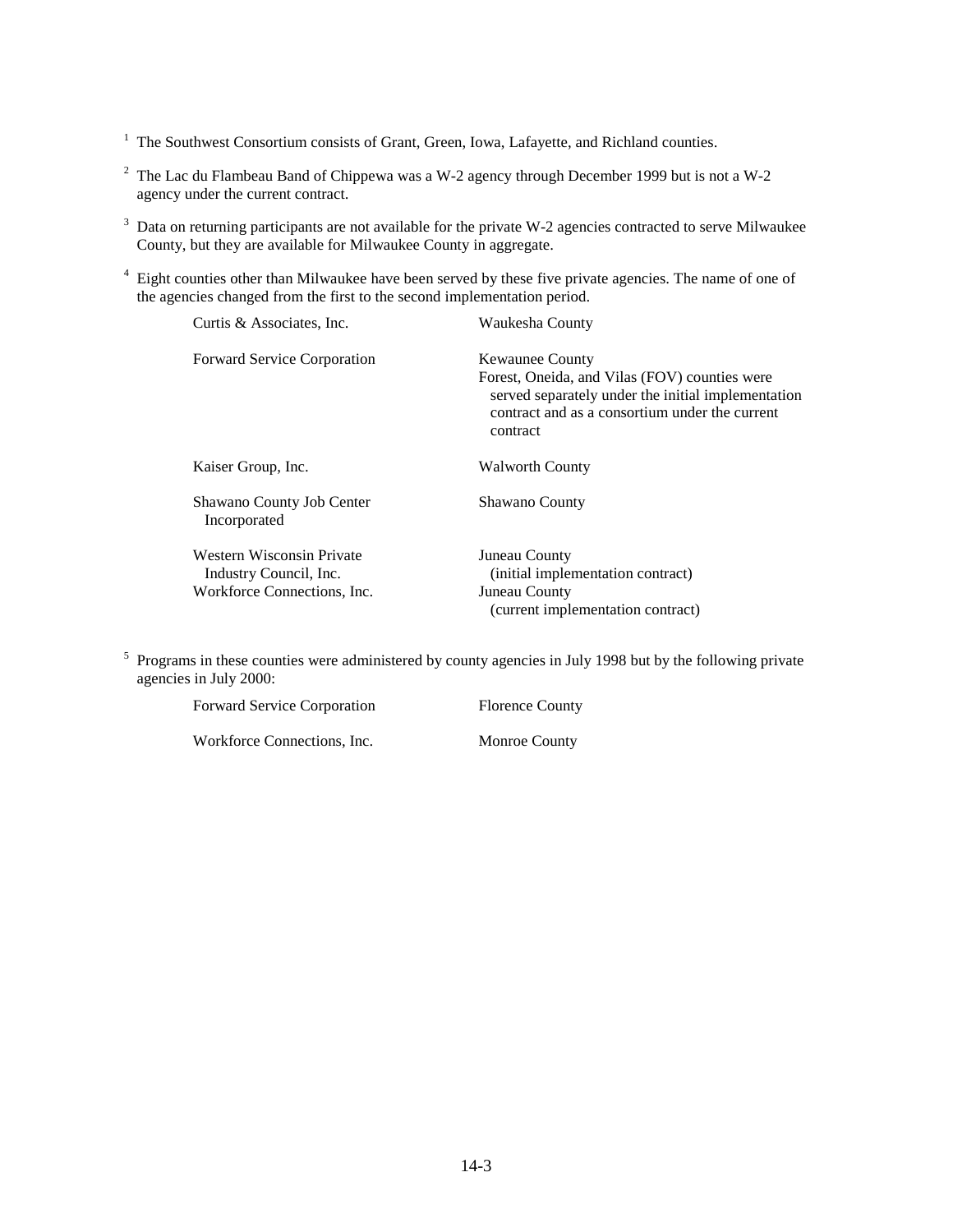[1] The Southwest Consortium consists of Grant, Green, Iowa, Lafayette, and Richland counties.

[2] The Lac du Flambeau Band of Chippewa was a W-2 agency through December 1999 but is not a W-2 agency under the current contract.

[3] Data on returning participants are not available for the private W-2 agencies contracted to serve Milwaukee County, but they are available for Milwaukee County in aggregate.

[4] Eight counties other than Milwaukee have been served by these five private agencies. The name of one of the agencies changed from the first to the second implementation period.

| | |
|---|---|
| Curtis & Associates, Inc. | Waukesha County |
| Forward Service Corporation | Kewaunee County<br>Forest, Oneida, and Vilas (FOV) counties were served separately under the initial implementation contract and as a consortium under the current contract |
| Kaiser Group, Inc. | Walworth County |
| Shawano County Job Center Incorporated | Shawano County |
| Western Wisconsin Private Industry Council, Inc. | Juneau County (initial implementation contract) |
| Workforce Connections, Inc. | Juneau County (current implementation contract) |

[5] Programs in these counties were administered by county agencies in July 1998 but by the following private agencies in July 2000:

| | |
|---|---|
| Forward Service Corporation | Florence County |
| Workforce Connections, Inc. | Monroe County |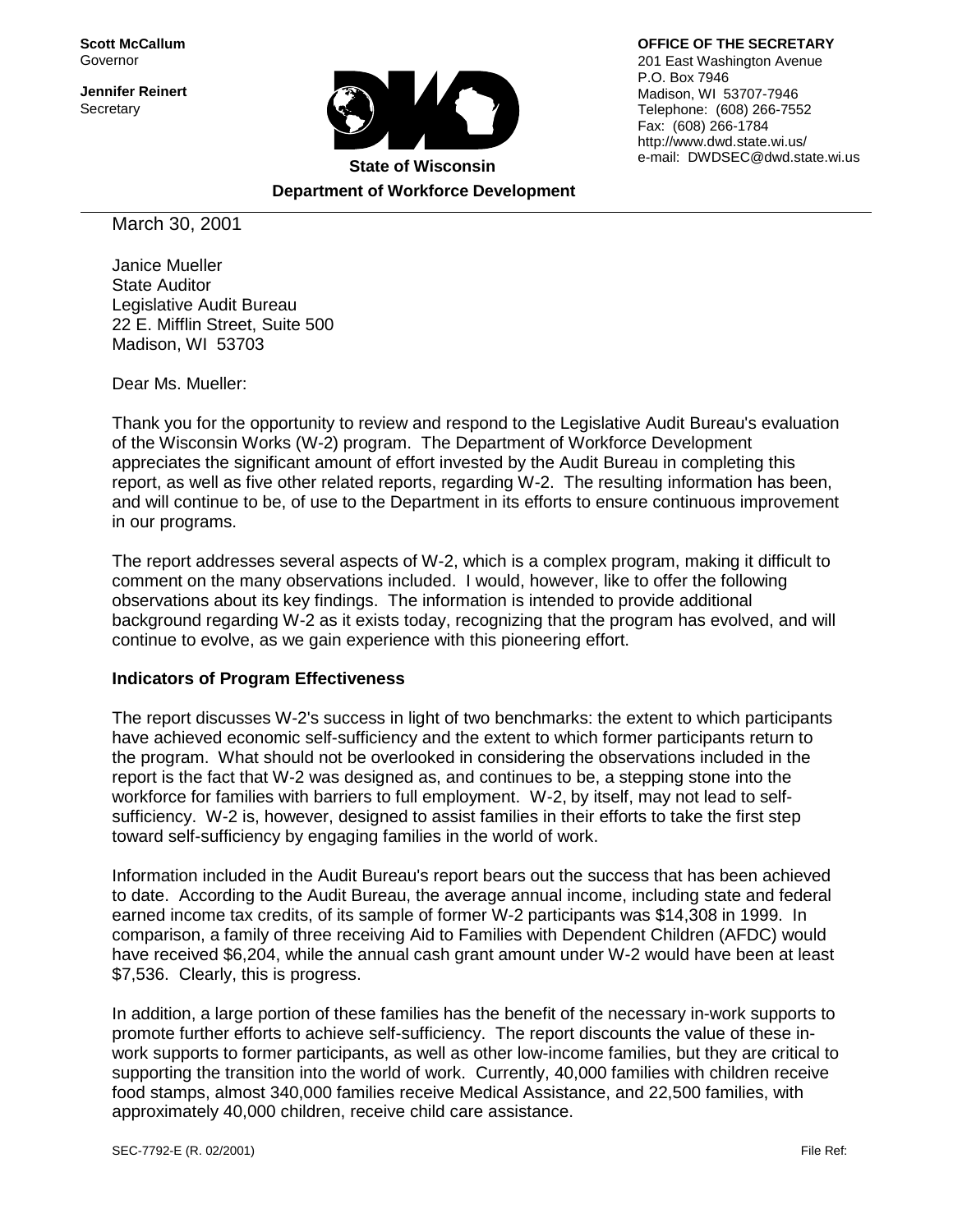**Scott McCallum**
Governor

**Jennifer Reinert**
Secretary

**State of Wisconsin**
**Department of Workforce Development**

**OFFICE OF THE SECRETARY**
201 East Washington Avenue
P.O. Box 7946
Madison, WI 53707-7946
Telephone: (608) 266-7552
Fax: (608) 266-1784
http://www.dwd.state.wi.us/
e-mail: DWDSEC@dwd.state.wi.us

March 30, 2001

Janice Mueller
State Auditor
Legislative Audit Bureau
22 E. Mifflin Street, Suite 500
Madison, WI 53703

Dear Ms. Mueller:

Thank you for the opportunity to review and respond to the Legislative Audit Bureau's evaluation of the Wisconsin Works (W-2) program. The Department of Workforce Development appreciates the significant amount of effort invested by the Audit Bureau in completing this report, as well as five other related reports, regarding W-2. The resulting information has been, and will continue to be, of use to the Department in its efforts to ensure continuous improvement in our programs.

The report addresses several aspects of W-2, which is a complex program, making it difficult to comment on the many observations included. I would, however, like to offer the following observations about its key findings. The information is intended to provide additional background regarding W-2 as it exists today, recognizing that the program has evolved, and will continue to evolve, as we gain experience with this pioneering effort.

**Indicators of Program Effectiveness**

The report discusses W-2's success in light of two benchmarks: the extent to which participants have achieved economic self-sufficiency and the extent to which former participants return to the program. What should not be overlooked in considering the observations included in the report is the fact that W-2 was designed as, and continues to be, a stepping stone into the workforce for families with barriers to full employment. W-2, by itself, may not lead to self-sufficiency. W-2 is, however, designed to assist families in their efforts to take the first step toward self-sufficiency by engaging families in the world of work.

Information included in the Audit Bureau's report bears out the success that has been achieved to date. According to the Audit Bureau, the average annual income, including state and federal earned income tax credits, of its sample of former W-2 participants was $14,308 in 1999. In comparison, a family of three receiving Aid to Families with Dependent Children (AFDC) would have received $6,204, while the annual cash grant amount under W-2 would have been at least $7,536. Clearly, this is progress.

In addition, a large portion of these families has the benefit of the necessary in-work supports to promote further efforts to achieve self-sufficiency. The report discounts the value of these in-work supports to former participants, as well as other low-income families, but they are critical to supporting the transition into the world of work. Currently, 40,000 families with children receive food stamps, almost 340,000 families receive Medical Assistance, and 22,500 families, with approximately 40,000 children, receive child care assistance.

SEC-7792-E (R. 02/2001) File Ref: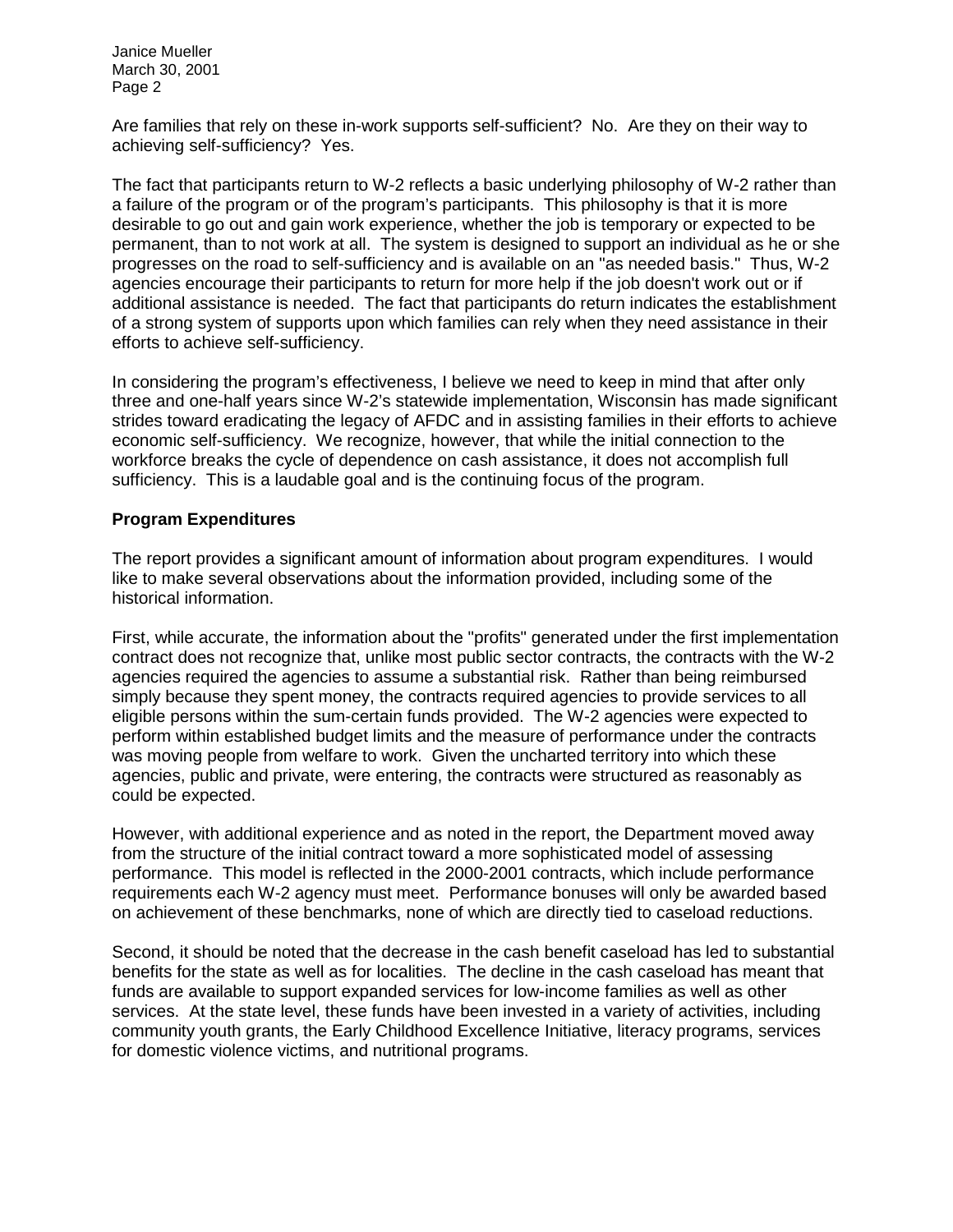Are families that rely on these in-work supports self-sufficient? No. Are they on their way to achieving self-sufficiency? Yes.

The fact that participants return to W-2 reflects a basic underlying philosophy of W-2 rather than a failure of the program or of the program's participants. This philosophy is that it is more desirable to go out and gain work experience, whether the job is temporary or expected to be permanent, than to not work at all. The system is designed to support an individual as he or she progresses on the road to self-sufficiency and is available on an "as needed basis." Thus, W-2 agencies encourage their participants to return for more help if the job doesn't work out or if additional assistance is needed. The fact that participants do return indicates the establishment of a strong system of supports upon which families can rely when they need assistance in their efforts to achieve self-sufficiency.

In considering the program's effectiveness, I believe we need to keep in mind that after only three and one-half years since W-2's statewide implementation, Wisconsin has made significant strides toward eradicating the legacy of AFDC and in assisting families in their efforts to achieve economic self-sufficiency. We recognize, however, that while the initial connection to the workforce breaks the cycle of dependence on cash assistance, it does not accomplish full sufficiency. This is a laudable goal and is the continuing focus of the program.

**Program Expenditures**

The report provides a significant amount of information about program expenditures. I would like to make several observations about the information provided, including some of the historical information.

First, while accurate, the information about the "profits" generated under the first implementation contract does not recognize that, unlike most public sector contracts, the contracts with the W-2 agencies required the agencies to assume a substantial risk. Rather than being reimbursed simply because they spent money, the contracts required agencies to provide services to all eligible persons within the sum-certain funds provided. The W-2 agencies were expected to perform within established budget limits and the measure of performance under the contracts was moving people from welfare to work. Given the uncharted territory into which these agencies, public and private, were entering, the contracts were structured as reasonably as could be expected.

However, with additional experience and as noted in the report, the Department moved away from the structure of the initial contract toward a more sophisticated model of assessing performance. This model is reflected in the 2000-2001 contracts, which include performance requirements each W-2 agency must meet. Performance bonuses will only be awarded based on achievement of these benchmarks, none of which are directly tied to caseload reductions.

Second, it should be noted that the decrease in the cash benefit caseload has led to substantial benefits for the state as well as for localities. The decline in the cash caseload has meant that funds are available to support expanded services for low-income families as well as other services. At the state level, these funds have been invested in a variety of activities, including community youth grants, the Early Childhood Excellence Initiative, literacy programs, services for domestic violence victims, and nutritional programs.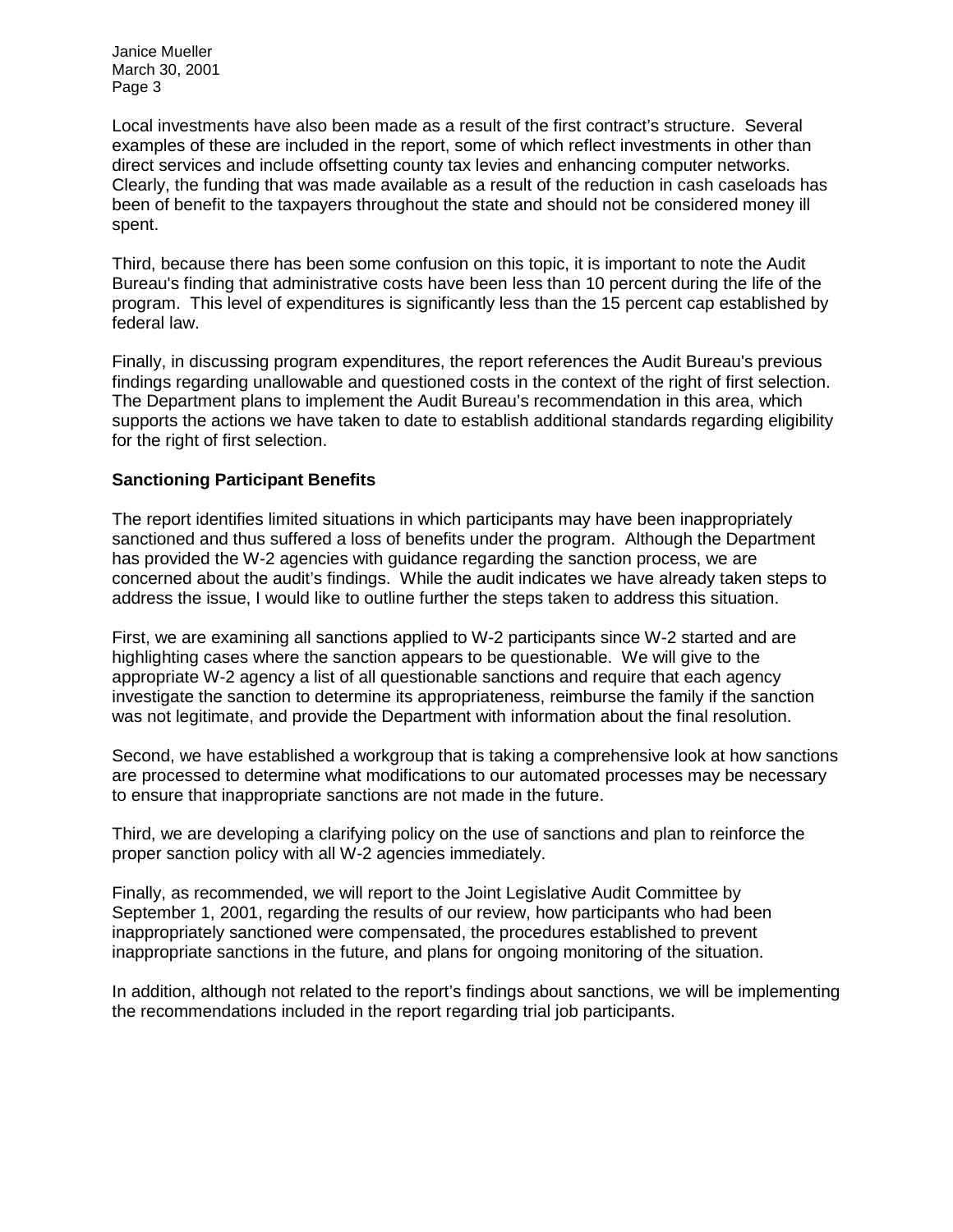Local investments have also been made as a result of the first contract's structure. Several examples of these are included in the report, some of which reflect investments in other than direct services and include offsetting county tax levies and enhancing computer networks. Clearly, the funding that was made available as a result of the reduction in cash caseloads has been of benefit to the taxpayers throughout the state and should not be considered money ill spent.

Third, because there has been some confusion on this topic, it is important to note the Audit Bureau's finding that administrative costs have been less than 10 percent during the life of the program. This level of expenditures is significantly less than the 15 percent cap established by federal law.

Finally, in discussing program expenditures, the report references the Audit Bureau's previous findings regarding unallowable and questioned costs in the context of the right of first selection. The Department plans to implement the Audit Bureau's recommendation in this area, which supports the actions we have taken to date to establish additional standards regarding eligibility for the right of first selection.

**Sanctioning Participant Benefits**

The report identifies limited situations in which participants may have been inappropriately sanctioned and thus suffered a loss of benefits under the program. Although the Department has provided the W-2 agencies with guidance regarding the sanction process, we are concerned about the audit's findings. While the audit indicates we have already taken steps to address the issue, I would like to outline further the steps taken to address this situation.

First, we are examining all sanctions applied to W-2 participants since W-2 started and are highlighting cases where the sanction appears to be questionable. We will give to the appropriate W-2 agency a list of all questionable sanctions and require that each agency investigate the sanction to determine its appropriateness, reimburse the family if the sanction was not legitimate, and provide the Department with information about the final resolution.

Second, we have established a workgroup that is taking a comprehensive look at how sanctions are processed to determine what modifications to our automated processes may be necessary to ensure that inappropriate sanctions are not made in the future.

Third, we are developing a clarifying policy on the use of sanctions and plan to reinforce the proper sanction policy with all W-2 agencies immediately.

Finally, as recommended, we will report to the Joint Legislative Audit Committee by September 1, 2001, regarding the results of our review, how participants who had been inappropriately sanctioned were compensated, the procedures established to prevent inappropriate sanctions in the future, and plans for ongoing monitoring of the situation.

In addition, although not related to the report's findings about sanctions, we will be implementing the recommendations included in the report regarding trial job participants.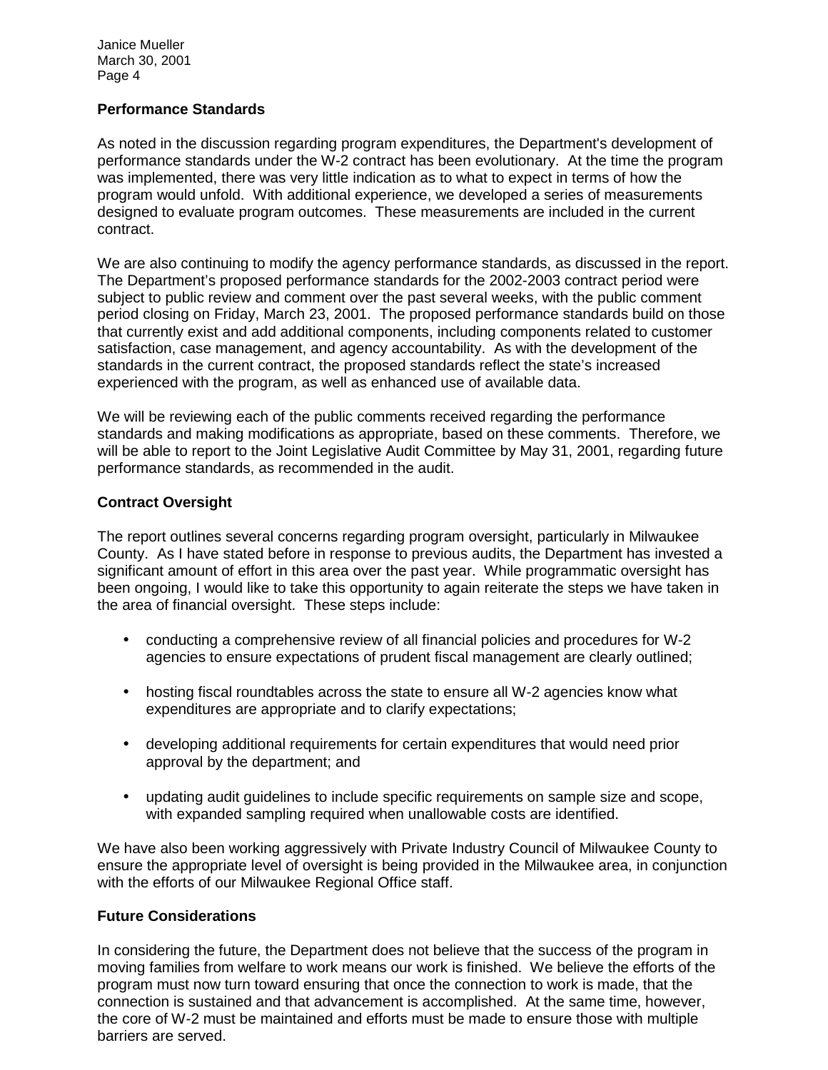**Performance Standards**

As noted in the discussion regarding program expenditures, the Department's development of performance standards under the W-2 contract has been evolutionary. At the time the program was implemented, there was very little indication as to what to expect in terms of how the program would unfold. With additional experience, we developed a series of measurements designed to evaluate program outcomes. These measurements are included in the current contract.

We are also continuing to modify the agency performance standards, as discussed in the report. The Department's proposed performance standards for the 2002-2003 contract period were subject to public review and comment over the past several weeks, with the public comment period closing on Friday, March 23, 2001. The proposed performance standards build on those that currently exist and add additional components, including components related to customer satisfaction, case management, and agency accountability. As with the development of the standards in the current contract, the proposed standards reflect the state's increased experienced with the program, as well as enhanced use of available data.

We will be reviewing each of the public comments received regarding the performance standards and making modifications as appropriate, based on these comments. Therefore, we will be able to report to the Joint Legislative Audit Committee by May 31, 2001, regarding future performance standards, as recommended in the audit.

**Contract Oversight**

The report outlines several concerns regarding program oversight, particularly in Milwaukee County. As I have stated before in response to previous audits, the Department has invested a significant amount of effort in this area over the past year. While programmatic oversight has been ongoing, I would like to take this opportunity to again reiterate the steps we have taken in the area of financial oversight. These steps include:

- conducting a comprehensive review of all financial policies and procedures for W-2 agencies to ensure expectations of prudent fiscal management are clearly outlined;
- hosting fiscal roundtables across the state to ensure all W-2 agencies know what expenditures are appropriate and to clarify expectations;
- developing additional requirements for certain expenditures that would need prior approval by the department; and
- updating audit guidelines to include specific requirements on sample size and scope, with expanded sampling required when unallowable costs are identified.

We have also been working aggressively with Private Industry Council of Milwaukee County to ensure the appropriate level of oversight is being provided in the Milwaukee area, in conjunction with the efforts of our Milwaukee Regional Office staff.

**Future Considerations**

In considering the future, the Department does not believe that the success of the program in moving families from welfare to work means our work is finished. We believe the efforts of the program must now turn toward ensuring that once the connection to work is made, that the connection is sustained and that advancement is accomplished. At the same time, however, the core of W-2 must be maintained and efforts must be made to ensure those with multiple barriers are served.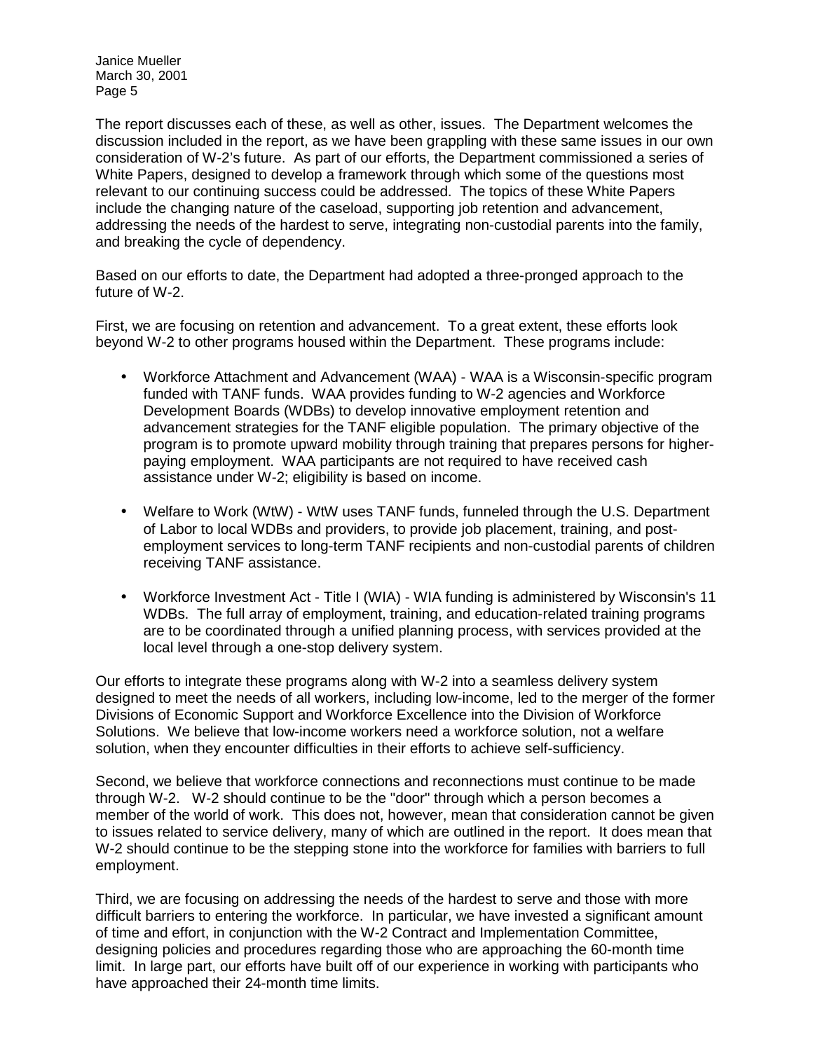The report discusses each of these, as well as other, issues. The Department welcomes the discussion included in the report, as we have been grappling with these same issues in our own consideration of W-2's future. As part of our efforts, the Department commissioned a series of White Papers, designed to develop a framework through which some of the questions most relevant to our continuing success could be addressed. The topics of these White Papers include the changing nature of the caseload, supporting job retention and advancement, addressing the needs of the hardest to serve, integrating non-custodial parents into the family, and breaking the cycle of dependency.

Based on our efforts to date, the Department had adopted a three-pronged approach to the future of W-2.

First, we are focusing on retention and advancement. To a great extent, these efforts look beyond W-2 to other programs housed within the Department. These programs include:

- Workforce Attachment and Advancement (WAA) - WAA is a Wisconsin-specific program funded with TANF funds. WAA provides funding to W-2 agencies and Workforce Development Boards (WDBs) to develop innovative employment retention and advancement strategies for the TANF eligible population. The primary objective of the program is to promote upward mobility through training that prepares persons for higher-paying employment. WAA participants are not required to have received cash assistance under W-2; eligibility is based on income.
- Welfare to Work (WtW) - WtW uses TANF funds, funneled through the U.S. Department of Labor to local WDBs and providers, to provide job placement, training, and post-employment services to long-term TANF recipients and non-custodial parents of children receiving TANF assistance.
- Workforce Investment Act - Title I (WIA) - WIA funding is administered by Wisconsin's 11 WDBs. The full array of employment, training, and education-related training programs are to be coordinated through a unified planning process, with services provided at the local level through a one-stop delivery system.

Our efforts to integrate these programs along with W-2 into a seamless delivery system designed to meet the needs of all workers, including low-income, led to the merger of the former Divisions of Economic Support and Workforce Excellence into the Division of Workforce Solutions. We believe that low-income workers need a workforce solution, not a welfare solution, when they encounter difficulties in their efforts to achieve self-sufficiency.

Second, we believe that workforce connections and reconnections must continue to be made through W-2. W-2 should continue to be the "door" through which a person becomes a member of the world of work. This does not, however, mean that consideration cannot be given to issues related to service delivery, many of which are outlined in the report. It does mean that W-2 should continue to be the stepping stone into the workforce for families with barriers to full employment.

Third, we are focusing on addressing the needs of the hardest to serve and those with more difficult barriers to entering the workforce. In particular, we have invested a significant amount of time and effort, in conjunction with the W-2 Contract and Implementation Committee, designing policies and procedures regarding those who are approaching the 60-month time limit. In large part, our efforts have built off of our experience in working with participants who have approached their 24-month time limits.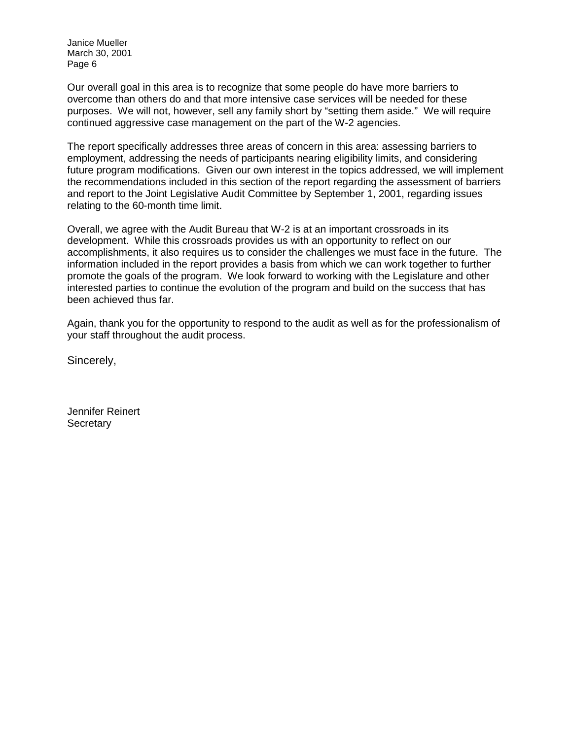Our overall goal in this area is to recognize that some people do have more barriers to overcome than others do and that more intensive case services will be needed for these purposes. We will not, however, sell any family short by "setting them aside." We will require continued aggressive case management on the part of the W-2 agencies.

The report specifically addresses three areas of concern in this area: assessing barriers to employment, addressing the needs of participants nearing eligibility limits, and considering future program modifications. Given our own interest in the topics addressed, we will implement the recommendations included in this section of the report regarding the assessment of barriers and report to the Joint Legislative Audit Committee by September 1, 2001, regarding issues relating to the 60-month time limit.

Overall, we agree with the Audit Bureau that W-2 is at an important crossroads in its development. While this crossroads provides us with an opportunity to reflect on our accomplishments, it also requires us to consider the challenges we must face in the future. The information included in the report provides a basis from which we can work together to further promote the goals of the program. We look forward to working with the Legislature and other interested parties to continue the evolution of the program and build on the success that has been achieved thus far.

Again, thank you for the opportunity to respond to the audit as well as for the professionalism of your staff throughout the audit process.

Sincerely,

Jennifer Reinert
Secretary